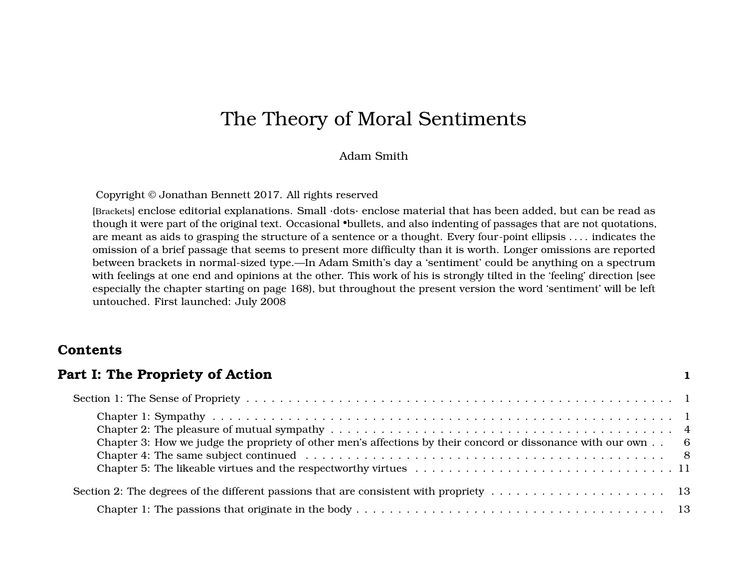# The Theory of Moral Sentiments

Adam Smith

Copyright © Jonathan Bennett 2017. All rights reserved

[Brackets] enclose editorial explanations. Small ·dots· enclose material that has been added, but can be read as though it were part of the original text. Occasional •bullets, and also indenting of passages that are not quotations, are meant as aids to grasping the structure of a sentence or a thought. Every four-point ellipsis . . . . indicates the omission of a brief passage that seems to present more difficulty than it is worth. Longer omissions are reported between brackets in normal-sized type.—In Adam Smith's day a 'sentiment' could be anything on a spectrum with feelings at one end and opinions at the other. This work of his is strongly tilted in the 'feeling' direction [see especially the chapter starting on page 168), but throughout the present version the word 'sentiment' will be left untouched. First launched: July 2008

## Contents

**Part I: The Propriety of Action** . . . 1

Section 1: The Sense of Propriety . . . 1

- Chapter 1: Sympathy . . . 1
- Chapter 2: The pleasure of mutual sympathy . . . 4
- Chapter 3: How we judge the propriety of other men's affections by their concord or dissonance with our own . . . 6
- Chapter 4: The same subject continued . . . 8
- Chapter 5: The likeable virtues and the respectworthy virtues . . . 11

Section 2: The degrees of the different passions that are consistent with propriety . . . 13

- Chapter 1: The passions that originate in the body . . . 13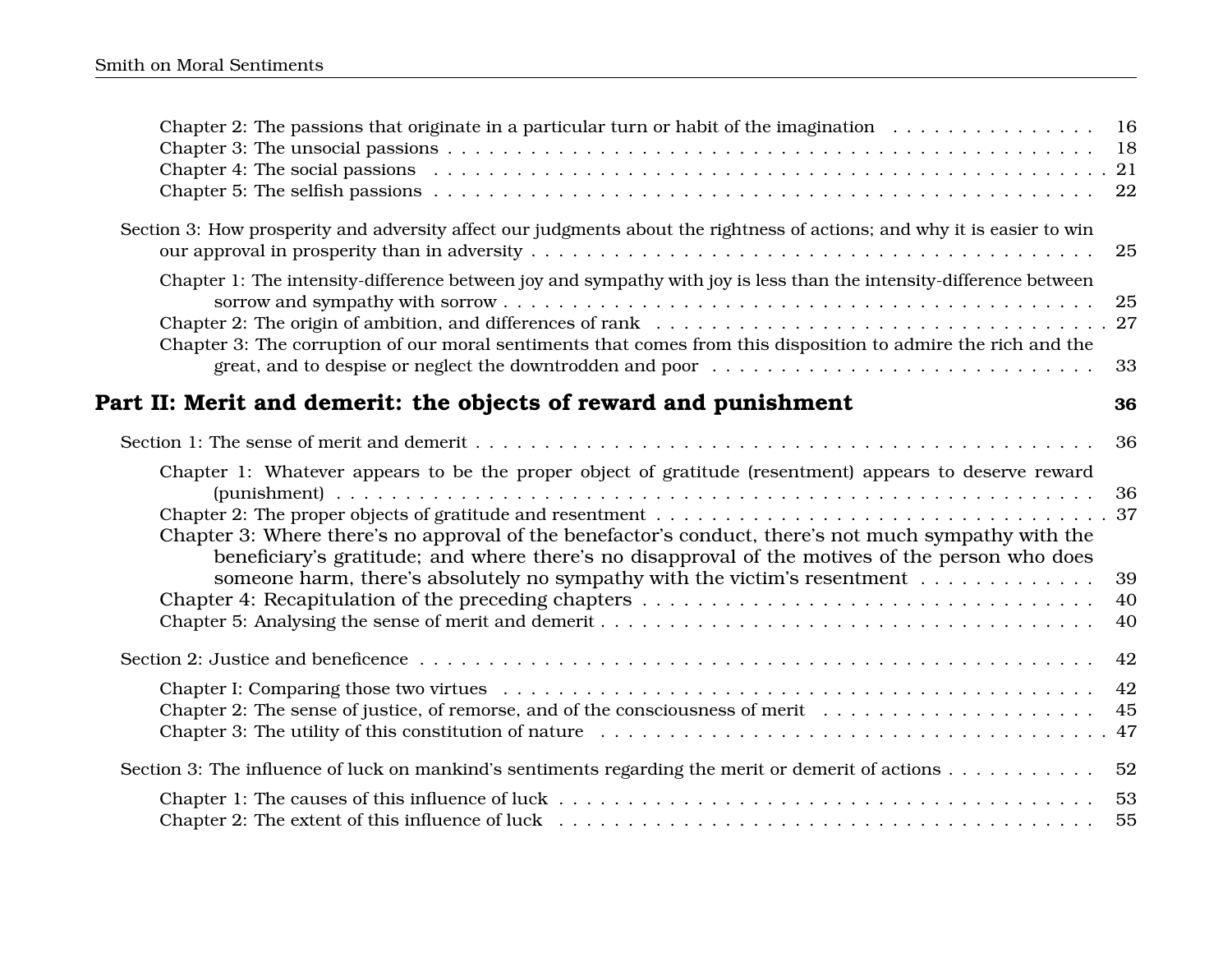Chapter 2: The passions that originate in a particular turn or habit of the imagination . . . 16
Chapter 3: The unsocial passions . . . 18
Chapter 4: The social passions . . . 21
Chapter 5: The selfish passions . . . 22

Section 3: How prosperity and adversity affect our judgments about the rightness of actions; and why it is easier to win our approval in prosperity than in adversity . . . 25

Chapter 1: The intensity-difference between joy and sympathy with joy is less than the intensity-difference between sorrow and sympathy with sorrow . . . 25
Chapter 2: The origin of ambition, and differences of rank . . . 27
Chapter 3: The corruption of our moral sentiments that comes from this disposition to admire the rich and the great, and to despise or neglect the downtrodden and poor . . . 33

## Part II: Merit and demerit: the objects of reward and punishment **36**

Section 1: The sense of merit and demerit . . . 36

Chapter 1: Whatever appears to be the proper object of gratitude (resentment) appears to deserve reward (punishment) . . . 36
Chapter 2: The proper objects of gratitude and resentment . . . 37
Chapter 3: Where there's no approval of the benefactor's conduct, there's not much sympathy with the beneficiary's gratitude; and where there's no disapproval of the motives of the person who does someone harm, there's absolutely no sympathy with the victim's resentment . . . 39
Chapter 4: Recapitulation of the preceding chapters . . . 40
Chapter 5: Analysing the sense of merit and demerit . . . 40

Section 2: Justice and beneficence . . . 42

Chapter I: Comparing those two virtues . . . 42
Chapter 2: The sense of justice, of remorse, and of the consciousness of merit . . . 45
Chapter 3: The utility of this constitution of nature . . . 47

Section 3: The influence of luck on mankind's sentiments regarding the merit or demerit of actions . . . 52

Chapter 1: The causes of this influence of luck . . . 53
Chapter 2: The extent of this influence of luck . . . 55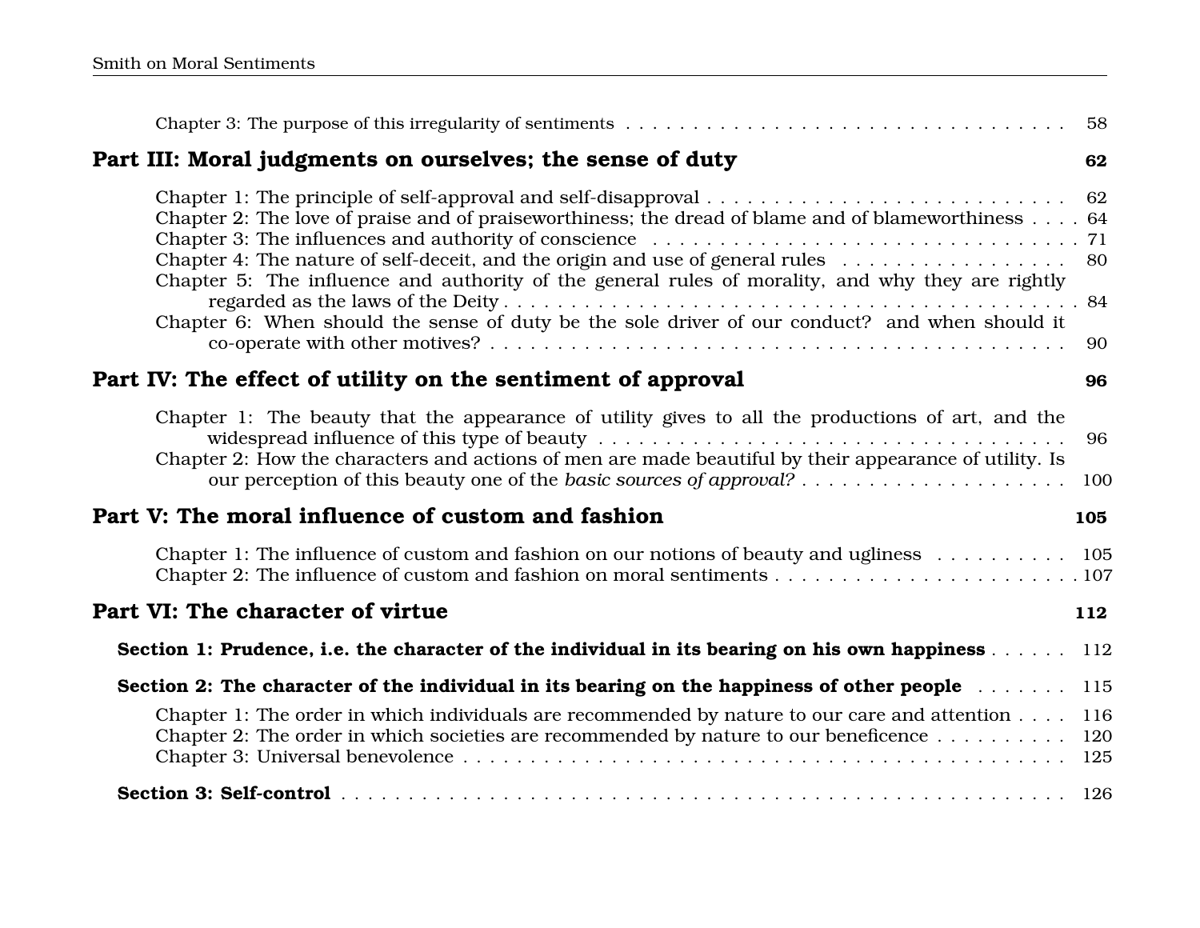Chapter 3: The purpose of this irregularity of sentiments . . . . . . . . . . 58

## Part III: Moral judgments on ourselves; the sense of duty 62

Chapter 1: The principle of self-approval and self-disapproval . . . . . . . . . . 62
Chapter 2: The love of praise and of praiseworthiness; the dread of blame and of blameworthiness . . . . 64
Chapter 3: The influences and authority of conscience . . . . . . . . . . 71
Chapter 4: The nature of self-deceit, and the origin and use of general rules . . . . . . . . . . 80
Chapter 5: The influence and authority of the general rules of morality, and why they are rightly regarded as the laws of the Deity . . . . . . . . . . 84
Chapter 6: When should the sense of duty be the sole driver of our conduct? and when should it co-operate with other motives? . . . . . . . . . . 90

## Part IV: The effect of utility on the sentiment of approval 96

Chapter 1: The beauty that the appearance of utility gives to all the productions of art, and the widespread influence of this type of beauty . . . . . . . . . . 96
Chapter 2: How the characters and actions of men are made beautiful by their appearance of utility. Is our perception of this beauty one of the *basic sources of approval?* . . . . . . . . . . 100

## Part V: The moral influence of custom and fashion 105

Chapter 1: The influence of custom and fashion on our notions of beauty and ugliness . . . . . . . . . . 105
Chapter 2: The influence of custom and fashion on moral sentiments . . . . . . . . . . 107

## Part VI: The character of virtue 112

### Section 1: Prudence, i.e. the character of the individual in its bearing on his own happiness . . . . . . 112

### Section 2: The character of the individual in its bearing on the happiness of other people . . . . . . . 115

Chapter 1: The order in which individuals are recommended by nature to our care and attention . . . . 116
Chapter 2: The order in which societies are recommended by nature to our beneficence . . . . . . . . . . 120
Chapter 3: Universal benevolence . . . . . . . . . . 125

### Section 3: Self-control . . . . . . . . . . 126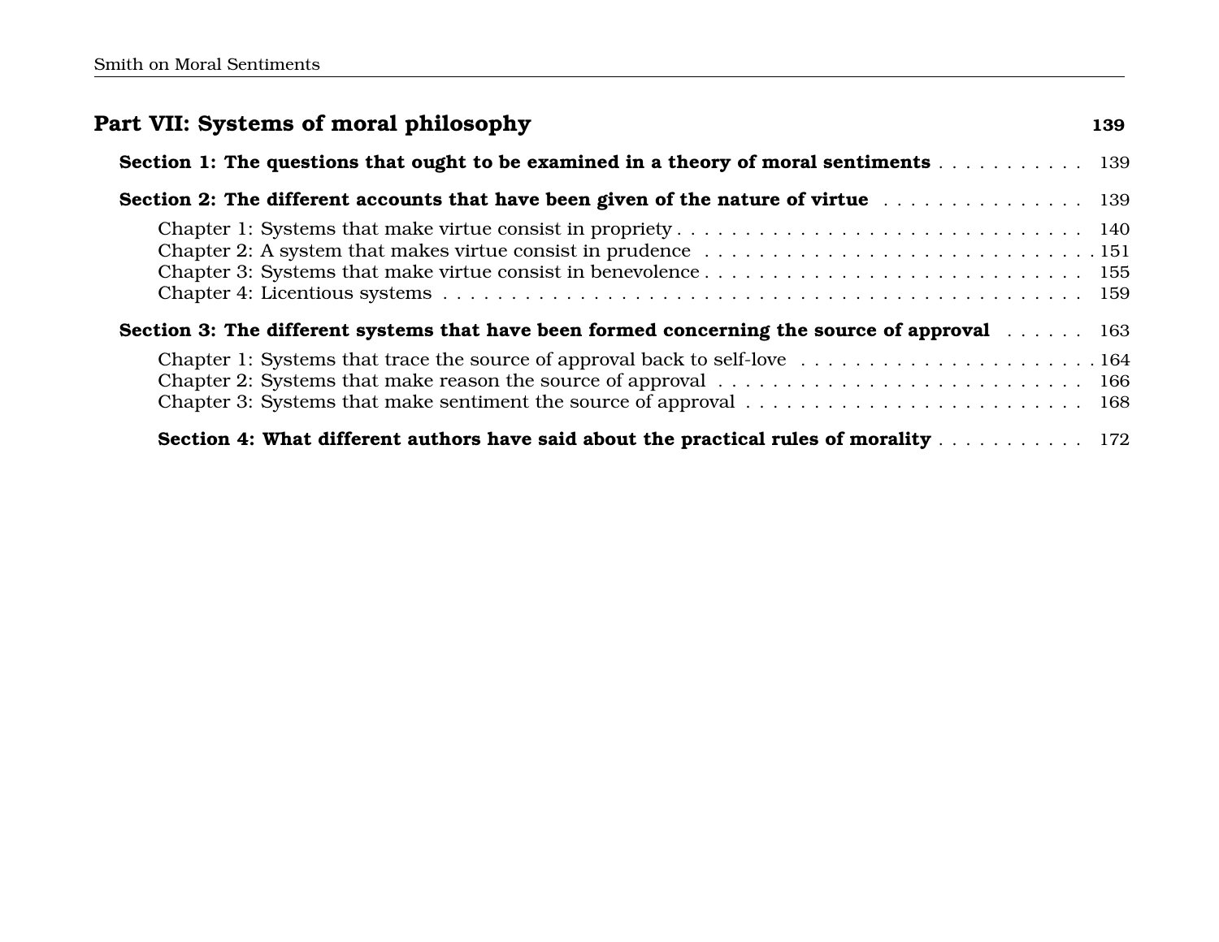**Part VII: Systems of moral philosophy** 139

**Section 1: The questions that ought to be examined in a theory of moral sentiments** . . . . . . . . . . . 139

**Section 2: The different accounts that have been given of the nature of virtue** . . . . . . . . . . . . . . . . 139

Chapter 1: Systems that make virtue consist in propriety . . . . . . . . . . . . . . . . . . . . . . . . . . . . . . 140
Chapter 2: A system that makes virtue consist in prudence . . . . . . . . . . . . . . . . . . . . . . . . . . . . . 151
Chapter 3: Systems that make virtue consist in benevolence . . . . . . . . . . . . . . . . . . . . . . . . . . . . 155
Chapter 4: Licentious systems . . . . . . . . . . . . . . . . . . . . . . . . . . . . . . . . . . . . . . . . . . . . . . . 159

**Section 3: The different systems that have been formed concerning the source of approval** . . . . . . 163

Chapter 1: Systems that trace the source of approval back to self-love . . . . . . . . . . . . . . . . . . . . . . 164
Chapter 2: Systems that make reason the source of approval . . . . . . . . . . . . . . . . . . . . . . . . . . . 166
Chapter 3: Systems that make sentiment the source of approval . . . . . . . . . . . . . . . . . . . . . . . . . 168

**Section 4: What different authors have said about the practical rules of morality** . . . . . . . . . . . 172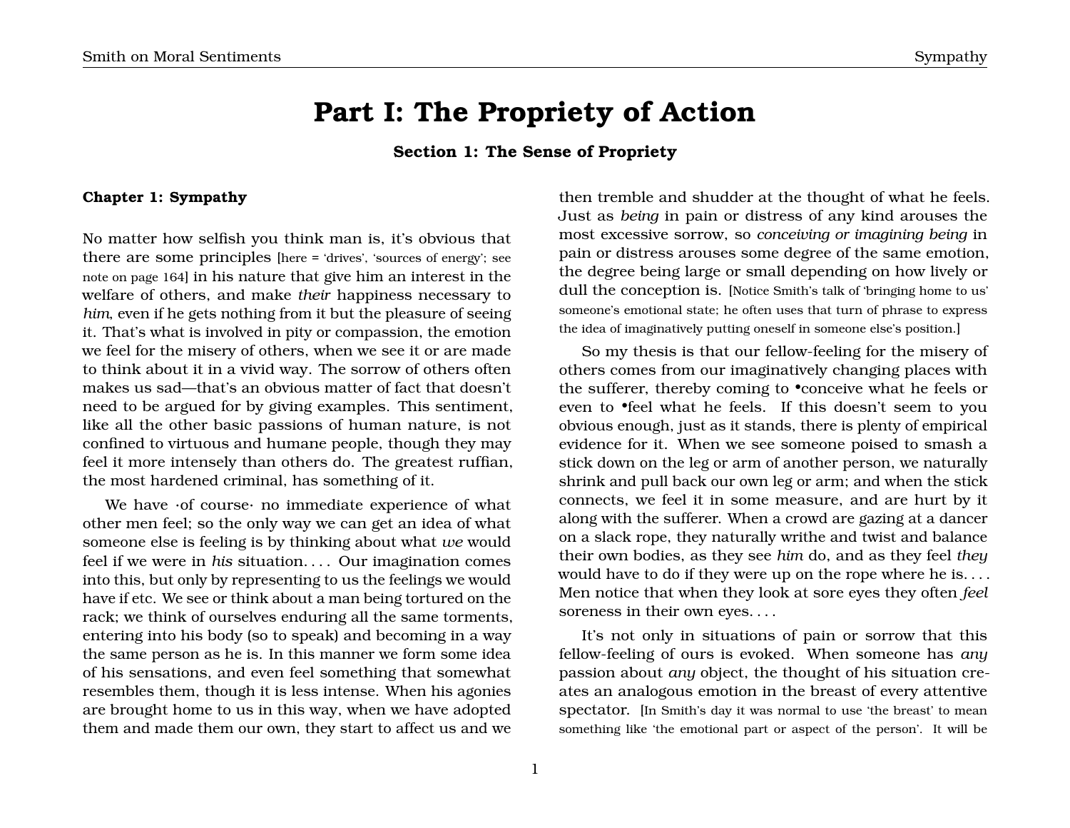# Part I: The Propriety of Action

### Section 1: The Sense of Propriety

#### Chapter 1: Sympathy

No matter how selfish you think man is, it's obvious that there are some principles [here = 'drives', 'sources of energy'; see note on page 164] in his nature that give him an interest in the welfare of others, and make *their* happiness necessary to *him*, even if he gets nothing from it but the pleasure of seeing it. That's what is involved in pity or compassion, the emotion we feel for the misery of others, when we see it or are made to think about it in a vivid way. The sorrow of others often makes us sad—that's an obvious matter of fact that doesn't need to be argued for by giving examples. This sentiment, like all the other basic passions of human nature, is not confined to virtuous and humane people, though they may feel it more intensely than others do. The greatest ruffian, the most hardened criminal, has something of it.

We have ·of course· no immediate experience of what other men feel; so the only way we can get an idea of what someone else is feeling is by thinking about what *we* would feel if we were in *his* situation. . . . Our imagination comes into this, but only by representing to us the feelings we would have if etc. We see or think about a man being tortured on the rack; we think of ourselves enduring all the same torments, entering into his body (so to speak) and becoming in a way the same person as he is. In this manner we form some idea of his sensations, and even feel something that somewhat resembles them, though it is less intense. When his agonies are brought home to us in this way, when we have adopted them and made them our own, they start to affect us and we then tremble and shudder at the thought of what he feels. Just as *being* in pain or distress of any kind arouses the most excessive sorrow, so *conceiving or imagining being* in pain or distress arouses some degree of the same emotion, the degree being large or small depending on how lively or dull the conception is. [Notice Smith's talk of 'bringing home to us' someone's emotional state; he often uses that turn of phrase to express the idea of imaginatively putting oneself in someone else's position.]

So my thesis is that our fellow-feeling for the misery of others comes from our imaginatively changing places with the sufferer, thereby coming to •conceive what he feels or even to •feel what he feels. If this doesn't seem to you obvious enough, just as it stands, there is plenty of empirical evidence for it. When we see someone poised to smash a stick down on the leg or arm of another person, we naturally shrink and pull back our own leg or arm; and when the stick connects, we feel it in some measure, and are hurt by it along with the sufferer. When a crowd are gazing at a dancer on a slack rope, they naturally writhe and twist and balance their own bodies, as they see *him* do, and as they feel *they* would have to do if they were up on the rope where he is. . . . Men notice that when they look at sore eyes they often *feel* soreness in their own eyes. . . .

It's not only in situations of pain or sorrow that this fellow-feeling of ours is evoked. When someone has *any* passion about *any* object, the thought of his situation creates an analogous emotion in the breast of every attentive spectator. [In Smith's day it was normal to use 'the breast' to mean something like 'the emotional part or aspect of the person'. It will be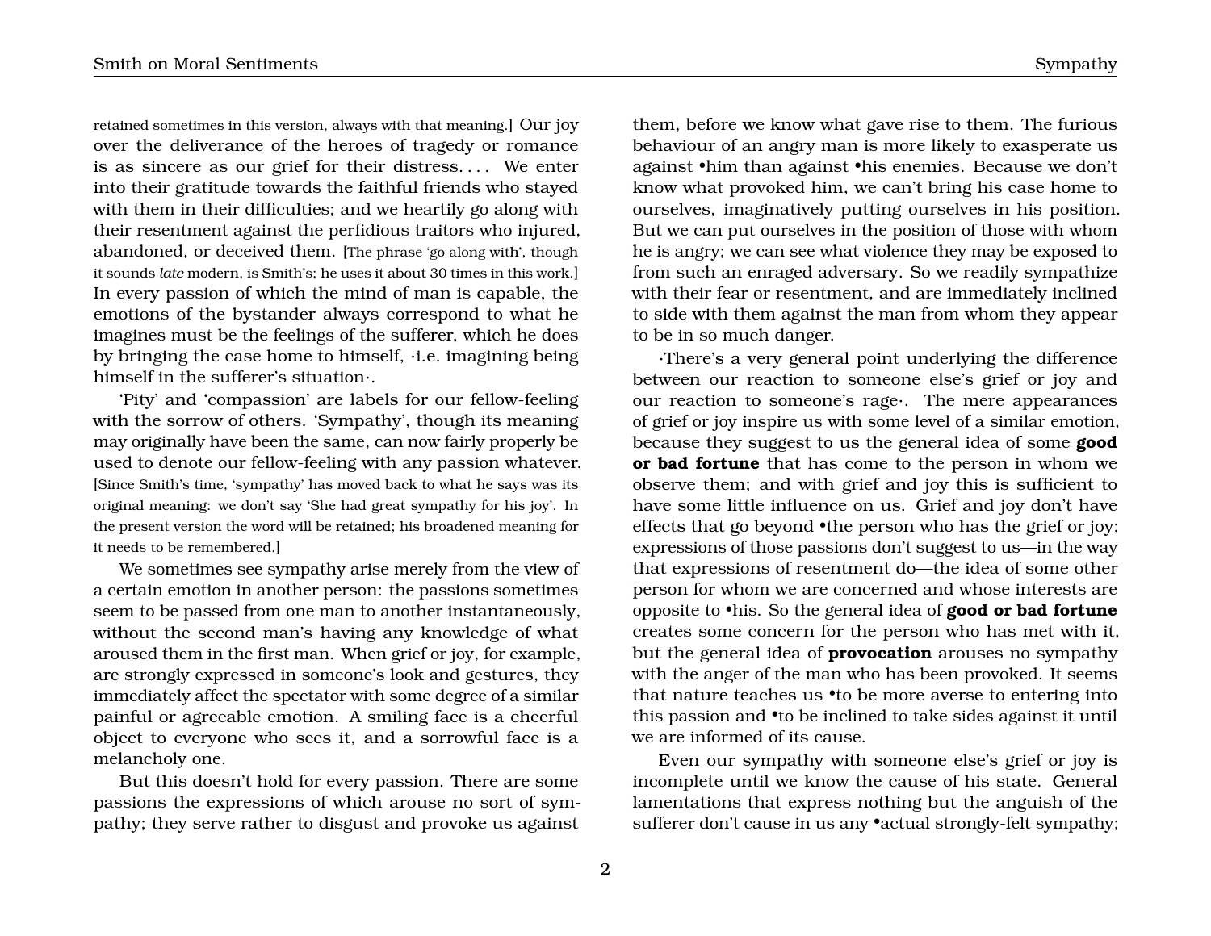retained sometimes in this version, always with that meaning.] Our joy over the deliverance of the heroes of tragedy or romance is as sincere as our grief for their distress. . . . We enter into their gratitude towards the faithful friends who stayed with them in their difficulties; and we heartily go along with their resentment against the perfidious traitors who injured, abandoned, or deceived them. [The phrase 'go along with', though it sounds *late* modern, is Smith's; he uses it about 30 times in this work.] In every passion of which the mind of man is capable, the emotions of the bystander always correspond to what he imagines must be the feelings of the sufferer, which he does by bringing the case home to himself, ·i.e. imagining being himself in the sufferer's situation·.

'Pity' and 'compassion' are labels for our fellow-feeling with the sorrow of others. 'Sympathy', though its meaning may originally have been the same, can now fairly properly be used to denote our fellow-feeling with any passion whatever. [Since Smith's time, 'sympathy' has moved back to what he says was its original meaning: we don't say 'She had great sympathy for his joy'. In the present version the word will be retained; his broadened meaning for it needs to be remembered.]

We sometimes see sympathy arise merely from the view of a certain emotion in another person: the passions sometimes seem to be passed from one man to another instantaneously, without the second man's having any knowledge of what aroused them in the first man. When grief or joy, for example, are strongly expressed in someone's look and gestures, they immediately affect the spectator with some degree of a similar painful or agreeable emotion. A smiling face is a cheerful object to everyone who sees it, and a sorrowful face is a melancholy one.

But this doesn't hold for every passion. There are some passions the expressions of which arouse no sort of sympathy; they serve rather to disgust and provoke us against them, before we know what gave rise to them. The furious behaviour of an angry man is more likely to exasperate us against •him than against •his enemies. Because we don't know what provoked him, we can't bring his case home to ourselves, imaginatively putting ourselves in his position. But we can put ourselves in the position of those with whom he is angry; we can see what violence they may be exposed to from such an enraged adversary. So we readily sympathize with their fear or resentment, and are immediately inclined to side with them against the man from whom they appear to be in so much danger.

·There's a very general point underlying the difference between our reaction to someone else's grief or joy and our reaction to someone's rage·. The mere appearances of grief or joy inspire us with some level of a similar emotion, because they suggest to us the general idea of some **good or bad fortune** that has come to the person in whom we observe them; and with grief and joy this is sufficient to have some little influence on us. Grief and joy don't have effects that go beyond •the person who has the grief or joy; expressions of those passions don't suggest to us—in the way that expressions of resentment do—the idea of some other person for whom we are concerned and whose interests are opposite to •his. So the general idea of **good or bad fortune** creates some concern for the person who has met with it, but the general idea of **provocation** arouses no sympathy with the anger of the man who has been provoked. It seems that nature teaches us •to be more averse to entering into this passion and •to be inclined to take sides against it until we are informed of its cause.

Even our sympathy with someone else's grief or joy is incomplete until we know the cause of his state. General lamentations that express nothing but the anguish of the sufferer don't cause in us any •actual strongly-felt sympathy;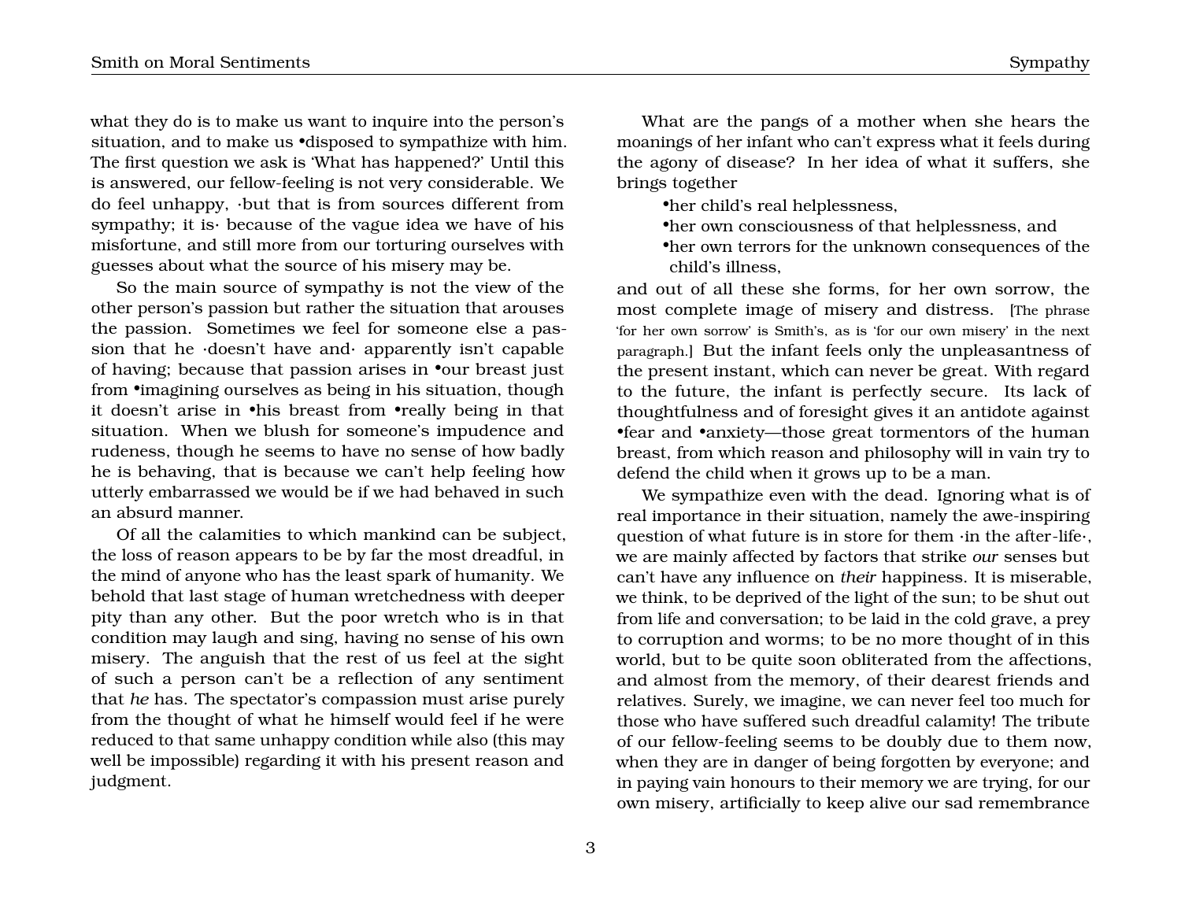what they do is to make us want to inquire into the person's situation, and to make us •disposed to sympathize with him. The first question we ask is 'What has happened?' Until this is answered, our fellow-feeling is not very considerable. We do feel unhappy, ·but that is from sources different from sympathy; it is· because of the vague idea we have of his misfortune, and still more from our torturing ourselves with guesses about what the source of his misery may be.

So the main source of sympathy is not the view of the other person's passion but rather the situation that arouses the passion. Sometimes we feel for someone else a passion that he ·doesn't have and· apparently isn't capable of having; because that passion arises in •our breast just from •imagining ourselves as being in his situation, though it doesn't arise in •his breast from •really being in that situation. When we blush for someone's impudence and rudeness, though he seems to have no sense of how badly he is behaving, that is because we can't help feeling how utterly embarrassed we would be if we had behaved in such an absurd manner.

Of all the calamities to which mankind can be subject, the loss of reason appears to be by far the most dreadful, in the mind of anyone who has the least spark of humanity. We behold that last stage of human wretchedness with deeper pity than any other. But the poor wretch who is in that condition may laugh and sing, having no sense of his own misery. The anguish that the rest of us feel at the sight of such a person can't be a reflection of any sentiment that *he* has. The spectator's compassion must arise purely from the thought of what he himself would feel if he were reduced to that same unhappy condition while also (this may well be impossible) regarding it with his present reason and judgment.

What are the pangs of a mother when she hears the moanings of her infant who can't express what it feels during the agony of disease? In her idea of what it suffers, she brings together

- •her child's real helplessness,
- •her own consciousness of that helplessness, and
- •her own terrors for the unknown consequences of the child's illness,

and out of all these she forms, for her own sorrow, the most complete image of misery and distress. [The phrase 'for her own sorrow' is Smith's, as is 'for our own misery' in the next paragraph.] But the infant feels only the unpleasantness of the present instant, which can never be great. With regard to the future, the infant is perfectly secure. Its lack of thoughtfulness and of foresight gives it an antidote against •fear and •anxiety—those great tormentors of the human breast, from which reason and philosophy will in vain try to defend the child when it grows up to be a man.

We sympathize even with the dead. Ignoring what is of real importance in their situation, namely the awe-inspiring question of what future is in store for them ·in the after-life·, we are mainly affected by factors that strike *our* senses but can't have any influence on *their* happiness. It is miserable, we think, to be deprived of the light of the sun; to be shut out from life and conversation; to be laid in the cold grave, a prey to corruption and worms; to be no more thought of in this world, but to be quite soon obliterated from the affections, and almost from the memory, of their dearest friends and relatives. Surely, we imagine, we can never feel too much for those who have suffered such dreadful calamity! The tribute of our fellow-feeling seems to be doubly due to them now, when they are in danger of being forgotten by everyone; and in paying vain honours to their memory we are trying, for our own misery, artificially to keep alive our sad remembrance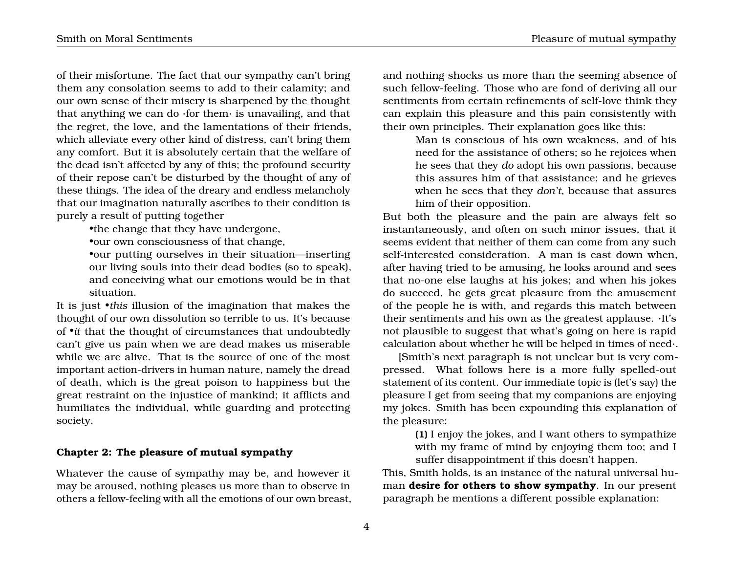of their misfortune. The fact that our sympathy can't bring them any consolation seems to add to their calamity; and our own sense of their misery is sharpened by the thought that anything we can do ·for them· is unavailing, and that the regret, the love, and the lamentations of their friends, which alleviate every other kind of distress, can't bring them any comfort. But it is absolutely certain that the welfare of the dead isn't affected by any of this; the profound security of their repose can't be disturbed by the thought of any of these things. The idea of the dreary and endless melancholy that our imagination naturally ascribes to their condition is purely a result of putting together

- •the change that they have undergone,
- •our own consciousness of that change,
- •our putting ourselves in their situation—inserting our living souls into their dead bodies (so to speak), and conceiving what our emotions would be in that situation.

It is just •*this* illusion of the imagination that makes the thought of our own dissolution so terrible to us. It's because of •*it* that the thought of circumstances that undoubtedly can't give us pain when we are dead makes us miserable while we are alive. That is the source of one of the most important action-drivers in human nature, namely the dread of death, which is the great poison to happiness but the great restraint on the injustice of mankind; it afflicts and humiliates the individual, while guarding and protecting society.

## Chapter 2: The pleasure of mutual sympathy

Whatever the cause of sympathy may be, and however it may be aroused, nothing pleases us more than to observe in others a fellow-feeling with all the emotions of our own breast, and nothing shocks us more than the seeming absence of such fellow-feeling. Those who are fond of deriving all our sentiments from certain refinements of self-love think they can explain this pleasure and this pain consistently with their own principles. Their explanation goes like this:

> Man is conscious of his own weakness, and of his need for the assistance of others; so he rejoices when he sees that they *do* adopt his own passions, because this assures him of that assistance; and he grieves when he sees that they *don't*, because that assures him of their opposition.

But both the pleasure and the pain are always felt so instantaneously, and often on such minor issues, that it seems evident that neither of them can come from any such self-interested consideration. A man is cast down when, after having tried to be amusing, he looks around and sees that no-one else laughs at his jokes; and when his jokes do succeed, he gets great pleasure from the amusement of the people he is with, and regards this match between their sentiments and his own as the greatest applause. ·It's not plausible to suggest that what's going on here is rapid calculation about whether he will be helped in times of need·.

[Smith's next paragraph is not unclear but is very compressed. What follows here is a more fully spelled-out statement of its content. Our immediate topic is (let's say) the pleasure I get from seeing that my companions are enjoying my jokes. Smith has been expounding this explanation of the pleasure:

> **(1)** I enjoy the jokes, and I want others to sympathize with my frame of mind by enjoying them too; and I suffer disappointment if this doesn't happen.

This, Smith holds, is an instance of the natural universal human **desire for others to show sympathy**. In our present paragraph he mentions a different possible explanation: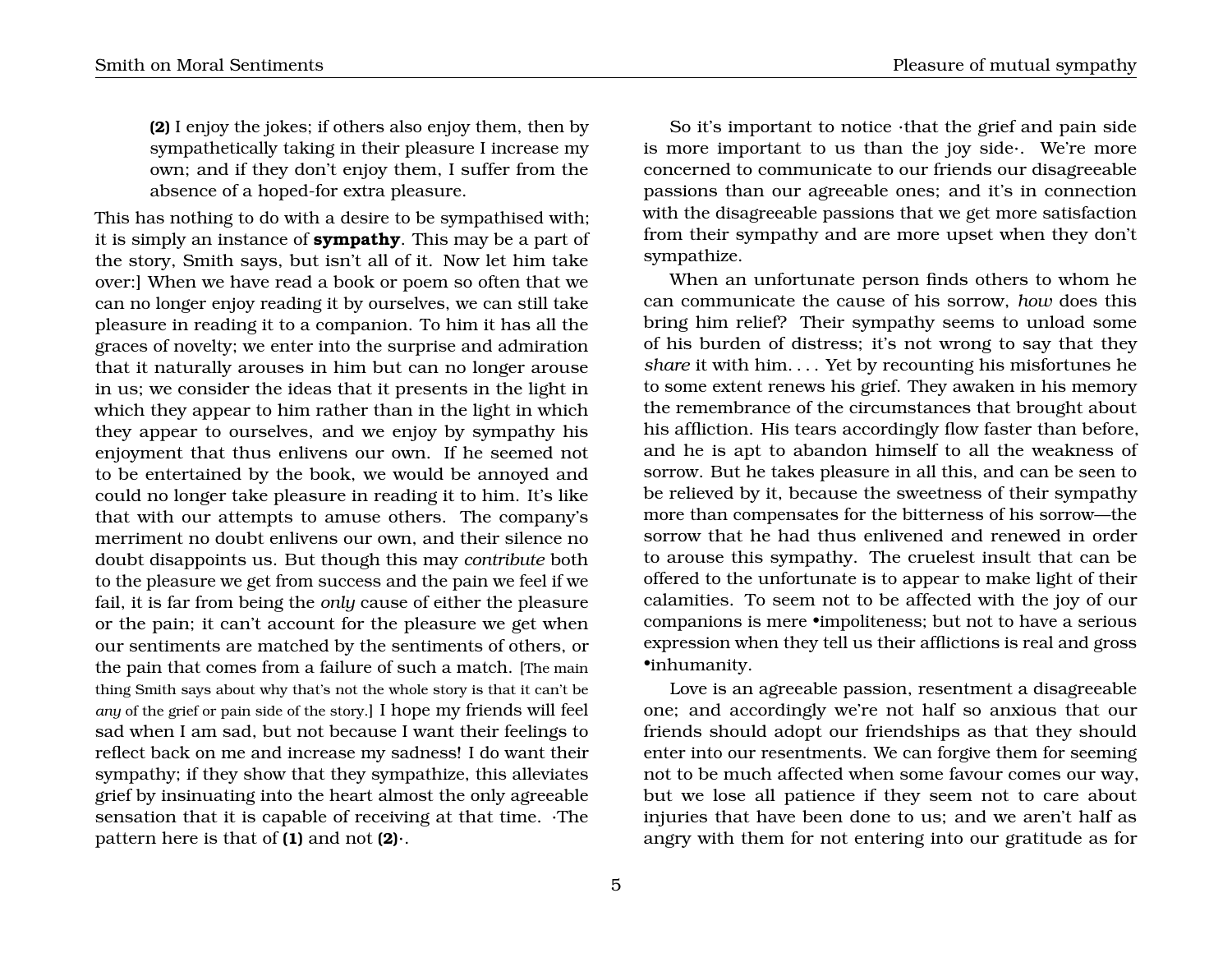> **(2)** I enjoy the jokes; if others also enjoy them, then by sympathetically taking in their pleasure I increase my own; and if they don't enjoy them, I suffer from the absence of a hoped-for extra pleasure.

This has nothing to do with a desire to be sympathised with; it is simply an instance of **sympathy**. This may be a part of the story, Smith says, but isn't all of it. Now let him take over:] When we have read a book or poem so often that we can no longer enjoy reading it by ourselves, we can still take pleasure in reading it to a companion. To him it has all the graces of novelty; we enter into the surprise and admiration that it naturally arouses in him but can no longer arouse in us; we consider the ideas that it presents in the light in which they appear to him rather than in the light in which they appear to ourselves, and we enjoy by sympathy his enjoyment that thus enlivens our own. If he seemed not to be entertained by the book, we would be annoyed and could no longer take pleasure in reading it to him. It's like that with our attempts to amuse others. The company's merriment no doubt enlivens our own, and their silence no doubt disappoints us. But though this may *contribute* both to the pleasure we get from success and the pain we feel if we fail, it is far from being the *only* cause of either the pleasure or the pain; it can't account for the pleasure we get when our sentiments are matched by the sentiments of others, or the pain that comes from a failure of such a match. [The main thing Smith says about why that's not the whole story is that it can't be *any* of the grief or pain side of the story.] I hope my friends will feel sad when I am sad, but not because I want their feelings to reflect back on me and increase my sadness! I do want their sympathy; if they show that they sympathize, this alleviates grief by insinuating into the heart almost the only agreeable sensation that it is capable of receiving at that time. ·The pattern here is that of **(1)** and not **(2)**·.

So it's important to notice ·that the grief and pain side is more important to us than the joy side·. We're more concerned to communicate to our friends our disagreeable passions than our agreeable ones; and it's in connection with the disagreeable passions that we get more satisfaction from their sympathy and are more upset when they don't sympathize.

When an unfortunate person finds others to whom he can communicate the cause of his sorrow, *how* does this bring him relief? Their sympathy seems to unload some of his burden of distress; it's not wrong to say that they *share* it with him. . . . Yet by recounting his misfortunes he to some extent renews his grief. They awaken in his memory the remembrance of the circumstances that brought about his affliction. His tears accordingly flow faster than before, and he is apt to abandon himself to all the weakness of sorrow. But he takes pleasure in all this, and can be seen to be relieved by it, because the sweetness of their sympathy more than compensates for the bitterness of his sorrow—the sorrow that he had thus enlivened and renewed in order to arouse this sympathy. The cruelest insult that can be offered to the unfortunate is to appear to make light of their calamities. To seem not to be affected with the joy of our companions is mere •impoliteness; but not to have a serious expression when they tell us their afflictions is real and gross •inhumanity.

Love is an agreeable passion, resentment a disagreeable one; and accordingly we're not half so anxious that our friends should adopt our friendships as that they should enter into our resentments. We can forgive them for seeming not to be much affected when some favour comes our way, but we lose all patience if they seem not to care about injuries that have been done to us; and we aren't half as angry with them for not entering into our gratitude as for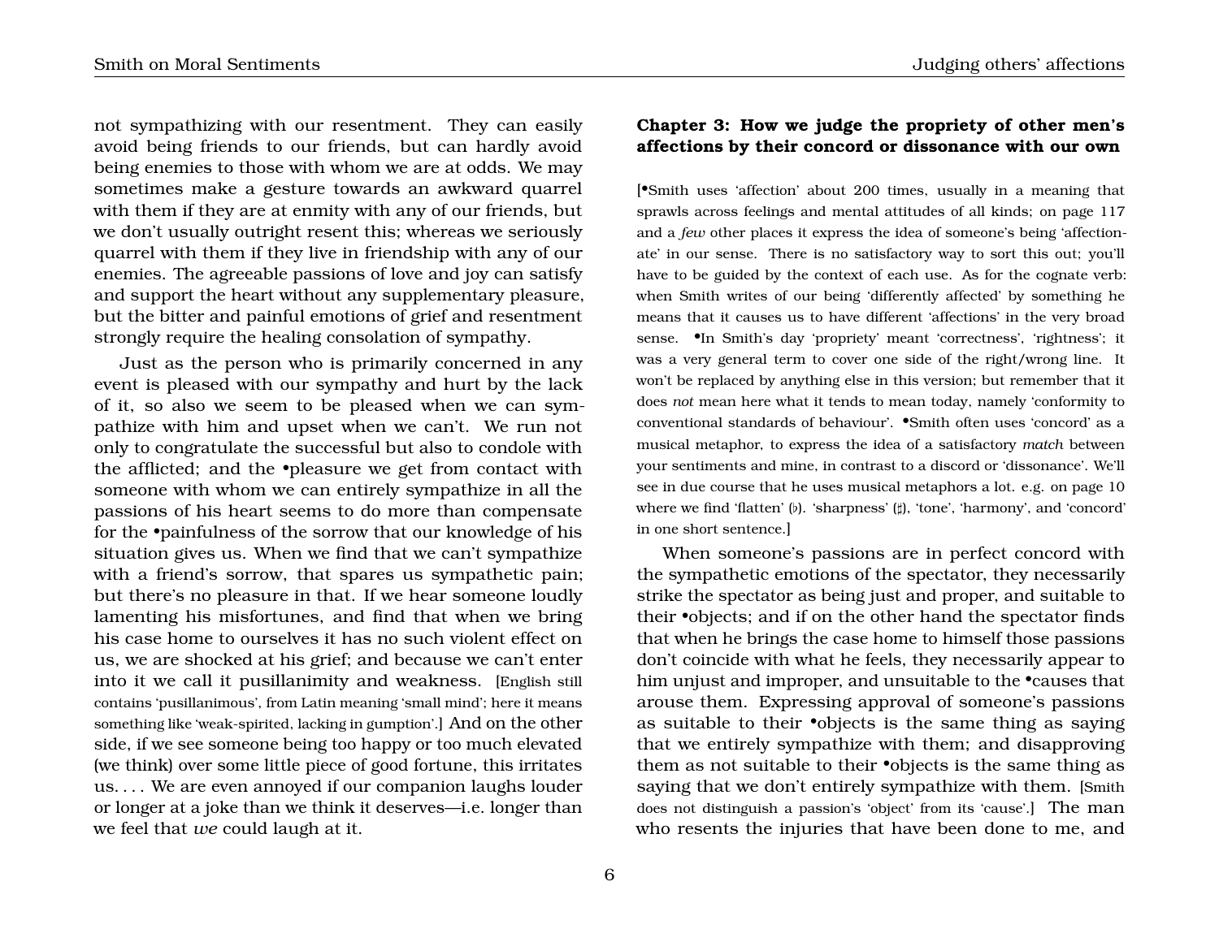not sympathizing with our resentment. They can easily avoid being friends to our friends, but can hardly avoid being enemies to those with whom we are at odds. We may sometimes make a gesture towards an awkward quarrel with them if they are at enmity with any of our friends, but we don't usually outright resent this; whereas we seriously quarrel with them if they live in friendship with any of our enemies. The agreeable passions of love and joy can satisfy and support the heart without any supplementary pleasure, but the bitter and painful emotions of grief and resentment strongly require the healing consolation of sympathy.

Just as the person who is primarily concerned in any event is pleased with our sympathy and hurt by the lack of it, so also we seem to be pleased when we can sympathize with him and upset when we can't. We run not only to congratulate the successful but also to condole with the afflicted; and the •pleasure we get from contact with someone with whom we can entirely sympathize in all the passions of his heart seems to do more than compensate for the •painfulness of the sorrow that our knowledge of his situation gives us. When we find that we can't sympathize with a friend's sorrow, that spares us sympathetic pain; but there's no pleasure in that. If we hear someone loudly lamenting his misfortunes, and find that when we bring his case home to ourselves it has no such violent effect on us, we are shocked at his grief; and because we can't enter into it we call it pusillanimity and weakness. [English still contains 'pusillanimous', from Latin meaning 'small mind'; here it means something like 'weak-spirited, lacking in gumption'.] And on the other side, if we see someone being too happy or too much elevated (we think) over some little piece of good fortune, this irritates us. . . . We are even annoyed if our companion laughs louder or longer at a joke than we think it deserves—i.e. longer than we feel that *we* could laugh at it.

## Chapter 3: How we judge the propriety of other men's affections by their concord or dissonance with our own

[•Smith uses 'affection' about 200 times, usually in a meaning that sprawls across feelings and mental attitudes of all kinds; on page 117 and a *few* other places it express the idea of someone's being 'affectionate' in our sense. There is no satisfactory way to sort this out; you'll have to be guided by the context of each use. As for the cognate verb: when Smith writes of our being 'differently affected' by something he means that it causes us to have different 'affections' in the very broad sense. •In Smith's day 'propriety' meant 'correctness', 'rightness'; it was a very general term to cover one side of the right/wrong line. It won't be replaced by anything else in this version; but remember that it does *not* mean here what it tends to mean today, namely 'conformity to conventional standards of behaviour'. •Smith often uses 'concord' as a musical metaphor, to express the idea of a satisfactory *match* between your sentiments and mine, in contrast to a discord or 'dissonance'. We'll see in due course that he uses musical metaphors a lot. e.g. on page 10 where we find 'flatten' (♭). 'sharpness' (♯), 'tone', 'harmony', and 'concord' in one short sentence.]

When someone's passions are in perfect concord with the sympathetic emotions of the spectator, they necessarily strike the spectator as being just and proper, and suitable to their •objects; and if on the other hand the spectator finds that when he brings the case home to himself those passions don't coincide with what he feels, they necessarily appear to him unjust and improper, and unsuitable to the •causes that arouse them. Expressing approval of someone's passions as suitable to their •objects is the same thing as saying that we entirely sympathize with them; and disapproving them as not suitable to their •objects is the same thing as saying that we don't entirely sympathize with them. [Smith does not distinguish a passion's 'object' from its 'cause'.] The man who resents the injuries that have been done to me, and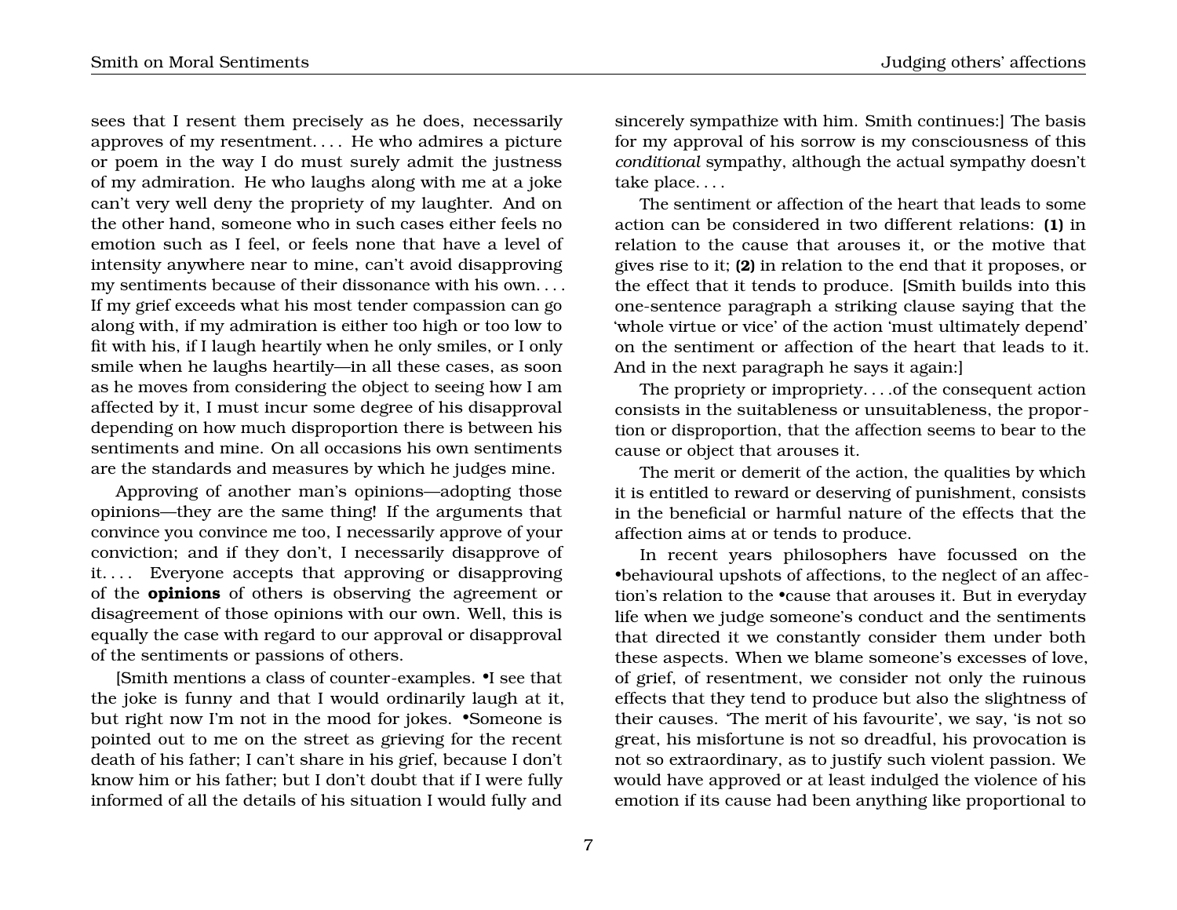sees that I resent them precisely as he does, necessarily approves of my resentment. . . . He who admires a picture or poem in the way I do must surely admit the justness of my admiration. He who laughs along with me at a joke can't very well deny the propriety of my laughter. And on the other hand, someone who in such cases either feels no emotion such as I feel, or feels none that have a level of intensity anywhere near to mine, can't avoid disapproving my sentiments because of their dissonance with his own. . . . If my grief exceeds what his most tender compassion can go along with, if my admiration is either too high or too low to fit with his, if I laugh heartily when he only smiles, or I only smile when he laughs heartily—in all these cases, as soon as he moves from considering the object to seeing how I am affected by it, I must incur some degree of his disapproval depending on how much disproportion there is between his sentiments and mine. On all occasions his own sentiments are the standards and measures by which he judges mine.

Approving of another man's opinions—adopting those opinions—they are the same thing! If the arguments that convince you convince me too, I necessarily approve of your conviction; and if they don't, I necessarily disapprove of it. . . . Everyone accepts that approving or disapproving of the **opinions** of others is observing the agreement or disagreement of those opinions with our own. Well, this is equally the case with regard to our approval or disapproval of the sentiments or passions of others.

[Smith mentions a class of counter-examples. •I see that the joke is funny and that I would ordinarily laugh at it, but right now I'm not in the mood for jokes. •Someone is pointed out to me on the street as grieving for the recent death of his father; I can't share in his grief, because I don't know him or his father; but I don't doubt that if I were fully informed of all the details of his situation I would fully and sincerely sympathize with him. Smith continues:] The basis for my approval of his sorrow is my consciousness of this *conditional* sympathy, although the actual sympathy doesn't take place. . . .

The sentiment or affection of the heart that leads to some action can be considered in two different relations: **(1)** in relation to the cause that arouses it, or the motive that gives rise to it; **(2)** in relation to the end that it proposes, or the effect that it tends to produce. [Smith builds into this one-sentence paragraph a striking clause saying that the 'whole virtue or vice' of the action 'must ultimately depend' on the sentiment or affection of the heart that leads to it. And in the next paragraph he says it again:]

The propriety or impropriety. . . .of the consequent action consists in the suitableness or unsuitableness, the proportion or disproportion, that the affection seems to bear to the cause or object that arouses it.

The merit or demerit of the action, the qualities by which it is entitled to reward or deserving of punishment, consists in the beneficial or harmful nature of the effects that the affection aims at or tends to produce.

In recent years philosophers have focussed on the •behavioural upshots of affections, to the neglect of an affection's relation to the •cause that arouses it. But in everyday life when we judge someone's conduct and the sentiments that directed it we constantly consider them under both these aspects. When we blame someone's excesses of love, of grief, of resentment, we consider not only the ruinous effects that they tend to produce but also the slightness of their causes. 'The merit of his favourite', we say, 'is not so great, his misfortune is not so dreadful, his provocation is not so extraordinary, as to justify such violent passion. We would have approved or at least indulged the violence of his emotion if its cause had been anything like proportional to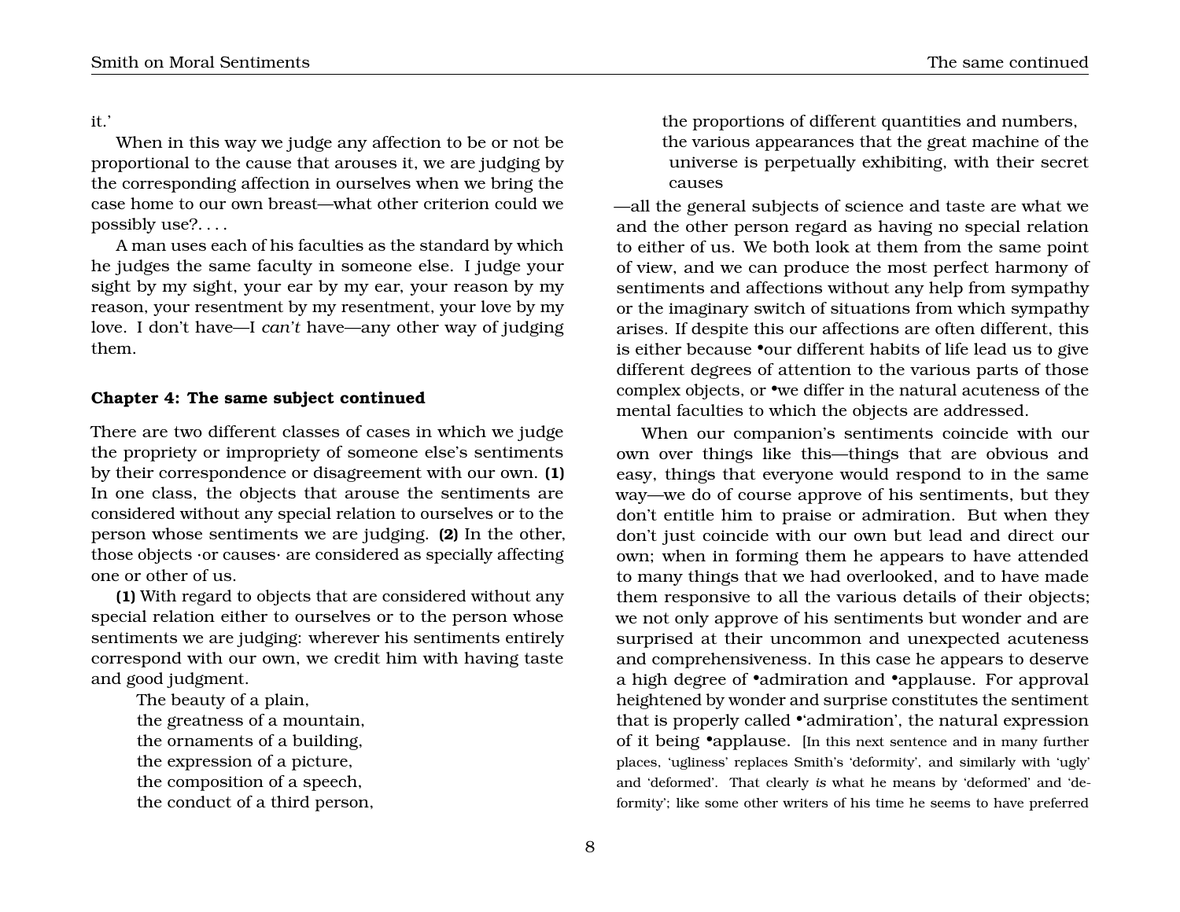it.'

When in this way we judge any affection to be or not be proportional to the cause that arouses it, we are judging by the corresponding affection in ourselves when we bring the case home to our own breast—what other criterion could we possibly use?. . . .

A man uses each of his faculties as the standard by which he judges the same faculty in someone else. I judge your sight by my sight, your ear by my ear, your reason by my reason, your resentment by my resentment, your love by my love. I don't have—I *can't* have—any other way of judging them.

**Chapter 4: The same subject continued**

There are two different classes of cases in which we judge the propriety or impropriety of someone else's sentiments by their correspondence or disagreement with our own. **(1)** In one class, the objects that arouse the sentiments are considered without any special relation to ourselves or to the person whose sentiments we are judging. **(2)** In the other, those objects ·or causes· are considered as specially affecting one or other of us.

**(1)** With regard to objects that are considered without any special relation either to ourselves or to the person whose sentiments we are judging: wherever his sentiments entirely correspond with our own, we credit him with having taste and good judgment.

> The beauty of a plain,
> the greatness of a mountain,
> the ornaments of a building,
> the expression of a picture,
> the composition of a speech,
> the conduct of a third person,
> the proportions of different quantities and numbers,
> the various appearances that the great machine of the universe is perpetually exhibiting, with their secret causes

—all the general subjects of science and taste are what we and the other person regard as having no special relation to either of us. We both look at them from the same point of view, and we can produce the most perfect harmony of sentiments and affections without any help from sympathy or the imaginary switch of situations from which sympathy arises. If despite this our affections are often different, this is either because •our different habits of life lead us to give different degrees of attention to the various parts of those complex objects, or •we differ in the natural acuteness of the mental faculties to which the objects are addressed.

When our companion's sentiments coincide with our own over things like this—things that are obvious and easy, things that everyone would respond to in the same way—we do of course approve of his sentiments, but they don't entitle him to praise or admiration. But when they don't just coincide with our own but lead and direct our own; when in forming them he appears to have attended to many things that we had overlooked, and to have made them responsive to all the various details of their objects; we not only approve of his sentiments but wonder and are surprised at their uncommon and unexpected acuteness and comprehensiveness. In this case he appears to deserve a high degree of •admiration and •applause. For approval heightened by wonder and surprise constitutes the sentiment that is properly called •'admiration', the natural expression of it being •applause. [In this next sentence and in many further places, 'ugliness' replaces Smith's 'deformity', and similarly with 'ugly' and 'deformed'. That clearly *is* what he means by 'deformed' and 'deformity'; like some other writers of his time he seems to have preferred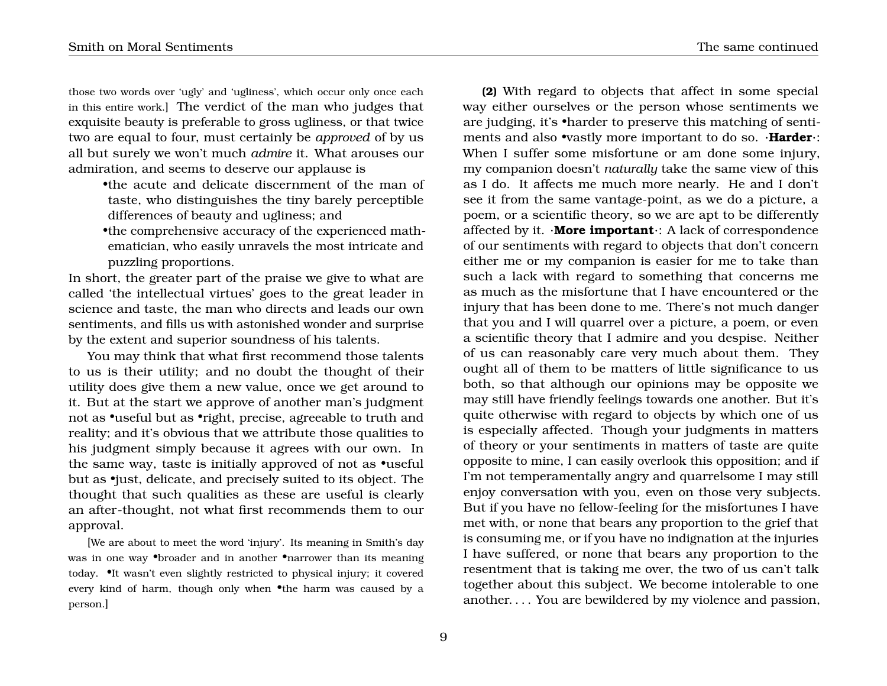those two words over 'ugly' and 'ugliness', which occur only once each in this entire work.] The verdict of the man who judges that exquisite beauty is preferable to gross ugliness, or that twice two are equal to four, must certainly be *approved* of by us all but surely we won't much *admire* it. What arouses our admiration, and seems to deserve our applause is

- •the acute and delicate discernment of the man of taste, who distinguishes the tiny barely perceptible differences of beauty and ugliness; and
- •the comprehensive accuracy of the experienced mathematician, who easily unravels the most intricate and puzzling proportions.

In short, the greater part of the praise we give to what are called 'the intellectual virtues' goes to the great leader in science and taste, the man who directs and leads our own sentiments, and fills us with astonished wonder and surprise by the extent and superior soundness of his talents.

You may think that what first recommend those talents to us is their utility; and no doubt the thought of their utility does give them a new value, once we get around to it. But at the start we approve of another man's judgment not as •useful but as •right, precise, agreeable to truth and reality; and it's obvious that we attribute those qualities to his judgment simply because it agrees with our own. In the same way, taste is initially approved of not as •useful but as •just, delicate, and precisely suited to its object. The thought that such qualities as these are useful is clearly an after-thought, not what first recommends them to our approval.

[We are about to meet the word 'injury'. Its meaning in Smith's day was in one way •broader and in another •narrower than its meaning today. •It wasn't even slightly restricted to physical injury; it covered every kind of harm, though only when •the harm was caused by a person.]

**(2)** With regard to objects that affect in some special way either ourselves or the person whose sentiments we are judging, it's •harder to preserve this matching of sentiments and also •vastly more important to do so. ·**Harder**·: When I suffer some misfortune or am done some injury, my companion doesn't *naturally* take the same view of this as I do. It affects me much more nearly. He and I don't see it from the same vantage-point, as we do a picture, a poem, or a scientific theory, so we are apt to be differently affected by it. ·**More important**·: A lack of correspondence of our sentiments with regard to objects that don't concern either me or my companion is easier for me to take than such a lack with regard to something that concerns me as much as the misfortune that I have encountered or the injury that has been done to me. There's not much danger that you and I will quarrel over a picture, a poem, or even a scientific theory that I admire and you despise. Neither of us can reasonably care very much about them. They ought all of them to be matters of little significance to us both, so that although our opinions may be opposite we may still have friendly feelings towards one another. But it's quite otherwise with regard to objects by which one of us is especially affected. Though your judgments in matters of theory or your sentiments in matters of taste are quite opposite to mine, I can easily overlook this opposition; and if I'm not temperamentally angry and quarrelsome I may still enjoy conversation with you, even on those very subjects. But if you have no fellow-feeling for the misfortunes I have met with, or none that bears any proportion to the grief that is consuming me, or if you have no indignation at the injuries I have suffered, or none that bears any proportion to the resentment that is taking me over, the two of us can't talk together about this subject. We become intolerable to one another. . . . You are bewildered by my violence and passion,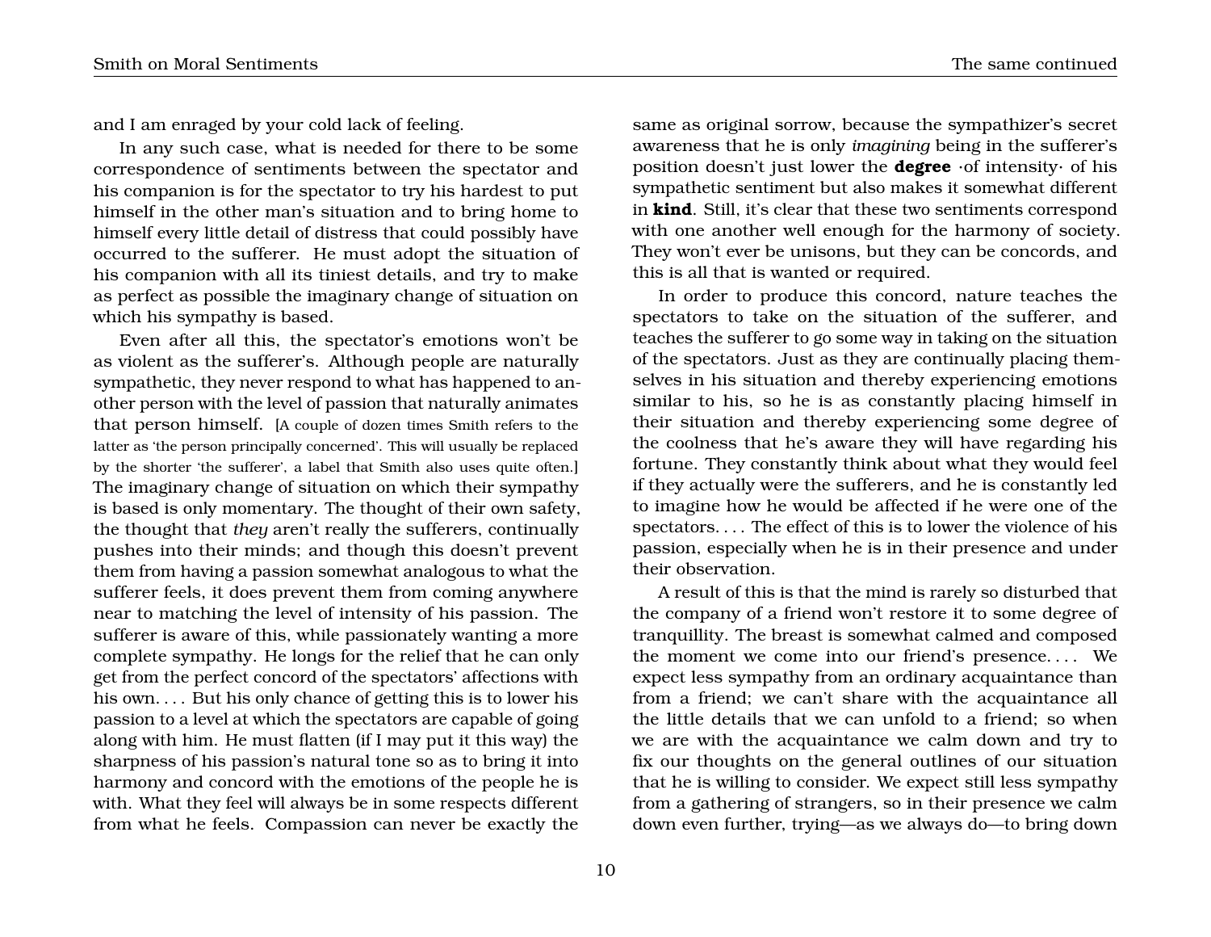and I am enraged by your cold lack of feeling.

In any such case, what is needed for there to be some correspondence of sentiments between the spectator and his companion is for the spectator to try his hardest to put himself in the other man's situation and to bring home to himself every little detail of distress that could possibly have occurred to the sufferer. He must adopt the situation of his companion with all its tiniest details, and try to make as perfect as possible the imaginary change of situation on which his sympathy is based.

Even after all this, the spectator's emotions won't be as violent as the sufferer's. Although people are naturally sympathetic, they never respond to what has happened to another person with the level of passion that naturally animates that person himself. [A couple of dozen times Smith refers to the latter as 'the person principally concerned'. This will usually be replaced by the shorter 'the sufferer', a label that Smith also uses quite often.] The imaginary change of situation on which their sympathy is based is only momentary. The thought of their own safety, the thought that *they* aren't really the sufferers, continually pushes into their minds; and though this doesn't prevent them from having a passion somewhat analogous to what the sufferer feels, it does prevent them from coming anywhere near to matching the level of intensity of his passion. The sufferer is aware of this, while passionately wanting a more complete sympathy. He longs for the relief that he can only get from the perfect concord of the spectators' affections with his own. . . . But his only chance of getting this is to lower his passion to a level at which the spectators are capable of going along with him. He must flatten (if I may put it this way) the sharpness of his passion's natural tone so as to bring it into harmony and concord with the emotions of the people he is with. What they feel will always be in some respects different from what he feels. Compassion can never be exactly the same as original sorrow, because the sympathizer's secret awareness that he is only *imagining* being in the sufferer's position doesn't just lower the **degree** ·of intensity· of his sympathetic sentiment but also makes it somewhat different in **kind**. Still, it's clear that these two sentiments correspond with one another well enough for the harmony of society. They won't ever be unisons, but they can be concords, and this is all that is wanted or required.

In order to produce this concord, nature teaches the spectators to take on the situation of the sufferer, and teaches the sufferer to go some way in taking on the situation of the spectators. Just as they are continually placing themselves in his situation and thereby experiencing emotions similar to his, so he is as constantly placing himself in their situation and thereby experiencing some degree of the coolness that he's aware they will have regarding his fortune. They constantly think about what they would feel if they actually were the sufferers, and he is constantly led to imagine how he would be affected if he were one of the spectators. . . . The effect of this is to lower the violence of his passion, especially when he is in their presence and under their observation.

A result of this is that the mind is rarely so disturbed that the company of a friend won't restore it to some degree of tranquillity. The breast is somewhat calmed and composed the moment we come into our friend's presence. . . . We expect less sympathy from an ordinary acquaintance than from a friend; we can't share with the acquaintance all the little details that we can unfold to a friend; so when we are with the acquaintance we calm down and try to fix our thoughts on the general outlines of our situation that he is willing to consider. We expect still less sympathy from a gathering of strangers, so in their presence we calm down even further, trying—as we always do—to bring down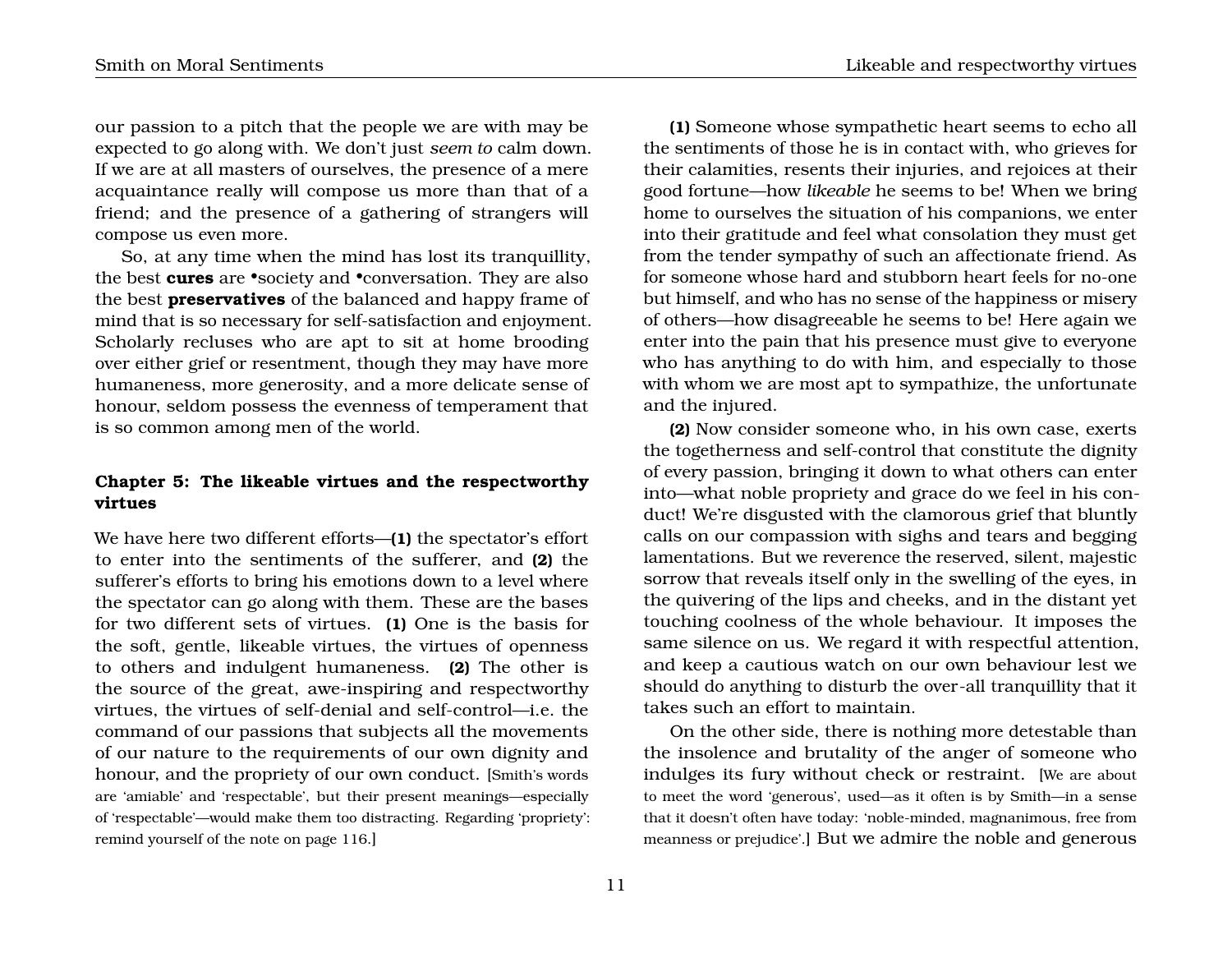our passion to a pitch that the people we are with may be expected to go along with. We don't just *seem to* calm down. If we are at all masters of ourselves, the presence of a mere acquaintance really will compose us more than that of a friend; and the presence of a gathering of strangers will compose us even more.

So, at any time when the mind has lost its tranquillity, the best **cures** are •society and •conversation. They are also the best **preservatives** of the balanced and happy frame of mind that is so necessary for self-satisfaction and enjoyment. Scholarly recluses who are apt to sit at home brooding over either grief or resentment, though they may have more humaneness, more generosity, and a more delicate sense of honour, seldom possess the evenness of temperament that is so common among men of the world.

### Chapter 5: The likeable virtues and the respectworthy virtues

We have here two different efforts—**(1)** the spectator's effort to enter into the sentiments of the sufferer, and **(2)** the sufferer's efforts to bring his emotions down to a level where the spectator can go along with them. These are the bases for two different sets of virtues. **(1)** One is the basis for the soft, gentle, likeable virtues, the virtues of openness to others and indulgent humaneness. **(2)** The other is the source of the great, awe-inspiring and respectworthy virtues, the virtues of self-denial and self-control—i.e. the command of our passions that subjects all the movements of our nature to the requirements of our own dignity and honour, and the propriety of our own conduct. [Smith's words are 'amiable' and 'respectable', but their present meanings—especially of 'respectable'—would make them too distracting. Regarding 'propriety': remind yourself of the note on page 116.]

**(1)** Someone whose sympathetic heart seems to echo all the sentiments of those he is in contact with, who grieves for their calamities, resents their injuries, and rejoices at their good fortune—how *likeable* he seems to be! When we bring home to ourselves the situation of his companions, we enter into their gratitude and feel what consolation they must get from the tender sympathy of such an affectionate friend. As for someone whose hard and stubborn heart feels for no-one but himself, and who has no sense of the happiness or misery of others—how disagreeable he seems to be! Here again we enter into the pain that his presence must give to everyone who has anything to do with him, and especially to those with whom we are most apt to sympathize, the unfortunate and the injured.

**(2)** Now consider someone who, in his own case, exerts the togetherness and self-control that constitute the dignity of every passion, bringing it down to what others can enter into—what noble propriety and grace do we feel in his conduct! We're disgusted with the clamorous grief that bluntly calls on our compassion with sighs and tears and begging lamentations. But we reverence the reserved, silent, majestic sorrow that reveals itself only in the swelling of the eyes, in the quivering of the lips and cheeks, and in the distant yet touching coolness of the whole behaviour. It imposes the same silence on us. We regard it with respectful attention, and keep a cautious watch on our own behaviour lest we should do anything to disturb the over-all tranquillity that it takes such an effort to maintain.

On the other side, there is nothing more detestable than the insolence and brutality of the anger of someone who indulges its fury without check or restraint. [We are about to meet the word 'generous', used—as it often is by Smith—in a sense that it doesn't often have today: 'noble-minded, magnanimous, free from meanness or prejudice'.] But we admire the noble and generous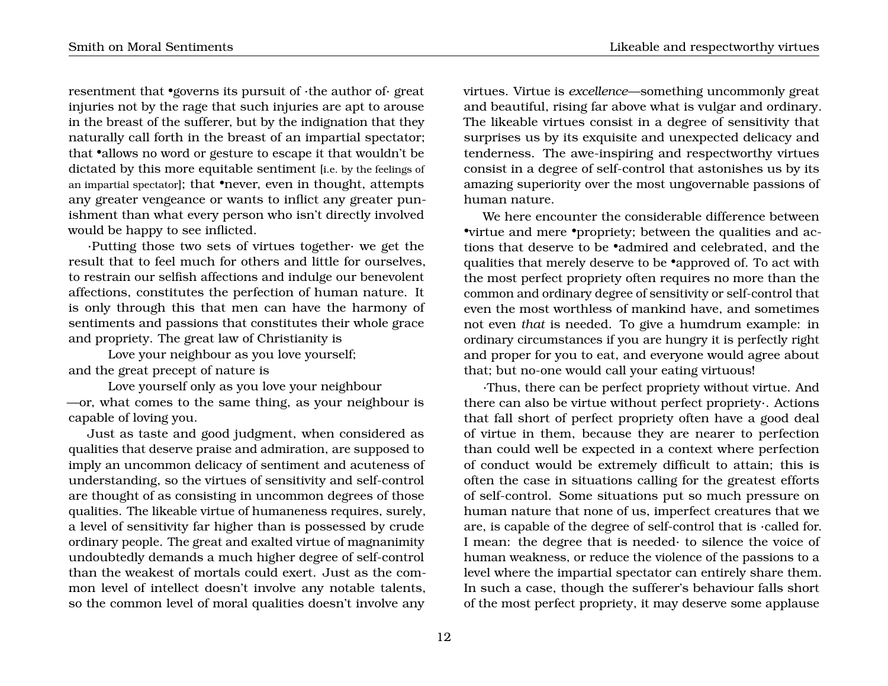resentment that •governs its pursuit of ·the author of· great injuries not by the rage that such injuries are apt to arouse in the breast of the sufferer, but by the indignation that they naturally call forth in the breast of an impartial spectator; that •allows no word or gesture to escape it that wouldn't be dictated by this more equitable sentiment [i.e. by the feelings of an impartial spectator]; that •never, even in thought, attempts any greater vengeance or wants to inflict any greater punishment than what every person who isn't directly involved would be happy to see inflicted.

·Putting those two sets of virtues together· we get the result that to feel much for others and little for ourselves, to restrain our selfish affections and indulge our benevolent affections, constitutes the perfection of human nature. It is only through this that men can have the harmony of sentiments and passions that constitutes their whole grace and propriety. The great law of Christianity is

> Love your neighbour as you love yourself;

and the great precept of nature is

> Love yourself only as you love your neighbour

—or, what comes to the same thing, as your neighbour is capable of loving you.

Just as taste and good judgment, when considered as qualities that deserve praise and admiration, are supposed to imply an uncommon delicacy of sentiment and acuteness of understanding, so the virtues of sensitivity and self-control are thought of as consisting in uncommon degrees of those qualities. The likeable virtue of humaneness requires, surely, a level of sensitivity far higher than is possessed by crude ordinary people. The great and exalted virtue of magnanimity undoubtedly demands a much higher degree of self-control than the weakest of mortals could exert. Just as the common level of intellect doesn't involve any notable talents, so the common level of moral qualities doesn't involve any virtues. Virtue is *excellence*—something uncommonly great and beautiful, rising far above what is vulgar and ordinary. The likeable virtues consist in a degree of sensitivity that surprises us by its exquisite and unexpected delicacy and tenderness. The awe-inspiring and respectworthy virtues consist in a degree of self-control that astonishes us by its amazing superiority over the most ungovernable passions of human nature.

We here encounter the considerable difference between •virtue and mere •propriety; between the qualities and actions that deserve to be •admired and celebrated, and the qualities that merely deserve to be •approved of. To act with the most perfect propriety often requires no more than the common and ordinary degree of sensitivity or self-control that even the most worthless of mankind have, and sometimes not even *that* is needed. To give a humdrum example: in ordinary circumstances if you are hungry it is perfectly right and proper for you to eat, and everyone would agree about that; but no-one would call your eating virtuous!

·Thus, there can be perfect propriety without virtue. And there can also be virtue without perfect propriety·. Actions that fall short of perfect propriety often have a good deal of virtue in them, because they are nearer to perfection than could well be expected in a context where perfection of conduct would be extremely difficult to attain; this is often the case in situations calling for the greatest efforts of self-control. Some situations put so much pressure on human nature that none of us, imperfect creatures that we are, is capable of the degree of self-control that is ·called for. I mean: the degree that is needed· to silence the voice of human weakness, or reduce the violence of the passions to a level where the impartial spectator can entirely share them. In such a case, though the sufferer's behaviour falls short of the most perfect propriety, it may deserve some applause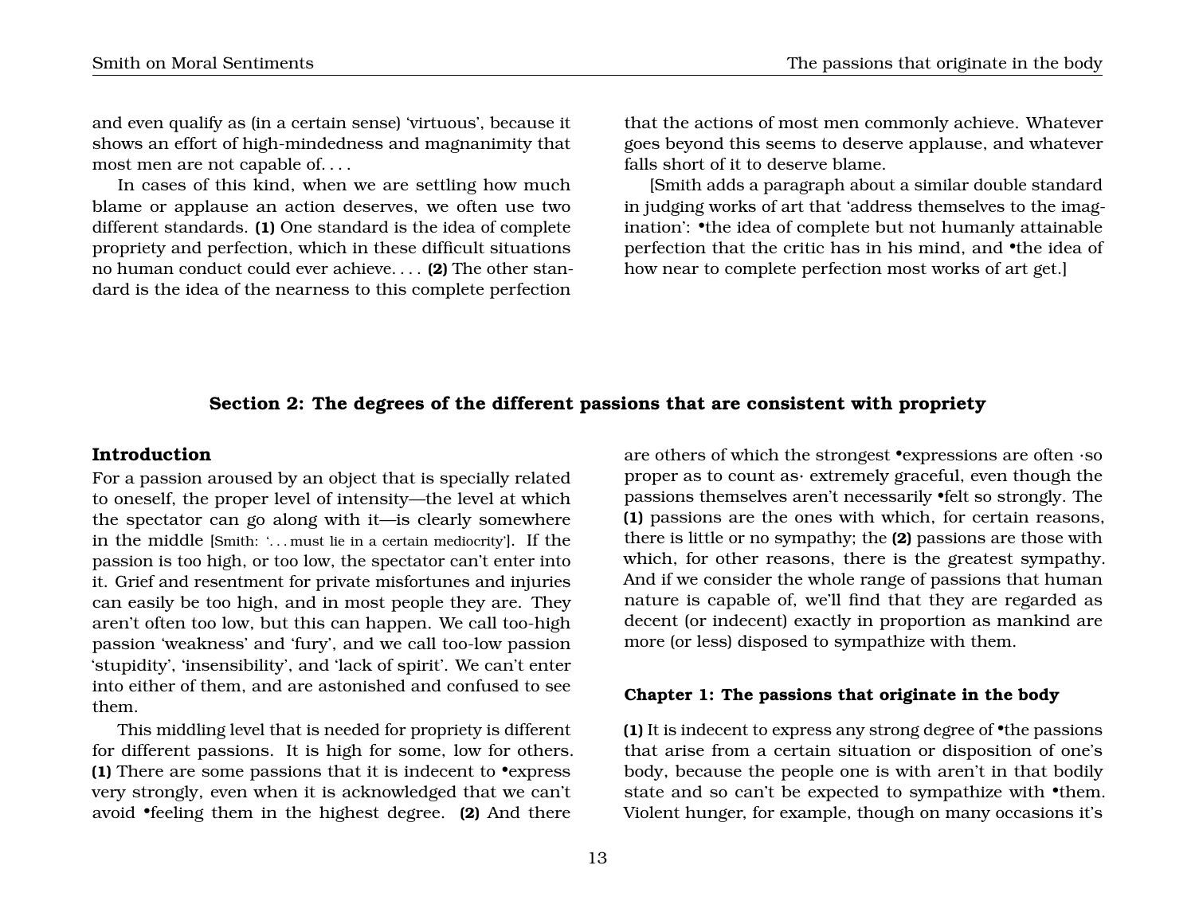and even qualify as (in a certain sense) 'virtuous', because it shows an effort of high-mindedness and magnanimity that most men are not capable of. . . .

In cases of this kind, when we are settling how much blame or applause an action deserves, we often use two different standards. **(1)** One standard is the idea of complete propriety and perfection, which in these difficult situations no human conduct could ever achieve. . . . **(2)** The other standard is the idea of the nearness to this complete perfection that the actions of most men commonly achieve. Whatever goes beyond this seems to deserve applause, and whatever falls short of it to deserve blame.

[Smith adds a paragraph about a similar double standard in judging works of art that 'address themselves to the imagination': •the idea of complete but not humanly attainable perfection that the critic has in his mind, and •the idea of how near to complete perfection most works of art get.]

## Section 2: The degrees of the different passions that are consistent with propriety

### Introduction

For a passion aroused by an object that is specially related to oneself, the proper level of intensity—the level at which the spectator can go along with it—is clearly somewhere in the middle [Smith: '. . . must lie in a certain mediocrity']. If the passion is too high, or too low, the spectator can't enter into it. Grief and resentment for private misfortunes and injuries can easily be too high, and in most people they are. They aren't often too low, but this can happen. We call too-high passion 'weakness' and 'fury', and we call too-low passion 'stupidity', 'insensibility', and 'lack of spirit'. We can't enter into either of them, and are astonished and confused to see them.

This middling level that is needed for propriety is different for different passions. It is high for some, low for others. **(1)** There are some passions that it is indecent to •express very strongly, even when it is acknowledged that we can't avoid •feeling them in the highest degree. **(2)** And there are others of which the strongest •expressions are often ·so proper as to count as· extremely graceful, even though the passions themselves aren't necessarily •felt so strongly. The **(1)** passions are the ones with which, for certain reasons, there is little or no sympathy; the **(2)** passions are those with which, for other reasons, there is the greatest sympathy. And if we consider the whole range of passions that human nature is capable of, we'll find that they are regarded as decent (or indecent) exactly in proportion as mankind are more (or less) disposed to sympathize with them.

#### Chapter 1: The passions that originate in the body

**(1)** It is indecent to express any strong degree of •the passions that arise from a certain situation or disposition of one's body, because the people one is with aren't in that bodily state and so can't be expected to sympathize with •them. Violent hunger, for example, though on many occasions it's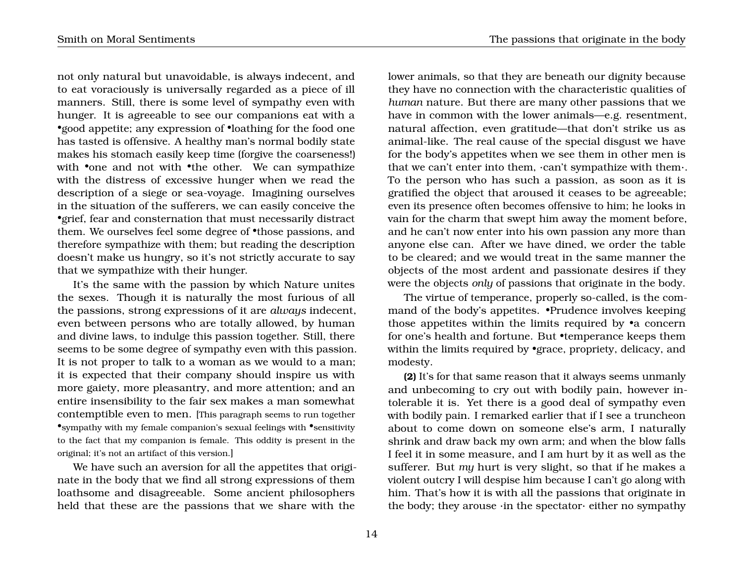not only natural but unavoidable, is always indecent, and to eat voraciously is universally regarded as a piece of ill manners. Still, there is some level of sympathy even with hunger. It is agreeable to see our companions eat with a •good appetite; any expression of •loathing for the food one has tasted is offensive. A healthy man's normal bodily state makes his stomach easily keep time (forgive the coarseness!) with •one and not with •the other. We can sympathize with the distress of excessive hunger when we read the description of a siege or sea-voyage. Imagining ourselves in the situation of the sufferers, we can easily conceive the •grief, fear and consternation that must necessarily distract them. We ourselves feel some degree of •those passions, and therefore sympathize with them; but reading the description doesn't make us hungry, so it's not strictly accurate to say that we sympathize with their hunger.

It's the same with the passion by which Nature unites the sexes. Though it is naturally the most furious of all the passions, strong expressions of it are *always* indecent, even between persons who are totally allowed, by human and divine laws, to indulge this passion together. Still, there seems to be some degree of sympathy even with this passion. It is not proper to talk to a woman as we would to a man; it is expected that their company should inspire us with more gaiety, more pleasantry, and more attention; and an entire insensibility to the fair sex makes a man somewhat contemptible even to men. [This paragraph seems to run together •sympathy with my female companion's sexual feelings with •sensitivity to the fact that my companion is female. This oddity is present in the original; it's not an artifact of this version.]

We have such an aversion for all the appetites that originate in the body that we find all strong expressions of them loathsome and disagreeable. Some ancient philosophers held that these are the passions that we share with the lower animals, so that they are beneath our dignity because they have no connection with the characteristic qualities of *human* nature. But there are many other passions that we have in common with the lower animals—e.g. resentment, natural affection, even gratitude—that don't strike us as animal-like. The real cause of the special disgust we have for the body's appetites when we see them in other men is that we can't enter into them, ·can't sympathize with them·. To the person who has such a passion, as soon as it is gratified the object that aroused it ceases to be agreeable; even its presence often becomes offensive to him; he looks in vain for the charm that swept him away the moment before, and he can't now enter into his own passion any more than anyone else can. After we have dined, we order the table to be cleared; and we would treat in the same manner the objects of the most ardent and passionate desires if they were the objects *only* of passions that originate in the body.

The virtue of temperance, properly so-called, is the command of the body's appetites. •Prudence involves keeping those appetites within the limits required by •a concern for one's health and fortune. But •temperance keeps them within the limits required by •grace, propriety, delicacy, and modesty.

**(2)** It's for that same reason that it always seems unmanly and unbecoming to cry out with bodily pain, however intolerable it is. Yet there is a good deal of sympathy even with bodily pain. I remarked earlier that if I see a truncheon about to come down on someone else's arm, I naturally shrink and draw back my own arm; and when the blow falls I feel it in some measure, and I am hurt by it as well as the sufferer. But *my* hurt is very slight, so that if he makes a violent outcry I will despise him because I can't go along with him. That's how it is with all the passions that originate in the body; they arouse ·in the spectator· either no sympathy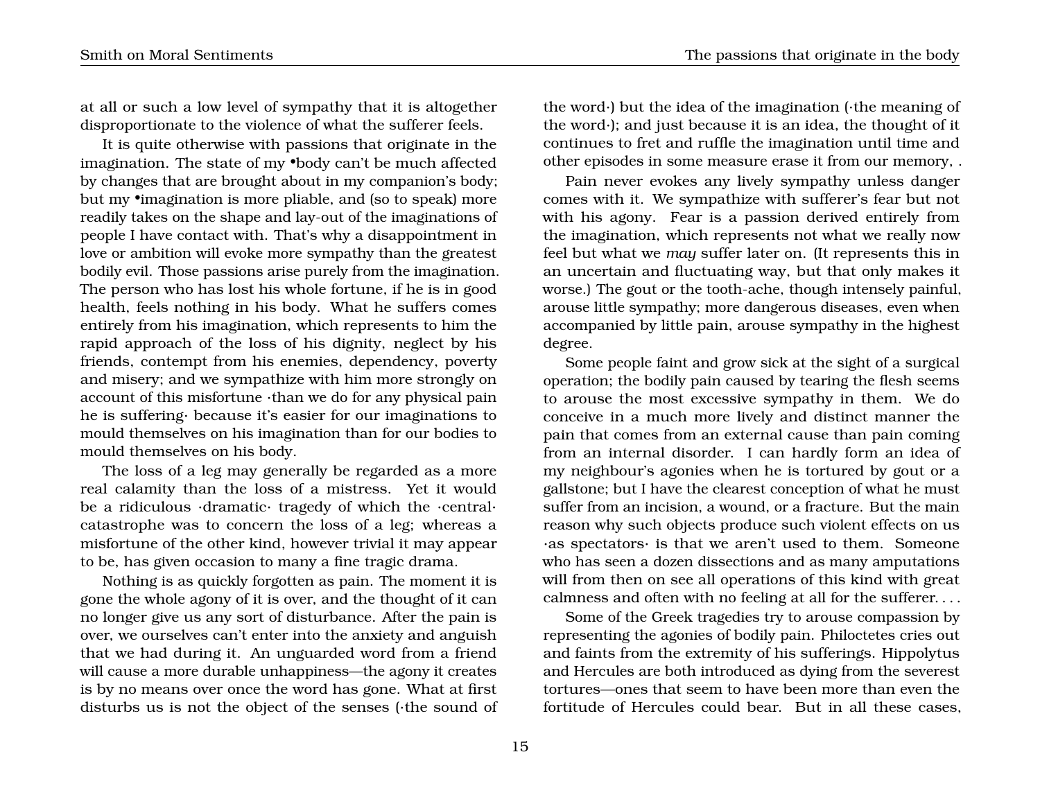at all or such a low level of sympathy that it is altogether disproportionate to the violence of what the sufferer feels.

It is quite otherwise with passions that originate in the imagination. The state of my •body can't be much affected by changes that are brought about in my companion's body; but my •imagination is more pliable, and (so to speak) more readily takes on the shape and lay-out of the imaginations of people I have contact with. That's why a disappointment in love or ambition will evoke more sympathy than the greatest bodily evil. Those passions arise purely from the imagination. The person who has lost his whole fortune, if he is in good health, feels nothing in his body. What he suffers comes entirely from his imagination, which represents to him the rapid approach of the loss of his dignity, neglect by his friends, contempt from his enemies, dependency, poverty and misery; and we sympathize with him more strongly on account of this misfortune ·than we do for any physical pain he is suffering· because it's easier for our imaginations to mould themselves on his imagination than for our bodies to mould themselves on his body.

The loss of a leg may generally be regarded as a more real calamity than the loss of a mistress. Yet it would be a ridiculous ·dramatic· tragedy of which the ·central· catastrophe was to concern the loss of a leg; whereas a misfortune of the other kind, however trivial it may appear to be, has given occasion to many a fine tragic drama.

Nothing is as quickly forgotten as pain. The moment it is gone the whole agony of it is over, and the thought of it can no longer give us any sort of disturbance. After the pain is over, we ourselves can't enter into the anxiety and anguish that we had during it. An unguarded word from a friend will cause a more durable unhappiness—the agony it creates is by no means over once the word has gone. What at first disturbs us is not the object of the senses (·the sound of the word·) but the idea of the imagination (·the meaning of the word·); and just because it is an idea, the thought of it continues to fret and ruffle the imagination until time and other episodes in some measure erase it from our memory, .

Pain never evokes any lively sympathy unless danger comes with it. We sympathize with sufferer's fear but not with his agony. Fear is a passion derived entirely from the imagination, which represents not what we really now feel but what we *may* suffer later on. (It represents this in an uncertain and fluctuating way, but that only makes it worse.) The gout or the tooth-ache, though intensely painful, arouse little sympathy; more dangerous diseases, even when accompanied by little pain, arouse sympathy in the highest degree.

Some people faint and grow sick at the sight of a surgical operation; the bodily pain caused by tearing the flesh seems to arouse the most excessive sympathy in them. We do conceive in a much more lively and distinct manner the pain that comes from an external cause than pain coming from an internal disorder. I can hardly form an idea of my neighbour's agonies when he is tortured by gout or a gallstone; but I have the clearest conception of what he must suffer from an incision, a wound, or a fracture. But the main reason why such objects produce such violent effects on us ·as spectators· is that we aren't used to them. Someone who has seen a dozen dissections and as many amputations will from then on see all operations of this kind with great calmness and often with no feeling at all for the sufferer. . . .

Some of the Greek tragedies try to arouse compassion by representing the agonies of bodily pain. Philoctetes cries out and faints from the extremity of his sufferings. Hippolytus and Hercules are both introduced as dying from the severest tortures—ones that seem to have been more than even the fortitude of Hercules could bear. But in all these cases,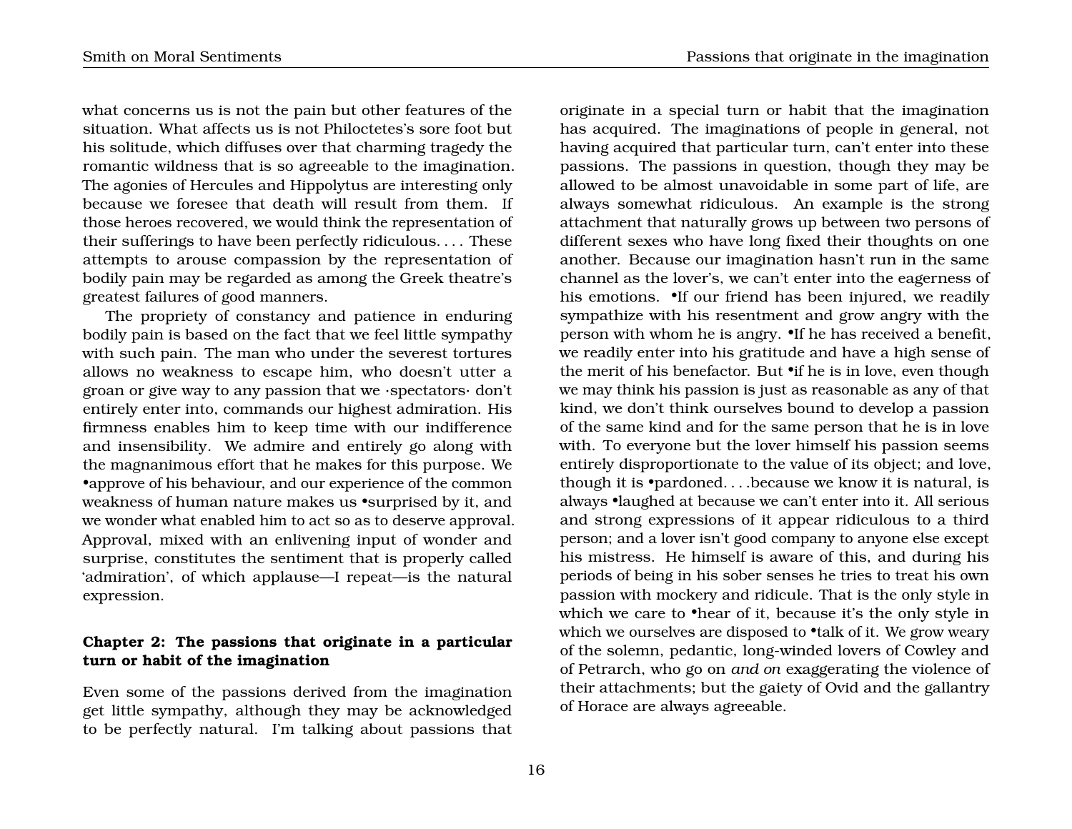what concerns us is not the pain but other features of the situation. What affects us is not Philoctetes's sore foot but his solitude, which diffuses over that charming tragedy the romantic wildness that is so agreeable to the imagination. The agonies of Hercules and Hippolytus are interesting only because we foresee that death will result from them. If those heroes recovered, we would think the representation of their sufferings to have been perfectly ridiculous. . . . These attempts to arouse compassion by the representation of bodily pain may be regarded as among the Greek theatre's greatest failures of good manners.

The propriety of constancy and patience in enduring bodily pain is based on the fact that we feel little sympathy with such pain. The man who under the severest tortures allows no weakness to escape him, who doesn't utter a groan or give way to any passion that we ·spectators· don't entirely enter into, commands our highest admiration. His firmness enables him to keep time with our indifference and insensibility. We admire and entirely go along with the magnanimous effort that he makes for this purpose. We •approve of his behaviour, and our experience of the common weakness of human nature makes us •surprised by it, and we wonder what enabled him to act so as to deserve approval. Approval, mixed with an enlivening input of wonder and surprise, constitutes the sentiment that is properly called 'admiration', of which applause—I repeat—is the natural expression.

### Chapter 2: The passions that originate in a particular turn or habit of the imagination

Even some of the passions derived from the imagination get little sympathy, although they may be acknowledged to be perfectly natural. I'm talking about passions that originate in a special turn or habit that the imagination has acquired. The imaginations of people in general, not having acquired that particular turn, can't enter into these passions. The passions in question, though they may be allowed to be almost unavoidable in some part of life, are always somewhat ridiculous. An example is the strong attachment that naturally grows up between two persons of different sexes who have long fixed their thoughts on one another. Because our imagination hasn't run in the same channel as the lover's, we can't enter into the eagerness of his emotions. •If our friend has been injured, we readily sympathize with his resentment and grow angry with the person with whom he is angry. •If he has received a benefit, we readily enter into his gratitude and have a high sense of the merit of his benefactor. But •if he is in love, even though we may think his passion is just as reasonable as any of that kind, we don't think ourselves bound to develop a passion of the same kind and for the same person that he is in love with. To everyone but the lover himself his passion seems entirely disproportionate to the value of its object; and love, though it is •pardoned. . . .because we know it is natural, is always •laughed at because we can't enter into it. All serious and strong expressions of it appear ridiculous to a third person; and a lover isn't good company to anyone else except his mistress. He himself is aware of this, and during his periods of being in his sober senses he tries to treat his own passion with mockery and ridicule. That is the only style in which we care to •hear of it, because it's the only style in which we ourselves are disposed to •talk of it. We grow weary of the solemn, pedantic, long-winded lovers of Cowley and of Petrarch, who go on *and on* exaggerating the violence of their attachments; but the gaiety of Ovid and the gallantry of Horace are always agreeable.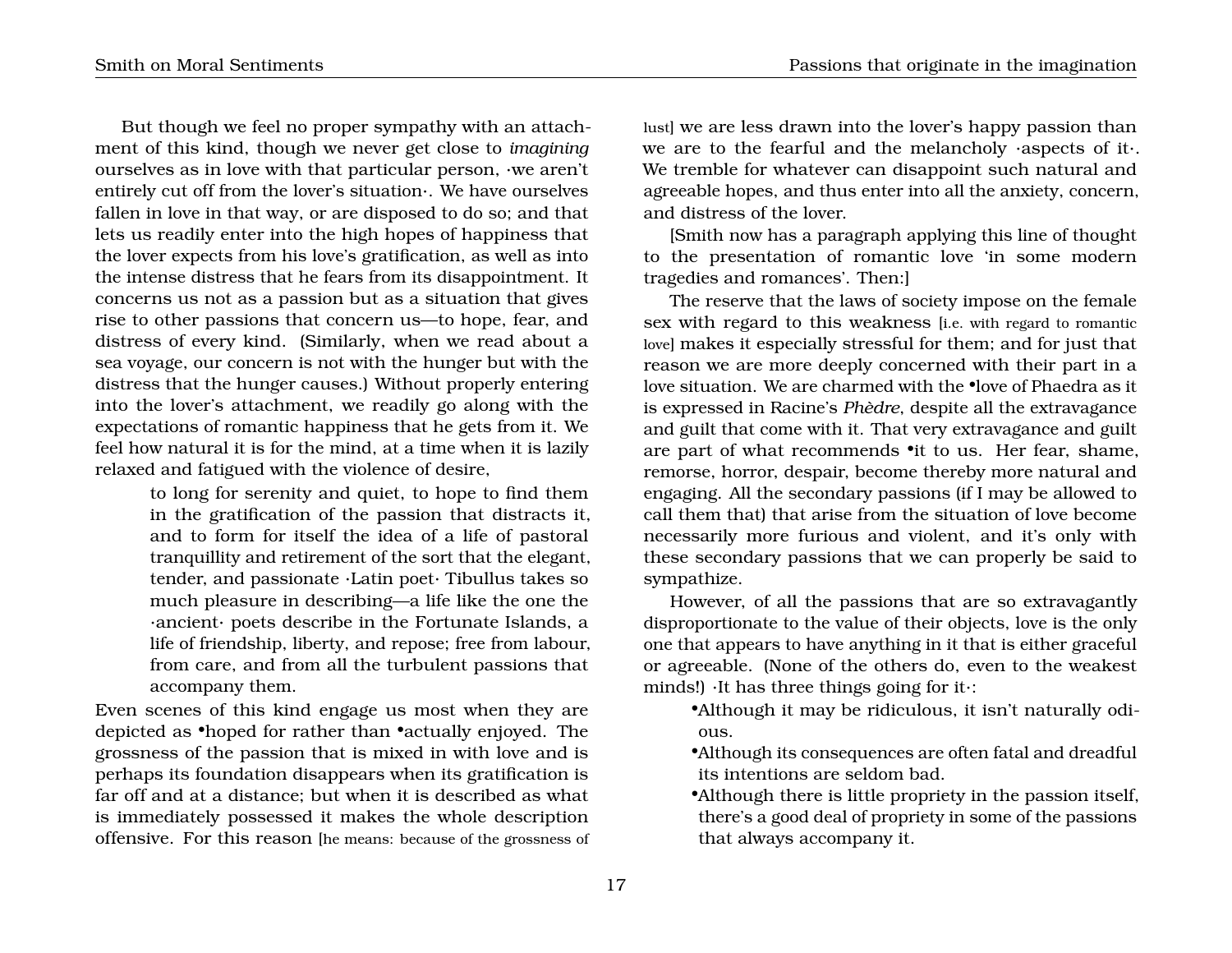But though we feel no proper sympathy with an attachment of this kind, though we never get close to *imagining* ourselves as in love with that particular person, ·we aren't entirely cut off from the lover's situation·. We have ourselves fallen in love in that way, or are disposed to do so; and that lets us readily enter into the high hopes of happiness that the lover expects from his love's gratification, as well as into the intense distress that he fears from its disappointment. It concerns us not as a passion but as a situation that gives rise to other passions that concern us—to hope, fear, and distress of every kind. (Similarly, when we read about a sea voyage, our concern is not with the hunger but with the distress that the hunger causes.) Without properly entering into the lover's attachment, we readily go along with the expectations of romantic happiness that he gets from it. We feel how natural it is for the mind, at a time when it is lazily relaxed and fatigued with the violence of desire,

> to long for serenity and quiet, to hope to find them in the gratification of the passion that distracts it, and to form for itself the idea of a life of pastoral tranquillity and retirement of the sort that the elegant, tender, and passionate ·Latin poet· Tibullus takes so much pleasure in describing—a life like the one the ·ancient· poets describe in the Fortunate Islands, a life of friendship, liberty, and repose; free from labour, from care, and from all the turbulent passions that accompany them.

Even scenes of this kind engage us most when they are depicted as •hoped for rather than •actually enjoyed. The grossness of the passion that is mixed in with love and is perhaps its foundation disappears when its gratification is far off and at a distance; but when it is described as what is immediately possessed it makes the whole description offensive. For this reason [he means: because of the grossness of lust] we are less drawn into the lover's happy passion than we are to the fearful and the melancholy ·aspects of it·. We tremble for whatever can disappoint such natural and agreeable hopes, and thus enter into all the anxiety, concern, and distress of the lover.

[Smith now has a paragraph applying this line of thought to the presentation of romantic love 'in some modern tragedies and romances'. Then:]

The reserve that the laws of society impose on the female sex with regard to this weakness [i.e. with regard to romantic love] makes it especially stressful for them; and for just that reason we are more deeply concerned with their part in a love situation. We are charmed with the •love of Phaedra as it is expressed in Racine's *Phèdre*, despite all the extravagance and guilt that come with it. That very extravagance and guilt are part of what recommends •it to us. Her fear, shame, remorse, horror, despair, become thereby more natural and engaging. All the secondary passions (if I may be allowed to call them that) that arise from the situation of love become necessarily more furious and violent, and it's only with these secondary passions that we can properly be said to sympathize.

However, of all the passions that are so extravagantly disproportionate to the value of their objects, love is the only one that appears to have anything in it that is either graceful or agreeable. (None of the others do, even to the weakest minds!) ·It has three things going for it·:

- •Although it may be ridiculous, it isn't naturally odious.
- •Although its consequences are often fatal and dreadful its intentions are seldom bad.
- •Although there is little propriety in the passion itself, there's a good deal of propriety in some of the passions that always accompany it.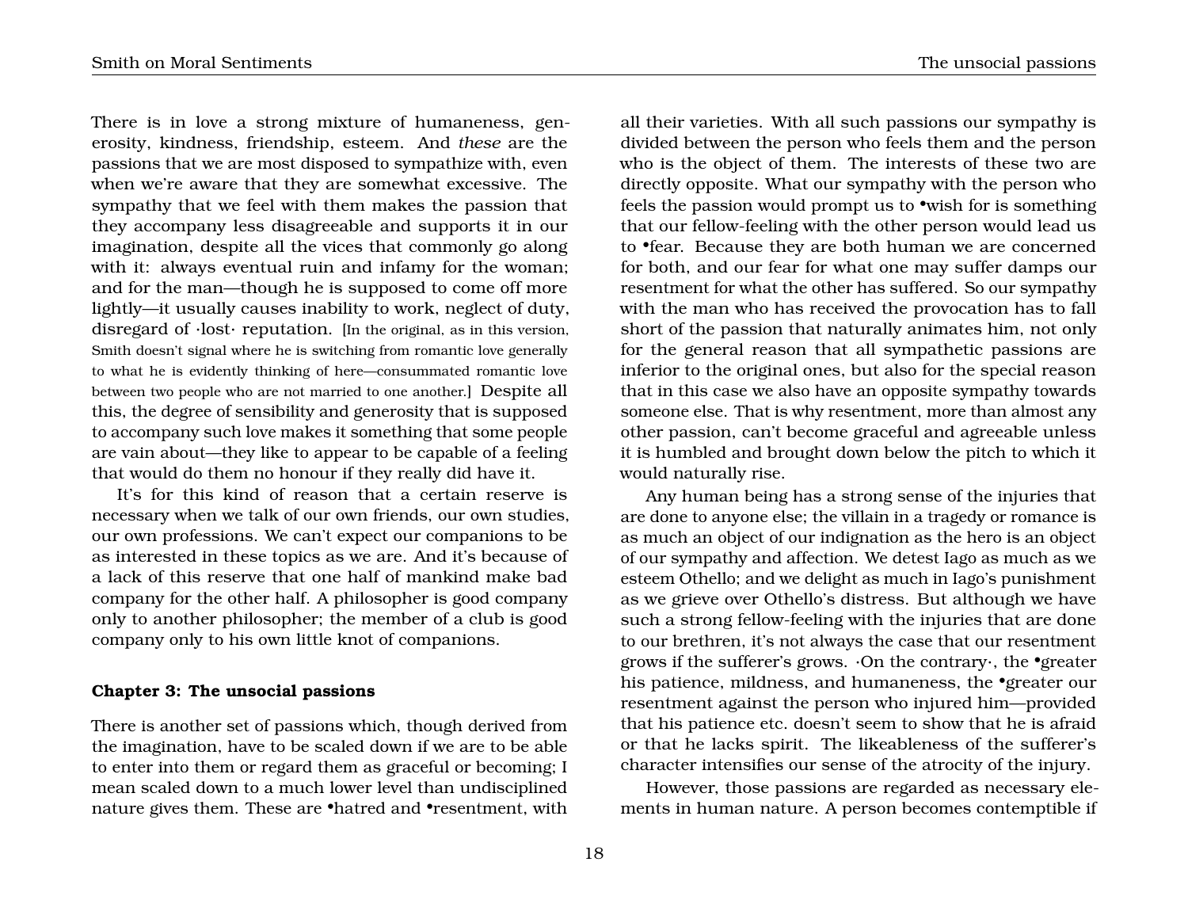There is in love a strong mixture of humaneness, generosity, kindness, friendship, esteem. And *these* are the passions that we are most disposed to sympathize with, even when we're aware that they are somewhat excessive. The sympathy that we feel with them makes the passion that they accompany less disagreeable and supports it in our imagination, despite all the vices that commonly go along with it: always eventual ruin and infamy for the woman; and for the man—though he is supposed to come off more lightly—it usually causes inability to work, neglect of duty, disregard of ·lost· reputation. [In the original, as in this version, Smith doesn't signal where he is switching from romantic love generally to what he is evidently thinking of here—consummated romantic love between two people who are not married to one another.] Despite all this, the degree of sensibility and generosity that is supposed to accompany such love makes it something that some people are vain about—they like to appear to be capable of a feeling that would do them no honour if they really did have it.

It's for this kind of reason that a certain reserve is necessary when we talk of our own friends, our own studies, our own professions. We can't expect our companions to be as interested in these topics as we are. And it's because of a lack of this reserve that one half of mankind make bad company for the other half. A philosopher is good company only to another philosopher; the member of a club is good company only to his own little knot of companions.

### Chapter 3: The unsocial passions

There is another set of passions which, though derived from the imagination, have to be scaled down if we are to be able to enter into them or regard them as graceful or becoming; I mean scaled down to a much lower level than undisciplined nature gives them. These are •hatred and •resentment, with all their varieties. With all such passions our sympathy is divided between the person who feels them and the person who is the object of them. The interests of these two are directly opposite. What our sympathy with the person who feels the passion would prompt us to •wish for is something that our fellow-feeling with the other person would lead us to •fear. Because they are both human we are concerned for both, and our fear for what one may suffer damps our resentment for what the other has suffered. So our sympathy with the man who has received the provocation has to fall short of the passion that naturally animates him, not only for the general reason that all sympathetic passions are inferior to the original ones, but also for the special reason that in this case we also have an opposite sympathy towards someone else. That is why resentment, more than almost any other passion, can't become graceful and agreeable unless it is humbled and brought down below the pitch to which it would naturally rise.

Any human being has a strong sense of the injuries that are done to anyone else; the villain in a tragedy or romance is as much an object of our indignation as the hero is an object of our sympathy and affection. We detest Iago as much as we esteem Othello; and we delight as much in Iago's punishment as we grieve over Othello's distress. But although we have such a strong fellow-feeling with the injuries that are done to our brethren, it's not always the case that our resentment grows if the sufferer's grows. ·On the contrary·, the •greater his patience, mildness, and humaneness, the •greater our resentment against the person who injured him—provided that his patience etc. doesn't seem to show that he is afraid or that he lacks spirit. The likeableness of the sufferer's character intensifies our sense of the atrocity of the injury.

However, those passions are regarded as necessary elements in human nature. A person becomes contemptible if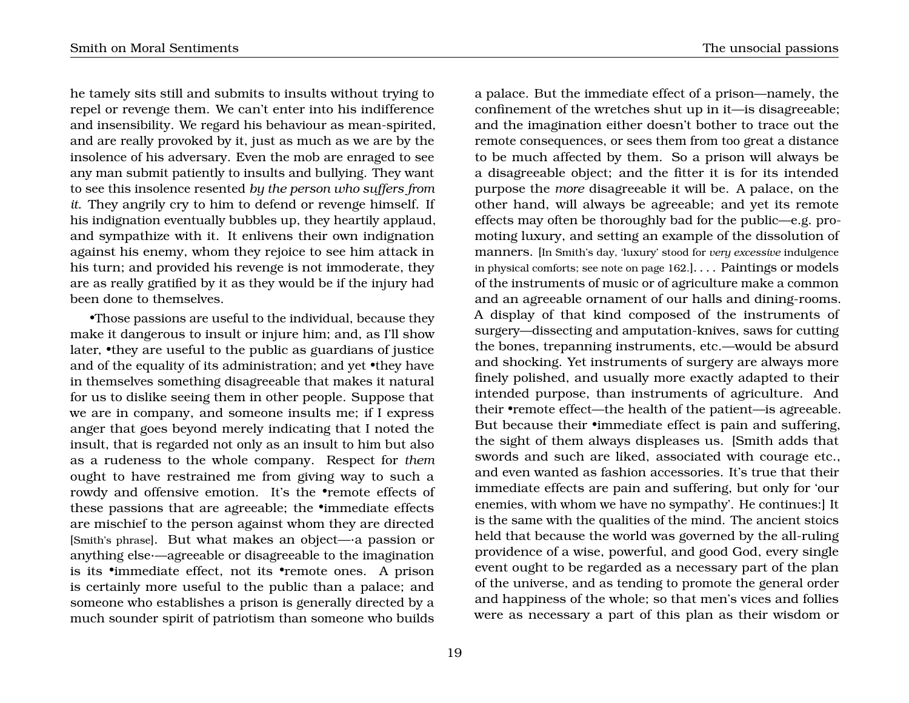he tamely sits still and submits to insults without trying to repel or revenge them. We can't enter into his indifference and insensibility. We regard his behaviour as mean-spirited, and are really provoked by it, just as much as we are by the insolence of his adversary. Even the mob are enraged to see any man submit patiently to insults and bullying. They want to see this insolence resented *by the person who suffers from it*. They angrily cry to him to defend or revenge himself. If his indignation eventually bubbles up, they heartily applaud, and sympathize with it. It enlivens their own indignation against his enemy, whom they rejoice to see him attack in his turn; and provided his revenge is not immoderate, they are as really gratified by it as they would be if the injury had been done to themselves.

•Those passions are useful to the individual, because they make it dangerous to insult or injure him; and, as I'll show later, •they are useful to the public as guardians of justice and of the equality of its administration; and yet •they have in themselves something disagreeable that makes it natural for us to dislike seeing them in other people. Suppose that we are in company, and someone insults me; if I express anger that goes beyond merely indicating that I noted the insult, that is regarded not only as an insult to him but also as a rudeness to the whole company. Respect for *them* ought to have restrained me from giving way to such a rowdy and offensive emotion. It's the •remote effects of these passions that are agreeable; the •immediate effects are mischief to the person against whom they are directed [Smith's phrase]. But what makes an object—·a passion or anything else·—agreeable or disagreeable to the imagination is its •immediate effect, not its •remote ones. A prison is certainly more useful to the public than a palace; and someone who establishes a prison is generally directed by a much sounder spirit of patriotism than someone who builds a palace. But the immediate effect of a prison—namely, the confinement of the wretches shut up in it—is disagreeable; and the imagination either doesn't bother to trace out the remote consequences, or sees them from too great a distance to be much affected by them. So a prison will always be a disagreeable object; and the fitter it is for its intended purpose the *more* disagreeable it will be. A palace, on the other hand, will always be agreeable; and yet its remote effects may often be thoroughly bad for the public—e.g. promoting luxury, and setting an example of the dissolution of manners. [In Smith's day, 'luxury' stood for *very excessive* indulgence in physical comforts; see note on page 162.]. . . . Paintings or models of the instruments of music or of agriculture make a common and an agreeable ornament of our halls and dining-rooms. A display of that kind composed of the instruments of surgery—dissecting and amputation-knives, saws for cutting the bones, trepanning instruments, etc.—would be absurd and shocking. Yet instruments of surgery are always more finely polished, and usually more exactly adapted to their intended purpose, than instruments of agriculture. And their •remote effect—the health of the patient—is agreeable. But because their •immediate effect is pain and suffering, the sight of them always displeases us. [Smith adds that swords and such are liked, associated with courage etc., and even wanted as fashion accessories. It's true that their immediate effects are pain and suffering, but only for 'our enemies, with whom we have no sympathy'. He continues:] It is the same with the qualities of the mind. The ancient stoics held that because the world was governed by the all-ruling providence of a wise, powerful, and good God, every single event ought to be regarded as a necessary part of the plan of the universe, and as tending to promote the general order and happiness of the whole; so that men's vices and follies were as necessary a part of this plan as their wisdom or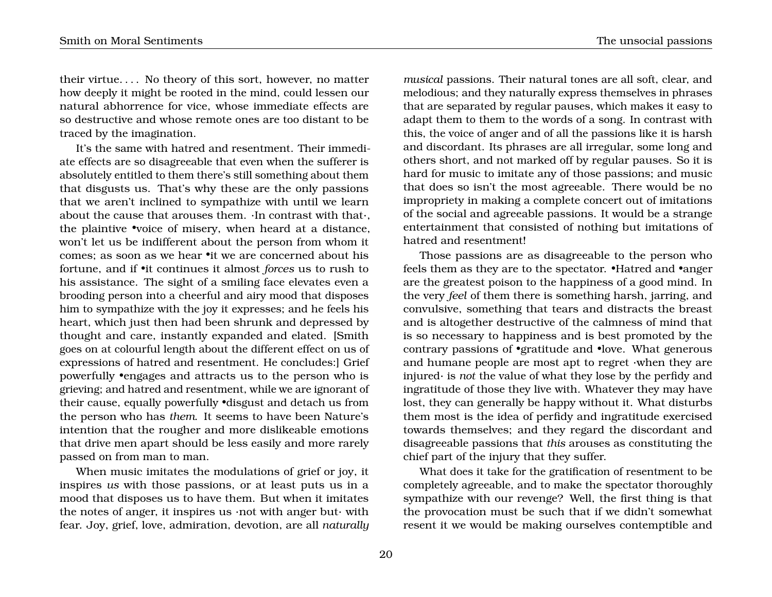their virtue. . . . No theory of this sort, however, no matter how deeply it might be rooted in the mind, could lessen our natural abhorrence for vice, whose immediate effects are so destructive and whose remote ones are too distant to be traced by the imagination.

It's the same with hatred and resentment. Their immediate effects are so disagreeable that even when the sufferer is absolutely entitled to them there's still something about them that disgusts us. That's why these are the only passions that we aren't inclined to sympathize with until we learn about the cause that arouses them. ·In contrast with that·, the plaintive •voice of misery, when heard at a distance, won't let us be indifferent about the person from whom it comes; as soon as we hear •it we are concerned about his fortune, and if •it continues it almost *forces* us to rush to his assistance. The sight of a smiling face elevates even a brooding person into a cheerful and airy mood that disposes him to sympathize with the joy it expresses; and he feels his heart, which just then had been shrunk and depressed by thought and care, instantly expanded and elated. [Smith goes on at colourful length about the different effect on us of expressions of hatred and resentment. He concludes:] Grief powerfully •engages and attracts us to the person who is grieving; and hatred and resentment, while we are ignorant of their cause, equally powerfully •disgust and detach us from the person who has *them*. It seems to have been Nature's intention that the rougher and more dislikeable emotions that drive men apart should be less easily and more rarely passed on from man to man.

When music imitates the modulations of grief or joy, it inspires *us* with those passions, or at least puts us in a mood that disposes us to have them. But when it imitates the notes of anger, it inspires us ·not with anger but· with fear. Joy, grief, love, admiration, devotion, are all *naturally musical* passions. Their natural tones are all soft, clear, and melodious; and they naturally express themselves in phrases that are separated by regular pauses, which makes it easy to adapt them to them to the words of a song. In contrast with this, the voice of anger and of all the passions like it is harsh and discordant. Its phrases are all irregular, some long and others short, and not marked off by regular pauses. So it is hard for music to imitate any of those passions; and music that does so isn't the most agreeable. There would be no impropriety in making a complete concert out of imitations of the social and agreeable passions. It would be a strange entertainment that consisted of nothing but imitations of hatred and resentment!

Those passions are as disagreeable to the person who feels them as they are to the spectator. •Hatred and •anger are the greatest poison to the happiness of a good mind. In the very *feel* of them there is something harsh, jarring, and convulsive, something that tears and distracts the breast and is altogether destructive of the calmness of mind that is so necessary to happiness and is best promoted by the contrary passions of •gratitude and •love. What generous and humane people are most apt to regret ·when they are injured· is *not* the value of what they lose by the perfidy and ingratitude of those they live with. Whatever they may have lost, they can generally be happy without it. What disturbs them most is the idea of perfidy and ingratitude exercised towards themselves; and they regard the discordant and disagreeable passions that *this* arouses as constituting the chief part of the injury that they suffer.

What does it take for the gratification of resentment to be completely agreeable, and to make the spectator thoroughly sympathize with our revenge? Well, the first thing is that the provocation must be such that if we didn't somewhat resent it we would be making ourselves contemptible and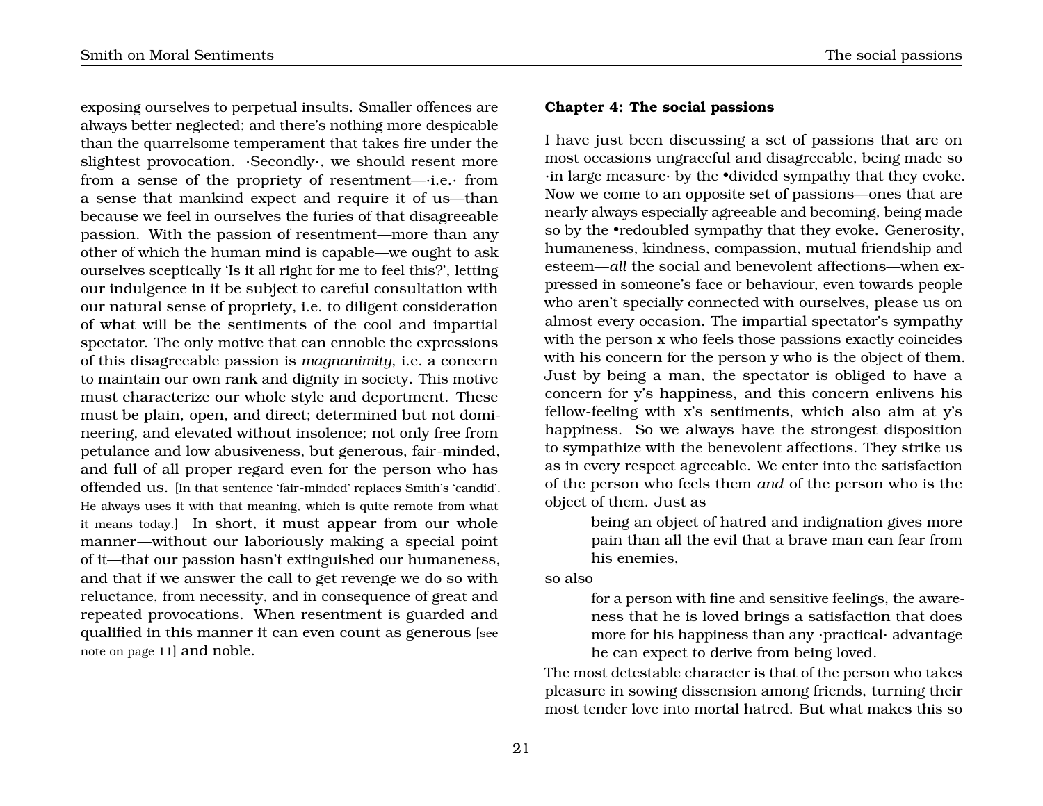exposing ourselves to perpetual insults. Smaller offences are always better neglected; and there's nothing more despicable than the quarrelsome temperament that takes fire under the slightest provocation. ·Secondly·, we should resent more from a sense of the propriety of resentment—·i.e.· from a sense that mankind expect and require it of us—than because we feel in ourselves the furies of that disagreeable passion. With the passion of resentment—more than any other of which the human mind is capable—we ought to ask ourselves sceptically 'Is it all right for me to feel this?', letting our indulgence in it be subject to careful consultation with our natural sense of propriety, i.e. to diligent consideration of what will be the sentiments of the cool and impartial spectator. The only motive that can ennoble the expressions of this disagreeable passion is *magnanimity*, i.e. a concern to maintain our own rank and dignity in society. This motive must characterize our whole style and deportment. These must be plain, open, and direct; determined but not domineering, and elevated without insolence; not only free from petulance and low abusiveness, but generous, fair-minded, and full of all proper regard even for the person who has offended us. [In that sentence 'fair-minded' replaces Smith's 'candid'. He always uses it with that meaning, which is quite remote from what it means today.] In short, it must appear from our whole manner—without our laboriously making a special point of it—that our passion hasn't extinguished our humaneness, and that if we answer the call to get revenge we do so with reluctance, from necessity, and in consequence of great and repeated provocations. When resentment is guarded and qualified in this manner it can even count as generous [see note on page 11] and noble.

### Chapter 4: The social passions

I have just been discussing a set of passions that are on most occasions ungraceful and disagreeable, being made so ·in large measure· by the •divided sympathy that they evoke. Now we come to an opposite set of passions—ones that are nearly always especially agreeable and becoming, being made so by the •redoubled sympathy that they evoke. Generosity, humaneness, kindness, compassion, mutual friendship and esteem—*all* the social and benevolent affections—when expressed in someone's face or behaviour, even towards people who aren't specially connected with ourselves, please us on almost every occasion. The impartial spectator's sympathy with the person x who feels those passions exactly coincides with his concern for the person y who is the object of them. Just by being a man, the spectator is obliged to have a concern for y's happiness, and this concern enlivens his fellow-feeling with x's sentiments, which also aim at y's happiness. So we always have the strongest disposition to sympathize with the benevolent affections. They strike us as in every respect agreeable. We enter into the satisfaction of the person who feels them *and* of the person who is the object of them. Just as

> being an object of hatred and indignation gives more pain than all the evil that a brave man can fear from his enemies,

so also

> for a person with fine and sensitive feelings, the awareness that he is loved brings a satisfaction that does more for his happiness than any ·practical· advantage he can expect to derive from being loved.

The most detestable character is that of the person who takes pleasure in sowing dissension among friends, turning their most tender love into mortal hatred. But what makes this so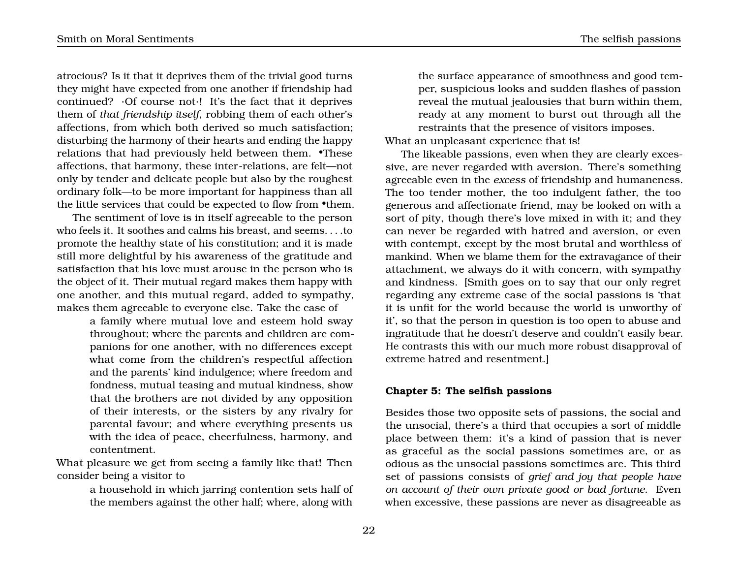atrocious? Is it that it deprives them of the trivial good turns they might have expected from one another if friendship had continued? ·Of course not·! It's the fact that it deprives them of *that friendship itself*, robbing them of each other's affections, from which both derived so much satisfaction; disturbing the harmony of their hearts and ending the happy relations that had previously held between them. •These affections, that harmony, these inter-relations, are felt—not only by tender and delicate people but also by the roughest ordinary folk—to be more important for happiness than all the little services that could be expected to flow from •them.

The sentiment of love is in itself agreeable to the person who feels it. It soothes and calms his breast, and seems. . . .to promote the healthy state of his constitution; and it is made still more delightful by his awareness of the gratitude and satisfaction that his love must arouse in the person who is the object of it. Their mutual regard makes them happy with one another, and this mutual regard, added to sympathy, makes them agreeable to everyone else. Take the case of

> a family where mutual love and esteem hold sway throughout; where the parents and children are companions for one another, with no differences except what come from the children's respectful affection and the parents' kind indulgence; where freedom and fondness, mutual teasing and mutual kindness, show that the brothers are not divided by any opposition of their interests, or the sisters by any rivalry for parental favour; and where everything presents us with the idea of peace, cheerfulness, harmony, and contentment.

What pleasure we get from seeing a family like that! Then consider being a visitor to

> a household in which jarring contention sets half of the members against the other half; where, along with the surface appearance of smoothness and good temper, suspicious looks and sudden flashes of passion reveal the mutual jealousies that burn within them, ready at any moment to burst out through all the restraints that the presence of visitors imposes.

What an unpleasant experience that is!

The likeable passions, even when they are clearly excessive, are never regarded with aversion. There's something agreeable even in the *excess* of friendship and humaneness. The too tender mother, the too indulgent father, the too generous and affectionate friend, may be looked on with a sort of pity, though there's love mixed in with it; and they can never be regarded with hatred and aversion, or even with contempt, except by the most brutal and worthless of mankind. When we blame them for the extravagance of their attachment, we always do it with concern, with sympathy and kindness. [Smith goes on to say that our only regret regarding any extreme case of the social passions is 'that it is unfit for the world because the world is unworthy of it', so that the person in question is too open to abuse and ingratitude that he doesn't deserve and couldn't easily bear. He contrasts this with our much more robust disapproval of extreme hatred and resentment.]

## Chapter 5: The selfish passions

Besides those two opposite sets of passions, the social and the unsocial, there's a third that occupies a sort of middle place between them: it's a kind of passion that is never as graceful as the social passions sometimes are, or as odious as the unsocial passions sometimes are. This third set of passions consists of *grief and joy that people have on account of their own private good or bad fortune*. Even when excessive, these passions are never as disagreeable as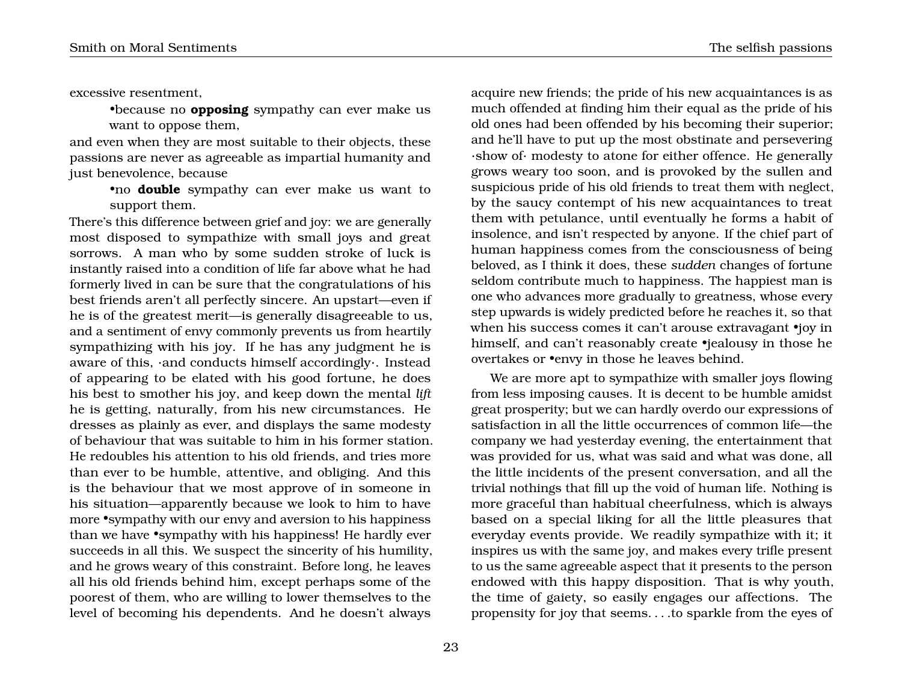excessive resentment,

> •because no **opposing** sympathy can ever make us want to oppose them,

and even when they are most suitable to their objects, these passions are never as agreeable as impartial humanity and just benevolence, because

> •no **double** sympathy can ever make us want to support them.

There's this difference between grief and joy: we are generally most disposed to sympathize with small joys and great sorrows. A man who by some sudden stroke of luck is instantly raised into a condition of life far above what he had formerly lived in can be sure that the congratulations of his best friends aren't all perfectly sincere. An upstart—even if he is of the greatest merit—is generally disagreeable to us, and a sentiment of envy commonly prevents us from heartily sympathizing with his joy. If he has any judgment he is aware of this, ·and conducts himself accordingly·. Instead of appearing to be elated with his good fortune, he does his best to smother his joy, and keep down the mental *lift* he is getting, naturally, from his new circumstances. He dresses as plainly as ever, and displays the same modesty of behaviour that was suitable to him in his former station. He redoubles his attention to his old friends, and tries more than ever to be humble, attentive, and obliging. And this is the behaviour that we most approve of in someone in his situation—apparently because we look to him to have more •sympathy with our envy and aversion to his happiness than we have •sympathy with his happiness! He hardly ever succeeds in all this. We suspect the sincerity of his humility, and he grows weary of this constraint. Before long, he leaves all his old friends behind him, except perhaps some of the poorest of them, who are willing to lower themselves to the level of becoming his dependents. And he doesn't always acquire new friends; the pride of his new acquaintances is as much offended at finding him their equal as the pride of his old ones had been offended by his becoming their superior; and he'll have to put up the most obstinate and persevering ·show of· modesty to atone for either offence. He generally grows weary too soon, and is provoked by the sullen and suspicious pride of his old friends to treat them with neglect, by the saucy contempt of his new acquaintances to treat them with petulance, until eventually he forms a habit of insolence, and isn't respected by anyone. If the chief part of human happiness comes from the consciousness of being beloved, as I think it does, these *sudden* changes of fortune seldom contribute much to happiness. The happiest man is one who advances more gradually to greatness, whose every step upwards is widely predicted before he reaches it, so that when his success comes it can't arouse extravagant •joy in himself, and can't reasonably create •jealousy in those he overtakes or •envy in those he leaves behind.

We are more apt to sympathize with smaller joys flowing from less imposing causes. It is decent to be humble amidst great prosperity; but we can hardly overdo our expressions of satisfaction in all the little occurrences of common life—the company we had yesterday evening, the entertainment that was provided for us, what was said and what was done, all the little incidents of the present conversation, and all the trivial nothings that fill up the void of human life. Nothing is more graceful than habitual cheerfulness, which is always based on a special liking for all the little pleasures that everyday events provide. We readily sympathize with it; it inspires us with the same joy, and makes every trifle present to us the same agreeable aspect that it presents to the person endowed with this happy disposition. That is why youth, the time of gaiety, so easily engages our affections. The propensity for joy that seems. . . .to sparkle from the eyes of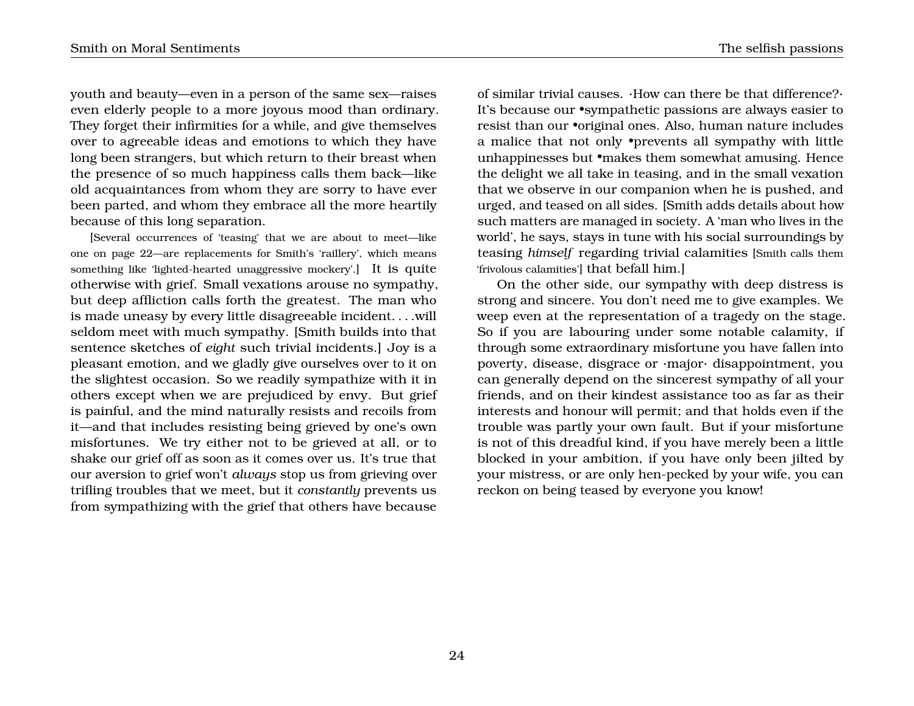youth and beauty—even in a person of the same sex—raises even elderly people to a more joyous mood than ordinary. They forget their infirmities for a while, and give themselves over to agreeable ideas and emotions to which they have long been strangers, but which return to their breast when the presence of so much happiness calls them back—like old acquaintances from whom they are sorry to have ever been parted, and whom they embrace all the more heartily because of this long separation.

[Several occurrences of 'teasing' that we are about to meet—like one on page 22—are replacements for Smith's 'raillery', which means something like 'lighted-hearted unaggressive mockery'.] It is quite otherwise with grief. Small vexations arouse no sympathy, but deep affliction calls forth the greatest. The man who is made uneasy by every little disagreeable incident. . . .will seldom meet with much sympathy. [Smith builds into that sentence sketches of *eight* such trivial incidents.] Joy is a pleasant emotion, and we gladly give ourselves over to it on the slightest occasion. So we readily sympathize with it in others except when we are prejudiced by envy. But grief is painful, and the mind naturally resists and recoils from it—and that includes resisting being grieved by one's own misfortunes. We try either not to be grieved at all, or to shake our grief off as soon as it comes over us. It's true that our aversion to grief won't *always* stop us from grieving over trifling troubles that we meet, but it *constantly* prevents us from sympathizing with the grief that others have because of similar trivial causes. ·How can there be that difference?· It's because our •sympathetic passions are always easier to resist than our •original ones. Also, human nature includes a malice that not only •prevents all sympathy with little unhappinesses but •makes them somewhat amusing. Hence the delight we all take in teasing, and in the small vexation that we observe in our companion when he is pushed, and urged, and teased on all sides. [Smith adds details about how such matters are managed in society. A 'man who lives in the world', he says, stays in tune with his social surroundings by teasing *himself* regarding trivial calamities [Smith calls them 'frivolous calamities'] that befall him.]

On the other side, our sympathy with deep distress is strong and sincere. You don't need me to give examples. We weep even at the representation of a tragedy on the stage. So if you are labouring under some notable calamity, if through some extraordinary misfortune you have fallen into poverty, disease, disgrace or ·major· disappointment, you can generally depend on the sincerest sympathy of all your friends, and on their kindest assistance too as far as their interests and honour will permit; and that holds even if the trouble was partly your own fault. But if your misfortune is not of this dreadful kind, if you have merely been a little blocked in your ambition, if you have only been jilted by your mistress, or are only hen-pecked by your wife, you can reckon on being teased by everyone you know!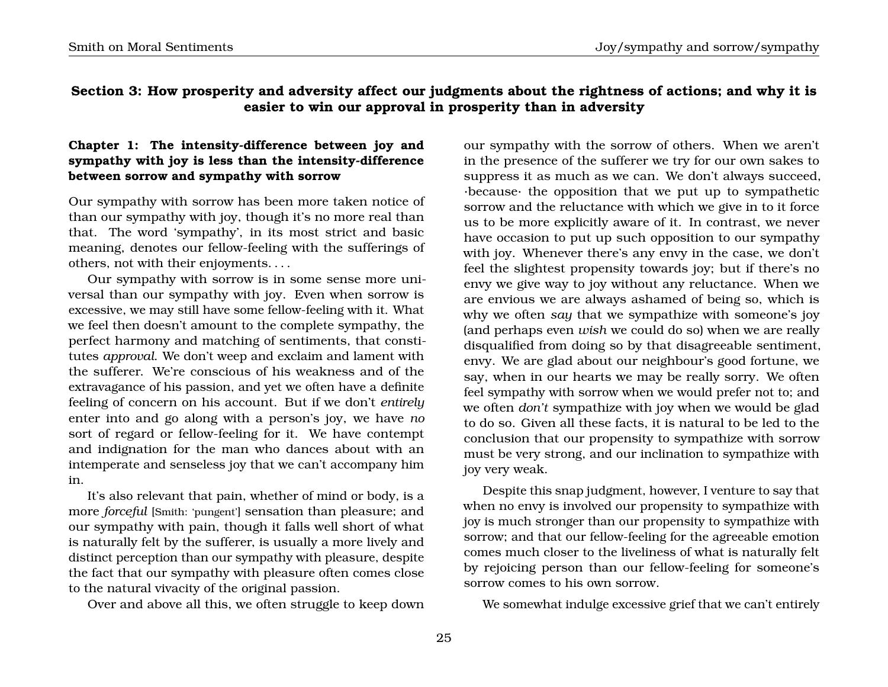## Section 3: How prosperity and adversity affect our judgments about the rightness of actions; and why it is easier to win our approval in prosperity than in adversity

### Chapter 1: The intensity-difference between joy and sympathy with joy is less than the intensity-difference between sorrow and sympathy with sorrow

Our sympathy with sorrow has been more taken notice of than our sympathy with joy, though it's no more real than that. The word 'sympathy', in its most strict and basic meaning, denotes our fellow-feeling with the sufferings of others, not with their enjoyments. . . .

Our sympathy with sorrow is in some sense more universal than our sympathy with joy. Even when sorrow is excessive, we may still have some fellow-feeling with it. What we feel then doesn't amount to the complete sympathy, the perfect harmony and matching of sentiments, that constitutes *approval*. We don't weep and exclaim and lament with the sufferer. We're conscious of his weakness and of the extravagance of his passion, and yet we often have a definite feeling of concern on his account. But if we don't *entirely* enter into and go along with a person's joy, we have *no* sort of regard or fellow-feeling for it. We have contempt and indignation for the man who dances about with an intemperate and senseless joy that we can't accompany him in.

It's also relevant that pain, whether of mind or body, is a more *forceful* [Smith: 'pungent'] sensation than pleasure; and our sympathy with pain, though it falls well short of what is naturally felt by the sufferer, is usually a more lively and distinct perception than our sympathy with pleasure, despite the fact that our sympathy with pleasure often comes close to the natural vivacity of the original passion.

Over and above all this, we often struggle to keep down our sympathy with the sorrow of others. When we aren't in the presence of the sufferer we try for our own sakes to suppress it as much as we can. We don't always succeed, ·because· the opposition that we put up to sympathetic sorrow and the reluctance with which we give in to it force us to be more explicitly aware of it. In contrast, we never have occasion to put up such opposition to our sympathy with joy. Whenever there's any envy in the case, we don't feel the slightest propensity towards joy; but if there's no envy we give way to joy without any reluctance. When we are envious we are always ashamed of being so, which is why we often *say* that we sympathize with someone's joy (and perhaps even *wish* we could do so) when we are really disqualified from doing so by that disagreeable sentiment, envy. We are glad about our neighbour's good fortune, we say, when in our hearts we may be really sorry. We often feel sympathy with sorrow when we would prefer not to; and we often *don't* sympathize with joy when we would be glad to do so. Given all these facts, it is natural to be led to the conclusion that our propensity to sympathize with sorrow must be very strong, and our inclination to sympathize with joy very weak.

Despite this snap judgment, however, I venture to say that when no envy is involved our propensity to sympathize with joy is much stronger than our propensity to sympathize with sorrow; and that our fellow-feeling for the agreeable emotion comes much closer to the liveliness of what is naturally felt by rejoicing person than our fellow-feeling for someone's sorrow comes to his own sorrow.

We somewhat indulge excessive grief that we can't entirely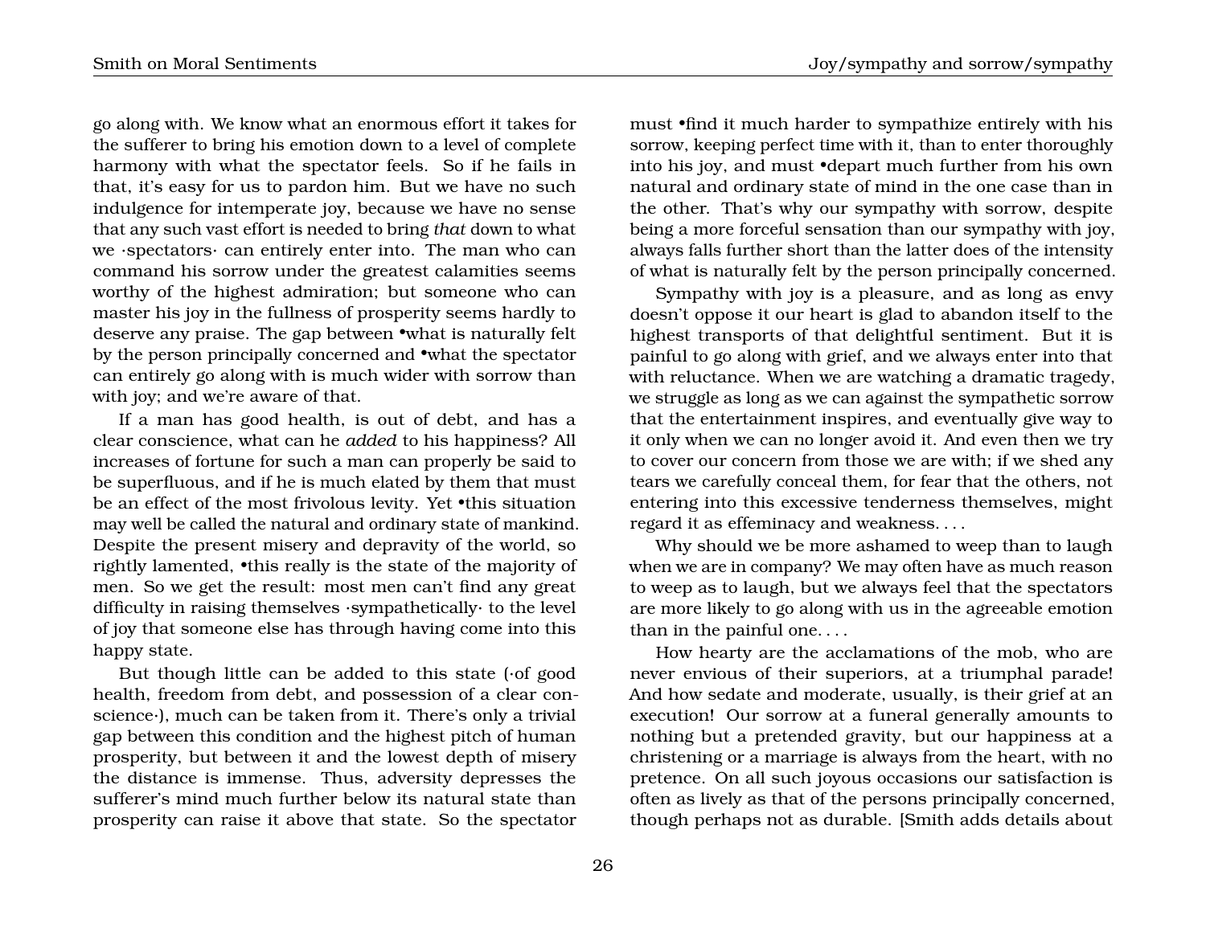go along with. We know what an enormous effort it takes for the sufferer to bring his emotion down to a level of complete harmony with what the spectator feels. So if he fails in that, it's easy for us to pardon him. But we have no such indulgence for intemperate joy, because we have no sense that any such vast effort is needed to bring *that* down to what we ·spectators· can entirely enter into. The man who can command his sorrow under the greatest calamities seems worthy of the highest admiration; but someone who can master his joy in the fullness of prosperity seems hardly to deserve any praise. The gap between •what is naturally felt by the person principally concerned and •what the spectator can entirely go along with is much wider with sorrow than with joy; and we're aware of that.

If a man has good health, is out of debt, and has a clear conscience, what can he *added* to his happiness? All increases of fortune for such a man can properly be said to be superfluous, and if he is much elated by them that must be an effect of the most frivolous levity. Yet •this situation may well be called the natural and ordinary state of mankind. Despite the present misery and depravity of the world, so rightly lamented, •this really is the state of the majority of men. So we get the result: most men can't find any great difficulty in raising themselves ·sympathetically· to the level of joy that someone else has through having come into this happy state.

But though little can be added to this state (·of good health, freedom from debt, and possession of a clear conscience·), much can be taken from it. There's only a trivial gap between this condition and the highest pitch of human prosperity, but between it and the lowest depth of misery the distance is immense. Thus, adversity depresses the sufferer's mind much further below its natural state than prosperity can raise it above that state. So the spectator must •find it much harder to sympathize entirely with his sorrow, keeping perfect time with it, than to enter thoroughly into his joy, and must •depart much further from his own natural and ordinary state of mind in the one case than in the other. That's why our sympathy with sorrow, despite being a more forceful sensation than our sympathy with joy, always falls further short than the latter does of the intensity of what is naturally felt by the person principally concerned.

Sympathy with joy is a pleasure, and as long as envy doesn't oppose it our heart is glad to abandon itself to the highest transports of that delightful sentiment. But it is painful to go along with grief, and we always enter into that with reluctance. When we are watching a dramatic tragedy, we struggle as long as we can against the sympathetic sorrow that the entertainment inspires, and eventually give way to it only when we can no longer avoid it. And even then we try to cover our concern from those we are with; if we shed any tears we carefully conceal them, for fear that the others, not entering into this excessive tenderness themselves, might regard it as effeminacy and weakness. . . .

Why should we be more ashamed to weep than to laugh when we are in company? We may often have as much reason to weep as to laugh, but we always feel that the spectators are more likely to go along with us in the agreeable emotion than in the painful one. . . .

How hearty are the acclamations of the mob, who are never envious of their superiors, at a triumphal parade! And how sedate and moderate, usually, is their grief at an execution! Our sorrow at a funeral generally amounts to nothing but a pretended gravity, but our happiness at a christening or a marriage is always from the heart, with no pretence. On all such joyous occasions our satisfaction is often as lively as that of the persons principally concerned, though perhaps not as durable. [Smith adds details about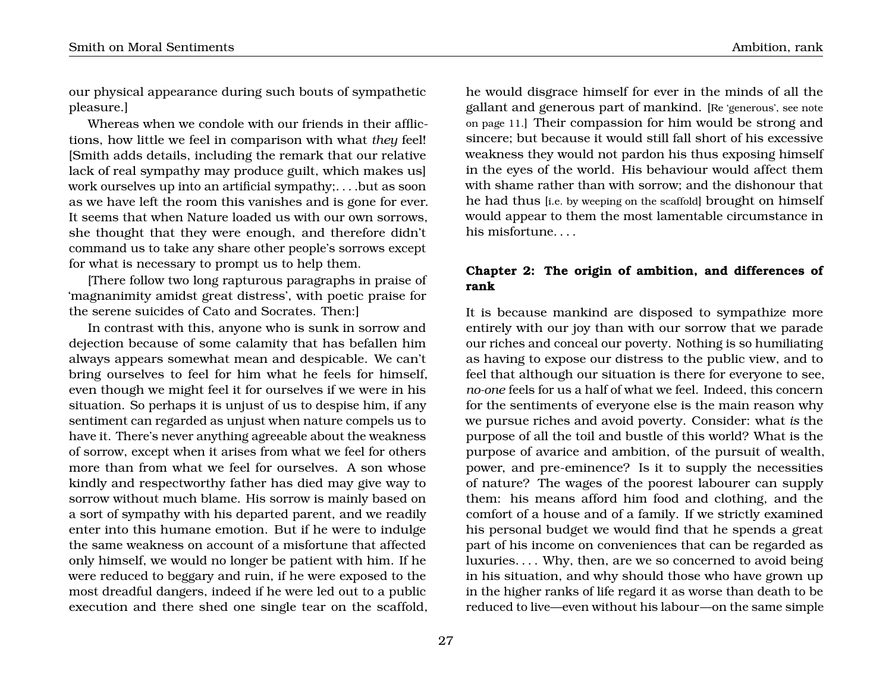our physical appearance during such bouts of sympathetic pleasure.]

Whereas when we condole with our friends in their afflictions, how little we feel in comparison with what *they* feel! [Smith adds details, including the remark that our relative lack of real sympathy may produce guilt, which makes us] work ourselves up into an artificial sympathy;. . . .but as soon as we have left the room this vanishes and is gone for ever. It seems that when Nature loaded us with our own sorrows, she thought that they were enough, and therefore didn't command us to take any share other people's sorrows except for what is necessary to prompt us to help them.

[There follow two long rapturous paragraphs in praise of 'magnanimity amidst great distress', with poetic praise for the serene suicides of Cato and Socrates. Then:]

In contrast with this, anyone who is sunk in sorrow and dejection because of some calamity that has befallen him always appears somewhat mean and despicable. We can't bring ourselves to feel for him what he feels for himself, even though we might feel it for ourselves if we were in his situation. So perhaps it is unjust of us to despise him, if any sentiment can regarded as unjust when nature compels us to have it. There's never anything agreeable about the weakness of sorrow, except when it arises from what we feel for others more than from what we feel for ourselves. A son whose kindly and respectworthy father has died may give way to sorrow without much blame. His sorrow is mainly based on a sort of sympathy with his departed parent, and we readily enter into this humane emotion. But if he were to indulge the same weakness on account of a misfortune that affected only himself, we would no longer be patient with him. If he were reduced to beggary and ruin, if he were exposed to the most dreadful dangers, indeed if he were led out to a public execution and there shed one single tear on the scaffold, he would disgrace himself for ever in the minds of all the gallant and generous part of mankind. [Re 'generous', see note on page 11.] Their compassion for him would be strong and sincere; but because it would still fall short of his excessive weakness they would not pardon his thus exposing himself in the eyes of the world. His behaviour would affect them with shame rather than with sorrow; and the dishonour that he had thus [i.e. by weeping on the scaffold] brought on himself would appear to them the most lamentable circumstance in his misfortune. . . .

## Chapter 2: The origin of ambition, and differences of rank

It is because mankind are disposed to sympathize more entirely with our joy than with our sorrow that we parade our riches and conceal our poverty. Nothing is so humiliating as having to expose our distress to the public view, and to feel that although our situation is there for everyone to see, *no-one* feels for us a half of what we feel. Indeed, this concern for the sentiments of everyone else is the main reason why we pursue riches and avoid poverty. Consider: what *is* the purpose of all the toil and bustle of this world? What is the purpose of avarice and ambition, of the pursuit of wealth, power, and pre-eminence? Is it to supply the necessities of nature? The wages of the poorest labourer can supply them: his means afford him food and clothing, and the comfort of a house and of a family. If we strictly examined his personal budget we would find that he spends a great part of his income on conveniences that can be regarded as luxuries. . . . Why, then, are we so concerned to avoid being in his situation, and why should those who have grown up in the higher ranks of life regard it as worse than death to be reduced to live—even without his labour—on the same simple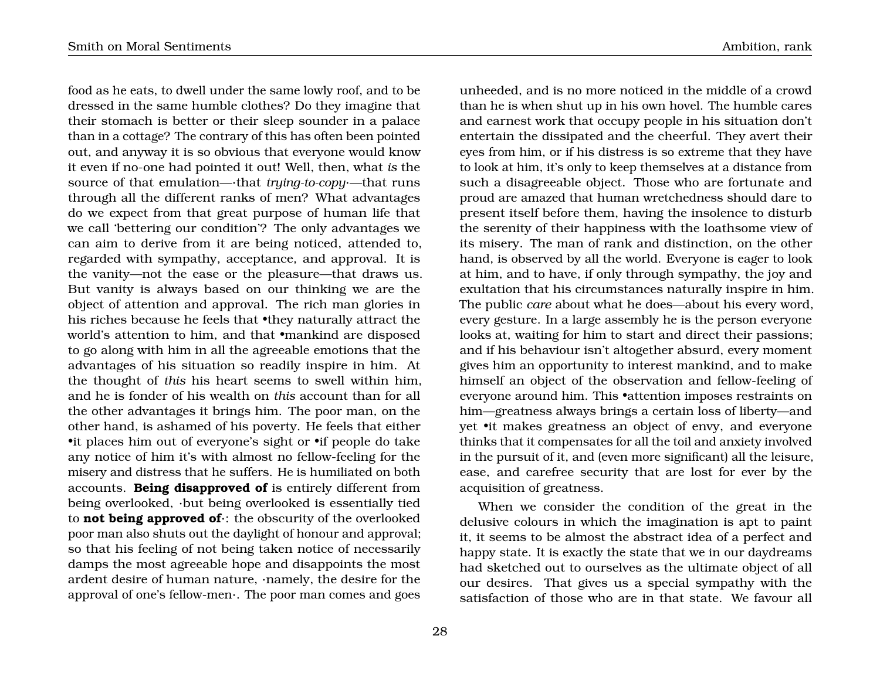food as he eats, to dwell under the same lowly roof, and to be dressed in the same humble clothes? Do they imagine that their stomach is better or their sleep sounder in a palace than in a cottage? The contrary of this has often been pointed out, and anyway it is so obvious that everyone would know it even if no-one had pointed it out! Well, then, what *is* the source of that emulation—·that *trying-to-copy*·—that runs through all the different ranks of men? What advantages do we expect from that great purpose of human life that we call 'bettering our condition'? The only advantages we can aim to derive from it are being noticed, attended to, regarded with sympathy, acceptance, and approval. It is the vanity—not the ease or the pleasure—that draws us. But vanity is always based on our thinking we are the object of attention and approval. The rich man glories in his riches because he feels that •they naturally attract the world's attention to him, and that •mankind are disposed to go along with him in all the agreeable emotions that the advantages of his situation so readily inspire in him. At the thought of *this* his heart seems to swell within him, and he is fonder of his wealth on *this* account than for all the other advantages it brings him. The poor man, on the other hand, is ashamed of his poverty. He feels that either •it places him out of everyone's sight or •if people do take any notice of him it's with almost no fellow-feeling for the misery and distress that he suffers. He is humiliated on both accounts. **Being disapproved of** is entirely different from being overlooked, ·but being overlooked is essentially tied to **not being approved of**·: the obscurity of the overlooked poor man also shuts out the daylight of honour and approval; so that his feeling of not being taken notice of necessarily damps the most agreeable hope and disappoints the most ardent desire of human nature, ·namely, the desire for the approval of one's fellow-men·. The poor man comes and goes unheeded, and is no more noticed in the middle of a crowd than he is when shut up in his own hovel. The humble cares and earnest work that occupy people in his situation don't entertain the dissipated and the cheerful. They avert their eyes from him, or if his distress is so extreme that they have to look at him, it's only to keep themselves at a distance from such a disagreeable object. Those who are fortunate and proud are amazed that human wretchedness should dare to present itself before them, having the insolence to disturb the serenity of their happiness with the loathsome view of its misery. The man of rank and distinction, on the other hand, is observed by all the world. Everyone is eager to look at him, and to have, if only through sympathy, the joy and exultation that his circumstances naturally inspire in him. The public *care* about what he does—about his every word, every gesture. In a large assembly he is the person everyone looks at, waiting for him to start and direct their passions; and if his behaviour isn't altogether absurd, every moment gives him an opportunity to interest mankind, and to make himself an object of the observation and fellow-feeling of everyone around him. This •attention imposes restraints on him—greatness always brings a certain loss of liberty—and yet •it makes greatness an object of envy, and everyone thinks that it compensates for all the toil and anxiety involved in the pursuit of it, and (even more significant) all the leisure, ease, and carefree security that are lost for ever by the acquisition of greatness.

When we consider the condition of the great in the delusive colours in which the imagination is apt to paint it, it seems to be almost the abstract idea of a perfect and happy state. It is exactly the state that we in our daydreams had sketched out to ourselves as the ultimate object of all our desires. That gives us a special sympathy with the satisfaction of those who are in that state. We favour all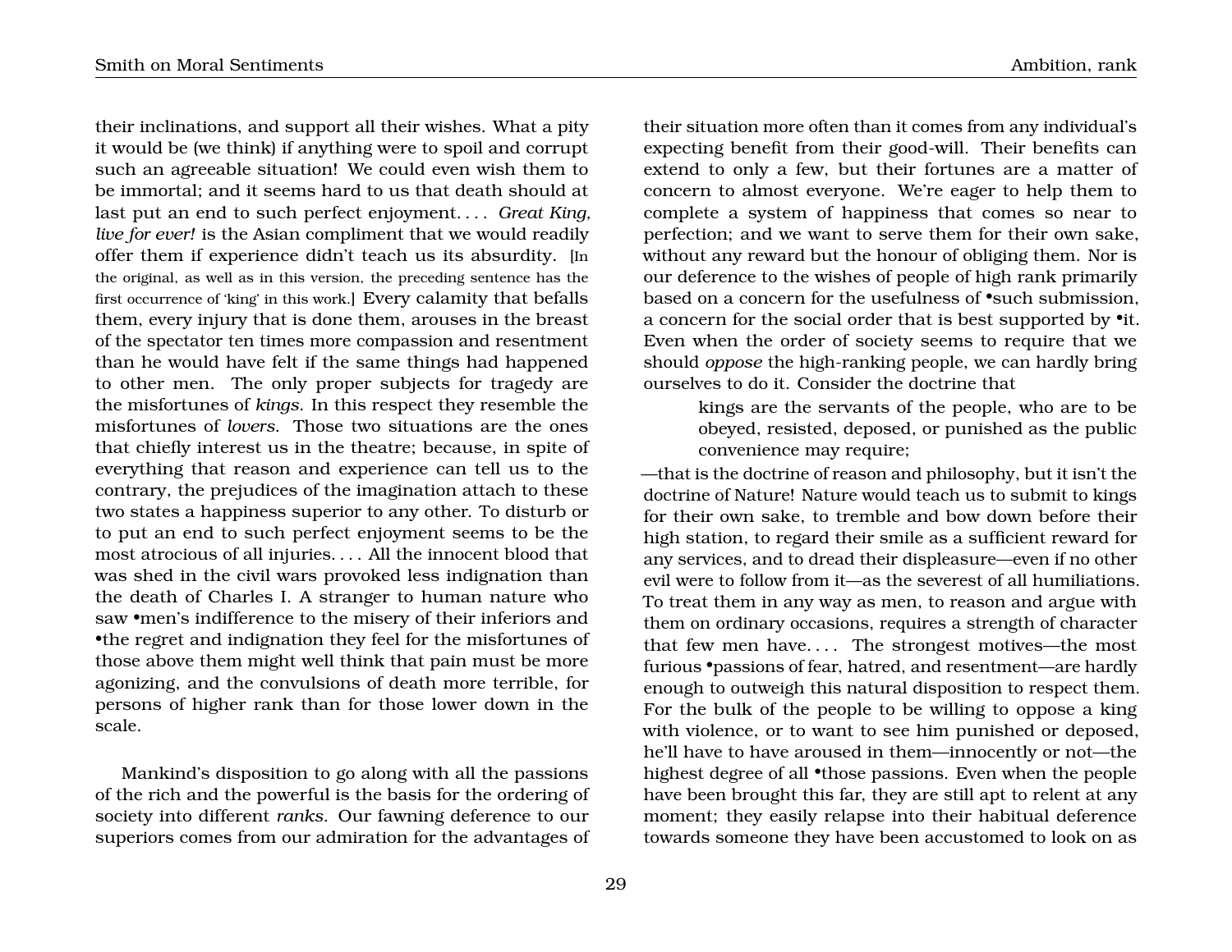their inclinations, and support all their wishes. What a pity it would be (we think) if anything were to spoil and corrupt such an agreeable situation! We could even wish them to be immortal; and it seems hard to us that death should at last put an end to such perfect enjoyment. . . . *Great King, live for ever!* is the Asian compliment that we would readily offer them if experience didn't teach us its absurdity. [In the original, as well as in this version, the preceding sentence has the first occurrence of 'king' in this work.] Every calamity that befalls them, every injury that is done them, arouses in the breast of the spectator ten times more compassion and resentment than he would have felt if the same things had happened to other men. The only proper subjects for tragedy are the misfortunes of *kings*. In this respect they resemble the misfortunes of *lovers*. Those two situations are the ones that chiefly interest us in the theatre; because, in spite of everything that reason and experience can tell us to the contrary, the prejudices of the imagination attach to these two states a happiness superior to any other. To disturb or to put an end to such perfect enjoyment seems to be the most atrocious of all injuries. . . . All the innocent blood that was shed in the civil wars provoked less indignation than the death of Charles I. A stranger to human nature who saw •men's indifference to the misery of their inferiors and •the regret and indignation they feel for the misfortunes of those above them might well think that pain must be more agonizing, and the convulsions of death more terrible, for persons of higher rank than for those lower down in the scale.

Mankind's disposition to go along with all the passions of the rich and the powerful is the basis for the ordering of society into different *ranks*. Our fawning deference to our superiors comes from our admiration for the advantages of their situation more often than it comes from any individual's expecting benefit from their good-will. Their benefits can extend to only a few, but their fortunes are a matter of concern to almost everyone. We're eager to help them to complete a system of happiness that comes so near to perfection; and we want to serve them for their own sake, without any reward but the honour of obliging them. Nor is our deference to the wishes of people of high rank primarily based on a concern for the usefulness of •such submission, a concern for the social order that is best supported by •it. Even when the order of society seems to require that we should *oppose* the high-ranking people, we can hardly bring ourselves to do it. Consider the doctrine that

> kings are the servants of the people, who are to be obeyed, resisted, deposed, or punished as the public convenience may require;

—that is the doctrine of reason and philosophy, but it isn't the doctrine of Nature! Nature would teach us to submit to kings for their own sake, to tremble and bow down before their high station, to regard their smile as a sufficient reward for any services, and to dread their displeasure—even if no other evil were to follow from it—as the severest of all humiliations. To treat them in any way as men, to reason and argue with them on ordinary occasions, requires a strength of character that few men have. . . . The strongest motives—the most furious •passions of fear, hatred, and resentment—are hardly enough to outweigh this natural disposition to respect them. For the bulk of the people to be willing to oppose a king with violence, or to want to see him punished or deposed, he'll have to have aroused in them—innocently or not—the highest degree of all •those passions. Even when the people have been brought this far, they are still apt to relent at any moment; they easily relapse into their habitual deference towards someone they have been accustomed to look on as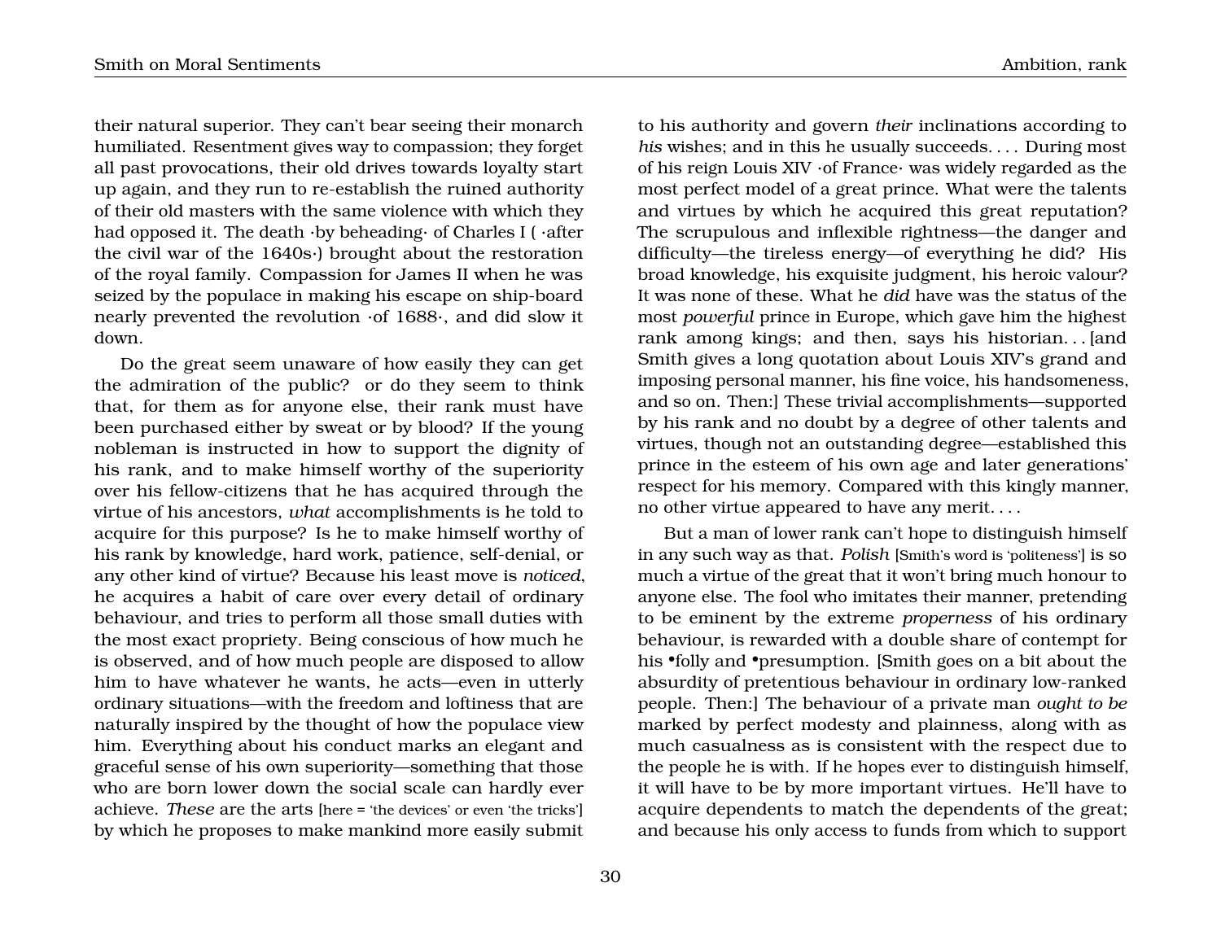their natural superior. They can't bear seeing their monarch humiliated. Resentment gives way to compassion; they forget all past provocations, their old drives towards loyalty start up again, and they run to re-establish the ruined authority of their old masters with the same violence with which they had opposed it. The death ·by beheading· of Charles I ( ·after the civil war of the 1640s·) brought about the restoration of the royal family. Compassion for James II when he was seized by the populace in making his escape on ship-board nearly prevented the revolution ·of 1688·, and did slow it down.

Do the great seem unaware of how easily they can get the admiration of the public? or do they seem to think that, for them as for anyone else, their rank must have been purchased either by sweat or by blood? If the young nobleman is instructed in how to support the dignity of his rank, and to make himself worthy of the superiority over his fellow-citizens that he has acquired through the virtue of his ancestors, *what* accomplishments is he told to acquire for this purpose? Is he to make himself worthy of his rank by knowledge, hard work, patience, self-denial, or any other kind of virtue? Because his least move is *noticed*, he acquires a habit of care over every detail of ordinary behaviour, and tries to perform all those small duties with the most exact propriety. Being conscious of how much he is observed, and of how much people are disposed to allow him to have whatever he wants, he acts—even in utterly ordinary situations—with the freedom and loftiness that are naturally inspired by the thought of how the populace view him. Everything about his conduct marks an elegant and graceful sense of his own superiority—something that those who are born lower down the social scale can hardly ever achieve. *These* are the arts [here = 'the devices' or even 'the tricks'] by which he proposes to make mankind more easily submit to his authority and govern *their* inclinations according to *his* wishes; and in this he usually succeeds. . . . During most of his reign Louis XIV ·of France· was widely regarded as the most perfect model of a great prince. What were the talents and virtues by which he acquired this great reputation? The scrupulous and inflexible rightness—the danger and difficulty—the tireless energy—of everything he did? His broad knowledge, his exquisite judgment, his heroic valour? It was none of these. What he *did* have was the status of the most *powerful* prince in Europe, which gave him the highest rank among kings; and then, says his historian. . . [and Smith gives a long quotation about Louis XIV's grand and imposing personal manner, his fine voice, his handsomeness, and so on. Then:] These trivial accomplishments—supported by his rank and no doubt by a degree of other talents and virtues, though not an outstanding degree—established this prince in the esteem of his own age and later generations' respect for his memory. Compared with this kingly manner, no other virtue appeared to have any merit. . . .

But a man of lower rank can't hope to distinguish himself in any such way as that. *Polish* [Smith's word is 'politeness'] is so much a virtue of the great that it won't bring much honour to anyone else. The fool who imitates their manner, pretending to be eminent by the extreme *properness* of his ordinary behaviour, is rewarded with a double share of contempt for his •folly and •presumption. [Smith goes on a bit about the absurdity of pretentious behaviour in ordinary low-ranked people. Then:] The behaviour of a private man *ought to be* marked by perfect modesty and plainness, along with as much casualness as is consistent with the respect due to the people he is with. If he hopes ever to distinguish himself, it will have to be by more important virtues. He'll have to acquire dependents to match the dependents of the great; and because his only access to funds from which to support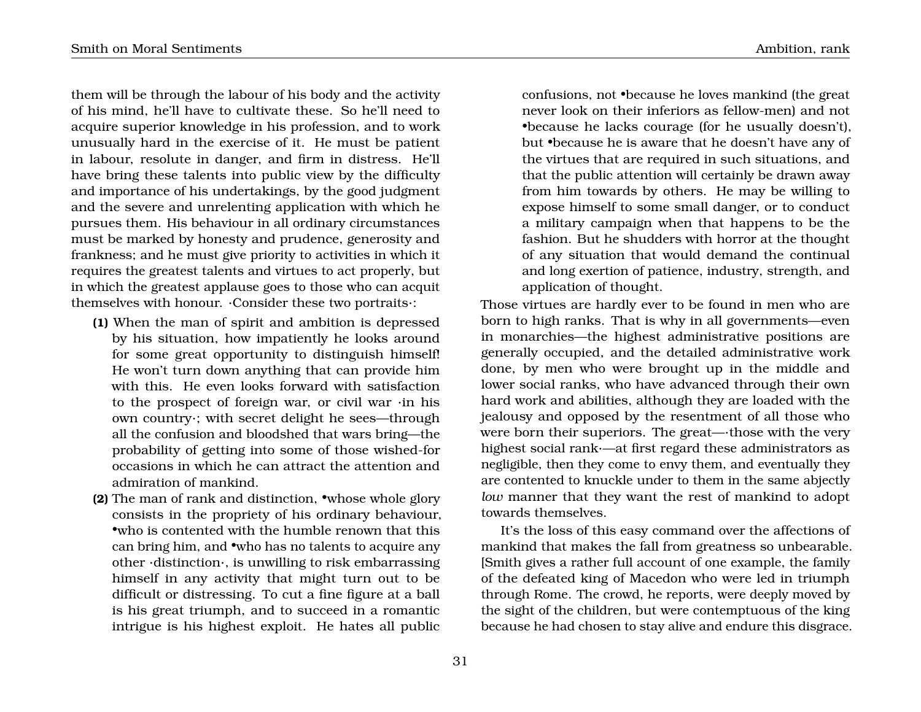them will be through the labour of his body and the activity of his mind, he'll have to cultivate these. So he'll need to acquire superior knowledge in his profession, and to work unusually hard in the exercise of it. He must be patient in labour, resolute in danger, and firm in distress. He'll have bring these talents into public view by the difficulty and importance of his undertakings, by the good judgment and the severe and unrelenting application with which he pursues them. His behaviour in all ordinary circumstances must be marked by honesty and prudence, generosity and frankness; and he must give priority to activities in which it requires the greatest talents and virtues to act properly, but in which the greatest applause goes to those who can acquit themselves with honour. ·Consider these two portraits·:

**(1)** When the man of spirit and ambition is depressed by his situation, how impatiently he looks around for some great opportunity to distinguish himself! He won't turn down anything that can provide him with this. He even looks forward with satisfaction to the prospect of foreign war, or civil war ·in his own country·; with secret delight he sees—through all the confusion and bloodshed that wars bring—the probability of getting into some of those wished-for occasions in which he can attract the attention and admiration of mankind.

**(2)** The man of rank and distinction, •whose whole glory consists in the propriety of his ordinary behaviour, •who is contented with the humble renown that this can bring him, and •who has no talents to acquire any other ·distinction·, is unwilling to risk embarrassing himself in any activity that might turn out to be difficult or distressing. To cut a fine figure at a ball is his great triumph, and to succeed in a romantic intrigue is his highest exploit. He hates all public confusions, not •because he loves mankind (the great never look on their inferiors as fellow-men) and not •because he lacks courage (for he usually doesn't), but •because he is aware that he doesn't have any of the virtues that are required in such situations, and that the public attention will certainly be drawn away from him towards by others. He may be willing to expose himself to some small danger, or to conduct a military campaign when that happens to be the fashion. But he shudders with horror at the thought of any situation that would demand the continual and long exertion of patience, industry, strength, and application of thought.

Those virtues are hardly ever to be found in men who are born to high ranks. That is why in all governments—even in monarchies—the highest administrative positions are generally occupied, and the detailed administrative work done, by men who were brought up in the middle and lower social ranks, who have advanced through their own hard work and abilities, although they are loaded with the jealousy and opposed by the resentment of all those who were born their superiors. The great—·those with the very highest social rank·—at first regard these administrators as negligible, then they come to envy them, and eventually they are contented to knuckle under to them in the same abjectly *low* manner that they want the rest of mankind to adopt towards themselves.

It's the loss of this easy command over the affections of mankind that makes the fall from greatness so unbearable. [Smith gives a rather full account of one example, the family of the defeated king of Macedon who were led in triumph through Rome. The crowd, he reports, were deeply moved by the sight of the children, but were contemptuous of the king because he had chosen to stay alive and endure this disgrace.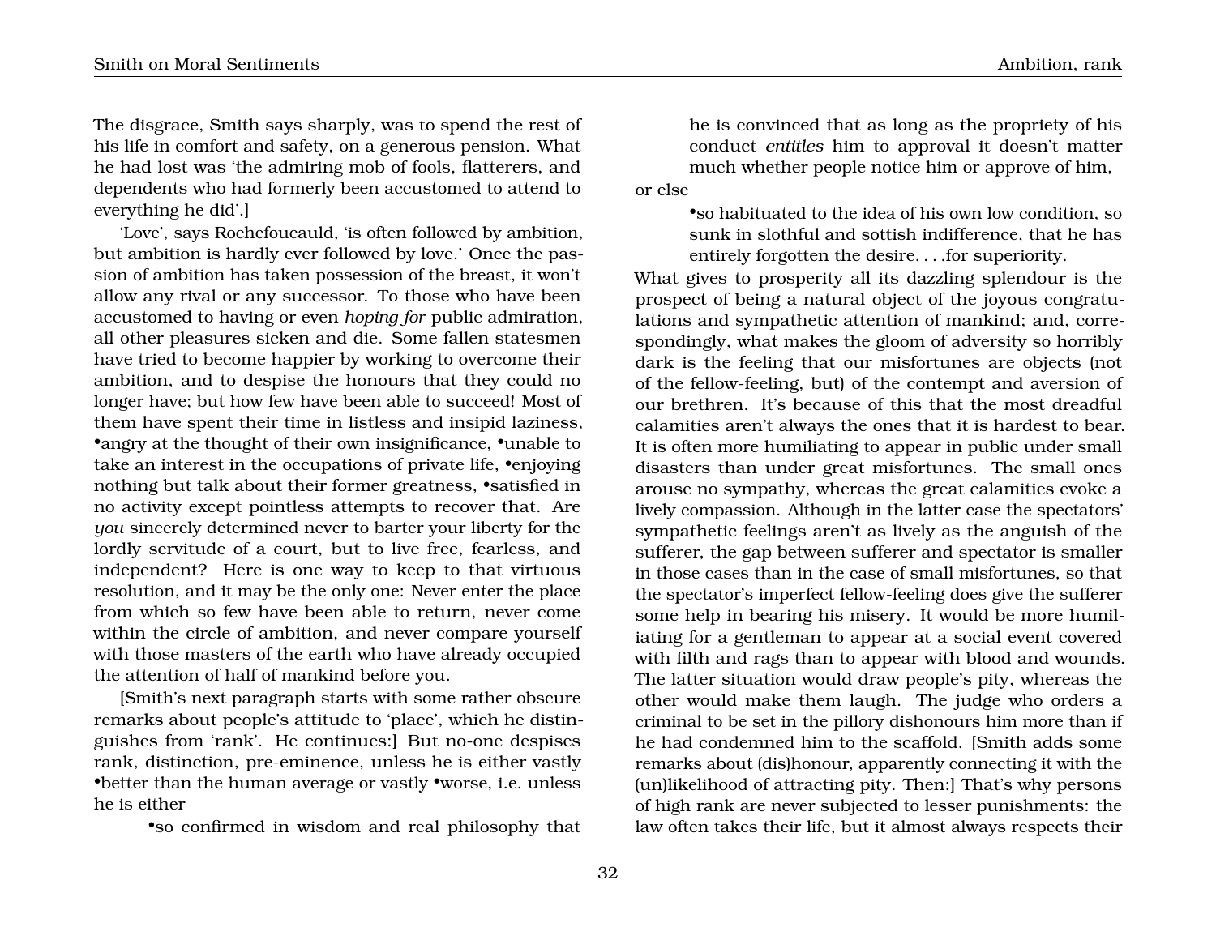The disgrace, Smith says sharply, was to spend the rest of his life in comfort and safety, on a generous pension. What he had lost was 'the admiring mob of fools, flatterers, and dependents who had formerly been accustomed to attend to everything he did'.]

'Love', says Rochefoucauld, 'is often followed by ambition, but ambition is hardly ever followed by love.' Once the passion of ambition has taken possession of the breast, it won't allow any rival or any successor. To those who have been accustomed to having or even *hoping for* public admiration, all other pleasures sicken and die. Some fallen statesmen have tried to become happier by working to overcome their ambition, and to despise the honours that they could no longer have; but how few have been able to succeed! Most of them have spent their time in listless and insipid laziness, •angry at the thought of their own insignificance, •unable to take an interest in the occupations of private life, •enjoying nothing but talk about their former greatness, •satisfied in no activity except pointless attempts to recover that. Are *you* sincerely determined never to barter your liberty for the lordly servitude of a court, but to live free, fearless, and independent? Here is one way to keep to that virtuous resolution, and it may be the only one: Never enter the place from which so few have been able to return, never come within the circle of ambition, and never compare yourself with those masters of the earth who have already occupied the attention of half of mankind before you.

[Smith's next paragraph starts with some rather obscure remarks about people's attitude to 'place', which he distinguishes from 'rank'. He continues:] But no-one despises rank, distinction, pre-eminence, unless he is either vastly •better than the human average or vastly •worse, i.e. unless he is either

> •so confirmed in wisdom and real philosophy that he is convinced that as long as the propriety of his conduct *entitles* him to approval it doesn't matter much whether people notice him or approve of him,

or else

> •so habituated to the idea of his own low condition, so sunk in slothful and sottish indifference, that he has entirely forgotten the desire. . . .for superiority.

What gives to prosperity all its dazzling splendour is the prospect of being a natural object of the joyous congratulations and sympathetic attention of mankind; and, correspondingly, what makes the gloom of adversity so horribly dark is the feeling that our misfortunes are objects (not of the fellow-feeling, but) of the contempt and aversion of our brethren. It's because of this that the most dreadful calamities aren't always the ones that it is hardest to bear. It is often more humiliating to appear in public under small disasters than under great misfortunes. The small ones arouse no sympathy, whereas the great calamities evoke a lively compassion. Although in the latter case the spectators' sympathetic feelings aren't as lively as the anguish of the sufferer, the gap between sufferer and spectator is smaller in those cases than in the case of small misfortunes, so that the spectator's imperfect fellow-feeling does give the sufferer some help in bearing his misery. It would be more humiliating for a gentleman to appear at a social event covered with filth and rags than to appear with blood and wounds. The latter situation would draw people's pity, whereas the other would make them laugh. The judge who orders a criminal to be set in the pillory dishonours him more than if he had condemned him to the scaffold. [Smith adds some remarks about (dis)honour, apparently connecting it with the (un)likelihood of attracting pity. Then:] That's why persons of high rank are never subjected to lesser punishments: the law often takes their life, but it almost always respects their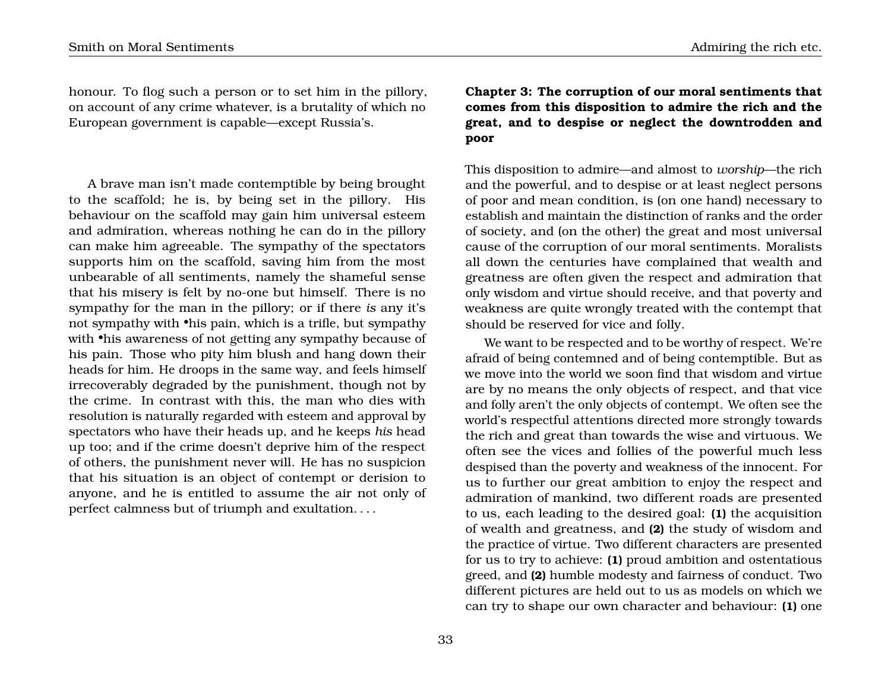honour. To flog such a person or to set him in the pillory, on account of any crime whatever, is a brutality of which no European government is capable—except Russia's.

A brave man isn't made contemptible by being brought to the scaffold; he is, by being set in the pillory. His behaviour on the scaffold may gain him universal esteem and admiration, whereas nothing he can do in the pillory can make him agreeable. The sympathy of the spectators supports him on the scaffold, saving him from the most unbearable of all sentiments, namely the shameful sense that his misery is felt by no-one but himself. There is no sympathy for the man in the pillory; or if there *is* any it's not sympathy with •his pain, which is a trifle, but sympathy with •his awareness of not getting any sympathy because of his pain. Those who pity him blush and hang down their heads for him. He droops in the same way, and feels himself irrecoverably degraded by the punishment, though not by the crime. In contrast with this, the man who dies with resolution is naturally regarded with esteem and approval by spectators who have their heads up, and he keeps *his* head up too; and if the crime doesn't deprive him of the respect of others, the punishment never will. He has no suspicion that his situation is an object of contempt or derision to anyone, and he is entitled to assume the air not only of perfect calmness but of triumph and exultation. . . .

## Chapter 3: The corruption of our moral sentiments that comes from this disposition to admire the rich and the great, and to despise or neglect the downtrodden and poor

This disposition to admire—and almost to *worship*—the rich and the powerful, and to despise or at least neglect persons of poor and mean condition, is (on one hand) necessary to establish and maintain the distinction of ranks and the order of society, and (on the other) the great and most universal cause of the corruption of our moral sentiments. Moralists all down the centuries have complained that wealth and greatness are often given the respect and admiration that only wisdom and virtue should receive, and that poverty and weakness are quite wrongly treated with the contempt that should be reserved for vice and folly.

We want to be respected and to be worthy of respect. We're afraid of being contemned and of being contemptible. But as we move into the world we soon find that wisdom and virtue are by no means the only objects of respect, and that vice and folly aren't the only objects of contempt. We often see the world's respectful attentions directed more strongly towards the rich and great than towards the wise and virtuous. We often see the vices and follies of the powerful much less despised than the poverty and weakness of the innocent. For us to further our great ambition to enjoy the respect and admiration of mankind, two different roads are presented to us, each leading to the desired goal: **(1)** the acquisition of wealth and greatness, and **(2)** the study of wisdom and the practice of virtue. Two different characters are presented for us to try to achieve: **(1)** proud ambition and ostentatious greed, and **(2)** humble modesty and fairness of conduct. Two different pictures are held out to us as models on which we can try to shape our own character and behaviour: **(1)** one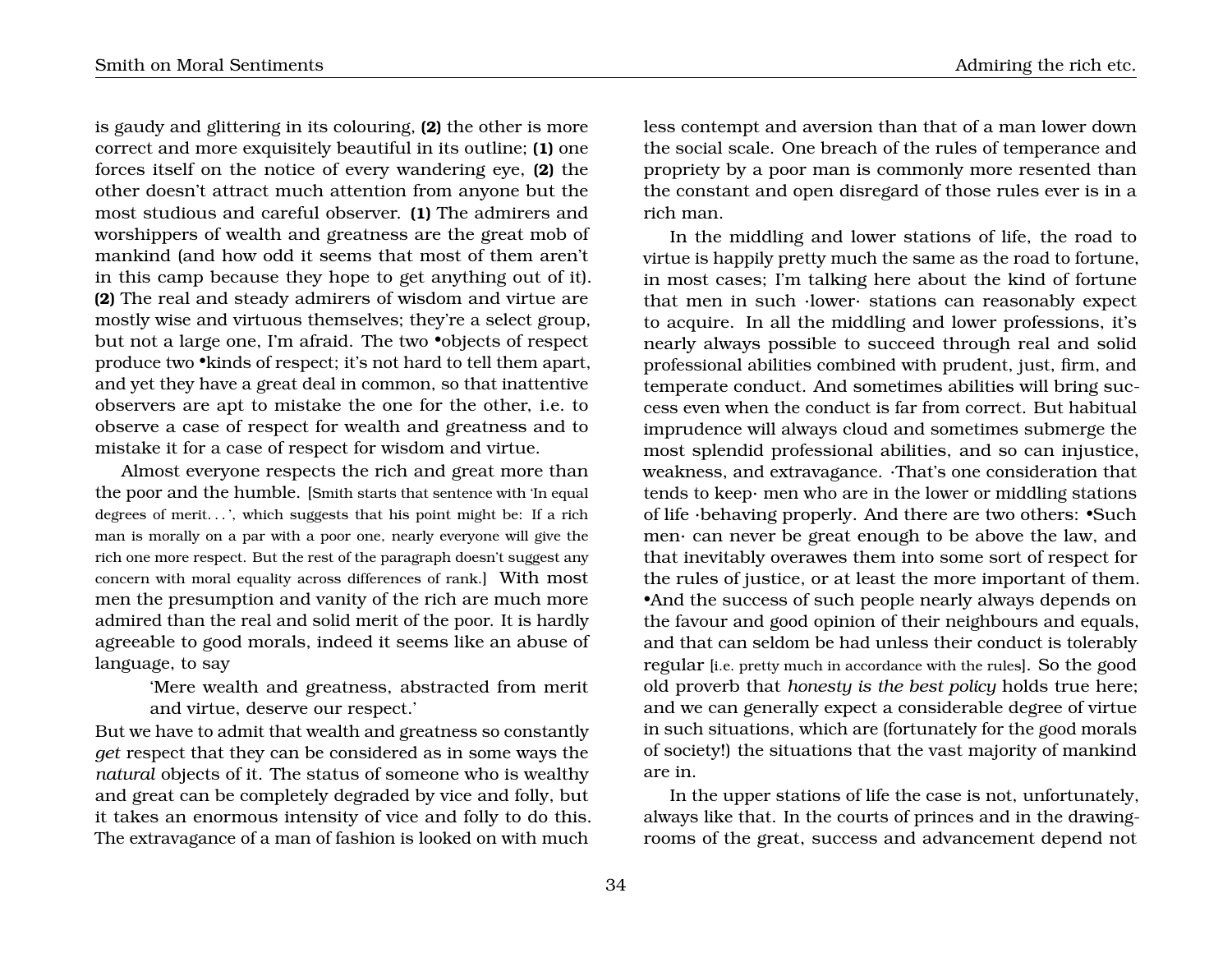is gaudy and glittering in its colouring, **(2)** the other is more correct and more exquisitely beautiful in its outline; **(1)** one forces itself on the notice of every wandering eye, **(2)** the other doesn't attract much attention from anyone but the most studious and careful observer. **(1)** The admirers and worshippers of wealth and greatness are the great mob of mankind (and how odd it seems that most of them aren't in this camp because they hope to get anything out of it). **(2)** The real and steady admirers of wisdom and virtue are mostly wise and virtuous themselves; they're a select group, but not a large one, I'm afraid. The two •objects of respect produce two •kinds of respect; it's not hard to tell them apart, and yet they have a great deal in common, so that inattentive observers are apt to mistake the one for the other, i.e. to observe a case of respect for wealth and greatness and to mistake it for a case of respect for wisdom and virtue.

Almost everyone respects the rich and great more than the poor and the humble. [Smith starts that sentence with 'In equal degrees of merit. . . ', which suggests that his point might be: If a rich man is morally on a par with a poor one, nearly everyone will give the rich one more respect. But the rest of the paragraph doesn't suggest any concern with moral equality across differences of rank.] With most men the presumption and vanity of the rich are much more admired than the real and solid merit of the poor. It is hardly agreeable to good morals, indeed it seems like an abuse of language, to say

> 'Mere wealth and greatness, abstracted from merit and virtue, deserve our respect.'

But we have to admit that wealth and greatness so constantly *get* respect that they can be considered as in some ways the *natural* objects of it. The status of someone who is wealthy and great can be completely degraded by vice and folly, but it takes an enormous intensity of vice and folly to do this. The extravagance of a man of fashion is looked on with much less contempt and aversion than that of a man lower down the social scale. One breach of the rules of temperance and propriety by a poor man is commonly more resented than the constant and open disregard of those rules ever is in a rich man.

In the middling and lower stations of life, the road to virtue is happily pretty much the same as the road to fortune, in most cases; I'm talking here about the kind of fortune that men in such ·lower· stations can reasonably expect to acquire. In all the middling and lower professions, it's nearly always possible to succeed through real and solid professional abilities combined with prudent, just, firm, and temperate conduct. And sometimes abilities will bring success even when the conduct is far from correct. But habitual imprudence will always cloud and sometimes submerge the most splendid professional abilities, and so can injustice, weakness, and extravagance. ·That's one consideration that tends to keep· men who are in the lower or middling stations of life ·behaving properly. And there are two others: •Such men· can never be great enough to be above the law, and that inevitably overawes them into some sort of respect for the rules of justice, or at least the more important of them. •And the success of such people nearly always depends on the favour and good opinion of their neighbours and equals, and that can seldom be had unless their conduct is tolerably regular [i.e. pretty much in accordance with the rules]. So the good old proverb that *honesty is the best policy* holds true here; and we can generally expect a considerable degree of virtue in such situations, which are (fortunately for the good morals of society!) the situations that the vast majority of mankind are in.

In the upper stations of life the case is not, unfortunately, always like that. In the courts of princes and in the drawing-rooms of the great, success and advancement depend not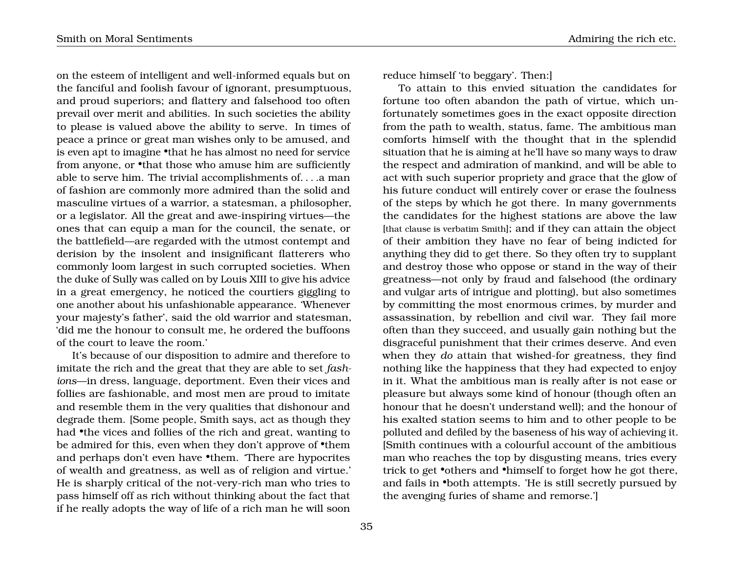on the esteem of intelligent and well-informed equals but on the fanciful and foolish favour of ignorant, presumptuous, and proud superiors; and flattery and falsehood too often prevail over merit and abilities. In such societies the ability to please is valued above the ability to serve. In times of peace a prince or great man wishes only to be amused, and is even apt to imagine •that he has almost no need for service from anyone, or •that those who amuse him are sufficiently able to serve him. The trivial accomplishments of. . . .a man of fashion are commonly more admired than the solid and masculine virtues of a warrior, a statesman, a philosopher, or a legislator. All the great and awe-inspiring virtues—the ones that can equip a man for the council, the senate, or the battlefield—are regarded with the utmost contempt and derision by the insolent and insignificant flatterers who commonly loom largest in such corrupted societies. When the duke of Sully was called on by Louis XIII to give his advice in a great emergency, he noticed the courtiers giggling to one another about his unfashionable appearance. 'Whenever your majesty's father', said the old warrior and statesman, 'did me the honour to consult me, he ordered the buffoons of the court to leave the room.'

It's because of our disposition to admire and therefore to imitate the rich and the great that they are able to set *fashions*—in dress, language, deportment. Even their vices and follies are fashionable, and most men are proud to imitate and resemble them in the very qualities that dishonour and degrade them. [Some people, Smith says, act as though they had •the vices and follies of the rich and great, wanting to be admired for this, even when they don't approve of •them and perhaps don't even have •them. 'There are hypocrites of wealth and greatness, as well as of religion and virtue.' He is sharply critical of the not-very-rich man who tries to pass himself off as rich without thinking about the fact that if he really adopts the way of life of a rich man he will soon reduce himself 'to beggary'. Then:]

To attain to this envied situation the candidates for fortune too often abandon the path of virtue, which unfortunately sometimes goes in the exact opposite direction from the path to wealth, status, fame. The ambitious man comforts himself with the thought that in the splendid situation that he is aiming at he'll have so many ways to draw the respect and admiration of mankind, and will be able to act with such superior propriety and grace that the glow of his future conduct will entirely cover or erase the foulness of the steps by which he got there. In many governments the candidates for the highest stations are above the law [that clause is verbatim Smith]; and if they can attain the object of their ambition they have no fear of being indicted for anything they did to get there. So they often try to supplant and destroy those who oppose or stand in the way of their greatness—not only by fraud and falsehood (the ordinary and vulgar arts of intrigue and plotting), but also sometimes by committing the most enormous crimes, by murder and assassination, by rebellion and civil war. They fail more often than they succeed, and usually gain nothing but the disgraceful punishment that their crimes deserve. And even when they *do* attain that wished-for greatness, they find nothing like the happiness that they had expected to enjoy in it. What the ambitious man is really after is not ease or pleasure but always some kind of honour (though often an honour that he doesn't understand well); and the honour of his exalted station seems to him and to other people to be polluted and defiled by the baseness of his way of achieving it. [Smith continues with a colourful account of the ambitious man who reaches the top by disgusting means, tries every trick to get •others and •himself to forget how he got there, and fails in •both attempts. 'He is still secretly pursued by the avenging furies of shame and remorse.']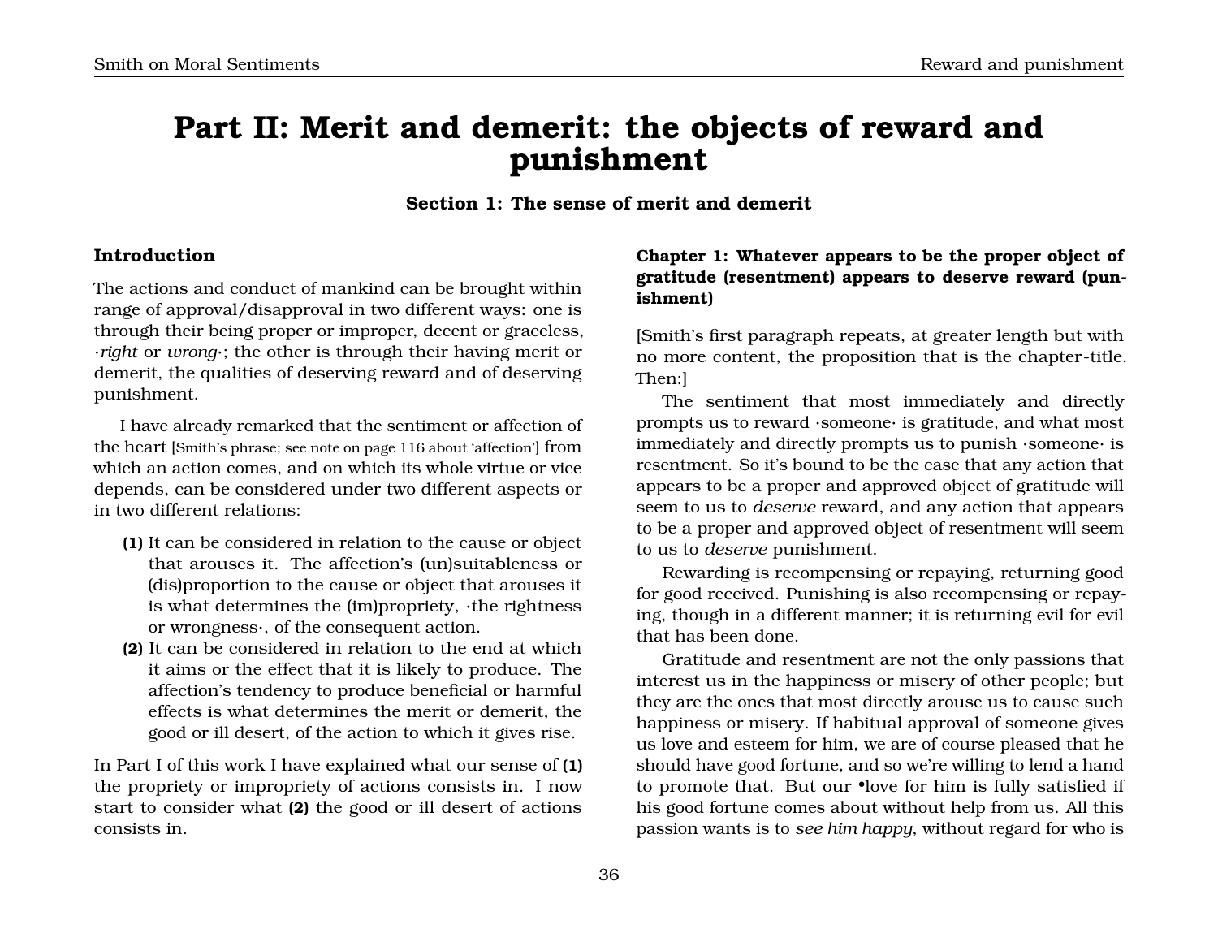# Part II: Merit and demerit: the objects of reward and punishment

## Section 1: The sense of merit and demerit

### Introduction

The actions and conduct of mankind can be brought within range of approval/disapproval in two different ways: one is through their being proper or improper, decent or graceless, ·*right* or *wrong*·; the other is through their having merit or demerit, the qualities of deserving reward and of deserving punishment.

I have already remarked that the sentiment or affection of the heart [Smith's phrase; see note on page 116 about 'affection'] from which an action comes, and on which its whole virtue or vice depends, can be considered under two different aspects or in two different relations:

- **(1)** It can be considered in relation to the cause or object that arouses it. The affection's (un)suitableness or (dis)proportion to the cause or object that arouses it is what determines the (im)propriety, ·the rightness or wrongness·, of the consequent action.
- **(2)** It can be considered in relation to the end at which it aims or the effect that it is likely to produce. The affection's tendency to produce beneficial or harmful effects is what determines the merit or demerit, the good or ill desert, of the action to which it gives rise.

In Part I of this work I have explained what our sense of **(1)** the propriety or impropriety of actions consists in. I now start to consider what **(2)** the good or ill desert of actions consists in.

### Chapter 1: Whatever appears to be the proper object of gratitude (resentment) appears to deserve reward (punishment)

[Smith's first paragraph repeats, at greater length but with no more content, the proposition that is the chapter-title. Then:]

The sentiment that most immediately and directly prompts us to reward ·someone· is gratitude, and what most immediately and directly prompts us to punish ·someone· is resentment. So it's bound to be the case that any action that appears to be a proper and approved object of gratitude will seem to us to *deserve* reward, and any action that appears to be a proper and approved object of resentment will seem to us to *deserve* punishment.

Rewarding is recompensing or repaying, returning good for good received. Punishing is also recompensing or repaying, though in a different manner; it is returning evil for evil that has been done.

Gratitude and resentment are not the only passions that interest us in the happiness or misery of other people; but they are the ones that most directly arouse us to cause such happiness or misery. If habitual approval of someone gives us love and esteem for him, we are of course pleased that he should have good fortune, and so we're willing to lend a hand to promote that. But our •love for him is fully satisfied if his good fortune comes about without help from us. All this passion wants is to *see him happy*, without regard for who is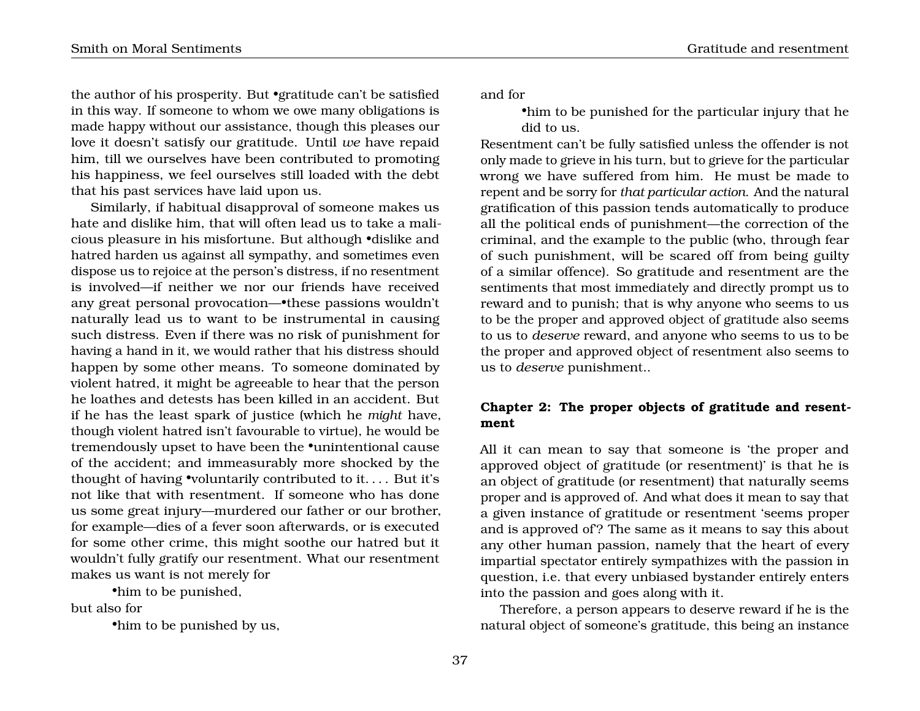the author of his prosperity. But •gratitude can't be satisfied in this way. If someone to whom we owe many obligations is made happy without our assistance, though this pleases our love it doesn't satisfy our gratitude. Until *we* have repaid him, till we ourselves have been contributed to promoting his happiness, we feel ourselves still loaded with the debt that his past services have laid upon us.

Similarly, if habitual disapproval of someone makes us hate and dislike him, that will often lead us to take a malicious pleasure in his misfortune. But although •dislike and hatred harden us against all sympathy, and sometimes even dispose us to rejoice at the person's distress, if no resentment is involved—if neither we nor our friends have received any great personal provocation—•these passions wouldn't naturally lead us to want to be instrumental in causing such distress. Even if there was no risk of punishment for having a hand in it, we would rather that his distress should happen by some other means. To someone dominated by violent hatred, it might be agreeable to hear that the person he loathes and detests has been killed in an accident. But if he has the least spark of justice (which he *might* have, though violent hatred isn't favourable to virtue), he would be tremendously upset to have been the •unintentional cause of the accident; and immeasurably more shocked by the thought of having •voluntarily contributed to it. . . . But it's not like that with resentment. If someone who has done us some great injury—murdered our father or our brother, for example—dies of a fever soon afterwards, or is executed for some other crime, this might soothe our hatred but it wouldn't fully gratify our resentment. What our resentment makes us want is not merely for

> •him to be punished,

but also for

> •him to be punished by us,

and for

> •him to be punished for the particular injury that he did to us.

Resentment can't be fully satisfied unless the offender is not only made to grieve in his turn, but to grieve for the particular wrong we have suffered from him. He must be made to repent and be sorry for *that particular action*. And the natural gratification of this passion tends automatically to produce all the political ends of punishment—the correction of the criminal, and the example to the public (who, through fear of such punishment, will be scared off from being guilty of a similar offence). So gratitude and resentment are the sentiments that most immediately and directly prompt us to reward and to punish; that is why anyone who seems to us to be the proper and approved object of gratitude also seems to us to *deserve* reward, and anyone who seems to us to be the proper and approved object of resentment also seems to us to *deserve* punishment..

## Chapter 2: The proper objects of gratitude and resentment

All it can mean to say that someone is 'the proper and approved object of gratitude (or resentment)' is that he is an object of gratitude (or resentment) that naturally seems proper and is approved of. And what does it mean to say that a given instance of gratitude or resentment 'seems proper and is approved of'? The same as it means to say this about any other human passion, namely that the heart of every impartial spectator entirely sympathizes with the passion in question, i.e. that every unbiased bystander entirely enters into the passion and goes along with it.

Therefore, a person appears to deserve reward if he is the natural object of someone's gratitude, this being an instance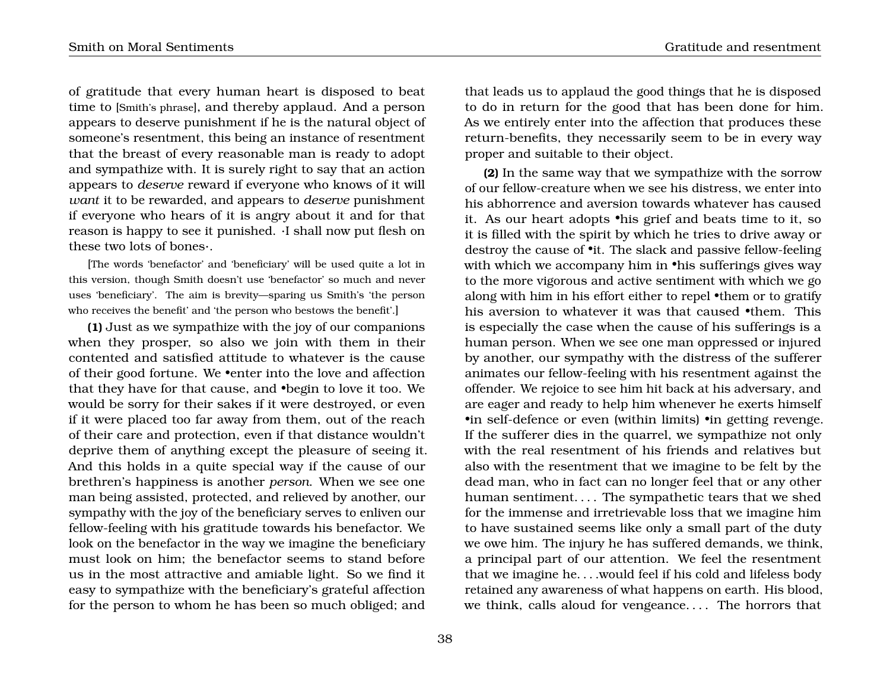of gratitude that every human heart is disposed to beat time to [Smith's phrase], and thereby applaud. And a person appears to deserve punishment if he is the natural object of someone's resentment, this being an instance of resentment that the breast of every reasonable man is ready to adopt and sympathize with. It is surely right to say that an action appears to *deserve* reward if everyone who knows of it will *want* it to be rewarded, and appears to *deserve* punishment if everyone who hears of it is angry about it and for that reason is happy to see it punished. ·I shall now put flesh on these two lots of bones·.

[The words 'benefactor' and 'beneficiary' will be used quite a lot in this version, though Smith doesn't use 'benefactor' so much and never uses 'beneficiary'. The aim is brevity—sparing us Smith's 'the person who receives the benefit' and 'the person who bestows the benefit'.]

**(1)** Just as we sympathize with the joy of our companions when they prosper, so also we join with them in their contented and satisfied attitude to whatever is the cause of their good fortune. We •enter into the love and affection that they have for that cause, and •begin to love it too. We would be sorry for their sakes if it were destroyed, or even if it were placed too far away from them, out of the reach of their care and protection, even if that distance wouldn't deprive them of anything except the pleasure of seeing it. And this holds in a quite special way if the cause of our brethren's happiness is another *person*. When we see one man being assisted, protected, and relieved by another, our sympathy with the joy of the beneficiary serves to enliven our fellow-feeling with his gratitude towards his benefactor. We look on the benefactor in the way we imagine the beneficiary must look on him; the benefactor seems to stand before us in the most attractive and amiable light. So we find it easy to sympathize with the beneficiary's grateful affection for the person to whom he has been so much obliged; and that leads us to applaud the good things that he is disposed to do in return for the good that has been done for him. As we entirely enter into the affection that produces these return-benefits, they necessarily seem to be in every way proper and suitable to their object.

**(2)** In the same way that we sympathize with the sorrow of our fellow-creature when we see his distress, we enter into his abhorrence and aversion towards whatever has caused it. As our heart adopts •his grief and beats time to it, so it is filled with the spirit by which he tries to drive away or destroy the cause of •it. The slack and passive fellow-feeling with which we accompany him in •his sufferings gives way to the more vigorous and active sentiment with which we go along with him in his effort either to repel •them or to gratify his aversion to whatever it was that caused •them. This is especially the case when the cause of his sufferings is a human person. When we see one man oppressed or injured by another, our sympathy with the distress of the sufferer animates our fellow-feeling with his resentment against the offender. We rejoice to see him hit back at his adversary, and are eager and ready to help him whenever he exerts himself •in self-defence or even (within limits) •in getting revenge. If the sufferer dies in the quarrel, we sympathize not only with the real resentment of his friends and relatives but also with the resentment that we imagine to be felt by the dead man, who in fact can no longer feel that or any other human sentiment. . . . The sympathetic tears that we shed for the immense and irretrievable loss that we imagine him to have sustained seems like only a small part of the duty we owe him. The injury he has suffered demands, we think, a principal part of our attention. We feel the resentment that we imagine he. . . .would feel if his cold and lifeless body retained any awareness of what happens on earth. His blood, we think, calls aloud for vengeance. . . . The horrors that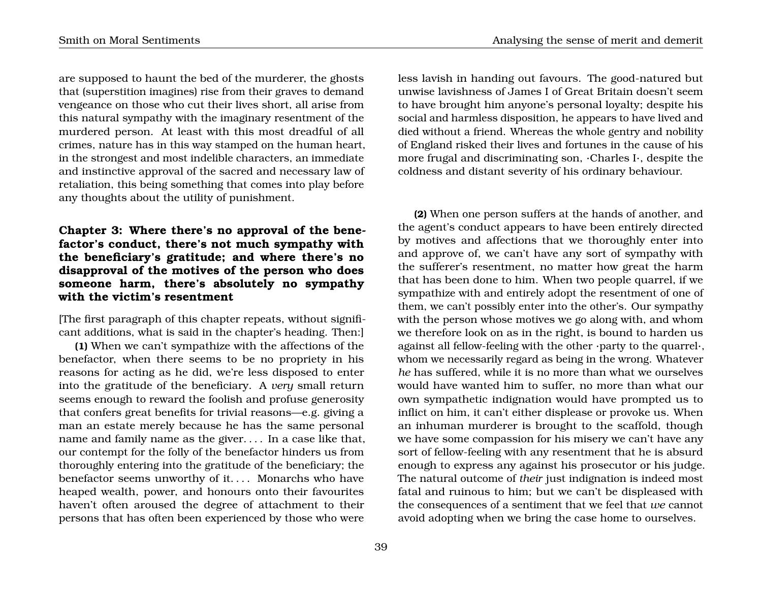are supposed to haunt the bed of the murderer, the ghosts that (superstition imagines) rise from their graves to demand vengeance on those who cut their lives short, all arise from this natural sympathy with the imaginary resentment of the murdered person. At least with this most dreadful of all crimes, nature has in this way stamped on the human heart, in the strongest and most indelible characters, an immediate and instinctive approval of the sacred and necessary law of retaliation, this being something that comes into play before any thoughts about the utility of punishment.

## Chapter 3: Where there's no approval of the benefactor's conduct, there's not much sympathy with the beneficiary's gratitude; and where there's no disapproval of the motives of the person who does someone harm, there's absolutely no sympathy with the victim's resentment

[The first paragraph of this chapter repeats, without significant additions, what is said in the chapter's heading. Then:]

**(1)** When we can't sympathize with the affections of the benefactor, when there seems to be no propriety in his reasons for acting as he did, we're less disposed to enter into the gratitude of the beneficiary. A *very* small return seems enough to reward the foolish and profuse generosity that confers great benefits for trivial reasons—e.g. giving a man an estate merely because he has the same personal name and family name as the giver. . . . In a case like that, our contempt for the folly of the benefactor hinders us from thoroughly entering into the gratitude of the beneficiary; the benefactor seems unworthy of it. . . . Monarchs who have heaped wealth, power, and honours onto their favourites haven't often aroused the degree of attachment to their persons that has often been experienced by those who were less lavish in handing out favours. The good-natured but unwise lavishness of James I of Great Britain doesn't seem to have brought him anyone's personal loyalty; despite his social and harmless disposition, he appears to have lived and died without a friend. Whereas the whole gentry and nobility of England risked their lives and fortunes in the cause of his more frugal and discriminating son, ·Charles I·, despite the coldness and distant severity of his ordinary behaviour.

**(2)** When one person suffers at the hands of another, and the agent's conduct appears to have been entirely directed by motives and affections that we thoroughly enter into and approve of, we can't have any sort of sympathy with the sufferer's resentment, no matter how great the harm that has been done to him. When two people quarrel, if we sympathize with and entirely adopt the resentment of one of them, we can't possibly enter into the other's. Our sympathy with the person whose motives we go along with, and whom we therefore look on as in the right, is bound to harden us against all fellow-feeling with the other ·party to the quarrel·, whom we necessarily regard as being in the wrong. Whatever *he* has suffered, while it is no more than what we ourselves would have wanted him to suffer, no more than what our own sympathetic indignation would have prompted us to inflict on him, it can't either displease or provoke us. When an inhuman murderer is brought to the scaffold, though we have some compassion for his misery we can't have any sort of fellow-feeling with any resentment that he is absurd enough to express any against his prosecutor or his judge. The natural outcome of *their* just indignation is indeed most fatal and ruinous to him; but we can't be displeased with the consequences of a sentiment that we feel that *we* cannot avoid adopting when we bring the case home to ourselves.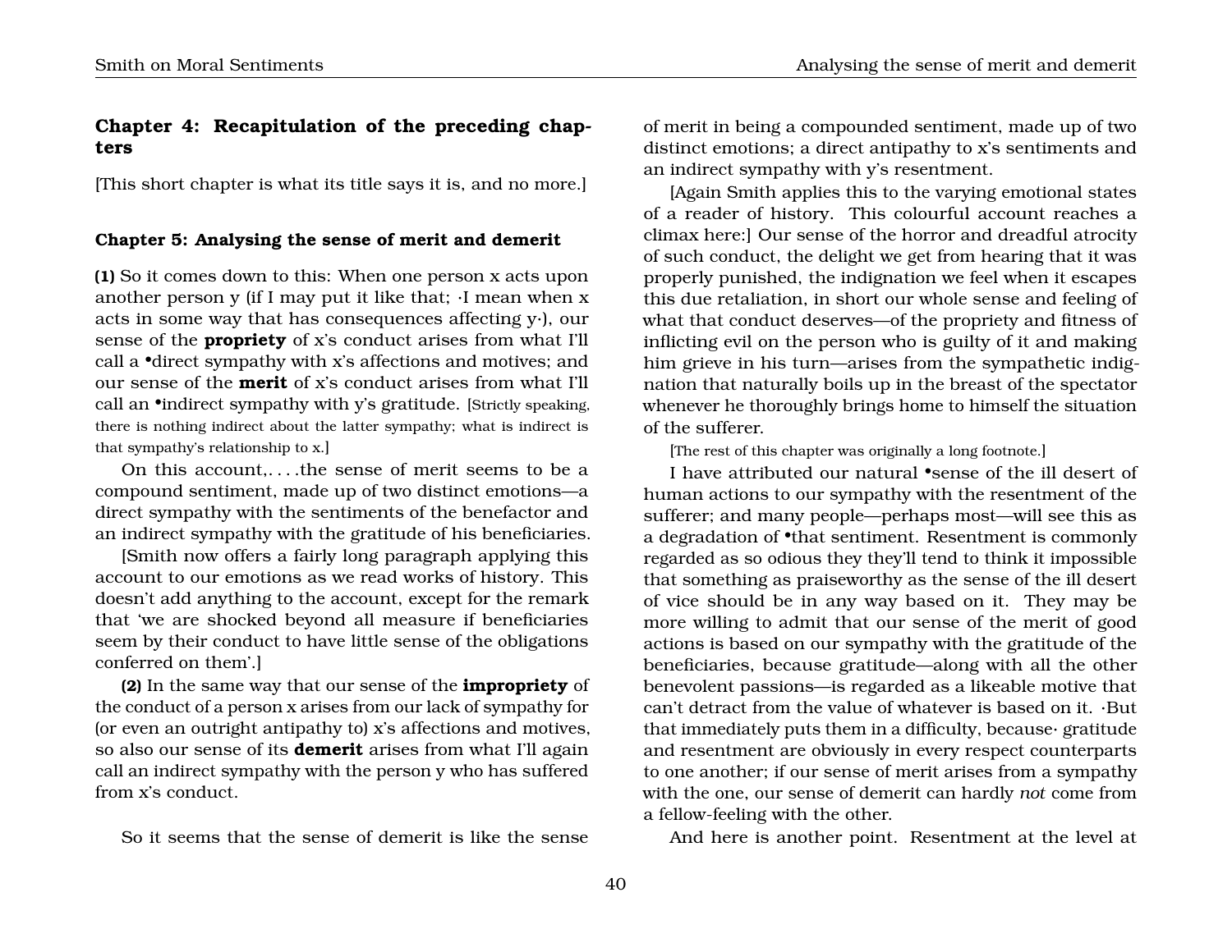## Chapter 4: Recapitulation of the preceding chapters

[This short chapter is what its title says it is, and no more.]

### Chapter 5: Analysing the sense of merit and demerit

**(1)** So it comes down to this: When one person x acts upon another person y (if I may put it like that; ·I mean when x acts in some way that has consequences affecting y·), our sense of the **propriety** of x's conduct arises from what I'll call a •direct sympathy with x's affections and motives; and our sense of the **merit** of x's conduct arises from what I'll call an •indirect sympathy with y's gratitude. [Strictly speaking, there is nothing indirect about the latter sympathy; what is indirect is that sympathy's relationship to x.]

On this account,. . . .the sense of merit seems to be a compound sentiment, made up of two distinct emotions—a direct sympathy with the sentiments of the benefactor and an indirect sympathy with the gratitude of his beneficiaries.

[Smith now offers a fairly long paragraph applying this account to our emotions as we read works of history. This doesn't add anything to the account, except for the remark that 'we are shocked beyond all measure if beneficiaries seem by their conduct to have little sense of the obligations conferred on them'.]

**(2)** In the same way that our sense of the **impropriety** of the conduct of a person x arises from our lack of sympathy for (or even an outright antipathy to) x's affections and motives, so also our sense of its **demerit** arises from what I'll again call an indirect sympathy with the person y who has suffered from x's conduct.

So it seems that the sense of demerit is like the sense of merit in being a compounded sentiment, made up of two distinct emotions; a direct antipathy to x's sentiments and an indirect sympathy with y's resentment.

[Again Smith applies this to the varying emotional states of a reader of history. This colourful account reaches a climax here:] Our sense of the horror and dreadful atrocity of such conduct, the delight we get from hearing that it was properly punished, the indignation we feel when it escapes this due retaliation, in short our whole sense and feeling of what that conduct deserves—of the propriety and fitness of inflicting evil on the person who is guilty of it and making him grieve in his turn—arises from the sympathetic indignation that naturally boils up in the breast of the spectator whenever he thoroughly brings home to himself the situation of the sufferer.

[The rest of this chapter was originally a long footnote.]

I have attributed our natural •sense of the ill desert of human actions to our sympathy with the resentment of the sufferer; and many people—perhaps most—will see this as a degradation of •that sentiment. Resentment is commonly regarded as so odious they they'll tend to think it impossible that something as praiseworthy as the sense of the ill desert of vice should be in any way based on it. They may be more willing to admit that our sense of the merit of good actions is based on our sympathy with the gratitude of the beneficiaries, because gratitude—along with all the other benevolent passions—is regarded as a likeable motive that can't detract from the value of whatever is based on it. ·But that immediately puts them in a difficulty, because· gratitude and resentment are obviously in every respect counterparts to one another; if our sense of merit arises from a sympathy with the one, our sense of demerit can hardly *not* come from a fellow-feeling with the other.

And here is another point. Resentment at the level at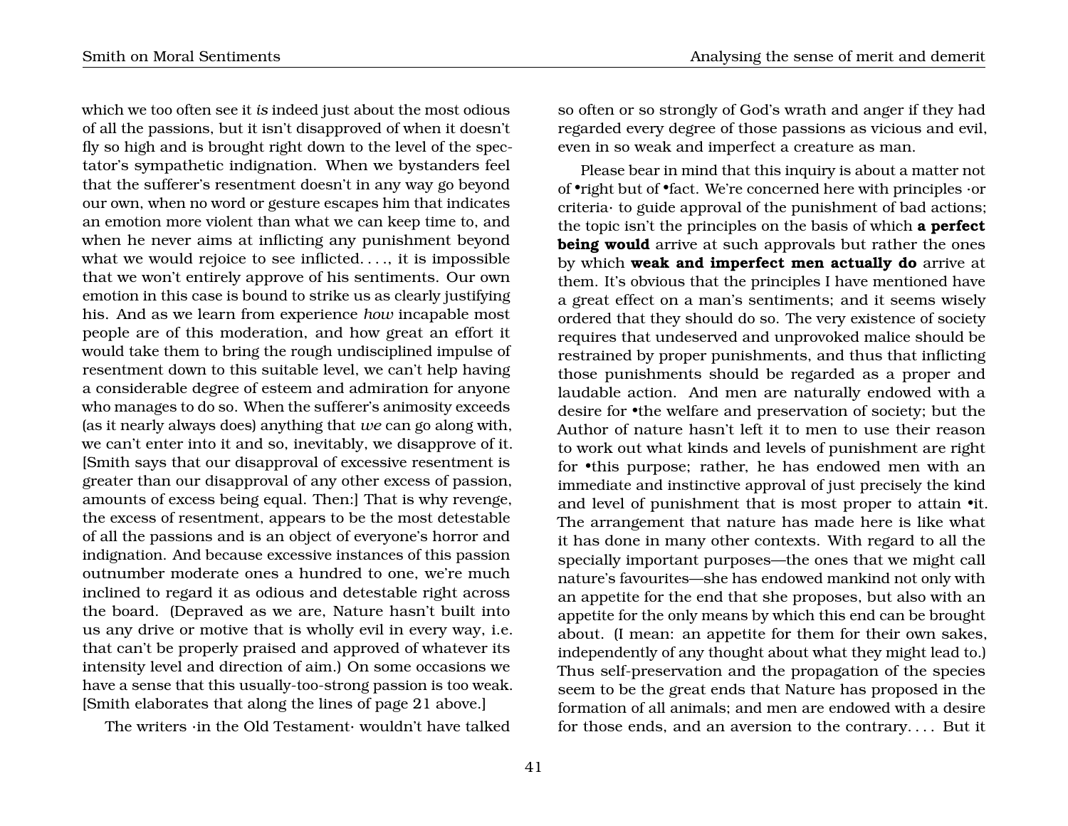which we too often see it *is* indeed just about the most odious of all the passions, but it isn't disapproved of when it doesn't fly so high and is brought right down to the level of the spectator's sympathetic indignation. When we bystanders feel that the sufferer's resentment doesn't in any way go beyond our own, when no word or gesture escapes him that indicates an emotion more violent than what we can keep time to, and when he never aims at inflicting any punishment beyond what we would rejoice to see inflicted. . . ., it is impossible that we won't entirely approve of his sentiments. Our own emotion in this case is bound to strike us as clearly justifying his. And as we learn from experience *how* incapable most people are of this moderation, and how great an effort it would take them to bring the rough undisciplined impulse of resentment down to this suitable level, we can't help having a considerable degree of esteem and admiration for anyone who manages to do so. When the sufferer's animosity exceeds (as it nearly always does) anything that *we* can go along with, we can't enter into it and so, inevitably, we disapprove of it. [Smith says that our disapproval of excessive resentment is greater than our disapproval of any other excess of passion, amounts of excess being equal. Then:] That is why revenge, the excess of resentment, appears to be the most detestable of all the passions and is an object of everyone's horror and indignation. And because excessive instances of this passion outnumber moderate ones a hundred to one, we're much inclined to regard it as odious and detestable right across the board. (Depraved as we are, Nature hasn't built into us any drive or motive that is wholly evil in every way, i.e. that can't be properly praised and approved of whatever its intensity level and direction of aim.) On some occasions we have a sense that this usually-too-strong passion is too weak. [Smith elaborates that along the lines of page 21 above.]

The writers ·in the Old Testament· wouldn't have talked so often or so strongly of God's wrath and anger if they had regarded every degree of those passions as vicious and evil, even in so weak and imperfect a creature as man.

Please bear in mind that this inquiry is about a matter not of •right but of •fact. We're concerned here with principles ·or criteria· to guide approval of the punishment of bad actions; the topic isn't the principles on the basis of which **a perfect being would** arrive at such approvals but rather the ones by which **weak and imperfect men actually do** arrive at them. It's obvious that the principles I have mentioned have a great effect on a man's sentiments; and it seems wisely ordered that they should do so. The very existence of society requires that undeserved and unprovoked malice should be restrained by proper punishments, and thus that inflicting those punishments should be regarded as a proper and laudable action. And men are naturally endowed with a desire for •the welfare and preservation of society; but the Author of nature hasn't left it to men to use their reason to work out what kinds and levels of punishment are right for •this purpose; rather, he has endowed men with an immediate and instinctive approval of just precisely the kind and level of punishment that is most proper to attain •it. The arrangement that nature has made here is like what it has done in many other contexts. With regard to all the specially important purposes—the ones that we might call nature's favourites—she has endowed mankind not only with an appetite for the end that she proposes, but also with an appetite for the only means by which this end can be brought about. (I mean: an appetite for them for their own sakes, independently of any thought about what they might lead to.) Thus self-preservation and the propagation of the species seem to be the great ends that Nature has proposed in the formation of all animals; and men are endowed with a desire for those ends, and an aversion to the contrary. . . . But it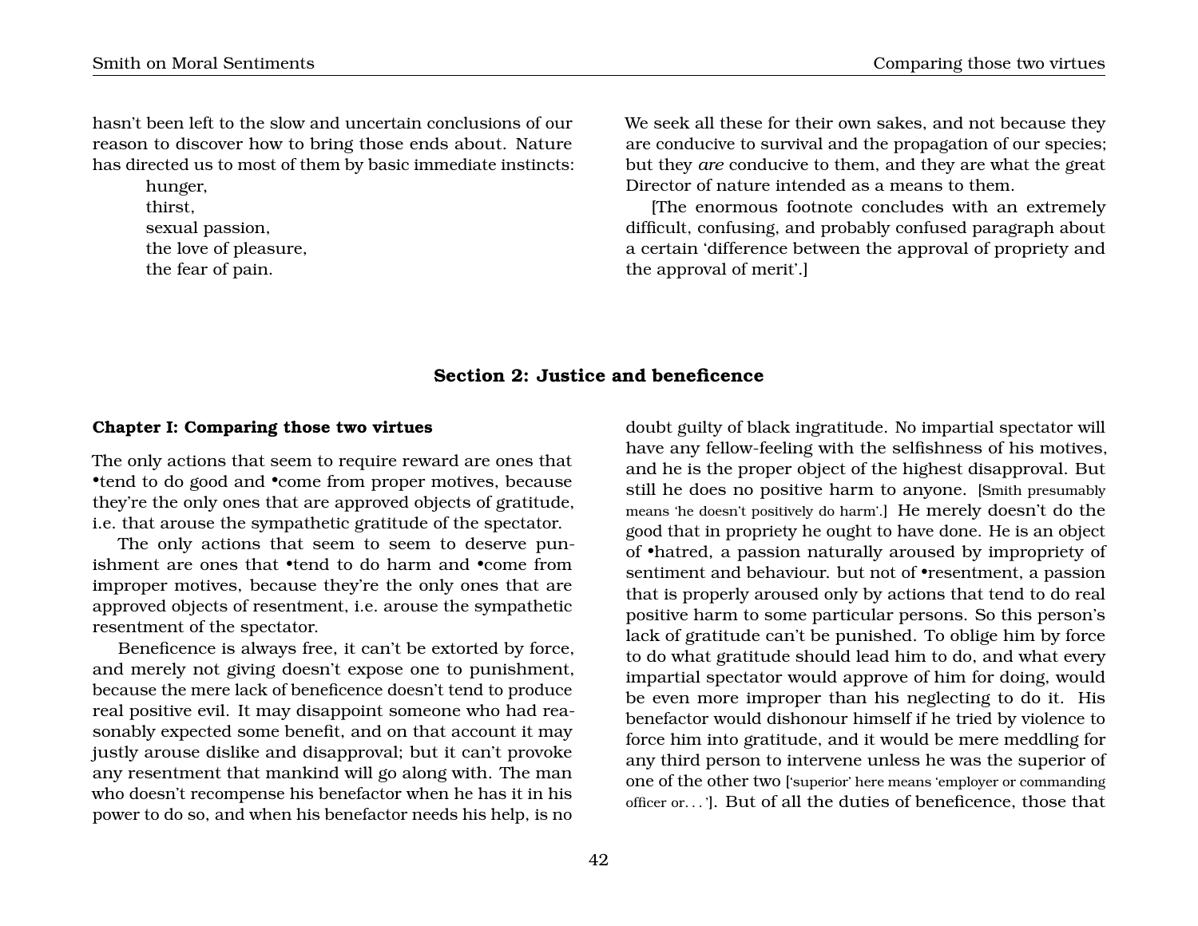hasn't been left to the slow and uncertain conclusions of our reason to discover how to bring those ends about. Nature has directed us to most of them by basic immediate instincts:

hunger,
thirst,
sexual passion,
the love of pleasure,
the fear of pain.

We seek all these for their own sakes, and not because they are conducive to survival and the propagation of our species; but they *are* conducive to them, and they are what the great Director of nature intended as a means to them.

[The enormous footnote concludes with an extremely difficult, confusing, and probably confused paragraph about a certain 'difference between the approval of propriety and the approval of merit'.]

## Section 2: Justice and beneficence

### Chapter I: Comparing those two virtues

The only actions that seem to require reward are ones that •tend to do good and •come from proper motives, because they're the only ones that are approved objects of gratitude, i.e. that arouse the sympathetic gratitude of the spectator.

The only actions that seem to seem to deserve punishment are ones that •tend to do harm and •come from improper motives, because they're the only ones that are approved objects of resentment, i.e. arouse the sympathetic resentment of the spectator.

Beneficence is always free, it can't be extorted by force, and merely not giving doesn't expose one to punishment, because the mere lack of beneficence doesn't tend to produce real positive evil. It may disappoint someone who had reasonably expected some benefit, and on that account it may justly arouse dislike and disapproval; but it can't provoke any resentment that mankind will go along with. The man who doesn't recompense his benefactor when he has it in his power to do so, and when his benefactor needs his help, is no doubt guilty of black ingratitude. No impartial spectator will have any fellow-feeling with the selfishness of his motives, and he is the proper object of the highest disapproval. But still he does no positive harm to anyone. [Smith presumably means 'he doesn't positively do harm'.] He merely doesn't do the good that in propriety he ought to have done. He is an object of •hatred, a passion naturally aroused by impropriety of sentiment and behaviour. but not of •resentment, a passion that is properly aroused only by actions that tend to do real positive harm to some particular persons. So this person's lack of gratitude can't be punished. To oblige him by force to do what gratitude should lead him to do, and what every impartial spectator would approve of him for doing, would be even more improper than his neglecting to do it. His benefactor would dishonour himself if he tried by violence to force him into gratitude, and it would be mere meddling for any third person to intervene unless he was the superior of one of the other two ['superior' here means 'employer or commanding officer or. . . ']. But of all the duties of beneficence, those that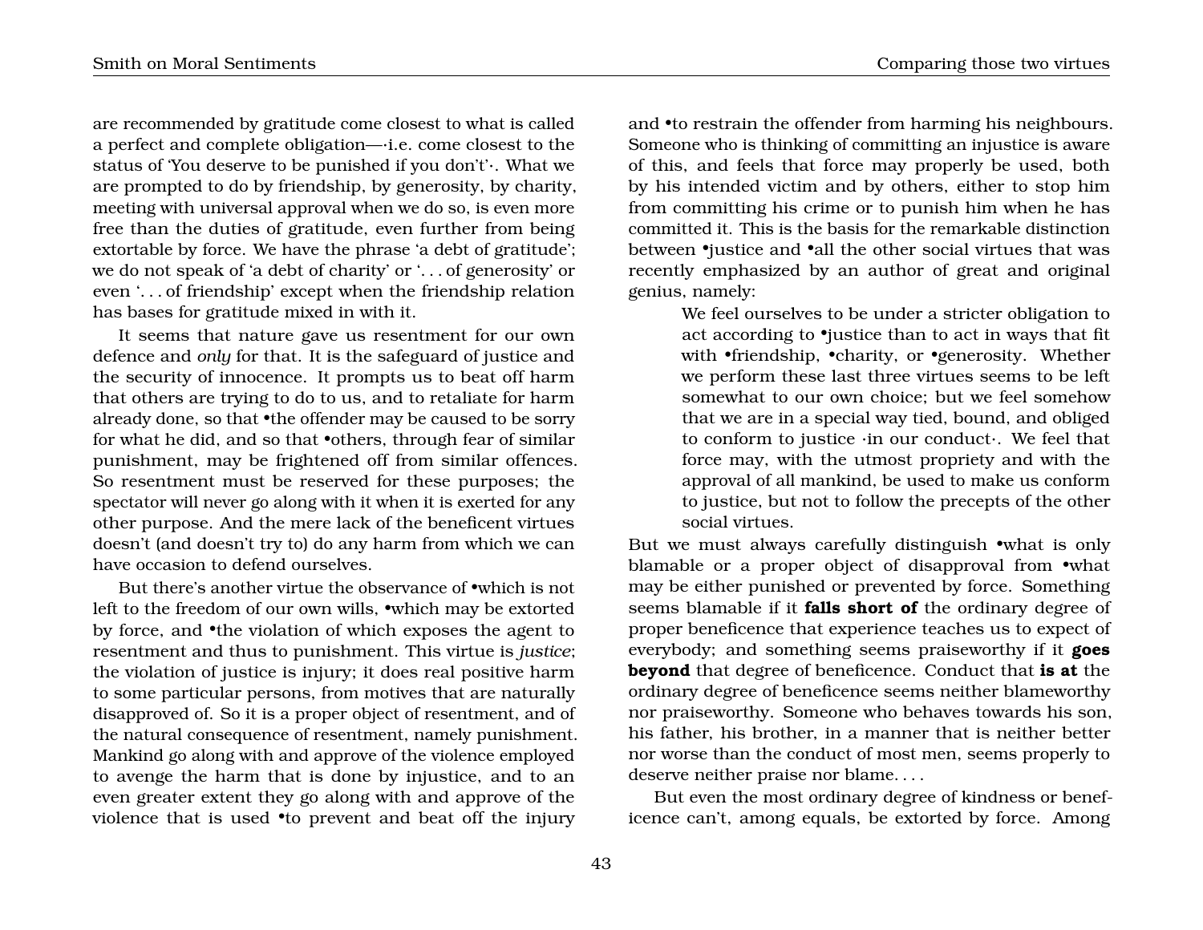are recommended by gratitude come closest to what is called a perfect and complete obligation—·i.e. come closest to the status of 'You deserve to be punished if you don't'·. What we are prompted to do by friendship, by generosity, by charity, meeting with universal approval when we do so, is even more free than the duties of gratitude, even further from being extortable by force. We have the phrase 'a debt of gratitude'; we do not speak of 'a debt of charity' or '. . . of generosity' or even '. . . of friendship' except when the friendship relation has bases for gratitude mixed in with it.

It seems that nature gave us resentment for our own defence and *only* for that. It is the safeguard of justice and the security of innocence. It prompts us to beat off harm that others are trying to do to us, and to retaliate for harm already done, so that •the offender may be caused to be sorry for what he did, and so that •others, through fear of similar punishment, may be frightened off from similar offences. So resentment must be reserved for these purposes; the spectator will never go along with it when it is exerted for any other purpose. And the mere lack of the beneficent virtues doesn't (and doesn't try to) do any harm from which we can have occasion to defend ourselves.

But there's another virtue the observance of •which is not left to the freedom of our own wills, •which may be extorted by force, and •the violation of which exposes the agent to resentment and thus to punishment. This virtue is *justice*; the violation of justice is injury; it does real positive harm to some particular persons, from motives that are naturally disapproved of. So it is a proper object of resentment, and of the natural consequence of resentment, namely punishment. Mankind go along with and approve of the violence employed to avenge the harm that is done by injustice, and to an even greater extent they go along with and approve of the violence that is used •to prevent and beat off the injury and •to restrain the offender from harming his neighbours. Someone who is thinking of committing an injustice is aware of this, and feels that force may properly be used, both by his intended victim and by others, either to stop him from committing his crime or to punish him when he has committed it. This is the basis for the remarkable distinction between •justice and •all the other social virtues that was recently emphasized by an author of great and original genius, namely:

> We feel ourselves to be under a stricter obligation to act according to •justice than to act in ways that fit with •friendship, •charity, or •generosity. Whether we perform these last three virtues seems to be left somewhat to our own choice; but we feel somehow that we are in a special way tied, bound, and obliged to conform to justice ·in our conduct·. We feel that force may, with the utmost propriety and with the approval of all mankind, be used to make us conform to justice, but not to follow the precepts of the other social virtues.

But we must always carefully distinguish •what is only blamable or a proper object of disapproval from •what may be either punished or prevented by force. Something seems blamable if it **falls short of** the ordinary degree of proper beneficence that experience teaches us to expect of everybody; and something seems praiseworthy if it **goes beyond** that degree of beneficence. Conduct that **is at** the ordinary degree of beneficence seems neither blameworthy nor praiseworthy. Someone who behaves towards his son, his father, his brother, in a manner that is neither better nor worse than the conduct of most men, seems properly to deserve neither praise nor blame. . . .

But even the most ordinary degree of kindness or beneficence can't, among equals, be extorted by force. Among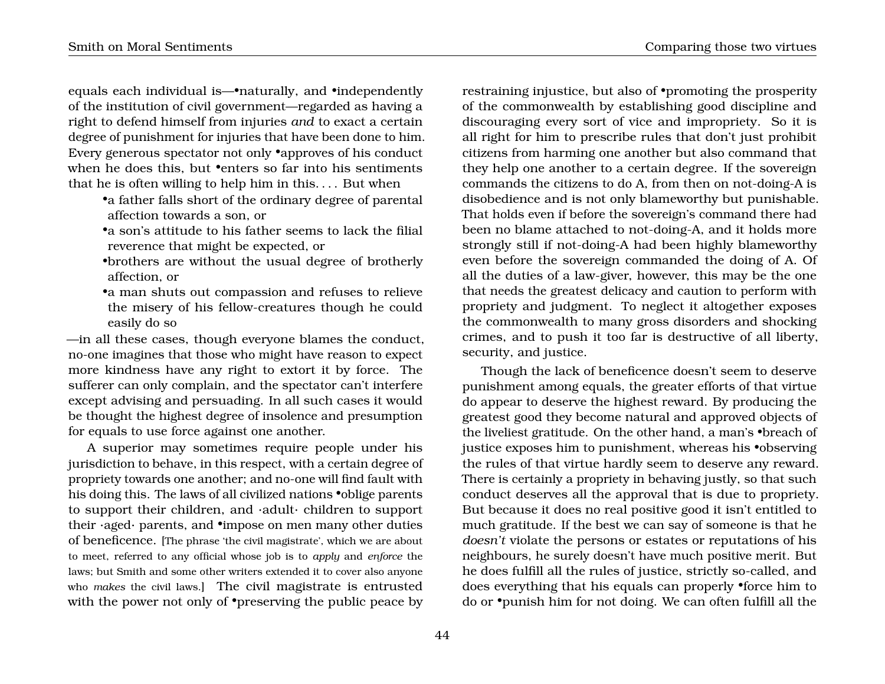equals each individual is—•naturally, and •independently of the institution of civil government—regarded as having a right to defend himself from injuries *and* to exact a certain degree of punishment for injuries that have been done to him. Every generous spectator not only •approves of his conduct when he does this, but •enters so far into his sentiments that he is often willing to help him in this. . . . But when

- •a father falls short of the ordinary degree of parental affection towards a son, or
- •a son's attitude to his father seems to lack the filial reverence that might be expected, or
- •brothers are without the usual degree of brotherly affection, or
- •a man shuts out compassion and refuses to relieve the misery of his fellow-creatures though he could easily do so

—in all these cases, though everyone blames the conduct, no-one imagines that those who might have reason to expect more kindness have any right to extort it by force. The sufferer can only complain, and the spectator can't interfere except advising and persuading. In all such cases it would be thought the highest degree of insolence and presumption for equals to use force against one another.

A superior may sometimes require people under his jurisdiction to behave, in this respect, with a certain degree of propriety towards one another; and no-one will find fault with his doing this. The laws of all civilized nations •oblige parents to support their children, and ·adult· children to support their ·aged· parents, and •impose on men many other duties of beneficence. [The phrase 'the civil magistrate', which we are about to meet, referred to any official whose job is to *apply* and *enforce* the laws; but Smith and some other writers extended it to cover also anyone who *makes* the civil laws.] The civil magistrate is entrusted with the power not only of •preserving the public peace by restraining injustice, but also of •promoting the prosperity of the commonwealth by establishing good discipline and discouraging every sort of vice and impropriety. So it is all right for him to prescribe rules that don't just prohibit citizens from harming one another but also command that they help one another to a certain degree. If the sovereign commands the citizens to do A, from then on not-doing-A is disobedience and is not only blameworthy but punishable. That holds even if before the sovereign's command there had been no blame attached to not-doing-A, and it holds more strongly still if not-doing-A had been highly blameworthy even before the sovereign commanded the doing of A. Of all the duties of a law-giver, however, this may be the one that needs the greatest delicacy and caution to perform with propriety and judgment. To neglect it altogether exposes the commonwealth to many gross disorders and shocking crimes, and to push it too far is destructive of all liberty, security, and justice.

Though the lack of beneficence doesn't seem to deserve punishment among equals, the greater efforts of that virtue do appear to deserve the highest reward. By producing the greatest good they become natural and approved objects of the liveliest gratitude. On the other hand, a man's •breach of justice exposes him to punishment, whereas his •observing the rules of that virtue hardly seem to deserve any reward. There is certainly a propriety in behaving justly, so that such conduct deserves all the approval that is due to propriety. But because it does no real positive good it isn't entitled to much gratitude. If the best we can say of someone is that he *doesn't* violate the persons or estates or reputations of his neighbours, he surely doesn't have much positive merit. But he does fulfill all the rules of justice, strictly so-called, and does everything that his equals can properly •force him to do or •punish him for not doing. We can often fulfill all the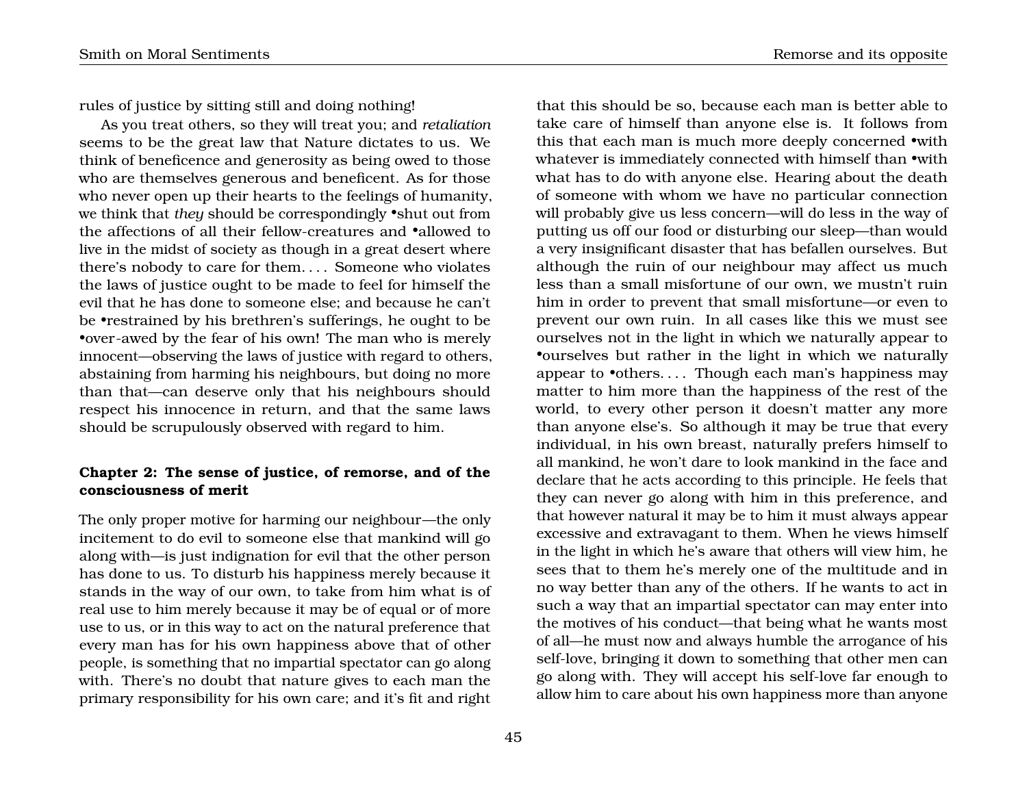rules of justice by sitting still and doing nothing!

As you treat others, so they will treat you; and *retaliation* seems to be the great law that Nature dictates to us. We think of beneficence and generosity as being owed to those who are themselves generous and beneficent. As for those who never open up their hearts to the feelings of humanity, we think that *they* should be correspondingly •shut out from the affections of all their fellow-creatures and •allowed to live in the midst of society as though in a great desert where there's nobody to care for them. . . . Someone who violates the laws of justice ought to be made to feel for himself the evil that he has done to someone else; and because he can't be •restrained by his brethren's sufferings, he ought to be •over-awed by the fear of his own! The man who is merely innocent—observing the laws of justice with regard to others, abstaining from harming his neighbours, but doing no more than that—can deserve only that his neighbours should respect his innocence in return, and that the same laws should be scrupulously observed with regard to him.

### Chapter 2: The sense of justice, of remorse, and of the consciousness of merit

The only proper motive for harming our neighbour—the only incitement to do evil to someone else that mankind will go along with—is just indignation for evil that the other person has done to us. To disturb his happiness merely because it stands in the way of our own, to take from him what is of real use to him merely because it may be of equal or of more use to us, or in this way to act on the natural preference that every man has for his own happiness above that of other people, is something that no impartial spectator can go along with. There's no doubt that nature gives to each man the primary responsibility for his own care; and it's fit and right that this should be so, because each man is better able to take care of himself than anyone else is. It follows from this that each man is much more deeply concerned •with whatever is immediately connected with himself than •with what has to do with anyone else. Hearing about the death of someone with whom we have no particular connection will probably give us less concern—will do less in the way of putting us off our food or disturbing our sleep—than would a very insignificant disaster that has befallen ourselves. But although the ruin of our neighbour may affect us much less than a small misfortune of our own, we mustn't ruin him in order to prevent that small misfortune—or even to prevent our own ruin. In all cases like this we must see ourselves not in the light in which we naturally appear to •ourselves but rather in the light in which we naturally appear to •others. . . . Though each man's happiness may matter to him more than the happiness of the rest of the world, to every other person it doesn't matter any more than anyone else's. So although it may be true that every individual, in his own breast, naturally prefers himself to all mankind, he won't dare to look mankind in the face and declare that he acts according to this principle. He feels that they can never go along with him in this preference, and that however natural it may be to him it must always appear excessive and extravagant to them. When he views himself in the light in which he's aware that others will view him, he sees that to them he's merely one of the multitude and in no way better than any of the others. If he wants to act in such a way that an impartial spectator can may enter into the motives of his conduct—that being what he wants most of all—he must now and always humble the arrogance of his self-love, bringing it down to something that other men can go along with. They will accept his self-love far enough to allow him to care about his own happiness more than anyone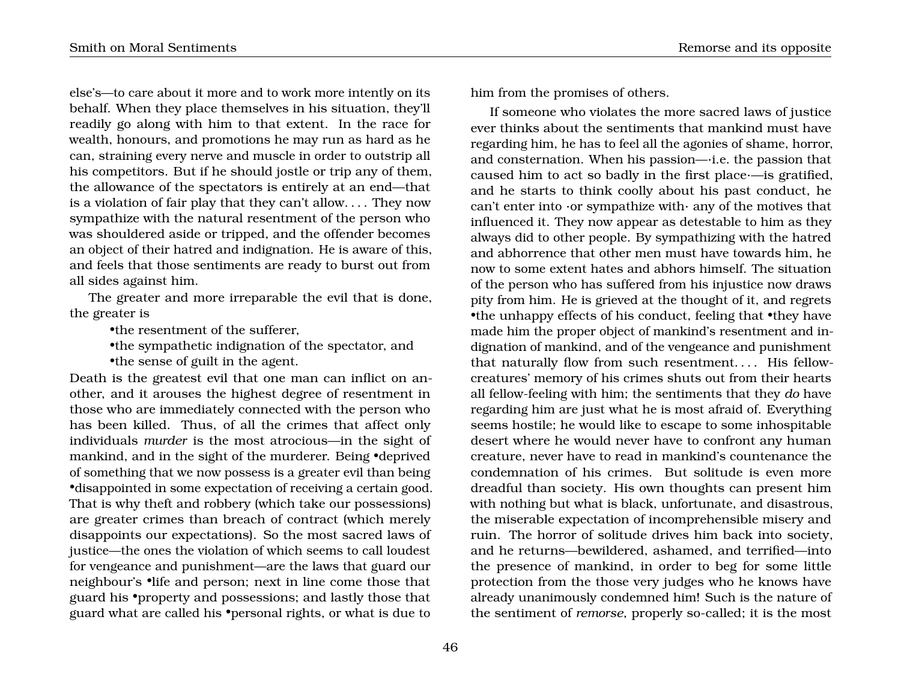else's—to care about it more and to work more intently on its behalf. When they place themselves in his situation, they'll readily go along with him to that extent. In the race for wealth, honours, and promotions he may run as hard as he can, straining every nerve and muscle in order to outstrip all his competitors. But if he should jostle or trip any of them, the allowance of the spectators is entirely at an end—that is a violation of fair play that they can't allow. . . . They now sympathize with the natural resentment of the person who was shouldered aside or tripped, and the offender becomes an object of their hatred and indignation. He is aware of this, and feels that those sentiments are ready to burst out from all sides against him.

The greater and more irreparable the evil that is done, the greater is

- •the resentment of the sufferer,
- •the sympathetic indignation of the spectator, and
- •the sense of guilt in the agent.

Death is the greatest evil that one man can inflict on another, and it arouses the highest degree of resentment in those who are immediately connected with the person who has been killed. Thus, of all the crimes that affect only individuals *murder* is the most atrocious—in the sight of mankind, and in the sight of the murderer. Being •deprived of something that we now possess is a greater evil than being •disappointed in some expectation of receiving a certain good. That is why theft and robbery (which take our possessions) are greater crimes than breach of contract (which merely disappoints our expectations). So the most sacred laws of justice—the ones the violation of which seems to call loudest for vengeance and punishment—are the laws that guard our neighbour's •life and person; next in line come those that guard his •property and possessions; and lastly those that guard what are called his •personal rights, or what is due to him from the promises of others.

If someone who violates the more sacred laws of justice ever thinks about the sentiments that mankind must have regarding him, he has to feel all the agonies of shame, horror, and consternation. When his passion—·i.e. the passion that caused him to act so badly in the first place·—is gratified, and he starts to think coolly about his past conduct, he can't enter into ·or sympathize with· any of the motives that influenced it. They now appear as detestable to him as they always did to other people. By sympathizing with the hatred and abhorrence that other men must have towards him, he now to some extent hates and abhors himself. The situation of the person who has suffered from his injustice now draws pity from him. He is grieved at the thought of it, and regrets •the unhappy effects of his conduct, feeling that •they have made him the proper object of mankind's resentment and indignation of mankind, and of the vengeance and punishment that naturally flow from such resentment. . . . His fellow-creatures' memory of his crimes shuts out from their hearts all fellow-feeling with him; the sentiments that they *do* have regarding him are just what he is most afraid of. Everything seems hostile; he would like to escape to some inhospitable desert where he would never have to confront any human creature, never have to read in mankind's countenance the condemnation of his crimes. But solitude is even more dreadful than society. His own thoughts can present him with nothing but what is black, unfortunate, and disastrous, the miserable expectation of incomprehensible misery and ruin. The horror of solitude drives him back into society, and he returns—bewildered, ashamed, and terrified—into the presence of mankind, in order to beg for some little protection from the those very judges who he knows have already unanimously condemned him! Such is the nature of the sentiment of *remorse*, properly so-called; it is the most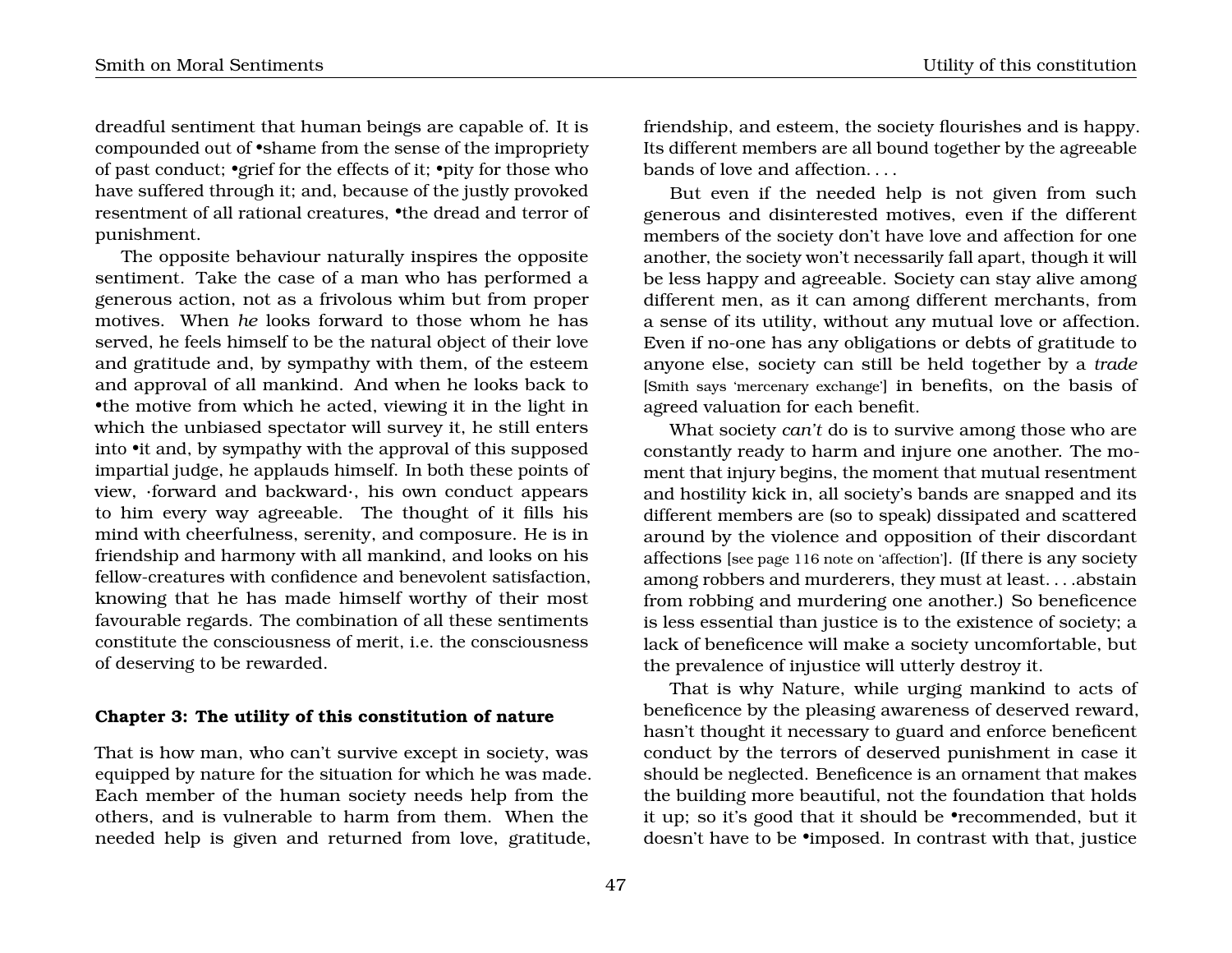dreadful sentiment that human beings are capable of. It is compounded out of •shame from the sense of the impropriety of past conduct; •grief for the effects of it; •pity for those who have suffered through it; and, because of the justly provoked resentment of all rational creatures, •the dread and terror of punishment.

The opposite behaviour naturally inspires the opposite sentiment. Take the case of a man who has performed a generous action, not as a frivolous whim but from proper motives. When *he* looks forward to those whom he has served, he feels himself to be the natural object of their love and gratitude and, by sympathy with them, of the esteem and approval of all mankind. And when he looks back to •the motive from which he acted, viewing it in the light in which the unbiased spectator will survey it, he still enters into •it and, by sympathy with the approval of this supposed impartial judge, he applauds himself. In both these points of view, ·forward and backward·, his own conduct appears to him every way agreeable. The thought of it fills his mind with cheerfulness, serenity, and composure. He is in friendship and harmony with all mankind, and looks on his fellow-creatures with confidence and benevolent satisfaction, knowing that he has made himself worthy of their most favourable regards. The combination of all these sentiments constitute the consciousness of merit, i.e. the consciousness of deserving to be rewarded.

### Chapter 3: The utility of this constitution of nature

That is how man, who can't survive except in society, was equipped by nature for the situation for which he was made. Each member of the human society needs help from the others, and is vulnerable to harm from them. When the needed help is given and returned from love, gratitude, friendship, and esteem, the society flourishes and is happy. Its different members are all bound together by the agreeable bands of love and affection. . . .

But even if the needed help is not given from such generous and disinterested motives, even if the different members of the society don't have love and affection for one another, the society won't necessarily fall apart, though it will be less happy and agreeable. Society can stay alive among different men, as it can among different merchants, from a sense of its utility, without any mutual love or affection. Even if no-one has any obligations or debts of gratitude to anyone else, society can still be held together by a *trade* [Smith says 'mercenary exchange'] in benefits, on the basis of agreed valuation for each benefit.

What society *can't* do is to survive among those who are constantly ready to harm and injure one another. The moment that injury begins, the moment that mutual resentment and hostility kick in, all society's bands are snapped and its different members are (so to speak) dissipated and scattered around by the violence and opposition of their discordant affections [see page 116 note on 'affection']. (If there is any society among robbers and murderers, they must at least. . . .abstain from robbing and murdering one another.) So beneficence is less essential than justice is to the existence of society; a lack of beneficence will make a society uncomfortable, but the prevalence of injustice will utterly destroy it.

That is why Nature, while urging mankind to acts of beneficence by the pleasing awareness of deserved reward, hasn't thought it necessary to guard and enforce beneficent conduct by the terrors of deserved punishment in case it should be neglected. Beneficence is an ornament that makes the building more beautiful, not the foundation that holds it up; so it's good that it should be •recommended, but it doesn't have to be •imposed. In contrast with that, justice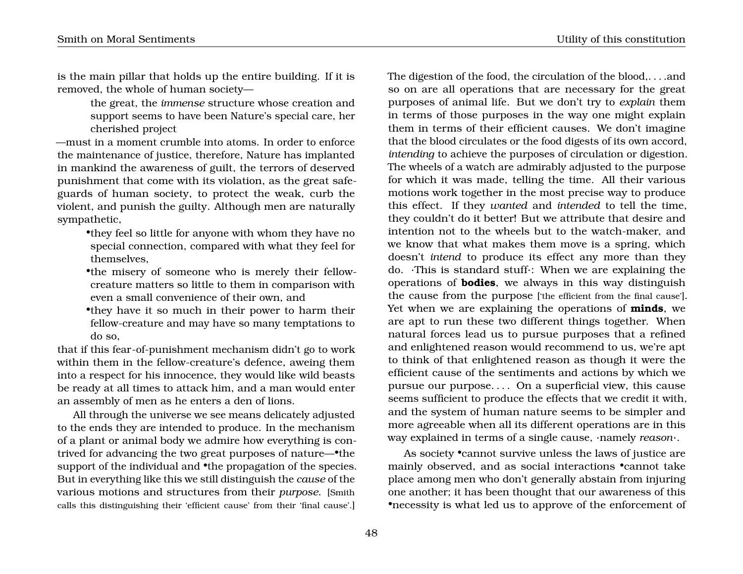is the main pillar that holds up the entire building. If it is removed, the whole of human society—

> the great, the *immense* structure whose creation and support seems to have been Nature's special care, her cherished project

—must in a moment crumble into atoms. In order to enforce the maintenance of justice, therefore, Nature has implanted in mankind the awareness of guilt, the terrors of deserved punishment that come with its violation, as the great safeguards of human society, to protect the weak, curb the violent, and punish the guilty. Although men are naturally sympathetic,

- •they feel so little for anyone with whom they have no special connection, compared with what they feel for themselves,
- •the misery of someone who is merely their fellow-creature matters so little to them in comparison with even a small convenience of their own, and
- •they have it so much in their power to harm their fellow-creature and may have so many temptations to do so,

that if this fear-of-punishment mechanism didn't go to work within them in the fellow-creature's defence, aweing them into a respect for his innocence, they would like wild beasts be ready at all times to attack him, and a man would enter an assembly of men as he enters a den of lions.

All through the universe we see means delicately adjusted to the ends they are intended to produce. In the mechanism of a plant or animal body we admire how everything is contrived for advancing the two great purposes of nature—•the support of the individual and •the propagation of the species. But in everything like this we still distinguish the *cause* of the various motions and structures from their *purpose*. [Smith calls this distinguishing their 'efficient cause' from their 'final cause'.] The digestion of the food, the circulation of the blood,. . . .and so on are all operations that are necessary for the great purposes of animal life. But we don't try to *explain* them in terms of those purposes in the way one might explain them in terms of their efficient causes. We don't imagine that the blood circulates or the food digests of its own accord, *intending* to achieve the purposes of circulation or digestion. The wheels of a watch are admirably adjusted to the purpose for which it was made, telling the time. All their various motions work together in the most precise way to produce this effect. If they *wanted* and *intended* to tell the time, they couldn't do it better! But we attribute that desire and intention not to the wheels but to the watch-maker, and we know that what makes them move is a spring, which doesn't *intend* to produce its effect any more than they do. ·This is standard stuff·: When we are explaining the operations of **bodies**, we always in this way distinguish the cause from the purpose ['the efficient from the final cause']. Yet when we are explaining the operations of **minds**, we are apt to run these two different things together. When natural forces lead us to pursue purposes that a refined and enlightened reason would recommend to us, we're apt to think of that enlightened reason as though it were the efficient cause of the sentiments and actions by which we pursue our purpose. . . . On a superficial view, this cause seems sufficient to produce the effects that we credit it with, and the system of human nature seems to be simpler and more agreeable when all its different operations are in this way explained in terms of a single cause, ·namely *reason*·.

As society •cannot survive unless the laws of justice are mainly observed, and as social interactions •cannot take place among men who don't generally abstain from injuring one another; it has been thought that our awareness of this •necessity is what led us to approve of the enforcement of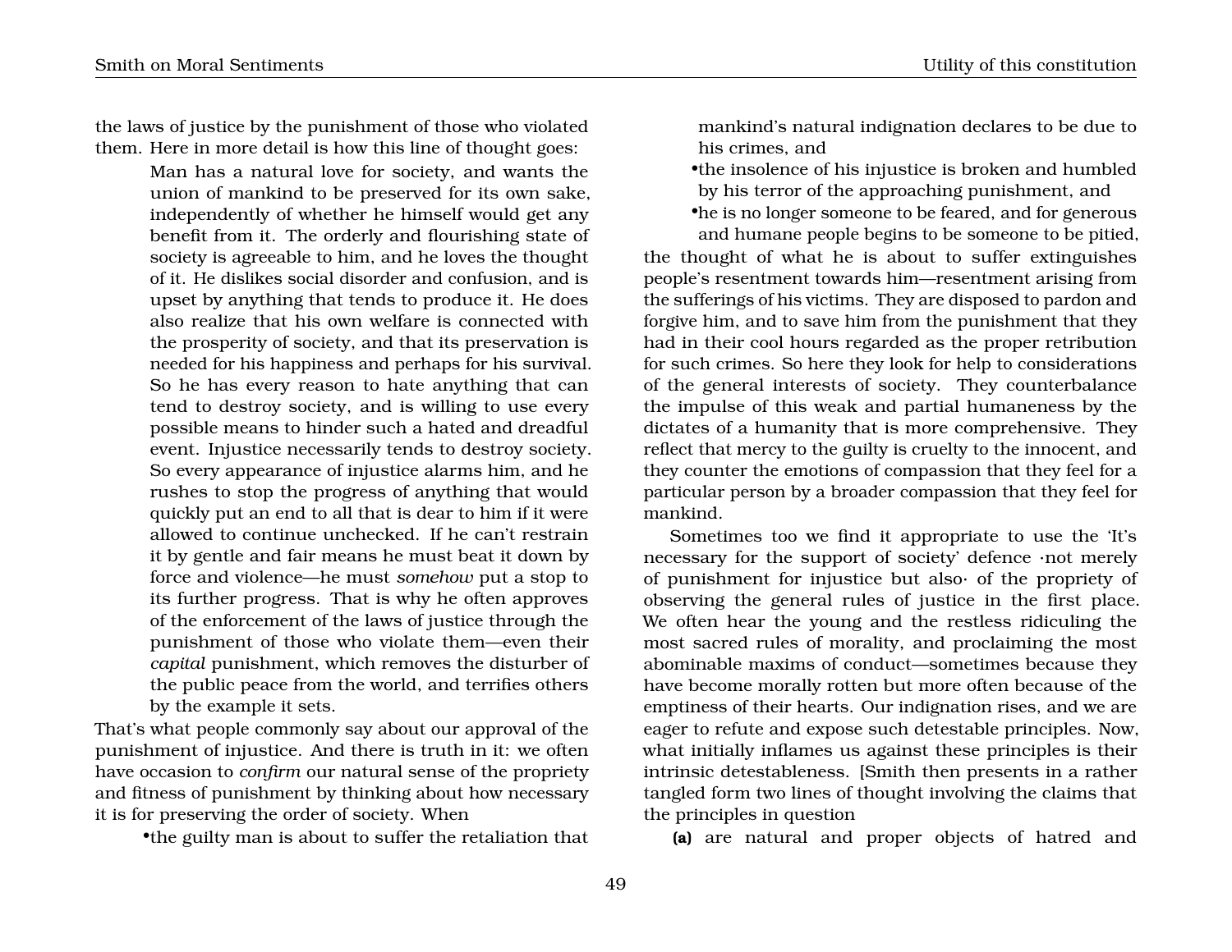the laws of justice by the punishment of those who violated them. Here in more detail is how this line of thought goes:

> Man has a natural love for society, and wants the union of mankind to be preserved for its own sake, independently of whether he himself would get any benefit from it. The orderly and flourishing state of society is agreeable to him, and he loves the thought of it. He dislikes social disorder and confusion, and is upset by anything that tends to produce it. He does also realize that his own welfare is connected with the prosperity of society, and that its preservation is needed for his happiness and perhaps for his survival. So he has every reason to hate anything that can tend to destroy society, and is willing to use every possible means to hinder such a hated and dreadful event. Injustice necessarily tends to destroy society. So every appearance of injustice alarms him, and he rushes to stop the progress of anything that would quickly put an end to all that is dear to him if it were allowed to continue unchecked. If he can't restrain it by gentle and fair means he must beat it down by force and violence—he must *somehow* put a stop to its further progress. That is why he often approves of the enforcement of the laws of justice through the punishment of those who violate them—even their *capital* punishment, which removes the disturber of the public peace from the world, and terrifies others by the example it sets.

That's what people commonly say about our approval of the punishment of injustice. And there is truth in it: we often have occasion to *confirm* our natural sense of the propriety and fitness of punishment by thinking about how necessary it is for preserving the order of society. When

- •the guilty man is about to suffer the retaliation that mankind's natural indignation declares to be due to his crimes, and
- •the insolence of his injustice is broken and humbled by his terror of the approaching punishment, and
- •he is no longer someone to be feared, and for generous and humane people begins to be someone to be pitied,

the thought of what he is about to suffer extinguishes people's resentment towards him—resentment arising from the sufferings of his victims. They are disposed to pardon and forgive him, and to save him from the punishment that they had in their cool hours regarded as the proper retribution for such crimes. So here they look for help to considerations of the general interests of society. They counterbalance the impulse of this weak and partial humaneness by the dictates of a humanity that is more comprehensive. They reflect that mercy to the guilty is cruelty to the innocent, and they counter the emotions of compassion that they feel for a particular person by a broader compassion that they feel for mankind.

Sometimes too we find it appropriate to use the 'It's necessary for the support of society' defence ·not merely of punishment for injustice but also· of the propriety of observing the general rules of justice in the first place. We often hear the young and the restless ridiculing the most sacred rules of morality, and proclaiming the most abominable maxims of conduct—sometimes because they have become morally rotten but more often because of the emptiness of their hearts. Our indignation rises, and we are eager to refute and expose such detestable principles. Now, what initially inflames us against these principles is their intrinsic detestableness. [Smith then presents in a rather tangled form two lines of thought involving the claims that the principles in question

**(a)** are natural and proper objects of hatred and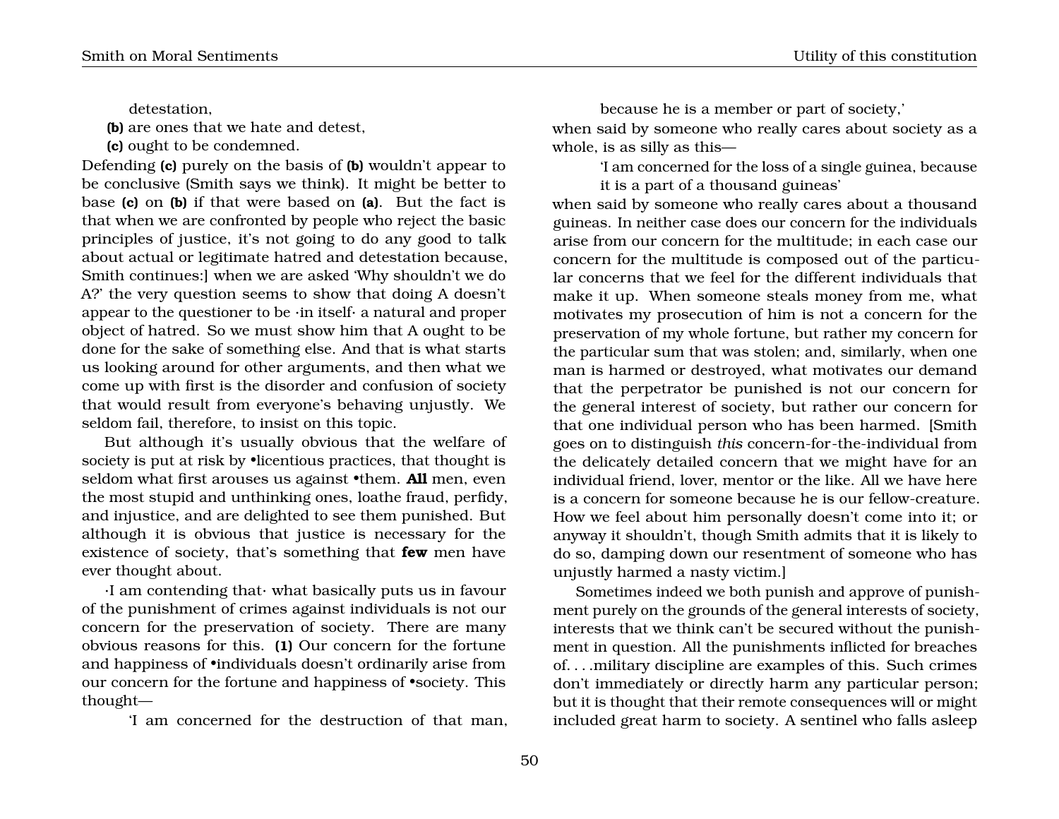detestation,

**(b)** are ones that we hate and detest,

**(c)** ought to be condemned.

Defending **(c)** purely on the basis of **(b)** wouldn't appear to be conclusive (Smith says we think). It might be better to base **(c)** on **(b)** if that were based on **(a)**. But the fact is that when we are confronted by people who reject the basic principles of justice, it's not going to do any good to talk about actual or legitimate hatred and detestation because, Smith continues:] when we are asked 'Why shouldn't we do A?' the very question seems to show that doing A doesn't appear to the questioner to be ·in itself· a natural and proper object of hatred. So we must show him that A ought to be done for the sake of something else. And that is what starts us looking around for other arguments, and then what we come up with first is the disorder and confusion of society that would result from everyone's behaving unjustly. We seldom fail, therefore, to insist on this topic.

But although it's usually obvious that the welfare of society is put at risk by •licentious practices, that thought is seldom what first arouses us against •them. **All** men, even the most stupid and unthinking ones, loathe fraud, perfidy, and injustice, and are delighted to see them punished. But although it is obvious that justice is necessary for the existence of society, that's something that **few** men have ever thought about.

·I am contending that· what basically puts us in favour of the punishment of crimes against individuals is not our concern for the preservation of society. There are many obvious reasons for this. **(1)** Our concern for the fortune and happiness of •individuals doesn't ordinarily arise from our concern for the fortune and happiness of •society. This thought—

> 'I am concerned for the destruction of that man, because he is a member or part of society,'

when said by someone who really cares about society as a whole, is as silly as this—

> 'I am concerned for the loss of a single guinea, because it is a part of a thousand guineas'

when said by someone who really cares about a thousand guineas. In neither case does our concern for the individuals arise from our concern for the multitude; in each case our concern for the multitude is composed out of the particular concerns that we feel for the different individuals that make it up. When someone steals money from me, what motivates my prosecution of him is not a concern for the preservation of my whole fortune, but rather my concern for the particular sum that was stolen; and, similarly, when one man is harmed or destroyed, what motivates our demand that the perpetrator be punished is not our concern for the general interest of society, but rather our concern for that one individual person who has been harmed. [Smith goes on to distinguish *this* concern-for-the-individual from the delicately detailed concern that we might have for an individual friend, lover, mentor or the like. All we have here is a concern for someone because he is our fellow-creature. How we feel about him personally doesn't come into it; or anyway it shouldn't, though Smith admits that it is likely to do so, damping down our resentment of someone who has unjustly harmed a nasty victim.]

Sometimes indeed we both punish and approve of punishment purely on the grounds of the general interests of society, interests that we think can't be secured without the punishment in question. All the punishments inflicted for breaches of. . . .military discipline are examples of this. Such crimes don't immediately or directly harm any particular person; but it is thought that their remote consequences will or might included great harm to society. A sentinel who falls asleep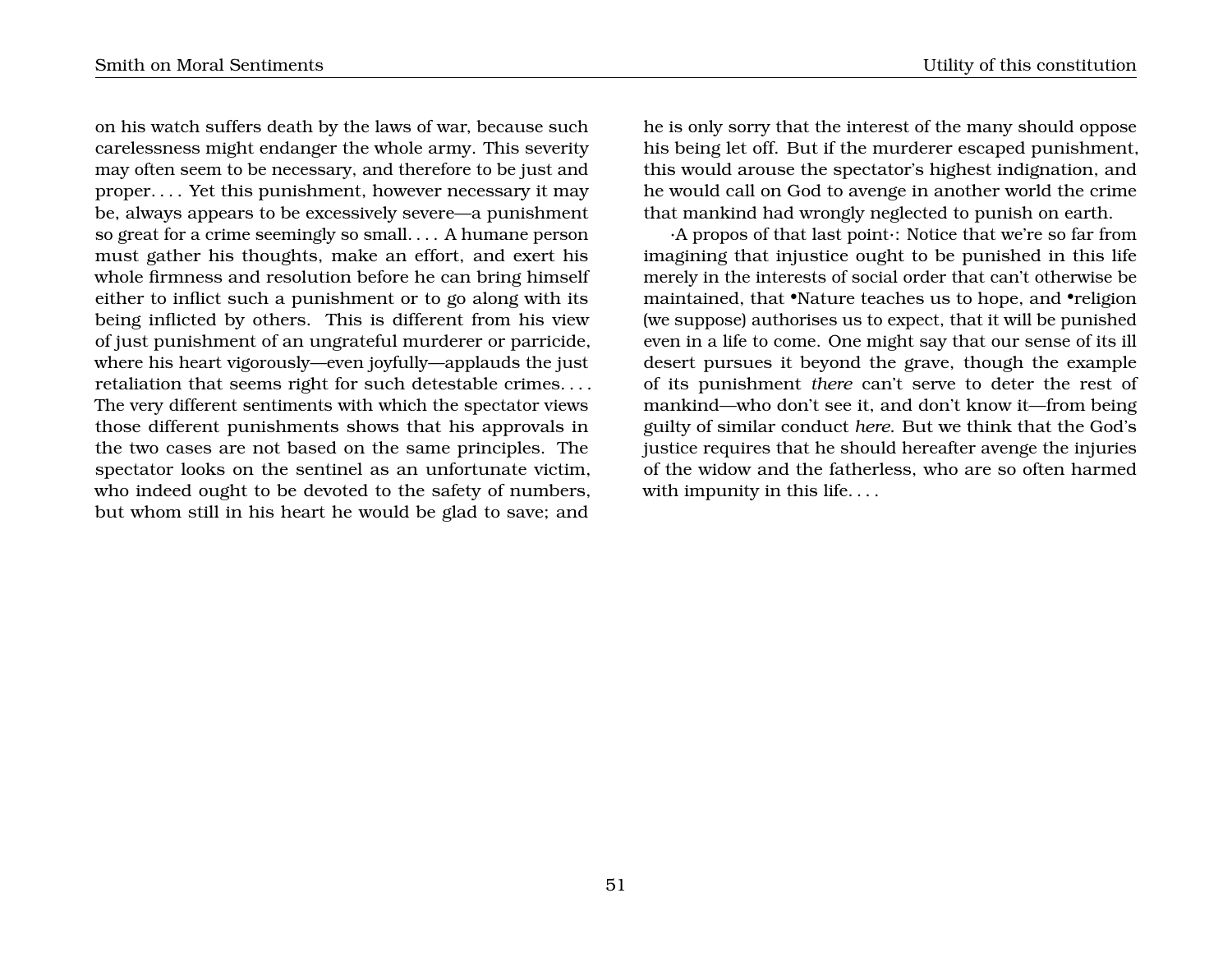on his watch suffers death by the laws of war, because such carelessness might endanger the whole army. This severity may often seem to be necessary, and therefore to be just and proper. . . . Yet this punishment, however necessary it may be, always appears to be excessively severe—a punishment so great for a crime seemingly so small. . . . A humane person must gather his thoughts, make an effort, and exert his whole firmness and resolution before he can bring himself either to inflict such a punishment or to go along with its being inflicted by others. This is different from his view of just punishment of an ungrateful murderer or parricide, where his heart vigorously—even joyfully—applauds the just retaliation that seems right for such detestable crimes. . . . The very different sentiments with which the spectator views those different punishments shows that his approvals in the two cases are not based on the same principles. The spectator looks on the sentinel as an unfortunate victim, who indeed ought to be devoted to the safety of numbers, but whom still in his heart he would be glad to save; and he is only sorry that the interest of the many should oppose his being let off. But if the murderer escaped punishment, this would arouse the spectator's highest indignation, and he would call on God to avenge in another world the crime that mankind had wrongly neglected to punish on earth.

·A propos of that last point·: Notice that we're so far from imagining that injustice ought to be punished in this life merely in the interests of social order that can't otherwise be maintained, that •Nature teaches us to hope, and •religion (we suppose) authorises us to expect, that it will be punished even in a life to come. One might say that our sense of its ill desert pursues it beyond the grave, though the example of its punishment *there* can't serve to deter the rest of mankind—who don't see it, and don't know it—from being guilty of similar conduct *here*. But we think that the God's justice requires that he should hereafter avenge the injuries of the widow and the fatherless, who are so often harmed with impunity in this life. . . .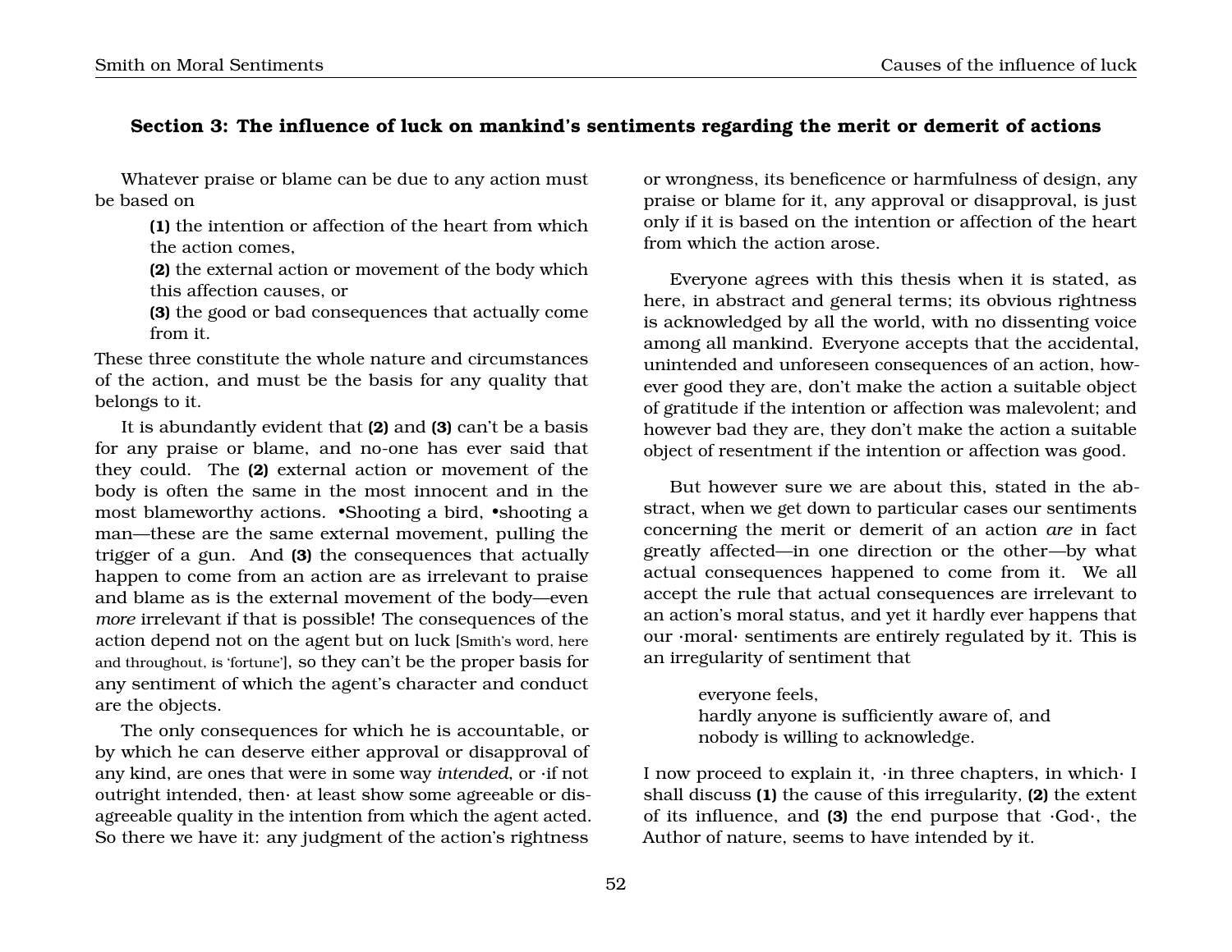## Section 3: The influence of luck on mankind's sentiments regarding the merit or demerit of actions

Whatever praise or blame can be due to any action must be based on

> **(1)** the intention or affection of the heart from which the action comes,
> **(2)** the external action or movement of the body which this affection causes, or
> **(3)** the good or bad consequences that actually come from it.

These three constitute the whole nature and circumstances of the action, and must be the basis for any quality that belongs to it.

It is abundantly evident that **(2)** and **(3)** can't be a basis for any praise or blame, and no-one has ever said that they could. The **(2)** external action or movement of the body is often the same in the most innocent and in the most blameworthy actions. •Shooting a bird, •shooting a man—these are the same external movement, pulling the trigger of a gun. And **(3)** the consequences that actually happen to come from an action are as irrelevant to praise and blame as is the external movement of the body—even *more* irrelevant if that is possible! The consequences of the action depend not on the agent but on luck [Smith's word, here and throughout, is 'fortune'], so they can't be the proper basis for any sentiment of which the agent's character and conduct are the objects.

The only consequences for which he is accountable, or by which he can deserve either approval or disapproval of any kind, are ones that were in some way *intended*, or ·if not outright intended, then· at least show some agreeable or disagreeable quality in the intention from which the agent acted. So there we have it: any judgment of the action's rightness or wrongness, its beneficence or harmfulness of design, any praise or blame for it, any approval or disapproval, is just only if it is based on the intention or affection of the heart from which the action arose.

Everyone agrees with this thesis when it is stated, as here, in abstract and general terms; its obvious rightness is acknowledged by all the world, with no dissenting voice among all mankind. Everyone accepts that the accidental, unintended and unforeseen consequences of an action, however good they are, don't make the action a suitable object of gratitude if the intention or affection was malevolent; and however bad they are, they don't make the action a suitable object of resentment if the intention or affection was good.

But however sure we are about this, stated in the abstract, when we get down to particular cases our sentiments concerning the merit or demerit of an action *are* in fact greatly affected—in one direction or the other—by what actual consequences happened to come from it. We all accept the rule that actual consequences are irrelevant to an action's moral status, and yet it hardly ever happens that our ·moral· sentiments are entirely regulated by it. This is an irregularity of sentiment that

> everyone feels,
> hardly anyone is sufficiently aware of, and
> nobody is willing to acknowledge.

I now proceed to explain it, ·in three chapters, in which· I shall discuss **(1)** the cause of this irregularity, **(2)** the extent of its influence, and **(3)** the end purpose that ·God·, the Author of nature, seems to have intended by it.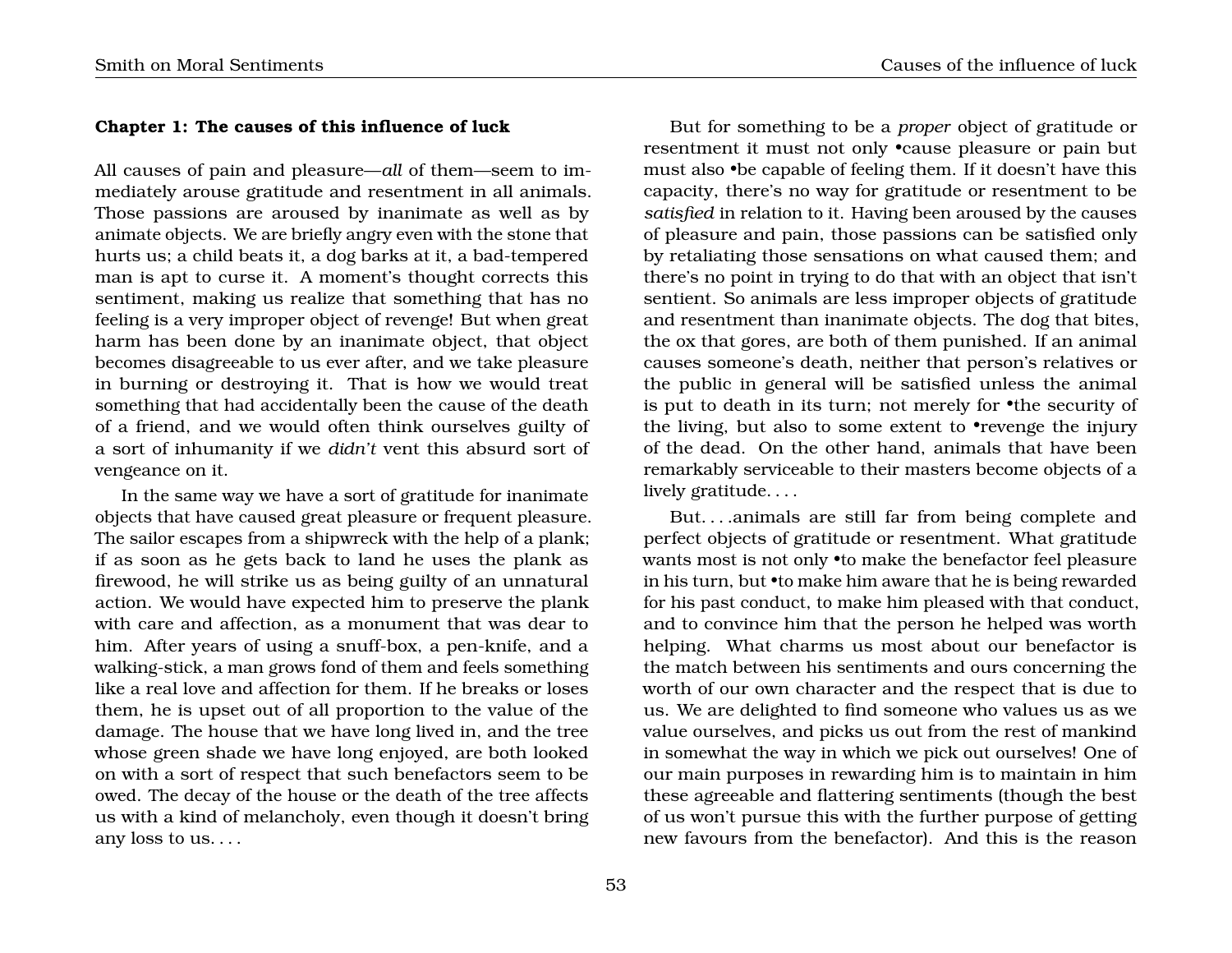## Chapter 1: The causes of this influence of luck

All causes of pain and pleasure—*all* of them—seem to immediately arouse gratitude and resentment in all animals. Those passions are aroused by inanimate as well as by animate objects. We are briefly angry even with the stone that hurts us; a child beats it, a dog barks at it, a bad-tempered man is apt to curse it. A moment's thought corrects this sentiment, making us realize that something that has no feeling is a very improper object of revenge! But when great harm has been done by an inanimate object, that object becomes disagreeable to us ever after, and we take pleasure in burning or destroying it. That is how we would treat something that had accidentally been the cause of the death of a friend, and we would often think ourselves guilty of a sort of inhumanity if we *didn't* vent this absurd sort of vengeance on it.

In the same way we have a sort of gratitude for inanimate objects that have caused great pleasure or frequent pleasure. The sailor escapes from a shipwreck with the help of a plank; if as soon as he gets back to land he uses the plank as firewood, he will strike us as being guilty of an unnatural action. We would have expected him to preserve the plank with care and affection, as a monument that was dear to him. After years of using a snuff-box, a pen-knife, and a walking-stick, a man grows fond of them and feels something like a real love and affection for them. If he breaks or loses them, he is upset out of all proportion to the value of the damage. The house that we have long lived in, and the tree whose green shade we have long enjoyed, are both looked on with a sort of respect that such benefactors seem to be owed. The decay of the house or the death of the tree affects us with a kind of melancholy, even though it doesn't bring any loss to us. . . .

But for something to be a *proper* object of gratitude or resentment it must not only •cause pleasure or pain but must also •be capable of feeling them. If it doesn't have this capacity, there's no way for gratitude or resentment to be *satisfied* in relation to it. Having been aroused by the causes of pleasure and pain, those passions can be satisfied only by retaliating those sensations on what caused them; and there's no point in trying to do that with an object that isn't sentient. So animals are less improper objects of gratitude and resentment than inanimate objects. The dog that bites, the ox that gores, are both of them punished. If an animal causes someone's death, neither that person's relatives or the public in general will be satisfied unless the animal is put to death in its turn; not merely for •the security of the living, but also to some extent to •revenge the injury of the dead. On the other hand, animals that have been remarkably serviceable to their masters become objects of a lively gratitude. . . .

But. . . .animals are still far from being complete and perfect objects of gratitude or resentment. What gratitude wants most is not only •to make the benefactor feel pleasure in his turn, but •to make him aware that he is being rewarded for his past conduct, to make him pleased with that conduct, and to convince him that the person he helped was worth helping. What charms us most about our benefactor is the match between his sentiments and ours concerning the worth of our own character and the respect that is due to us. We are delighted to find someone who values us as we value ourselves, and picks us out from the rest of mankind in somewhat the way in which we pick out ourselves! One of our main purposes in rewarding him is to maintain in him these agreeable and flattering sentiments (though the best of us won't pursue this with the further purpose of getting new favours from the benefactor). And this is the reason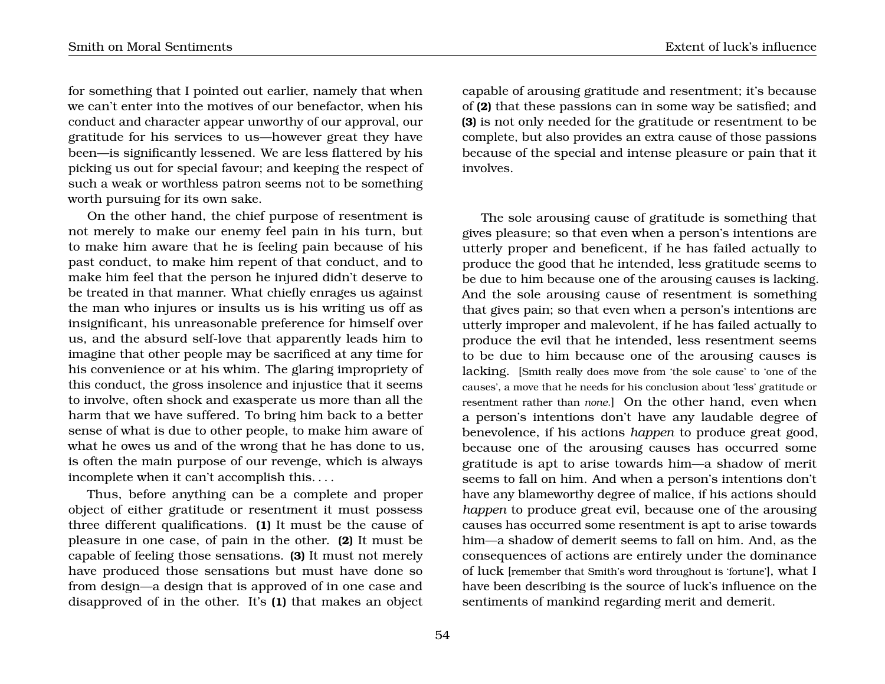for something that I pointed out earlier, namely that when we can't enter into the motives of our benefactor, when his conduct and character appear unworthy of our approval, our gratitude for his services to us—however great they have been—is significantly lessened. We are less flattered by his picking us out for special favour; and keeping the respect of such a weak or worthless patron seems not to be something worth pursuing for its own sake.

On the other hand, the chief purpose of resentment is not merely to make our enemy feel pain in his turn, but to make him aware that he is feeling pain because of his past conduct, to make him repent of that conduct, and to make him feel that the person he injured didn't deserve to be treated in that manner. What chiefly enrages us against the man who injures or insults us is his writing us off as insignificant, his unreasonable preference for himself over us, and the absurd self-love that apparently leads him to imagine that other people may be sacrificed at any time for his convenience or at his whim. The glaring impropriety of this conduct, the gross insolence and injustice that it seems to involve, often shock and exasperate us more than all the harm that we have suffered. To bring him back to a better sense of what is due to other people, to make him aware of what he owes us and of the wrong that he has done to us, is often the main purpose of our revenge, which is always incomplete when it can't accomplish this. . . .

Thus, before anything can be a complete and proper object of either gratitude or resentment it must possess three different qualifications. **(1)** It must be the cause of pleasure in one case, of pain in the other. **(2)** It must be capable of feeling those sensations. **(3)** It must not merely have produced those sensations but must have done so from design—a design that is approved of in one case and disapproved of in the other. It's **(1)** that makes an object capable of arousing gratitude and resentment; it's because of **(2)** that these passions can in some way be satisfied; and **(3)** is not only needed for the gratitude or resentment to be complete, but also provides an extra cause of those passions because of the special and intense pleasure or pain that it involves.

The sole arousing cause of gratitude is something that gives pleasure; so that even when a person's intentions are utterly proper and beneficent, if he has failed actually to produce the good that he intended, less gratitude seems to be due to him because one of the arousing causes is lacking. And the sole arousing cause of resentment is something that gives pain; so that even when a person's intentions are utterly improper and malevolent, if he has failed actually to produce the evil that he intended, less resentment seems to be due to him because one of the arousing causes is lacking. [Smith really does move from 'the sole cause' to 'one of the causes', a move that he needs for his conclusion about 'less' gratitude or resentment rather than *none*.] On the other hand, even when a person's intentions don't have any laudable degree of benevolence, if his actions *happen* to produce great good, because one of the arousing causes has occurred some gratitude is apt to arise towards him—a shadow of merit seems to fall on him. And when a person's intentions don't have any blameworthy degree of malice, if his actions should *happen* to produce great evil, because one of the arousing causes has occurred some resentment is apt to arise towards him—a shadow of demerit seems to fall on him. And, as the consequences of actions are entirely under the dominance of luck [remember that Smith's word throughout is 'fortune'], what I have been describing is the source of luck's influence on the sentiments of mankind regarding merit and demerit.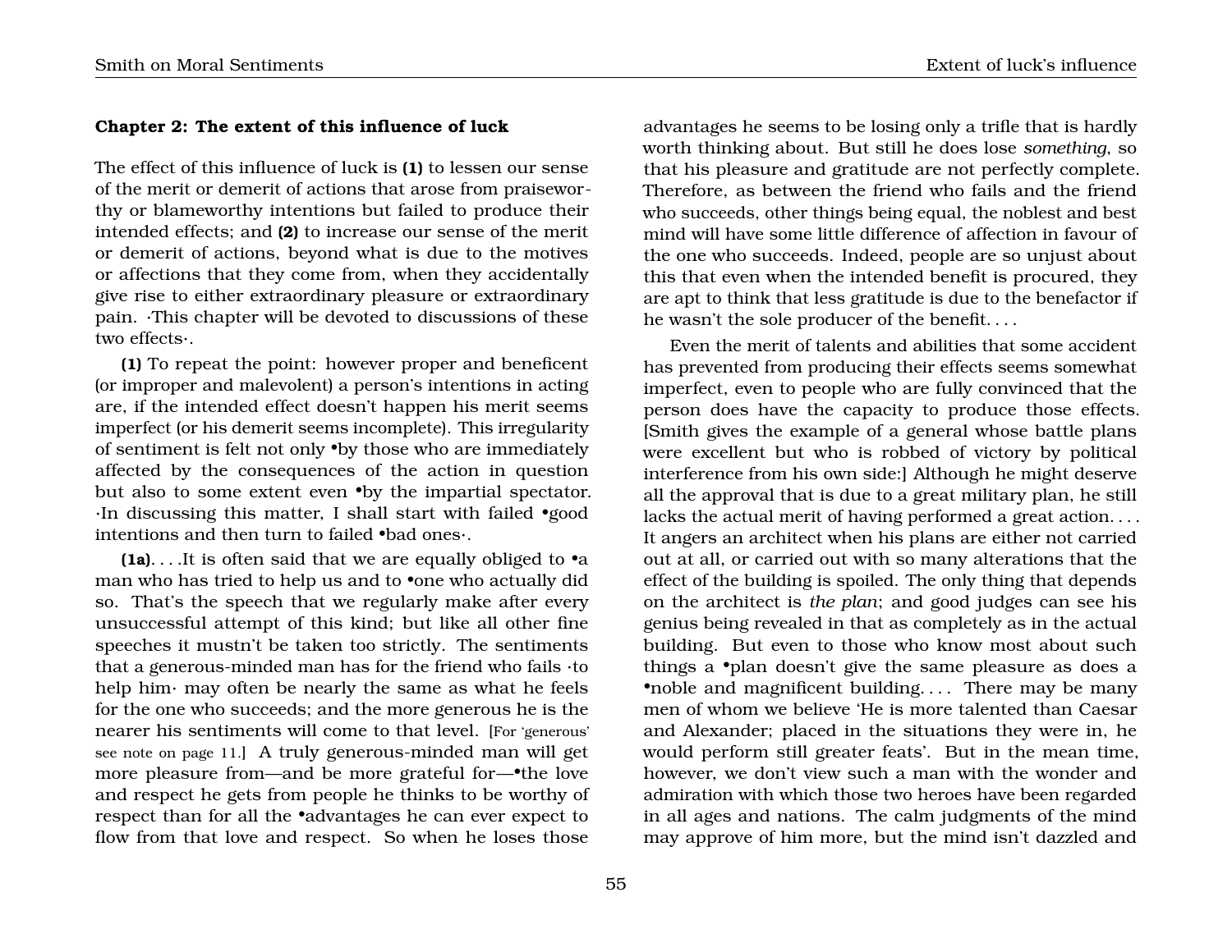### Chapter 2: The extent of this influence of luck

The effect of this influence of luck is **(1)** to lessen our sense of the merit or demerit of actions that arose from praiseworthy or blameworthy intentions but failed to produce their intended effects; and **(2)** to increase our sense of the merit or demerit of actions, beyond what is due to the motives or affections that they come from, when they accidentally give rise to either extraordinary pleasure or extraordinary pain. ·This chapter will be devoted to discussions of these two effects·.

**(1)** To repeat the point: however proper and beneficent (or improper and malevolent) a person's intentions in acting are, if the intended effect doesn't happen his merit seems imperfect (or his demerit seems incomplete). This irregularity of sentiment is felt not only •by those who are immediately affected by the consequences of the action in question but also to some extent even •by the impartial spectator. ·In discussing this matter, I shall start with failed •good intentions and then turn to failed •bad ones·.

**(1a)**. . . .It is often said that we are equally obliged to •a man who has tried to help us and to •one who actually did so. That's the speech that we regularly make after every unsuccessful attempt of this kind; but like all other fine speeches it mustn't be taken too strictly. The sentiments that a generous-minded man has for the friend who fails ·to help him· may often be nearly the same as what he feels for the one who succeeds; and the more generous he is the nearer his sentiments will come to that level. [For 'generous' see note on page 11.] A truly generous-minded man will get more pleasure from—and be more grateful for—•the love and respect he gets from people he thinks to be worthy of respect than for all the •advantages he can ever expect to flow from that love and respect. So when he loses those advantages he seems to be losing only a trifle that is hardly worth thinking about. But still he does lose *something*, so that his pleasure and gratitude are not perfectly complete. Therefore, as between the friend who fails and the friend who succeeds, other things being equal, the noblest and best mind will have some little difference of affection in favour of the one who succeeds. Indeed, people are so unjust about this that even when the intended benefit is procured, they are apt to think that less gratitude is due to the benefactor if he wasn't the sole producer of the benefit. . . .

Even the merit of talents and abilities that some accident has prevented from producing their effects seems somewhat imperfect, even to people who are fully convinced that the person does have the capacity to produce those effects. [Smith gives the example of a general whose battle plans were excellent but who is robbed of victory by political interference from his own side:] Although he might deserve all the approval that is due to a great military plan, he still lacks the actual merit of having performed a great action. . . . It angers an architect when his plans are either not carried out at all, or carried out with so many alterations that the effect of the building is spoiled. The only thing that depends on the architect is *the plan*; and good judges can see his genius being revealed in that as completely as in the actual building. But even to those who know most about such things a •plan doesn't give the same pleasure as does a •noble and magnificent building. . . . There may be many men of whom we believe 'He is more talented than Caesar and Alexander; placed in the situations they were in, he would perform still greater feats'. But in the mean time, however, we don't view such a man with the wonder and admiration with which those two heroes have been regarded in all ages and nations. The calm judgments of the mind may approve of him more, but the mind isn't dazzled and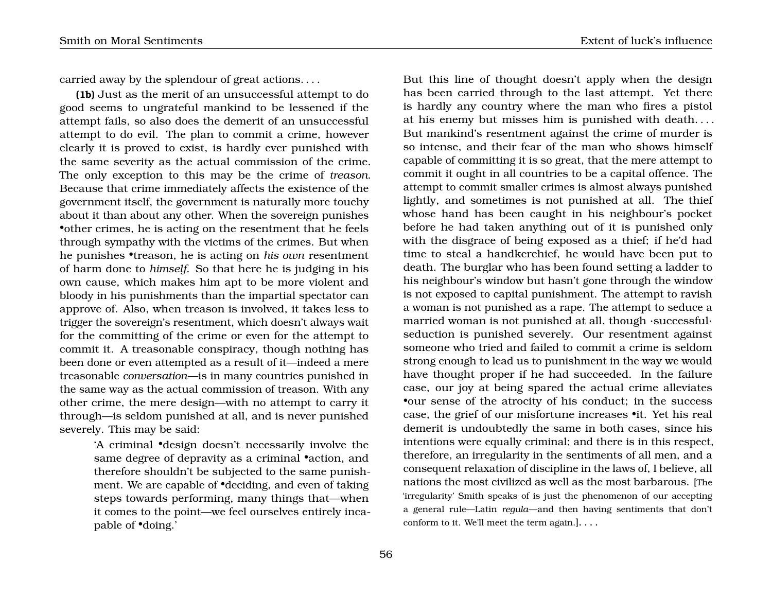carried away by the splendour of great actions. . . .

**(1b)** Just as the merit of an unsuccessful attempt to do good seems to ungrateful mankind to be lessened if the attempt fails, so also does the demerit of an unsuccessful attempt to do evil. The plan to commit a crime, however clearly it is proved to exist, is hardly ever punished with the same severity as the actual commission of the crime. The only exception to this may be the crime of *treason*. Because that crime immediately affects the existence of the government itself, the government is naturally more touchy about it than about any other. When the sovereign punishes •other crimes, he is acting on the resentment that he feels through sympathy with the victims of the crimes. But when he punishes •treason, he is acting on *his own* resentment of harm done to *himself*. So that here he is judging in his own cause, which makes him apt to be more violent and bloody in his punishments than the impartial spectator can approve of. Also, when treason is involved, it takes less to trigger the sovereign's resentment, which doesn't always wait for the committing of the crime or even for the attempt to commit it. A treasonable conspiracy, though nothing has been done or even attempted as a result of it—indeed a mere treasonable *conversation*—is in many countries punished in the same way as the actual commission of treason. With any other crime, the mere design—with no attempt to carry it through—is seldom punished at all, and is never punished severely. This may be said:

> 'A criminal •design doesn't necessarily involve the same degree of depravity as a criminal •action, and therefore shouldn't be subjected to the same punishment. We are capable of •deciding, and even of taking steps towards performing, many things that—when it comes to the point—we feel ourselves entirely incapable of •doing.'

But this line of thought doesn't apply when the design has been carried through to the last attempt. Yet there is hardly any country where the man who fires a pistol at his enemy but misses him is punished with death. . . . But mankind's resentment against the crime of murder is so intense, and their fear of the man who shows himself capable of committing it is so great, that the mere attempt to commit it ought in all countries to be a capital offence. The attempt to commit smaller crimes is almost always punished lightly, and sometimes is not punished at all. The thief whose hand has been caught in his neighbour's pocket before he had taken anything out of it is punished only with the disgrace of being exposed as a thief; if he'd had time to steal a handkerchief, he would have been put to death. The burglar who has been found setting a ladder to his neighbour's window but hasn't gone through the window is not exposed to capital punishment. The attempt to ravish a woman is not punished as a rape. The attempt to seduce a married woman is not punished at all, though ·successful· seduction is punished severely. Our resentment against someone who tried and failed to commit a crime is seldom strong enough to lead us to punishment in the way we would have thought proper if he had succeeded. In the failure case, our joy at being spared the actual crime alleviates •our sense of the atrocity of his conduct; in the success case, the grief of our misfortune increases •it. Yet his real demerit is undoubtedly the same in both cases, since his intentions were equally criminal; and there is in this respect, therefore, an irregularity in the sentiments of all men, and a consequent relaxation of discipline in the laws of, I believe, all nations the most civilized as well as the most barbarous. [The 'irregularity' Smith speaks of is just the phenomenon of our accepting a general rule—Latin *regula*—and then having sentiments that don't conform to it. We'll meet the term again.]. . . .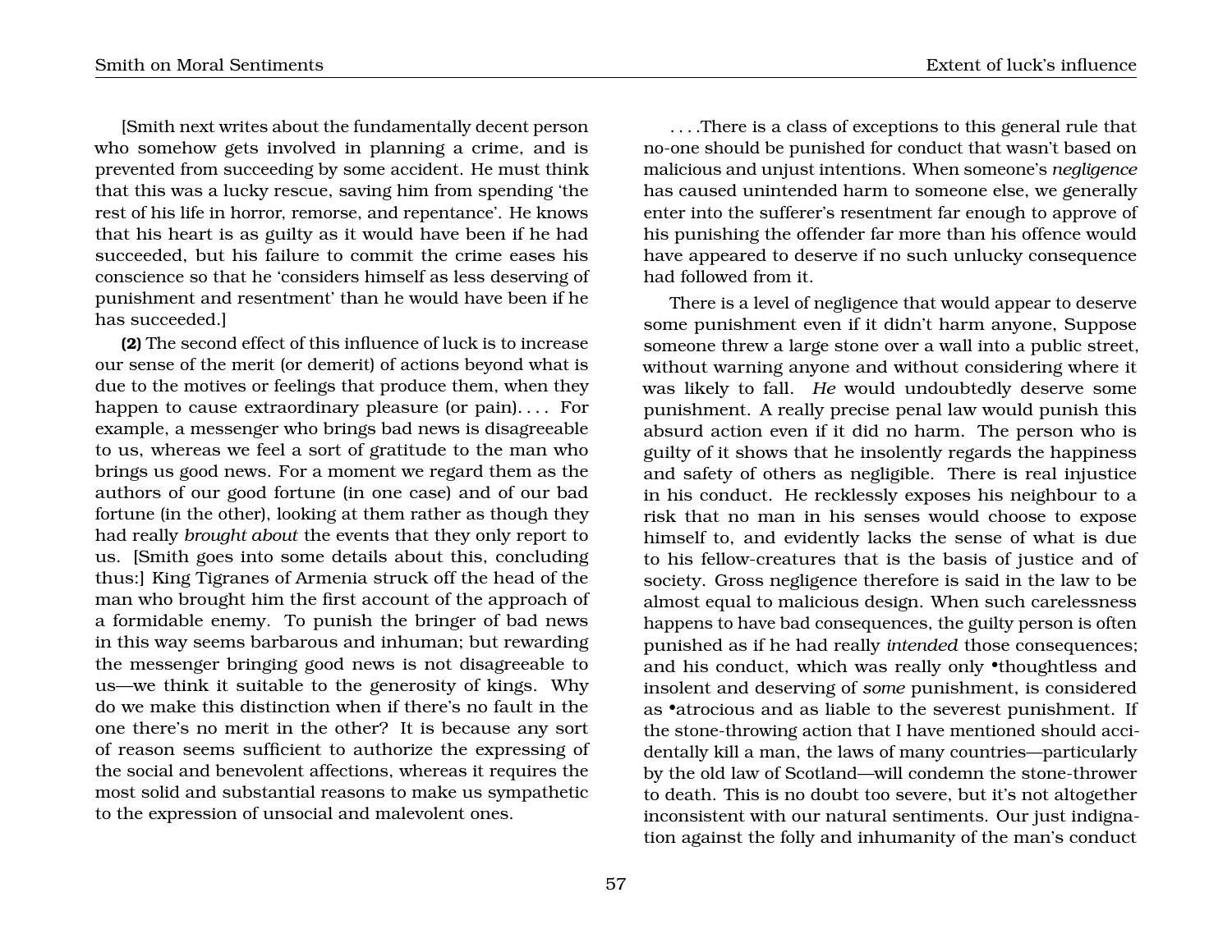[Smith next writes about the fundamentally decent person who somehow gets involved in planning a crime, and is prevented from succeeding by some accident. He must think that this was a lucky rescue, saving him from spending 'the rest of his life in horror, remorse, and repentance'. He knows that his heart is as guilty as it would have been if he had succeeded, but his failure to commit the crime eases his conscience so that he 'considers himself as less deserving of punishment and resentment' than he would have been if he has succeeded.]

**(2)** The second effect of this influence of luck is to increase our sense of the merit (or demerit) of actions beyond what is due to the motives or feelings that produce them, when they happen to cause extraordinary pleasure (or pain). . . . For example, a messenger who brings bad news is disagreeable to us, whereas we feel a sort of gratitude to the man who brings us good news. For a moment we regard them as the authors of our good fortune (in one case) and of our bad fortune (in the other), looking at them rather as though they had really *brought about* the events that they only report to us. [Smith goes into some details about this, concluding thus:] King Tigranes of Armenia struck off the head of the man who brought him the first account of the approach of a formidable enemy. To punish the bringer of bad news in this way seems barbarous and inhuman; but rewarding the messenger bringing good news is not disagreeable to us—we think it suitable to the generosity of kings. Why do we make this distinction when if there's no fault in the one there's no merit in the other? It is because any sort of reason seems sufficient to authorize the expressing of the social and benevolent affections, whereas it requires the most solid and substantial reasons to make us sympathetic to the expression of unsocial and malevolent ones.

. . . .There is a class of exceptions to this general rule that no-one should be punished for conduct that wasn't based on malicious and unjust intentions. When someone's *negligence* has caused unintended harm to someone else, we generally enter into the sufferer's resentment far enough to approve of his punishing the offender far more than his offence would have appeared to deserve if no such unlucky consequence had followed from it.

There is a level of negligence that would appear to deserve some punishment even if it didn't harm anyone, Suppose someone threw a large stone over a wall into a public street, without warning anyone and without considering where it was likely to fall. *He* would undoubtedly deserve some punishment. A really precise penal law would punish this absurd action even if it did no harm. The person who is guilty of it shows that he insolently regards the happiness and safety of others as negligible. There is real injustice in his conduct. He recklessly exposes his neighbour to a risk that no man in his senses would choose to expose himself to, and evidently lacks the sense of what is due to his fellow-creatures that is the basis of justice and of society. Gross negligence therefore is said in the law to be almost equal to malicious design. When such carelessness happens to have bad consequences, the guilty person is often punished as if he had really *intended* those consequences; and his conduct, which was really only •thoughtless and insolent and deserving of *some* punishment, is considered as •atrocious and as liable to the severest punishment. If the stone-throwing action that I have mentioned should accidentally kill a man, the laws of many countries—particularly by the old law of Scotland—will condemn the stone-thrower to death. This is no doubt too severe, but it's not altogether inconsistent with our natural sentiments. Our just indignation against the folly and inhumanity of the man's conduct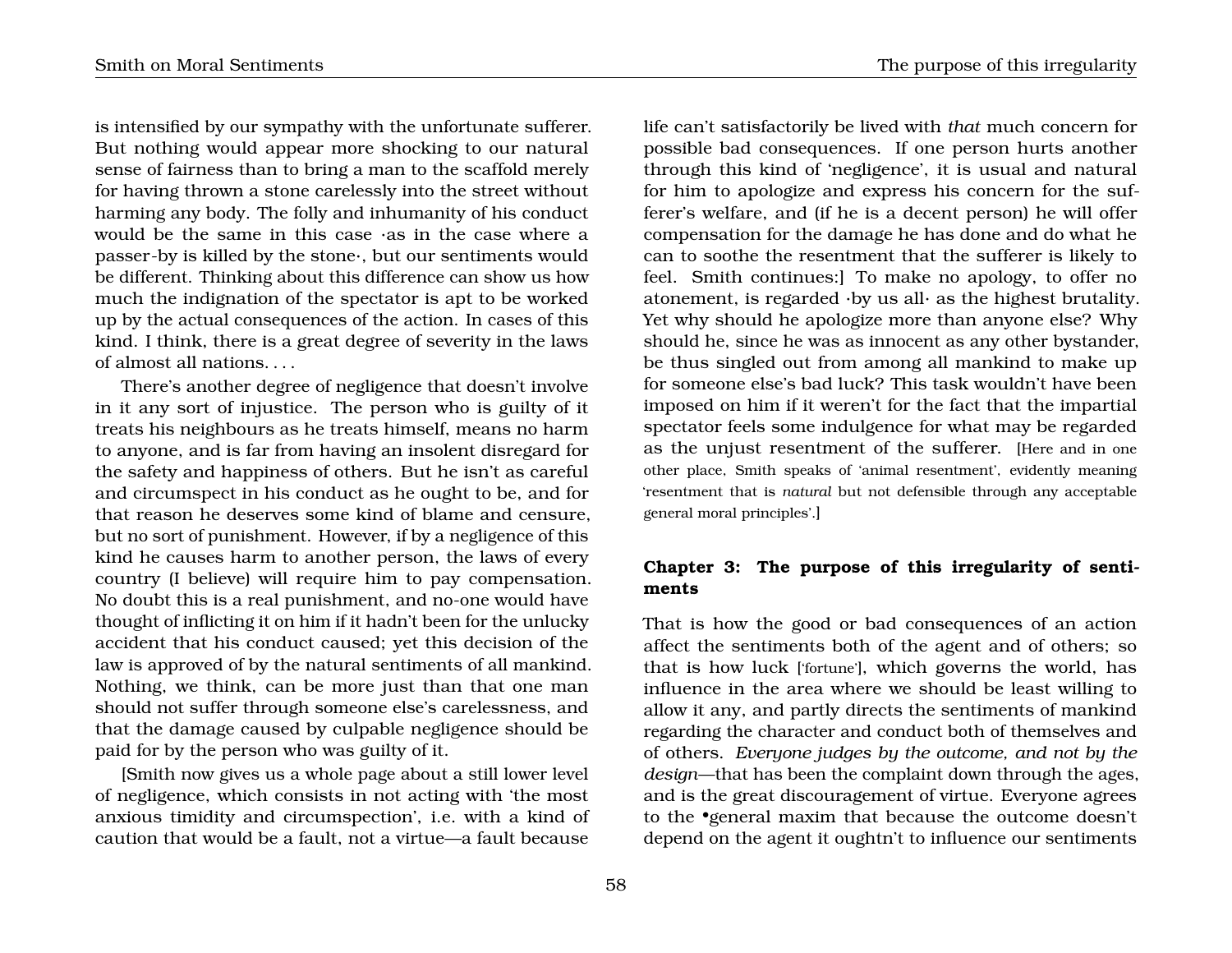is intensified by our sympathy with the unfortunate sufferer. But nothing would appear more shocking to our natural sense of fairness than to bring a man to the scaffold merely for having thrown a stone carelessly into the street without harming any body. The folly and inhumanity of his conduct would be the same in this case ·as in the case where a passer-by is killed by the stone·, but our sentiments would be different. Thinking about this difference can show us how much the indignation of the spectator is apt to be worked up by the actual consequences of the action. In cases of this kind. I think, there is a great degree of severity in the laws of almost all nations. . . .

There's another degree of negligence that doesn't involve in it any sort of injustice. The person who is guilty of it treats his neighbours as he treats himself, means no harm to anyone, and is far from having an insolent disregard for the safety and happiness of others. But he isn't as careful and circumspect in his conduct as he ought to be, and for that reason he deserves some kind of blame and censure, but no sort of punishment. However, if by a negligence of this kind he causes harm to another person, the laws of every country (I believe) will require him to pay compensation. No doubt this is a real punishment, and no-one would have thought of inflicting it on him if it hadn't been for the unlucky accident that his conduct caused; yet this decision of the law is approved of by the natural sentiments of all mankind. Nothing, we think, can be more just than that one man should not suffer through someone else's carelessness, and that the damage caused by culpable negligence should be paid for by the person who was guilty of it.

[Smith now gives us a whole page about a still lower level of negligence, which consists in not acting with 'the most anxious timidity and circumspection', i.e. with a kind of caution that would be a fault, not a virtue—a fault because life can't satisfactorily be lived with *that* much concern for possible bad consequences. If one person hurts another through this kind of 'negligence', it is usual and natural for him to apologize and express his concern for the sufferer's welfare, and (if he is a decent person) he will offer compensation for the damage he has done and do what he can to soothe the resentment that the sufferer is likely to feel. Smith continues:] To make no apology, to offer no atonement, is regarded ·by us all· as the highest brutality. Yet why should he apologize more than anyone else? Why should he, since he was as innocent as any other bystander, be thus singled out from among all mankind to make up for someone else's bad luck? This task wouldn't have been imposed on him if it weren't for the fact that the impartial spectator feels some indulgence for what may be regarded as the unjust resentment of the sufferer. [Here and in one other place, Smith speaks of 'animal resentment', evidently meaning 'resentment that is *natural* but not defensible through any acceptable general moral principles'.]

### Chapter 3: The purpose of this irregularity of sentiments

That is how the good or bad consequences of an action affect the sentiments both of the agent and of others; so that is how luck ['fortune'], which governs the world, has influence in the area where we should be least willing to allow it any, and partly directs the sentiments of mankind regarding the character and conduct both of themselves and of others. *Everyone judges by the outcome, and not by the design*—that has been the complaint down through the ages, and is the great discouragement of virtue. Everyone agrees to the •general maxim that because the outcome doesn't depend on the agent it oughtn't to influence our sentiments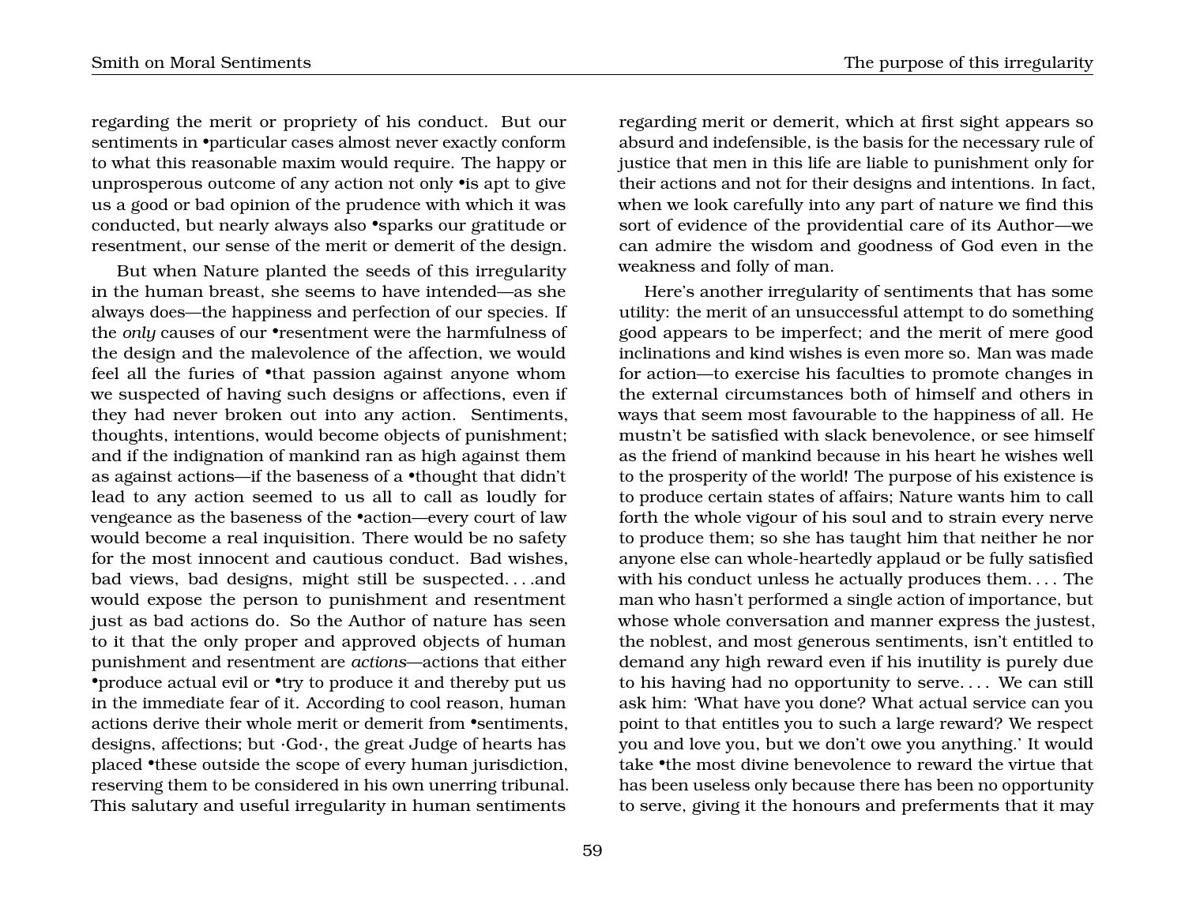regarding the merit or propriety of his conduct. But our sentiments in •particular cases almost never exactly conform to what this reasonable maxim would require. The happy or unprosperous outcome of any action not only •is apt to give us a good or bad opinion of the prudence with which it was conducted, but nearly always also •sparks our gratitude or resentment, our sense of the merit or demerit of the design.

But when Nature planted the seeds of this irregularity in the human breast, she seems to have intended—as she always does—the happiness and perfection of our species. If the *only* causes of our •resentment were the harmfulness of the design and the malevolence of the affection, we would feel all the furies of •that passion against anyone whom we suspected of having such designs or affections, even if they had never broken out into any action. Sentiments, thoughts, intentions, would become objects of punishment; and if the indignation of mankind ran as high against them as against actions—if the baseness of a •thought that didn't lead to any action seemed to us all to call as loudly for vengeance as the baseness of the •action—every court of law would become a real inquisition. There would be no safety for the most innocent and cautious conduct. Bad wishes, bad views, bad designs, might still be suspected. . . .and would expose the person to punishment and resentment just as bad actions do. So the Author of nature has seen to it that the only proper and approved objects of human punishment and resentment are *actions*—actions that either •produce actual evil or •try to produce it and thereby put us in the immediate fear of it. According to cool reason, human actions derive their whole merit or demerit from •sentiments, designs, affections; but ·God·, the great Judge of hearts has placed •these outside the scope of every human jurisdiction, reserving them to be considered in his own unerring tribunal. This salutary and useful irregularity in human sentiments regarding merit or demerit, which at first sight appears so absurd and indefensible, is the basis for the necessary rule of justice that men in this life are liable to punishment only for their actions and not for their designs and intentions. In fact, when we look carefully into any part of nature we find this sort of evidence of the providential care of its Author—we can admire the wisdom and goodness of God even in the weakness and folly of man.

Here's another irregularity of sentiments that has some utility: the merit of an unsuccessful attempt to do something good appears to be imperfect; and the merit of mere good inclinations and kind wishes is even more so. Man was made for action—to exercise his faculties to promote changes in the external circumstances both of himself and others in ways that seem most favourable to the happiness of all. He mustn't be satisfied with slack benevolence, or see himself as the friend of mankind because in his heart he wishes well to the prosperity of the world! The purpose of his existence is to produce certain states of affairs; Nature wants him to call forth the whole vigour of his soul and to strain every nerve to produce them; so she has taught him that neither he nor anyone else can whole-heartedly applaud or be fully satisfied with his conduct unless he actually produces them. . . . The man who hasn't performed a single action of importance, but whose whole conversation and manner express the justest, the noblest, and most generous sentiments, isn't entitled to demand any high reward even if his inutility is purely due to his having had no opportunity to serve. . . . We can still ask him: 'What have you done? What actual service can you point to that entitles you to such a large reward? We respect you and love you, but we don't owe you anything.' It would take •the most divine benevolence to reward the virtue that has been useless only because there has been no opportunity to serve, giving it the honours and preferments that it may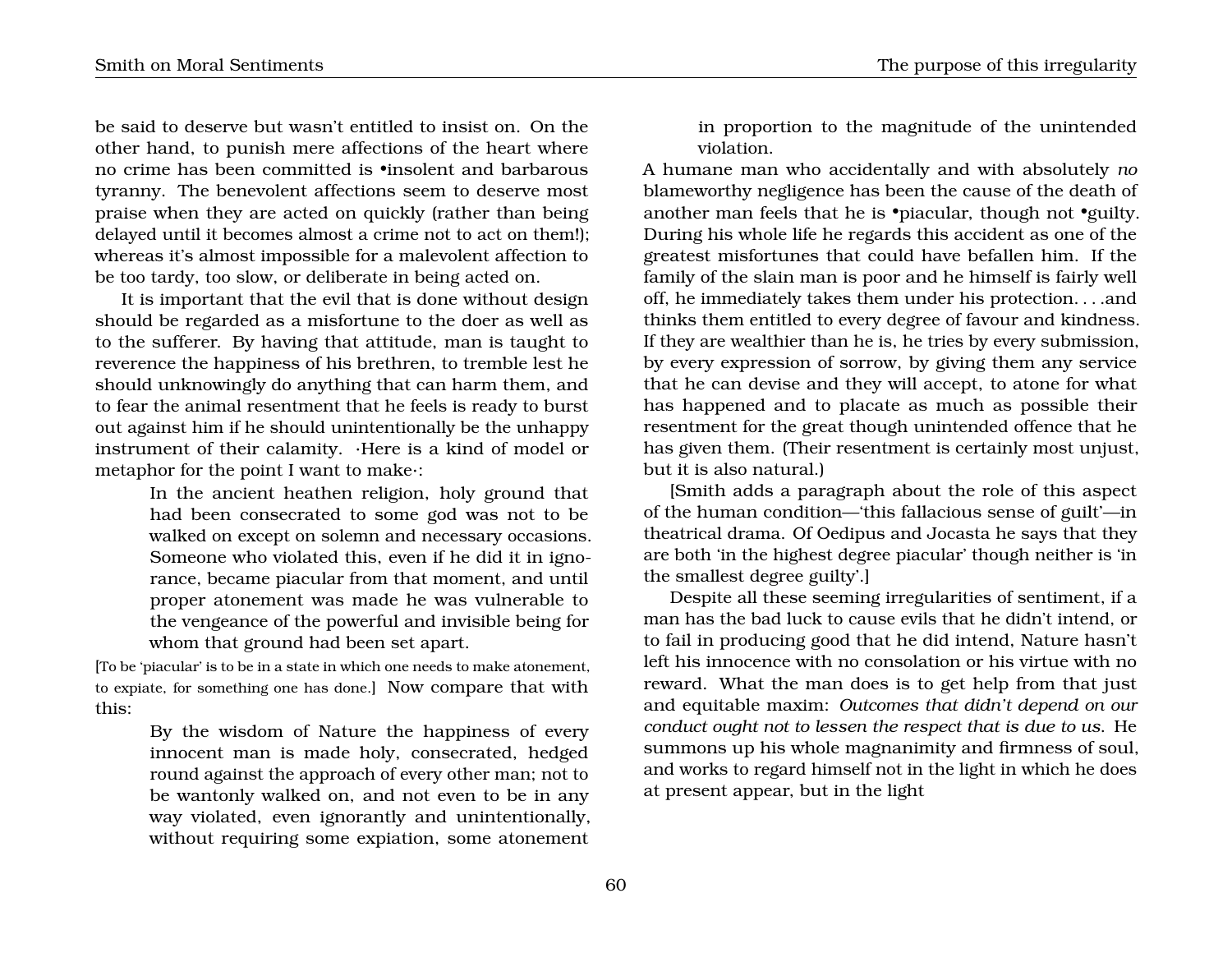be said to deserve but wasn't entitled to insist on. On the other hand, to punish mere affections of the heart where no crime has been committed is •insolent and barbarous tyranny. The benevolent affections seem to deserve most praise when they are acted on quickly (rather than being delayed until it becomes almost a crime not to act on them!); whereas it's almost impossible for a malevolent affection to be too tardy, too slow, or deliberate in being acted on.

It is important that the evil that is done without design should be regarded as a misfortune to the doer as well as to the sufferer. By having that attitude, man is taught to reverence the happiness of his brethren, to tremble lest he should unknowingly do anything that can harm them, and to fear the animal resentment that he feels is ready to burst out against him if he should unintentionally be the unhappy instrument of their calamity. ·Here is a kind of model or metaphor for the point I want to make·:

> In the ancient heathen religion, holy ground that had been consecrated to some god was not to be walked on except on solemn and necessary occasions. Someone who violated this, even if he did it in ignorance, became piacular from that moment, and until proper atonement was made he was vulnerable to the vengeance of the powerful and invisible being for whom that ground had been set apart.

[To be 'piacular' is to be in a state in which one needs to make atonement, to expiate, for something one has done.] Now compare that with this:

> By the wisdom of Nature the happiness of every innocent man is made holy, consecrated, hedged round against the approach of every other man; not to be wantonly walked on, and not even to be in any way violated, even ignorantly and unintentionally, without requiring some expiation, some atonement in proportion to the magnitude of the unintended violation.

A humane man who accidentally and with absolutely *no* blameworthy negligence has been the cause of the death of another man feels that he is •piacular, though not •guilty. During his whole life he regards this accident as one of the greatest misfortunes that could have befallen him. If the family of the slain man is poor and he himself is fairly well off, he immediately takes them under his protection. . . .and thinks them entitled to every degree of favour and kindness. If they are wealthier than he is, he tries by every submission, by every expression of sorrow, by giving them any service that he can devise and they will accept, to atone for what has happened and to placate as much as possible their resentment for the great though unintended offence that he has given them. (Their resentment is certainly most unjust, but it is also natural.)

[Smith adds a paragraph about the role of this aspect of the human condition—'this fallacious sense of guilt'—in theatrical drama. Of Oedipus and Jocasta he says that they are both 'in the highest degree piacular' though neither is 'in the smallest degree guilty'.]

Despite all these seeming irregularities of sentiment, if a man has the bad luck to cause evils that he didn't intend, or to fail in producing good that he did intend, Nature hasn't left his innocence with no consolation or his virtue with no reward. What the man does is to get help from that just and equitable maxim: *Outcomes that didn't depend on our conduct ought not to lessen the respect that is due to us.* He summons up his whole magnanimity and firmness of soul, and works to regard himself not in the light in which he does at present appear, but in the light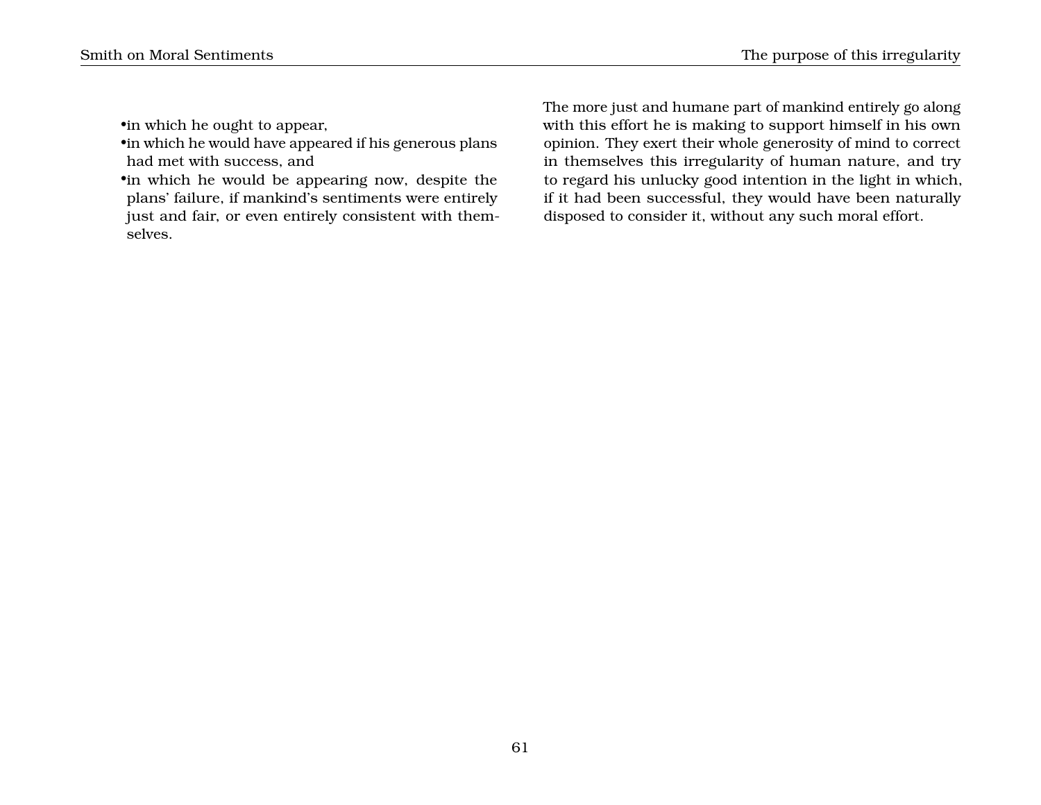- in which he ought to appear,
- in which he would have appeared if his generous plans had met with success, and
- in which he would be appearing now, despite the plans' failure, if mankind's sentiments were entirely just and fair, or even entirely consistent with themselves.

The more just and humane part of mankind entirely go along with this effort he is making to support himself in his own opinion. They exert their whole generosity of mind to correct in themselves this irregularity of human nature, and try to regard his unlucky good intention in the light in which, if it had been successful, they would have been naturally disposed to consider it, without any such moral effort.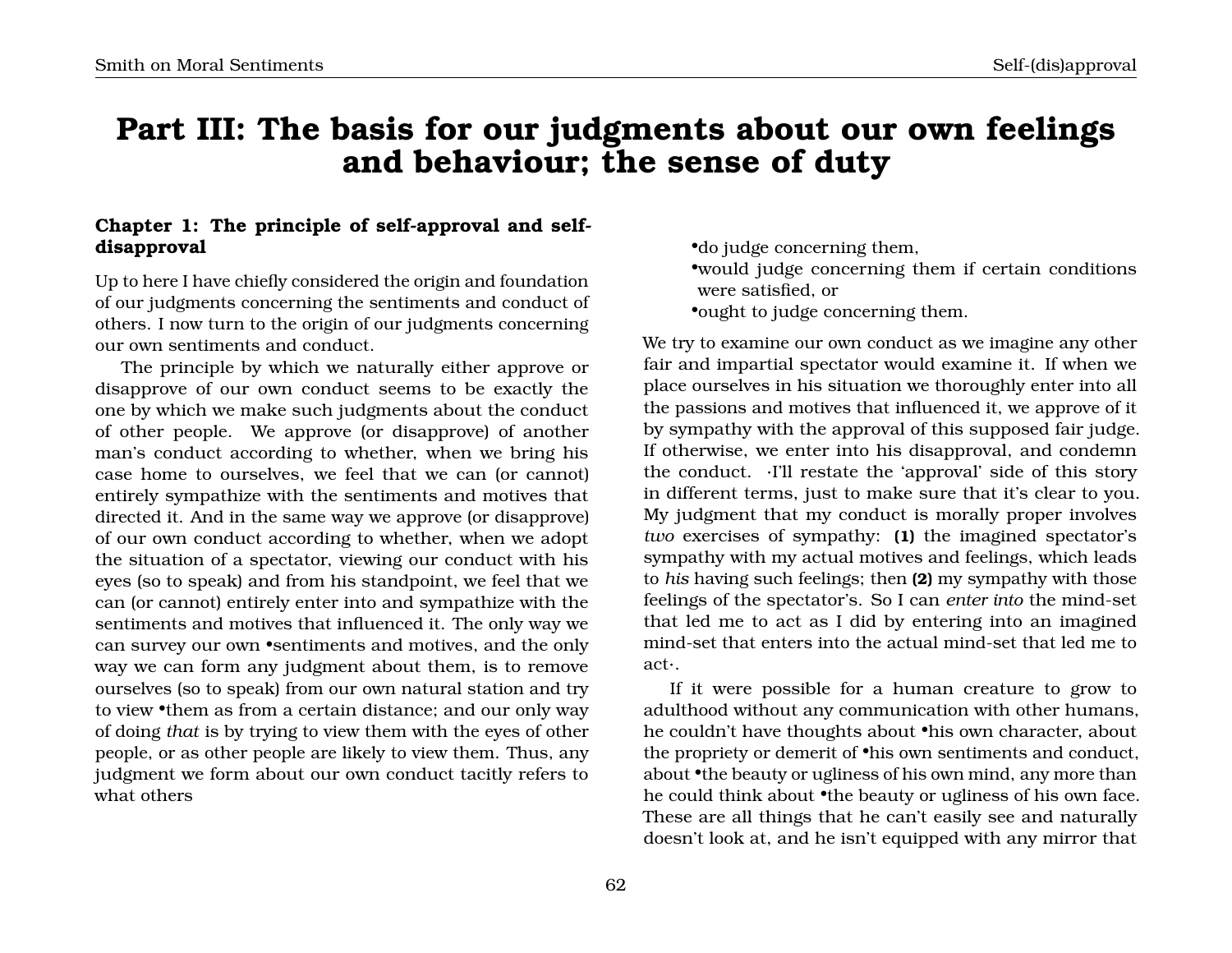# Part III: The basis for our judgments about our own feelings and behaviour; the sense of duty

### Chapter 1: The principle of self-approval and self-disapproval

Up to here I have chiefly considered the origin and foundation of our judgments concerning the sentiments and conduct of others. I now turn to the origin of our judgments concerning our own sentiments and conduct.

The principle by which we naturally either approve or disapprove of our own conduct seems to be exactly the one by which we make such judgments about the conduct of other people. We approve (or disapprove) of another man's conduct according to whether, when we bring his case home to ourselves, we feel that we can (or cannot) entirely sympathize with the sentiments and motives that directed it. And in the same way we approve (or disapprove) of our own conduct according to whether, when we adopt the situation of a spectator, viewing our conduct with his eyes (so to speak) and from his standpoint, we feel that we can (or cannot) entirely enter into and sympathize with the sentiments and motives that influenced it. The only way we can survey our own •sentiments and motives, and the only way we can form any judgment about them, is to remove ourselves (so to speak) from our own natural station and try to view •them as from a certain distance; and our only way of doing *that* is by trying to view them with the eyes of other people, or as other people are likely to view them. Thus, any judgment we form about our own conduct tacitly refers to what others

- •do judge concerning them,
- •would judge concerning them if certain conditions were satisfied, or
- •ought to judge concerning them.

We try to examine our own conduct as we imagine any other fair and impartial spectator would examine it. If when we place ourselves in his situation we thoroughly enter into all the passions and motives that influenced it, we approve of it by sympathy with the approval of this supposed fair judge. If otherwise, we enter into his disapproval, and condemn the conduct. ·I'll restate the 'approval' side of this story in different terms, just to make sure that it's clear to you. My judgment that my conduct is morally proper involves *two* exercises of sympathy: **(1)** the imagined spectator's sympathy with my actual motives and feelings, which leads to *his* having such feelings; then **(2)** my sympathy with those feelings of the spectator's. So I can *enter into* the mind-set that led me to act as I did by entering into an imagined mind-set that enters into the actual mind-set that led me to act·.

If it were possible for a human creature to grow to adulthood without any communication with other humans, he couldn't have thoughts about •his own character, about the propriety or demerit of •his own sentiments and conduct, about •the beauty or ugliness of his own mind, any more than he could think about •the beauty or ugliness of his own face. These are all things that he can't easily see and naturally doesn't look at, and he isn't equipped with any mirror that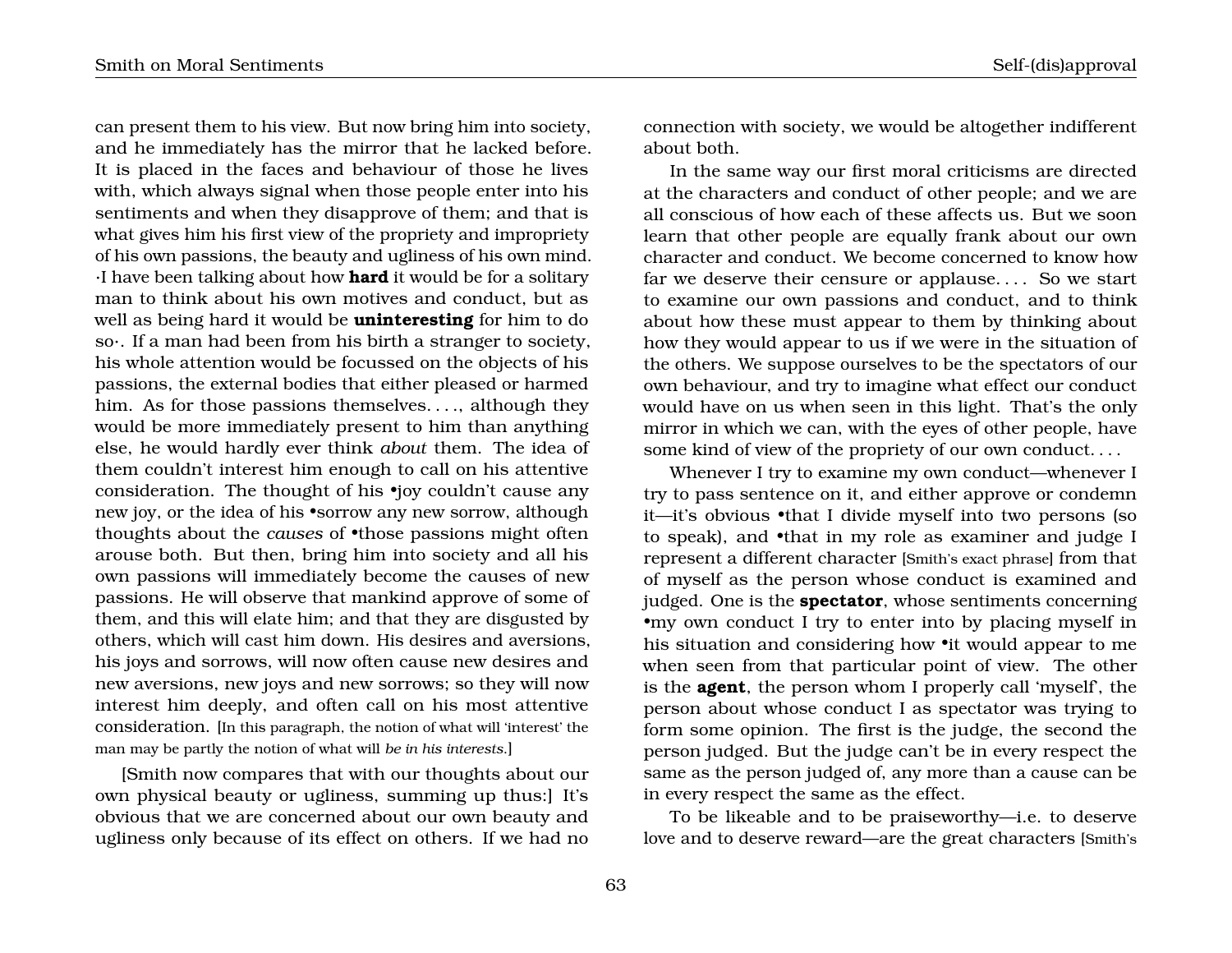can present them to his view. But now bring him into society, and he immediately has the mirror that he lacked before. It is placed in the faces and behaviour of those he lives with, which always signal when those people enter into his sentiments and when they disapprove of them; and that is what gives him his first view of the propriety and impropriety of his own passions, the beauty and ugliness of his own mind. ·I have been talking about how **hard** it would be for a solitary man to think about his own motives and conduct, but as well as being hard it would be **uninteresting** for him to do so·. If a man had been from his birth a stranger to society, his whole attention would be focussed on the objects of his passions, the external bodies that either pleased or harmed him. As for those passions themselves. . . ., although they would be more immediately present to him than anything else, he would hardly ever think *about* them. The idea of them couldn't interest him enough to call on his attentive consideration. The thought of his •joy couldn't cause any new joy, or the idea of his •sorrow any new sorrow, although thoughts about the *causes* of •those passions might often arouse both. But then, bring him into society and all his own passions will immediately become the causes of new passions. He will observe that mankind approve of some of them, and this will elate him; and that they are disgusted by others, which will cast him down. His desires and aversions, his joys and sorrows, will now often cause new desires and new aversions, new joys and new sorrows; so they will now interest him deeply, and often call on his most attentive consideration. [In this paragraph, the notion of what will 'interest' the man may be partly the notion of what will *be in his interests*.]

[Smith now compares that with our thoughts about our own physical beauty or ugliness, summing up thus:] It's obvious that we are concerned about our own beauty and ugliness only because of its effect on others. If we had no connection with society, we would be altogether indifferent about both.

In the same way our first moral criticisms are directed at the characters and conduct of other people; and we are all conscious of how each of these affects us. But we soon learn that other people are equally frank about our own character and conduct. We become concerned to know how far we deserve their censure or applause. . . . So we start to examine our own passions and conduct, and to think about how these must appear to them by thinking about how they would appear to us if we were in the situation of the others. We suppose ourselves to be the spectators of our own behaviour, and try to imagine what effect our conduct would have on us when seen in this light. That's the only mirror in which we can, with the eyes of other people, have some kind of view of the propriety of our own conduct. . . .

Whenever I try to examine my own conduct—whenever I try to pass sentence on it, and either approve or condemn it—it's obvious •that I divide myself into two persons (so to speak), and •that in my role as examiner and judge I represent a different character [Smith's exact phrase] from that of myself as the person whose conduct is examined and judged. One is the **spectator**, whose sentiments concerning •my own conduct I try to enter into by placing myself in his situation and considering how •it would appear to me when seen from that particular point of view. The other is the **agent**, the person whom I properly call 'myself', the person about whose conduct I as spectator was trying to form some opinion. The first is the judge, the second the person judged. But the judge can't be in every respect the same as the person judged of, any more than a cause can be in every respect the same as the effect.

To be likeable and to be praiseworthy—i.e. to deserve love and to deserve reward—are the great characters [Smith's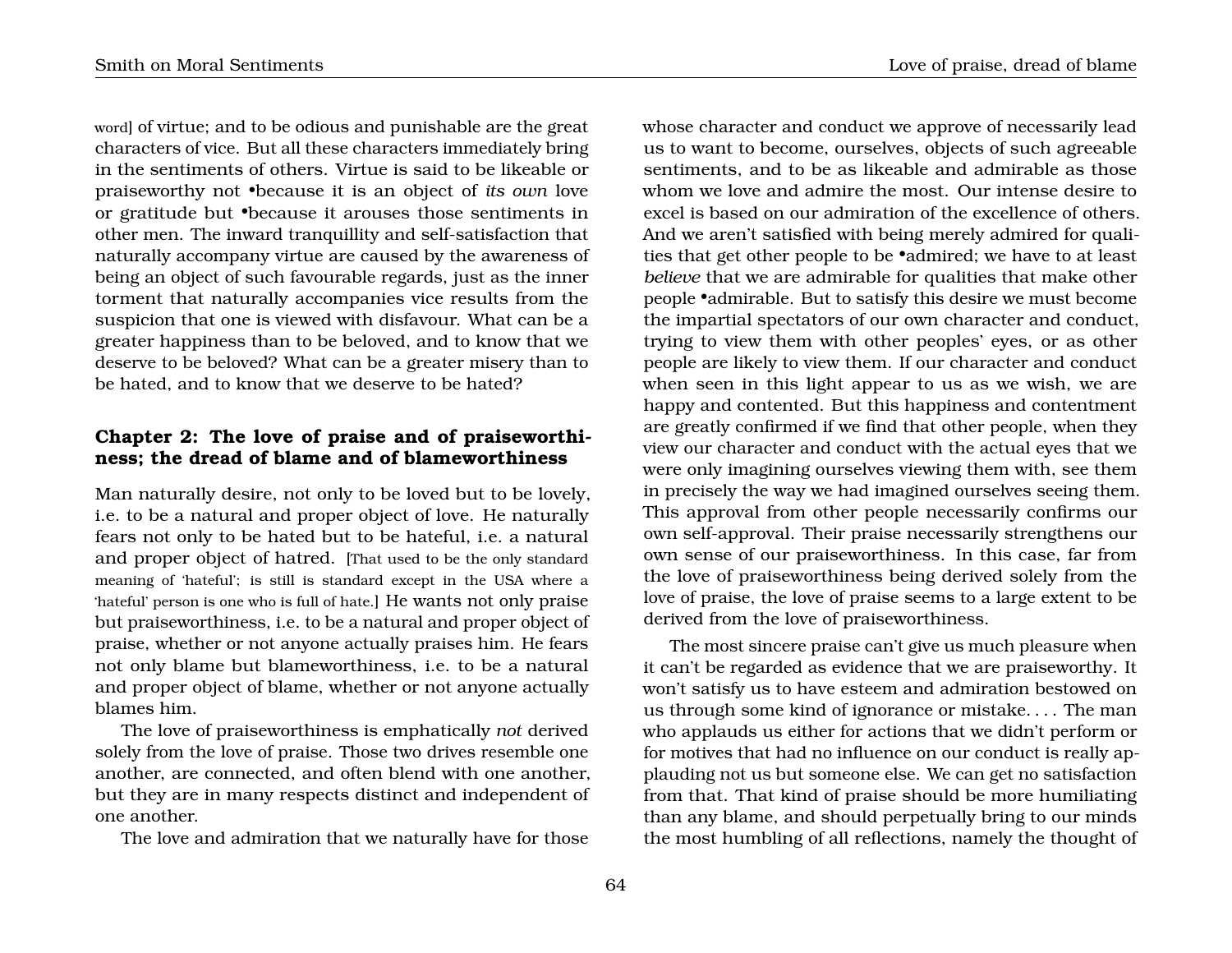word] of virtue; and to be odious and punishable are the great characters of vice. But all these characters immediately bring in the sentiments of others. Virtue is said to be likeable or praiseworthy not •because it is an object of *its own* love or gratitude but •because it arouses those sentiments in other men. The inward tranquillity and self-satisfaction that naturally accompany virtue are caused by the awareness of being an object of such favourable regards, just as the inner torment that naturally accompanies vice results from the suspicion that one is viewed with disfavour. What can be a greater happiness than to be beloved, and to know that we deserve to be beloved? What can be a greater misery than to be hated, and to know that we deserve to be hated?

## Chapter 2: The love of praise and of praiseworthiness; the dread of blame and of blameworthiness

Man naturally desire, not only to be loved but to be lovely, i.e. to be a natural and proper object of love. He naturally fears not only to be hated but to be hateful, i.e. a natural and proper object of hatred. [That used to be the only standard meaning of 'hateful'; is still is standard except in the USA where a 'hateful' person is one who is full of hate.] He wants not only praise but praiseworthiness, i.e. to be a natural and proper object of praise, whether or not anyone actually praises him. He fears not only blame but blameworthiness, i.e. to be a natural and proper object of blame, whether or not anyone actually blames him.

The love of praiseworthiness is emphatically *not* derived solely from the love of praise. Those two drives resemble one another, are connected, and often blend with one another, but they are in many respects distinct and independent of one another.

The love and admiration that we naturally have for those whose character and conduct we approve of necessarily lead us to want to become, ourselves, objects of such agreeable sentiments, and to be as likeable and admirable as those whom we love and admire the most. Our intense desire to excel is based on our admiration of the excellence of others. And we aren't satisfied with being merely admired for qualities that get other people to be •admired; we have to at least *believe* that we are admirable for qualities that make other people •admirable. But to satisfy this desire we must become the impartial spectators of our own character and conduct, trying to view them with other peoples' eyes, or as other people are likely to view them. If our character and conduct when seen in this light appear to us as we wish, we are happy and contented. But this happiness and contentment are greatly confirmed if we find that other people, when they view our character and conduct with the actual eyes that we were only imagining ourselves viewing them with, see them in precisely the way we had imagined ourselves seeing them. This approval from other people necessarily confirms our own self-approval. Their praise necessarily strengthens our own sense of our praiseworthiness. In this case, far from the love of praiseworthiness being derived solely from the love of praise, the love of praise seems to a large extent to be derived from the love of praiseworthiness.

The most sincere praise can't give us much pleasure when it can't be regarded as evidence that we are praiseworthy. It won't satisfy us to have esteem and admiration bestowed on us through some kind of ignorance or mistake. . . . The man who applauds us either for actions that we didn't perform or for motives that had no influence on our conduct is really applauding not us but someone else. We can get no satisfaction from that. That kind of praise should be more humiliating than any blame, and should perpetually bring to our minds the most humbling of all reflections, namely the thought of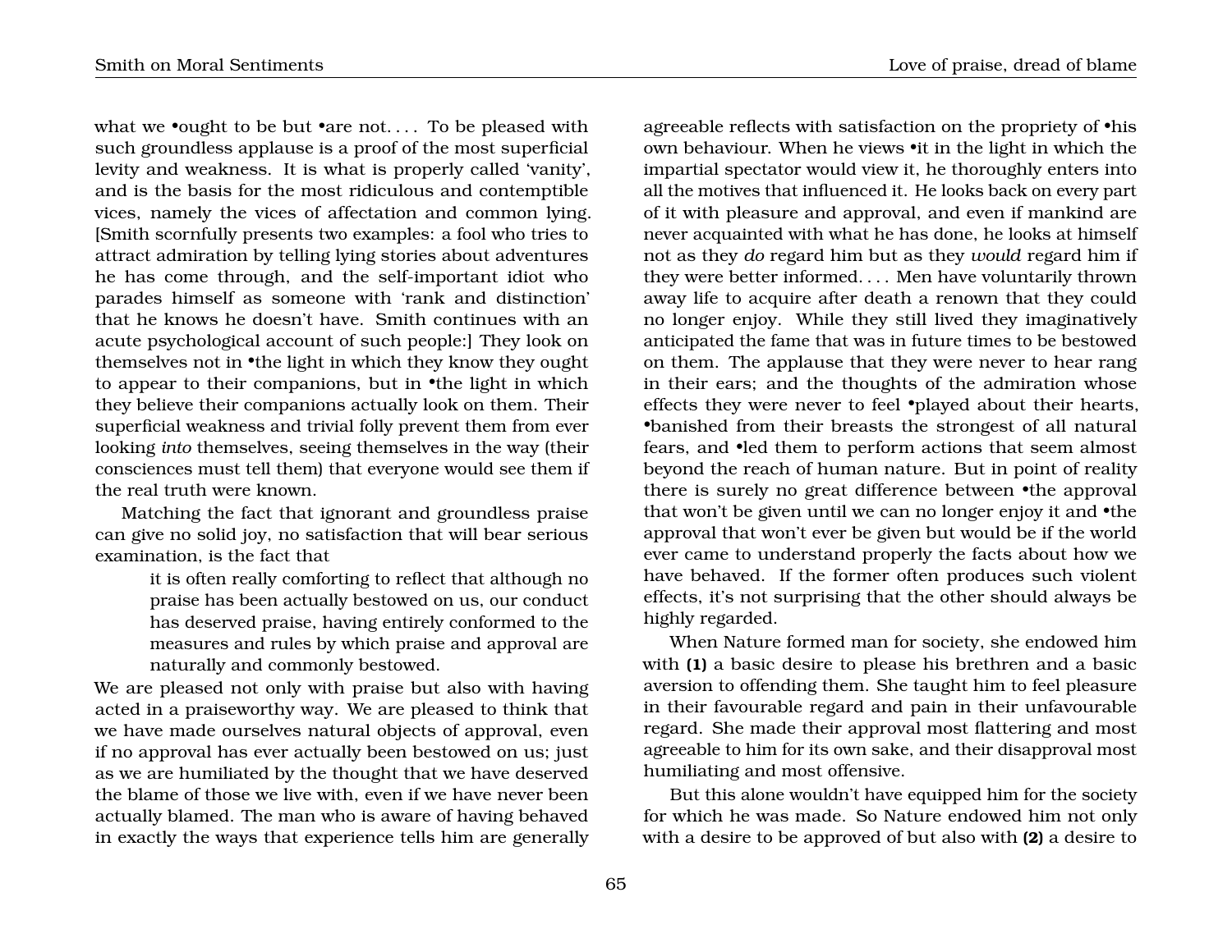what we •ought to be but •are not. . . . To be pleased with such groundless applause is a proof of the most superficial levity and weakness. It is what is properly called 'vanity', and is the basis for the most ridiculous and contemptible vices, namely the vices of affectation and common lying. [Smith scornfully presents two examples: a fool who tries to attract admiration by telling lying stories about adventures he has come through, and the self-important idiot who parades himself as someone with 'rank and distinction' that he knows he doesn't have. Smith continues with an acute psychological account of such people:] They look on themselves not in •the light in which they know they ought to appear to their companions, but in •the light in which they believe their companions actually look on them. Their superficial weakness and trivial folly prevent them from ever looking *into* themselves, seeing themselves in the way (their consciences must tell them) that everyone would see them if the real truth were known.

Matching the fact that ignorant and groundless praise can give no solid joy, no satisfaction that will bear serious examination, is the fact that

> it is often really comforting to reflect that although no praise has been actually bestowed on us, our conduct has deserved praise, having entirely conformed to the measures and rules by which praise and approval are naturally and commonly bestowed.

We are pleased not only with praise but also with having acted in a praiseworthy way. We are pleased to think that we have made ourselves natural objects of approval, even if no approval has ever actually been bestowed on us; just as we are humiliated by the thought that we have deserved the blame of those we live with, even if we have never been actually blamed. The man who is aware of having behaved in exactly the ways that experience tells him are generally agreeable reflects with satisfaction on the propriety of •his own behaviour. When he views •it in the light in which the impartial spectator would view it, he thoroughly enters into all the motives that influenced it. He looks back on every part of it with pleasure and approval, and even if mankind are never acquainted with what he has done, he looks at himself not as they *do* regard him but as they *would* regard him if they were better informed. . . . Men have voluntarily thrown away life to acquire after death a renown that they could no longer enjoy. While they still lived they imaginatively anticipated the fame that was in future times to be bestowed on them. The applause that they were never to hear rang in their ears; and the thoughts of the admiration whose effects they were never to feel •played about their hearts, •banished from their breasts the strongest of all natural fears, and •led them to perform actions that seem almost beyond the reach of human nature. But in point of reality there is surely no great difference between •the approval that won't be given until we can no longer enjoy it and •the approval that won't ever be given but would be if the world ever came to understand properly the facts about how we have behaved. If the former often produces such violent effects, it's not surprising that the other should always be highly regarded.

When Nature formed man for society, she endowed him with **(1)** a basic desire to please his brethren and a basic aversion to offending them. She taught him to feel pleasure in their favourable regard and pain in their unfavourable regard. She made their approval most flattering and most agreeable to him for its own sake, and their disapproval most humiliating and most offensive.

But this alone wouldn't have equipped him for the society for which he was made. So Nature endowed him not only with a desire to be approved of but also with **(2)** a desire to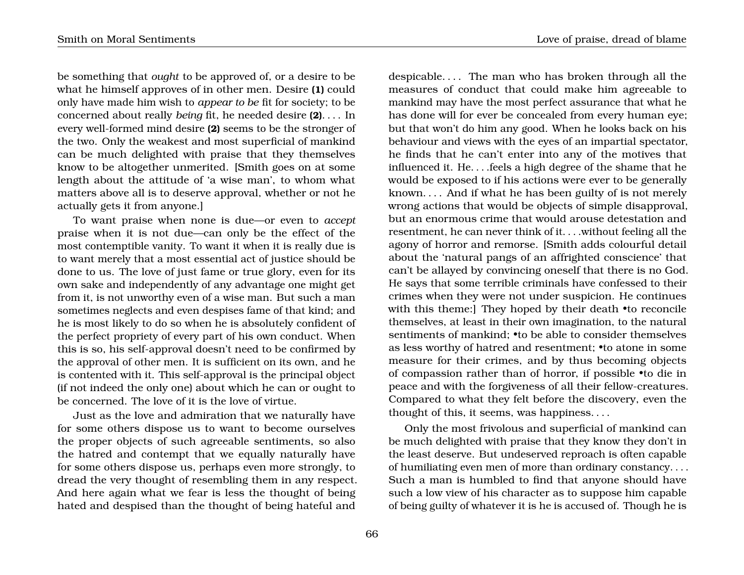be something that *ought* to be approved of, or a desire to be what he himself approves of in other men. Desire **(1)** could only have made him wish to *appear to be* fit for society; to be concerned about really *being* fit, he needed desire **(2)**. . . . In every well-formed mind desire **(2)** seems to be the stronger of the two. Only the weakest and most superficial of mankind can be much delighted with praise that they themselves know to be altogether unmerited. [Smith goes on at some length about the attitude of 'a wise man', to whom what matters above all is to deserve approval, whether or not he actually gets it from anyone.]

To want praise when none is due—or even to *accept* praise when it is not due—can only be the effect of the most contemptible vanity. To want it when it is really due is to want merely that a most essential act of justice should be done to us. The love of just fame or true glory, even for its own sake and independently of any advantage one might get from it, is not unworthy even of a wise man. But such a man sometimes neglects and even despises fame of that kind; and he is most likely to do so when he is absolutely confident of the perfect propriety of every part of his own conduct. When this is so, his self-approval doesn't need to be confirmed by the approval of other men. It is sufficient on its own, and he is contented with it. This self-approval is the principal object (if not indeed the only one) about which he can or ought to be concerned. The love of it is the love of virtue.

Just as the love and admiration that we naturally have for some others dispose us to want to become ourselves the proper objects of such agreeable sentiments, so also the hatred and contempt that we equally naturally have for some others dispose us, perhaps even more strongly, to dread the very thought of resembling them in any respect. And here again what we fear is less the thought of being hated and despised than the thought of being hateful and despicable. . . . The man who has broken through all the measures of conduct that could make him agreeable to mankind may have the most perfect assurance that what he has done will for ever be concealed from every human eye; but that won't do him any good. When he looks back on his behaviour and views with the eyes of an impartial spectator, he finds that he can't enter into any of the motives that influenced it. He. . . .feels a high degree of the shame that he would be exposed to if his actions were ever to be generally known. . . . And if what he has been guilty of is not merely wrong actions that would be objects of simple disapproval, but an enormous crime that would arouse detestation and resentment, he can never think of it. . . .without feeling all the agony of horror and remorse. [Smith adds colourful detail about the 'natural pangs of an affrighted conscience' that can't be allayed by convincing oneself that there is no God. He says that some terrible criminals have confessed to their crimes when they were not under suspicion. He continues with this theme:] They hoped by their death •to reconcile themselves, at least in their own imagination, to the natural sentiments of mankind; •to be able to consider themselves as less worthy of hatred and resentment; •to atone in some measure for their crimes, and by thus becoming objects of compassion rather than of horror, if possible •to die in peace and with the forgiveness of all their fellow-creatures. Compared to what they felt before the discovery, even the thought of this, it seems, was happiness. . . .

Only the most frivolous and superficial of mankind can be much delighted with praise that they know they don't in the least deserve. But undeserved reproach is often capable of humiliating even men of more than ordinary constancy. . . . Such a man is humbled to find that anyone should have such a low view of his character as to suppose him capable of being guilty of whatever it is he is accused of. Though he is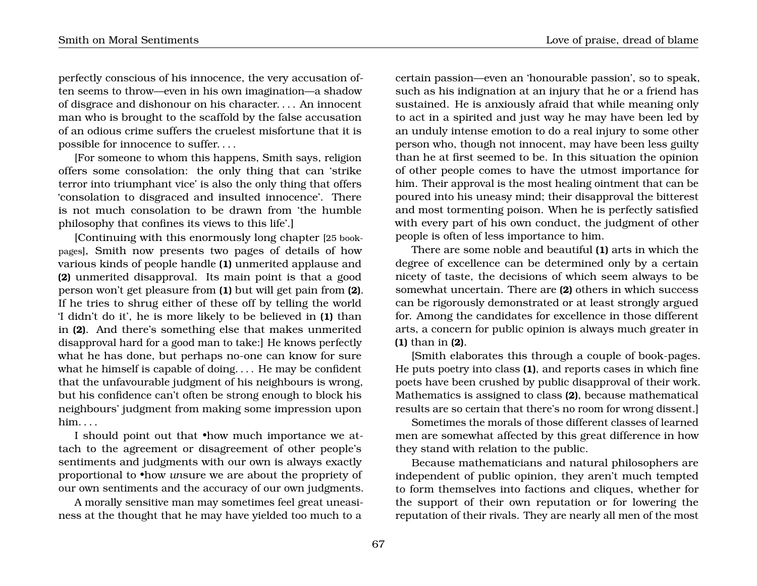perfectly conscious of his innocence, the very accusation often seems to throw—even in his own imagination—a shadow of disgrace and dishonour on his character. . . . An innocent man who is brought to the scaffold by the false accusation of an odious crime suffers the cruelest misfortune that it is possible for innocence to suffer. . . .

[For someone to whom this happens, Smith says, religion offers some consolation: the only thing that can 'strike terror into triumphant vice' is also the only thing that offers 'consolation to disgraced and insulted innocence'. There is not much consolation to be drawn from 'the humble philosophy that confines its views to this life'.]

[Continuing with this enormously long chapter [25 book-pages], Smith now presents two pages of details of how various kinds of people handle **(1)** unmerited applause and **(2)** unmerited disapproval. Its main point is that a good person won't get pleasure from **(1)** but will get pain from **(2)**. If he tries to shrug either of these off by telling the world 'I didn't do it', he is more likely to be believed in **(1)** than in **(2)**. And there's something else that makes unmerited disapproval hard for a good man to take:] He knows perfectly what he has done, but perhaps no-one can know for sure what he himself is capable of doing. . . . He may be confident that the unfavourable judgment of his neighbours is wrong, but his confidence can't often be strong enough to block his neighbours' judgment from making some impression upon him. . . .

I should point out that •how much importance we attach to the agreement or disagreement of other people's sentiments and judgments with our own is always exactly proportional to •how *un*sure we are about the propriety of our own sentiments and the accuracy of our own judgments.

A morally sensitive man may sometimes feel great uneasiness at the thought that he may have yielded too much to a certain passion—even an 'honourable passion', so to speak, such as his indignation at an injury that he or a friend has sustained. He is anxiously afraid that while meaning only to act in a spirited and just way he may have been led by an unduly intense emotion to do a real injury to some other person who, though not innocent, may have been less guilty than he at first seemed to be. In this situation the opinion of other people comes to have the utmost importance for him. Their approval is the most healing ointment that can be poured into his uneasy mind; their disapproval the bitterest and most tormenting poison. When he is perfectly satisfied with every part of his own conduct, the judgment of other people is often of less importance to him.

There are some noble and beautiful **(1)** arts in which the degree of excellence can be determined only by a certain nicety of taste, the decisions of which seem always to be somewhat uncertain. There are **(2)** others in which success can be rigorously demonstrated or at least strongly argued for. Among the candidates for excellence in those different arts, a concern for public opinion is always much greater in **(1)** than in **(2)**.

[Smith elaborates this through a couple of book-pages. He puts poetry into class **(1)**, and reports cases in which fine poets have been crushed by public disapproval of their work. Mathematics is assigned to class **(2)**, because mathematical results are so certain that there's no room for wrong dissent.]

Sometimes the morals of those different classes of learned men are somewhat affected by this great difference in how they stand with relation to the public.

Because mathematicians and natural philosophers are independent of public opinion, they aren't much tempted to form themselves into factions and cliques, whether for the support of their own reputation or for lowering the reputation of their rivals. They are nearly all men of the most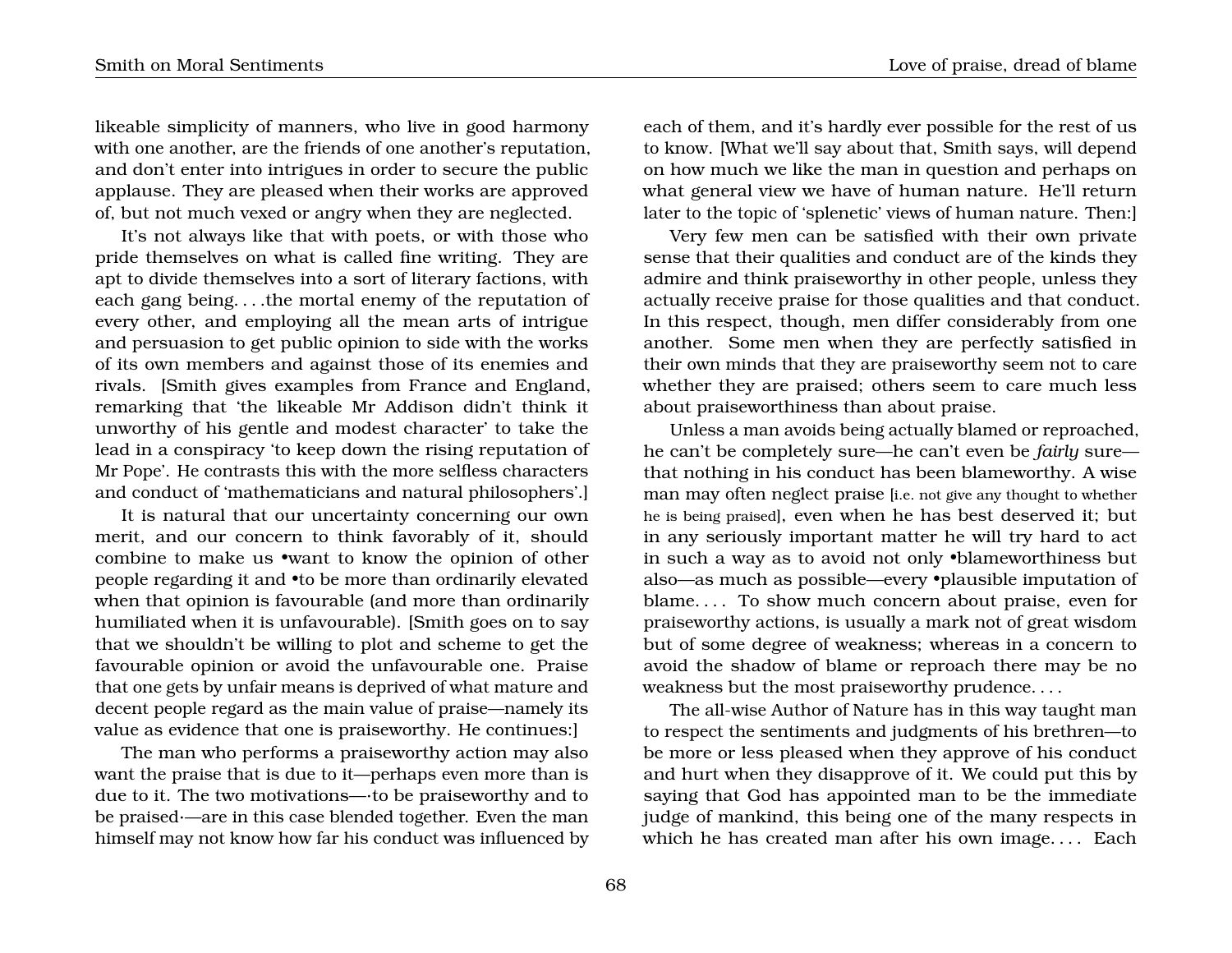likeable simplicity of manners, who live in good harmony with one another, are the friends of one another's reputation, and don't enter into intrigues in order to secure the public applause. They are pleased when their works are approved of, but not much vexed or angry when they are neglected.

It's not always like that with poets, or with those who pride themselves on what is called fine writing. They are apt to divide themselves into a sort of literary factions, with each gang being. . . .the mortal enemy of the reputation of every other, and employing all the mean arts of intrigue and persuasion to get public opinion to side with the works of its own members and against those of its enemies and rivals. [Smith gives examples from France and England, remarking that 'the likeable Mr Addison didn't think it unworthy of his gentle and modest character' to take the lead in a conspiracy 'to keep down the rising reputation of Mr Pope'. He contrasts this with the more selfless characters and conduct of 'mathematicians and natural philosophers'.]

It is natural that our uncertainty concerning our own merit, and our concern to think favorably of it, should combine to make us •want to know the opinion of other people regarding it and •to be more than ordinarily elevated when that opinion is favourable (and more than ordinarily humiliated when it is unfavourable). [Smith goes on to say that we shouldn't be willing to plot and scheme to get the favourable opinion or avoid the unfavourable one. Praise that one gets by unfair means is deprived of what mature and decent people regard as the main value of praise—namely its value as evidence that one is praiseworthy. He continues:]

The man who performs a praiseworthy action may also want the praise that is due to it—perhaps even more than is due to it. The two motivations—·to be praiseworthy and to be praised·—are in this case blended together. Even the man himself may not know how far his conduct was influenced by each of them, and it's hardly ever possible for the rest of us to know. [What we'll say about that, Smith says, will depend on how much we like the man in question and perhaps on what general view we have of human nature. He'll return later to the topic of 'splenetic' views of human nature. Then:]

Very few men can be satisfied with their own private sense that their qualities and conduct are of the kinds they admire and think praiseworthy in other people, unless they actually receive praise for those qualities and that conduct. In this respect, though, men differ considerably from one another. Some men when they are perfectly satisfied in their own minds that they are praiseworthy seem not to care whether they are praised; others seem to care much less about praiseworthiness than about praise.

Unless a man avoids being actually blamed or reproached, he can't be completely sure—he can't even be *fairly* sure—that nothing in his conduct has been blameworthy. A wise man may often neglect praise [i.e. not give any thought to whether he is being praised], even when he has best deserved it; but in any seriously important matter he will try hard to act in such a way as to avoid not only •blameworthiness but also—as much as possible—every •plausible imputation of blame. . . . To show much concern about praise, even for praiseworthy actions, is usually a mark not of great wisdom but of some degree of weakness; whereas in a concern to avoid the shadow of blame or reproach there may be no weakness but the most praiseworthy prudence. . . .

The all-wise Author of Nature has in this way taught man to respect the sentiments and judgments of his brethren—to be more or less pleased when they approve of his conduct and hurt when they disapprove of it. We could put this by saying that God has appointed man to be the immediate judge of mankind, this being one of the many respects in which he has created man after his own image. . . . Each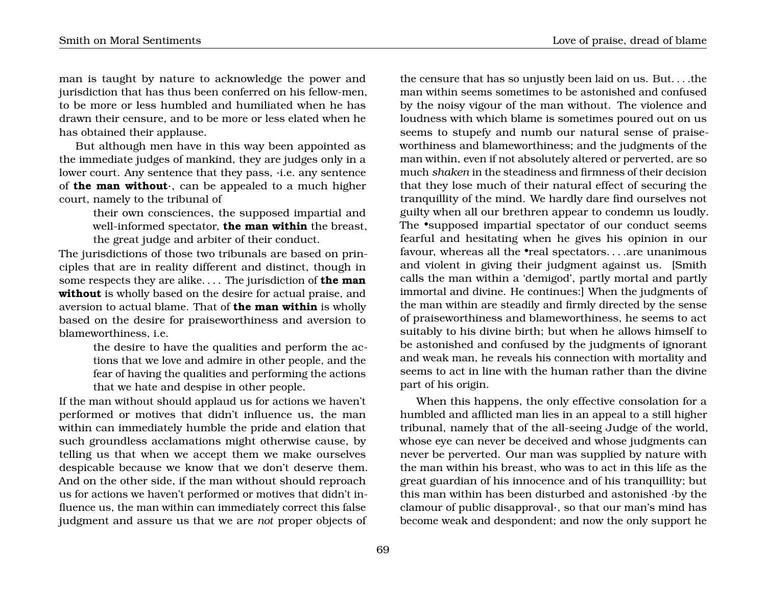man is taught by nature to acknowledge the power and jurisdiction that has thus been conferred on his fellow-men, to be more or less humbled and humiliated when he has drawn their censure, and to be more or less elated when he has obtained their applause.

But although men have in this way been appointed as the immediate judges of mankind, they are judges only in a lower court. Any sentence that they pass, ·i.e. any sentence of **the man without**·, can be appealed to a much higher court, namely to the tribunal of

> their own consciences, the supposed impartial and well-informed spectator, **the man within** the breast, the great judge and arbiter of their conduct.

The jurisdictions of those two tribunals are based on principles that are in reality different and distinct, though in some respects they are alike. . . . The jurisdiction of **the man without** is wholly based on the desire for actual praise, and aversion to actual blame. That of **the man within** is wholly based on the desire for praiseworthiness and aversion to blameworthiness, i.e.

> the desire to have the qualities and perform the actions that we love and admire in other people, and the fear of having the qualities and performing the actions that we hate and despise in other people.

If the man without should applaud us for actions we haven't performed or motives that didn't influence us, the man within can immediately humble the pride and elation that such groundless acclamations might otherwise cause, by telling us that when we accept them we make ourselves despicable because we know that we don't deserve them. And on the other side, if the man without should reproach us for actions we haven't performed or motives that didn't influence us, the man within can immediately correct this false judgment and assure us that we are *not* proper objects of the censure that has so unjustly been laid on us. But. . . .the man within seems sometimes to be astonished and confused by the noisy vigour of the man without. The violence and loudness with which blame is sometimes poured out on us seems to stupefy and numb our natural sense of praiseworthiness and blameworthiness; and the judgments of the man within, even if not absolutely altered or perverted, are so much *shaken* in the steadiness and firmness of their decision that they lose much of their natural effect of securing the tranquillity of the mind. We hardly dare find ourselves not guilty when all our brethren appear to condemn us loudly. The •supposed impartial spectator of our conduct seems fearful and hesitating when he gives his opinion in our favour, whereas all the •real spectators. . . .are unanimous and violent in giving their judgment against us. [Smith calls the man within a 'demigod', partly mortal and partly immortal and divine. He continues:] When the judgments of the man within are steadily and firmly directed by the sense of praiseworthiness and blameworthiness, he seems to act suitably to his divine birth; but when he allows himself to be astonished and confused by the judgments of ignorant and weak man, he reveals his connection with mortality and seems to act in line with the human rather than the divine part of his origin.

When this happens, the only effective consolation for a humbled and afflicted man lies in an appeal to a still higher tribunal, namely that of the all-seeing Judge of the world, whose eye can never be deceived and whose judgments can never be perverted. Our man was supplied by nature with the man within his breast, who was to act in this life as the great guardian of his innocence and of his tranquillity; but this man within has been disturbed and astonished ·by the clamour of public disapproval·, so that our man's mind has become weak and despondent; and now the only support he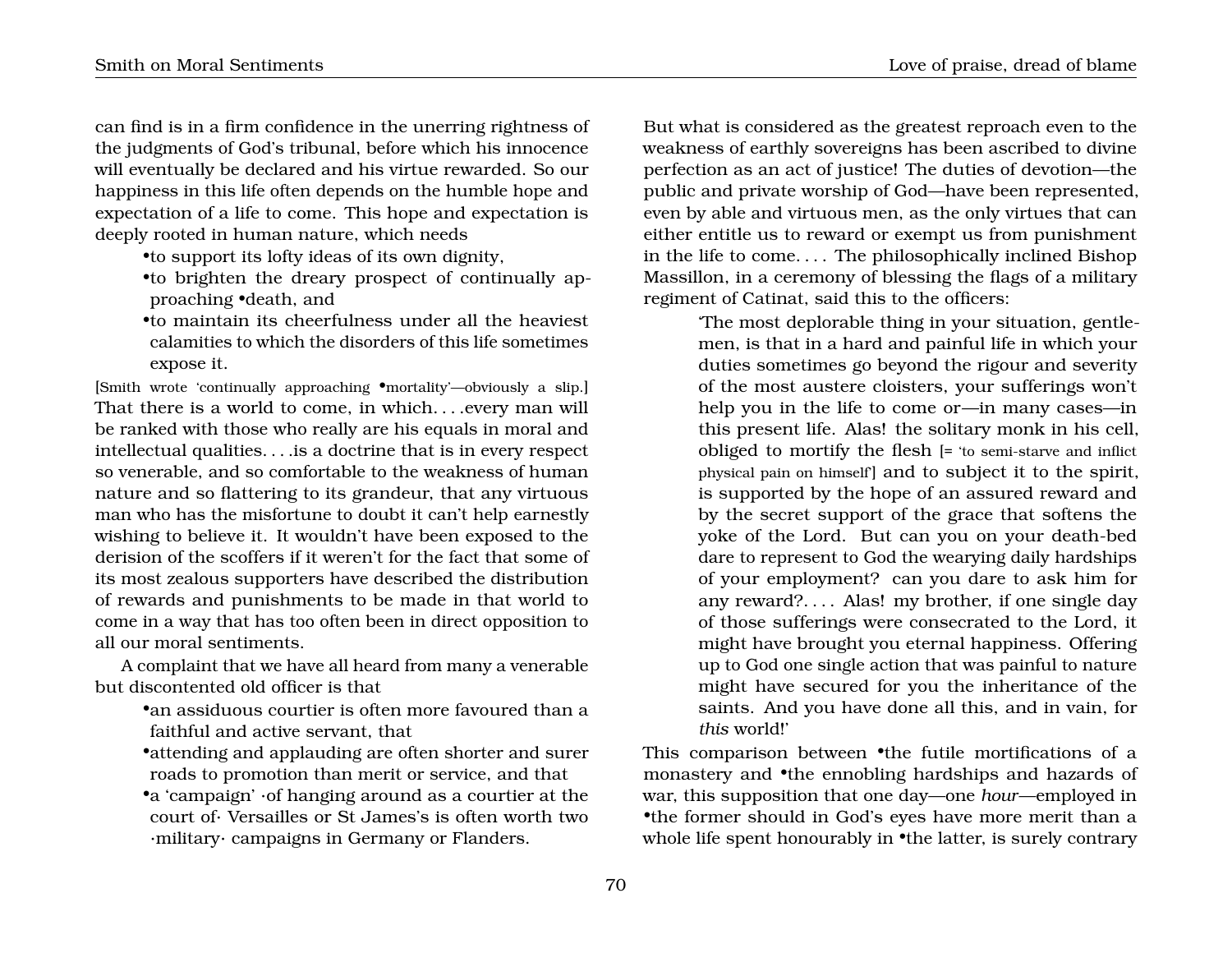can find is in a firm confidence in the unerring rightness of the judgments of God's tribunal, before which his innocence will eventually be declared and his virtue rewarded. So our happiness in this life often depends on the humble hope and expectation of a life to come. This hope and expectation is deeply rooted in human nature, which needs

- •to support its lofty ideas of its own dignity,
- •to brighten the dreary prospect of continually approaching •death, and
- •to maintain its cheerfulness under all the heaviest calamities to which the disorders of this life sometimes expose it.

[Smith wrote 'continually approaching •mortality'—obviously a slip.] That there is a world to come, in which. . . .every man will be ranked with those who really are his equals in moral and intellectual qualities. . . .is a doctrine that is in every respect so venerable, and so comfortable to the weakness of human nature and so flattering to its grandeur, that any virtuous man who has the misfortune to doubt it can't help earnestly wishing to believe it. It wouldn't have been exposed to the derision of the scoffers if it weren't for the fact that some of its most zealous supporters have described the distribution of rewards and punishments to be made in that world to come in a way that has too often been in direct opposition to all our moral sentiments.

A complaint that we have all heard from many a venerable but discontented old officer is that

- •an assiduous courtier is often more favoured than a faithful and active servant, that
- •attending and applauding are often shorter and surer roads to promotion than merit or service, and that
- •a 'campaign' ·of hanging around as a courtier at the court of· Versailles or St James's is often worth two ·military· campaigns in Germany or Flanders.

But what is considered as the greatest reproach even to the weakness of earthly sovereigns has been ascribed to divine perfection as an act of justice! The duties of devotion—the public and private worship of God—have been represented, even by able and virtuous men, as the only virtues that can either entitle us to reward or exempt us from punishment in the life to come. . . . The philosophically inclined Bishop Massillon, in a ceremony of blessing the flags of a military regiment of Catinat, said this to the officers:

> 'The most deplorable thing in your situation, gentlemen, is that in a hard and painful life in which your duties sometimes go beyond the rigour and severity of the most austere cloisters, your sufferings won't help you in the life to come or—in many cases—in this present life. Alas! the solitary monk in his cell, obliged to mortify the flesh [= 'to semi-starve and inflict physical pain on himself'] and to subject it to the spirit, is supported by the hope of an assured reward and by the secret support of the grace that softens the yoke of the Lord. But can you on your death-bed dare to represent to God the wearying daily hardships of your employment? can you dare to ask him for any reward?. . . . Alas! my brother, if one single day of those sufferings were consecrated to the Lord, it might have brought you eternal happiness. Offering up to God one single action that was painful to nature might have secured for you the inheritance of the saints. And you have done all this, and in vain, for *this* world!'

This comparison between •the futile mortifications of a monastery and •the ennobling hardships and hazards of war, this supposition that one day—one *hour*—employed in •the former should in God's eyes have more merit than a whole life spent honourably in •the latter, is surely contrary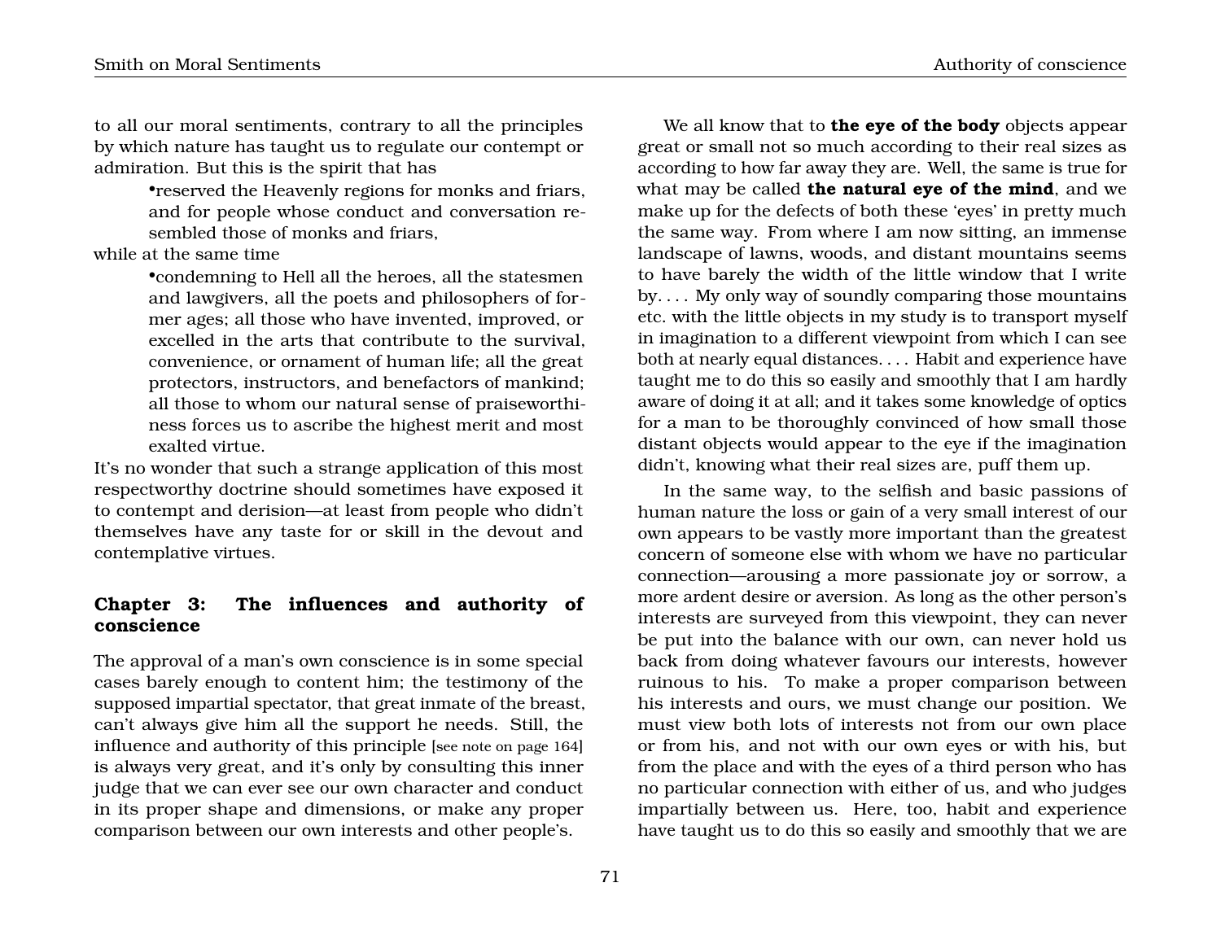to all our moral sentiments, contrary to all the principles by which nature has taught us to regulate our contempt or admiration. But this is the spirit that has

- •reserved the Heavenly regions for monks and friars, and for people whose conduct and conversation resembled those of monks and friars,

while at the same time

- •condemning to Hell all the heroes, all the statesmen and lawgivers, all the poets and philosophers of former ages; all those who have invented, improved, or excelled in the arts that contribute to the survival, convenience, or ornament of human life; all the great protectors, instructors, and benefactors of mankind; all those to whom our natural sense of praiseworthiness forces us to ascribe the highest merit and most exalted virtue.

It's no wonder that such a strange application of this most respectworthy doctrine should sometimes have exposed it to contempt and derision—at least from people who didn't themselves have any taste for or skill in the devout and contemplative virtues.

## Chapter 3: The influences and authority of conscience

The approval of a man's own conscience is in some special cases barely enough to content him; the testimony of the supposed impartial spectator, that great inmate of the breast, can't always give him all the support he needs. Still, the influence and authority of this principle [see note on page 164] is always very great, and it's only by consulting this inner judge that we can ever see our own character and conduct in its proper shape and dimensions, or make any proper comparison between our own interests and other people's.

We all know that to **the eye of the body** objects appear great or small not so much according to their real sizes as according to how far away they are. Well, the same is true for what may be called **the natural eye of the mind**, and we make up for the defects of both these 'eyes' in pretty much the same way. From where I am now sitting, an immense landscape of lawns, woods, and distant mountains seems to have barely the width of the little window that I write by. . . . My only way of soundly comparing those mountains etc. with the little objects in my study is to transport myself in imagination to a different viewpoint from which I can see both at nearly equal distances. . . . Habit and experience have taught me to do this so easily and smoothly that I am hardly aware of doing it at all; and it takes some knowledge of optics for a man to be thoroughly convinced of how small those distant objects would appear to the eye if the imagination didn't, knowing what their real sizes are, puff them up.

In the same way, to the selfish and basic passions of human nature the loss or gain of a very small interest of our own appears to be vastly more important than the greatest concern of someone else with whom we have no particular connection—arousing a more passionate joy or sorrow, a more ardent desire or aversion. As long as the other person's interests are surveyed from this viewpoint, they can never be put into the balance with our own, can never hold us back from doing whatever favours our interests, however ruinous to his. To make a proper comparison between his interests and ours, we must change our position. We must view both lots of interests not from our own place or from his, and not with our own eyes or with his, but from the place and with the eyes of a third person who has no particular connection with either of us, and who judges impartially between us. Here, too, habit and experience have taught us to do this so easily and smoothly that we are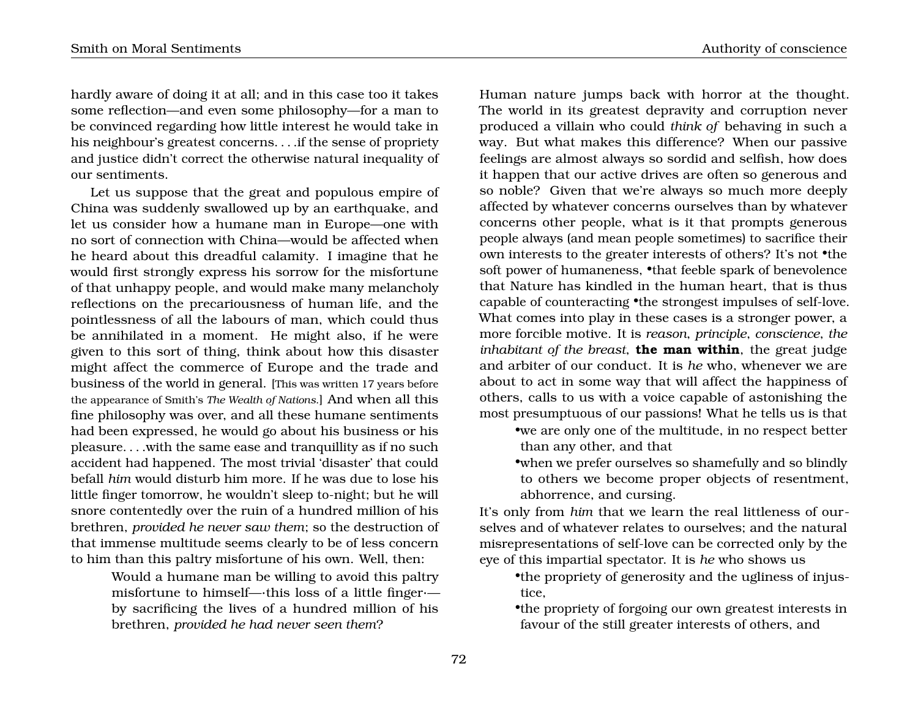hardly aware of doing it at all; and in this case too it takes some reflection—and even some philosophy—for a man to be convinced regarding how little interest he would take in his neighbour's greatest concerns. . . .if the sense of propriety and justice didn't correct the otherwise natural inequality of our sentiments.

Let us suppose that the great and populous empire of China was suddenly swallowed up by an earthquake, and let us consider how a humane man in Europe—one with no sort of connection with China—would be affected when he heard about this dreadful calamity. I imagine that he would first strongly express his sorrow for the misfortune of that unhappy people, and would make many melancholy reflections on the precariousness of human life, and the pointlessness of all the labours of man, which could thus be annihilated in a moment. He might also, if he were given to this sort of thing, think about how this disaster might affect the commerce of Europe and the trade and business of the world in general. [This was written 17 years before the appearance of Smith's *The Wealth of Nations*.] And when all this fine philosophy was over, and all these humane sentiments had been expressed, he would go about his business or his pleasure. . . .with the same ease and tranquillity as if no such accident had happened. The most trivial 'disaster' that could befall *him* would disturb him more. If he was due to lose his little finger tomorrow, he wouldn't sleep to-night; but he will snore contentedly over the ruin of a hundred million of his brethren, *provided he never saw them*; so the destruction of that immense multitude seems clearly to be of less concern to him than this paltry misfortune of his own. Well, then:

> Would a humane man be willing to avoid this paltry misfortune to himself—·this loss of a little finger·—by sacrificing the lives of a hundred million of his brethren, *provided he had never seen them*?

Human nature jumps back with horror at the thought. The world in its greatest depravity and corruption never produced a villain who could *think of* behaving in such a way. But what makes this difference? When our passive feelings are almost always so sordid and selfish, how does it happen that our active drives are often so generous and so noble? Given that we're always so much more deeply affected by whatever concerns ourselves than by whatever concerns other people, what is it that prompts generous people always (and mean people sometimes) to sacrifice their own interests to the greater interests of others? It's not •the soft power of humaneness, •that feeble spark of benevolence that Nature has kindled in the human heart, that is thus capable of counteracting •the strongest impulses of self-love. What comes into play in these cases is a stronger power, a more forcible motive. It is *reason*, *principle*, *conscience*, *the inhabitant of the breast*, **the man within**, the great judge and arbiter of our conduct. It is *he* who, whenever we are about to act in some way that will affect the happiness of others, calls to us with a voice capable of astonishing the most presumptuous of our passions! What he tells us is that

- •we are only one of the multitude, in no respect better than any other, and that
- •when we prefer ourselves so shamefully and so blindly to others we become proper objects of resentment, abhorrence, and cursing.

It's only from *him* that we learn the real littleness of ourselves and of whatever relates to ourselves; and the natural misrepresentations of self-love can be corrected only by the eye of this impartial spectator. It is *he* who shows us

- •the propriety of generosity and the ugliness of injustice,
- •the propriety of forgoing our own greatest interests in favour of the still greater interests of others, and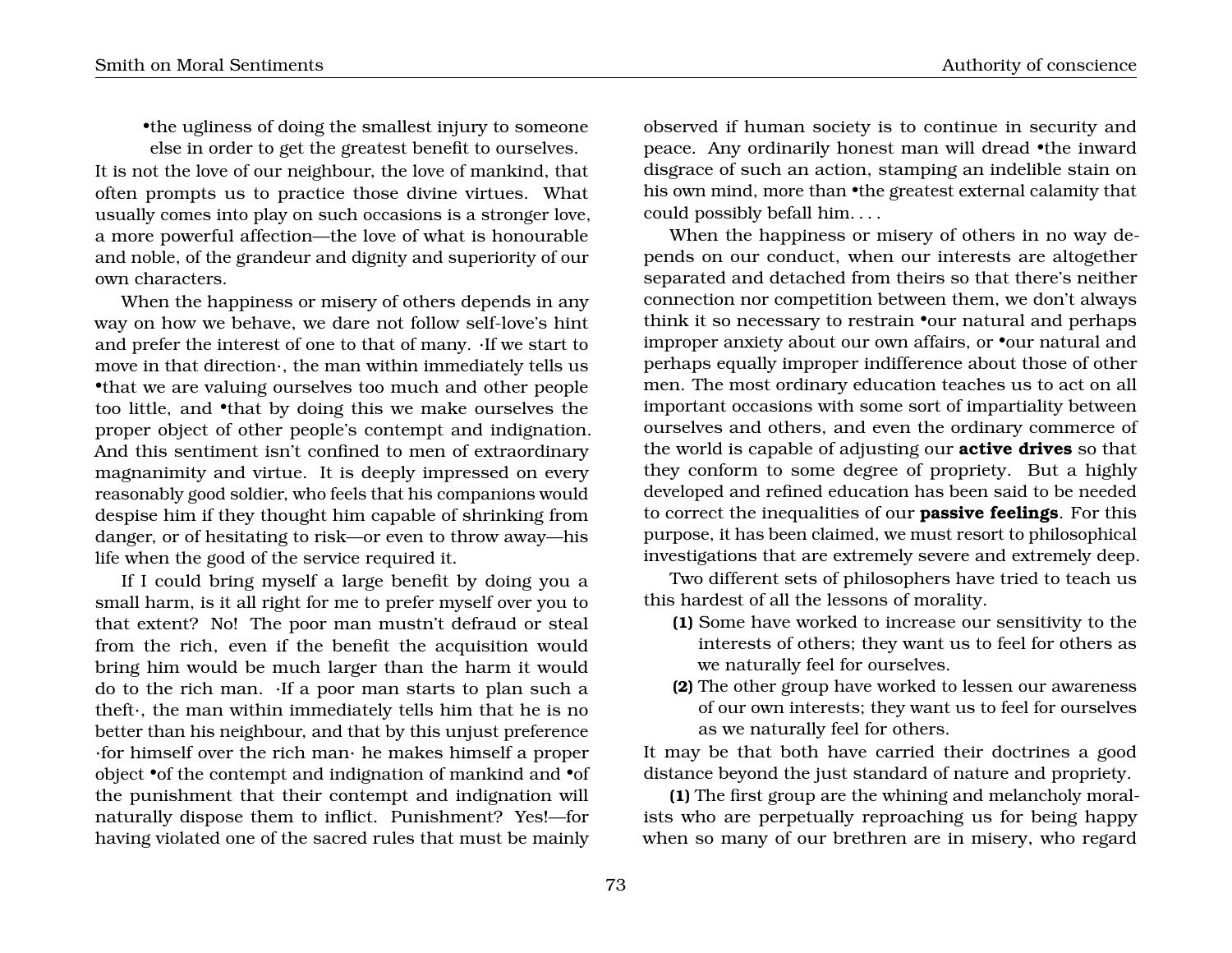•the ugliness of doing the smallest injury to someone else in order to get the greatest benefit to ourselves.

It is not the love of our neighbour, the love of mankind, that often prompts us to practice those divine virtues. What usually comes into play on such occasions is a stronger love, a more powerful affection—the love of what is honourable and noble, of the grandeur and dignity and superiority of our own characters.

When the happiness or misery of others depends in any way on how we behave, we dare not follow self-love's hint and prefer the interest of one to that of many. ·If we start to move in that direction·, the man within immediately tells us •that we are valuing ourselves too much and other people too little, and •that by doing this we make ourselves the proper object of other people's contempt and indignation. And this sentiment isn't confined to men of extraordinary magnanimity and virtue. It is deeply impressed on every reasonably good soldier, who feels that his companions would despise him if they thought him capable of shrinking from danger, or of hesitating to risk—or even to throw away—his life when the good of the service required it.

If I could bring myself a large benefit by doing you a small harm, is it all right for me to prefer myself over you to that extent? No! The poor man mustn't defraud or steal from the rich, even if the benefit the acquisition would bring him would be much larger than the harm it would do to the rich man. ·If a poor man starts to plan such a theft·, the man within immediately tells him that he is no better than his neighbour, and that by this unjust preference ·for himself over the rich man· he makes himself a proper object •of the contempt and indignation of mankind and •of the punishment that their contempt and indignation will naturally dispose them to inflict. Punishment? Yes!—for having violated one of the sacred rules that must be mainly observed if human society is to continue in security and peace. Any ordinarily honest man will dread •the inward disgrace of such an action, stamping an indelible stain on his own mind, more than •the greatest external calamity that could possibly befall him. . . .

When the happiness or misery of others in no way depends on our conduct, when our interests are altogether separated and detached from theirs so that there's neither connection nor competition between them, we don't always think it so necessary to restrain •our natural and perhaps improper anxiety about our own affairs, or •our natural and perhaps equally improper indifference about those of other men. The most ordinary education teaches us to act on all important occasions with some sort of impartiality between ourselves and others, and even the ordinary commerce of the world is capable of adjusting our **active drives** so that they conform to some degree of propriety. But a highly developed and refined education has been said to be needed to correct the inequalities of our **passive feelings**. For this purpose, it has been claimed, we must resort to philosophical investigations that are extremely severe and extremely deep.

Two different sets of philosophers have tried to teach us this hardest of all the lessons of morality.

**(1)** Some have worked to increase our sensitivity to the interests of others; they want us to feel for others as we naturally feel for ourselves.

**(2)** The other group have worked to lessen our awareness of our own interests; they want us to feel for ourselves as we naturally feel for others.

It may be that both have carried their doctrines a good distance beyond the just standard of nature and propriety.

**(1)** The first group are the whining and melancholy moralists who are perpetually reproaching us for being happy when so many of our brethren are in misery, who regard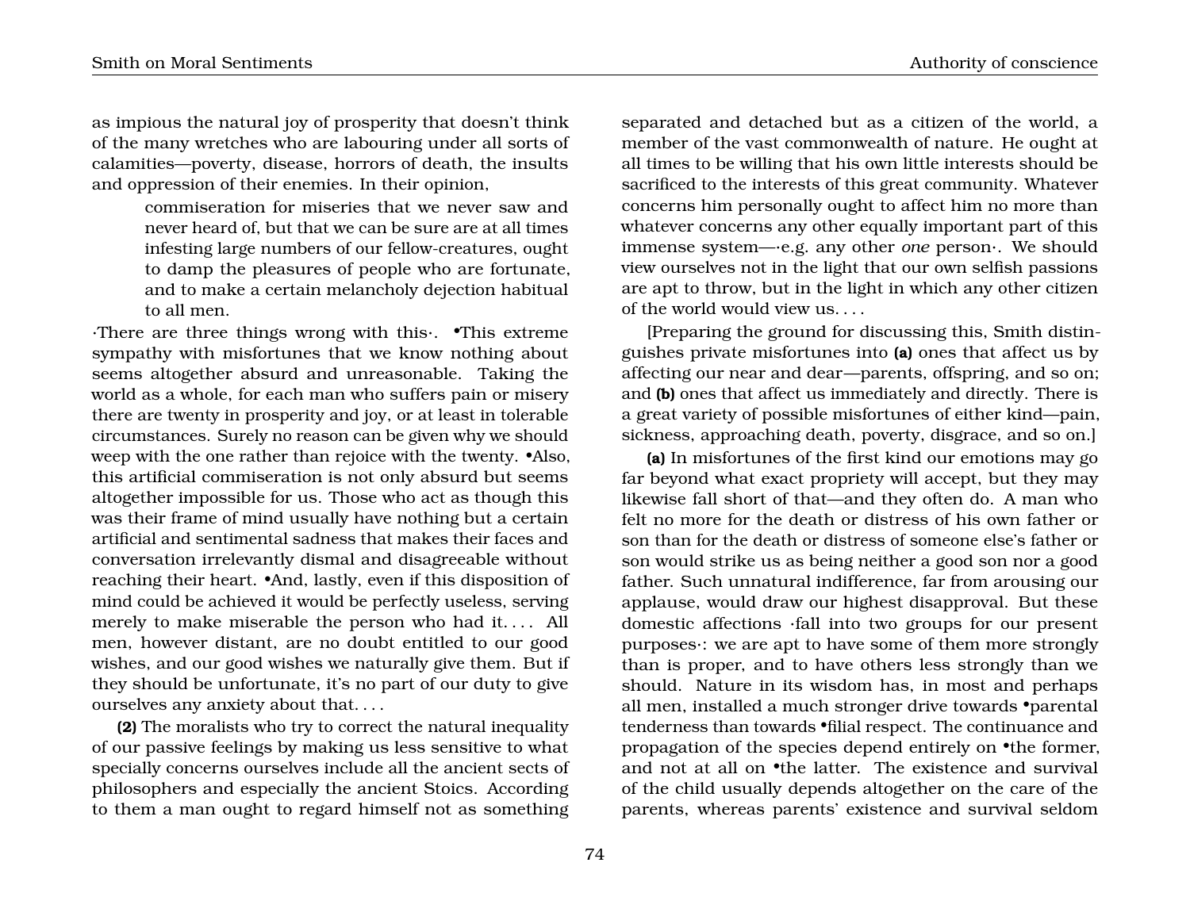as impious the natural joy of prosperity that doesn't think of the many wretches who are labouring under all sorts of calamities—poverty, disease, horrors of death, the insults and oppression of their enemies. In their opinion,

> commiseration for miseries that we never saw and never heard of, but that we can be sure are at all times infesting large numbers of our fellow-creatures, ought to damp the pleasures of people who are fortunate, and to make a certain melancholy dejection habitual to all men.

·There are three things wrong with this·. •This extreme sympathy with misfortunes that we know nothing about seems altogether absurd and unreasonable. Taking the world as a whole, for each man who suffers pain or misery there are twenty in prosperity and joy, or at least in tolerable circumstances. Surely no reason can be given why we should weep with the one rather than rejoice with the twenty. •Also, this artificial commiseration is not only absurd but seems altogether impossible for us. Those who act as though this was their frame of mind usually have nothing but a certain artificial and sentimental sadness that makes their faces and conversation irrelevantly dismal and disagreeable without reaching their heart. •And, lastly, even if this disposition of mind could be achieved it would be perfectly useless, serving merely to make miserable the person who had it. . . . All men, however distant, are no doubt entitled to our good wishes, and our good wishes we naturally give them. But if they should be unfortunate, it's no part of our duty to give ourselves any anxiety about that. . . .

**(2)** The moralists who try to correct the natural inequality of our passive feelings by making us less sensitive to what specially concerns ourselves include all the ancient sects of philosophers and especially the ancient Stoics. According to them a man ought to regard himself not as something separated and detached but as a citizen of the world, a member of the vast commonwealth of nature. He ought at all times to be willing that his own little interests should be sacrificed to the interests of this great community. Whatever concerns him personally ought to affect him no more than whatever concerns any other equally important part of this immense system—·e.g. any other *one* person·. We should view ourselves not in the light that our own selfish passions are apt to throw, but in the light in which any other citizen of the world would view us. . . .

[Preparing the ground for discussing this, Smith distinguishes private misfortunes into **(a)** ones that affect us by affecting our near and dear—parents, offspring, and so on; and **(b)** ones that affect us immediately and directly. There is a great variety of possible misfortunes of either kind—pain, sickness, approaching death, poverty, disgrace, and so on.]

**(a)** In misfortunes of the first kind our emotions may go far beyond what exact propriety will accept, but they may likewise fall short of that—and they often do. A man who felt no more for the death or distress of his own father or son than for the death or distress of someone else's father or son would strike us as being neither a good son nor a good father. Such unnatural indifference, far from arousing our applause, would draw our highest disapproval. But these domestic affections ·fall into two groups for our present purposes·: we are apt to have some of them more strongly than is proper, and to have others less strongly than we should. Nature in its wisdom has, in most and perhaps all men, installed a much stronger drive towards •parental tenderness than towards •filial respect. The continuance and propagation of the species depend entirely on •the former, and not at all on •the latter. The existence and survival of the child usually depends altogether on the care of the parents, whereas parents' existence and survival seldom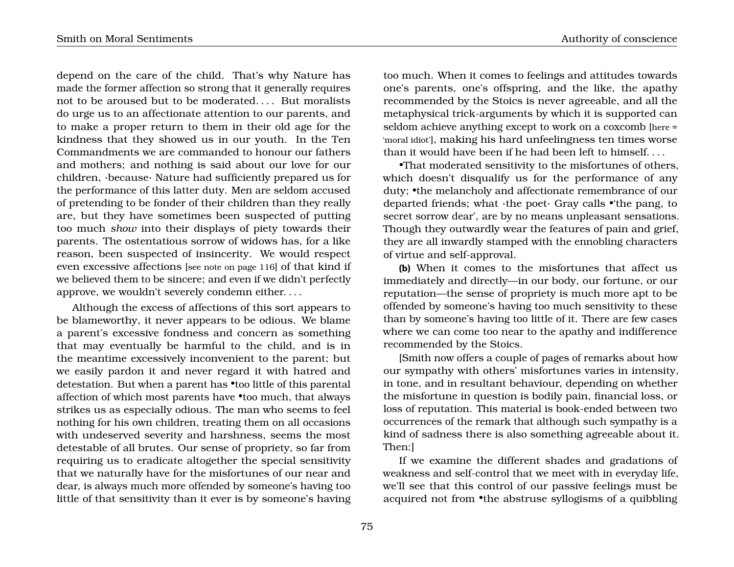depend on the care of the child. That's why Nature has made the former affection so strong that it generally requires not to be aroused but to be moderated. . . . But moralists do urge us to an affectionate attention to our parents, and to make a proper return to them in their old age for the kindness that they showed us in our youth. In the Ten Commandments we are commanded to honour our fathers and mothers; and nothing is said about our love for our children, ·because· Nature had sufficiently prepared us for the performance of this latter duty. Men are seldom accused of pretending to be fonder of their children than they really are, but they have sometimes been suspected of putting too much *show* into their displays of piety towards their parents. The ostentatious sorrow of widows has, for a like reason, been suspected of insincerity. We would respect even excessive affections [see note on page 116] of that kind if we believed them to be sincere; and even if we didn't perfectly approve, we wouldn't severely condemn either. . . .

Although the excess of affections of this sort appears to be blameworthy, it never appears to be odious. We blame a parent's excessive fondness and concern as something that may eventually be harmful to the child, and is in the meantime excessively inconvenient to the parent; but we easily pardon it and never regard it with hatred and detestation. But when a parent has •too little of this parental affection of which most parents have •too much, that always strikes us as especially odious. The man who seems to feel nothing for his own children, treating them on all occasions with undeserved severity and harshness, seems the most detestable of all brutes. Our sense of propriety, so far from requiring us to eradicate altogether the special sensitivity that we naturally have for the misfortunes of our near and dear, is always much more offended by someone's having too little of that sensitivity than it ever is by someone's having too much. When it comes to feelings and attitudes towards one's parents, one's offspring, and the like, the apathy recommended by the Stoics is never agreeable, and all the metaphysical trick-arguments by which it is supported can seldom achieve anything except to work on a coxcomb [here = 'moral idiot'], making his hard unfeelingness ten times worse than it would have been if he had been left to himself. . . .

•That moderated sensitivity to the misfortunes of others, which doesn't disqualify us for the performance of any duty; •the melancholy and affectionate remembrance of our departed friends; what ·the poet· Gray calls •'the pang, to secret sorrow dear', are by no means unpleasant sensations. Though they outwardly wear the features of pain and grief, they are all inwardly stamped with the ennobling characters of virtue and self-approval.

**(b)** When it comes to the misfortunes that affect us immediately and directly—in our body, our fortune, or our reputation—the sense of propriety is much more apt to be offended by someone's having too much sensitivity to these than by someone's having too little of it. There are few cases where we can come too near to the apathy and indifference recommended by the Stoics.

[Smith now offers a couple of pages of remarks about how our sympathy with others' misfortunes varies in intensity, in tone, and in resultant behaviour, depending on whether the misfortune in question is bodily pain, financial loss, or loss of reputation. This material is book-ended between two occurrences of the remark that although such sympathy is a kind of sadness there is also something agreeable about it. Then:]

If we examine the different shades and gradations of weakness and self-control that we meet with in everyday life, we'll see that this control of our passive feelings must be acquired not from •the abstruse syllogisms of a quibbling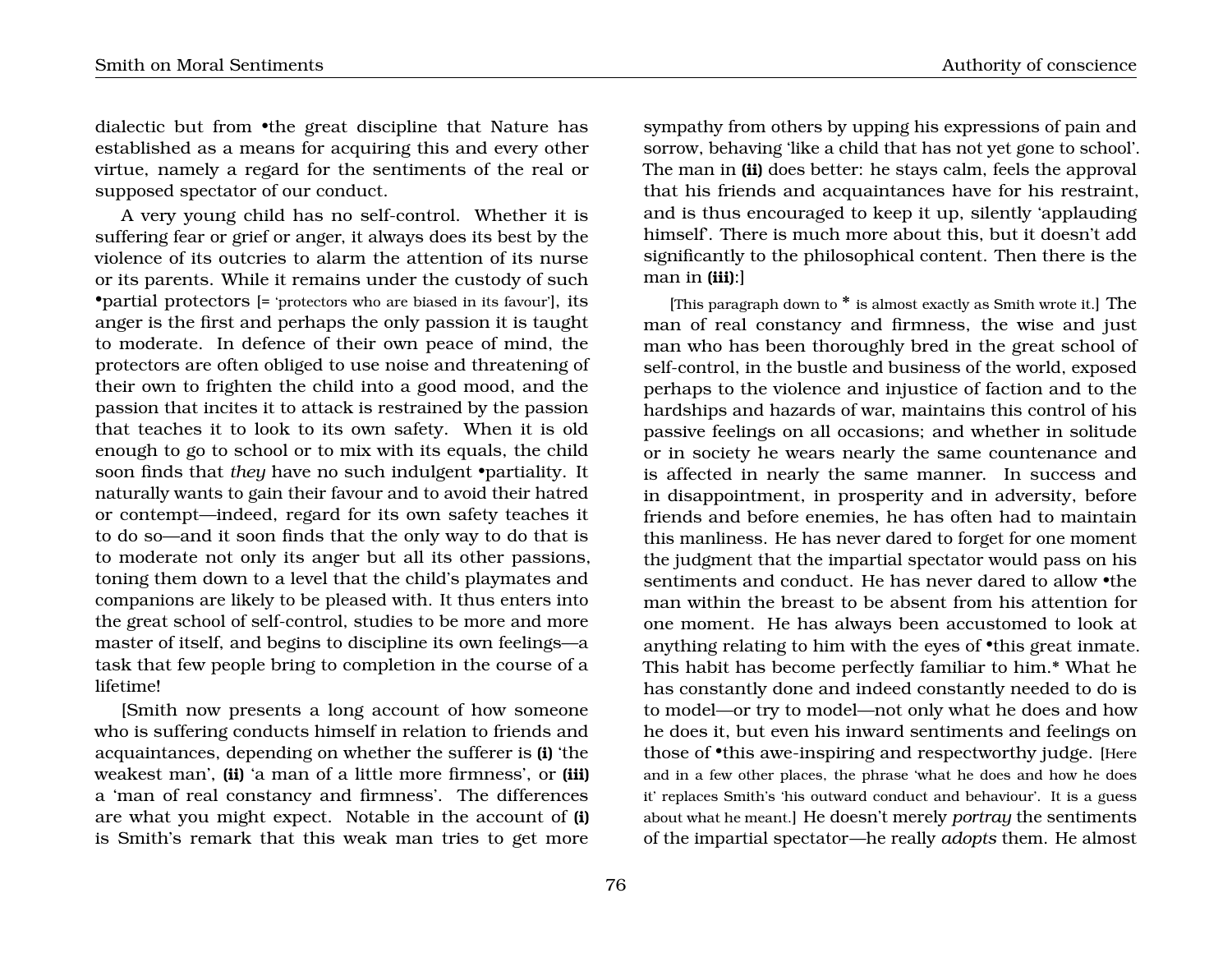dialectic but from •the great discipline that Nature has established as a means for acquiring this and every other virtue, namely a regard for the sentiments of the real or supposed spectator of our conduct.

A very young child has no self-control. Whether it is suffering fear or grief or anger, it always does its best by the violence of its outcries to alarm the attention of its nurse or its parents. While it remains under the custody of such •partial protectors [= 'protectors who are biased in its favour'], its anger is the first and perhaps the only passion it is taught to moderate. In defence of their own peace of mind, the protectors are often obliged to use noise and threatening of their own to frighten the child into a good mood, and the passion that incites it to attack is restrained by the passion that teaches it to look to its own safety. When it is old enough to go to school or to mix with its equals, the child soon finds that *they* have no such indulgent •partiality. It naturally wants to gain their favour and to avoid their hatred or contempt—indeed, regard for its own safety teaches it to do so—and it soon finds that the only way to do that is to moderate not only its anger but all its other passions, toning them down to a level that the child's playmates and companions are likely to be pleased with. It thus enters into the great school of self-control, studies to be more and more master of itself, and begins to discipline its own feelings—a task that few people bring to completion in the course of a lifetime!

[Smith now presents a long account of how someone who is suffering conducts himself in relation to friends and acquaintances, depending on whether the sufferer is **(i)** 'the weakest man', **(ii)** 'a man of a little more firmness', or **(iii)** a 'man of real constancy and firmness'. The differences are what you might expect. Notable in the account of **(i)** is Smith's remark that this weak man tries to get more sympathy from others by upping his expressions of pain and sorrow, behaving 'like a child that has not yet gone to school'. The man in **(ii)** does better: he stays calm, feels the approval that his friends and acquaintances have for his restraint, and is thus encouraged to keep it up, silently 'applauding himself'. There is much more about this, but it doesn't add significantly to the philosophical content. Then there is the man in **(iii)**:]

[This paragraph down to * is almost exactly as Smith wrote it.] The man of real constancy and firmness, the wise and just man who has been thoroughly bred in the great school of self-control, in the bustle and business of the world, exposed perhaps to the violence and injustice of faction and to the hardships and hazards of war, maintains this control of his passive feelings on all occasions; and whether in solitude or in society he wears nearly the same countenance and is affected in nearly the same manner. In success and in disappointment, in prosperity and in adversity, before friends and before enemies, he has often had to maintain this manliness. He has never dared to forget for one moment the judgment that the impartial spectator would pass on his sentiments and conduct. He has never dared to allow •the man within the breast to be absent from his attention for one moment. He has always been accustomed to look at anything relating to him with the eyes of •this great inmate. This habit has become perfectly familiar to him.* What he has constantly done and indeed constantly needed to do is to model—or try to model—not only what he does and how he does it, but even his inward sentiments and feelings on those of •this awe-inspiring and respectworthy judge. [Here and in a few other places, the phrase 'what he does and how he does it' replaces Smith's 'his outward conduct and behaviour'. It is a guess about what he meant.] He doesn't merely *portray* the sentiments of the impartial spectator—he really *adopts* them. He almost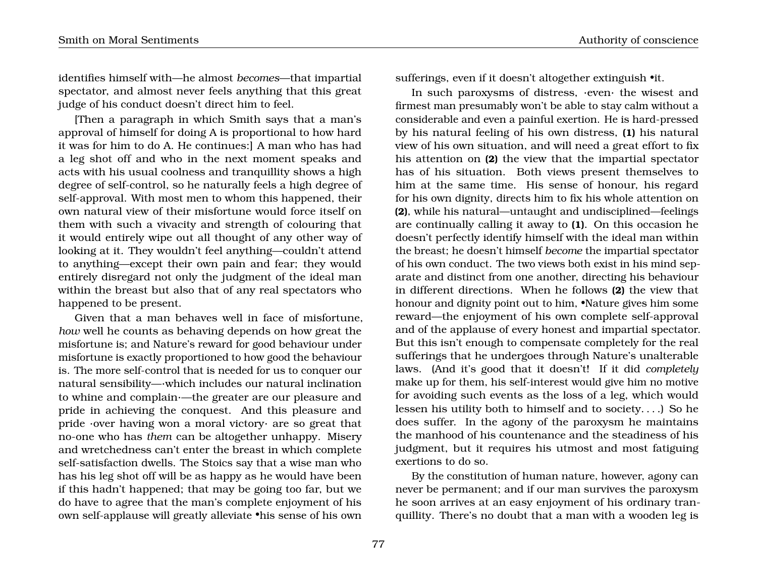identifies himself with—he almost *becomes*—that impartial spectator, and almost never feels anything that this great judge of his conduct doesn't direct him to feel.

[Then a paragraph in which Smith says that a man's approval of himself for doing A is proportional to how hard it was for him to do A. He continues:] A man who has had a leg shot off and who in the next moment speaks and acts with his usual coolness and tranquillity shows a high degree of self-control, so he naturally feels a high degree of self-approval. With most men to whom this happened, their own natural view of their misfortune would force itself on them with such a vivacity and strength of colouring that it would entirely wipe out all thought of any other way of looking at it. They wouldn't feel anything—couldn't attend to anything—except their own pain and fear; they would entirely disregard not only the judgment of the ideal man within the breast but also that of any real spectators who happened to be present.

Given that a man behaves well in face of misfortune, *how* well he counts as behaving depends on how great the misfortune is; and Nature's reward for good behaviour under misfortune is exactly proportioned to how good the behaviour is. The more self-control that is needed for us to conquer our natural sensibility—·which includes our natural inclination to whine and complain·—the greater are our pleasure and pride in achieving the conquest. And this pleasure and pride ·over having won a moral victory· are so great that no-one who has *them* can be altogether unhappy. Misery and wretchedness can't enter the breast in which complete self-satisfaction dwells. The Stoics say that a wise man who has his leg shot off will be as happy as he would have been if this hadn't happened; that may be going too far, but we do have to agree that the man's complete enjoyment of his own self-applause will greatly alleviate •his sense of his own sufferings, even if it doesn't altogether extinguish •it.

In such paroxysms of distress, ·even· the wisest and firmest man presumably won't be able to stay calm without a considerable and even a painful exertion. He is hard-pressed by his natural feeling of his own distress, **(1)** his natural view of his own situation, and will need a great effort to fix his attention on **(2)** the view that the impartial spectator has of his situation. Both views present themselves to him at the same time. His sense of honour, his regard for his own dignity, directs him to fix his whole attention on **(2)**, while his natural—untaught and undisciplined—feelings are continually calling it away to **(1)**. On this occasion he doesn't perfectly identify himself with the ideal man within the breast; he doesn't himself *become* the impartial spectator of his own conduct. The two views both exist in his mind separate and distinct from one another, directing his behaviour in different directions. When he follows **(2)** the view that honour and dignity point out to him, •Nature gives him some reward—the enjoyment of his own complete self-approval and of the applause of every honest and impartial spectator. But this isn't enough to compensate completely for the real sufferings that he undergoes through Nature's unalterable laws. (And it's good that it doesn't! If it did *completely* make up for them, his self-interest would give him no motive for avoiding such events as the loss of a leg, which would lessen his utility both to himself and to society. . . .) So he does suffer. In the agony of the paroxysm he maintains the manhood of his countenance and the steadiness of his judgment, but it requires his utmost and most fatiguing exertions to do so.

By the constitution of human nature, however, agony can never be permanent; and if our man survives the paroxysm he soon arrives at an easy enjoyment of his ordinary tranquillity. There's no doubt that a man with a wooden leg is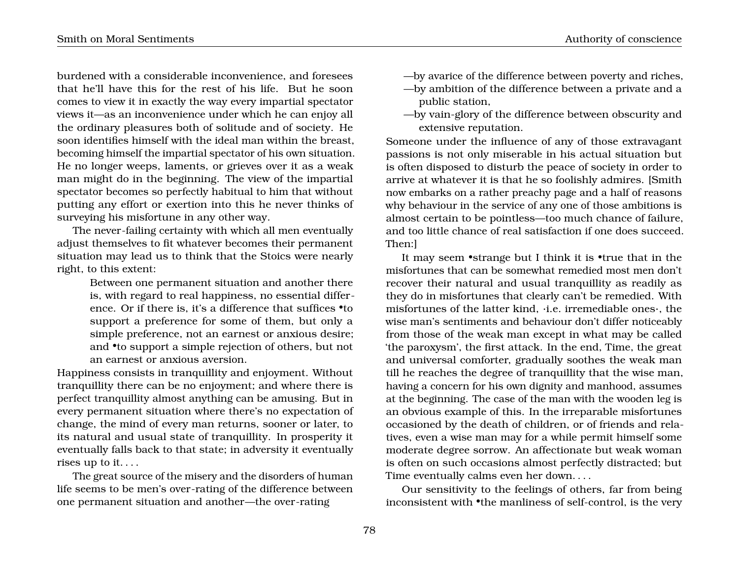burdened with a considerable inconvenience, and foresees that he'll have this for the rest of his life. But he soon comes to view it in exactly the way every impartial spectator views it—as an inconvenience under which he can enjoy all the ordinary pleasures both of solitude and of society. He soon identifies himself with the ideal man within the breast, becoming himself the impartial spectator of his own situation. He no longer weeps, laments, or grieves over it as a weak man might do in the beginning. The view of the impartial spectator becomes so perfectly habitual to him that without putting any effort or exertion into this he never thinks of surveying his misfortune in any other way.

The never-failing certainty with which all men eventually adjust themselves to fit whatever becomes their permanent situation may lead us to think that the Stoics were nearly right, to this extent:

> Between one permanent situation and another there is, with regard to real happiness, no essential difference. Or if there is, it's a difference that suffices •to support a preference for some of them, but only a simple preference, not an earnest or anxious desire; and •to support a simple rejection of others, but not an earnest or anxious aversion.

Happiness consists in tranquillity and enjoyment. Without tranquillity there can be no enjoyment; and where there is perfect tranquillity almost anything can be amusing. But in every permanent situation where there's no expectation of change, the mind of every man returns, sooner or later, to its natural and usual state of tranquillity. In prosperity it eventually falls back to that state; in adversity it eventually rises up to it. . . .

The great source of the misery and the disorders of human life seems to be men's over-rating of the difference between one permanent situation and another—the over-rating

—by avarice of the difference between poverty and riches,
—by ambition of the difference between a private and a public station,
—by vain-glory of the difference between obscurity and extensive reputation.

Someone under the influence of any of those extravagant passions is not only miserable in his actual situation but is often disposed to disturb the peace of society in order to arrive at whatever it is that he so foolishly admires. [Smith now embarks on a rather preachy page and a half of reasons why behaviour in the service of any one of those ambitions is almost certain to be pointless—too much chance of failure, and too little chance of real satisfaction if one does succeed. Then:]

It may seem •strange but I think it is •true that in the misfortunes that can be somewhat remedied most men don't recover their natural and usual tranquillity as readily as they do in misfortunes that clearly can't be remedied. With misfortunes of the latter kind, ·i.e. irremediable ones·, the wise man's sentiments and behaviour don't differ noticeably from those of the weak man except in what may be called 'the paroxysm', the first attack. In the end, Time, the great and universal comforter, gradually soothes the weak man till he reaches the degree of tranquillity that the wise man, having a concern for his own dignity and manhood, assumes at the beginning. The case of the man with the wooden leg is an obvious example of this. In the irreparable misfortunes occasioned by the death of children, or of friends and relatives, even a wise man may for a while permit himself some moderate degree sorrow. An affectionate but weak woman is often on such occasions almost perfectly distracted; but Time eventually calms even her down. . . .

Our sensitivity to the feelings of others, far from being inconsistent with •the manliness of self-control, is the very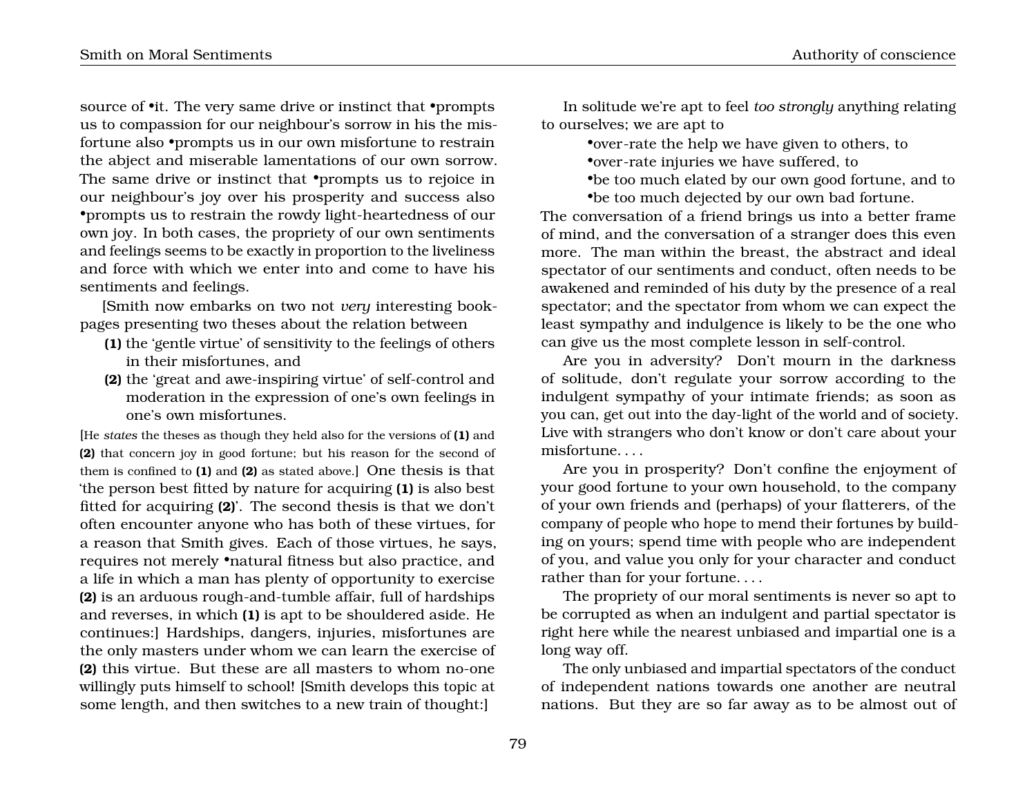source of •it. The very same drive or instinct that •prompts us to compassion for our neighbour's sorrow in his the misfortune also •prompts us in our own misfortune to restrain the abject and miserable lamentations of our own sorrow. The same drive or instinct that •prompts us to rejoice in our neighbour's joy over his prosperity and success also •prompts us to restrain the rowdy light-heartedness of our own joy. In both cases, the propriety of our own sentiments and feelings seems to be exactly in proportion to the liveliness and force with which we enter into and come to have his sentiments and feelings.

[Smith now embarks on two not *very* interesting book-pages presenting two theses about the relation between

**(1)** the 'gentle virtue' of sensitivity to the feelings of others in their misfortunes, and

**(2)** the 'great and awe-inspiring virtue' of self-control and moderation in the expression of one's own feelings in one's own misfortunes.

[He *states* the theses as though they held also for the versions of **(1)** and **(2)** that concern joy in good fortune; but his reason for the second of them is confined to **(1)** and **(2)** as stated above.] One thesis is that 'the person best fitted by nature for acquiring **(1)** is also best fitted for acquiring **(2)**'. The second thesis is that we don't often encounter anyone who has both of these virtues, for a reason that Smith gives. Each of those virtues, he says, requires not merely •natural fitness but also practice, and a life in which a man has plenty of opportunity to exercise **(2)** is an arduous rough-and-tumble affair, full of hardships and reverses, in which **(1)** is apt to be shouldered aside. He continues:] Hardships, dangers, injuries, misfortunes are the only masters under whom we can learn the exercise of **(2)** this virtue. But these are all masters to whom no-one willingly puts himself to school! [Smith develops this topic at some length, and then switches to a new train of thought:]

In solitude we're apt to feel *too strongly* anything relating to ourselves; we are apt to

•over-rate the help we have given to others, to
•over-rate injuries we have suffered, to
•be too much elated by our own good fortune, and to
•be too much dejected by our own bad fortune.

The conversation of a friend brings us into a better frame of mind, and the conversation of a stranger does this even more. The man within the breast, the abstract and ideal spectator of our sentiments and conduct, often needs to be awakened and reminded of his duty by the presence of a real spectator; and the spectator from whom we can expect the least sympathy and indulgence is likely to be the one who can give us the most complete lesson in self-control.

Are you in adversity? Don't mourn in the darkness of solitude, don't regulate your sorrow according to the indulgent sympathy of your intimate friends; as soon as you can, get out into the day-light of the world and of society. Live with strangers who don't know or don't care about your misfortune. . . .

Are you in prosperity? Don't confine the enjoyment of your good fortune to your own household, to the company of your own friends and (perhaps) of your flatterers, of the company of people who hope to mend their fortunes by building on yours; spend time with people who are independent of you, and value you only for your character and conduct rather than for your fortune. . . .

The propriety of our moral sentiments is never so apt to be corrupted as when an indulgent and partial spectator is right here while the nearest unbiased and impartial one is a long way off.

The only unbiased and impartial spectators of the conduct of independent nations towards one another are neutral nations. But they are so far away as to be almost out of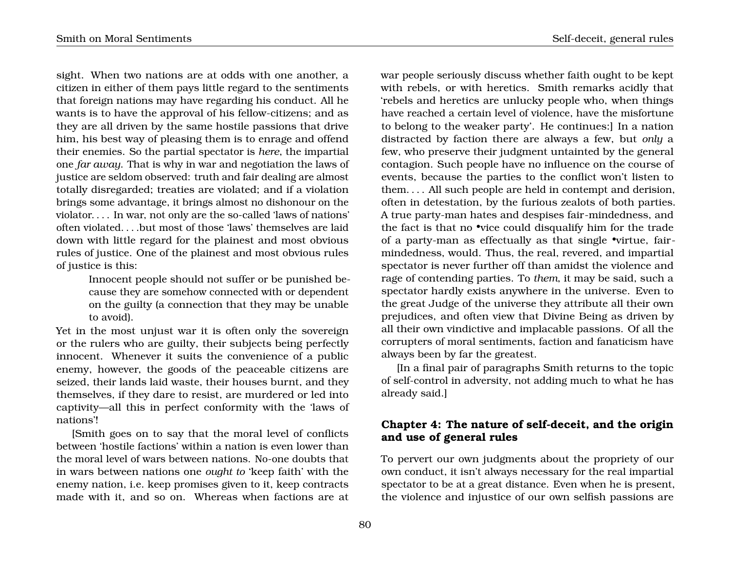sight. When two nations are at odds with one another, a citizen in either of them pays little regard to the sentiments that foreign nations may have regarding his conduct. All he wants is to have the approval of his fellow-citizens; and as they are all driven by the same hostile passions that drive him, his best way of pleasing them is to enrage and offend their enemies. So the partial spectator is *here*, the impartial one *far away*. That is why in war and negotiation the laws of justice are seldom observed: truth and fair dealing are almost totally disregarded; treaties are violated; and if a violation brings some advantage, it brings almost no dishonour on the violator. . . . In war, not only are the so-called 'laws of nations' often violated. . . .but most of those 'laws' themselves are laid down with little regard for the plainest and most obvious rules of justice. One of the plainest and most obvious rules of justice is this:

> Innocent people should not suffer or be punished because they are somehow connected with or dependent on the guilty (a connection that they may be unable to avoid).

Yet in the most unjust war it is often only the sovereign or the rulers who are guilty, their subjects being perfectly innocent. Whenever it suits the convenience of a public enemy, however, the goods of the peaceable citizens are seized, their lands laid waste, their houses burnt, and they themselves, if they dare to resist, are murdered or led into captivity—all this in perfect conformity with the 'laws of nations'!

[Smith goes on to say that the moral level of conflicts between 'hostile factions' within a nation is even lower than the moral level of wars between nations. No-one doubts that in wars between nations one *ought to* 'keep faith' with the enemy nation, i.e. keep promises given to it, keep contracts made with it, and so on. Whereas when factions are at war people seriously discuss whether faith ought to be kept with rebels, or with heretics. Smith remarks acidly that 'rebels and heretics are unlucky people who, when things have reached a certain level of violence, have the misfortune to belong to the weaker party'. He continues:] In a nation distracted by faction there are always a few, but *only* a few, who preserve their judgment untainted by the general contagion. Such people have no influence on the course of events, because the parties to the conflict won't listen to them. . . . All such people are held in contempt and derision, often in detestation, by the furious zealots of both parties. A true party-man hates and despises fair-mindedness, and the fact is that no •vice could disqualify him for the trade of a party-man as effectually as that single •virtue, fair-mindedness, would. Thus, the real, revered, and impartial spectator is never further off than amidst the violence and rage of contending parties. To *them*, it may be said, such a spectator hardly exists anywhere in the universe. Even to the great Judge of the universe they attribute all their own prejudices, and often view that Divine Being as driven by all their own vindictive and implacable passions. Of all the corrupters of moral sentiments, faction and fanaticism have always been by far the greatest.

[In a final pair of paragraphs Smith returns to the topic of self-control in adversity, not adding much to what he has already said.]

## Chapter 4: The nature of self-deceit, and the origin and use of general rules

To pervert our own judgments about the propriety of our own conduct, it isn't always necessary for the real impartial spectator to be at a great distance. Even when he is present, the violence and injustice of our own selfish passions are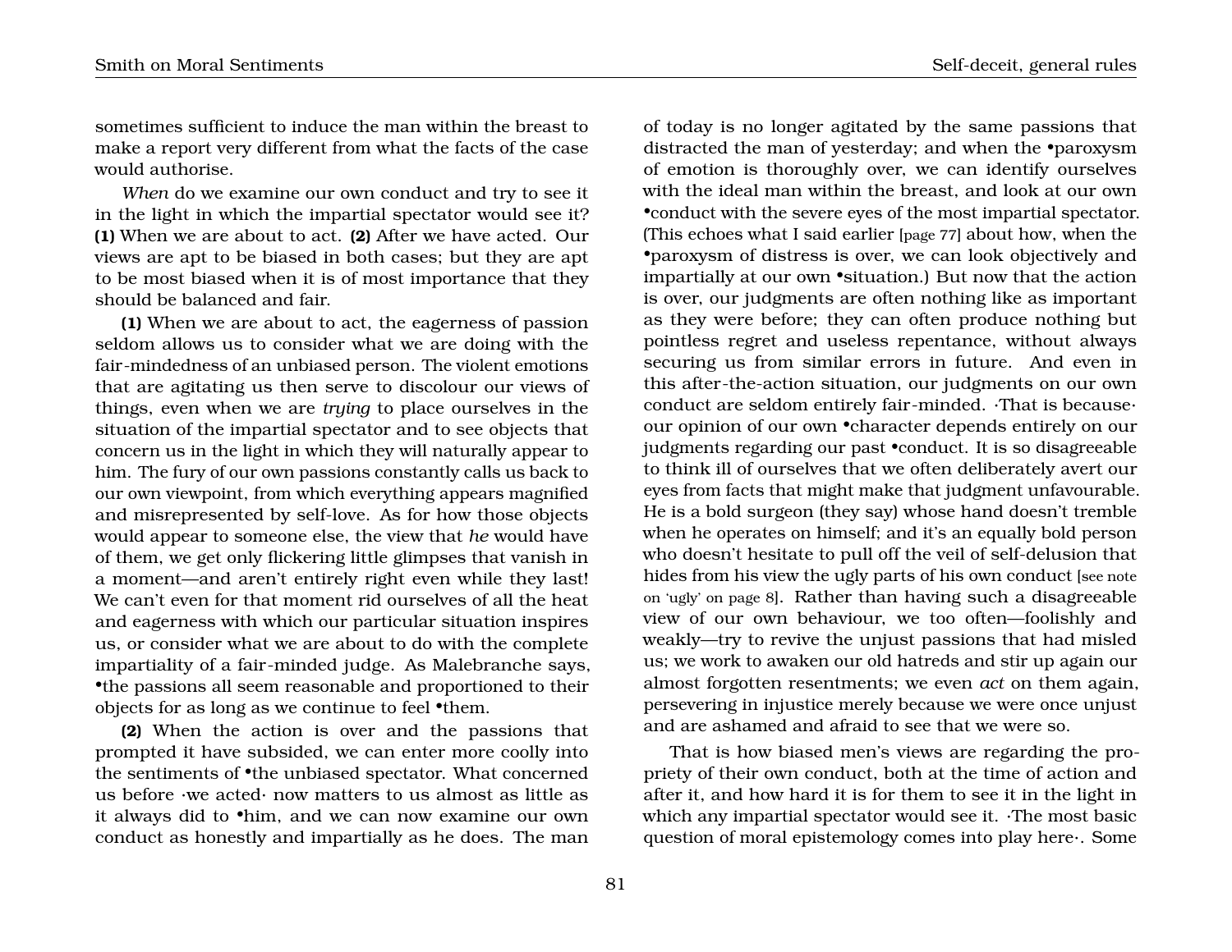sometimes sufficient to induce the man within the breast to make a report very different from what the facts of the case would authorise.

*When* do we examine our own conduct and try to see it in the light in which the impartial spectator would see it? **(1)** When we are about to act. **(2)** After we have acted. Our views are apt to be biased in both cases; but they are apt to be most biased when it is of most importance that they should be balanced and fair.

**(1)** When we are about to act, the eagerness of passion seldom allows us to consider what we are doing with the fair-mindedness of an unbiased person. The violent emotions that are agitating us then serve to discolour our views of things, even when we are *trying* to place ourselves in the situation of the impartial spectator and to see objects that concern us in the light in which they will naturally appear to him. The fury of our own passions constantly calls us back to our own viewpoint, from which everything appears magnified and misrepresented by self-love. As for how those objects would appear to someone else, the view that *he* would have of them, we get only flickering little glimpses that vanish in a moment—and aren't entirely right even while they last! We can't even for that moment rid ourselves of all the heat and eagerness with which our particular situation inspires us, or consider what we are about to do with the complete impartiality of a fair-minded judge. As Malebranche says, •the passions all seem reasonable and proportioned to their objects for as long as we continue to feel •them.

**(2)** When the action is over and the passions that prompted it have subsided, we can enter more coolly into the sentiments of •the unbiased spectator. What concerned us before ·we acted· now matters to us almost as little as it always did to •him, and we can now examine our own conduct as honestly and impartially as he does. The man of today is no longer agitated by the same passions that distracted the man of yesterday; and when the •paroxysm of emotion is thoroughly over, we can identify ourselves with the ideal man within the breast, and look at our own •conduct with the severe eyes of the most impartial spectator. (This echoes what I said earlier [page 77] about how, when the •paroxysm of distress is over, we can look objectively and impartially at our own •situation.) But now that the action is over, our judgments are often nothing like as important as they were before; they can often produce nothing but pointless regret and useless repentance, without always securing us from similar errors in future. And even in this after-the-action situation, our judgments on our own conduct are seldom entirely fair-minded. ·That is because· our opinion of our own •character depends entirely on our judgments regarding our past •conduct. It is so disagreeable to think ill of ourselves that we often deliberately avert our eyes from facts that might make that judgment unfavourable. He is a bold surgeon (they say) whose hand doesn't tremble when he operates on himself; and it's an equally bold person who doesn't hesitate to pull off the veil of self-delusion that hides from his view the ugly parts of his own conduct [see note on 'ugly' on page 8]. Rather than having such a disagreeable view of our own behaviour, we too often—foolishly and weakly—try to revive the unjust passions that had misled us; we work to awaken our old hatreds and stir up again our almost forgotten resentments; we even *act* on them again, persevering in injustice merely because we were once unjust and are ashamed and afraid to see that we were so.

That is how biased men's views are regarding the propriety of their own conduct, both at the time of action and after it, and how hard it is for them to see it in the light in which any impartial spectator would see it. ·The most basic question of moral epistemology comes into play here·. Some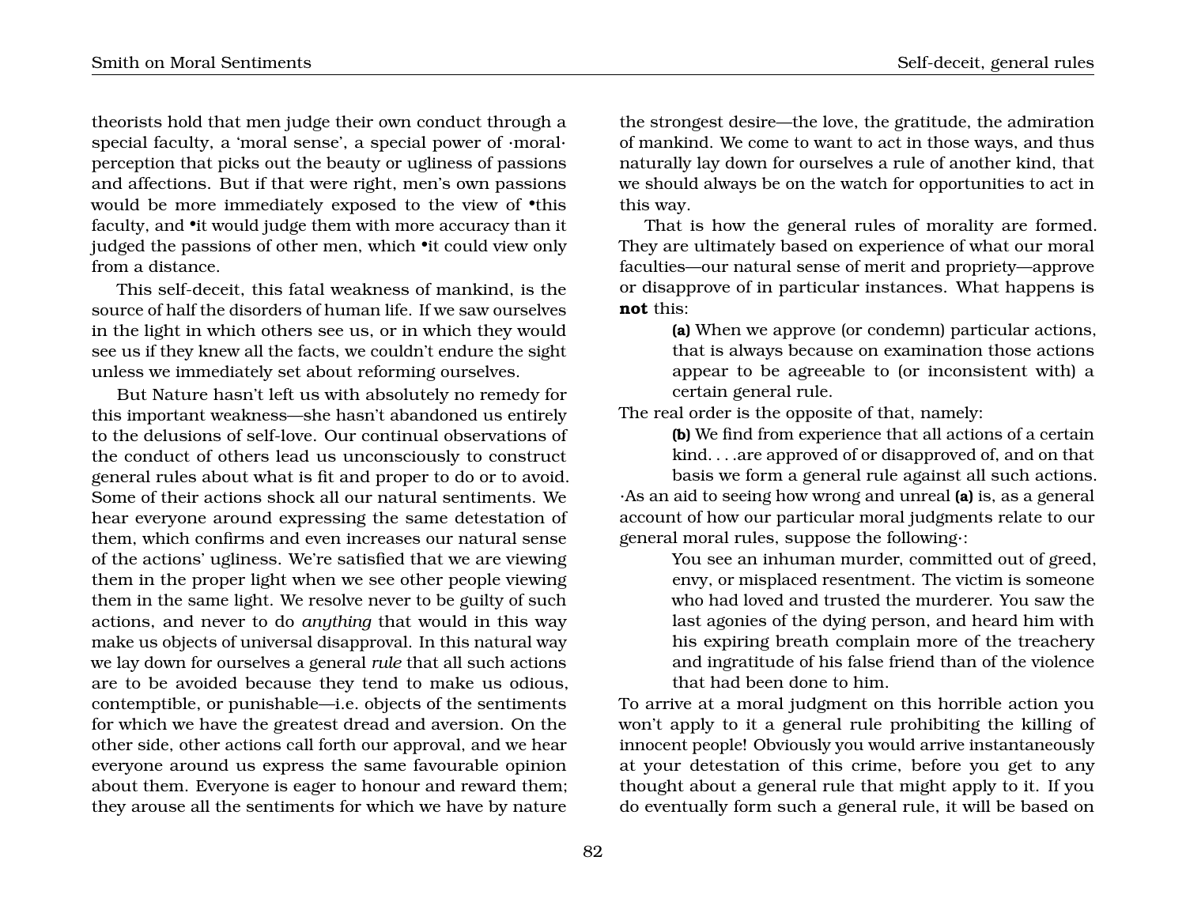theorists hold that men judge their own conduct through a special faculty, a 'moral sense', a special power of ·moral· perception that picks out the beauty or ugliness of passions and affections. But if that were right, men's own passions would be more immediately exposed to the view of •this faculty, and •it would judge them with more accuracy than it judged the passions of other men, which •it could view only from a distance.

This self-deceit, this fatal weakness of mankind, is the source of half the disorders of human life. If we saw ourselves in the light in which others see us, or in which they would see us if they knew all the facts, we couldn't endure the sight unless we immediately set about reforming ourselves.

But Nature hasn't left us with absolutely no remedy for this important weakness—she hasn't abandoned us entirely to the delusions of self-love. Our continual observations of the conduct of others lead us unconsciously to construct general rules about what is fit and proper to do or to avoid. Some of their actions shock all our natural sentiments. We hear everyone around expressing the same detestation of them, which confirms and even increases our natural sense of the actions' ugliness. We're satisfied that we are viewing them in the proper light when we see other people viewing them in the same light. We resolve never to be guilty of such actions, and never to do *anything* that would in this way make us objects of universal disapproval. In this natural way we lay down for ourselves a general *rule* that all such actions are to be avoided because they tend to make us odious, contemptible, or punishable—i.e. objects of the sentiments for which we have the greatest dread and aversion. On the other side, other actions call forth our approval, and we hear everyone around us express the same favourable opinion about them. Everyone is eager to honour and reward them; they arouse all the sentiments for which we have by nature the strongest desire—the love, the gratitude, the admiration of mankind. We come to want to act in those ways, and thus naturally lay down for ourselves a rule of another kind, that we should always be on the watch for opportunities to act in this way.

That is how the general rules of morality are formed. They are ultimately based on experience of what our moral faculties—our natural sense of merit and propriety—approve or disapprove of in particular instances. What happens is **not** this:

> **(a)** When we approve (or condemn) particular actions, that is always because on examination those actions appear to be agreeable to (or inconsistent with) a certain general rule.

The real order is the opposite of that, namely:

> **(b)** We find from experience that all actions of a certain kind. . . .are approved of or disapproved of, and on that basis we form a general rule against all such actions.

·As an aid to seeing how wrong and unreal **(a)** is, as a general account of how our particular moral judgments relate to our general moral rules, suppose the following·:

> You see an inhuman murder, committed out of greed, envy, or misplaced resentment. The victim is someone who had loved and trusted the murderer. You saw the last agonies of the dying person, and heard him with his expiring breath complain more of the treachery and ingratitude of his false friend than of the violence that had been done to him.

To arrive at a moral judgment on this horrible action you won't apply to it a general rule prohibiting the killing of innocent people! Obviously you would arrive instantaneously at your detestation of this crime, before you get to any thought about a general rule that might apply to it. If you do eventually form such a general rule, it will be based on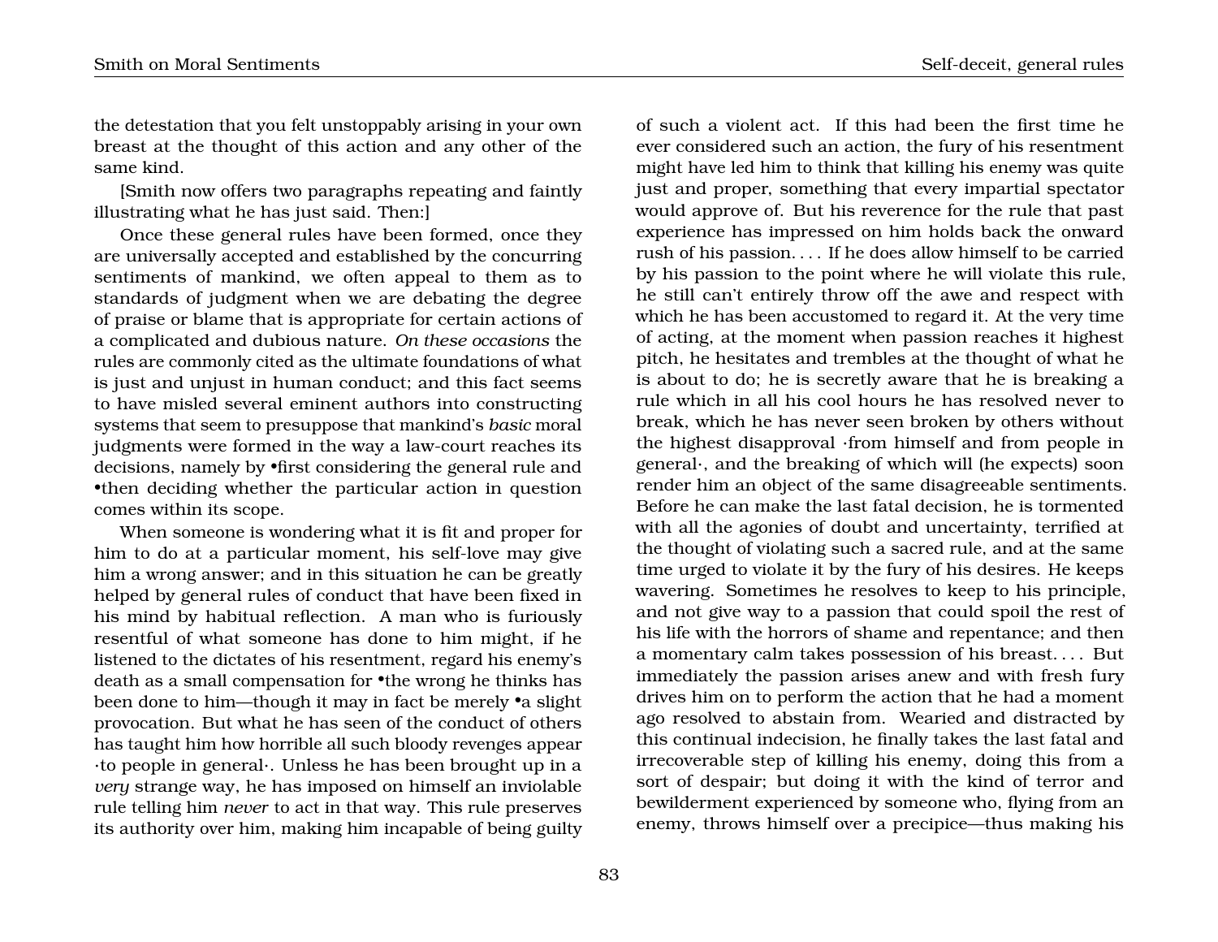the detestation that you felt unstoppably arising in your own breast at the thought of this action and any other of the same kind.

[Smith now offers two paragraphs repeating and faintly illustrating what he has just said. Then:]

Once these general rules have been formed, once they are universally accepted and established by the concurring sentiments of mankind, we often appeal to them as to standards of judgment when we are debating the degree of praise or blame that is appropriate for certain actions of a complicated and dubious nature. *On these occasions* the rules are commonly cited as the ultimate foundations of what is just and unjust in human conduct; and this fact seems to have misled several eminent authors into constructing systems that seem to presuppose that mankind's *basic* moral judgments were formed in the way a law-court reaches its decisions, namely by •first considering the general rule and •then deciding whether the particular action in question comes within its scope.

When someone is wondering what it is fit and proper for him to do at a particular moment, his self-love may give him a wrong answer; and in this situation he can be greatly helped by general rules of conduct that have been fixed in his mind by habitual reflection. A man who is furiously resentful of what someone has done to him might, if he listened to the dictates of his resentment, regard his enemy's death as a small compensation for •the wrong he thinks has been done to him—though it may in fact be merely •a slight provocation. But what he has seen of the conduct of others has taught him how horrible all such bloody revenges appear ·to people in general·. Unless he has been brought up in a *very* strange way, he has imposed on himself an inviolable rule telling him *never* to act in that way. This rule preserves its authority over him, making him incapable of being guilty of such a violent act. If this had been the first time he ever considered such an action, the fury of his resentment might have led him to think that killing his enemy was quite just and proper, something that every impartial spectator would approve of. But his reverence for the rule that past experience has impressed on him holds back the onward rush of his passion. . . . If he does allow himself to be carried by his passion to the point where he will violate this rule, he still can't entirely throw off the awe and respect with which he has been accustomed to regard it. At the very time of acting, at the moment when passion reaches it highest pitch, he hesitates and trembles at the thought of what he is about to do; he is secretly aware that he is breaking a rule which in all his cool hours he has resolved never to break, which he has never seen broken by others without the highest disapproval ·from himself and from people in general·, and the breaking of which will (he expects) soon render him an object of the same disagreeable sentiments. Before he can make the last fatal decision, he is tormented with all the agonies of doubt and uncertainty, terrified at the thought of violating such a sacred rule, and at the same time urged to violate it by the fury of his desires. He keeps wavering. Sometimes he resolves to keep to his principle, and not give way to a passion that could spoil the rest of his life with the horrors of shame and repentance; and then a momentary calm takes possession of his breast. . . . But immediately the passion arises anew and with fresh fury drives him on to perform the action that he had a moment ago resolved to abstain from. Wearied and distracted by this continual indecision, he finally takes the last fatal and irrecoverable step of killing his enemy, doing this from a sort of despair; but doing it with the kind of terror and bewilderment experienced by someone who, flying from an enemy, throws himself over a precipice—thus making his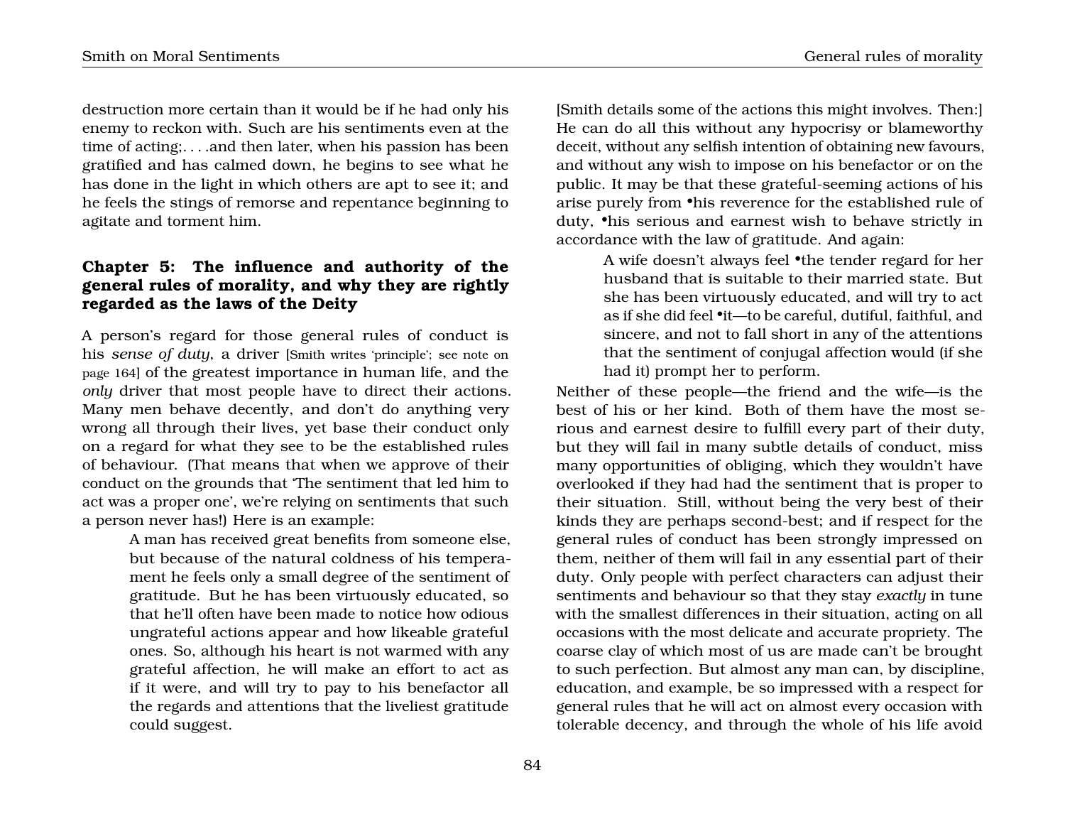destruction more certain than it would be if he had only his enemy to reckon with. Such are his sentiments even at the time of acting;. . . .and then later, when his passion has been gratified and has calmed down, he begins to see what he has done in the light in which others are apt to see it; and he feels the stings of remorse and repentance beginning to agitate and torment him.

## Chapter 5: The influence and authority of the general rules of morality, and why they are rightly regarded as the laws of the Deity

A person's regard for those general rules of conduct is his *sense of duty*, a driver [Smith writes 'principle'; see note on page 164] of the greatest importance in human life, and the *only* driver that most people have to direct their actions. Many men behave decently, and don't do anything very wrong all through their lives, yet base their conduct only on a regard for what they see to be the established rules of behaviour. (That means that when we approve of their conduct on the grounds that 'The sentiment that led him to act was a proper one', we're relying on sentiments that such a person never has!) Here is an example:

> A man has received great benefits from someone else, but because of the natural coldness of his temperament he feels only a small degree of the sentiment of gratitude. But he has been virtuously educated, so that he'll often have been made to notice how odious ungrateful actions appear and how likeable grateful ones. So, although his heart is not warmed with any grateful affection, he will make an effort to act as if it were, and will try to pay to his benefactor all the regards and attentions that the liveliest gratitude could suggest.

[Smith details some of the actions this might involves. Then:] He can do all this without any hypocrisy or blameworthy deceit, without any selfish intention of obtaining new favours, and without any wish to impose on his benefactor or on the public. It may be that these grateful-seeming actions of his arise purely from •his reverence for the established rule of duty, •his serious and earnest wish to behave strictly in accordance with the law of gratitude. And again:

> A wife doesn't always feel •the tender regard for her husband that is suitable to their married state. But she has been virtuously educated, and will try to act as if she did feel •it—to be careful, dutiful, faithful, and sincere, and not to fall short in any of the attentions that the sentiment of conjugal affection would (if she had it) prompt her to perform.

Neither of these people—the friend and the wife—is the best of his or her kind. Both of them have the most serious and earnest desire to fulfill every part of their duty, but they will fail in many subtle details of conduct, miss many opportunities of obliging, which they wouldn't have overlooked if they had had the sentiment that is proper to their situation. Still, without being the very best of their kinds they are perhaps second-best; and if respect for the general rules of conduct has been strongly impressed on them, neither of them will fail in any essential part of their duty. Only people with perfect characters can adjust their sentiments and behaviour so that they stay *exactly* in tune with the smallest differences in their situation, acting on all occasions with the most delicate and accurate propriety. The coarse clay of which most of us are made can't be brought to such perfection. But almost any man can, by discipline, education, and example, be so impressed with a respect for general rules that he will act on almost every occasion with tolerable decency, and through the whole of his life avoid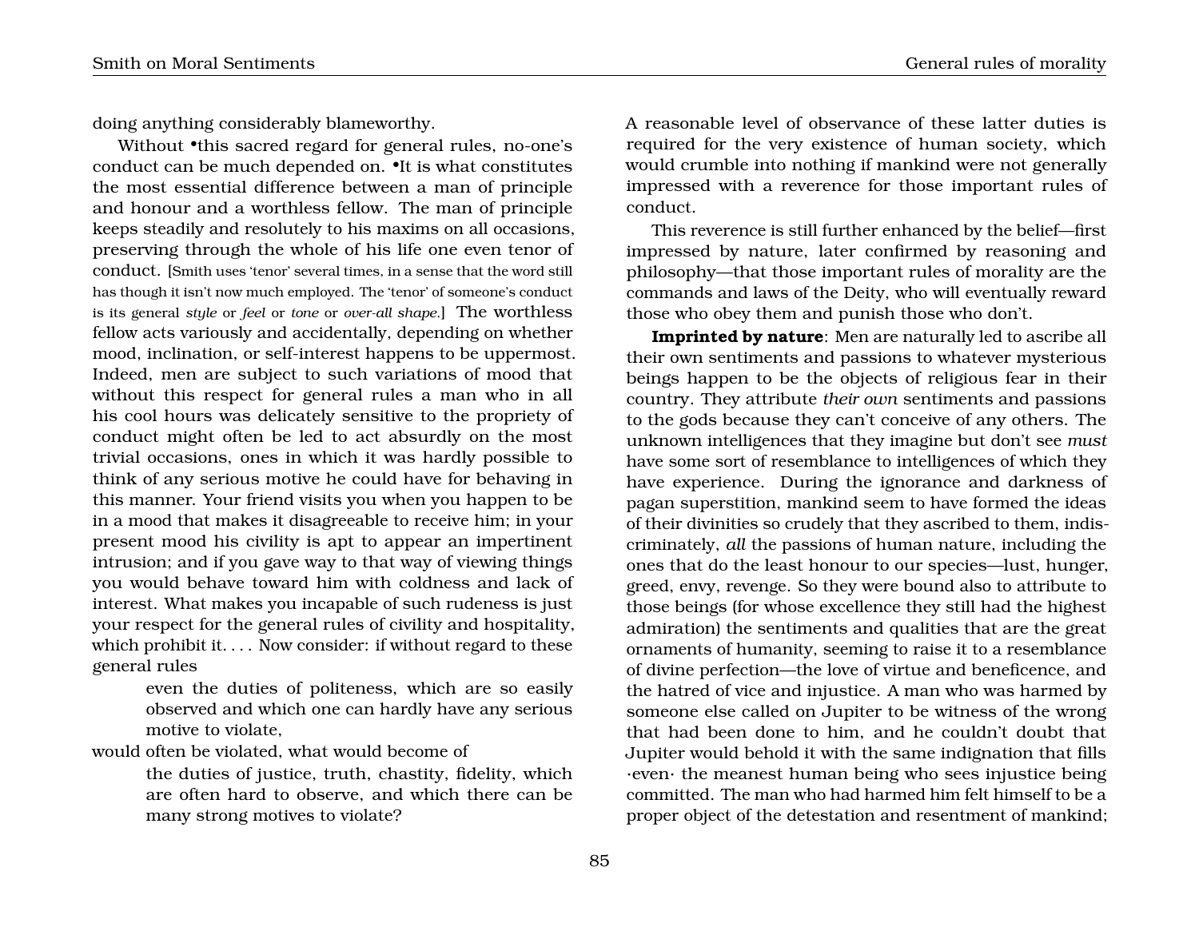doing anything considerably blameworthy.

Without •this sacred regard for general rules, no-one's conduct can be much depended on. •It is what constitutes the most essential difference between a man of principle and honour and a worthless fellow. The man of principle keeps steadily and resolutely to his maxims on all occasions, preserving through the whole of his life one even tenor of conduct. [Smith uses 'tenor' several times, in a sense that the word still has though it isn't now much employed. The 'tenor' of someone's conduct is its general *style* or *feel* or *tone* or *over-all shape*.] The worthless fellow acts variously and accidentally, depending on whether mood, inclination, or self-interest happens to be uppermost. Indeed, men are subject to such variations of mood that without this respect for general rules a man who in all his cool hours was delicately sensitive to the propriety of conduct might often be led to act absurdly on the most trivial occasions, ones in which it was hardly possible to think of any serious motive he could have for behaving in this manner. Your friend visits you when you happen to be in a mood that makes it disagreeable to receive him; in your present mood his civility is apt to appear an impertinent intrusion; and if you gave way to that way of viewing things you would behave toward him with coldness and lack of interest. What makes you incapable of such rudeness is just your respect for the general rules of civility and hospitality, which prohibit it. . . . Now consider: if without regard to these general rules

> even the duties of politeness, which are so easily observed and which one can hardly have any serious motive to violate,

would often be violated, what would become of

> the duties of justice, truth, chastity, fidelity, which are often hard to observe, and which there can be many strong motives to violate?

A reasonable level of observance of these latter duties is required for the very existence of human society, which would crumble into nothing if mankind were not generally impressed with a reverence for those important rules of conduct.

This reverence is still further enhanced by the belief—first impressed by nature, later confirmed by reasoning and philosophy—that those important rules of morality are the commands and laws of the Deity, who will eventually reward those who obey them and punish those who don't.

**Imprinted by nature**: Men are naturally led to ascribe all their own sentiments and passions to whatever mysterious beings happen to be the objects of religious fear in their country. They attribute *their own* sentiments and passions to the gods because they can't conceive of any others. The unknown intelligences that they imagine but don't see *must* have some sort of resemblance to intelligences of which they have experience. During the ignorance and darkness of pagan superstition, mankind seem to have formed the ideas of their divinities so crudely that they ascribed to them, indiscriminately, *all* the passions of human nature, including the ones that do the least honour to our species—lust, hunger, greed, envy, revenge. So they were bound also to attribute to those beings (for whose excellence they still had the highest admiration) the sentiments and qualities that are the great ornaments of humanity, seeming to raise it to a resemblance of divine perfection—the love of virtue and beneficence, and the hatred of vice and injustice. A man who was harmed by someone else called on Jupiter to be witness of the wrong that had been done to him, and he couldn't doubt that Jupiter would behold it with the same indignation that fills ·even· the meanest human being who sees injustice being committed. The man who had harmed him felt himself to be a proper object of the detestation and resentment of mankind;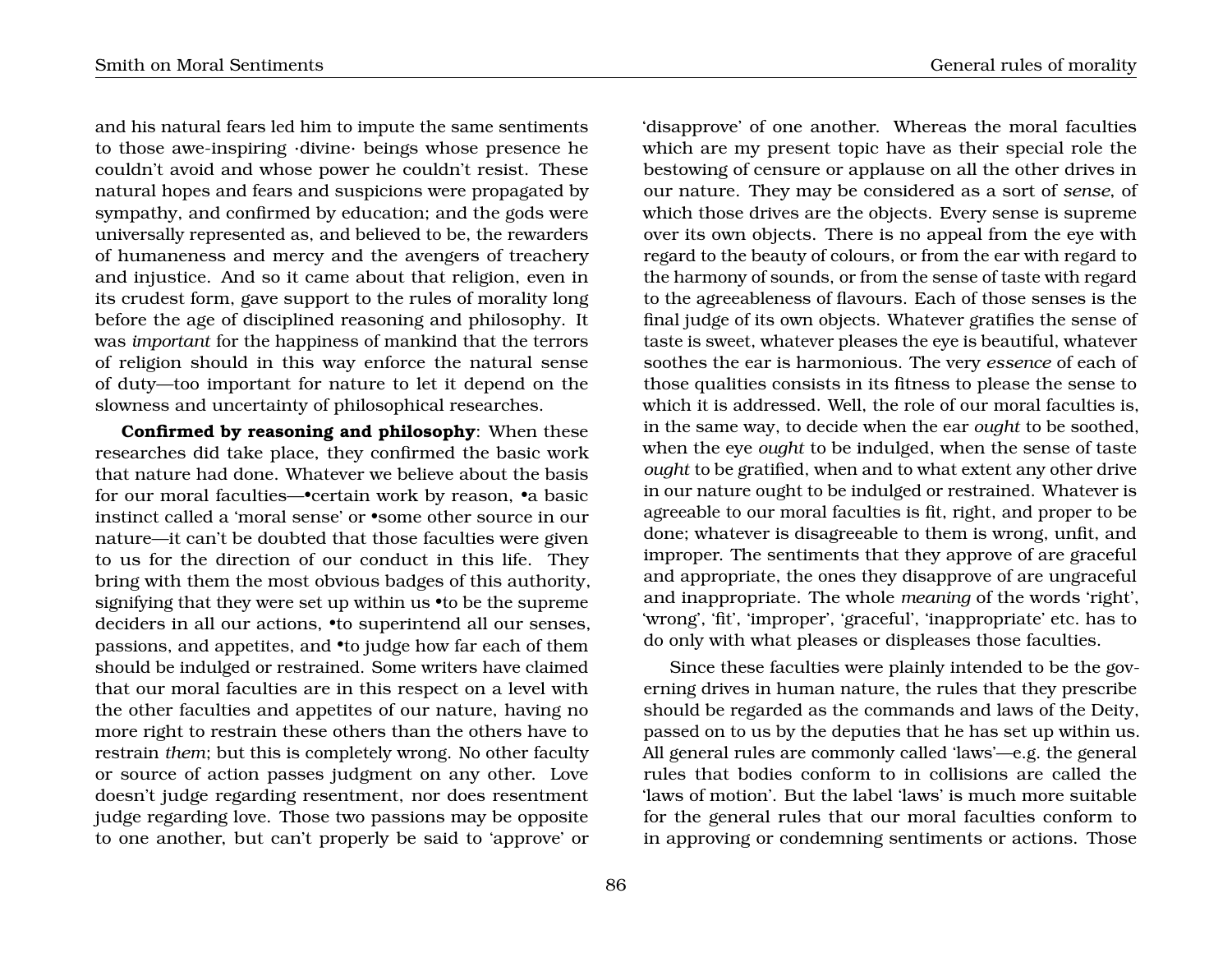and his natural fears led him to impute the same sentiments to those awe-inspiring ·divine· beings whose presence he couldn't avoid and whose power he couldn't resist. These natural hopes and fears and suspicions were propagated by sympathy, and confirmed by education; and the gods were universally represented as, and believed to be, the rewarders of humaneness and mercy and the avengers of treachery and injustice. And so it came about that religion, even in its crudest form, gave support to the rules of morality long before the age of disciplined reasoning and philosophy. It was *important* for the happiness of mankind that the terrors of religion should in this way enforce the natural sense of duty—too important for nature to let it depend on the slowness and uncertainty of philosophical researches.

**Confirmed by reasoning and philosophy**: When these researches did take place, they confirmed the basic work that nature had done. Whatever we believe about the basis for our moral faculties—•certain work by reason, •a basic instinct called a 'moral sense' or •some other source in our nature—it can't be doubted that those faculties were given to us for the direction of our conduct in this life. They bring with them the most obvious badges of this authority, signifying that they were set up within us •to be the supreme deciders in all our actions, •to superintend all our senses, passions, and appetites, and •to judge how far each of them should be indulged or restrained. Some writers have claimed that our moral faculties are in this respect on a level with the other faculties and appetites of our nature, having no more right to restrain these others than the others have to restrain *them*; but this is completely wrong. No other faculty or source of action passes judgment on any other. Love doesn't judge regarding resentment, nor does resentment judge regarding love. Those two passions may be opposite to one another, but can't properly be said to 'approve' or 'disapprove' of one another. Whereas the moral faculties which are my present topic have as their special role the bestowing of censure or applause on all the other drives in our nature. They may be considered as a sort of *sense*, of which those drives are the objects. Every sense is supreme over its own objects. There is no appeal from the eye with regard to the beauty of colours, or from the ear with regard to the harmony of sounds, or from the sense of taste with regard to the agreeableness of flavours. Each of those senses is the final judge of its own objects. Whatever gratifies the sense of taste is sweet, whatever pleases the eye is beautiful, whatever soothes the ear is harmonious. The very *essence* of each of those qualities consists in its fitness to please the sense to which it is addressed. Well, the role of our moral faculties is, in the same way, to decide when the ear *ought* to be soothed, when the eye *ought* to be indulged, when the sense of taste *ought* to be gratified, when and to what extent any other drive in our nature ought to be indulged or restrained. Whatever is agreeable to our moral faculties is fit, right, and proper to be done; whatever is disagreeable to them is wrong, unfit, and improper. The sentiments that they approve of are graceful and appropriate, the ones they disapprove of are ungraceful and inappropriate. The whole *meaning* of the words 'right', 'wrong', 'fit', 'improper', 'graceful', 'inappropriate' etc. has to do only with what pleases or displeases those faculties.

Since these faculties were plainly intended to be the governing drives in human nature, the rules that they prescribe should be regarded as the commands and laws of the Deity, passed on to us by the deputies that he has set up within us. All general rules are commonly called 'laws'—e.g. the general rules that bodies conform to in collisions are called the 'laws of motion'. But the label 'laws' is much more suitable for the general rules that our moral faculties conform to in approving or condemning sentiments or actions. Those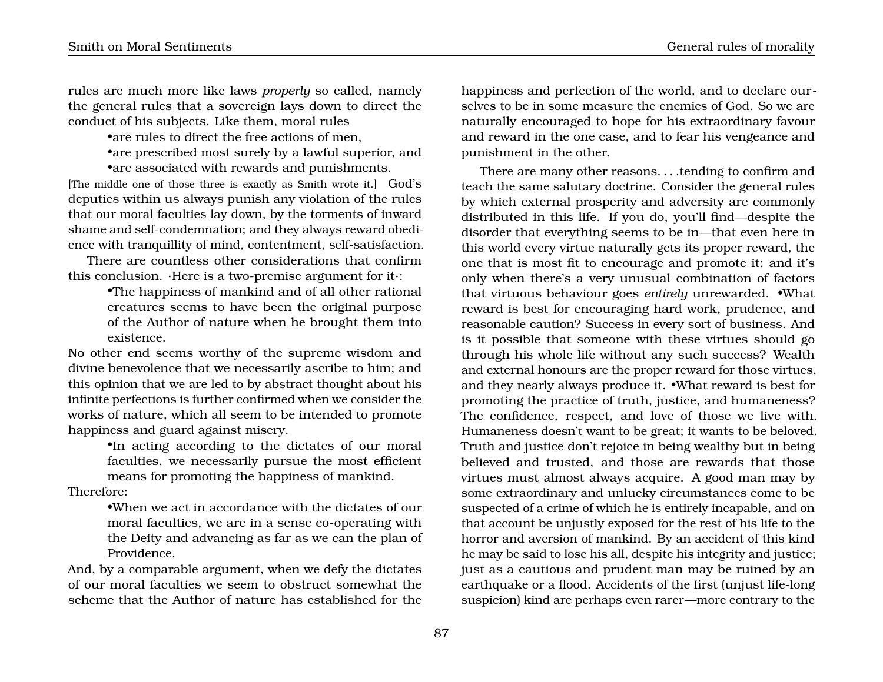rules are much more like laws *properly* so called, namely the general rules that a sovereign lays down to direct the conduct of his subjects. Like them, moral rules

- are rules to direct the free actions of men,
- are prescribed most surely by a lawful superior, and
- are associated with rewards and punishments.

[The middle one of those three is exactly as Smith wrote it.] God's deputies within us always punish any violation of the rules that our moral faculties lay down, by the torments of inward shame and self-condemnation; and they always reward obedience with tranquillity of mind, contentment, self-satisfaction.

There are countless other considerations that confirm this conclusion. ·Here is a two-premise argument for it·:

- The happiness of mankind and of all other rational creatures seems to have been the original purpose of the Author of nature when he brought them into existence.

No other end seems worthy of the supreme wisdom and divine benevolence that we necessarily ascribe to him; and this opinion that we are led to by abstract thought about his infinite perfections is further confirmed when we consider the works of nature, which all seem to be intended to promote happiness and guard against misery.

- In acting according to the dictates of our moral faculties, we necessarily pursue the most efficient means for promoting the happiness of mankind.

Therefore:

- When we act in accordance with the dictates of our moral faculties, we are in a sense co-operating with the Deity and advancing as far as we can the plan of Providence.

And, by a comparable argument, when we defy the dictates of our moral faculties we seem to obstruct somewhat the scheme that the Author of nature has established for the happiness and perfection of the world, and to declare ourselves to be in some measure the enemies of God. So we are naturally encouraged to hope for his extraordinary favour and reward in the one case, and to fear his vengeance and punishment in the other.

There are many other reasons. . . .tending to confirm and teach the same salutary doctrine. Consider the general rules by which external prosperity and adversity are commonly distributed in this life. If you do, you'll find—despite the disorder that everything seems to be in—that even here in this world every virtue naturally gets its proper reward, the one that is most fit to encourage and promote it; and it's only when there's a very unusual combination of factors that virtuous behaviour goes *entirely* unrewarded. •What reward is best for encouraging hard work, prudence, and reasonable caution? Success in every sort of business. And is it possible that someone with these virtues should go through his whole life without any such success? Wealth and external honours are the proper reward for those virtues, and they nearly always produce it. •What reward is best for promoting the practice of truth, justice, and humaneness? The confidence, respect, and love of those we live with. Humaneness doesn't want to be great; it wants to be beloved. Truth and justice don't rejoice in being wealthy but in being believed and trusted, and those are rewards that those virtues must almost always acquire. A good man may by some extraordinary and unlucky circumstances come to be suspected of a crime of which he is entirely incapable, and on that account be unjustly exposed for the rest of his life to the horror and aversion of mankind. By an accident of this kind he may be said to lose his all, despite his integrity and justice; just as a cautious and prudent man may be ruined by an earthquake or a flood. Accidents of the first (unjust life-long suspicion) kind are perhaps even rarer—more contrary to the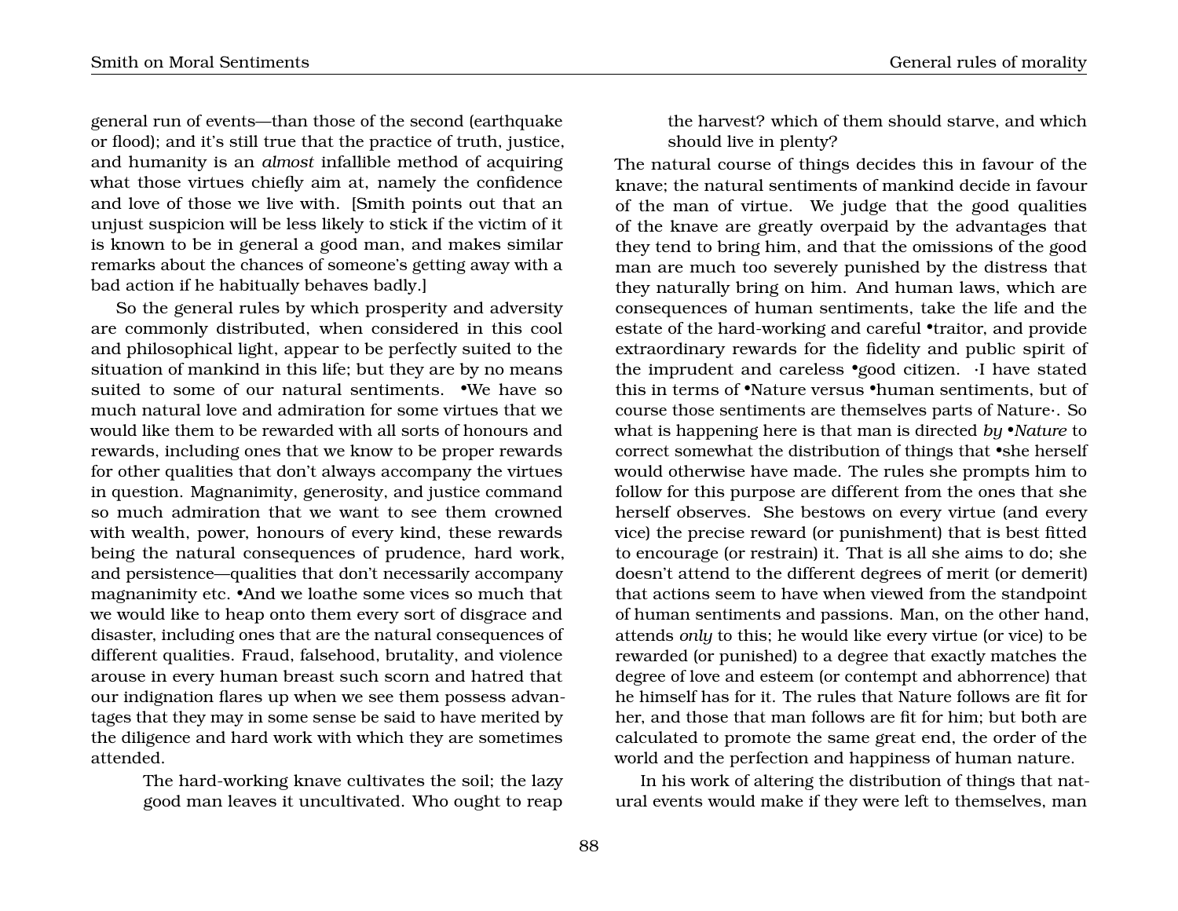general run of events—than those of the second (earthquake or flood); and it's still true that the practice of truth, justice, and humanity is an *almost* infallible method of acquiring what those virtues chiefly aim at, namely the confidence and love of those we live with. [Smith points out that an unjust suspicion will be less likely to stick if the victim of it is known to be in general a good man, and makes similar remarks about the chances of someone's getting away with a bad action if he habitually behaves badly.]

So the general rules by which prosperity and adversity are commonly distributed, when considered in this cool and philosophical light, appear to be perfectly suited to the situation of mankind in this life; but they are by no means suited to some of our natural sentiments. •We have so much natural love and admiration for some virtues that we would like them to be rewarded with all sorts of honours and rewards, including ones that we know to be proper rewards for other qualities that don't always accompany the virtues in question. Magnanimity, generosity, and justice command so much admiration that we want to see them crowned with wealth, power, honours of every kind, these rewards being the natural consequences of prudence, hard work, and persistence—qualities that don't necessarily accompany magnanimity etc. •And we loathe some vices so much that we would like to heap onto them every sort of disgrace and disaster, including ones that are the natural consequences of different qualities. Fraud, falsehood, brutality, and violence arouse in every human breast such scorn and hatred that our indignation flares up when we see them possess advantages that they may in some sense be said to have merited by the diligence and hard work with which they are sometimes attended.

> The hard-working knave cultivates the soil; the lazy good man leaves it uncultivated. Who ought to reap the harvest? which of them should starve, and which should live in plenty?

The natural course of things decides this in favour of the knave; the natural sentiments of mankind decide in favour of the man of virtue. We judge that the good qualities of the knave are greatly overpaid by the advantages that they tend to bring him, and that the omissions of the good man are much too severely punished by the distress that they naturally bring on him. And human laws, which are consequences of human sentiments, take the life and the estate of the hard-working and careful •traitor, and provide extraordinary rewards for the fidelity and public spirit of the imprudent and careless •good citizen. ·I have stated this in terms of •Nature versus •human sentiments, but of course those sentiments are themselves parts of Nature·. So what is happening here is that man is directed *by •Nature* to correct somewhat the distribution of things that •she herself would otherwise have made. The rules she prompts him to follow for this purpose are different from the ones that she herself observes. She bestows on every virtue (and every vice) the precise reward (or punishment) that is best fitted to encourage (or restrain) it. That is all she aims to do; she doesn't attend to the different degrees of merit (or demerit) that actions seem to have when viewed from the standpoint of human sentiments and passions. Man, on the other hand, attends *only* to this; he would like every virtue (or vice) to be rewarded (or punished) to a degree that exactly matches the degree of love and esteem (or contempt and abhorrence) that he himself has for it. The rules that Nature follows are fit for her, and those that man follows are fit for him; but both are calculated to promote the same great end, the order of the world and the perfection and happiness of human nature.

In his work of altering the distribution of things that natural events would make if they were left to themselves, man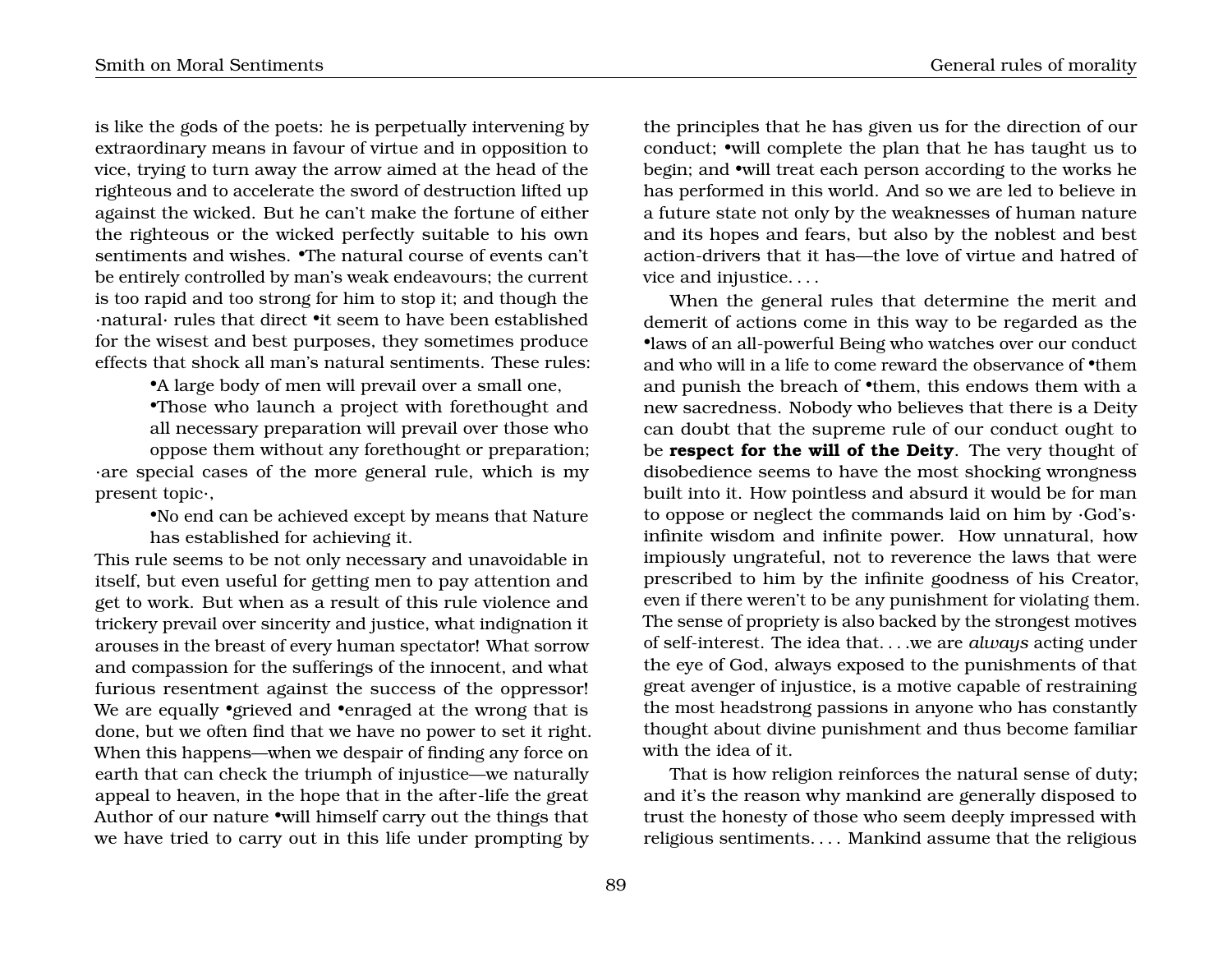is like the gods of the poets: he is perpetually intervening by extraordinary means in favour of virtue and in opposition to vice, trying to turn away the arrow aimed at the head of the righteous and to accelerate the sword of destruction lifted up against the wicked. But he can't make the fortune of either the righteous or the wicked perfectly suitable to his own sentiments and wishes. •The natural course of events can't be entirely controlled by man's weak endeavours; the current is too rapid and too strong for him to stop it; and though the ·natural· rules that direct •it seem to have been established for the wisest and best purposes, they sometimes produce effects that shock all man's natural sentiments. These rules:

> •A large body of men will prevail over a small one,
>
> •Those who launch a project with forethought and all necessary preparation will prevail over those who oppose them without any forethought or preparation;

·are special cases of the more general rule, which is my present topic·,

> •No end can be achieved except by means that Nature has established for achieving it.

This rule seems to be not only necessary and unavoidable in itself, but even useful for getting men to pay attention and get to work. But when as a result of this rule violence and trickery prevail over sincerity and justice, what indignation it arouses in the breast of every human spectator! What sorrow and compassion for the sufferings of the innocent, and what furious resentment against the success of the oppressor! We are equally •grieved and •enraged at the wrong that is done, but we often find that we have no power to set it right. When this happens—when we despair of finding any force on earth that can check the triumph of injustice—we naturally appeal to heaven, in the hope that in the after-life the great Author of our nature •will himself carry out the things that we have tried to carry out in this life under prompting by the principles that he has given us for the direction of our conduct; •will complete the plan that he has taught us to begin; and •will treat each person according to the works he has performed in this world. And so we are led to believe in a future state not only by the weaknesses of human nature and its hopes and fears, but also by the noblest and best action-drivers that it has—the love of virtue and hatred of vice and injustice. . . .

When the general rules that determine the merit and demerit of actions come in this way to be regarded as the •laws of an all-powerful Being who watches over our conduct and who will in a life to come reward the observance of •them and punish the breach of •them, this endows them with a new sacredness. Nobody who believes that there is a Deity can doubt that the supreme rule of our conduct ought to be **respect for the will of the Deity**. The very thought of disobedience seems to have the most shocking wrongness built into it. How pointless and absurd it would be for man to oppose or neglect the commands laid on him by ·God's· infinite wisdom and infinite power. How unnatural, how impiously ungrateful, not to reverence the laws that were prescribed to him by the infinite goodness of his Creator, even if there weren't to be any punishment for violating them. The sense of propriety is also backed by the strongest motives of self-interest. The idea that. . . .we are *always* acting under the eye of God, always exposed to the punishments of that great avenger of injustice, is a motive capable of restraining the most headstrong passions in anyone who has constantly thought about divine punishment and thus become familiar with the idea of it.

That is how religion reinforces the natural sense of duty; and it's the reason why mankind are generally disposed to trust the honesty of those who seem deeply impressed with religious sentiments. . . . Mankind assume that the religious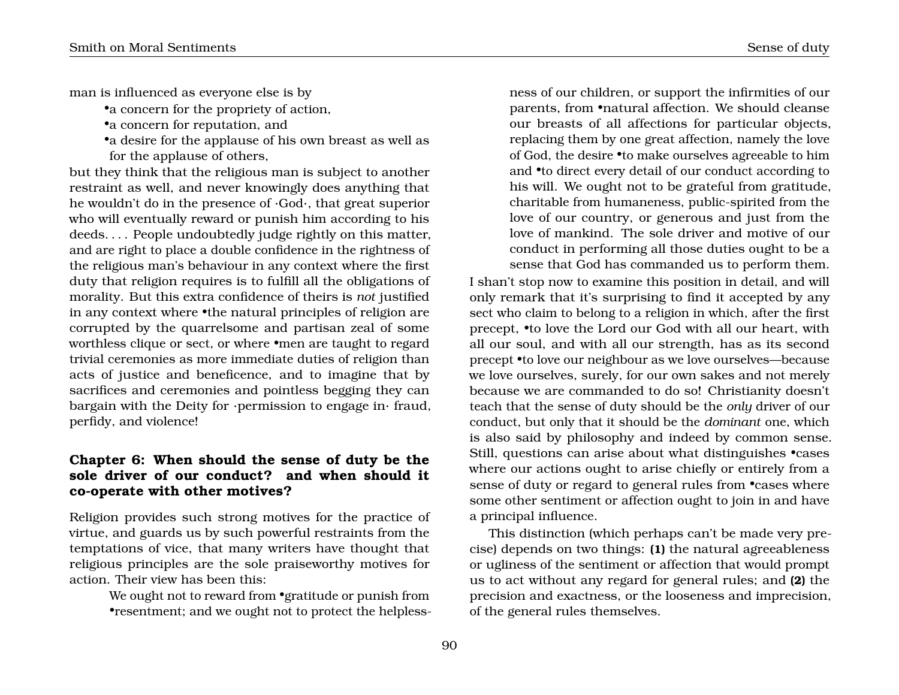man is influenced as everyone else is by

- •a concern for the propriety of action,
- •a concern for reputation, and
- •a desire for the applause of his own breast as well as for the applause of others,

but they think that the religious man is subject to another restraint as well, and never knowingly does anything that he wouldn't do in the presence of ·God·, that great superior who will eventually reward or punish him according to his deeds. . . . People undoubtedly judge rightly on this matter, and are right to place a double confidence in the rightness of the religious man's behaviour in any context where the first duty that religion requires is to fulfill all the obligations of morality. But this extra confidence of theirs is *not* justified in any context where •the natural principles of religion are corrupted by the quarrelsome and partisan zeal of some worthless clique or sect, or where •men are taught to regard trivial ceremonies as more immediate duties of religion than acts of justice and beneficence, and to imagine that by sacrifices and ceremonies and pointless begging they can bargain with the Deity for ·permission to engage in· fraud, perfidy, and violence!

### Chapter 6: When should the sense of duty be the sole driver of our conduct? and when should it co-operate with other motives?

Religion provides such strong motives for the practice of virtue, and guards us by such powerful restraints from the temptations of vice, that many writers have thought that religious principles are the sole praiseworthy motives for action. Their view has been this:

> We ought not to reward from •gratitude or punish from •resentment; and we ought not to protect the helplessness of our children, or support the infirmities of our parents, from •natural affection. We should cleanse our breasts of all affections for particular objects, replacing them by one great affection, namely the love of God, the desire •to make ourselves agreeable to him and •to direct every detail of our conduct according to his will. We ought not to be grateful from gratitude, charitable from humaneness, public-spirited from the love of our country, or generous and just from the love of mankind. The sole driver and motive of our conduct in performing all those duties ought to be a sense that God has commanded us to perform them.

I shan't stop now to examine this position in detail, and will only remark that it's surprising to find it accepted by any sect who claim to belong to a religion in which, after the first precept, •to love the Lord our God with all our heart, with all our soul, and with all our strength, has as its second precept •to love our neighbour as we love ourselves—because we love ourselves, surely, for our own sakes and not merely because we are commanded to do so! Christianity doesn't teach that the sense of duty should be the *only* driver of our conduct, but only that it should be the *dominant* one, which is also said by philosophy and indeed by common sense. Still, questions can arise about what distinguishes •cases where our actions ought to arise chiefly or entirely from a sense of duty or regard to general rules from •cases where some other sentiment or affection ought to join in and have a principal influence.

This distinction (which perhaps can't be made very precise) depends on two things: **(1)** the natural agreeableness or ugliness of the sentiment or affection that would prompt us to act without any regard for general rules; and **(2)** the precision and exactness, or the looseness and imprecision, of the general rules themselves.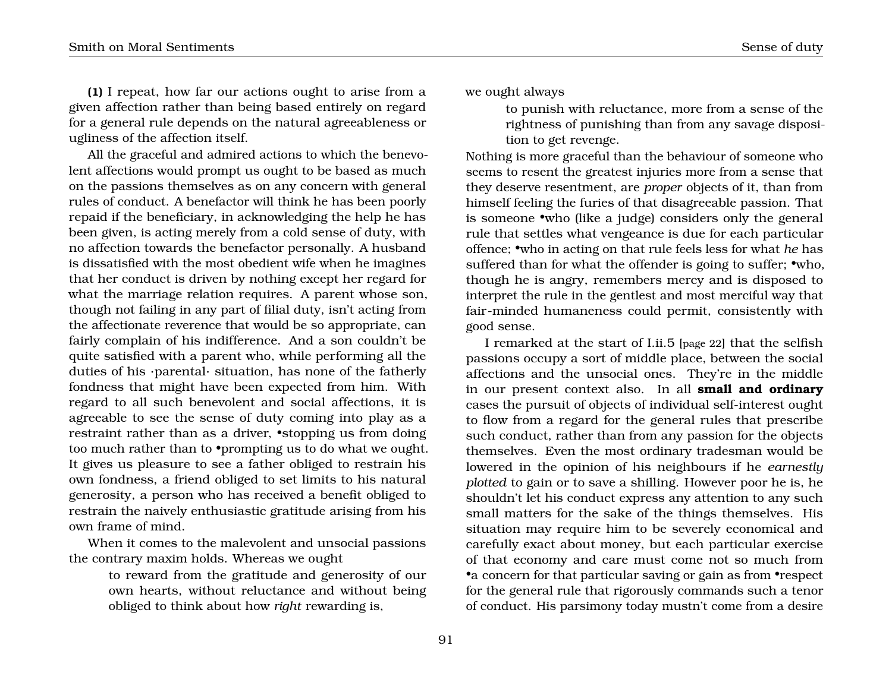**(1)** I repeat, how far our actions ought to arise from a given affection rather than being based entirely on regard for a general rule depends on the natural agreeableness or ugliness of the affection itself.

All the graceful and admired actions to which the benevolent affections would prompt us ought to be based as much on the passions themselves as on any concern with general rules of conduct. A benefactor will think he has been poorly repaid if the beneficiary, in acknowledging the help he has been given, is acting merely from a cold sense of duty, with no affection towards the benefactor personally. A husband is dissatisfied with the most obedient wife when he imagines that her conduct is driven by nothing except her regard for what the marriage relation requires. A parent whose son, though not failing in any part of filial duty, isn't acting from the affectionate reverence that would be so appropriate, can fairly complain of his indifference. And a son couldn't be quite satisfied with a parent who, while performing all the duties of his ·parental· situation, has none of the fatherly fondness that might have been expected from him. With regard to all such benevolent and social affections, it is agreeable to see the sense of duty coming into play as a restraint rather than as a driver, •stopping us from doing too much rather than to •prompting us to do what we ought. It gives us pleasure to see a father obliged to restrain his own fondness, a friend obliged to set limits to his natural generosity, a person who has received a benefit obliged to restrain the naively enthusiastic gratitude arising from his own frame of mind.

When it comes to the malevolent and unsocial passions the contrary maxim holds. Whereas we ought

> to reward from the gratitude and generosity of our own hearts, without reluctance and without being obliged to think about how *right* rewarding is,

we ought always

> to punish with reluctance, more from a sense of the rightness of punishing than from any savage disposition to get revenge.

Nothing is more graceful than the behaviour of someone who seems to resent the greatest injuries more from a sense that they deserve resentment, are *proper* objects of it, than from himself feeling the furies of that disagreeable passion. That is someone •who (like a judge) considers only the general rule that settles what vengeance is due for each particular offence; •who in acting on that rule feels less for what *he* has suffered than for what the offender is going to suffer; •who, though he is angry, remembers mercy and is disposed to interpret the rule in the gentlest and most merciful way that fair-minded humaneness could permit, consistently with good sense.

I remarked at the start of I.ii.5 [page 22] that the selfish passions occupy a sort of middle place, between the social affections and the unsocial ones. They're in the middle in our present context also. In all **small and ordinary** cases the pursuit of objects of individual self-interest ought to flow from a regard for the general rules that prescribe such conduct, rather than from any passion for the objects themselves. Even the most ordinary tradesman would be lowered in the opinion of his neighbours if he *earnestly plotted* to gain or to save a shilling. However poor he is, he shouldn't let his conduct express any attention to any such small matters for the sake of the things themselves. His situation may require him to be severely economical and carefully exact about money, but each particular exercise of that economy and care must come not so much from •a concern for that particular saving or gain as from •respect for the general rule that rigorously commands such a tenor of conduct. His parsimony today mustn't come from a desire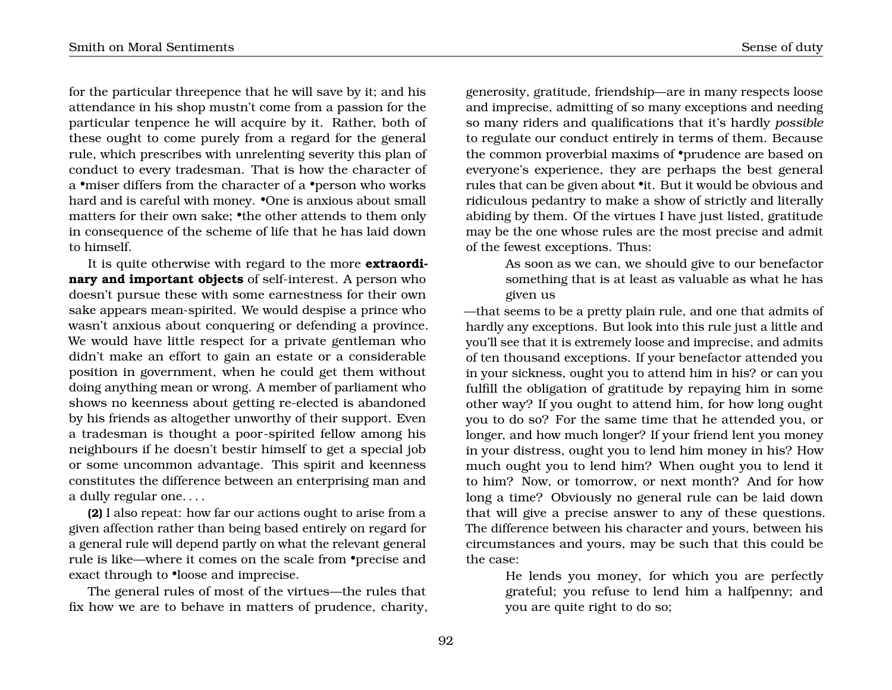for the particular threepence that he will save by it; and his attendance in his shop mustn't come from a passion for the particular tenpence he will acquire by it. Rather, both of these ought to come purely from a regard for the general rule, which prescribes with unrelenting severity this plan of conduct to every tradesman. That is how the character of a •miser differs from the character of a •person who works hard and is careful with money. •One is anxious about small matters for their own sake; •the other attends to them only in consequence of the scheme of life that he has laid down to himself.

It is quite otherwise with regard to the more **extraordinary and important objects** of self-interest. A person who doesn't pursue these with some earnestness for their own sake appears mean-spirited. We would despise a prince who wasn't anxious about conquering or defending a province. We would have little respect for a private gentleman who didn't make an effort to gain an estate or a considerable position in government, when he could get them without doing anything mean or wrong. A member of parliament who shows no keenness about getting re-elected is abandoned by his friends as altogether unworthy of their support. Even a tradesman is thought a poor-spirited fellow among his neighbours if he doesn't bestir himself to get a special job or some uncommon advantage. This spirit and keenness constitutes the difference between an enterprising man and a dully regular one. . . .

**(2)** I also repeat: how far our actions ought to arise from a given affection rather than being based entirely on regard for a general rule will depend partly on what the relevant general rule is like—where it comes on the scale from •precise and exact through to •loose and imprecise.

The general rules of most of the virtues—the rules that fix how we are to behave in matters of prudence, charity, generosity, gratitude, friendship—are in many respects loose and imprecise, admitting of so many exceptions and needing so many riders and qualifications that it's hardly *possible* to regulate our conduct entirely in terms of them. Because the common proverbial maxims of •prudence are based on everyone's experience, they are perhaps the best general rules that can be given about •it. But it would be obvious and ridiculous pedantry to make a show of strictly and literally abiding by them. Of the virtues I have just listed, gratitude may be the one whose rules are the most precise and admit of the fewest exceptions. Thus:

> As soon as we can, we should give to our benefactor something that is at least as valuable as what he has given us

—that seems to be a pretty plain rule, and one that admits of hardly any exceptions. But look into this rule just a little and you'll see that it is extremely loose and imprecise, and admits of ten thousand exceptions. If your benefactor attended you in your sickness, ought you to attend him in his? or can you fulfill the obligation of gratitude by repaying him in some other way? If you ought to attend him, for how long ought you to do so? For the same time that he attended you, or longer, and how much longer? If your friend lent you money in your distress, ought you to lend him money in his? How much ought you to lend him? When ought you to lend it to him? Now, or tomorrow, or next month? And for how long a time? Obviously no general rule can be laid down that will give a precise answer to any of these questions. The difference between his character and yours, between his circumstances and yours, may be such that this could be the case:

> He lends you money, for which you are perfectly grateful; you refuse to lend him a halfpenny; and you are quite right to do so;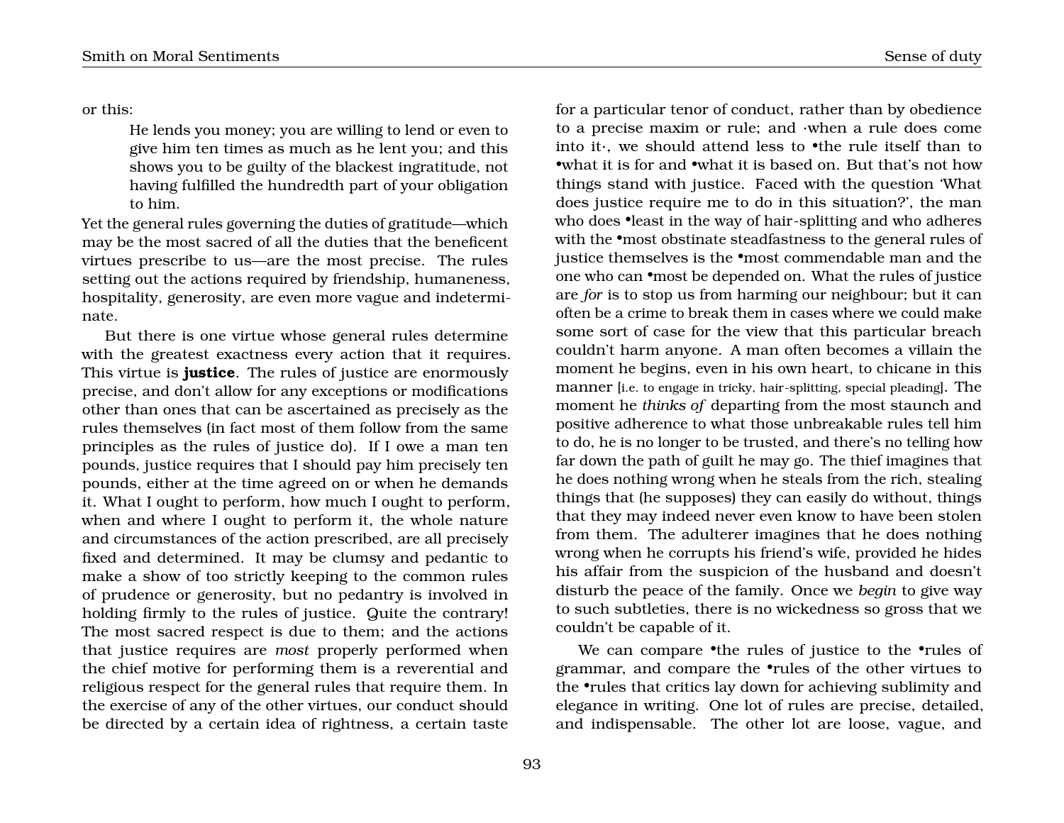or this:

> He lends you money; you are willing to lend or even to give him ten times as much as he lent you; and this shows you to be guilty of the blackest ingratitude, not having fulfilled the hundredth part of your obligation to him.

Yet the general rules governing the duties of gratitude—which may be the most sacred of all the duties that the beneficent virtues prescribe to us—are the most precise. The rules setting out the actions required by friendship, humaneness, hospitality, generosity, are even more vague and indeterminate.

But there is one virtue whose general rules determine with the greatest exactness every action that it requires. This virtue is **justice**. The rules of justice are enormously precise, and don't allow for any exceptions or modifications other than ones that can be ascertained as precisely as the rules themselves (in fact most of them follow from the same principles as the rules of justice do). If I owe a man ten pounds, justice requires that I should pay him precisely ten pounds, either at the time agreed on or when he demands it. What I ought to perform, how much I ought to perform, when and where I ought to perform it, the whole nature and circumstances of the action prescribed, are all precisely fixed and determined. It may be clumsy and pedantic to make a show of too strictly keeping to the common rules of prudence or generosity, but no pedantry is involved in holding firmly to the rules of justice. Quite the contrary! The most sacred respect is due to them; and the actions that justice requires are *most* properly performed when the chief motive for performing them is a reverential and religious respect for the general rules that require them. In the exercise of any of the other virtues, our conduct should be directed by a certain idea of rightness, a certain taste for a particular tenor of conduct, rather than by obedience to a precise maxim or rule; and ·when a rule does come into it·, we should attend less to •the rule itself than to •what it is for and •what it is based on. But that's not how things stand with justice. Faced with the question 'What does justice require me to do in this situation?', the man who does •least in the way of hair-splitting and who adheres with the •most obstinate steadfastness to the general rules of justice themselves is the •most commendable man and the one who can •most be depended on. What the rules of justice are *for* is to stop us from harming our neighbour; but it can often be a crime to break them in cases where we could make some sort of case for the view that this particular breach couldn't harm anyone. A man often becomes a villain the moment he begins, even in his own heart, to chicane in this manner [i.e. to engage in tricky, hair-splitting, special pleading]. The moment he *thinks of* departing from the most staunch and positive adherence to what those unbreakable rules tell him to do, he is no longer to be trusted, and there's no telling how far down the path of guilt he may go. The thief imagines that he does nothing wrong when he steals from the rich, stealing things that (he supposes) they can easily do without, things that they may indeed never even know to have been stolen from them. The adulterer imagines that he does nothing wrong when he corrupts his friend's wife, provided he hides his affair from the suspicion of the husband and doesn't disturb the peace of the family. Once we *begin* to give way to such subtleties, there is no wickedness so gross that we couldn't be capable of it.

We can compare •the rules of justice to the •rules of grammar, and compare the •rules of the other virtues to the •rules that critics lay down for achieving sublimity and elegance in writing. One lot of rules are precise, detailed, and indispensable. The other lot are loose, vague, and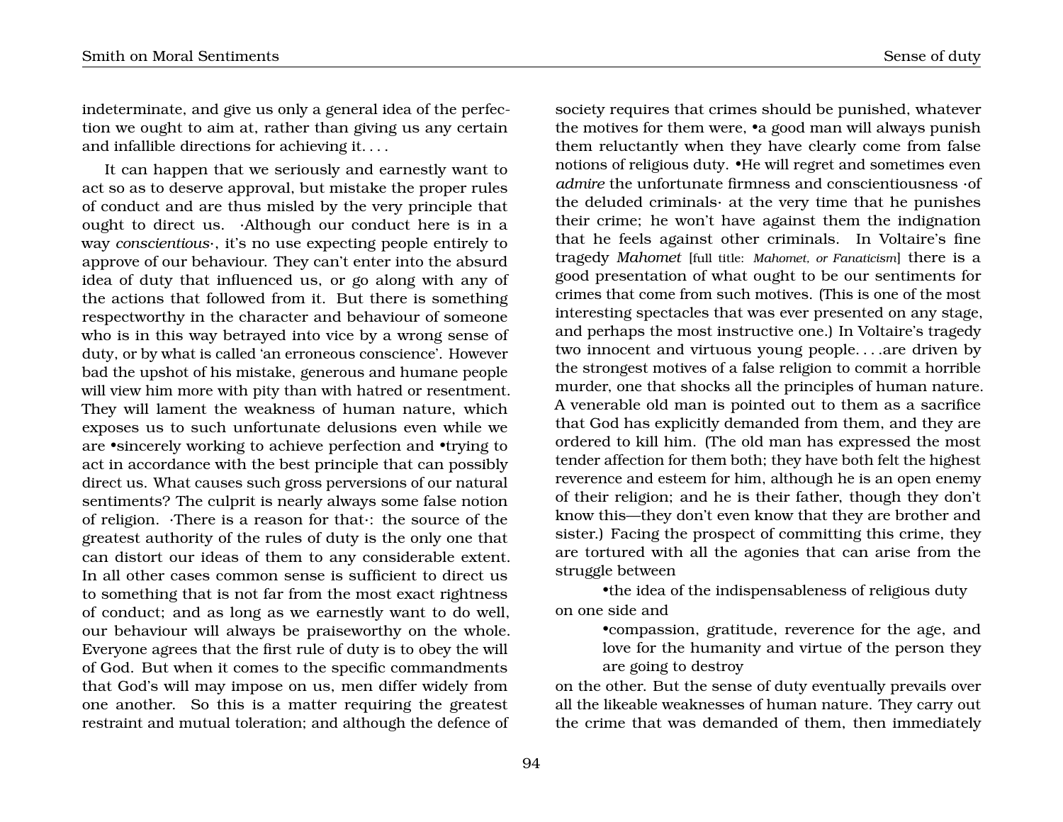indeterminate, and give us only a general idea of the perfection we ought to aim at, rather than giving us any certain and infallible directions for achieving it. . . .

It can happen that we seriously and earnestly want to act so as to deserve approval, but mistake the proper rules of conduct and are thus misled by the very principle that ought to direct us. ·Although our conduct here is in a way *conscientious*·, it's no use expecting people entirely to approve of our behaviour. They can't enter into the absurd idea of duty that influenced us, or go along with any of the actions that followed from it. But there is something respectworthy in the character and behaviour of someone who is in this way betrayed into vice by a wrong sense of duty, or by what is called 'an erroneous conscience'. However bad the upshot of his mistake, generous and humane people will view him more with pity than with hatred or resentment. They will lament the weakness of human nature, which exposes us to such unfortunate delusions even while we are •sincerely working to achieve perfection and •trying to act in accordance with the best principle that can possibly direct us. What causes such gross perversions of our natural sentiments? The culprit is nearly always some false notion of religion. ·There is a reason for that·: the source of the greatest authority of the rules of duty is the only one that can distort our ideas of them to any considerable extent. In all other cases common sense is sufficient to direct us to something that is not far from the most exact rightness of conduct; and as long as we earnestly want to do well, our behaviour will always be praiseworthy on the whole. Everyone agrees that the first rule of duty is to obey the will of God. But when it comes to the specific commandments that God's will may impose on us, men differ widely from one another. So this is a matter requiring the greatest restraint and mutual toleration; and although the defence of society requires that crimes should be punished, whatever the motives for them were, •a good man will always punish them reluctantly when they have clearly come from false notions of religious duty. •He will regret and sometimes even *admire* the unfortunate firmness and conscientiousness ·of the deluded criminals· at the very time that he punishes their crime; he won't have against them the indignation that he feels against other criminals. In Voltaire's fine tragedy *Mahomet* [full title: *Mahomet, or Fanaticism*] there is a good presentation of what ought to be our sentiments for crimes that come from such motives. (This is one of the most interesting spectacles that was ever presented on any stage, and perhaps the most instructive one.) In Voltaire's tragedy two innocent and virtuous young people. . . .are driven by the strongest motives of a false religion to commit a horrible murder, one that shocks all the principles of human nature. A venerable old man is pointed out to them as a sacrifice that God has explicitly demanded from them, and they are ordered to kill him. (The old man has expressed the most tender affection for them both; they have both felt the highest reverence and esteem for him, although he is an open enemy of their religion; and he is their father, though they don't know this—they don't even know that they are brother and sister.) Facing the prospect of committing this crime, they are tortured with all the agonies that can arise from the struggle between

> •the idea of the indispensableness of religious duty

on one side and

> •compassion, gratitude, reverence for the age, and love for the humanity and virtue of the person they are going to destroy

on the other. But the sense of duty eventually prevails over all the likeable weaknesses of human nature. They carry out the crime that was demanded of them, then immediately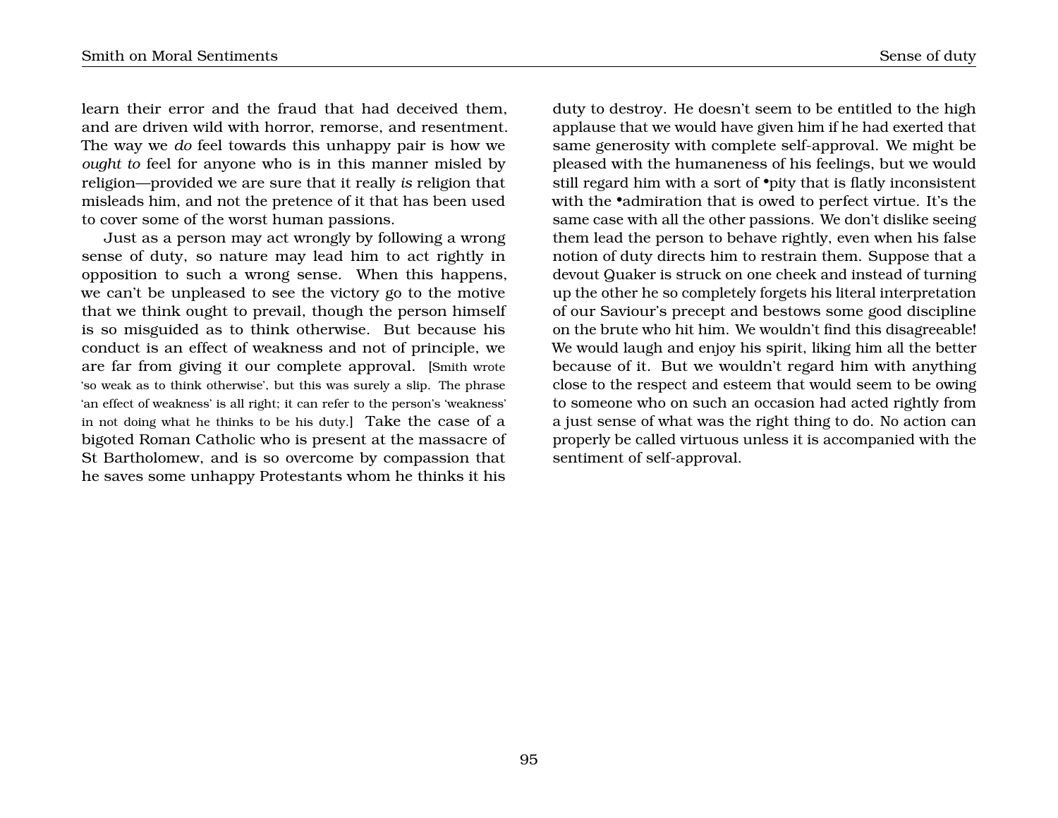learn their error and the fraud that had deceived them, and are driven wild with horror, remorse, and resentment. The way we *do* feel towards this unhappy pair is how we *ought to* feel for anyone who is in this manner misled by religion—provided we are sure that it really *is* religion that misleads him, and not the pretence of it that has been used to cover some of the worst human passions.

Just as a person may act wrongly by following a wrong sense of duty, so nature may lead him to act rightly in opposition to such a wrong sense. When this happens, we can't be unpleased to see the victory go to the motive that we think ought to prevail, though the person himself is so misguided as to think otherwise. But because his conduct is an effect of weakness and not of principle, we are far from giving it our complete approval. [Smith wrote 'so weak as to think otherwise', but this was surely a slip. The phrase 'an effect of weakness' is all right; it can refer to the person's 'weakness' in not doing what he thinks to be his duty.] Take the case of a bigoted Roman Catholic who is present at the massacre of St Bartholomew, and is so overcome by compassion that he saves some unhappy Protestants whom he thinks it his duty to destroy. He doesn't seem to be entitled to the high applause that we would have given him if he had exerted that same generosity with complete self-approval. We might be pleased with the humaneness of his feelings, but we would still regard him with a sort of •pity that is flatly inconsistent with the •admiration that is owed to perfect virtue. It's the same case with all the other passions. We don't dislike seeing them lead the person to behave rightly, even when his false notion of duty directs him to restrain them. Suppose that a devout Quaker is struck on one cheek and instead of turning up the other he so completely forgets his literal interpretation of our Saviour's precept and bestows some good discipline on the brute who hit him. We wouldn't find this disagreeable! We would laugh and enjoy his spirit, liking him all the better because of it. But we wouldn't regard him with anything close to the respect and esteem that would seem to be owing to someone who on such an occasion had acted rightly from a just sense of what was the right thing to do. No action can properly be called virtuous unless it is accompanied with the sentiment of self-approval.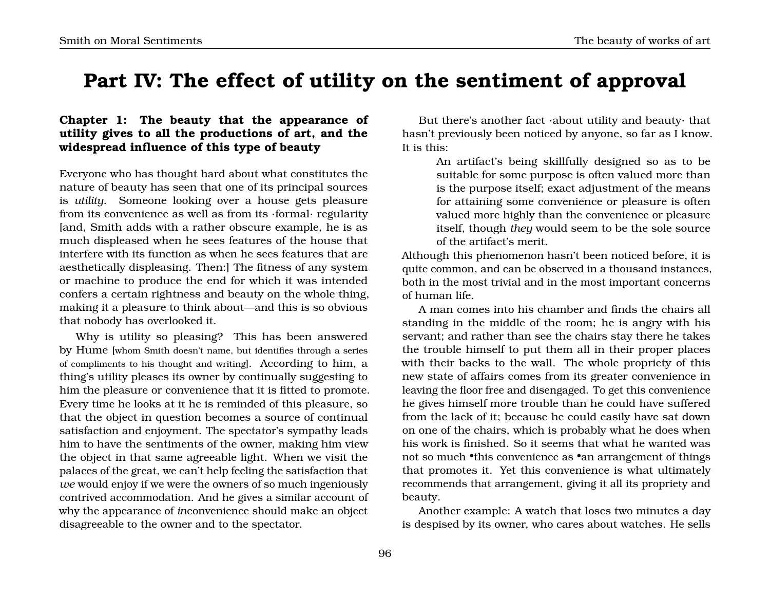# Part IV: The effect of utility on the sentiment of approval

### Chapter 1: The beauty that the appearance of utility gives to all the productions of art, and the widespread influence of this type of beauty

Everyone who has thought hard about what constitutes the nature of beauty has seen that one of its principal sources is *utility*. Someone looking over a house gets pleasure from its convenience as well as from its ·formal· regularity [and, Smith adds with a rather obscure example, he is as much displeased when he sees features of the house that interfere with its function as when he sees features that are aesthetically displeasing. Then:] The fitness of any system or machine to produce the end for which it was intended confers a certain rightness and beauty on the whole thing, making it a pleasure to think about—and this is so obvious that nobody has overlooked it.

Why is utility so pleasing? This has been answered by Hume [whom Smith doesn't name, but identifies through a series of compliments to his thought and writing]. According to him, a thing's utility pleases its owner by continually suggesting to him the pleasure or convenience that it is fitted to promote. Every time he looks at it he is reminded of this pleasure, so that the object in question becomes a source of continual satisfaction and enjoyment. The spectator's sympathy leads him to have the sentiments of the owner, making him view the object in that same agreeable light. When we visit the palaces of the great, we can't help feeling the satisfaction that *we* would enjoy if we were the owners of so much ingeniously contrived accommodation. And he gives a similar account of why the appearance of *in*convenience should make an object disagreeable to the owner and to the spectator.

But there's another fact ·about utility and beauty· that hasn't previously been noticed by anyone, so far as I know. It is this:

> An artifact's being skillfully designed so as to be suitable for some purpose is often valued more than is the purpose itself; exact adjustment of the means for attaining some convenience or pleasure is often valued more highly than the convenience or pleasure itself, though *they* would seem to be the sole source of the artifact's merit.

Although this phenomenon hasn't been noticed before, it is quite common, and can be observed in a thousand instances, both in the most trivial and in the most important concerns of human life.

A man comes into his chamber and finds the chairs all standing in the middle of the room; he is angry with his servant; and rather than see the chairs stay there he takes the trouble himself to put them all in their proper places with their backs to the wall. The whole propriety of this new state of affairs comes from its greater convenience in leaving the floor free and disengaged. To get this convenience he gives himself more trouble than he could have suffered from the lack of it; because he could easily have sat down on one of the chairs, which is probably what he does when his work is finished. So it seems that what he wanted was not so much •this convenience as •an arrangement of things that promotes it. Yet this convenience is what ultimately recommends that arrangement, giving it all its propriety and beauty.

Another example: A watch that loses two minutes a day is despised by its owner, who cares about watches. He sells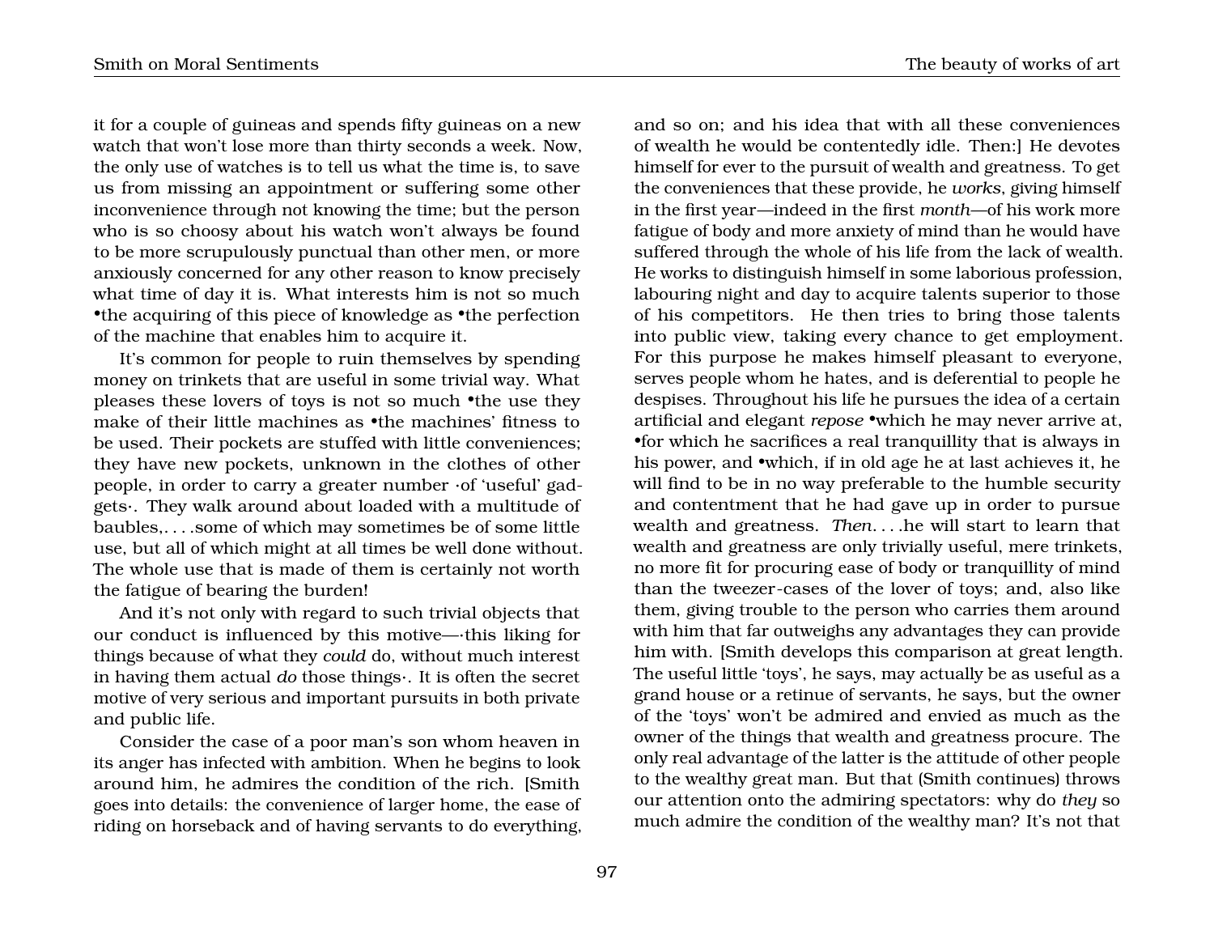it for a couple of guineas and spends fifty guineas on a new watch that won't lose more than thirty seconds a week. Now, the only use of watches is to tell us what the time is, to save us from missing an appointment or suffering some other inconvenience through not knowing the time; but the person who is so choosy about his watch won't always be found to be more scrupulously punctual than other men, or more anxiously concerned for any other reason to know precisely what time of day it is. What interests him is not so much •the acquiring of this piece of knowledge as •the perfection of the machine that enables him to acquire it.

It's common for people to ruin themselves by spending money on trinkets that are useful in some trivial way. What pleases these lovers of toys is not so much •the use they make of their little machines as •the machines' fitness to be used. Their pockets are stuffed with little conveniences; they have new pockets, unknown in the clothes of other people, in order to carry a greater number ·of 'useful' gadgets·. They walk around about loaded with a multitude of baubles,. . . .some of which may sometimes be of some little use, but all of which might at all times be well done without. The whole use that is made of them is certainly not worth the fatigue of bearing the burden!

And it's not only with regard to such trivial objects that our conduct is influenced by this motive—·this liking for things because of what they *could* do, without much interest in having them actual *do* those things·. It is often the secret motive of very serious and important pursuits in both private and public life.

Consider the case of a poor man's son whom heaven in its anger has infected with ambition. When he begins to look around him, he admires the condition of the rich. [Smith goes into details: the convenience of larger home, the ease of riding on horseback and of having servants to do everything, and so on; and his idea that with all these conveniences of wealth he would be contentedly idle. Then:] He devotes himself for ever to the pursuit of wealth and greatness. To get the conveniences that these provide, he *works*, giving himself in the first year—indeed in the first *month*—of his work more fatigue of body and more anxiety of mind than he would have suffered through the whole of his life from the lack of wealth. He works to distinguish himself in some laborious profession, labouring night and day to acquire talents superior to those of his competitors. He then tries to bring those talents into public view, taking every chance to get employment. For this purpose he makes himself pleasant to everyone, serves people whom he hates, and is deferential to people he despises. Throughout his life he pursues the idea of a certain artificial and elegant *repose* •which he may never arrive at, •for which he sacrifices a real tranquillity that is always in his power, and •which, if in old age he at last achieves it, he will find to be in no way preferable to the humble security and contentment that he had gave up in order to pursue wealth and greatness. *Then*. . . .he will start to learn that wealth and greatness are only trivially useful, mere trinkets, no more fit for procuring ease of body or tranquillity of mind than the tweezer-cases of the lover of toys; and, also like them, giving trouble to the person who carries them around with him that far outweighs any advantages they can provide him with. [Smith develops this comparison at great length. The useful little 'toys', he says, may actually be as useful as a grand house or a retinue of servants, he says, but the owner of the 'toys' won't be admired and envied as much as the owner of the things that wealth and greatness procure. The only real advantage of the latter is the attitude of other people to the wealthy great man. But that (Smith continues) throws our attention onto the admiring spectators: why do *they* so much admire the condition of the wealthy man? It's not that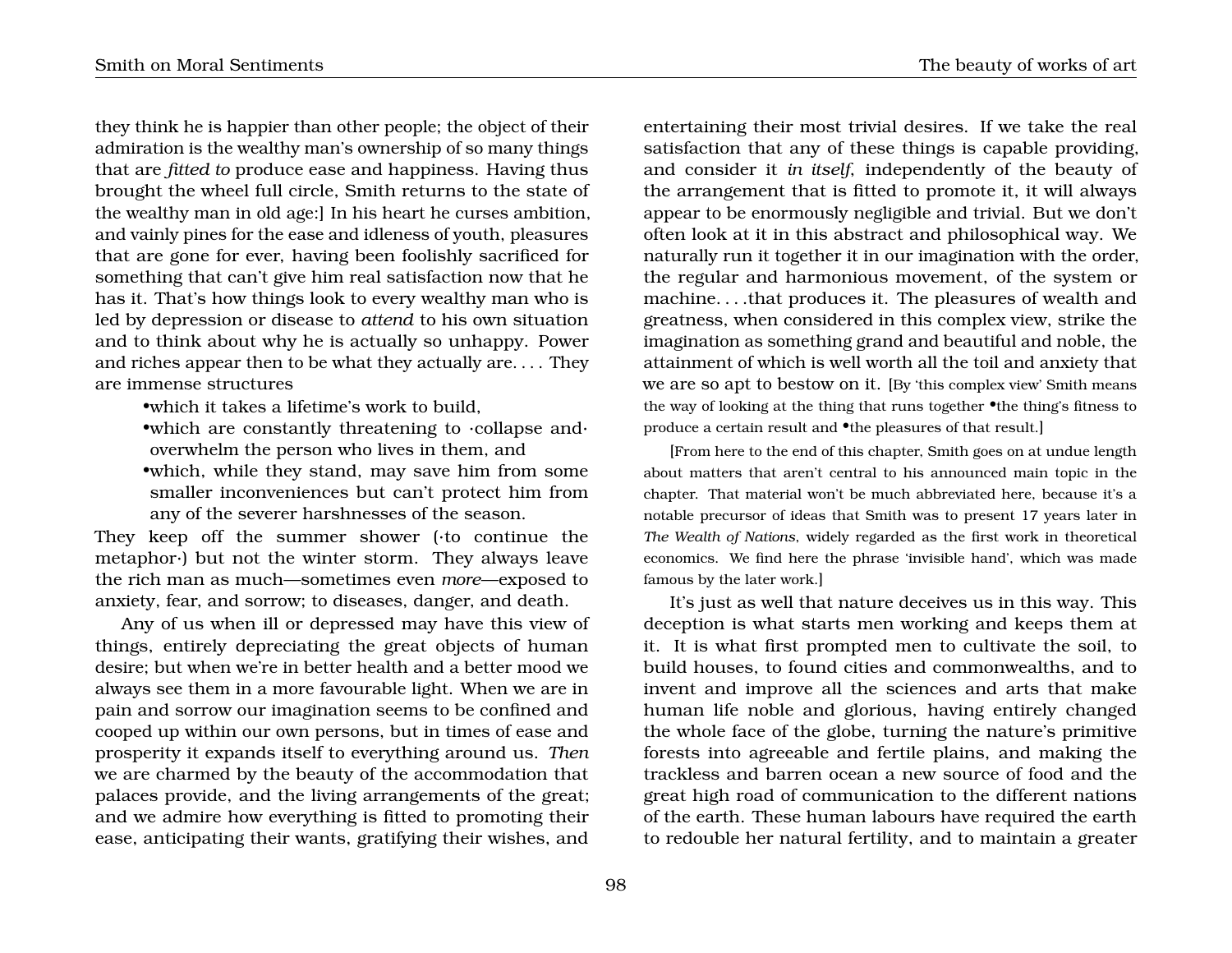they think he is happier than other people; the object of their admiration is the wealthy man's ownership of so many things that are *fitted to* produce ease and happiness. Having thus brought the wheel full circle, Smith returns to the state of the wealthy man in old age:] In his heart he curses ambition, and vainly pines for the ease and idleness of youth, pleasures that are gone for ever, having been foolishly sacrificed for something that can't give him real satisfaction now that he has it. That's how things look to every wealthy man who is led by depression or disease to *attend* to his own situation and to think about why he is actually so unhappy. Power and riches appear then to be what they actually are. . . . They are immense structures

- •which it takes a lifetime's work to build,
- •which are constantly threatening to ·collapse and· overwhelm the person who lives in them, and
- •which, while they stand, may save him from some smaller inconveniences but can't protect him from any of the severer harshnesses of the season.

They keep off the summer shower (·to continue the metaphor·) but not the winter storm. They always leave the rich man as much—sometimes even *more*—exposed to anxiety, fear, and sorrow; to diseases, danger, and death.

Any of us when ill or depressed may have this view of things, entirely depreciating the great objects of human desire; but when we're in better health and a better mood we always see them in a more favourable light. When we are in pain and sorrow our imagination seems to be confined and cooped up within our own persons, but in times of ease and prosperity it expands itself to everything around us. *Then* we are charmed by the beauty of the accommodation that palaces provide, and the living arrangements of the great; and we admire how everything is fitted to promoting their ease, anticipating their wants, gratifying their wishes, and entertaining their most trivial desires. If we take the real satisfaction that any of these things is capable providing, and consider it *in itself*, independently of the beauty of the arrangement that is fitted to promote it, it will always appear to be enormously negligible and trivial. But we don't often look at it in this abstract and philosophical way. We naturally run it together it in our imagination with the order, the regular and harmonious movement, of the system or machine. . . .that produces it. The pleasures of wealth and greatness, when considered in this complex view, strike the imagination as something grand and beautiful and noble, the attainment of which is well worth all the toil and anxiety that we are so apt to bestow on it. [By 'this complex view' Smith means the way of looking at the thing that runs together •the thing's fitness to produce a certain result and •the pleasures of that result.]

[From here to the end of this chapter, Smith goes on at undue length about matters that aren't central to his announced main topic in the chapter. That material won't be much abbreviated here, because it's a notable precursor of ideas that Smith was to present 17 years later in *The Wealth of Nations*, widely regarded as the first work in theoretical economics. We find here the phrase 'invisible hand', which was made famous by the later work.]

It's just as well that nature deceives us in this way. This deception is what starts men working and keeps them at it. It is what first prompted men to cultivate the soil, to build houses, to found cities and commonwealths, and to invent and improve all the sciences and arts that make human life noble and glorious, having entirely changed the whole face of the globe, turning the nature's primitive forests into agreeable and fertile plains, and making the trackless and barren ocean a new source of food and the great high road of communication to the different nations of the earth. These human labours have required the earth to redouble her natural fertility, and to maintain a greater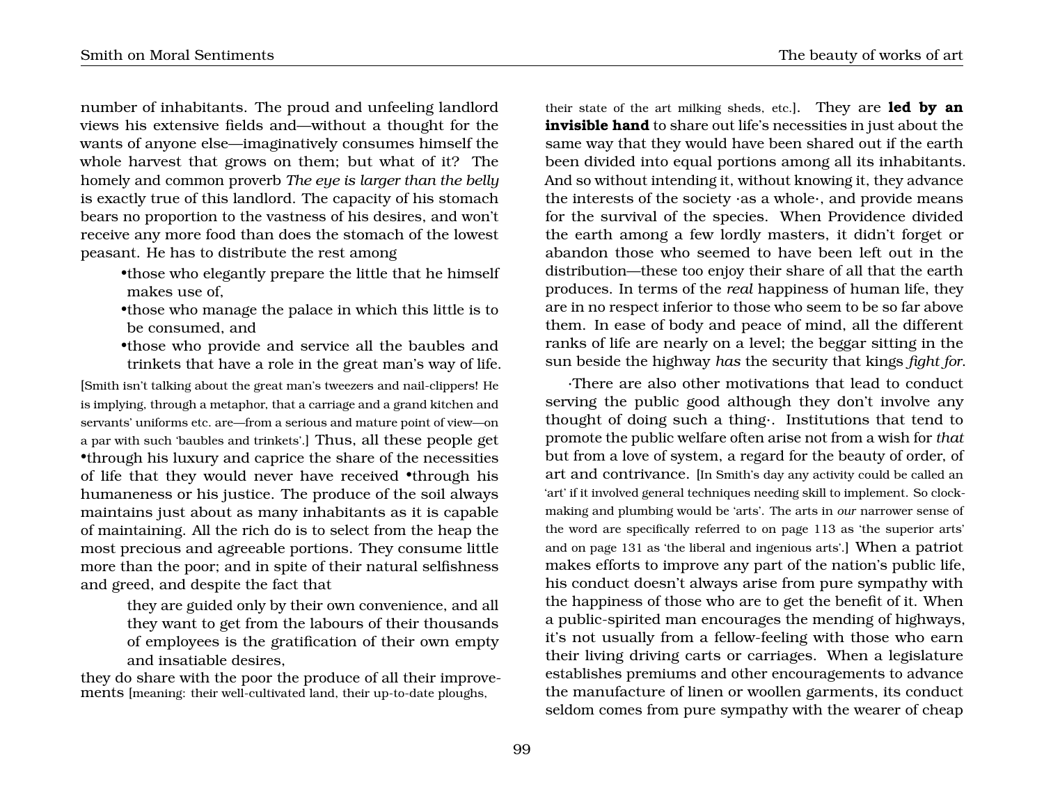number of inhabitants. The proud and unfeeling landlord views his extensive fields and—without a thought for the wants of anyone else—imaginatively consumes himself the whole harvest that grows on them; but what of it? The homely and common proverb *The eye is larger than the belly* is exactly true of this landlord. The capacity of his stomach bears no proportion to the vastness of his desires, and won't receive any more food than does the stomach of the lowest peasant. He has to distribute the rest among

- •those who elegantly prepare the little that he himself makes use of,
- •those who manage the palace in which this little is to be consumed, and
- •those who provide and service all the baubles and trinkets that have a role in the great man's way of life.

[Smith isn't talking about the great man's tweezers and nail-clippers! He is implying, through a metaphor, that a carriage and a grand kitchen and servants' uniforms etc. are—from a serious and mature point of view—on a par with such 'baubles and trinkets'.] Thus, all these people get •through his luxury and caprice the share of the necessities of life that they would never have received •through his humaneness or his justice. The produce of the soil always maintains just about as many inhabitants as it is capable of maintaining. All the rich do is to select from the heap the most precious and agreeable portions. They consume little more than the poor; and in spite of their natural selfishness and greed, and despite the fact that

> they are guided only by their own convenience, and all they want to get from the labours of their thousands of employees is the gratification of their own empty and insatiable desires,

they do share with the poor the produce of all their improvements [meaning: their well-cultivated land, their up-to-date ploughs, their state of the art milking sheds, etc.]. They are **led by an invisible hand** to share out life's necessities in just about the same way that they would have been shared out if the earth been divided into equal portions among all its inhabitants. And so without intending it, without knowing it, they advance the interests of the society ·as a whole·, and provide means for the survival of the species. When Providence divided the earth among a few lordly masters, it didn't forget or abandon those who seemed to have been left out in the distribution—these too enjoy their share of all that the earth produces. In terms of the *real* happiness of human life, they are in no respect inferior to those who seem to be so far above them. In ease of body and peace of mind, all the different ranks of life are nearly on a level; the beggar sitting in the sun beside the highway *has* the security that kings *fight for*.

·There are also other motivations that lead to conduct serving the public good although they don't involve any thought of doing such a thing·. Institutions that tend to promote the public welfare often arise not from a wish for *that* but from a love of system, a regard for the beauty of order, of art and contrivance. [In Smith's day any activity could be called an 'art' if it involved general techniques needing skill to implement. So clock-making and plumbing would be 'arts'. The arts in *our* narrower sense of the word are specifically referred to on page 113 as 'the superior arts' and on page 131 as 'the liberal and ingenious arts'.] When a patriot makes efforts to improve any part of the nation's public life, his conduct doesn't always arise from pure sympathy with the happiness of those who are to get the benefit of it. When a public-spirited man encourages the mending of highways, it's not usually from a fellow-feeling with those who earn their living driving carts or carriages. When a legislature establishes premiums and other encouragements to advance the manufacture of linen or woollen garments, its conduct seldom comes from pure sympathy with the wearer of cheap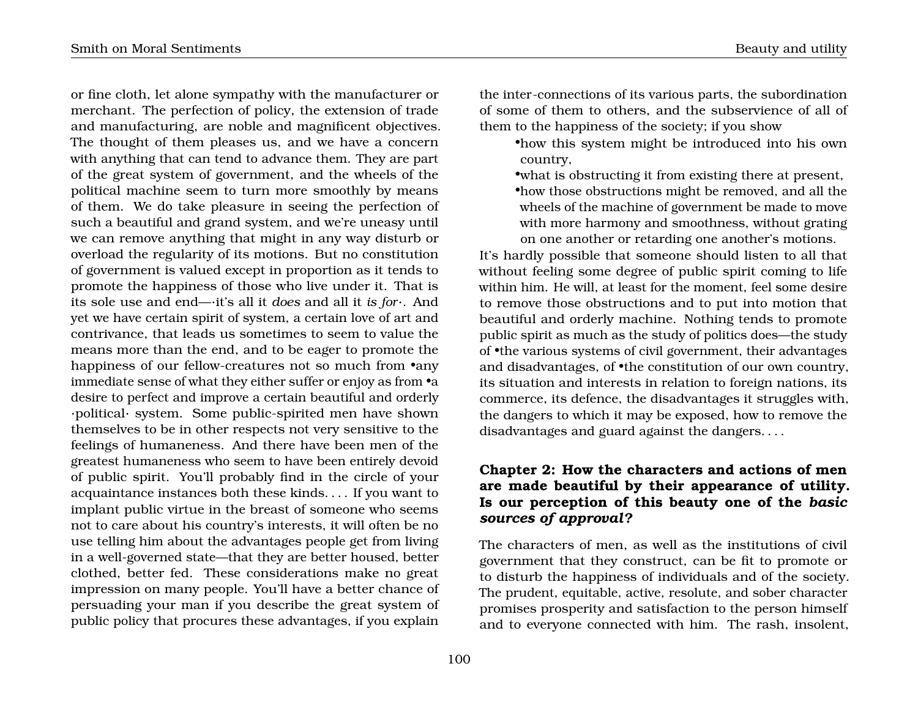or fine cloth, let alone sympathy with the manufacturer or merchant. The perfection of policy, the extension of trade and manufacturing, are noble and magnificent objectives. The thought of them pleases us, and we have a concern with anything that can tend to advance them. They are part of the great system of government, and the wheels of the political machine seem to turn more smoothly by means of them. We do take pleasure in seeing the perfection of such a beautiful and grand system, and we're uneasy until we can remove anything that might in any way disturb or overload the regularity of its motions. But no constitution of government is valued except in proportion as it tends to promote the happiness of those who live under it. That is its sole use and end—·it's all it *does* and all it *is for*·. And yet we have certain spirit of system, a certain love of art and contrivance, that leads us sometimes to seem to value the means more than the end, and to be eager to promote the happiness of our fellow-creatures not so much from •any immediate sense of what they either suffer or enjoy as from •a desire to perfect and improve a certain beautiful and orderly ·political· system. Some public-spirited men have shown themselves to be in other respects not very sensitive to the feelings of humaneness. And there have been men of the greatest humaneness who seem to have been entirely devoid of public spirit. You'll probably find in the circle of your acquaintance instances both these kinds. . . . If you want to implant public virtue in the breast of someone who seems not to care about his country's interests, it will often be no use telling him about the advantages people get from living in a well-governed state—that they are better housed, better clothed, better fed. These considerations make no great impression on many people. You'll have a better chance of persuading your man if you describe the great system of public policy that procures these advantages, if you explain the inter-connections of its various parts, the subordination of some of them to others, and the subservience of all of them to the happiness of the society; if you show

- •how this system might be introduced into his own country,
- •what is obstructing it from existing there at present,
- •how those obstructions might be removed, and all the wheels of the machine of government be made to move with more harmony and smoothness, without grating on one another or retarding one another's motions.

It's hardly possible that someone should listen to all that without feeling some degree of public spirit coming to life within him. He will, at least for the moment, feel some desire to remove those obstructions and to put into motion that beautiful and orderly machine. Nothing tends to promote public spirit as much as the study of politics does—the study of •the various systems of civil government, their advantages and disadvantages, of •the constitution of our own country, its situation and interests in relation to foreign nations, its commerce, its defence, the disadvantages it struggles with, the dangers to which it may be exposed, how to remove the disadvantages and guard against the dangers. . . .

## Chapter 2: How the characters and actions of men are made beautiful by their appearance of utility. Is our perception of this beauty one of the *basic sources of approval*?

The characters of men, as well as the institutions of civil government that they construct, can be fit to promote or to disturb the happiness of individuals and of the society. The prudent, equitable, active, resolute, and sober character promises prosperity and satisfaction to the person himself and to everyone connected with him. The rash, insolent,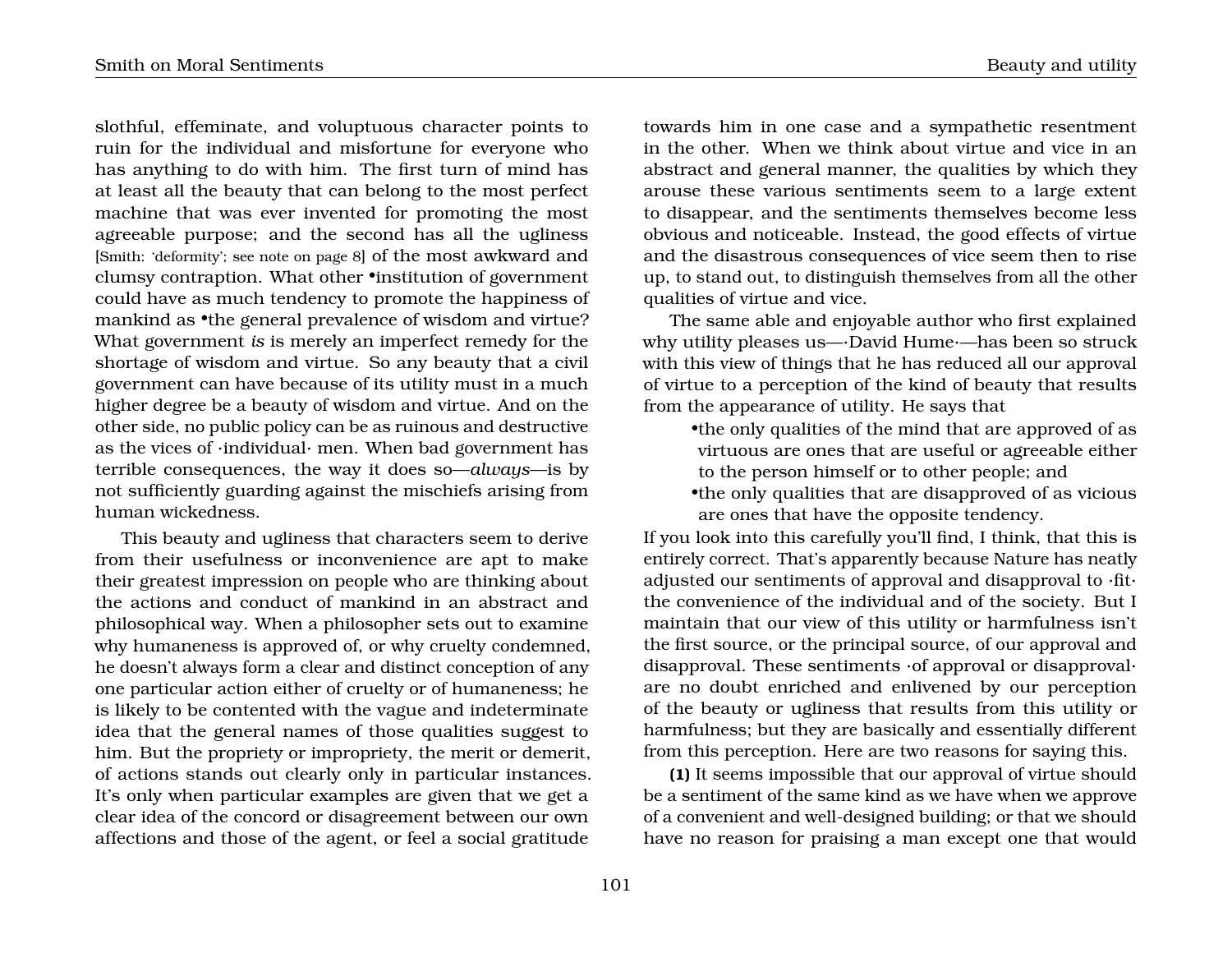slothful, effeminate, and voluptuous character points to ruin for the individual and misfortune for everyone who has anything to do with him. The first turn of mind has at least all the beauty that can belong to the most perfect machine that was ever invented for promoting the most agreeable purpose; and the second has all the ugliness [Smith: 'deformity'; see note on page 8] of the most awkward and clumsy contraption. What other •institution of government could have as much tendency to promote the happiness of mankind as •the general prevalence of wisdom and virtue? What government *is* is merely an imperfect remedy for the shortage of wisdom and virtue. So any beauty that a civil government can have because of its utility must in a much higher degree be a beauty of wisdom and virtue. And on the other side, no public policy can be as ruinous and destructive as the vices of ·individual· men. When bad government has terrible consequences, the way it does so—*always*—is by not sufficiently guarding against the mischiefs arising from human wickedness.

This beauty and ugliness that characters seem to derive from their usefulness or inconvenience are apt to make their greatest impression on people who are thinking about the actions and conduct of mankind in an abstract and philosophical way. When a philosopher sets out to examine why humaneness is approved of, or why cruelty condemned, he doesn't always form a clear and distinct conception of any one particular action either of cruelty or of humaneness; he is likely to be contented with the vague and indeterminate idea that the general names of those qualities suggest to him. But the propriety or impropriety, the merit or demerit, of actions stands out clearly only in particular instances. It's only when particular examples are given that we get a clear idea of the concord or disagreement between our own affections and those of the agent, or feel a social gratitude towards him in one case and a sympathetic resentment in the other. When we think about virtue and vice in an abstract and general manner, the qualities by which they arouse these various sentiments seem to a large extent to disappear, and the sentiments themselves become less obvious and noticeable. Instead, the good effects of virtue and the disastrous consequences of vice seem then to rise up, to stand out, to distinguish themselves from all the other qualities of virtue and vice.

The same able and enjoyable author who first explained why utility pleases us—·David Hume·—has been so struck with this view of things that he has reduced all our approval of virtue to a perception of the kind of beauty that results from the appearance of utility. He says that

- •the only qualities of the mind that are approved of as virtuous are ones that are useful or agreeable either to the person himself or to other people; and
- •the only qualities that are disapproved of as vicious are ones that have the opposite tendency.

If you look into this carefully you'll find, I think, that this is entirely correct. That's apparently because Nature has neatly adjusted our sentiments of approval and disapproval to ·fit· the convenience of the individual and of the society. But I maintain that our view of this utility or harmfulness isn't the first source, or the principal source, of our approval and disapproval. These sentiments ·of approval or disapproval· are no doubt enriched and enlivened by our perception of the beauty or ugliness that results from this utility or harmfulness; but they are basically and essentially different from this perception. Here are two reasons for saying this.

**(1)** It seems impossible that our approval of virtue should be a sentiment of the same kind as we have when we approve of a convenient and well-designed building; or that we should have no reason for praising a man except one that would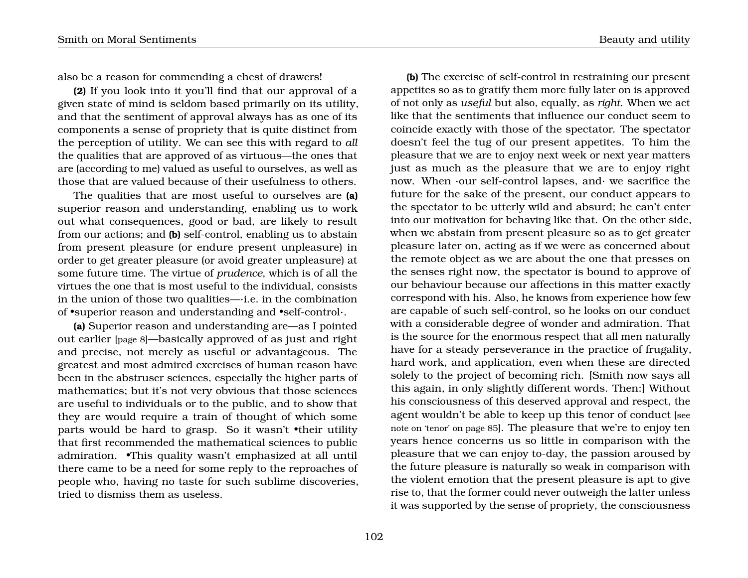also be a reason for commending a chest of drawers!

**(2)** If you look into it you'll find that our approval of a given state of mind is seldom based primarily on its utility, and that the sentiment of approval always has as one of its components a sense of propriety that is quite distinct from the perception of utility. We can see this with regard to *all* the qualities that are approved of as virtuous—the ones that are (according to me) valued as useful to ourselves, as well as those that are valued because of their usefulness to others.

The qualities that are most useful to ourselves are **(a)** superior reason and understanding, enabling us to work out what consequences, good or bad, are likely to result from our actions; and **(b)** self-control, enabling us to abstain from present pleasure (or endure present unpleasure) in order to get greater pleasure (or avoid greater unpleasure) at some future time. The virtue of *prudence*, which is of all the virtues the one that is most useful to the individual, consists in the union of those two qualities—·i.e. in the combination of •superior reason and understanding and •self-control·.

**(a)** Superior reason and understanding are—as I pointed out earlier [page 8]—basically approved of as just and right and precise, not merely as useful or advantageous. The greatest and most admired exercises of human reason have been in the abstruser sciences, especially the higher parts of mathematics; but it's not very obvious that those sciences are useful to individuals or to the public, and to show that they are would require a train of thought of which some parts would be hard to grasp. So it wasn't •their utility that first recommended the mathematical sciences to public admiration. •This quality wasn't emphasized at all until there came to be a need for some reply to the reproaches of people who, having no taste for such sublime discoveries, tried to dismiss them as useless.

**(b)** The exercise of self-control in restraining our present appetites so as to gratify them more fully later on is approved of not only as *useful* but also, equally, as *right*. When we act like that the sentiments that influence our conduct seem to coincide exactly with those of the spectator. The spectator doesn't feel the tug of our present appetites. To him the pleasure that we are to enjoy next week or next year matters just as much as the pleasure that we are to enjoy right now. When ·our self-control lapses, and· we sacrifice the future for the sake of the present, our conduct appears to the spectator to be utterly wild and absurd; he can't enter into our motivation for behaving like that. On the other side, when we abstain from present pleasure so as to get greater pleasure later on, acting as if we were as concerned about the remote object as we are about the one that presses on the senses right now, the spectator is bound to approve of our behaviour because our affections in this matter exactly correspond with his. Also, he knows from experience how few are capable of such self-control, so he looks on our conduct with a considerable degree of wonder and admiration. That is the source for the enormous respect that all men naturally have for a steady perseverance in the practice of frugality, hard work, and application, even when these are directed solely to the project of becoming rich. [Smith now says all this again, in only slightly different words. Then:] Without his consciousness of this deserved approval and respect, the agent wouldn't be able to keep up this tenor of conduct [see note on 'tenor' on page 85]. The pleasure that we're to enjoy ten years hence concerns us so little in comparison with the pleasure that we can enjoy to-day, the passion aroused by the future pleasure is naturally so weak in comparison with the violent emotion that the present pleasure is apt to give rise to, that the former could never outweigh the latter unless it was supported by the sense of propriety, the consciousness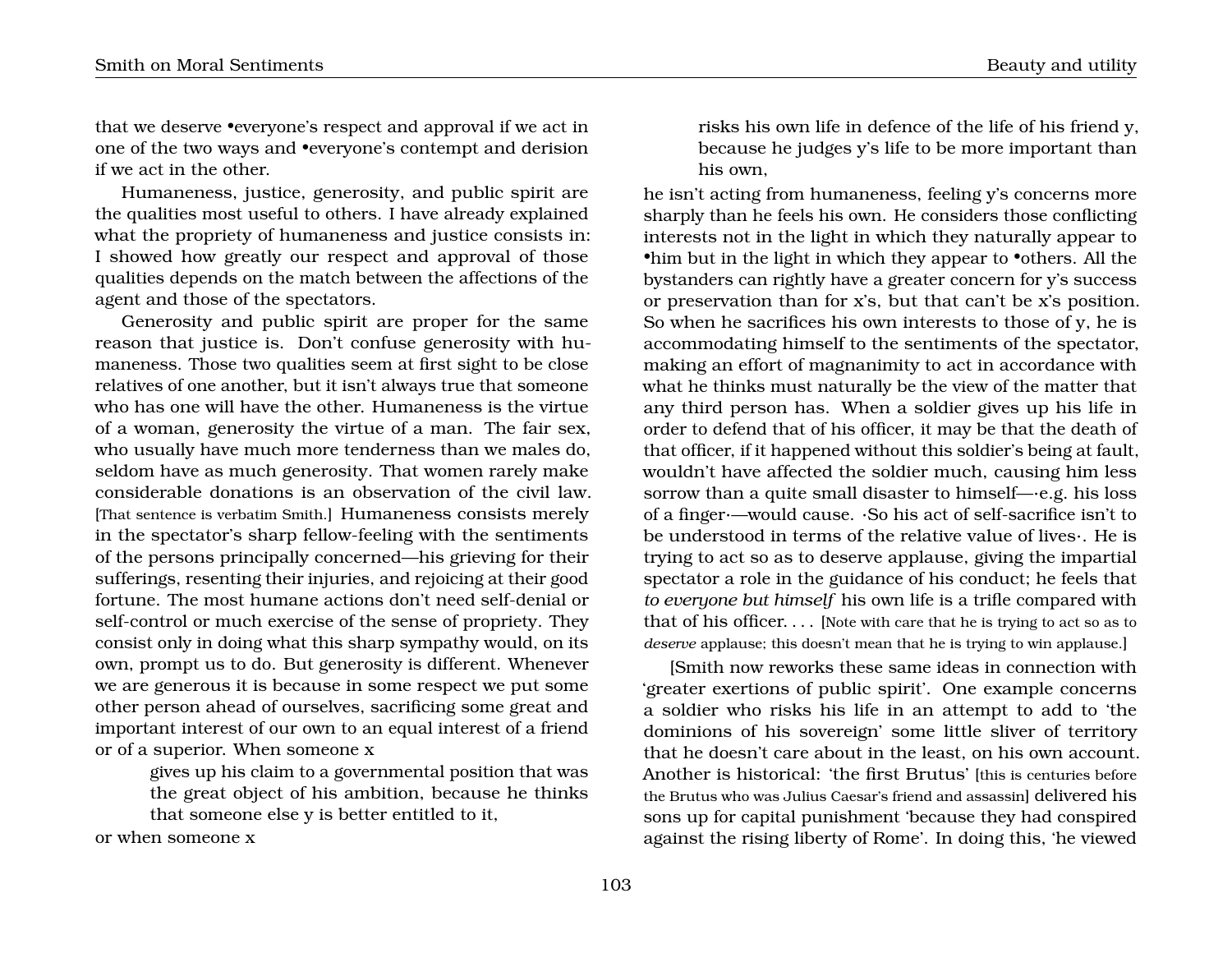that we deserve •everyone's respect and approval if we act in one of the two ways and •everyone's contempt and derision if we act in the other.

Humaneness, justice, generosity, and public spirit are the qualities most useful to others. I have already explained what the propriety of humaneness and justice consists in: I showed how greatly our respect and approval of those qualities depends on the match between the affections of the agent and those of the spectators.

Generosity and public spirit are proper for the same reason that justice is. Don't confuse generosity with humaneness. Those two qualities seem at first sight to be close relatives of one another, but it isn't always true that someone who has one will have the other. Humaneness is the virtue of a woman, generosity the virtue of a man. The fair sex, who usually have much more tenderness than we males do, seldom have as much generosity. That women rarely make considerable donations is an observation of the civil law. [That sentence is verbatim Smith.] Humaneness consists merely in the spectator's sharp fellow-feeling with the sentiments of the persons principally concerned—his grieving for their sufferings, resenting their injuries, and rejoicing at their good fortune. The most humane actions don't need self-denial or self-control or much exercise of the sense of propriety. They consist only in doing what this sharp sympathy would, on its own, prompt us to do. But generosity is different. Whenever we are generous it is because in some respect we put some other person ahead of ourselves, sacrificing some great and important interest of our own to an equal interest of a friend or of a superior. When someone x

> gives up his claim to a governmental position that was the great object of his ambition, because he thinks that someone else y is better entitled to it,

or when someone x

> risks his own life in defence of the life of his friend y, because he judges y's life to be more important than his own,

he isn't acting from humaneness, feeling y's concerns more sharply than he feels his own. He considers those conflicting interests not in the light in which they naturally appear to •him but in the light in which they appear to •others. All the bystanders can rightly have a greater concern for y's success or preservation than for x's, but that can't be x's position. So when he sacrifices his own interests to those of y, he is accommodating himself to the sentiments of the spectator, making an effort of magnanimity to act in accordance with what he thinks must naturally be the view of the matter that any third person has. When a soldier gives up his life in order to defend that of his officer, it may be that the death of that officer, if it happened without this soldier's being at fault, wouldn't have affected the soldier much, causing him less sorrow than a quite small disaster to himself—·e.g. his loss of a finger·—would cause. ·So his act of self-sacrifice isn't to be understood in terms of the relative value of lives·. He is trying to act so as to deserve applause, giving the impartial spectator a role in the guidance of his conduct; he feels that *to everyone but himself* his own life is a trifle compared with that of his officer. . . . [Note with care that he is trying to act so as to *deserve* applause; this doesn't mean that he is trying to win applause.]

[Smith now reworks these same ideas in connection with 'greater exertions of public spirit'. One example concerns a soldier who risks his life in an attempt to add to 'the dominions of his sovereign' some little sliver of territory that he doesn't care about in the least, on his own account. Another is historical: 'the first Brutus' [this is centuries before the Brutus who was Julius Caesar's friend and assassin] delivered his sons up for capital punishment 'because they had conspired against the rising liberty of Rome'. In doing this, 'he viewed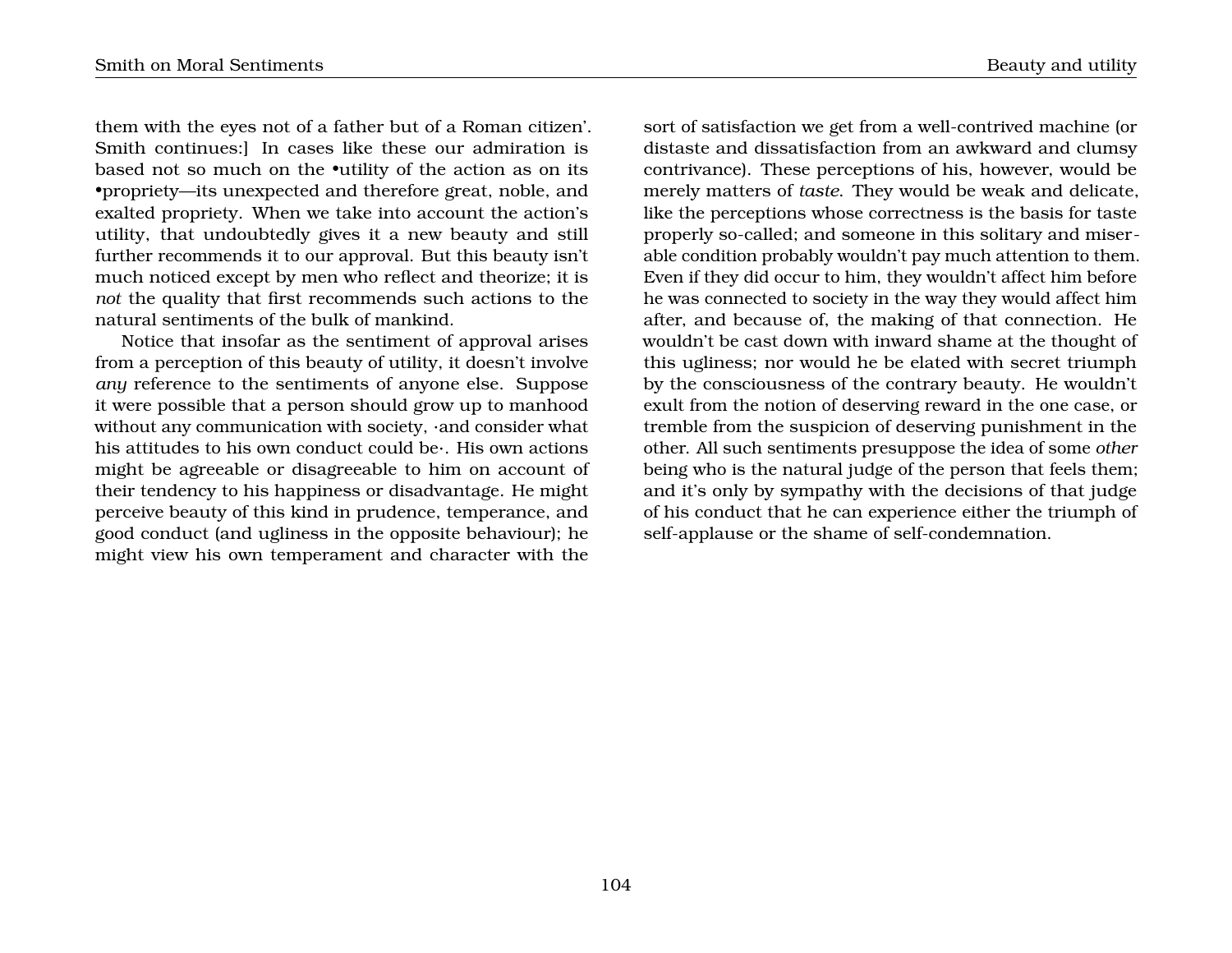them with the eyes not of a father but of a Roman citizen'. Smith continues:] In cases like these our admiration is based not so much on the •utility of the action as on its •propriety—its unexpected and therefore great, noble, and exalted propriety. When we take into account the action's utility, that undoubtedly gives it a new beauty and still further recommends it to our approval. But this beauty isn't much noticed except by men who reflect and theorize; it is *not* the quality that first recommends such actions to the natural sentiments of the bulk of mankind.

Notice that insofar as the sentiment of approval arises from a perception of this beauty of utility, it doesn't involve *any* reference to the sentiments of anyone else. Suppose it were possible that a person should grow up to manhood without any communication with society, ·and consider what his attitudes to his own conduct could be·. His own actions might be agreeable or disagreeable to him on account of their tendency to his happiness or disadvantage. He might perceive beauty of this kind in prudence, temperance, and good conduct (and ugliness in the opposite behaviour); he might view his own temperament and character with the sort of satisfaction we get from a well-contrived machine (or distaste and dissatisfaction from an awkward and clumsy contrivance). These perceptions of his, however, would be merely matters of *taste*. They would be weak and delicate, like the perceptions whose correctness is the basis for taste properly so-called; and someone in this solitary and miserable condition probably wouldn't pay much attention to them. Even if they did occur to him, they wouldn't affect him before he was connected to society in the way they would affect him after, and because of, the making of that connection. He wouldn't be cast down with inward shame at the thought of this ugliness; nor would he be elated with secret triumph by the consciousness of the contrary beauty. He wouldn't exult from the notion of deserving reward in the one case, or tremble from the suspicion of deserving punishment in the other. All such sentiments presuppose the idea of some *other* being who is the natural judge of the person that feels them; and it's only by sympathy with the decisions of that judge of his conduct that he can experience either the triumph of self-applause or the shame of self-condemnation.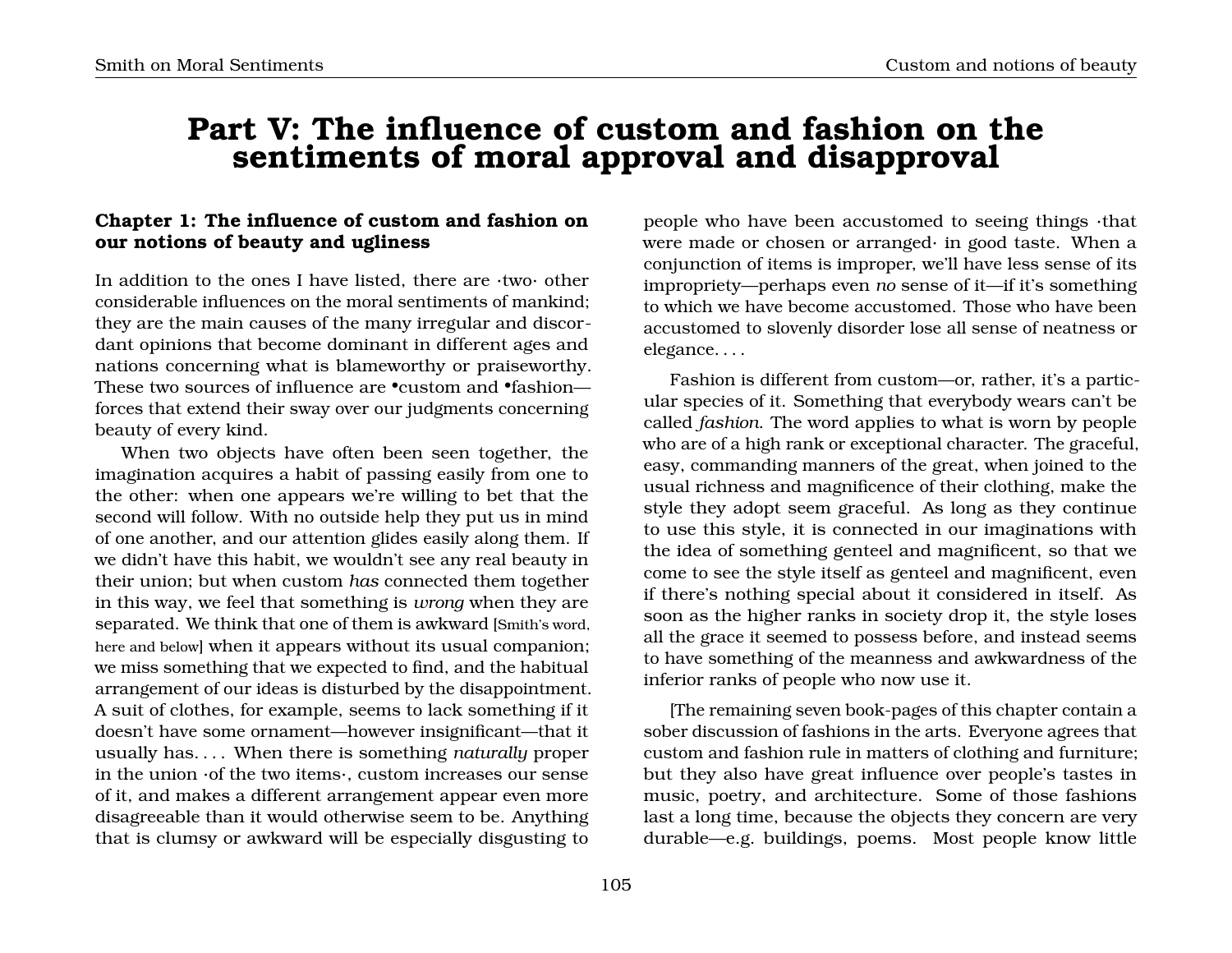# Part V: The influence of custom and fashion on the sentiments of moral approval and disapproval

## Chapter 1: The influence of custom and fashion on our notions of beauty and ugliness

In addition to the ones I have listed, there are ·two· other considerable influences on the moral sentiments of mankind; they are the main causes of the many irregular and discordant opinions that become dominant in different ages and nations concerning what is blameworthy or praiseworthy. These two sources of influence are •custom and •fashion—forces that extend their sway over our judgments concerning beauty of every kind.

When two objects have often been seen together, the imagination acquires a habit of passing easily from one to the other: when one appears we're willing to bet that the second will follow. With no outside help they put us in mind of one another, and our attention glides easily along them. If we didn't have this habit, we wouldn't see any real beauty in their union; but when custom *has* connected them together in this way, we feel that something is *wrong* when they are separated. We think that one of them is awkward [Smith's word, here and below] when it appears without its usual companion; we miss something that we expected to find, and the habitual arrangement of our ideas is disturbed by the disappointment. A suit of clothes, for example, seems to lack something if it doesn't have some ornament—however insignificant—that it usually has. . . . When there is something *naturally* proper in the union ·of the two items·, custom increases our sense of it, and makes a different arrangement appear even more disagreeable than it would otherwise seem to be. Anything that is clumsy or awkward will be especially disgusting to people who have been accustomed to seeing things ·that were made or chosen or arranged· in good taste. When a conjunction of items is improper, we'll have less sense of its impropriety—perhaps even *no* sense of it—if it's something to which we have become accustomed. Those who have been accustomed to slovenly disorder lose all sense of neatness or elegance. . . .

Fashion is different from custom—or, rather, it's a particular species of it. Something that everybody wears can't be called *fashion*. The word applies to what is worn by people who are of a high rank or exceptional character. The graceful, easy, commanding manners of the great, when joined to the usual richness and magnificence of their clothing, make the style they adopt seem graceful. As long as they continue to use this style, it is connected in our imaginations with the idea of something genteel and magnificent, so that we come to see the style itself as genteel and magnificent, even if there's nothing special about it considered in itself. As soon as the higher ranks in society drop it, the style loses all the grace it seemed to possess before, and instead seems to have something of the meanness and awkwardness of the inferior ranks of people who now use it.

[The remaining seven book-pages of this chapter contain a sober discussion of fashions in the arts. Everyone agrees that custom and fashion rule in matters of clothing and furniture; but they also have great influence over people's tastes in music, poetry, and architecture. Some of those fashions last a long time, because the objects they concern are very durable—e.g. buildings, poems. Most people know little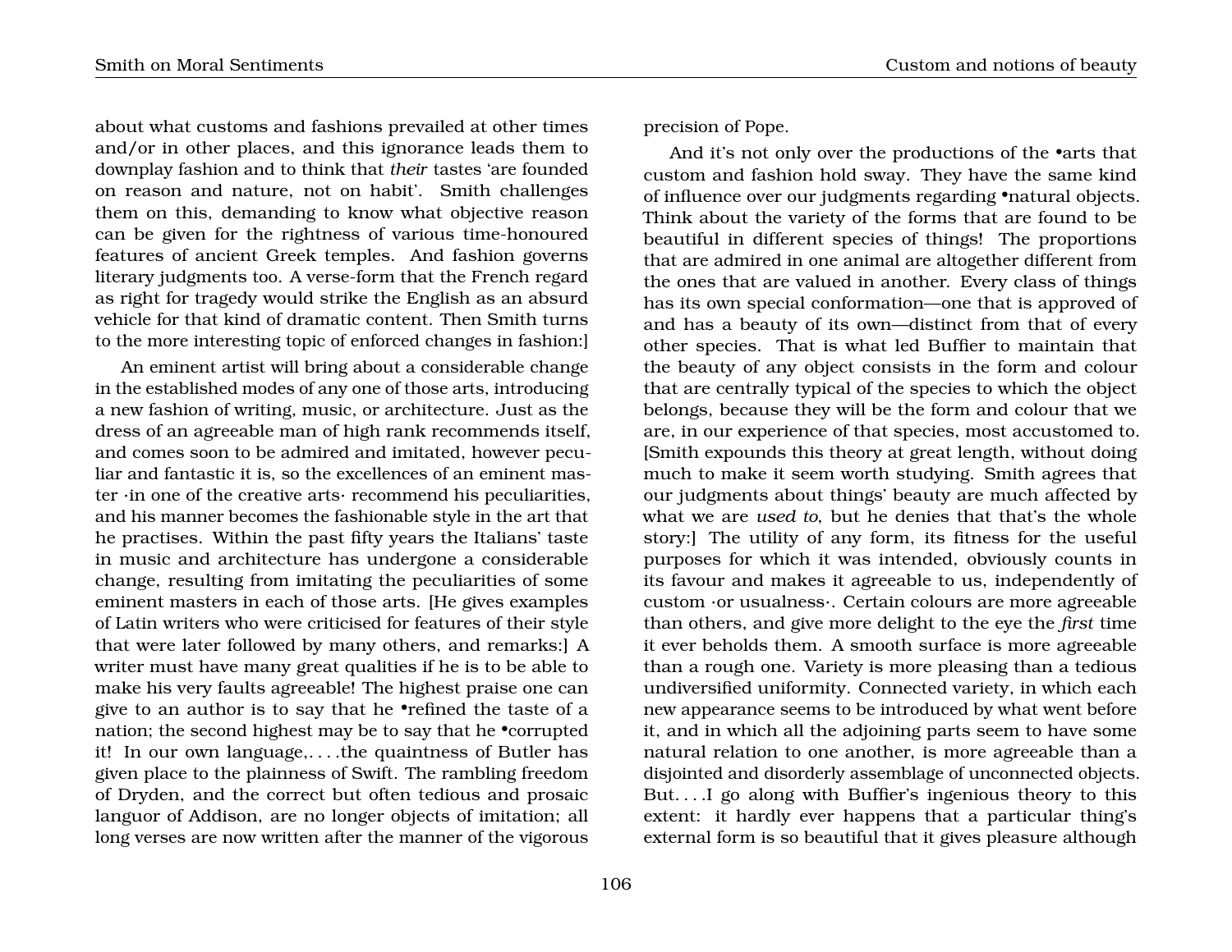about what customs and fashions prevailed at other times and/or in other places, and this ignorance leads them to downplay fashion and to think that *their* tastes 'are founded on reason and nature, not on habit'. Smith challenges them on this, demanding to know what objective reason can be given for the rightness of various time-honoured features of ancient Greek temples. And fashion governs literary judgments too. A verse-form that the French regard as right for tragedy would strike the English as an absurd vehicle for that kind of dramatic content. Then Smith turns to the more interesting topic of enforced changes in fashion:]

An eminent artist will bring about a considerable change in the established modes of any one of those arts, introducing a new fashion of writing, music, or architecture. Just as the dress of an agreeable man of high rank recommends itself, and comes soon to be admired and imitated, however peculiar and fantastic it is, so the excellences of an eminent master ·in one of the creative arts· recommend his peculiarities, and his manner becomes the fashionable style in the art that he practises. Within the past fifty years the Italians' taste in music and architecture has undergone a considerable change, resulting from imitating the peculiarities of some eminent masters in each of those arts. [He gives examples of Latin writers who were criticised for features of their style that were later followed by many others, and remarks:] A writer must have many great qualities if he is to be able to make his very faults agreeable! The highest praise one can give to an author is to say that he •refined the taste of a nation; the second highest may be to say that he •corrupted it! In our own language,. . . .the quaintness of Butler has given place to the plainness of Swift. The rambling freedom of Dryden, and the correct but often tedious and prosaic languor of Addison, are no longer objects of imitation; all long verses are now written after the manner of the vigorous precision of Pope.

And it's not only over the productions of the •arts that custom and fashion hold sway. They have the same kind of influence over our judgments regarding •natural objects. Think about the variety of the forms that are found to be beautiful in different species of things! The proportions that are admired in one animal are altogether different from the ones that are valued in another. Every class of things has its own special conformation—one that is approved of and has a beauty of its own—distinct from that of every other species. That is what led Buffier to maintain that the beauty of any object consists in the form and colour that are centrally typical of the species to which the object belongs, because they will be the form and colour that we are, in our experience of that species, most accustomed to. [Smith expounds this theory at great length, without doing much to make it seem worth studying. Smith agrees that our judgments about things' beauty are much affected by what we are *used to*, but he denies that that's the whole story:] The utility of any form, its fitness for the useful purposes for which it was intended, obviously counts in its favour and makes it agreeable to us, independently of custom ·or usualness·. Certain colours are more agreeable than others, and give more delight to the eye the *first* time it ever beholds them. A smooth surface is more agreeable than a rough one. Variety is more pleasing than a tedious undiversified uniformity. Connected variety, in which each new appearance seems to be introduced by what went before it, and in which all the adjoining parts seem to have some natural relation to one another, is more agreeable than a disjointed and disorderly assemblage of unconnected objects. But. . . .I go along with Buffier's ingenious theory to this extent: it hardly ever happens that a particular thing's external form is so beautiful that it gives pleasure although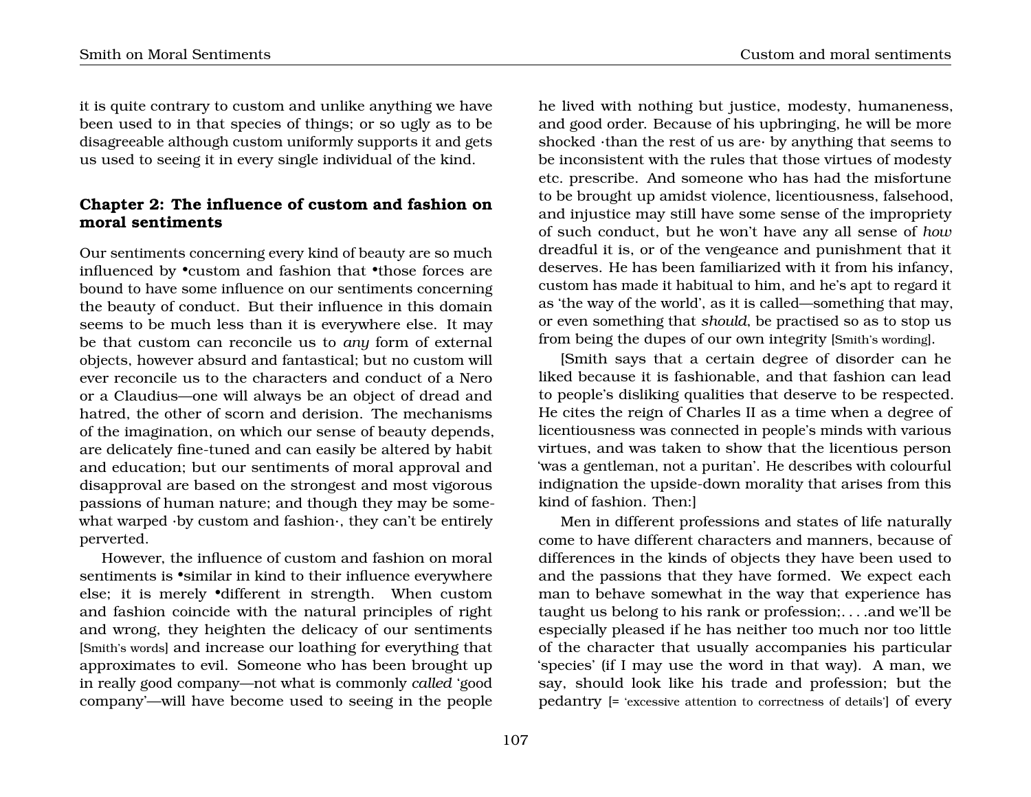it is quite contrary to custom and unlike anything we have been used to in that species of things; or so ugly as to be disagreeable although custom uniformly supports it and gets us used to seeing it in every single individual of the kind.

## Chapter 2: The influence of custom and fashion on moral sentiments

Our sentiments concerning every kind of beauty are so much influenced by •custom and fashion that •those forces are bound to have some influence on our sentiments concerning the beauty of conduct. But their influence in this domain seems to be much less than it is everywhere else. It may be that custom can reconcile us to *any* form of external objects, however absurd and fantastical; but no custom will ever reconcile us to the characters and conduct of a Nero or a Claudius—one will always be an object of dread and hatred, the other of scorn and derision. The mechanisms of the imagination, on which our sense of beauty depends, are delicately fine-tuned and can easily be altered by habit and education; but our sentiments of moral approval and disapproval are based on the strongest and most vigorous passions of human nature; and though they may be somewhat warped ·by custom and fashion·, they can't be entirely perverted.

However, the influence of custom and fashion on moral sentiments is •similar in kind to their influence everywhere else; it is merely •different in strength. When custom and fashion coincide with the natural principles of right and wrong, they heighten the delicacy of our sentiments [Smith's words] and increase our loathing for everything that approximates to evil. Someone who has been brought up in really good company—not what is commonly *called* 'good company'—will have become used to seeing in the people he lived with nothing but justice, modesty, humaneness, and good order. Because of his upbringing, he will be more shocked ·than the rest of us are· by anything that seems to be inconsistent with the rules that those virtues of modesty etc. prescribe. And someone who has had the misfortune to be brought up amidst violence, licentiousness, falsehood, and injustice may still have some sense of the impropriety of such conduct, but he won't have any all sense of *how* dreadful it is, or of the vengeance and punishment that it deserves. He has been familiarized with it from his infancy, custom has made it habitual to him, and he's apt to regard it as 'the way of the world', as it is called—something that may, or even something that *should*, be practised so as to stop us from being the dupes of our own integrity [Smith's wording].

[Smith says that a certain degree of disorder can he liked because it is fashionable, and that fashion can lead to people's disliking qualities that deserve to be respected. He cites the reign of Charles II as a time when a degree of licentiousness was connected in people's minds with various virtues, and was taken to show that the licentious person 'was a gentleman, not a puritan'. He describes with colourful indignation the upside-down morality that arises from this kind of fashion. Then:]

Men in different professions and states of life naturally come to have different characters and manners, because of differences in the kinds of objects they have been used to and the passions that they have formed. We expect each man to behave somewhat in the way that experience has taught us belong to his rank or profession;. . . .and we'll be especially pleased if he has neither too much nor too little of the character that usually accompanies his particular 'species' (if I may use the word in that way). A man, we say, should look like his trade and profession; but the pedantry [= 'excessive attention to correctness of details'] of every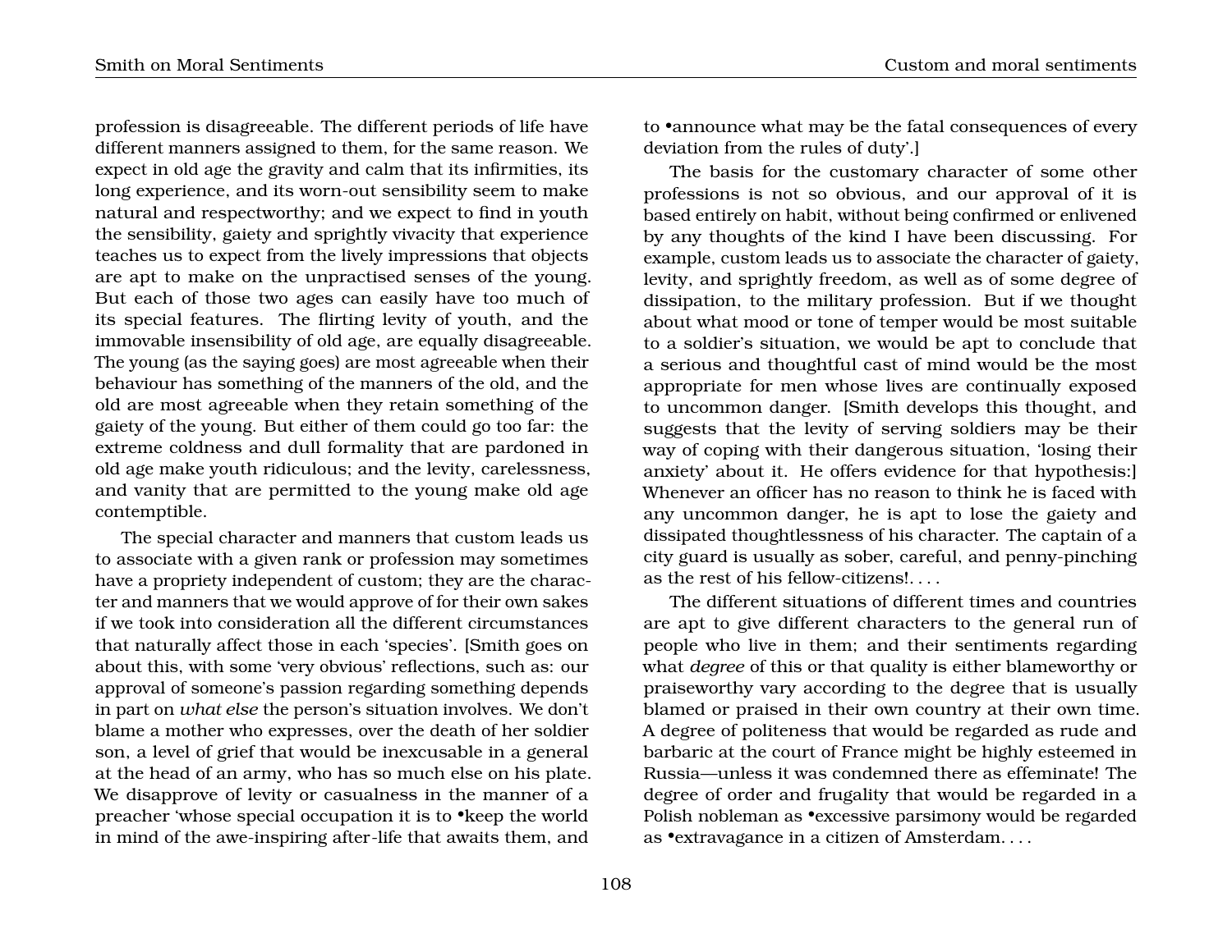profession is disagreeable. The different periods of life have different manners assigned to them, for the same reason. We expect in old age the gravity and calm that its infirmities, its long experience, and its worn-out sensibility seem to make natural and respectworthy; and we expect to find in youth the sensibility, gaiety and sprightly vivacity that experience teaches us to expect from the lively impressions that objects are apt to make on the unpractised senses of the young. But each of those two ages can easily have too much of its special features. The flirting levity of youth, and the immovable insensibility of old age, are equally disagreeable. The young (as the saying goes) are most agreeable when their behaviour has something of the manners of the old, and the old are most agreeable when they retain something of the gaiety of the young. But either of them could go too far: the extreme coldness and dull formality that are pardoned in old age make youth ridiculous; and the levity, carelessness, and vanity that are permitted to the young make old age contemptible.

The special character and manners that custom leads us to associate with a given rank or profession may sometimes have a propriety independent of custom; they are the character and manners that we would approve of for their own sakes if we took into consideration all the different circumstances that naturally affect those in each 'species'. [Smith goes on about this, with some 'very obvious' reflections, such as: our approval of someone's passion regarding something depends in part on *what else* the person's situation involves. We don't blame a mother who expresses, over the death of her soldier son, a level of grief that would be inexcusable in a general at the head of an army, who has so much else on his plate. We disapprove of levity or casualness in the manner of a preacher 'whose special occupation it is to •keep the world in mind of the awe-inspiring after-life that awaits them, and to •announce what may be the fatal consequences of every deviation from the rules of duty'.]

The basis for the customary character of some other professions is not so obvious, and our approval of it is based entirely on habit, without being confirmed or enlivened by any thoughts of the kind I have been discussing. For example, custom leads us to associate the character of gaiety, levity, and sprightly freedom, as well as of some degree of dissipation, to the military profession. But if we thought about what mood or tone of temper would be most suitable to a soldier's situation, we would be apt to conclude that a serious and thoughtful cast of mind would be the most appropriate for men whose lives are continually exposed to uncommon danger. [Smith develops this thought, and suggests that the levity of serving soldiers may be their way of coping with their dangerous situation, 'losing their anxiety' about it. He offers evidence for that hypothesis:] Whenever an officer has no reason to think he is faced with any uncommon danger, he is apt to lose the gaiety and dissipated thoughtlessness of his character. The captain of a city guard is usually as sober, careful, and penny-pinching as the rest of his fellow-citizens!. . . .

The different situations of different times and countries are apt to give different characters to the general run of people who live in them; and their sentiments regarding what *degree* of this or that quality is either blameworthy or praiseworthy vary according to the degree that is usually blamed or praised in their own country at their own time. A degree of politeness that would be regarded as rude and barbaric at the court of France might be highly esteemed in Russia—unless it was condemned there as effeminate! The degree of order and frugality that would be regarded in a Polish nobleman as •excessive parsimony would be regarded as •extravagance in a citizen of Amsterdam. . . .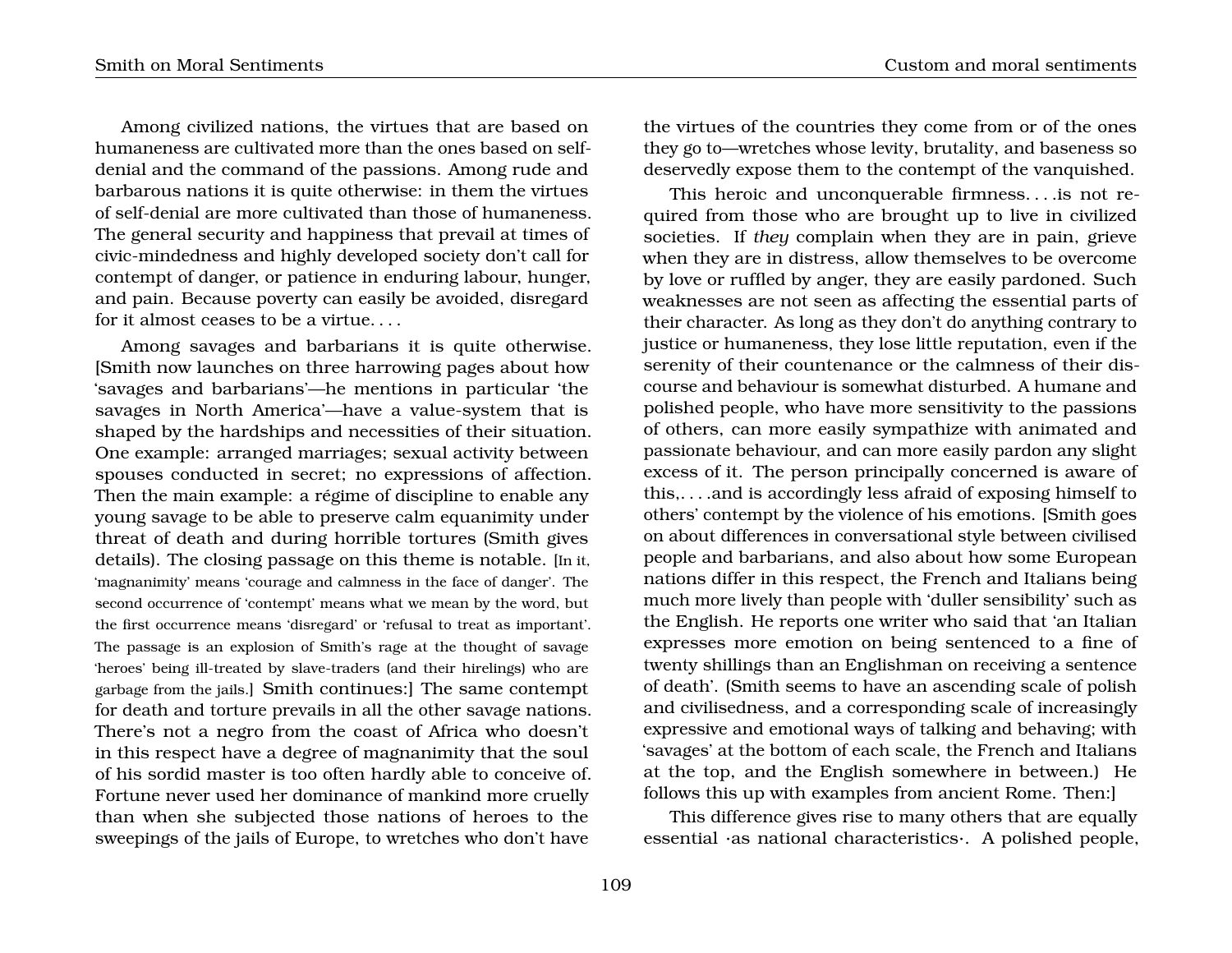Among civilized nations, the virtues that are based on humaneness are cultivated more than the ones based on self-denial and the command of the passions. Among rude and barbarous nations it is quite otherwise: in them the virtues of self-denial are more cultivated than those of humaneness. The general security and happiness that prevail at times of civic-mindedness and highly developed society don't call for contempt of danger, or patience in enduring labour, hunger, and pain. Because poverty can easily be avoided, disregard for it almost ceases to be a virtue. . . .

Among savages and barbarians it is quite otherwise. [Smith now launches on three harrowing pages about how 'savages and barbarians'—he mentions in particular 'the savages in North America'—have a value-system that is shaped by the hardships and necessities of their situation. One example: arranged marriages; sexual activity between spouses conducted in secret; no expressions of affection. Then the main example: a régime of discipline to enable any young savage to be able to preserve calm equanimity under threat of death and during horrible tortures (Smith gives details). The closing passage on this theme is notable. [In it, 'magnanimity' means 'courage and calmness in the face of danger'. The second occurrence of 'contempt' means what we mean by the word, but the first occurrence means 'disregard' or 'refusal to treat as important'. The passage is an explosion of Smith's rage at the thought of savage 'heroes' being ill-treated by slave-traders (and their hirelings) who are garbage from the jails.] Smith continues:] The same contempt for death and torture prevails in all the other savage nations. There's not a negro from the coast of Africa who doesn't in this respect have a degree of magnanimity that the soul of his sordid master is too often hardly able to conceive of. Fortune never used her dominance of mankind more cruelly than when she subjected those nations of heroes to the sweepings of the jails of Europe, to wretches who don't have the virtues of the countries they come from or of the ones they go to—wretches whose levity, brutality, and baseness so deservedly expose them to the contempt of the vanquished.

This heroic and unconquerable firmness. . . .is not required from those who are brought up to live in civilized societies. If *they* complain when they are in pain, grieve when they are in distress, allow themselves to be overcome by love or ruffled by anger, they are easily pardoned. Such weaknesses are not seen as affecting the essential parts of their character. As long as they don't do anything contrary to justice or humaneness, they lose little reputation, even if the serenity of their countenance or the calmness of their discourse and behaviour is somewhat disturbed. A humane and polished people, who have more sensitivity to the passions of others, can more easily sympathize with animated and passionate behaviour, and can more easily pardon any slight excess of it. The person principally concerned is aware of this,. . . .and is accordingly less afraid of exposing himself to others' contempt by the violence of his emotions. [Smith goes on about differences in conversational style between civilised people and barbarians, and also about how some European nations differ in this respect, the French and Italians being much more lively than people with 'duller sensibility' such as the English. He reports one writer who said that 'an Italian expresses more emotion on being sentenced to a fine of twenty shillings than an Englishman on receiving a sentence of death'. (Smith seems to have an ascending scale of polish and civilisedness, and a corresponding scale of increasingly expressive and emotional ways of talking and behaving; with 'savages' at the bottom of each scale, the French and Italians at the top, and the English somewhere in between.) He follows this up with examples from ancient Rome. Then:]

This difference gives rise to many others that are equally essential ·as national characteristics·. A polished people,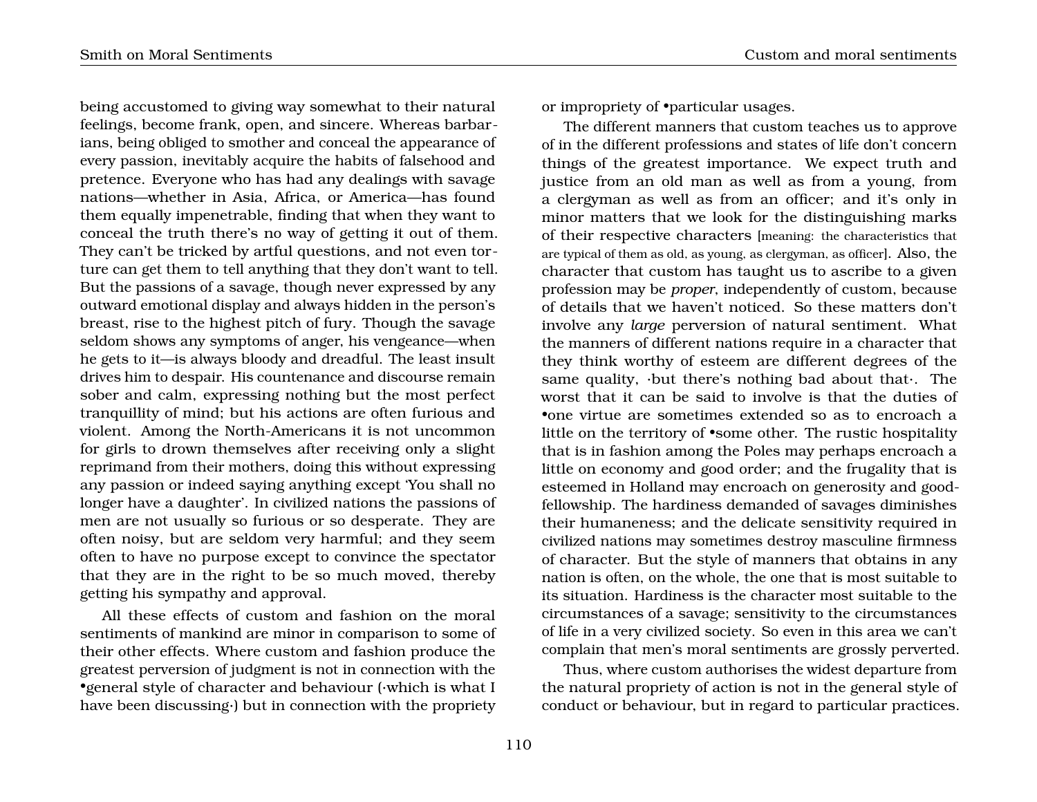being accustomed to giving way somewhat to their natural feelings, become frank, open, and sincere. Whereas barbarians, being obliged to smother and conceal the appearance of every passion, inevitably acquire the habits of falsehood and pretence. Everyone who has had any dealings with savage nations—whether in Asia, Africa, or America—has found them equally impenetrable, finding that when they want to conceal the truth there's no way of getting it out of them. They can't be tricked by artful questions, and not even torture can get them to tell anything that they don't want to tell. But the passions of a savage, though never expressed by any outward emotional display and always hidden in the person's breast, rise to the highest pitch of fury. Though the savage seldom shows any symptoms of anger, his vengeance—when he gets to it—is always bloody and dreadful. The least insult drives him to despair. His countenance and discourse remain sober and calm, expressing nothing but the most perfect tranquillity of mind; but his actions are often furious and violent. Among the North-Americans it is not uncommon for girls to drown themselves after receiving only a slight reprimand from their mothers, doing this without expressing any passion or indeed saying anything except 'You shall no longer have a daughter'. In civilized nations the passions of men are not usually so furious or so desperate. They are often noisy, but are seldom very harmful; and they seem often to have no purpose except to convince the spectator that they are in the right to be so much moved, thereby getting his sympathy and approval.

All these effects of custom and fashion on the moral sentiments of mankind are minor in comparison to some of their other effects. Where custom and fashion produce the greatest perversion of judgment is not in connection with the •general style of character and behaviour (·which is what I have been discussing·) but in connection with the propriety or impropriety of •particular usages.

The different manners that custom teaches us to approve of in the different professions and states of life don't concern things of the greatest importance. We expect truth and justice from an old man as well as from a young, from a clergyman as well as from an officer; and it's only in minor matters that we look for the distinguishing marks of their respective characters [meaning: the characteristics that are typical of them as old, as young, as clergyman, as officer]. Also, the character that custom has taught us to ascribe to a given profession may be *proper*, independently of custom, because of details that we haven't noticed. So these matters don't involve any *large* perversion of natural sentiment. What the manners of different nations require in a character that they think worthy of esteem are different degrees of the same quality, ·but there's nothing bad about that·. The worst that it can be said to involve is that the duties of •one virtue are sometimes extended so as to encroach a little on the territory of •some other. The rustic hospitality that is in fashion among the Poles may perhaps encroach a little on economy and good order; and the frugality that is esteemed in Holland may encroach on generosity and good-fellowship. The hardiness demanded of savages diminishes their humaneness; and the delicate sensitivity required in civilized nations may sometimes destroy masculine firmness of character. But the style of manners that obtains in any nation is often, on the whole, the one that is most suitable to its situation. Hardiness is the character most suitable to the circumstances of a savage; sensitivity to the circumstances of life in a very civilized society. So even in this area we can't complain that men's moral sentiments are grossly perverted.

Thus, where custom authorises the widest departure from the natural propriety of action is not in the general style of conduct or behaviour, but in regard to particular practices.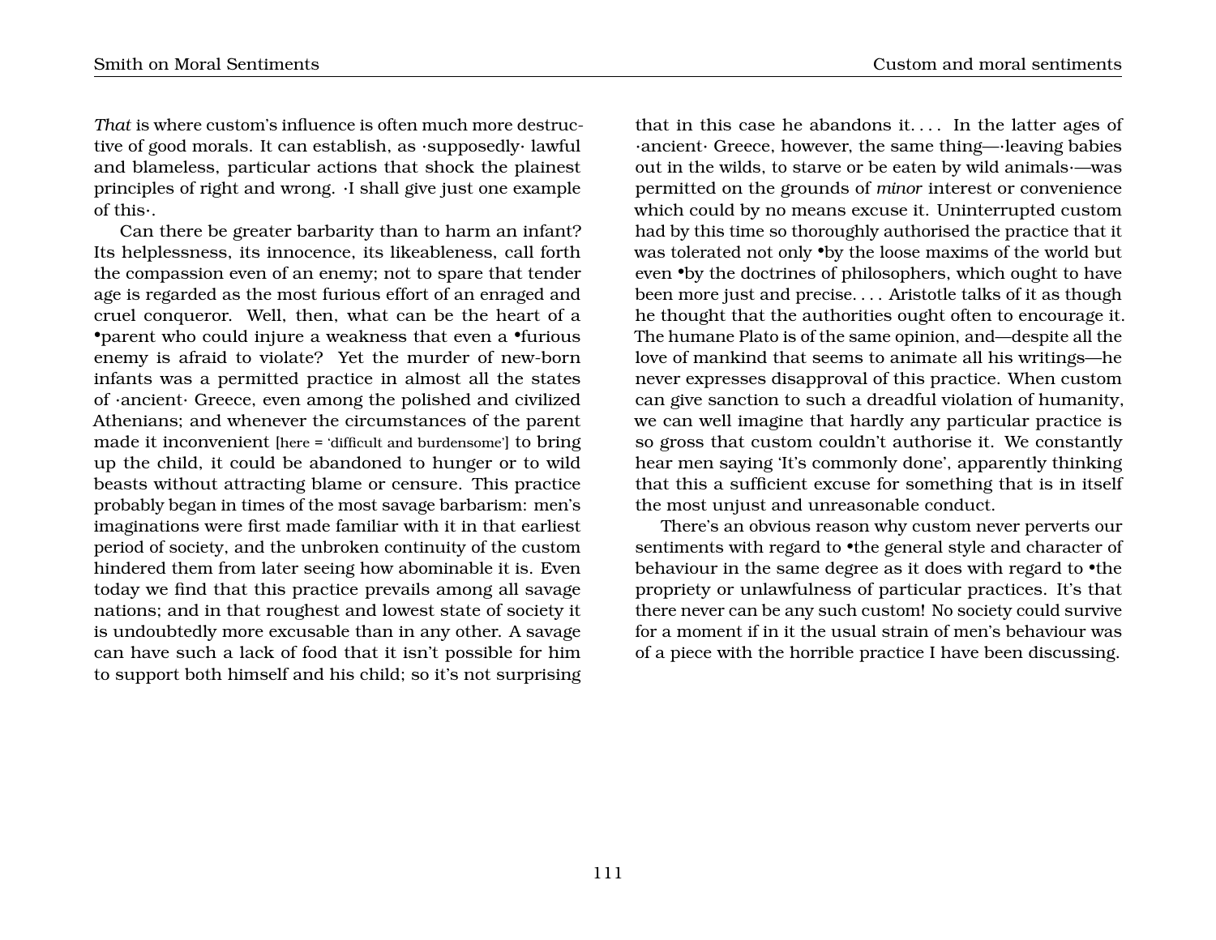*That* is where custom's influence is often much more destructive of good morals. It can establish, as ·supposedly· lawful and blameless, particular actions that shock the plainest principles of right and wrong. ·I shall give just one example of this·.

Can there be greater barbarity than to harm an infant? Its helplessness, its innocence, its likeableness, call forth the compassion even of an enemy; not to spare that tender age is regarded as the most furious effort of an enraged and cruel conqueror. Well, then, what can be the heart of a •parent who could injure a weakness that even a •furious enemy is afraid to violate? Yet the murder of new-born infants was a permitted practice in almost all the states of ·ancient· Greece, even among the polished and civilized Athenians; and whenever the circumstances of the parent made it inconvenient [here = 'difficult and burdensome'] to bring up the child, it could be abandoned to hunger or to wild beasts without attracting blame or censure. This practice probably began in times of the most savage barbarism: men's imaginations were first made familiar with it in that earliest period of society, and the unbroken continuity of the custom hindered them from later seeing how abominable it is. Even today we find that this practice prevails among all savage nations; and in that roughest and lowest state of society it is undoubtedly more excusable than in any other. A savage can have such a lack of food that it isn't possible for him to support both himself and his child; so it's not surprising that in this case he abandons it. . . . In the latter ages of ·ancient· Greece, however, the same thing—·leaving babies out in the wilds, to starve or be eaten by wild animals·—was permitted on the grounds of *minor* interest or convenience which could by no means excuse it. Uninterrupted custom had by this time so thoroughly authorised the practice that it was tolerated not only •by the loose maxims of the world but even •by the doctrines of philosophers, which ought to have been more just and precise. . . . Aristotle talks of it as though he thought that the authorities ought often to encourage it. The humane Plato is of the same opinion, and—despite all the love of mankind that seems to animate all his writings—he never expresses disapproval of this practice. When custom can give sanction to such a dreadful violation of humanity, we can well imagine that hardly any particular practice is so gross that custom couldn't authorise it. We constantly hear men saying 'It's commonly done', apparently thinking that this a sufficient excuse for something that is in itself the most unjust and unreasonable conduct.

There's an obvious reason why custom never perverts our sentiments with regard to •the general style and character of behaviour in the same degree as it does with regard to •the propriety or unlawfulness of particular practices. It's that there never can be any such custom! No society could survive for a moment if in it the usual strain of men's behaviour was of a piece with the horrible practice I have been discussing.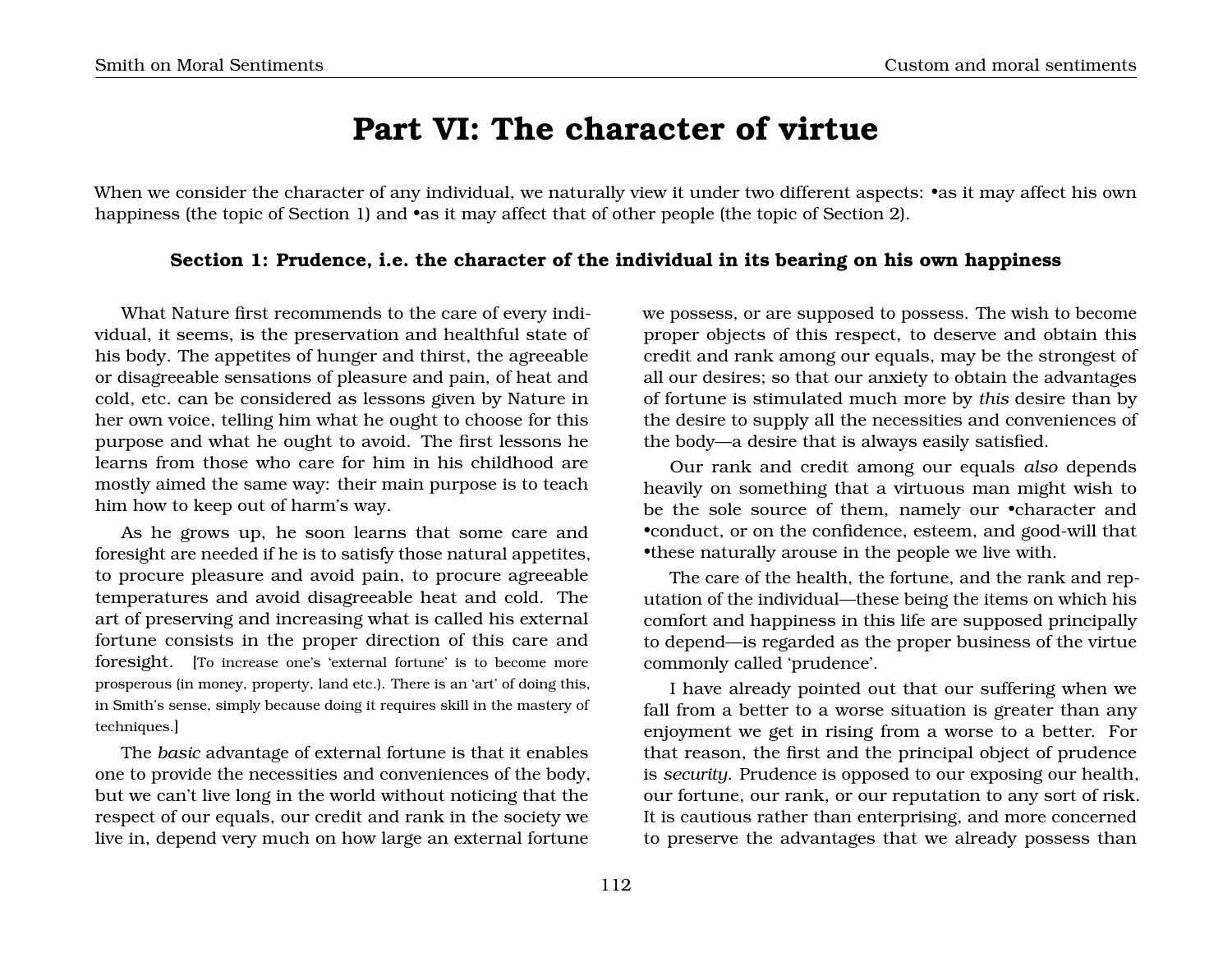# Part VI: The character of virtue

When we consider the character of any individual, we naturally view it under two different aspects: •as it may affect his own happiness (the topic of Section 1) and •as it may affect that of other people (the topic of Section 2).

### Section 1: Prudence, i.e. the character of the individual in its bearing on his own happiness

What Nature first recommends to the care of every individual, it seems, is the preservation and healthful state of his body. The appetites of hunger and thirst, the agreeable or disagreeable sensations of pleasure and pain, of heat and cold, etc. can be considered as lessons given by Nature in her own voice, telling him what he ought to choose for this purpose and what he ought to avoid. The first lessons he learns from those who care for him in his childhood are mostly aimed the same way: their main purpose is to teach him how to keep out of harm's way.

As he grows up, he soon learns that some care and foresight are needed if he is to satisfy those natural appetites, to procure pleasure and avoid pain, to procure agreeable temperatures and avoid disagreeable heat and cold. The art of preserving and increasing what is called his external fortune consists in the proper direction of this care and foresight. [To increase one's 'external fortune' is to become more prosperous (in money, property, land etc.). There is an 'art' of doing this, in Smith's sense, simply because doing it requires skill in the mastery of techniques.]

The *basic* advantage of external fortune is that it enables one to provide the necessities and conveniences of the body, but we can't live long in the world without noticing that the respect of our equals, our credit and rank in the society we live in, depend very much on how large an external fortune we possess, or are supposed to possess. The wish to become proper objects of this respect, to deserve and obtain this credit and rank among our equals, may be the strongest of all our desires; so that our anxiety to obtain the advantages of fortune is stimulated much more by *this* desire than by the desire to supply all the necessities and conveniences of the body—a desire that is always easily satisfied.

Our rank and credit among our equals *also* depends heavily on something that a virtuous man might wish to be the sole source of them, namely our •character and •conduct, or on the confidence, esteem, and good-will that •these naturally arouse in the people we live with.

The care of the health, the fortune, and the rank and reputation of the individual—these being the items on which his comfort and happiness in this life are supposed principally to depend—is regarded as the proper business of the virtue commonly called 'prudence'.

I have already pointed out that our suffering when we fall from a better to a worse situation is greater than any enjoyment we get in rising from a worse to a better. For that reason, the first and the principal object of prudence is *security*. Prudence is opposed to our exposing our health, our fortune, our rank, or our reputation to any sort of risk. It is cautious rather than enterprising, and more concerned to preserve the advantages that we already possess than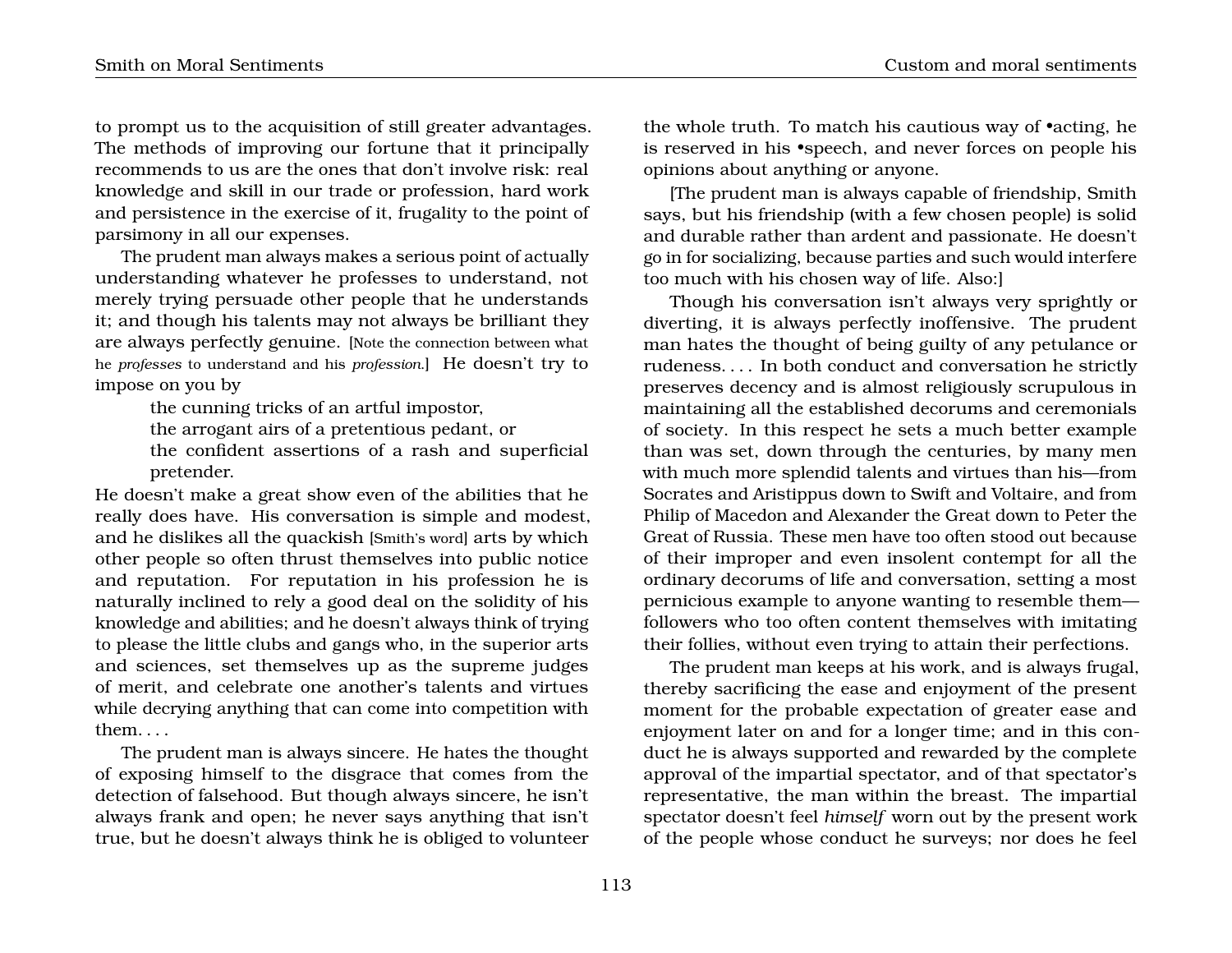to prompt us to the acquisition of still greater advantages. The methods of improving our fortune that it principally recommends to us are the ones that don't involve risk: real knowledge and skill in our trade or profession, hard work and persistence in the exercise of it, frugality to the point of parsimony in all our expenses.

The prudent man always makes a serious point of actually understanding whatever he professes to understand, not merely trying persuade other people that he understands it; and though his talents may not always be brilliant they are always perfectly genuine. [Note the connection between what he *professes* to understand and his *profession*.] He doesn't try to impose on you by

> the cunning tricks of an artful impostor,
> the arrogant airs of a pretentious pedant, or
> the confident assertions of a rash and superficial pretender.

He doesn't make a great show even of the abilities that he really does have. His conversation is simple and modest, and he dislikes all the quackish [Smith's word] arts by which other people so often thrust themselves into public notice and reputation. For reputation in his profession he is naturally inclined to rely a good deal on the solidity of his knowledge and abilities; and he doesn't always think of trying to please the little clubs and gangs who, in the superior arts and sciences, set themselves up as the supreme judges of merit, and celebrate one another's talents and virtues while decrying anything that can come into competition with them. . . .

The prudent man is always sincere. He hates the thought of exposing himself to the disgrace that comes from the detection of falsehood. But though always sincere, he isn't always frank and open; he never says anything that isn't true, but he doesn't always think he is obliged to volunteer the whole truth. To match his cautious way of •acting, he is reserved in his •speech, and never forces on people his opinions about anything or anyone.

[The prudent man is always capable of friendship, Smith says, but his friendship (with a few chosen people) is solid and durable rather than ardent and passionate. He doesn't go in for socializing, because parties and such would interfere too much with his chosen way of life. Also:]

Though his conversation isn't always very sprightly or diverting, it is always perfectly inoffensive. The prudent man hates the thought of being guilty of any petulance or rudeness. . . . In both conduct and conversation he strictly preserves decency and is almost religiously scrupulous in maintaining all the established decorums and ceremonials of society. In this respect he sets a much better example than was set, down through the centuries, by many men with much more splendid talents and virtues than his—from Socrates and Aristippus down to Swift and Voltaire, and from Philip of Macedon and Alexander the Great down to Peter the Great of Russia. These men have too often stood out because of their improper and even insolent contempt for all the ordinary decorums of life and conversation, setting a most pernicious example to anyone wanting to resemble them—followers who too often content themselves with imitating their follies, without even trying to attain their perfections.

The prudent man keeps at his work, and is always frugal, thereby sacrificing the ease and enjoyment of the present moment for the probable expectation of greater ease and enjoyment later on and for a longer time; and in this conduct he is always supported and rewarded by the complete approval of the impartial spectator, and of that spectator's representative, the man within the breast. The impartial spectator doesn't feel *himself* worn out by the present work of the people whose conduct he surveys; nor does he feel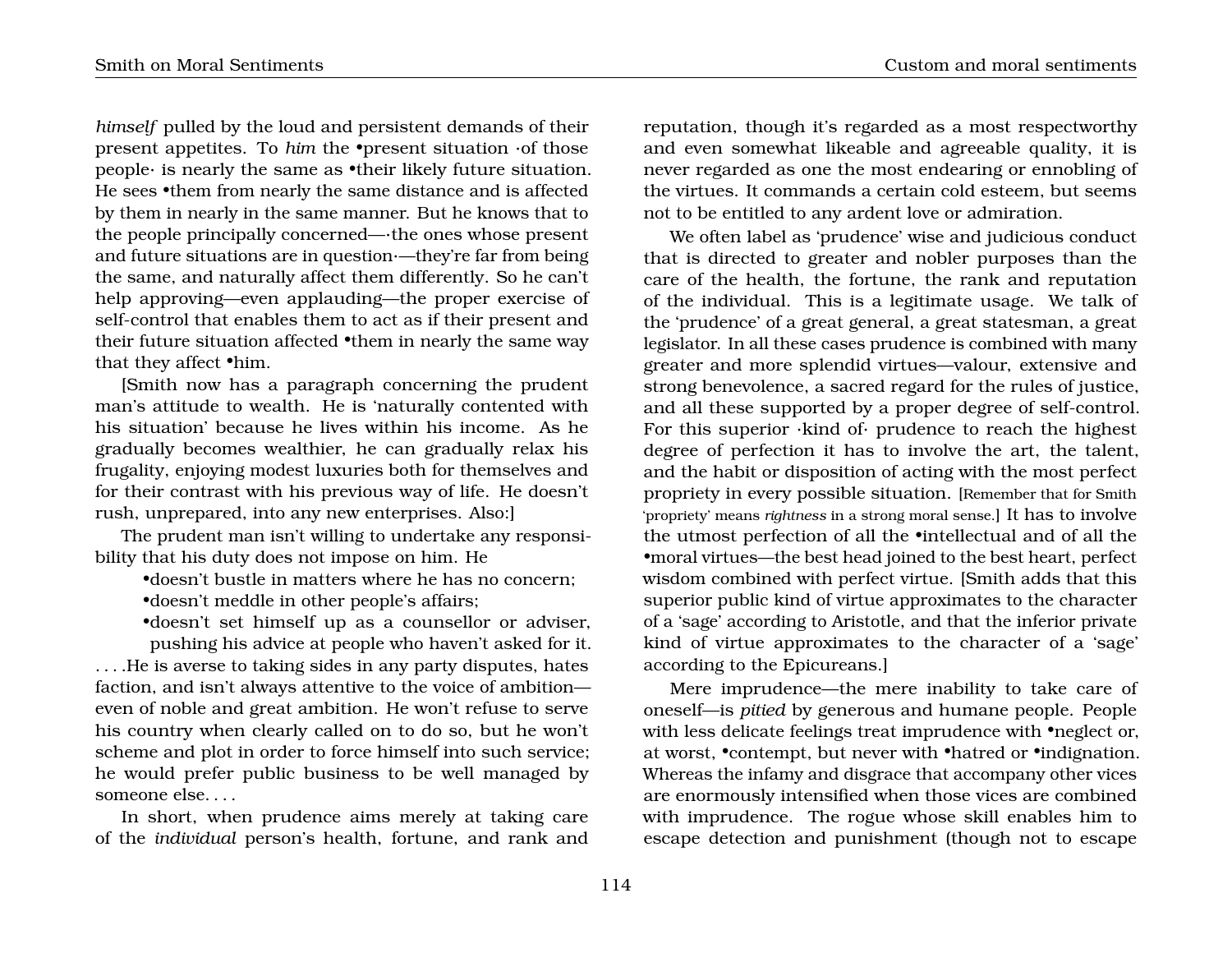*himself* pulled by the loud and persistent demands of their present appetites. To *him* the •present situation ·of those people· is nearly the same as •their likely future situation. He sees •them from nearly the same distance and is affected by them in nearly in the same manner. But he knows that to the people principally concerned—·the ones whose present and future situations are in question·—they're far from being the same, and naturally affect them differently. So he can't help approving—even applauding—the proper exercise of self-control that enables them to act as if their present and their future situation affected •them in nearly the same way that they affect •him.

[Smith now has a paragraph concerning the prudent man's attitude to wealth. He is 'naturally contented with his situation' because he lives within his income. As he gradually becomes wealthier, he can gradually relax his frugality, enjoying modest luxuries both for themselves and for their contrast with his previous way of life. He doesn't rush, unprepared, into any new enterprises. Also:]

The prudent man isn't willing to undertake any responsibility that his duty does not impose on him. He

- •doesn't bustle in matters where he has no concern;
- •doesn't meddle in other people's affairs;
- •doesn't set himself up as a counsellor or adviser, pushing his advice at people who haven't asked for it.

. . . .He is averse to taking sides in any party disputes, hates faction, and isn't always attentive to the voice of ambition—even of noble and great ambition. He won't refuse to serve his country when clearly called on to do so, but he won't scheme and plot in order to force himself into such service; he would prefer public business to be well managed by someone else. . . .

In short, when prudence aims merely at taking care of the *individual* person's health, fortune, and rank and reputation, though it's regarded as a most respectworthy and even somewhat likeable and agreeable quality, it is never regarded as one the most endearing or ennobling of the virtues. It commands a certain cold esteem, but seems not to be entitled to any ardent love or admiration.

We often label as 'prudence' wise and judicious conduct that is directed to greater and nobler purposes than the care of the health, the fortune, the rank and reputation of the individual. This is a legitimate usage. We talk of the 'prudence' of a great general, a great statesman, a great legislator. In all these cases prudence is combined with many greater and more splendid virtues—valour, extensive and strong benevolence, a sacred regard for the rules of justice, and all these supported by a proper degree of self-control. For this superior ·kind of· prudence to reach the highest degree of perfection it has to involve the art, the talent, and the habit or disposition of acting with the most perfect propriety in every possible situation. [Remember that for Smith 'propriety' means *rightness* in a strong moral sense.] It has to involve the utmost perfection of all the •intellectual and of all the •moral virtues—the best head joined to the best heart, perfect wisdom combined with perfect virtue. [Smith adds that this superior public kind of virtue approximates to the character of a 'sage' according to Aristotle, and that the inferior private kind of virtue approximates to the character of a 'sage' according to the Epicureans.]

Mere imprudence—the mere inability to take care of oneself—is *pitied* by generous and humane people. People with less delicate feelings treat imprudence with •neglect or, at worst, •contempt, but never with •hatred or •indignation. Whereas the infamy and disgrace that accompany other vices are enormously intensified when those vices are combined with imprudence. The rogue whose skill enables him to escape detection and punishment (though not to escape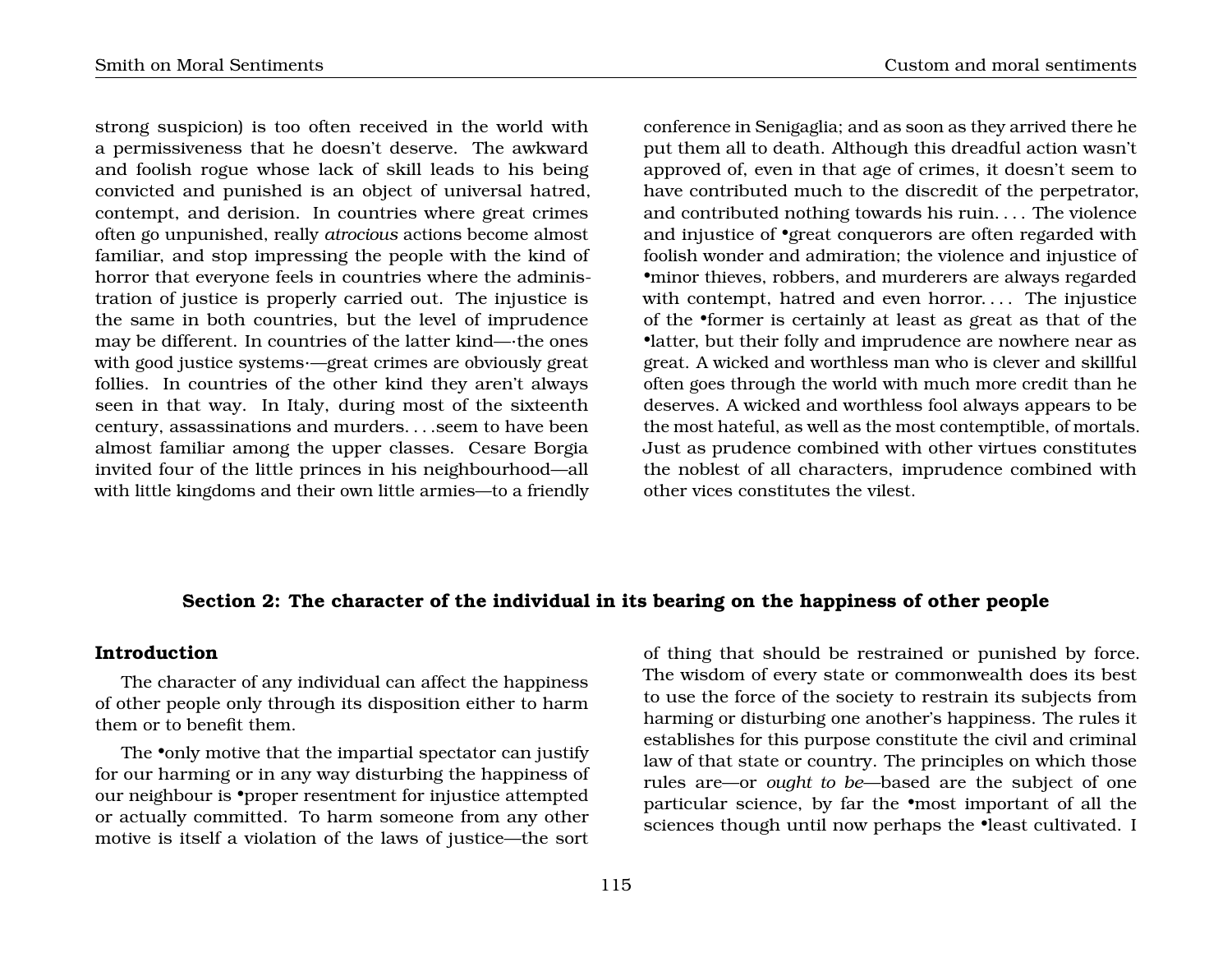strong suspicion) is too often received in the world with a permissiveness that he doesn't deserve. The awkward and foolish rogue whose lack of skill leads to his being convicted and punished is an object of universal hatred, contempt, and derision. In countries where great crimes often go unpunished, really *atrocious* actions become almost familiar, and stop impressing the people with the kind of horror that everyone feels in countries where the administration of justice is properly carried out. The injustice is the same in both countries, but the level of imprudence may be different. In countries of the latter kind—·the ones with good justice systems·—great crimes are obviously great follies. In countries of the other kind they aren't always seen in that way. In Italy, during most of the sixteenth century, assassinations and murders. . . .seem to have been almost familiar among the upper classes. Cesare Borgia invited four of the little princes in his neighbourhood—all with little kingdoms and their own little armies—to a friendly conference in Senigaglia; and as soon as they arrived there he put them all to death. Although this dreadful action wasn't approved of, even in that age of crimes, it doesn't seem to have contributed much to the discredit of the perpetrator, and contributed nothing towards his ruin. . . . The violence and injustice of •great conquerors are often regarded with foolish wonder and admiration; the violence and injustice of •minor thieves, robbers, and murderers are always regarded with contempt, hatred and even horror. . . . The injustice of the •former is certainly at least as great as that of the •latter, but their folly and imprudence are nowhere near as great. A wicked and worthless man who is clever and skillful often goes through the world with much more credit than he deserves. A wicked and worthless fool always appears to be the most hateful, as well as the most contemptible, of mortals. Just as prudence combined with other virtues constitutes the noblest of all characters, imprudence combined with other vices constitutes the vilest.

## Section 2: The character of the individual in its bearing on the happiness of other people

### Introduction

The character of any individual can affect the happiness of other people only through its disposition either to harm them or to benefit them.

The •only motive that the impartial spectator can justify for our harming or in any way disturbing the happiness of our neighbour is •proper resentment for injustice attempted or actually committed. To harm someone from any other motive is itself a violation of the laws of justice—the sort of thing that should be restrained or punished by force. The wisdom of every state or commonwealth does its best to use the force of the society to restrain its subjects from harming or disturbing one another's happiness. The rules it establishes for this purpose constitute the civil and criminal law of that state or country. The principles on which those rules are—or *ought to be*—based are the subject of one particular science, by far the •most important of all the sciences though until now perhaps the •least cultivated. I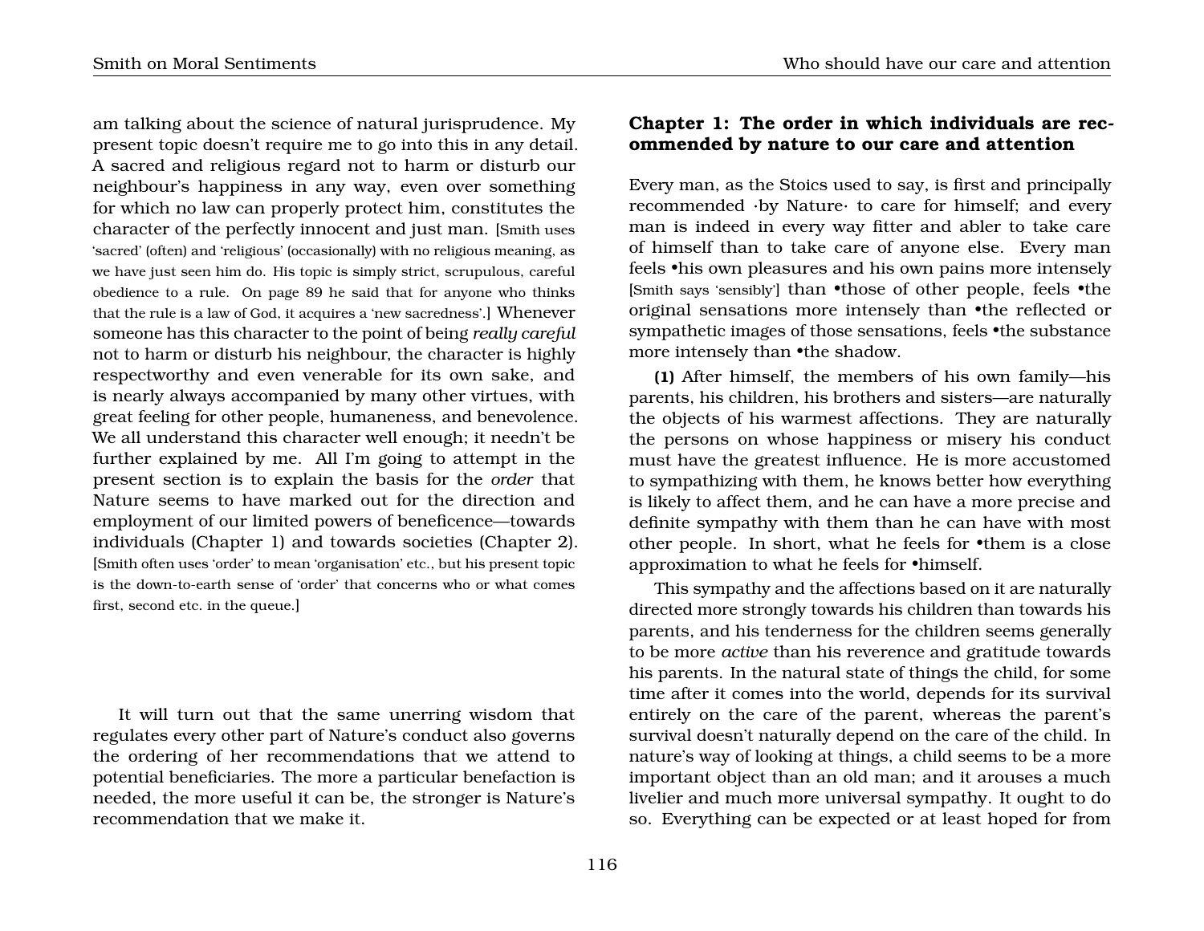am talking about the science of natural jurisprudence. My present topic doesn't require me to go into this in any detail. A sacred and religious regard not to harm or disturb our neighbour's happiness in any way, even over something for which no law can properly protect him, constitutes the character of the perfectly innocent and just man. [Smith uses 'sacred' (often) and 'religious' (occasionally) with no religious meaning, as we have just seen him do. His topic is simply strict, scrupulous, careful obedience to a rule. On page 89 he said that for anyone who thinks that the rule is a law of God, it acquires a 'new sacredness'.] Whenever someone has this character to the point of being *really careful* not to harm or disturb his neighbour, the character is highly respectworthy and even venerable for its own sake, and is nearly always accompanied by many other virtues, with great feeling for other people, humaneness, and benevolence. We all understand this character well enough; it needn't be further explained by me. All I'm going to attempt in the present section is to explain the basis for the *order* that Nature seems to have marked out for the direction and employment of our limited powers of beneficence—towards individuals (Chapter 1) and towards societies (Chapter 2). [Smith often uses 'order' to mean 'organisation' etc., but his present topic is the down-to-earth sense of 'order' that concerns who or what comes first, second etc. in the queue.]

It will turn out that the same unerring wisdom that regulates every other part of Nature's conduct also governs the ordering of her recommendations that we attend to potential beneficiaries. The more a particular benefaction is needed, the more useful it can be, the stronger is Nature's recommendation that we make it.

### Chapter 1: The order in which individuals are recommended by nature to our care and attention

Every man, as the Stoics used to say, is first and principally recommended ·by Nature· to care for himself; and every man is indeed in every way fitter and abler to take care of himself than to take care of anyone else. Every man feels •his own pleasures and his own pains more intensely [Smith says 'sensibly'] than •those of other people, feels •the original sensations more intensely than •the reflected or sympathetic images of those sensations, feels •the substance more intensely than •the shadow.

**(1)** After himself, the members of his own family—his parents, his children, his brothers and sisters—are naturally the objects of his warmest affections. They are naturally the persons on whose happiness or misery his conduct must have the greatest influence. He is more accustomed to sympathizing with them, he knows better how everything is likely to affect them, and he can have a more precise and definite sympathy with them than he can have with most other people. In short, what he feels for •them is a close approximation to what he feels for •himself.

This sympathy and the affections based on it are naturally directed more strongly towards his children than towards his parents, and his tenderness for the children seems generally to be more *active* than his reverence and gratitude towards his parents. In the natural state of things the child, for some time after it comes into the world, depends for its survival entirely on the care of the parent, whereas the parent's survival doesn't naturally depend on the care of the child. In nature's way of looking at things, a child seems to be a more important object than an old man; and it arouses a much livelier and much more universal sympathy. It ought to do so. Everything can be expected or at least hoped for from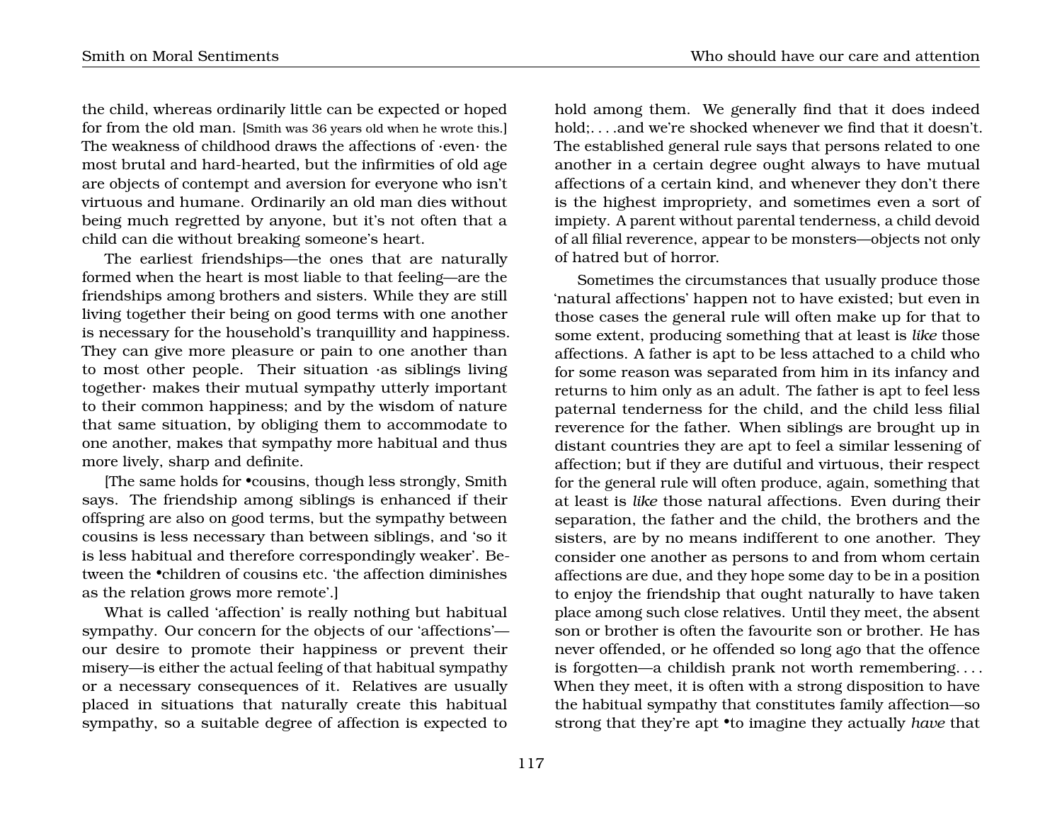the child, whereas ordinarily little can be expected or hoped for from the old man. [Smith was 36 years old when he wrote this.] The weakness of childhood draws the affections of ·even· the most brutal and hard-hearted, but the infirmities of old age are objects of contempt and aversion for everyone who isn't virtuous and humane. Ordinarily an old man dies without being much regretted by anyone, but it's not often that a child can die without breaking someone's heart.

The earliest friendships—the ones that are naturally formed when the heart is most liable to that feeling—are the friendships among brothers and sisters. While they are still living together their being on good terms with one another is necessary for the household's tranquillity and happiness. They can give more pleasure or pain to one another than to most other people. Their situation ·as siblings living together· makes their mutual sympathy utterly important to their common happiness; and by the wisdom of nature that same situation, by obliging them to accommodate to one another, makes that sympathy more habitual and thus more lively, sharp and definite.

[The same holds for •cousins, though less strongly, Smith says. The friendship among siblings is enhanced if their offspring are also on good terms, but the sympathy between cousins is less necessary than between siblings, and 'so it is less habitual and therefore correspondingly weaker'. Between the •children of cousins etc. 'the affection diminishes as the relation grows more remote'.]

What is called 'affection' is really nothing but habitual sympathy. Our concern for the objects of our 'affections'—our desire to promote their happiness or prevent their misery—is either the actual feeling of that habitual sympathy or a necessary consequences of it. Relatives are usually placed in situations that naturally create this habitual sympathy, so a suitable degree of affection is expected to hold among them. We generally find that it does indeed hold;. . . .and we're shocked whenever we find that it doesn't. The established general rule says that persons related to one another in a certain degree ought always to have mutual affections of a certain kind, and whenever they don't there is the highest impropriety, and sometimes even a sort of impiety. A parent without parental tenderness, a child devoid of all filial reverence, appear to be monsters—objects not only of hatred but of horror.

Sometimes the circumstances that usually produce those 'natural affections' happen not to have existed; but even in those cases the general rule will often make up for that to some extent, producing something that at least is *like* those affections. A father is apt to be less attached to a child who for some reason was separated from him in its infancy and returns to him only as an adult. The father is apt to feel less paternal tenderness for the child, and the child less filial reverence for the father. When siblings are brought up in distant countries they are apt to feel a similar lessening of affection; but if they are dutiful and virtuous, their respect for the general rule will often produce, again, something that at least is *like* those natural affections. Even during their separation, the father and the child, the brothers and the sisters, are by no means indifferent to one another. They consider one another as persons to and from whom certain affections are due, and they hope some day to be in a position to enjoy the friendship that ought naturally to have taken place among such close relatives. Until they meet, the absent son or brother is often the favourite son or brother. He has never offended, or he offended so long ago that the offence is forgotten—a childish prank not worth remembering. . . . When they meet, it is often with a strong disposition to have the habitual sympathy that constitutes family affection—so strong that they're apt •to imagine they actually *have* that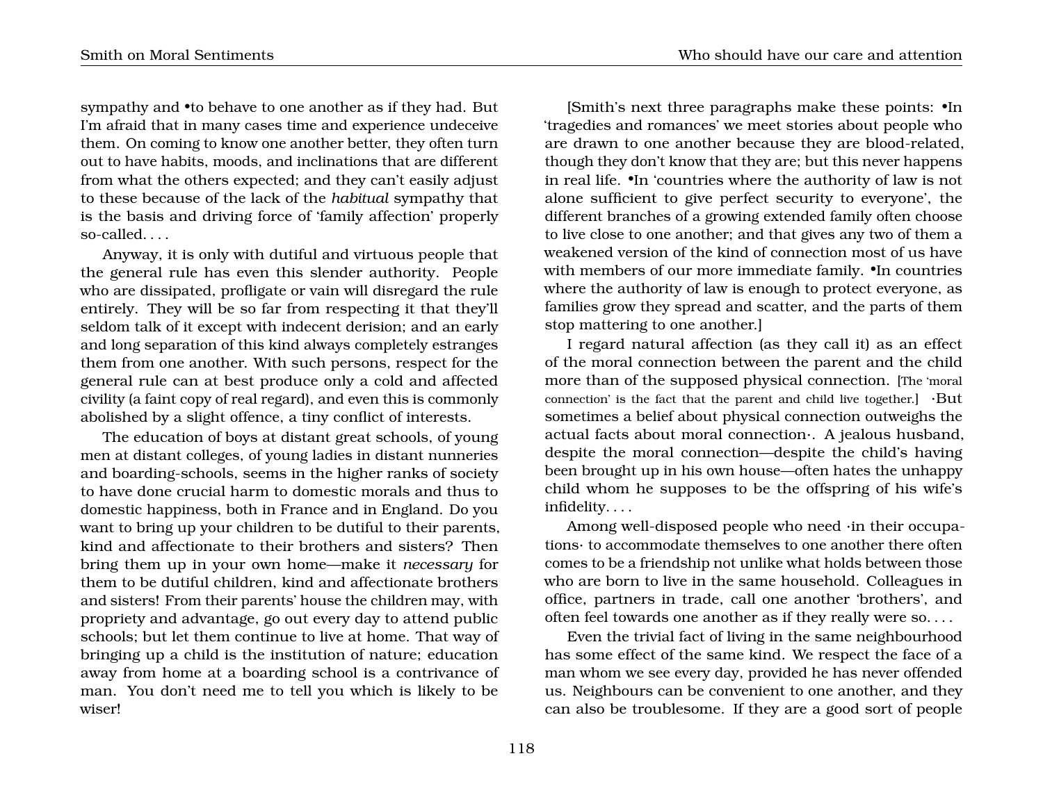sympathy and •to behave to one another as if they had. But I'm afraid that in many cases time and experience undeceive them. On coming to know one another better, they often turn out to have habits, moods, and inclinations that are different from what the others expected; and they can't easily adjust to these because of the lack of the *habitual* sympathy that is the basis and driving force of 'family affection' properly so-called. . . .

Anyway, it is only with dutiful and virtuous people that the general rule has even this slender authority. People who are dissipated, profligate or vain will disregard the rule entirely. They will be so far from respecting it that they'll seldom talk of it except with indecent derision; and an early and long separation of this kind always completely estranges them from one another. With such persons, respect for the general rule can at best produce only a cold and affected civility (a faint copy of real regard), and even this is commonly abolished by a slight offence, a tiny conflict of interests.

The education of boys at distant great schools, of young men at distant colleges, of young ladies in distant nunneries and boarding-schools, seems in the higher ranks of society to have done crucial harm to domestic morals and thus to domestic happiness, both in France and in England. Do you want to bring up your children to be dutiful to their parents, kind and affectionate to their brothers and sisters? Then bring them up in your own home—make it *necessary* for them to be dutiful children, kind and affectionate brothers and sisters! From their parents' house the children may, with propriety and advantage, go out every day to attend public schools; but let them continue to live at home. That way of bringing up a child is the institution of nature; education away from home at a boarding school is a contrivance of man. You don't need me to tell you which is likely to be wiser!

[Smith's next three paragraphs make these points: •In 'tragedies and romances' we meet stories about people who are drawn to one another because they are blood-related, though they don't know that they are; but this never happens in real life. •In 'countries where the authority of law is not alone sufficient to give perfect security to everyone', the different branches of a growing extended family often choose to live close to one another; and that gives any two of them a weakened version of the kind of connection most of us have with members of our more immediate family. •In countries where the authority of law is enough to protect everyone, as families grow they spread and scatter, and the parts of them stop mattering to one another.]

I regard natural affection (as they call it) as an effect of the moral connection between the parent and the child more than of the supposed physical connection. [The 'moral connection' is the fact that the parent and child live together.] ·But sometimes a belief about physical connection outweighs the actual facts about moral connection·. A jealous husband, despite the moral connection—despite the child's having been brought up in his own house—often hates the unhappy child whom he supposes to be the offspring of his wife's infidelity. . . .

Among well-disposed people who need ·in their occupations· to accommodate themselves to one another there often comes to be a friendship not unlike what holds between those who are born to live in the same household. Colleagues in office, partners in trade, call one another 'brothers', and often feel towards one another as if they really were so. . . .

Even the trivial fact of living in the same neighbourhood has some effect of the same kind. We respect the face of a man whom we see every day, provided he has never offended us. Neighbours can be convenient to one another, and they can also be troublesome. If they are a good sort of people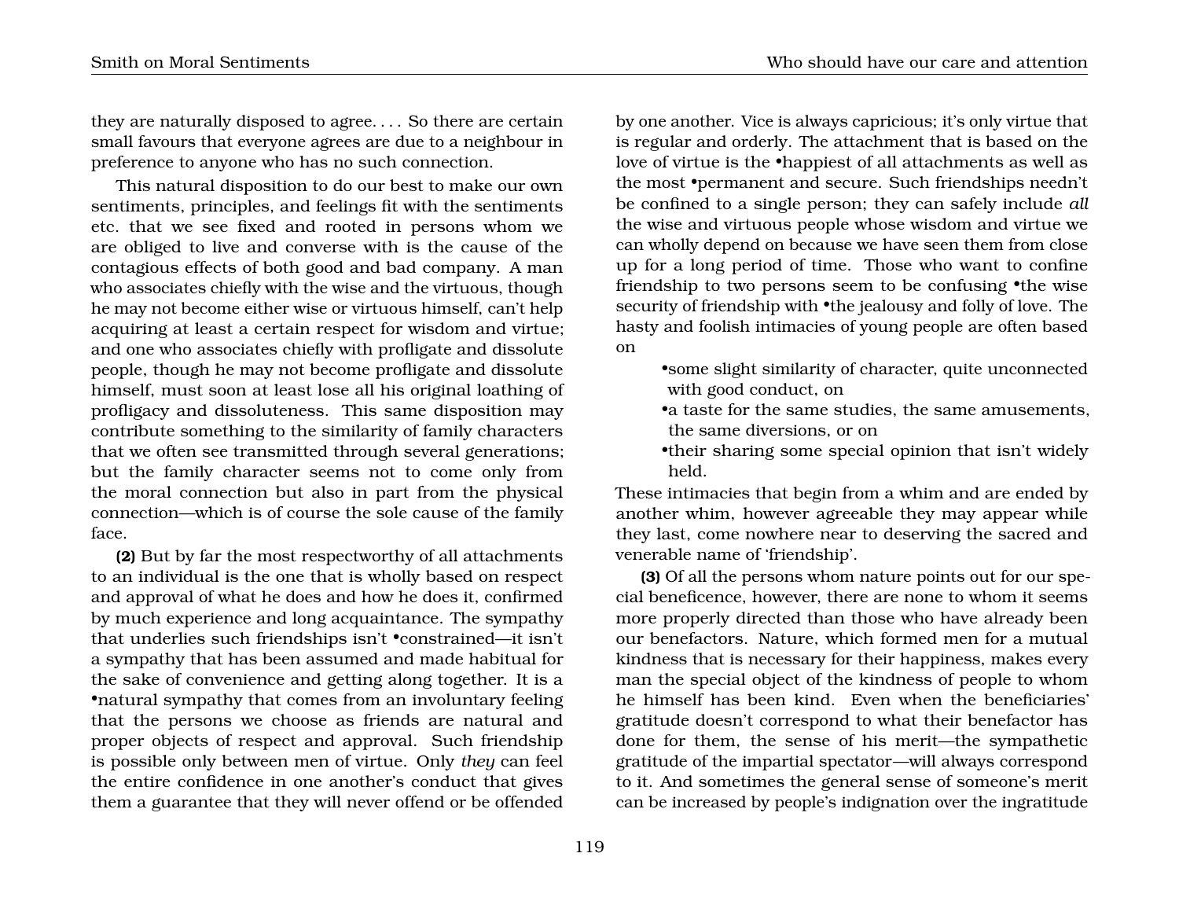they are naturally disposed to agree. . . . So there are certain small favours that everyone agrees are due to a neighbour in preference to anyone who has no such connection.

This natural disposition to do our best to make our own sentiments, principles, and feelings fit with the sentiments etc. that we see fixed and rooted in persons whom we are obliged to live and converse with is the cause of the contagious effects of both good and bad company. A man who associates chiefly with the wise and the virtuous, though he may not become either wise or virtuous himself, can't help acquiring at least a certain respect for wisdom and virtue; and one who associates chiefly with profligate and dissolute people, though he may not become profligate and dissolute himself, must soon at least lose all his original loathing of profligacy and dissoluteness. This same disposition may contribute something to the similarity of family characters that we often see transmitted through several generations; but the family character seems not to come only from the moral connection but also in part from the physical connection—which is of course the sole cause of the family face.

**(2)** But by far the most respectworthy of all attachments to an individual is the one that is wholly based on respect and approval of what he does and how he does it, confirmed by much experience and long acquaintance. The sympathy that underlies such friendships isn't •constrained—it isn't a sympathy that has been assumed and made habitual for the sake of convenience and getting along together. It is a •natural sympathy that comes from an involuntary feeling that the persons we choose as friends are natural and proper objects of respect and approval. Such friendship is possible only between men of virtue. Only *they* can feel the entire confidence in one another's conduct that gives them a guarantee that they will never offend or be offended by one another. Vice is always capricious; it's only virtue that is regular and orderly. The attachment that is based on the love of virtue is the •happiest of all attachments as well as the most •permanent and secure. Such friendships needn't be confined to a single person; they can safely include *all* the wise and virtuous people whose wisdom and virtue we can wholly depend on because we have seen them from close up for a long period of time. Those who want to confine friendship to two persons seem to be confusing •the wise security of friendship with •the jealousy and folly of love. The hasty and foolish intimacies of young people are often based on

- •some slight similarity of character, quite unconnected with good conduct, on
- •a taste for the same studies, the same amusements, the same diversions, or on
- •their sharing some special opinion that isn't widely held.

These intimacies that begin from a whim and are ended by another whim, however agreeable they may appear while they last, come nowhere near to deserving the sacred and venerable name of 'friendship'.

**(3)** Of all the persons whom nature points out for our special beneficence, however, there are none to whom it seems more properly directed than those who have already been our benefactors. Nature, which formed men for a mutual kindness that is necessary for their happiness, makes every man the special object of the kindness of people to whom he himself has been kind. Even when the beneficiaries' gratitude doesn't correspond to what their benefactor has done for them, the sense of his merit—the sympathetic gratitude of the impartial spectator—will always correspond to it. And sometimes the general sense of someone's merit can be increased by people's indignation over the ingratitude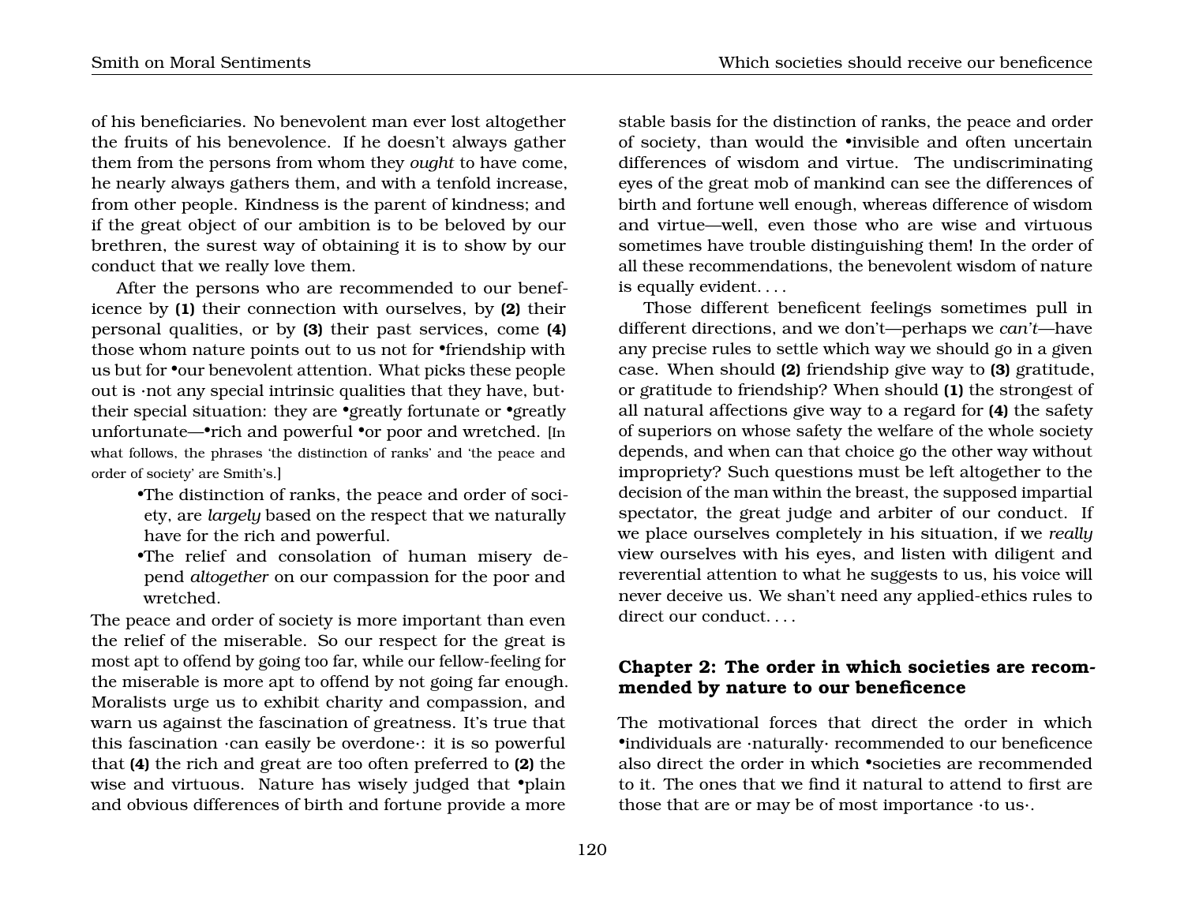of his beneficiaries. No benevolent man ever lost altogether the fruits of his benevolence. If he doesn't always gather them from the persons from whom they *ought* to have come, he nearly always gathers them, and with a tenfold increase, from other people. Kindness is the parent of kindness; and if the great object of our ambition is to be beloved by our brethren, the surest way of obtaining it is to show by our conduct that we really love them.

After the persons who are recommended to our beneficence by **(1)** their connection with ourselves, by **(2)** their personal qualities, or by **(3)** their past services, come **(4)** those whom nature points out to us not for •friendship with us but for •our benevolent attention. What picks these people out is ·not any special intrinsic qualities that they have, but· their special situation: they are •greatly fortunate or •greatly unfortunate—•rich and powerful •or poor and wretched. [In what follows, the phrases 'the distinction of ranks' and 'the peace and order of society' are Smith's.]

- •The distinction of ranks, the peace and order of society, are *largely* based on the respect that we naturally have for the rich and powerful.
- •The relief and consolation of human misery depend *altogether* on our compassion for the poor and wretched.

The peace and order of society is more important than even the relief of the miserable. So our respect for the great is most apt to offend by going too far, while our fellow-feeling for the miserable is more apt to offend by not going far enough. Moralists urge us to exhibit charity and compassion, and warn us against the fascination of greatness. It's true that this fascination ·can easily be overdone·: it is so powerful that **(4)** the rich and great are too often preferred to **(2)** the wise and virtuous. Nature has wisely judged that •plain and obvious differences of birth and fortune provide a more stable basis for the distinction of ranks, the peace and order of society, than would the •invisible and often uncertain differences of wisdom and virtue. The undiscriminating eyes of the great mob of mankind can see the differences of birth and fortune well enough, whereas difference of wisdom and virtue—well, even those who are wise and virtuous sometimes have trouble distinguishing them! In the order of all these recommendations, the benevolent wisdom of nature is equally evident. . . .

Those different beneficent feelings sometimes pull in different directions, and we don't—perhaps we *can't*—have any precise rules to settle which way we should go in a given case. When should **(2)** friendship give way to **(3)** gratitude, or gratitude to friendship? When should **(1)** the strongest of all natural affections give way to a regard for **(4)** the safety of superiors on whose safety the welfare of the whole society depends, and when can that choice go the other way without impropriety? Such questions must be left altogether to the decision of the man within the breast, the supposed impartial spectator, the great judge and arbiter of our conduct. If we place ourselves completely in his situation, if we *really* view ourselves with his eyes, and listen with diligent and reverential attention to what he suggests to us, his voice will never deceive us. We shan't need any applied-ethics rules to direct our conduct. . . .

## Chapter 2: The order in which societies are recommended by nature to our beneficence

The motivational forces that direct the order in which •individuals are ·naturally· recommended to our beneficence also direct the order in which •societies are recommended to it. The ones that we find it natural to attend to first are those that are or may be of most importance ·to us·.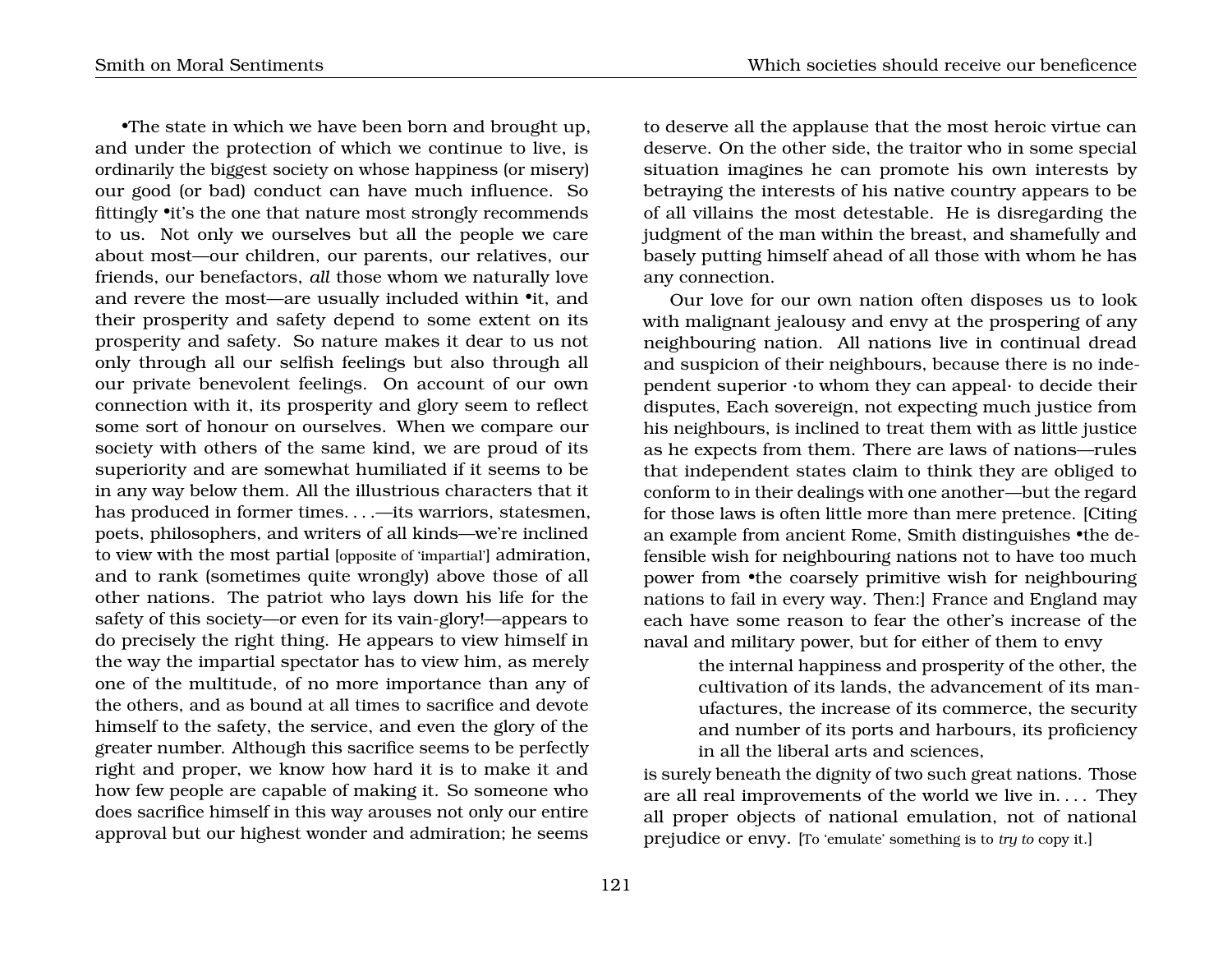•The state in which we have been born and brought up, and under the protection of which we continue to live, is ordinarily the biggest society on whose happiness (or misery) our good (or bad) conduct can have much influence. So fittingly •it's the one that nature most strongly recommends to us. Not only we ourselves but all the people we care about most—our children, our parents, our relatives, our friends, our benefactors, *all* those whom we naturally love and revere the most—are usually included within •it, and their prosperity and safety depend to some extent on its prosperity and safety. So nature makes it dear to us not only through all our selfish feelings but also through all our private benevolent feelings. On account of our own connection with it, its prosperity and glory seem to reflect some sort of honour on ourselves. When we compare our society with others of the same kind, we are proud of its superiority and are somewhat humiliated if it seems to be in any way below them. All the illustrious characters that it has produced in former times. . . .—its warriors, statesmen, poets, philosophers, and writers of all kinds—we're inclined to view with the most partial [opposite of 'impartial'] admiration, and to rank (sometimes quite wrongly) above those of all other nations. The patriot who lays down his life for the safety of this society—or even for its vain-glory!—appears to do precisely the right thing. He appears to view himself in the way the impartial spectator has to view him, as merely one of the multitude, of no more importance than any of the others, and as bound at all times to sacrifice and devote himself to the safety, the service, and even the glory of the greater number. Although this sacrifice seems to be perfectly right and proper, we know how hard it is to make it and how few people are capable of making it. So someone who does sacrifice himself in this way arouses not only our entire approval but our highest wonder and admiration; he seems to deserve all the applause that the most heroic virtue can deserve. On the other side, the traitor who in some special situation imagines he can promote his own interests by betraying the interests of his native country appears to be of all villains the most detestable. He is disregarding the judgment of the man within the breast, and shamefully and basely putting himself ahead of all those with whom he has any connection.

Our love for our own nation often disposes us to look with malignant jealousy and envy at the prospering of any neighbouring nation. All nations live in continual dread and suspicion of their neighbours, because there is no independent superior ·to whom they can appeal· to decide their disputes, Each sovereign, not expecting much justice from his neighbours, is inclined to treat them with as little justice as he expects from them. There are laws of nations—rules that independent states claim to think they are obliged to conform to in their dealings with one another—but the regard for those laws is often little more than mere pretence. [Citing an example from ancient Rome, Smith distinguishes •the defensible wish for neighbouring nations not to have too much power from •the coarsely primitive wish for neighbouring nations to fail in every way. Then:] France and England may each have some reason to fear the other's increase of the naval and military power, but for either of them to envy

> the internal happiness and prosperity of the other, the cultivation of its lands, the advancement of its manufactures, the increase of its commerce, the security and number of its ports and harbours, its proficiency in all the liberal arts and sciences,

is surely beneath the dignity of two such great nations. Those are all real improvements of the world we live in. . . . They all proper objects of national emulation, not of national prejudice or envy. [To 'emulate' something is to *try to* copy it.]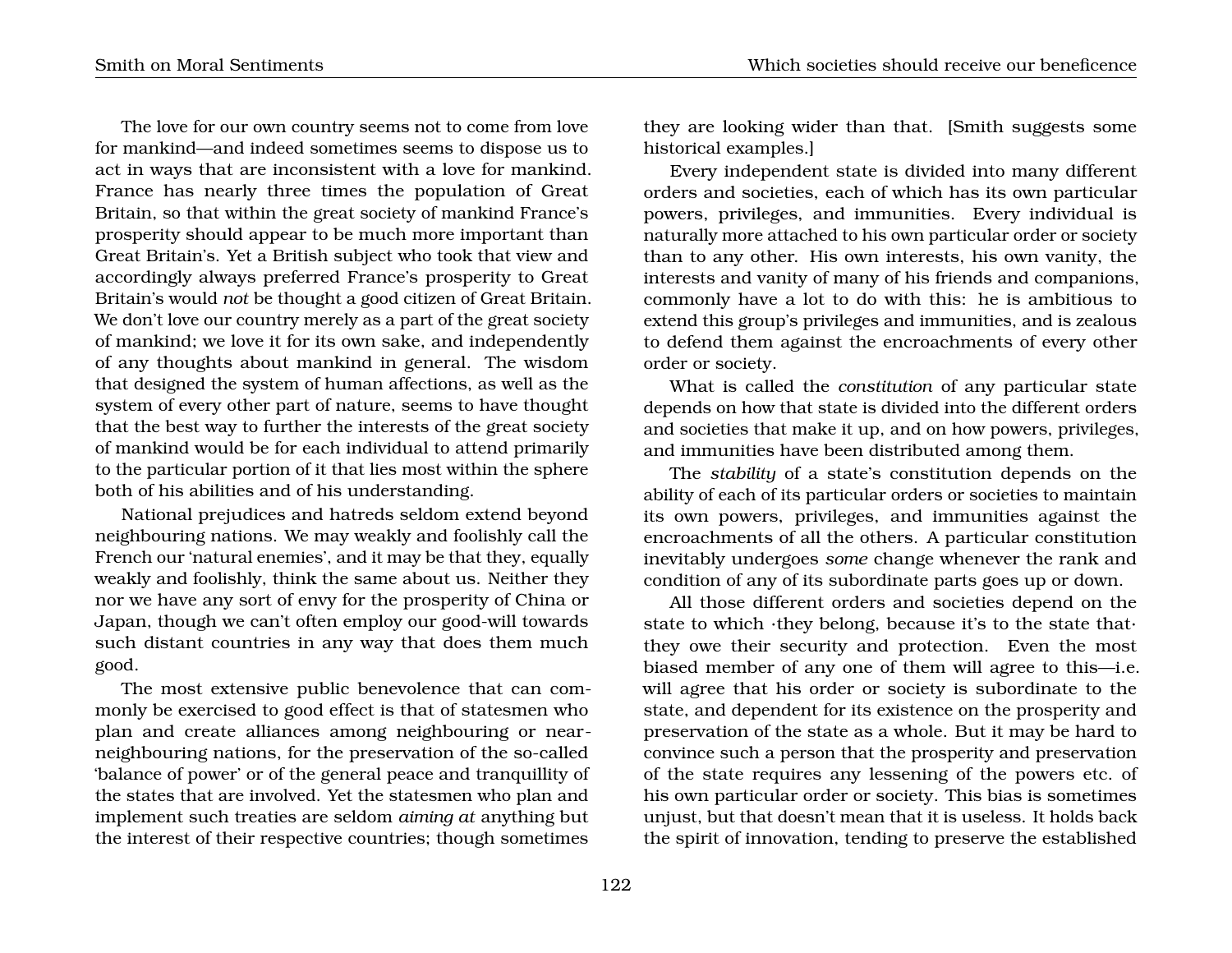The love for our own country seems not to come from love for mankind—and indeed sometimes seems to dispose us to act in ways that are inconsistent with a love for mankind. France has nearly three times the population of Great Britain, so that within the great society of mankind France's prosperity should appear to be much more important than Great Britain's. Yet a British subject who took that view and accordingly always preferred France's prosperity to Great Britain's would *not* be thought a good citizen of Great Britain. We don't love our country merely as a part of the great society of mankind; we love it for its own sake, and independently of any thoughts about mankind in general. The wisdom that designed the system of human affections, as well as the system of every other part of nature, seems to have thought that the best way to further the interests of the great society of mankind would be for each individual to attend primarily to the particular portion of it that lies most within the sphere both of his abilities and of his understanding.

National prejudices and hatreds seldom extend beyond neighbouring nations. We may weakly and foolishly call the French our 'natural enemies', and it may be that they, equally weakly and foolishly, think the same about us. Neither they nor we have any sort of envy for the prosperity of China or Japan, though we can't often employ our good-will towards such distant countries in any way that does them much good.

The most extensive public benevolence that can commonly be exercised to good effect is that of statesmen who plan and create alliances among neighbouring or near-neighbouring nations, for the preservation of the so-called 'balance of power' or of the general peace and tranquillity of the states that are involved. Yet the statesmen who plan and implement such treaties are seldom *aiming at* anything but the interest of their respective countries; though sometimes they are looking wider than that. [Smith suggests some historical examples.]

Every independent state is divided into many different orders and societies, each of which has its own particular powers, privileges, and immunities. Every individual is naturally more attached to his own particular order or society than to any other. His own interests, his own vanity, the interests and vanity of many of his friends and companions, commonly have a lot to do with this: he is ambitious to extend this group's privileges and immunities, and is zealous to defend them against the encroachments of every other order or society.

What is called the *constitution* of any particular state depends on how that state is divided into the different orders and societies that make it up, and on how powers, privileges, and immunities have been distributed among them.

The *stability* of a state's constitution depends on the ability of each of its particular orders or societies to maintain its own powers, privileges, and immunities against the encroachments of all the others. A particular constitution inevitably undergoes *some* change whenever the rank and condition of any of its subordinate parts goes up or down.

All those different orders and societies depend on the state to which ·they belong, because it's to the state that· they owe their security and protection. Even the most biased member of any one of them will agree to this—i.e. will agree that his order or society is subordinate to the state, and dependent for its existence on the prosperity and preservation of the state as a whole. But it may be hard to convince such a person that the prosperity and preservation of the state requires any lessening of the powers etc. of his own particular order or society. This bias is sometimes unjust, but that doesn't mean that it is useless. It holds back the spirit of innovation, tending to preserve the established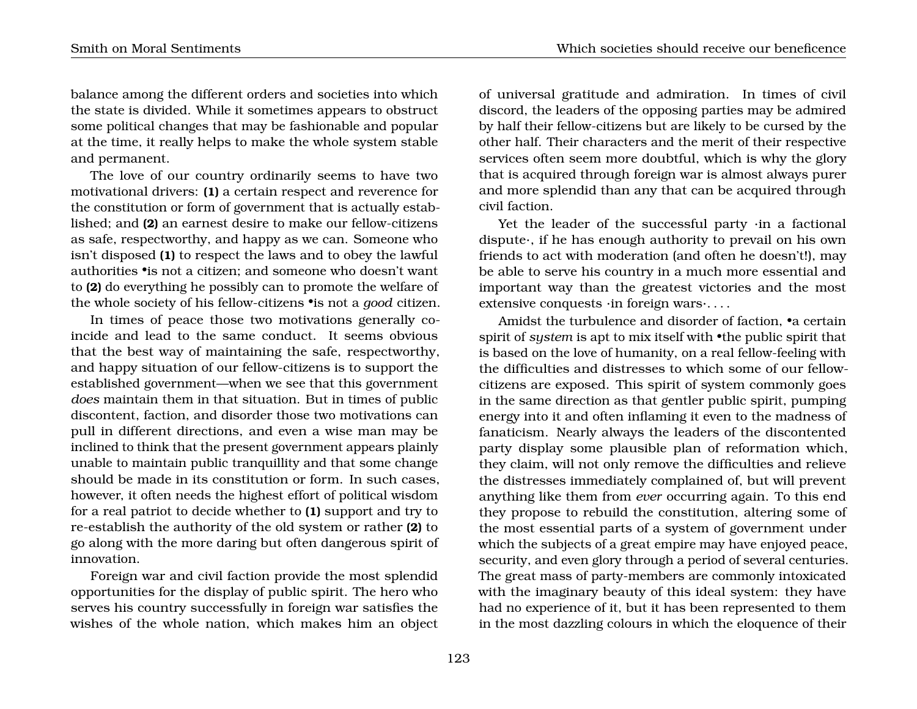balance among the different orders and societies into which the state is divided. While it sometimes appears to obstruct some political changes that may be fashionable and popular at the time, it really helps to make the whole system stable and permanent.

The love of our country ordinarily seems to have two motivational drivers: **(1)** a certain respect and reverence for the constitution or form of government that is actually established; and **(2)** an earnest desire to make our fellow-citizens as safe, respectworthy, and happy as we can. Someone who isn't disposed **(1)** to respect the laws and to obey the lawful authorities •is not a citizen; and someone who doesn't want to **(2)** do everything he possibly can to promote the welfare of the whole society of his fellow-citizens •is not a *good* citizen.

In times of peace those two motivations generally coincide and lead to the same conduct. It seems obvious that the best way of maintaining the safe, respectworthy, and happy situation of our fellow-citizens is to support the established government—when we see that this government *does* maintain them in that situation. But in times of public discontent, faction, and disorder those two motivations can pull in different directions, and even a wise man may be inclined to think that the present government appears plainly unable to maintain public tranquillity and that some change should be made in its constitution or form. In such cases, however, it often needs the highest effort of political wisdom for a real patriot to decide whether to **(1)** support and try to re-establish the authority of the old system or rather **(2)** to go along with the more daring but often dangerous spirit of innovation.

Foreign war and civil faction provide the most splendid opportunities for the display of public spirit. The hero who serves his country successfully in foreign war satisfies the wishes of the whole nation, which makes him an object of universal gratitude and admiration. In times of civil discord, the leaders of the opposing parties may be admired by half their fellow-citizens but are likely to be cursed by the other half. Their characters and the merit of their respective services often seem more doubtful, which is why the glory that is acquired through foreign war is almost always purer and more splendid than any that can be acquired through civil faction.

Yet the leader of the successful party ·in a factional dispute·, if he has enough authority to prevail on his own friends to act with moderation (and often he doesn't!), may be able to serve his country in a much more essential and important way than the greatest victories and the most extensive conquests ·in foreign wars·. . . .

Amidst the turbulence and disorder of faction, •a certain spirit of *system* is apt to mix itself with •the public spirit that is based on the love of humanity, on a real fellow-feeling with the difficulties and distresses to which some of our fellow-citizens are exposed. This spirit of system commonly goes in the same direction as that gentler public spirit, pumping energy into it and often inflaming it even to the madness of fanaticism. Nearly always the leaders of the discontented party display some plausible plan of reformation which, they claim, will not only remove the difficulties and relieve the distresses immediately complained of, but will prevent anything like them from *ever* occurring again. To this end they propose to rebuild the constitution, altering some of the most essential parts of a system of government under which the subjects of a great empire may have enjoyed peace, security, and even glory through a period of several centuries. The great mass of party-members are commonly intoxicated with the imaginary beauty of this ideal system: they have had no experience of it, but it has been represented to them in the most dazzling colours in which the eloquence of their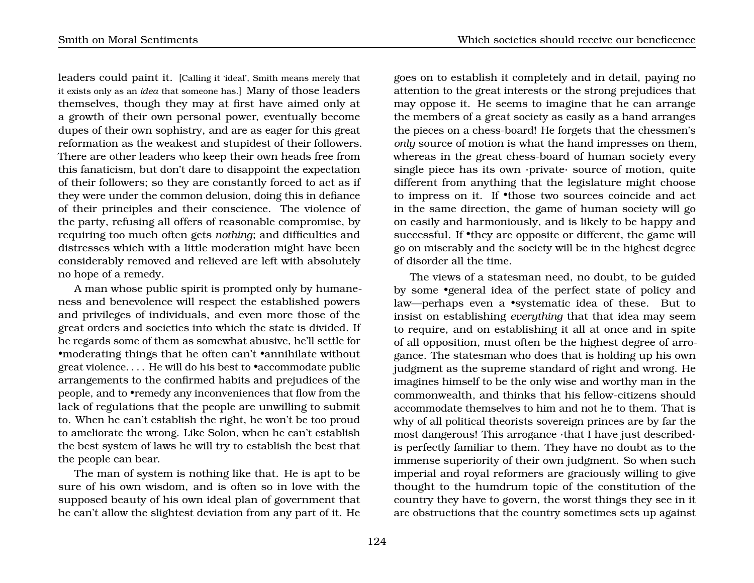leaders could paint it. [Calling it 'ideal', Smith means merely that it exists only as an *idea* that someone has.] Many of those leaders themselves, though they may at first have aimed only at a growth of their own personal power, eventually become dupes of their own sophistry, and are as eager for this great reformation as the weakest and stupidest of their followers. There are other leaders who keep their own heads free from this fanaticism, but don't dare to disappoint the expectation of their followers; so they are constantly forced to act as if they were under the common delusion, doing this in defiance of their principles and their conscience. The violence of the party, refusing all offers of reasonable compromise, by requiring too much often gets *nothing*; and difficulties and distresses which with a little moderation might have been considerably removed and relieved are left with absolutely no hope of a remedy.

A man whose public spirit is prompted only by humaneness and benevolence will respect the established powers and privileges of individuals, and even more those of the great orders and societies into which the state is divided. If he regards some of them as somewhat abusive, he'll settle for •moderating things that he often can't •annihilate without great violence. . . . He will do his best to •accommodate public arrangements to the confirmed habits and prejudices of the people, and to •remedy any inconveniences that flow from the lack of regulations that the people are unwilling to submit to. When he can't establish the right, he won't be too proud to ameliorate the wrong. Like Solon, when he can't establish the best system of laws he will try to establish the best that the people can bear.

The man of system is nothing like that. He is apt to be sure of his own wisdom, and is often so in love with the supposed beauty of his own ideal plan of government that he can't allow the slightest deviation from any part of it. He goes on to establish it completely and in detail, paying no attention to the great interests or the strong prejudices that may oppose it. He seems to imagine that he can arrange the members of a great society as easily as a hand arranges the pieces on a chess-board! He forgets that the chessmen's *only* source of motion is what the hand impresses on them, whereas in the great chess-board of human society every single piece has its own ·private· source of motion, quite different from anything that the legislature might choose to impress on it. If •those two sources coincide and act in the same direction, the game of human society will go on easily and harmoniously, and is likely to be happy and successful. If •they are opposite or different, the game will go on miserably and the society will be in the highest degree of disorder all the time.

The views of a statesman need, no doubt, to be guided by some •general idea of the perfect state of policy and law—perhaps even a •systematic idea of these. But to insist on establishing *everything* that that idea may seem to require, and on establishing it all at once and in spite of all opposition, must often be the highest degree of arrogance. The statesman who does that is holding up his own judgment as the supreme standard of right and wrong. He imagines himself to be the only wise and worthy man in the commonwealth, and thinks that his fellow-citizens should accommodate themselves to him and not he to them. That is why of all political theorists sovereign princes are by far the most dangerous! This arrogance ·that I have just described· is perfectly familiar to them. They have no doubt as to the immense superiority of their own judgment. So when such imperial and royal reformers are graciously willing to give thought to the humdrum topic of the constitution of the country they have to govern, the worst things they see in it are obstructions that the country sometimes sets up against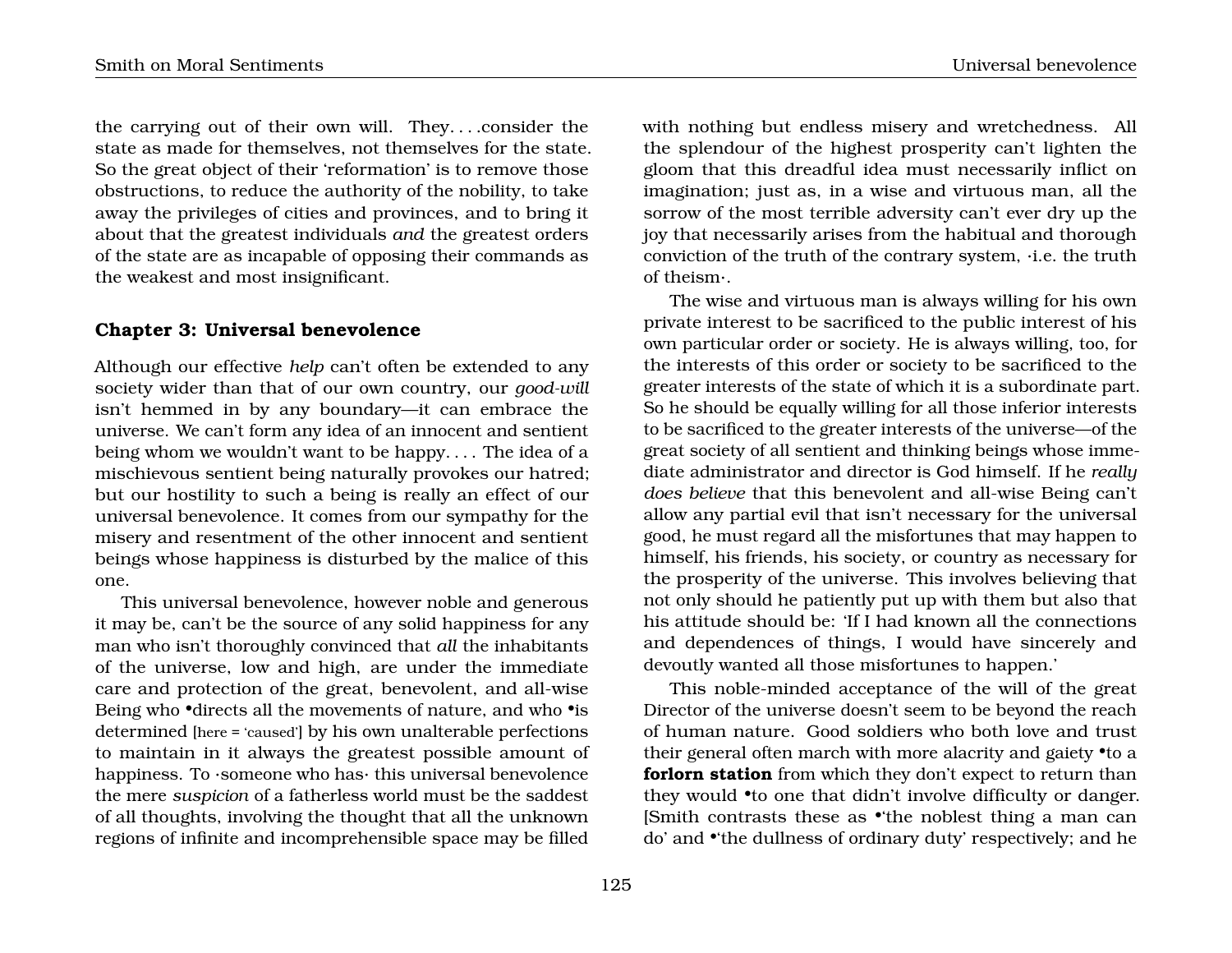the carrying out of their own will. They. . . .consider the state as made for themselves, not themselves for the state. So the great object of their 'reformation' is to remove those obstructions, to reduce the authority of the nobility, to take away the privileges of cities and provinces, and to bring it about that the greatest individuals *and* the greatest orders of the state are as incapable of opposing their commands as the weakest and most insignificant.

## Chapter 3: Universal benevolence

Although our effective *help* can't often be extended to any society wider than that of our own country, our *good-will* isn't hemmed in by any boundary—it can embrace the universe. We can't form any idea of an innocent and sentient being whom we wouldn't want to be happy. . . . The idea of a mischievous sentient being naturally provokes our hatred; but our hostility to such a being is really an effect of our universal benevolence. It comes from our sympathy for the misery and resentment of the other innocent and sentient beings whose happiness is disturbed by the malice of this one.

This universal benevolence, however noble and generous it may be, can't be the source of any solid happiness for any man who isn't thoroughly convinced that *all* the inhabitants of the universe, low and high, are under the immediate care and protection of the great, benevolent, and all-wise Being who •directs all the movements of nature, and who •is determined [here = 'caused'] by his own unalterable perfections to maintain in it always the greatest possible amount of happiness. To ·someone who has· this universal benevolence the mere *suspicion* of a fatherless world must be the saddest of all thoughts, involving the thought that all the unknown regions of infinite and incomprehensible space may be filled with nothing but endless misery and wretchedness. All the splendour of the highest prosperity can't lighten the gloom that this dreadful idea must necessarily inflict on imagination; just as, in a wise and virtuous man, all the sorrow of the most terrible adversity can't ever dry up the joy that necessarily arises from the habitual and thorough conviction of the truth of the contrary system, ·i.e. the truth of theism·.

The wise and virtuous man is always willing for his own private interest to be sacrificed to the public interest of his own particular order or society. He is always willing, too, for the interests of this order or society to be sacrificed to the greater interests of the state of which it is a subordinate part. So he should be equally willing for all those inferior interests to be sacrificed to the greater interests of the universe—of the great society of all sentient and thinking beings whose immediate administrator and director is God himself. If he *really does believe* that this benevolent and all-wise Being can't allow any partial evil that isn't necessary for the universal good, he must regard all the misfortunes that may happen to himself, his friends, his society, or country as necessary for the prosperity of the universe. This involves believing that not only should he patiently put up with them but also that his attitude should be: 'If I had known all the connections and dependences of things, I would have sincerely and devoutly wanted all those misfortunes to happen.'

This noble-minded acceptance of the will of the great Director of the universe doesn't seem to be beyond the reach of human nature. Good soldiers who both love and trust their general often march with more alacrity and gaiety •to a **forlorn station** from which they don't expect to return than they would •to one that didn't involve difficulty or danger. [Smith contrasts these as •'the noblest thing a man can do' and •'the dullness of ordinary duty' respectively; and he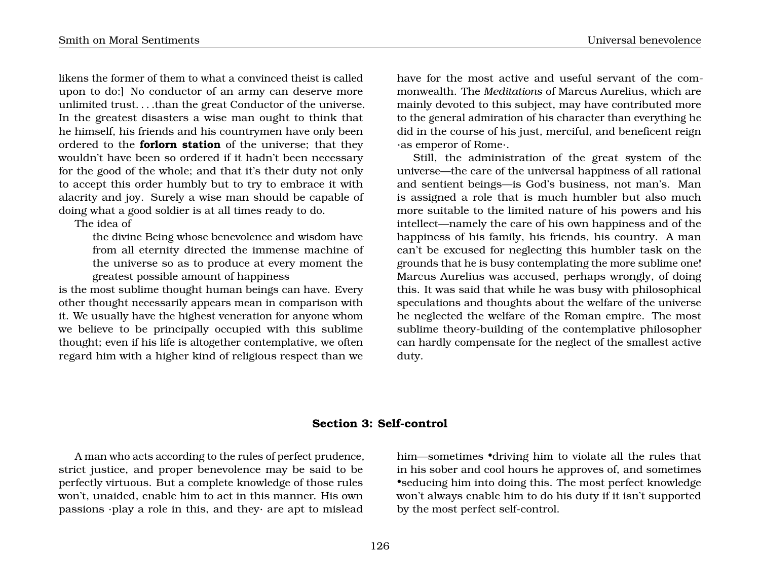likens the former of them to what a convinced theist is called upon to do:] No conductor of an army can deserve more unlimited trust. . . .than the great Conductor of the universe. In the greatest disasters a wise man ought to think that he himself, his friends and his countrymen have only been ordered to the **forlorn station** of the universe; that they wouldn't have been so ordered if it hadn't been necessary for the good of the whole; and that it's their duty not only to accept this order humbly but to try to embrace it with alacrity and joy. Surely a wise man should be capable of doing what a good soldier is at all times ready to do.

The idea of

> the divine Being whose benevolence and wisdom have from all eternity directed the immense machine of the universe so as to produce at every moment the greatest possible amount of happiness

is the most sublime thought human beings can have. Every other thought necessarily appears mean in comparison with it. We usually have the highest veneration for anyone whom we believe to be principally occupied with this sublime thought; even if his life is altogether contemplative, we often regard him with a higher kind of religious respect than we have for the most active and useful servant of the commonwealth. The *Meditations* of Marcus Aurelius, which are mainly devoted to this subject, may have contributed more to the general admiration of his character than everything he did in the course of his just, merciful, and beneficent reign ·as emperor of Rome·.

Still, the administration of the great system of the universe—the care of the universal happiness of all rational and sentient beings—is God's business, not man's. Man is assigned a role that is much humbler but also much more suitable to the limited nature of his powers and his intellect—namely the care of his own happiness and of the happiness of his family, his friends, his country. A man can't be excused for neglecting this humbler task on the grounds that he is busy contemplating the more sublime one! Marcus Aurelius was accused, perhaps wrongly, of doing this. It was said that while he was busy with philosophical speculations and thoughts about the welfare of the universe he neglected the welfare of the Roman empire. The most sublime theory-building of the contemplative philosopher can hardly compensate for the neglect of the smallest active duty.

## Section 3: Self-control

A man who acts according to the rules of perfect prudence, strict justice, and proper benevolence may be said to be perfectly virtuous. But a complete knowledge of those rules won't, unaided, enable him to act in this manner. His own passions ·play a role in this, and they· are apt to mislead him—sometimes •driving him to violate all the rules that in his sober and cool hours he approves of, and sometimes •seducing him into doing this. The most perfect knowledge won't always enable him to do his duty if it isn't supported by the most perfect self-control.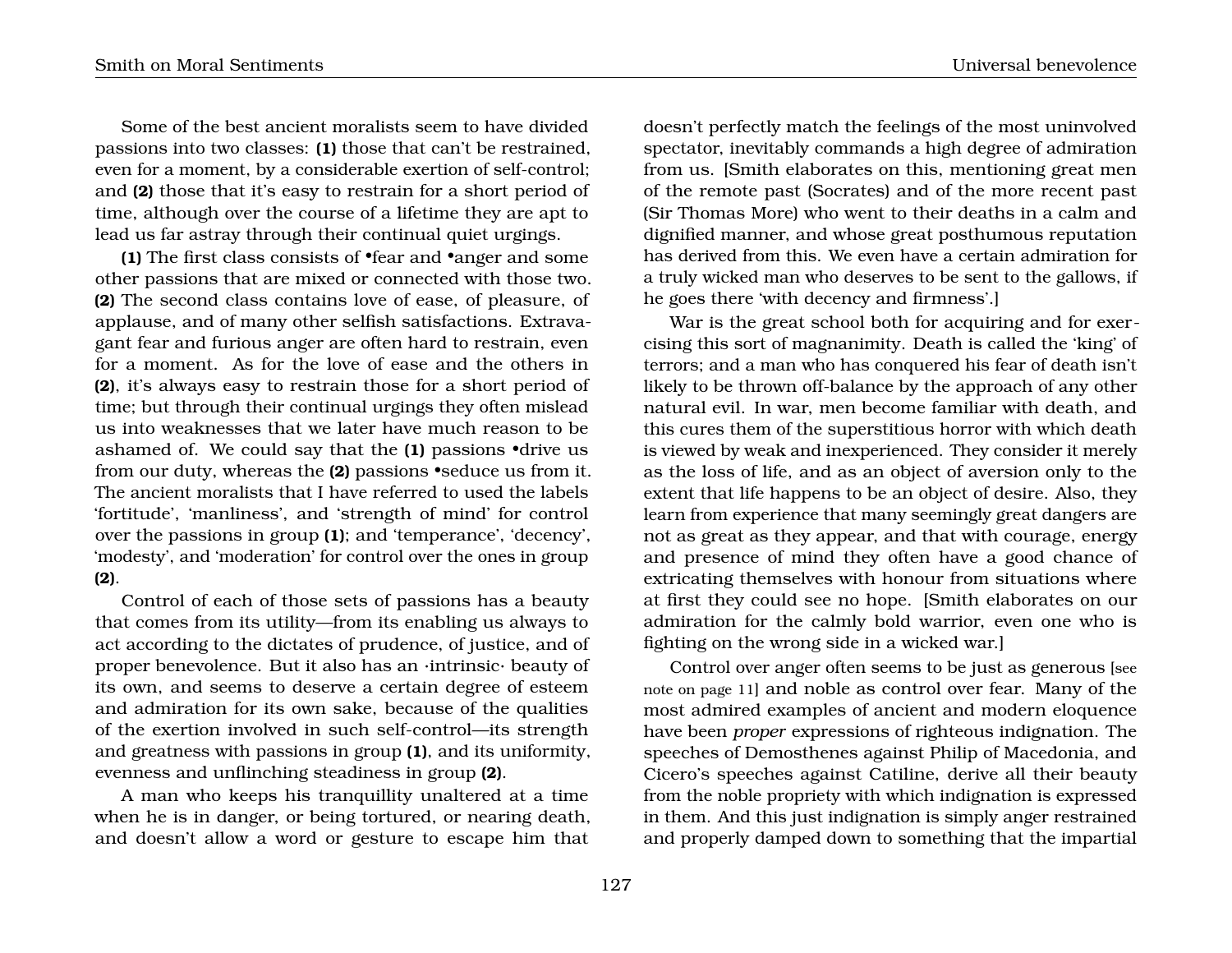Some of the best ancient moralists seem to have divided passions into two classes: **(1)** those that can't be restrained, even for a moment, by a considerable exertion of self-control; and **(2)** those that it's easy to restrain for a short period of time, although over the course of a lifetime they are apt to lead us far astray through their continual quiet urgings.

**(1)** The first class consists of •fear and •anger and some other passions that are mixed or connected with those two. **(2)** The second class contains love of ease, of pleasure, of applause, and of many other selfish satisfactions. Extravagant fear and furious anger are often hard to restrain, even for a moment. As for the love of ease and the others in **(2)**, it's always easy to restrain those for a short period of time; but through their continual urgings they often mislead us into weaknesses that we later have much reason to be ashamed of. We could say that the **(1)** passions •drive us from our duty, whereas the **(2)** passions •seduce us from it. The ancient moralists that I have referred to used the labels 'fortitude', 'manliness', and 'strength of mind' for control over the passions in group **(1)**; and 'temperance', 'decency', 'modesty', and 'moderation' for control over the ones in group **(2)**.

Control of each of those sets of passions has a beauty that comes from its utility—from its enabling us always to act according to the dictates of prudence, of justice, and of proper benevolence. But it also has an ·intrinsic· beauty of its own, and seems to deserve a certain degree of esteem and admiration for its own sake, because of the qualities of the exertion involved in such self-control—its strength and greatness with passions in group **(1)**, and its uniformity, evenness and unflinching steadiness in group **(2)**.

A man who keeps his tranquillity unaltered at a time when he is in danger, or being tortured, or nearing death, and doesn't allow a word or gesture to escape him that doesn't perfectly match the feelings of the most uninvolved spectator, inevitably commands a high degree of admiration from us. [Smith elaborates on this, mentioning great men of the remote past (Socrates) and of the more recent past (Sir Thomas More) who went to their deaths in a calm and dignified manner, and whose great posthumous reputation has derived from this. We even have a certain admiration for a truly wicked man who deserves to be sent to the gallows, if he goes there 'with decency and firmness'.]

War is the great school both for acquiring and for exercising this sort of magnanimity. Death is called the 'king' of terrors; and a man who has conquered his fear of death isn't likely to be thrown off-balance by the approach of any other natural evil. In war, men become familiar with death, and this cures them of the superstitious horror with which death is viewed by weak and inexperienced. They consider it merely as the loss of life, and as an object of aversion only to the extent that life happens to be an object of desire. Also, they learn from experience that many seemingly great dangers are not as great as they appear, and that with courage, energy and presence of mind they often have a good chance of extricating themselves with honour from situations where at first they could see no hope. [Smith elaborates on our admiration for the calmly bold warrior, even one who is fighting on the wrong side in a wicked war.]

Control over anger often seems to be just as generous [see note on page 11] and noble as control over fear. Many of the most admired examples of ancient and modern eloquence have been *proper* expressions of righteous indignation. The speeches of Demosthenes against Philip of Macedonia, and Cicero's speeches against Catiline, derive all their beauty from the noble propriety with which indignation is expressed in them. And this just indignation is simply anger restrained and properly damped down to something that the impartial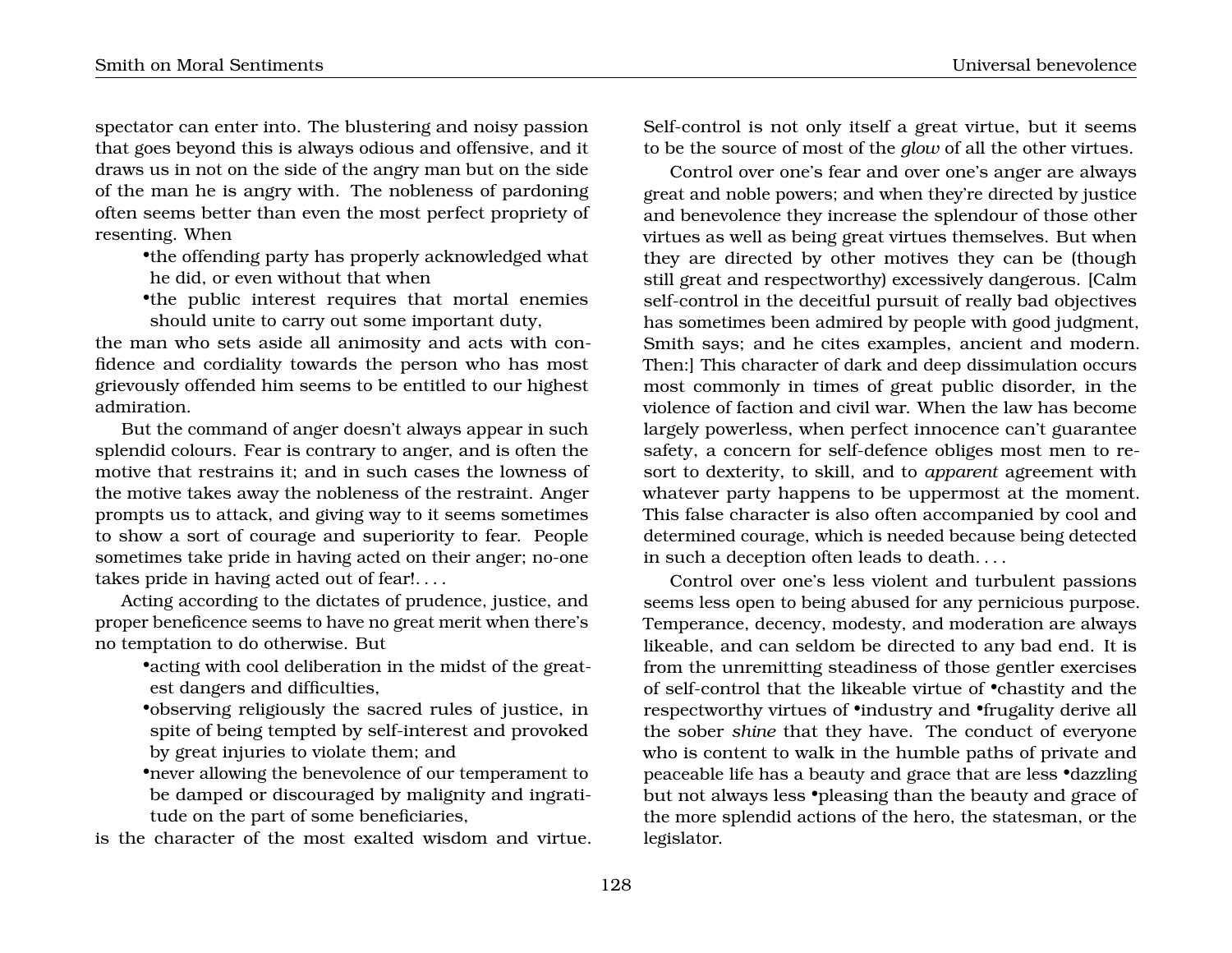spectator can enter into. The blustering and noisy passion that goes beyond this is always odious and offensive, and it draws us in not on the side of the angry man but on the side of the man he is angry with. The nobleness of pardoning often seems better than even the most perfect propriety of resenting. When

- •the offending party has properly acknowledged what he did, or even without that when
- •the public interest requires that mortal enemies should unite to carry out some important duty,

the man who sets aside all animosity and acts with confidence and cordiality towards the person who has most grievously offended him seems to be entitled to our highest admiration.

But the command of anger doesn't always appear in such splendid colours. Fear is contrary to anger, and is often the motive that restrains it; and in such cases the lowness of the motive takes away the nobleness of the restraint. Anger prompts us to attack, and giving way to it seems sometimes to show a sort of courage and superiority to fear. People sometimes take pride in having acted on their anger; no-one takes pride in having acted out of fear!. . . .

Acting according to the dictates of prudence, justice, and proper beneficence seems to have no great merit when there's no temptation to do otherwise. But

- •acting with cool deliberation in the midst of the greatest dangers and difficulties,
- •observing religiously the sacred rules of justice, in spite of being tempted by self-interest and provoked by great injuries to violate them; and
- •never allowing the benevolence of our temperament to be damped or discouraged by malignity and ingratitude on the part of some beneficiaries,

is the character of the most exalted wisdom and virtue. Self-control is not only itself a great virtue, but it seems to be the source of most of the *glow* of all the other virtues.

Control over one's fear and over one's anger are always great and noble powers; and when they're directed by justice and benevolence they increase the splendour of those other virtues as well as being great virtues themselves. But when they are directed by other motives they can be (though still great and respectworthy) excessively dangerous. [Calm self-control in the deceitful pursuit of really bad objectives has sometimes been admired by people with good judgment, Smith says; and he cites examples, ancient and modern. Then:] This character of dark and deep dissimulation occurs most commonly in times of great public disorder, in the violence of faction and civil war. When the law has become largely powerless, when perfect innocence can't guarantee safety, a concern for self-defence obliges most men to resort to dexterity, to skill, and to *apparent* agreement with whatever party happens to be uppermost at the moment. This false character is also often accompanied by cool and determined courage, which is needed because being detected in such a deception often leads to death. . . .

Control over one's less violent and turbulent passions seems less open to being abused for any pernicious purpose. Temperance, decency, modesty, and moderation are always likeable, and can seldom be directed to any bad end. It is from the unremitting steadiness of those gentler exercises of self-control that the likeable virtue of •chastity and the respectworthy virtues of •industry and •frugality derive all the sober *shine* that they have. The conduct of everyone who is content to walk in the humble paths of private and peaceable life has a beauty and grace that are less •dazzling but not always less •pleasing than the beauty and grace of the more splendid actions of the hero, the statesman, or the legislator.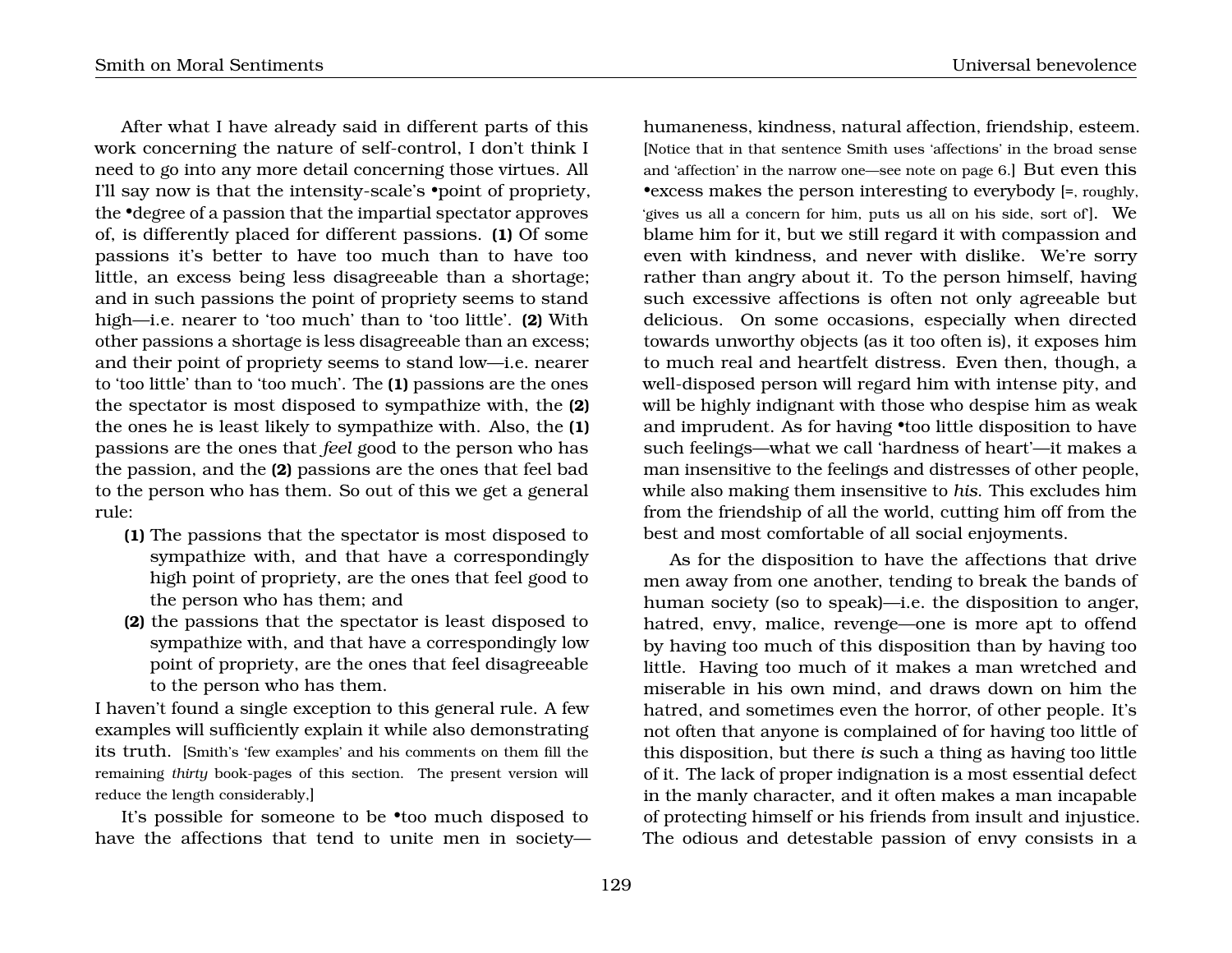After what I have already said in different parts of this work concerning the nature of self-control, I don't think I need to go into any more detail concerning those virtues. All I'll say now is that the intensity-scale's •point of propriety, the •degree of a passion that the impartial spectator approves of, is differently placed for different passions. **(1)** Of some passions it's better to have too much than to have too little, an excess being less disagreeable than a shortage; and in such passions the point of propriety seems to stand high—i.e. nearer to 'too much' than to 'too little'. **(2)** With other passions a shortage is less disagreeable than an excess; and their point of propriety seems to stand low—i.e. nearer to 'too little' than to 'too much'. The **(1)** passions are the ones the spectator is most disposed to sympathize with, the **(2)** the ones he is least likely to sympathize with. Also, the **(1)** passions are the ones that *feel* good to the person who has the passion, and the **(2)** passions are the ones that feel bad to the person who has them. So out of this we get a general rule:

- **(1)** The passions that the spectator is most disposed to sympathize with, and that have a correspondingly high point of propriety, are the ones that feel good to the person who has them; and
- **(2)** the passions that the spectator is least disposed to sympathize with, and that have a correspondingly low point of propriety, are the ones that feel disagreeable to the person who has them.

I haven't found a single exception to this general rule. A few examples will sufficiently explain it while also demonstrating its truth. [Smith's 'few examples' and his comments on them fill the remaining *thirty* book-pages of this section. The present version will reduce the length considerably.]

It's possible for someone to be •too much disposed to have the affections that tend to unite men in society—humaneness, kindness, natural affection, friendship, esteem. [Notice that in that sentence Smith uses 'affections' in the broad sense and 'affection' in the narrow one—see note on page 6.] But even this •excess makes the person interesting to everybody [=, roughly, 'gives us all a concern for him, puts us all on his side, sort of']. We blame him for it, but we still regard it with compassion and even with kindness, and never with dislike. We're sorry rather than angry about it. To the person himself, having such excessive affections is often not only agreeable but delicious. On some occasions, especially when directed towards unworthy objects (as it too often is), it exposes him to much real and heartfelt distress. Even then, though, a well-disposed person will regard him with intense pity, and will be highly indignant with those who despise him as weak and imprudent. As for having •too little disposition to have such feelings—what we call 'hardness of heart'—it makes a man insensitive to the feelings and distresses of other people, while also making them insensitive to *his*. This excludes him from the friendship of all the world, cutting him off from the best and most comfortable of all social enjoyments.

As for the disposition to have the affections that drive men away from one another, tending to break the bands of human society (so to speak)—i.e. the disposition to anger, hatred, envy, malice, revenge—one is more apt to offend by having too much of this disposition than by having too little. Having too much of it makes a man wretched and miserable in his own mind, and draws down on him the hatred, and sometimes even the horror, of other people. It's not often that anyone is complained of for having too little of this disposition, but there *is* such a thing as having too little of it. The lack of proper indignation is a most essential defect in the manly character, and it often makes a man incapable of protecting himself or his friends from insult and injustice. The odious and detestable passion of envy consists in a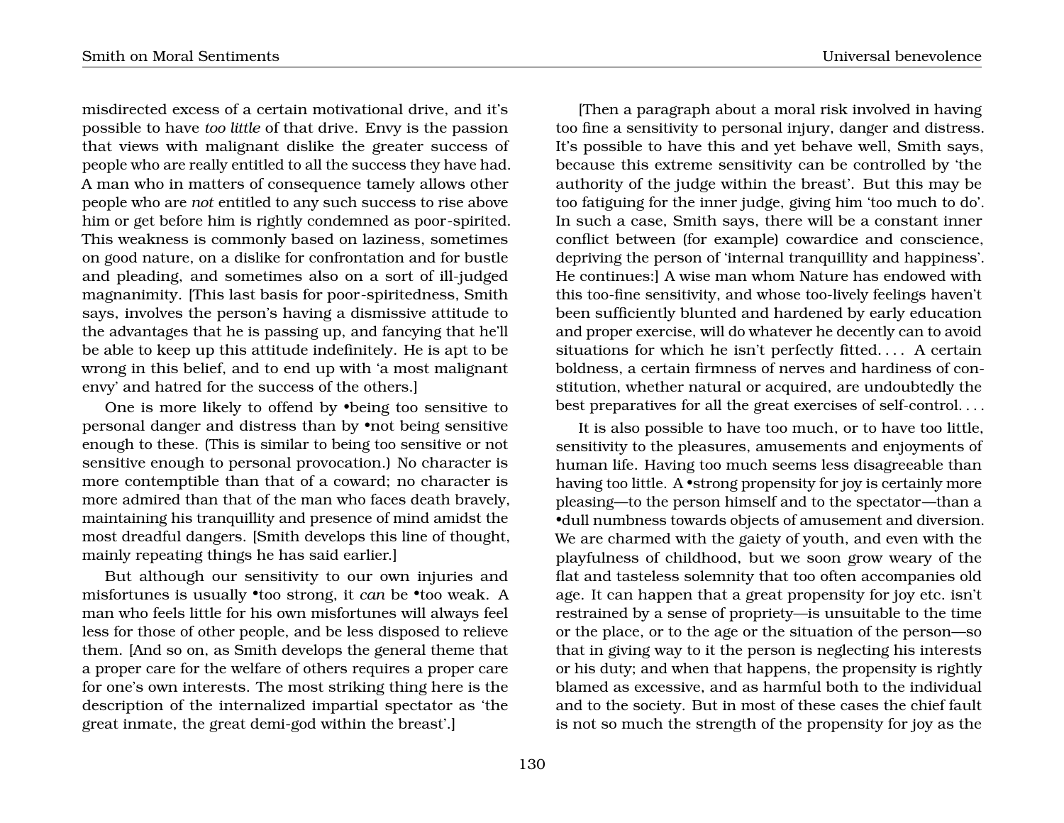misdirected excess of a certain motivational drive, and it's possible to have *too little* of that drive. Envy is the passion that views with malignant dislike the greater success of people who are really entitled to all the success they have had. A man who in matters of consequence tamely allows other people who are *not* entitled to any such success to rise above him or get before him is rightly condemned as poor-spirited. This weakness is commonly based on laziness, sometimes on good nature, on a dislike for confrontation and for bustle and pleading, and sometimes also on a sort of ill-judged magnanimity. [This last basis for poor-spiritedness, Smith says, involves the person's having a dismissive attitude to the advantages that he is passing up, and fancying that he'll be able to keep up this attitude indefinitely. He is apt to be wrong in this belief, and to end up with 'a most malignant envy' and hatred for the success of the others.]

One is more likely to offend by •being too sensitive to personal danger and distress than by •not being sensitive enough to these. (This is similar to being too sensitive or not sensitive enough to personal provocation.) No character is more contemptible than that of a coward; no character is more admired than that of the man who faces death bravely, maintaining his tranquillity and presence of mind amidst the most dreadful dangers. [Smith develops this line of thought, mainly repeating things he has said earlier.]

But although our sensitivity to our own injuries and misfortunes is usually •too strong, it *can* be •too weak. A man who feels little for his own misfortunes will always feel less for those of other people, and be less disposed to relieve them. [And so on, as Smith develops the general theme that a proper care for the welfare of others requires a proper care for one's own interests. The most striking thing here is the description of the internalized impartial spectator as 'the great inmate, the great demi-god within the breast'.]

[Then a paragraph about a moral risk involved in having too fine a sensitivity to personal injury, danger and distress. It's possible to have this and yet behave well, Smith says, because this extreme sensitivity can be controlled by 'the authority of the judge within the breast'. But this may be too fatiguing for the inner judge, giving him 'too much to do'. In such a case, Smith says, there will be a constant inner conflict between (for example) cowardice and conscience, depriving the person of 'internal tranquillity and happiness'. He continues:] A wise man whom Nature has endowed with this too-fine sensitivity, and whose too-lively feelings haven't been sufficiently blunted and hardened by early education and proper exercise, will do whatever he decently can to avoid situations for which he isn't perfectly fitted.... A certain boldness, a certain firmness of nerves and hardiness of constitution, whether natural or acquired, are undoubtedly the best preparatives for all the great exercises of self-control....

It is also possible to have too much, or to have too little, sensitivity to the pleasures, amusements and enjoyments of human life. Having too much seems less disagreeable than having too little. A •strong propensity for joy is certainly more pleasing—to the person himself and to the spectator—than a •dull numbness towards objects of amusement and diversion. We are charmed with the gaiety of youth, and even with the playfulness of childhood, but we soon grow weary of the flat and tasteless solemnity that too often accompanies old age. It can happen that a great propensity for joy etc. isn't restrained by a sense of propriety—is unsuitable to the time or the place, or to the age or the situation of the person—so that in giving way to it the person is neglecting his interests or his duty; and when that happens, the propensity is rightly blamed as excessive, and as harmful both to the individual and to the society. But in most of these cases the chief fault is not so much the strength of the propensity for joy as the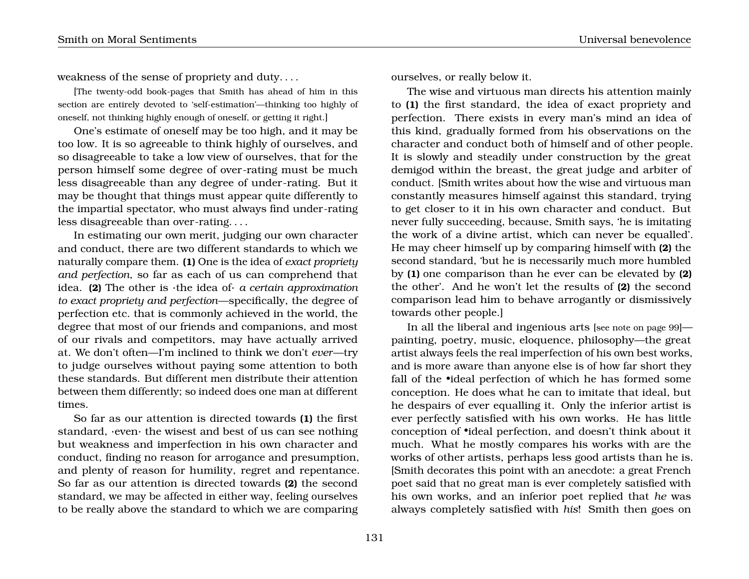weakness of the sense of propriety and duty. . . .

[The twenty-odd book-pages that Smith has ahead of him in this section are entirely devoted to 'self-estimation'—thinking too highly of oneself, not thinking highly enough of oneself, or getting it right.]

One's estimate of oneself may be too high, and it may be too low. It is so agreeable to think highly of ourselves, and so disagreeable to take a low view of ourselves, that for the person himself some degree of over-rating must be much less disagreeable than any degree of under-rating. But it may be thought that things must appear quite differently to the impartial spectator, who must always find under-rating less disagreeable than over-rating. . . .

In estimating our own merit, judging our own character and conduct, there are two different standards to which we naturally compare them. **(1)** One is the idea of *exact propriety and perfection*, so far as each of us can comprehend that idea. **(2)** The other is ·the idea of· *a certain approximation to exact propriety and perfection*—specifically, the degree of perfection etc. that is commonly achieved in the world, the degree that most of our friends and companions, and most of our rivals and competitors, may have actually arrived at. We don't often—I'm inclined to think we don't *ever*—try to judge ourselves without paying some attention to both these standards. But different men distribute their attention between them differently; so indeed does one man at different times.

So far as our attention is directed towards **(1)** the first standard, ·even· the wisest and best of us can see nothing but weakness and imperfection in his own character and conduct, finding no reason for arrogance and presumption, and plenty of reason for humility, regret and repentance. So far as our attention is directed towards **(2)** the second standard, we may be affected in either way, feeling ourselves to be really above the standard to which we are comparing ourselves, or really below it.

The wise and virtuous man directs his attention mainly to **(1)** the first standard, the idea of exact propriety and perfection. There exists in every man's mind an idea of this kind, gradually formed from his observations on the character and conduct both of himself and of other people. It is slowly and steadily under construction by the great demigod within the breast, the great judge and arbiter of conduct. [Smith writes about how the wise and virtuous man constantly measures himself against this standard, trying to get closer to it in his own character and conduct. But never fully succeeding, because, Smith says, 'he is imitating the work of a divine artist, which can never be equalled'. He may cheer himself up by comparing himself with **(2)** the second standard, 'but he is necessarily much more humbled by **(1)** one comparison than he ever can be elevated by **(2)** the other'. And he won't let the results of **(2)** the second comparison lead him to behave arrogantly or dismissively towards other people.]

In all the liberal and ingenious arts [see note on page 99]—painting, poetry, music, eloquence, philosophy—the great artist always feels the real imperfection of his own best works, and is more aware than anyone else is of how far short they fall of the •ideal perfection of which he has formed some conception. He does what he can to imitate that ideal, but he despairs of ever equalling it. Only the inferior artist is ever perfectly satisfied with his own works. He has little conception of •ideal perfection, and doesn't think about it much. What he mostly compares his works with are the works of other artists, perhaps less good artists than he is. [Smith decorates this point with an anecdote: a great French poet said that no great man is ever completely satisfied with his own works, and an inferior poet replied that *he* was always completely satisfied with *his*! Smith then goes on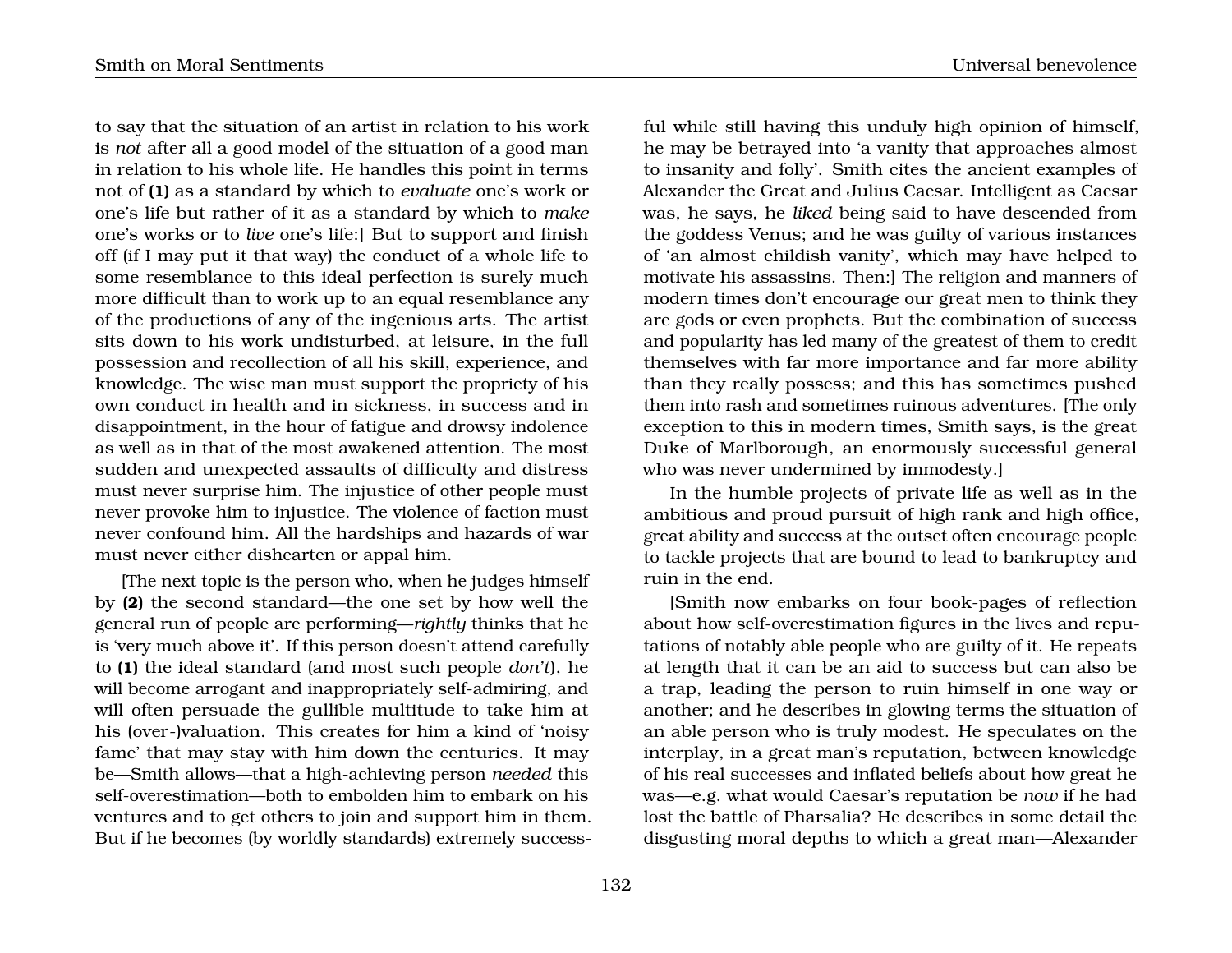to say that the situation of an artist in relation to his work is *not* after all a good model of the situation of a good man in relation to his whole life. He handles this point in terms not of **(1)** as a standard by which to *evaluate* one's work or one's life but rather of it as a standard by which to *make* one's works or to *live* one's life:] But to support and finish off (if I may put it that way) the conduct of a whole life to some resemblance to this ideal perfection is surely much more difficult than to work up to an equal resemblance any of the productions of any of the ingenious arts. The artist sits down to his work undisturbed, at leisure, in the full possession and recollection of all his skill, experience, and knowledge. The wise man must support the propriety of his own conduct in health and in sickness, in success and in disappointment, in the hour of fatigue and drowsy indolence as well as in that of the most awakened attention. The most sudden and unexpected assaults of difficulty and distress must never surprise him. The injustice of other people must never provoke him to injustice. The violence of faction must never confound him. All the hardships and hazards of war must never either dishearten or appal him.

[The next topic is the person who, when he judges himself by **(2)** the second standard—the one set by how well the general run of people are performing—*rightly* thinks that he is 'very much above it'. If this person doesn't attend carefully to **(1)** the ideal standard (and most such people *don't*), he will become arrogant and inappropriately self-admiring, and will often persuade the gullible multitude to take him at his (over-)valuation. This creates for him a kind of 'noisy fame' that may stay with him down the centuries. It may be—Smith allows—that a high-achieving person *needed* this self-overestimation—both to embolden him to embark on his ventures and to get others to join and support him in them. But if he becomes (by worldly standards) extremely successful while still having this unduly high opinion of himself, he may be betrayed into 'a vanity that approaches almost to insanity and folly'. Smith cites the ancient examples of Alexander the Great and Julius Caesar. Intelligent as Caesar was, he says, he *liked* being said to have descended from the goddess Venus; and he was guilty of various instances of 'an almost childish vanity', which may have helped to motivate his assassins. Then:] The religion and manners of modern times don't encourage our great men to think they are gods or even prophets. But the combination of success and popularity has led many of the greatest of them to credit themselves with far more importance and far more ability than they really possess; and this has sometimes pushed them into rash and sometimes ruinous adventures. [The only exception to this in modern times, Smith says, is the great Duke of Marlborough, an enormously successful general who was never undermined by immodesty.]

In the humble projects of private life as well as in the ambitious and proud pursuit of high rank and high office, great ability and success at the outset often encourage people to tackle projects that are bound to lead to bankruptcy and ruin in the end.

[Smith now embarks on four book-pages of reflection about how self-overestimation figures in the lives and reputations of notably able people who are guilty of it. He repeats at length that it can be an aid to success but can also be a trap, leading the person to ruin himself in one way or another; and he describes in glowing terms the situation of an able person who is truly modest. He speculates on the interplay, in a great man's reputation, between knowledge of his real successes and inflated beliefs about how great he was—e.g. what would Caesar's reputation be *now* if he had lost the battle of Pharsalia? He describes in some detail the disgusting moral depths to which a great man—Alexander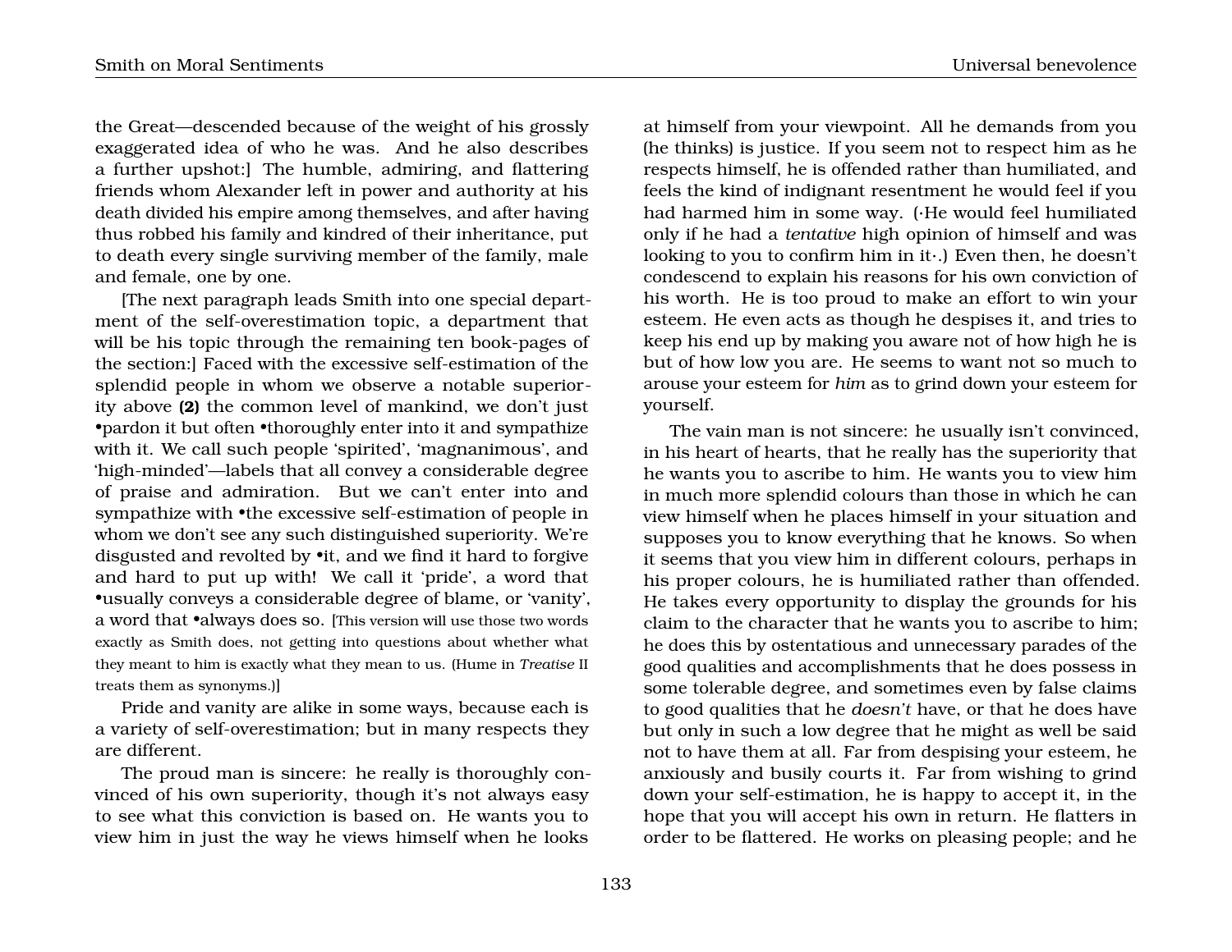the Great—descended because of the weight of his grossly exaggerated idea of who he was. And he also describes a further upshot:] The humble, admiring, and flattering friends whom Alexander left in power and authority at his death divided his empire among themselves, and after having thus robbed his family and kindred of their inheritance, put to death every single surviving member of the family, male and female, one by one.

[The next paragraph leads Smith into one special department of the self-overestimation topic, a department that will be his topic through the remaining ten book-pages of the section:] Faced with the excessive self-estimation of the splendid people in whom we observe a notable superiority above **(2)** the common level of mankind, we don't just •pardon it but often •thoroughly enter into it and sympathize with it. We call such people 'spirited', 'magnanimous', and 'high-minded'—labels that all convey a considerable degree of praise and admiration. But we can't enter into and sympathize with •the excessive self-estimation of people in whom we don't see any such distinguished superiority. We're disgusted and revolted by •it, and we find it hard to forgive and hard to put up with! We call it 'pride', a word that •usually conveys a considerable degree of blame, or 'vanity', a word that •always does so. [This version will use those two words exactly as Smith does, not getting into questions about whether what they meant to him is exactly what they mean to us. (Hume in *Treatise* II treats them as synonyms.)]

Pride and vanity are alike in some ways, because each is a variety of self-overestimation; but in many respects they are different.

The proud man is sincere: he really is thoroughly convinced of his own superiority, though it's not always easy to see what this conviction is based on. He wants you to view him in just the way he views himself when he looks at himself from your viewpoint. All he demands from you (he thinks) is justice. If you seem not to respect him as he respects himself, he is offended rather than humiliated, and feels the kind of indignant resentment he would feel if you had harmed him in some way. (·He would feel humiliated only if he had a *tentative* high opinion of himself and was looking to you to confirm him in it·.) Even then, he doesn't condescend to explain his reasons for his own conviction of his worth. He is too proud to make an effort to win your esteem. He even acts as though he despises it, and tries to keep his end up by making you aware not of how high he is but of how low you are. He seems to want not so much to arouse your esteem for *him* as to grind down your esteem for yourself.

The vain man is not sincere: he usually isn't convinced, in his heart of hearts, that he really has the superiority that he wants you to ascribe to him. He wants you to view him in much more splendid colours than those in which he can view himself when he places himself in your situation and supposes you to know everything that he knows. So when it seems that you view him in different colours, perhaps in his proper colours, he is humiliated rather than offended. He takes every opportunity to display the grounds for his claim to the character that he wants you to ascribe to him; he does this by ostentatious and unnecessary parades of the good qualities and accomplishments that he does possess in some tolerable degree, and sometimes even by false claims to good qualities that he *doesn't* have, or that he does have but only in such a low degree that he might as well be said not to have them at all. Far from despising your esteem, he anxiously and busily courts it. Far from wishing to grind down your self-estimation, he is happy to accept it, in the hope that you will accept his own in return. He flatters in order to be flattered. He works on pleasing people; and he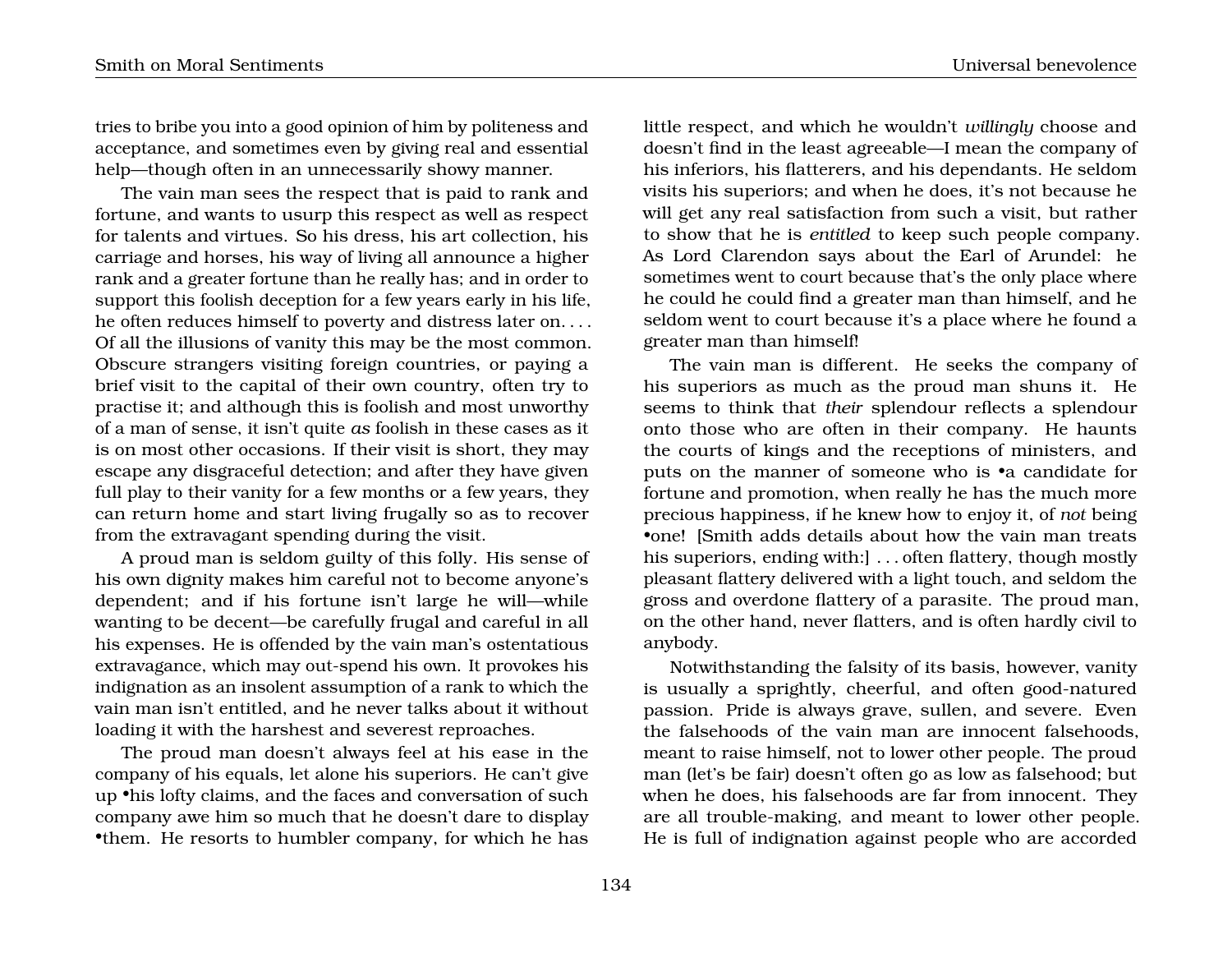tries to bribe you into a good opinion of him by politeness and acceptance, and sometimes even by giving real and essential help—though often in an unnecessarily showy manner.

The vain man sees the respect that is paid to rank and fortune, and wants to usurp this respect as well as respect for talents and virtues. So his dress, his art collection, his carriage and horses, his way of living all announce a higher rank and a greater fortune than he really has; and in order to support this foolish deception for a few years early in his life, he often reduces himself to poverty and distress later on. . . . Of all the illusions of vanity this may be the most common. Obscure strangers visiting foreign countries, or paying a brief visit to the capital of their own country, often try to practise it; and although this is foolish and most unworthy of a man of sense, it isn't quite *as* foolish in these cases as it is on most other occasions. If their visit is short, they may escape any disgraceful detection; and after they have given full play to their vanity for a few months or a few years, they can return home and start living frugally so as to recover from the extravagant spending during the visit.

A proud man is seldom guilty of this folly. His sense of his own dignity makes him careful not to become anyone's dependent; and if his fortune isn't large he will—while wanting to be decent—be carefully frugal and careful in all his expenses. He is offended by the vain man's ostentatious extravagance, which may out-spend his own. It provokes his indignation as an insolent assumption of a rank to which the vain man isn't entitled, and he never talks about it without loading it with the harshest and severest reproaches.

The proud man doesn't always feel at his ease in the company of his equals, let alone his superiors. He can't give up •his lofty claims, and the faces and conversation of such company awe him so much that he doesn't dare to display •them. He resorts to humbler company, for which he has little respect, and which he wouldn't *willingly* choose and doesn't find in the least agreeable—I mean the company of his inferiors, his flatterers, and his dependants. He seldom visits his superiors; and when he does, it's not because he will get any real satisfaction from such a visit, but rather to show that he is *entitled* to keep such people company. As Lord Clarendon says about the Earl of Arundel: he sometimes went to court because that's the only place where he could he could find a greater man than himself, and he seldom went to court because it's a place where he found a greater man than himself!

The vain man is different. He seeks the company of his superiors as much as the proud man shuns it. He seems to think that *their* splendour reflects a splendour onto those who are often in their company. He haunts the courts of kings and the receptions of ministers, and puts on the manner of someone who is •a candidate for fortune and promotion, when really he has the much more precious happiness, if he knew how to enjoy it, of *not* being •one! [Smith adds details about how the vain man treats his superiors, ending with:] . . . often flattery, though mostly pleasant flattery delivered with a light touch, and seldom the gross and overdone flattery of a parasite. The proud man, on the other hand, never flatters, and is often hardly civil to anybody.

Notwithstanding the falsity of its basis, however, vanity is usually a sprightly, cheerful, and often good-natured passion. Pride is always grave, sullen, and severe. Even the falsehoods of the vain man are innocent falsehoods, meant to raise himself, not to lower other people. The proud man (let's be fair) doesn't often go as low as falsehood; but when he does, his falsehoods are far from innocent. They are all trouble-making, and meant to lower other people. He is full of indignation against people who are accorded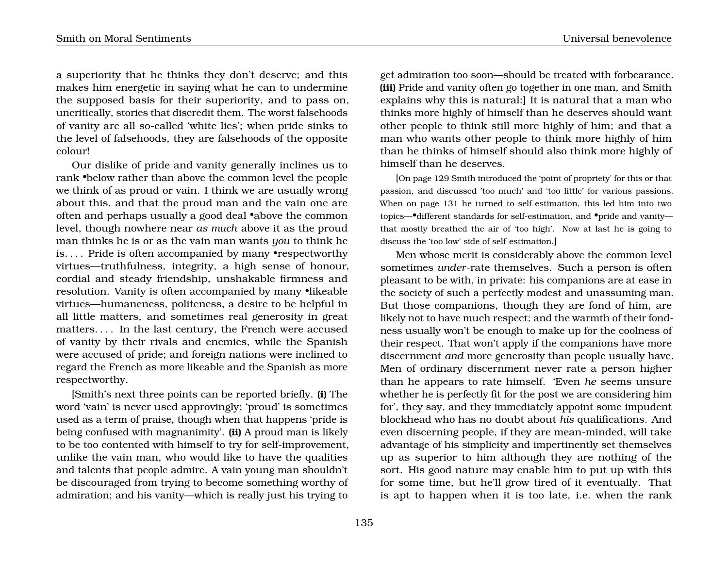a superiority that he thinks they don't deserve; and this makes him energetic in saying what he can to undermine the supposed basis for their superiority, and to pass on, uncritically, stories that discredit them. The worst falsehoods of vanity are all so-called 'white lies'; when pride sinks to the level of falsehoods, they are falsehoods of the opposite colour!

Our dislike of pride and vanity generally inclines us to rank •below rather than above the common level the people we think of as proud or vain. I think we are usually wrong about this, and that the proud man and the vain one are often and perhaps usually a good deal •above the common level, though nowhere near *as much* above it as the proud man thinks he is or as the vain man wants *you* to think he is. . . . Pride is often accompanied by many •respectworthy virtues—truthfulness, integrity, a high sense of honour, cordial and steady friendship, unshakable firmness and resolution. Vanity is often accompanied by many •likeable virtues—humaneness, politeness, a desire to be helpful in all little matters, and sometimes real generosity in great matters. . . . In the last century, the French were accused of vanity by their rivals and enemies, while the Spanish were accused of pride; and foreign nations were inclined to regard the French as more likeable and the Spanish as more respectworthy.

[Smith's next three points can be reported briefly. **(i)** The word 'vain' is never used approvingly; 'proud' is sometimes used as a term of praise, though when that happens 'pride is being confused with magnanimity'. **(ii)** A proud man is likely to be too contented with himself to try for self-improvement, unlike the vain man, who would like to have the qualities and talents that people admire. A vain young man shouldn't be discouraged from trying to become something worthy of admiration; and his vanity—which is really just his trying to get admiration too soon—should be treated with forbearance. **(iii)** Pride and vanity often go together in one man, and Smith explains why this is natural:] It is natural that a man who thinks more highly of himself than he deserves should want other people to think still more highly of him; and that a man who wants other people to think more highly of him than he thinks of himself should also think more highly of himself than he deserves.

[On page 129 Smith introduced the 'point of propriety' for this or that passion, and discussed 'too much' and 'too little' for various passions. When on page 131 he turned to self-estimation, this led him into two topics—•different standards for self-estimation, and •pride and vanity—that mostly breathed the air of 'too high'. Now at last he is going to discuss the 'too low' side of self-estimation.]

Men whose merit is considerably above the common level sometimes *under*-rate themselves. Such a person is often pleasant to be with, in private: his companions are at ease in the society of such a perfectly modest and unassuming man. But those companions, though they are fond of him, are likely not to have much respect; and the warmth of their fondness usually won't be enough to make up for the coolness of their respect. That won't apply if the companions have more discernment *and* more generosity than people usually have. Men of ordinary discernment never rate a person higher than he appears to rate himself. 'Even *he* seems unsure whether he is perfectly fit for the post we are considering him for', they say, and they immediately appoint some impudent blockhead who has no doubt about *his* qualifications. And even discerning people, if they are mean-minded, will take advantage of his simplicity and impertinently set themselves up as superior to him although they are nothing of the sort. His good nature may enable him to put up with this for some time, but he'll grow tired of it eventually. That is apt to happen when it is too late, i.e. when the rank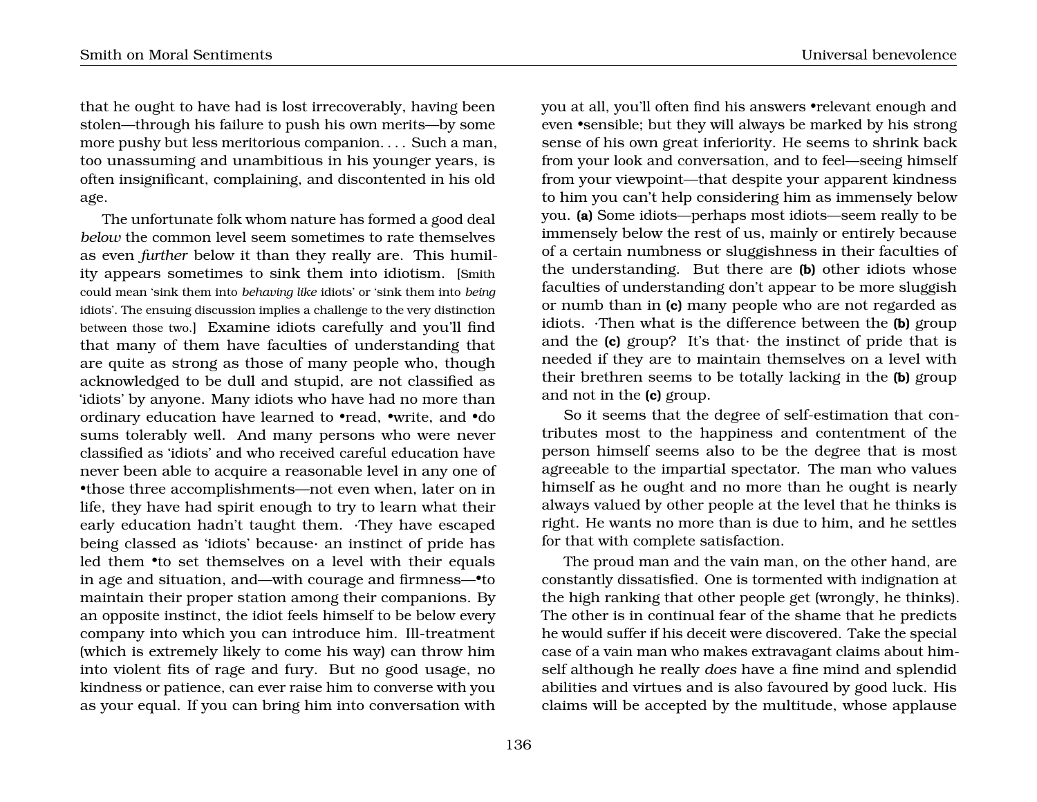that he ought to have had is lost irrecoverably, having been stolen—through his failure to push his own merits—by some more pushy but less meritorious companion. . . . Such a man, too unassuming and unambitious in his younger years, is often insignificant, complaining, and discontented in his old age.

The unfortunate folk whom nature has formed a good deal *below* the common level seem sometimes to rate themselves as even *further* below it than they really are. This humility appears sometimes to sink them into idiotism. [Smith could mean 'sink them into *behaving like* idiots' or 'sink them into *being* idiots'. The ensuing discussion implies a challenge to the very distinction between those two.] Examine idiots carefully and you'll find that many of them have faculties of understanding that are quite as strong as those of many people who, though acknowledged to be dull and stupid, are not classified as 'idiots' by anyone. Many idiots who have had no more than ordinary education have learned to •read, •write, and •do sums tolerably well. And many persons who were never classified as 'idiots' and who received careful education have never been able to acquire a reasonable level in any one of •those three accomplishments—not even when, later on in life, they have had spirit enough to try to learn what their early education hadn't taught them. ·They have escaped being classed as 'idiots' because· an instinct of pride has led them •to set themselves on a level with their equals in age and situation, and—with courage and firmness—•to maintain their proper station among their companions. By an opposite instinct, the idiot feels himself to be below every company into which you can introduce him. Ill-treatment (which is extremely likely to come his way) can throw him into violent fits of rage and fury. But no good usage, no kindness or patience, can ever raise him to converse with you as your equal. If you can bring him into conversation with you at all, you'll often find his answers •relevant enough and even •sensible; but they will always be marked by his strong sense of his own great inferiority. He seems to shrink back from your look and conversation, and to feel—seeing himself from your viewpoint—that despite your apparent kindness to him you can't help considering him as immensely below you. **(a)** Some idiots—perhaps most idiots—seem really to be immensely below the rest of us, mainly or entirely because of a certain numbness or sluggishness in their faculties of the understanding. But there are **(b)** other idiots whose faculties of understanding don't appear to be more sluggish or numb than in **(c)** many people who are not regarded as idiots. ·Then what is the difference between the **(b)** group and the **(c)** group? It's that· the instinct of pride that is needed if they are to maintain themselves on a level with their brethren seems to be totally lacking in the **(b)** group and not in the **(c)** group.

So it seems that the degree of self-estimation that contributes most to the happiness and contentment of the person himself seems also to be the degree that is most agreeable to the impartial spectator. The man who values himself as he ought and no more than he ought is nearly always valued by other people at the level that he thinks is right. He wants no more than is due to him, and he settles for that with complete satisfaction.

The proud man and the vain man, on the other hand, are constantly dissatisfied. One is tormented with indignation at the high ranking that other people get (wrongly, he thinks). The other is in continual fear of the shame that he predicts he would suffer if his deceit were discovered. Take the special case of a vain man who makes extravagant claims about himself although he really *does* have a fine mind and splendid abilities and virtues and is also favoured by good luck. His claims will be accepted by the multitude, whose applause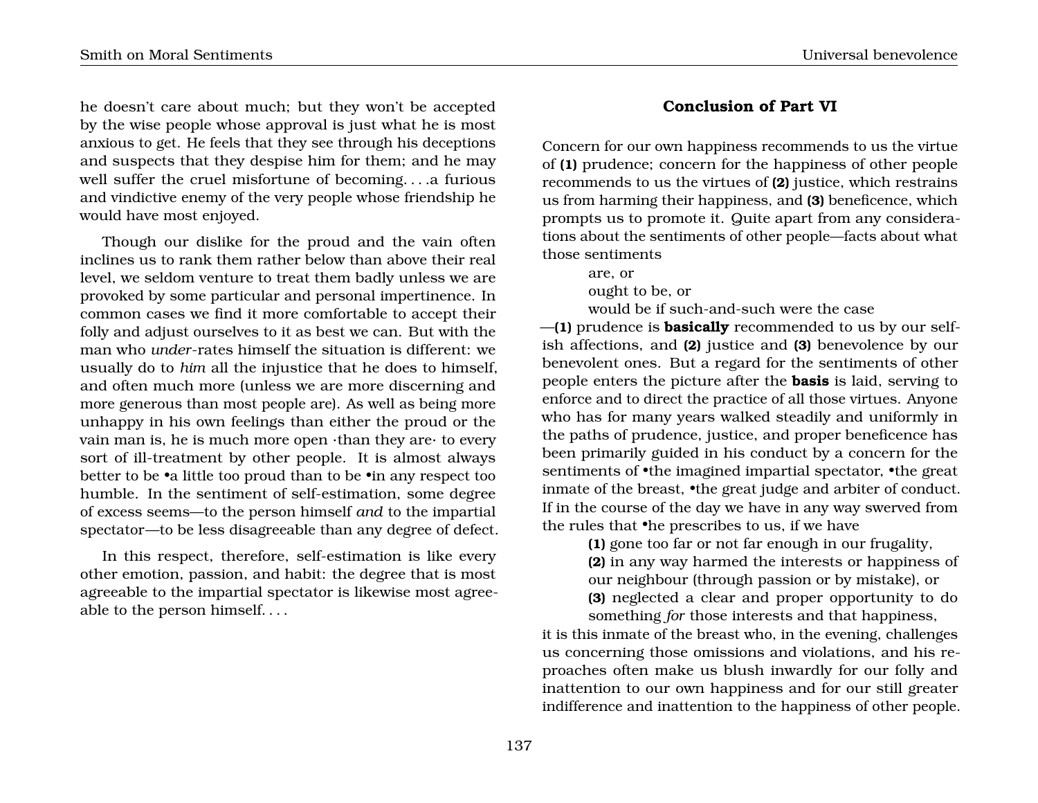he doesn't care about much; but they won't be accepted by the wise people whose approval is just what he is most anxious to get. He feels that they see through his deceptions and suspects that they despise him for them; and he may well suffer the cruel misfortune of becoming. . . .a furious and vindictive enemy of the very people whose friendship he would have most enjoyed.

Though our dislike for the proud and the vain often inclines us to rank them rather below than above their real level, we seldom venture to treat them badly unless we are provoked by some particular and personal impertinence. In common cases we find it more comfortable to accept their folly and adjust ourselves to it as best we can. But with the man who *under*-rates himself the situation is different: we usually do to *him* all the injustice that he does to himself, and often much more (unless we are more discerning and more generous than most people are). As well as being more unhappy in his own feelings than either the proud or the vain man is, he is much more open ·than they are· to every sort of ill-treatment by other people. It is almost always better to be •a little too proud than to be •in any respect too humble. In the sentiment of self-estimation, some degree of excess seems—to the person himself *and* to the impartial spectator—to be less disagreeable than any degree of defect.

In this respect, therefore, self-estimation is like every other emotion, passion, and habit: the degree that is most agreeable to the impartial spectator is likewise most agreeable to the person himself. . . .

## Conclusion of Part VI

Concern for our own happiness recommends to us the virtue of **(1)** prudence; concern for the happiness of other people recommends to us the virtues of **(2)** justice, which restrains us from harming their happiness, and **(3)** beneficence, which prompts us to promote it. Quite apart from any considerations about the sentiments of other people—facts about what those sentiments

> are, or
> ought to be, or
> would be if such-and-such were the case

—**(1)** prudence is **basically** recommended to us by our selfish affections, and **(2)** justice and **(3)** benevolence by our benevolent ones. But a regard for the sentiments of other people enters the picture after the **basis** is laid, serving to enforce and to direct the practice of all those virtues. Anyone who has for many years walked steadily and uniformly in the paths of prudence, justice, and proper beneficence has been primarily guided in his conduct by a concern for the sentiments of •the imagined impartial spectator, •the great inmate of the breast, •the great judge and arbiter of conduct. If in the course of the day we have in any way swerved from the rules that •he prescribes to us, if we have

> **(1)** gone too far or not far enough in our frugality,
> **(2)** in any way harmed the interests or happiness of our neighbour (through passion or by mistake), or
> **(3)** neglected a clear and proper opportunity to do something *for* those interests and that happiness,

it is this inmate of the breast who, in the evening, challenges us concerning those omissions and violations, and his reproaches often make us blush inwardly for our folly and inattention to our own happiness and for our still greater indifference and inattention to the happiness of other people.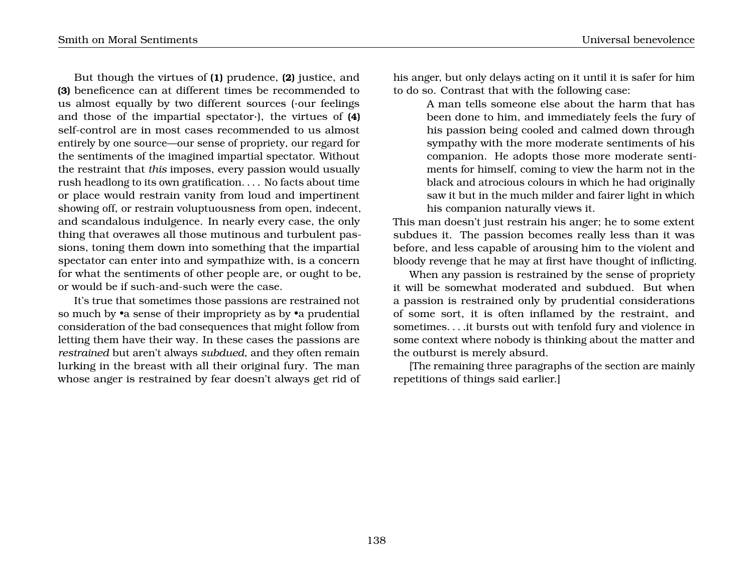But though the virtues of **(1)** prudence, **(2)** justice, and **(3)** beneficence can at different times be recommended to us almost equally by two different sources (·our feelings and those of the impartial spectator·), the virtues of **(4)** self-control are in most cases recommended to us almost entirely by one source—our sense of propriety, our regard for the sentiments of the imagined impartial spectator. Without the restraint that *this* imposes, every passion would usually rush headlong to its own gratification. . . . No facts about time or place would restrain vanity from loud and impertinent showing off, or restrain voluptuousness from open, indecent, and scandalous indulgence. In nearly every case, the only thing that overawes all those mutinous and turbulent passions, toning them down into something that the impartial spectator can enter into and sympathize with, is a concern for what the sentiments of other people are, or ought to be, or would be if such-and-such were the case.

It's true that sometimes those passions are restrained not so much by •a sense of their impropriety as by •a prudential consideration of the bad consequences that might follow from letting them have their way. In these cases the passions are *restrained* but aren't always *subdued*, and they often remain lurking in the breast with all their original fury. The man whose anger is restrained by fear doesn't always get rid of his anger, but only delays acting on it until it is safer for him to do so. Contrast that with the following case:

> A man tells someone else about the harm that has been done to him, and immediately feels the fury of his passion being cooled and calmed down through sympathy with the more moderate sentiments of his companion. He adopts those more moderate sentiments for himself, coming to view the harm not in the black and atrocious colours in which he had originally saw it but in the much milder and fairer light in which his companion naturally views it.

This man doesn't just restrain his anger; he to some extent subdues it. The passion becomes really less than it was before, and less capable of arousing him to the violent and bloody revenge that he may at first have thought of inflicting.

When any passion is restrained by the sense of propriety it will be somewhat moderated and subdued. But when a passion is restrained only by prudential considerations of some sort, it is often inflamed by the restraint, and sometimes. . . .it bursts out with tenfold fury and violence in some context where nobody is thinking about the matter and the outburst is merely absurd.

[The remaining three paragraphs of the section are mainly repetitions of things said earlier.]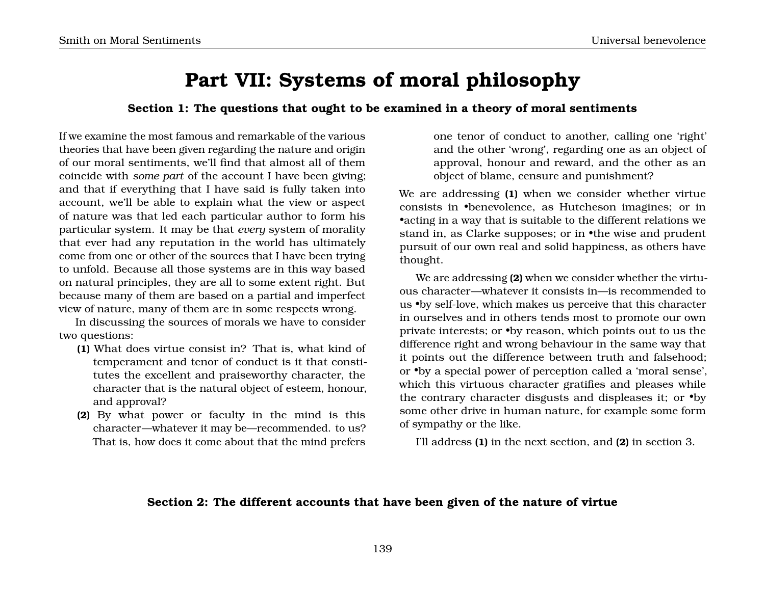# Part VII: Systems of moral philosophy

### Section 1: The questions that ought to be examined in a theory of moral sentiments

If we examine the most famous and remarkable of the various theories that have been given regarding the nature and origin of our moral sentiments, we'll find that almost all of them coincide with *some part* of the account I have been giving; and that if everything that I have said is fully taken into account, we'll be able to explain what the view or aspect of nature was that led each particular author to form his particular system. It may be that *every* system of morality that ever had any reputation in the world has ultimately come from one or other of the sources that I have been trying to unfold. Because all those systems are in this way based on natural principles, they are all to some extent right. But because many of them are based on a partial and imperfect view of nature, many of them are in some respects wrong.

In discussing the sources of morals we have to consider two questions:

- **(1)** What does virtue consist in? That is, what kind of temperament and tenor of conduct is it that constitutes the excellent and praiseworthy character, the character that is the natural object of esteem, honour, and approval?
- **(2)** By what power or faculty in the mind is this character—whatever it may be—recommended. to us? That is, how does it come about that the mind prefers one tenor of conduct to another, calling one 'right' and the other 'wrong', regarding one as an object of approval, honour and reward, and the other as an object of blame, censure and punishment?

We are addressing **(1)** when we consider whether virtue consists in •benevolence, as Hutcheson imagines; or in •acting in a way that is suitable to the different relations we stand in, as Clarke supposes; or in •the wise and prudent pursuit of our own real and solid happiness, as others have thought.

We are addressing **(2)** when we consider whether the virtuous character—whatever it consists in—is recommended to us •by self-love, which makes us perceive that this character in ourselves and in others tends most to promote our own private interests; or •by reason, which points out to us the difference right and wrong behaviour in the same way that it points out the difference between truth and falsehood; or •by a special power of perception called a 'moral sense', which this virtuous character gratifies and pleases while the contrary character disgusts and displeases it; or •by some other drive in human nature, for example some form of sympathy or the like.

I'll address **(1)** in the next section, and **(2)** in section 3.

### Section 2: The different accounts that have been given of the nature of virtue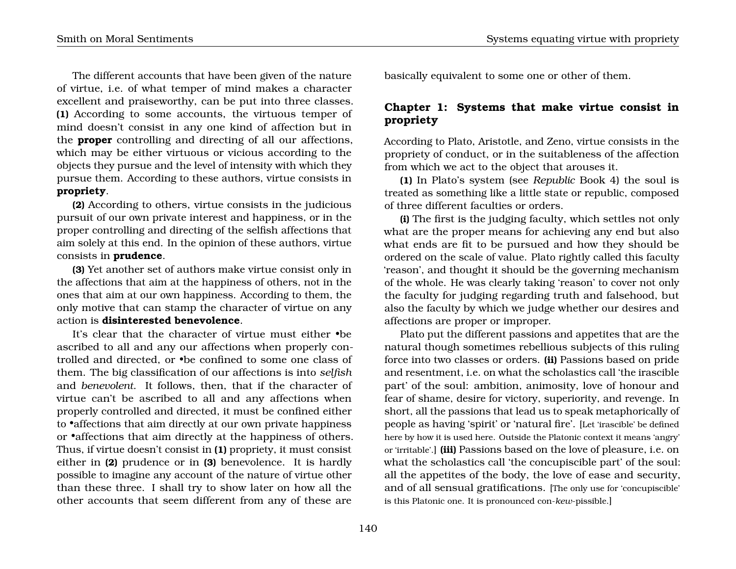The different accounts that have been given of the nature of virtue, i.e. of what temper of mind makes a character excellent and praiseworthy, can be put into three classes. **(1)** According to some accounts, the virtuous temper of mind doesn't consist in any one kind of affection but in the **proper** controlling and directing of all our affections, which may be either virtuous or vicious according to the objects they pursue and the level of intensity with which they pursue them. According to these authors, virtue consists in **propriety**.

**(2)** According to others, virtue consists in the judicious pursuit of our own private interest and happiness, or in the proper controlling and directing of the selfish affections that aim solely at this end. In the opinion of these authors, virtue consists in **prudence**.

**(3)** Yet another set of authors make virtue consist only in the affections that aim at the happiness of others, not in the ones that aim at our own happiness. According to them, the only motive that can stamp the character of virtue on any action is **disinterested benevolence**.

It's clear that the character of virtue must either •be ascribed to all and any our affections when properly controlled and directed, or •be confined to some one class of them. The big classification of our affections is into *selfish* and *benevolent*. It follows, then, that if the character of virtue can't be ascribed to all and any affections when properly controlled and directed, it must be confined either to •affections that aim directly at our own private happiness or •affections that aim directly at the happiness of others. Thus, if virtue doesn't consist in **(1)** propriety, it must consist either in **(2)** prudence or in **(3)** benevolence. It is hardly possible to imagine any account of the nature of virtue other than these three. I shall try to show later on how all the other accounts that seem different from any of these are basically equivalent to some one or other of them.

## Chapter 1: Systems that make virtue consist in propriety

According to Plato, Aristotle, and Zeno, virtue consists in the propriety of conduct, or in the suitableness of the affection from which we act to the object that arouses it.

**(1)** In Plato's system (see *Republic* Book 4) the soul is treated as something like a little state or republic, composed of three different faculties or orders.

**(i)** The first is the judging faculty, which settles not only what are the proper means for achieving any end but also what ends are fit to be pursued and how they should be ordered on the scale of value. Plato rightly called this faculty 'reason', and thought it should be the governing mechanism of the whole. He was clearly taking 'reason' to cover not only the faculty for judging regarding truth and falsehood, but also the faculty by which we judge whether our desires and affections are proper or improper.

Plato put the different passions and appetites that are the natural though sometimes rebellious subjects of this ruling force into two classes or orders. **(ii)** Passions based on pride and resentment, i.e. on what the scholastics call 'the irascible part' of the soul: ambition, animosity, love of honour and fear of shame, desire for victory, superiority, and revenge. In short, all the passions that lead us to speak metaphorically of people as having 'spirit' or 'natural fire'. [Let 'irascible' be defined here by how it is used here. Outside the Platonic context it means 'angry' or 'irritable'.] **(iii)** Passions based on the love of pleasure, i.e. on what the scholastics call 'the concupiscible part' of the soul: all the appetites of the body, the love of ease and security, and of all sensual gratifications. [The only use for 'concupiscible' is this Platonic one. It is pronounced con-*kew*-pissible.]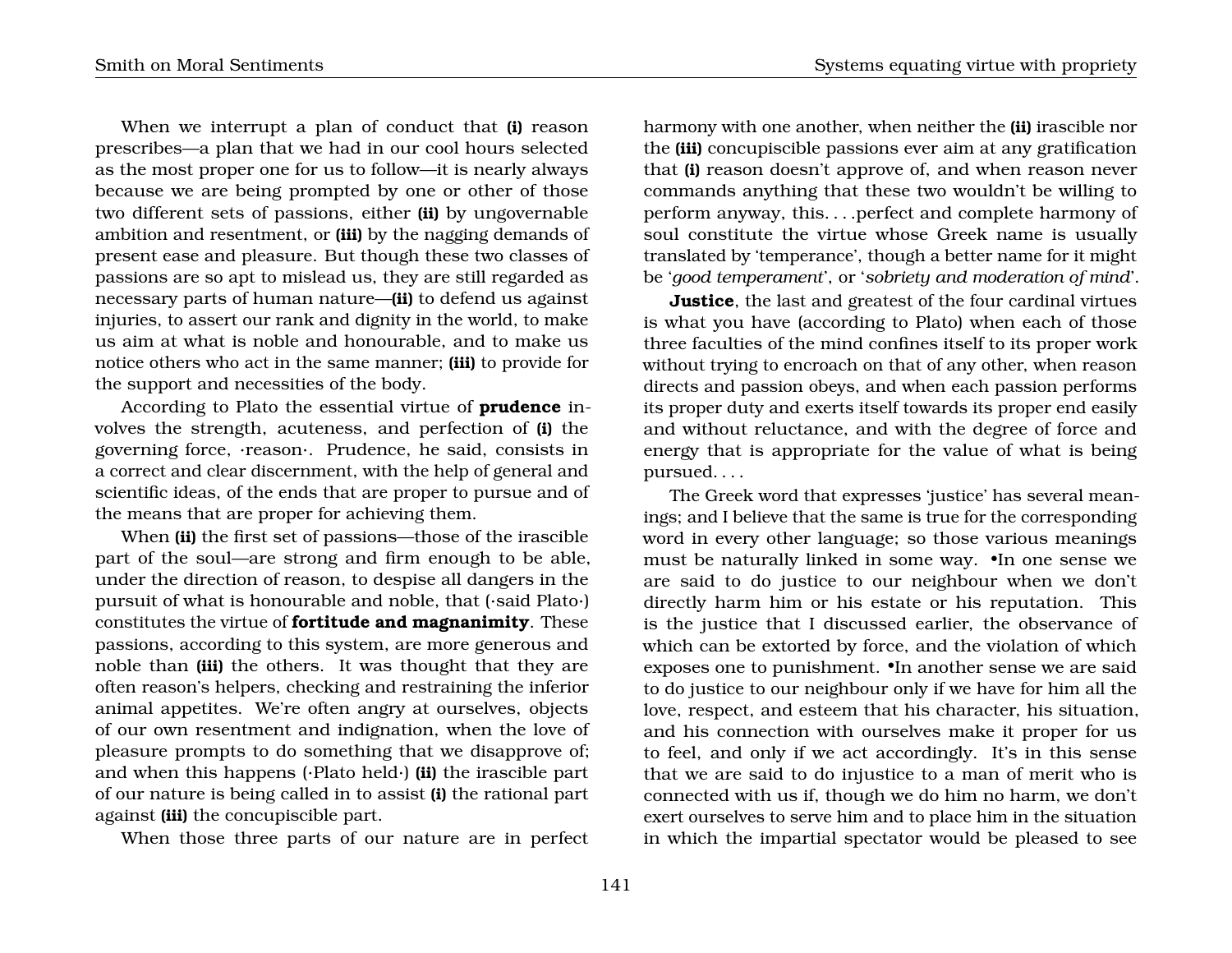When we interrupt a plan of conduct that **(i)** reason prescribes—a plan that we had in our cool hours selected as the most proper one for us to follow—it is nearly always because we are being prompted by one or other of those two different sets of passions, either **(ii)** by ungovernable ambition and resentment, or **(iii)** by the nagging demands of present ease and pleasure. But though these two classes of passions are so apt to mislead us, they are still regarded as necessary parts of human nature—**(ii)** to defend us against injuries, to assert our rank and dignity in the world, to make us aim at what is noble and honourable, and to make us notice others who act in the same manner; **(iii)** to provide for the support and necessities of the body.

According to Plato the essential virtue of **prudence** involves the strength, acuteness, and perfection of **(i)** the governing force, ·reason·. Prudence, he said, consists in a correct and clear discernment, with the help of general and scientific ideas, of the ends that are proper to pursue and of the means that are proper for achieving them.

When **(ii)** the first set of passions—those of the irascible part of the soul—are strong and firm enough to be able, under the direction of reason, to despise all dangers in the pursuit of what is honourable and noble, that (·said Plato·) constitutes the virtue of **fortitude and magnanimity**. These passions, according to this system, are more generous and noble than **(iii)** the others. It was thought that they are often reason's helpers, checking and restraining the inferior animal appetites. We're often angry at ourselves, objects of our own resentment and indignation, when the love of pleasure prompts to do something that we disapprove of; and when this happens (·Plato held·) **(ii)** the irascible part of our nature is being called in to assist **(i)** the rational part against **(iii)** the concupiscible part.

When those three parts of our nature are in perfect harmony with one another, when neither the **(ii)** irascible nor the **(iii)** concupiscible passions ever aim at any gratification that **(i)** reason doesn't approve of, and when reason never commands anything that these two wouldn't be willing to perform anyway, this. . . .perfect and complete harmony of soul constitute the virtue whose Greek name is usually translated by 'temperance', though a better name for it might be '*good temperament*', or '*sobriety and moderation of mind*'.

**Justice**, the last and greatest of the four cardinal virtues is what you have (according to Plato) when each of those three faculties of the mind confines itself to its proper work without trying to encroach on that of any other, when reason directs and passion obeys, and when each passion performs its proper duty and exerts itself towards its proper end easily and without reluctance, and with the degree of force and energy that is appropriate for the value of what is being pursued. . . .

The Greek word that expresses 'justice' has several meanings; and I believe that the same is true for the corresponding word in every other language; so those various meanings must be naturally linked in some way. •In one sense we are said to do justice to our neighbour when we don't directly harm him or his estate or his reputation. This is the justice that I discussed earlier, the observance of which can be extorted by force, and the violation of which exposes one to punishment. •In another sense we are said to do justice to our neighbour only if we have for him all the love, respect, and esteem that his character, his situation, and his connection with ourselves make it proper for us to feel, and only if we act accordingly. It's in this sense that we are said to do injustice to a man of merit who is connected with us if, though we do him no harm, we don't exert ourselves to serve him and to place him in the situation in which the impartial spectator would be pleased to see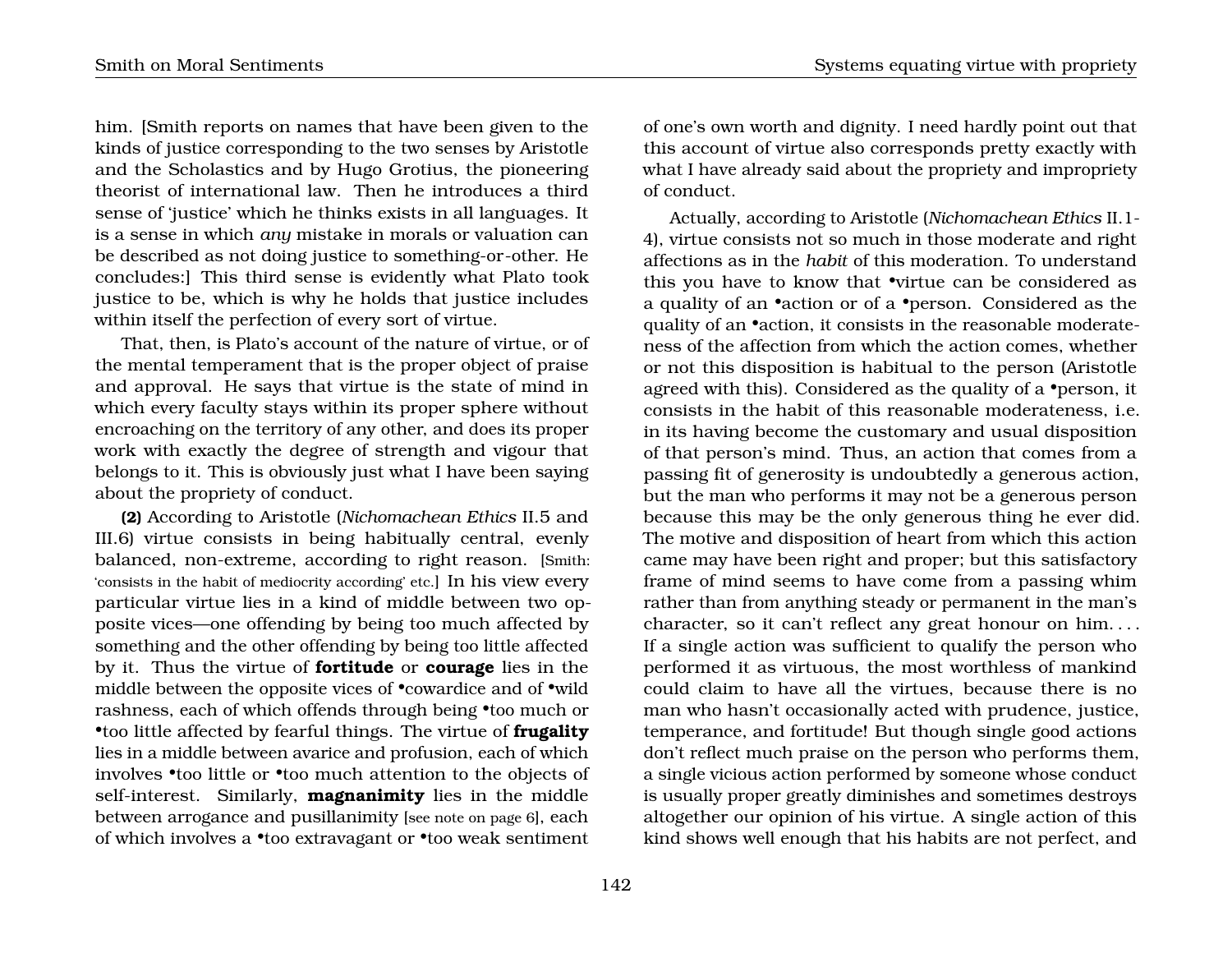him. [Smith reports on names that have been given to the kinds of justice corresponding to the two senses by Aristotle and the Scholastics and by Hugo Grotius, the pioneering theorist of international law. Then he introduces a third sense of 'justice' which he thinks exists in all languages. It is a sense in which *any* mistake in morals or valuation can be described as not doing justice to something-or-other. He concludes:] This third sense is evidently what Plato took justice to be, which is why he holds that justice includes within itself the perfection of every sort of virtue.

That, then, is Plato's account of the nature of virtue, or of the mental temperament that is the proper object of praise and approval. He says that virtue is the state of mind in which every faculty stays within its proper sphere without encroaching on the territory of any other, and does its proper work with exactly the degree of strength and vigour that belongs to it. This is obviously just what I have been saying about the propriety of conduct.

**(2)** According to Aristotle (*Nichomachean Ethics* II.5 and III.6) virtue consists in being habitually central, evenly balanced, non-extreme, according to right reason. [Smith: 'consists in the habit of mediocrity according' etc.] In his view every particular virtue lies in a kind of middle between two opposite vices—one offending by being too much affected by something and the other offending by being too little affected by it. Thus the virtue of **fortitude** or **courage** lies in the middle between the opposite vices of •cowardice and of •wild rashness, each of which offends through being •too much or •too little affected by fearful things. The virtue of **frugality** lies in a middle between avarice and profusion, each of which involves •too little or •too much attention to the objects of self-interest. Similarly, **magnanimity** lies in the middle between arrogance and pusillanimity [see note on page 6], each of which involves a •too extravagant or •too weak sentiment of one's own worth and dignity. I need hardly point out that this account of virtue also corresponds pretty exactly with what I have already said about the propriety and impropriety of conduct.

Actually, according to Aristotle (*Nichomachean Ethics* II.1-4), virtue consists not so much in those moderate and right affections as in the *habit* of this moderation. To understand this you have to know that •virtue can be considered as a quality of an •action or of a •person. Considered as the quality of an •action, it consists in the reasonable moderateness of the affection from which the action comes, whether or not this disposition is habitual to the person (Aristotle agreed with this). Considered as the quality of a •person, it consists in the habit of this reasonable moderateness, i.e. in its having become the customary and usual disposition of that person's mind. Thus, an action that comes from a passing fit of generosity is undoubtedly a generous action, but the man who performs it may not be a generous person because this may be the only generous thing he ever did. The motive and disposition of heart from which this action came may have been right and proper; but this satisfactory frame of mind seems to have come from a passing whim rather than from anything steady or permanent in the man's character, so it can't reflect any great honour on him. . . . If a single action was sufficient to qualify the person who performed it as virtuous, the most worthless of mankind could claim to have all the virtues, because there is no man who hasn't occasionally acted with prudence, justice, temperance, and fortitude! But though single good actions don't reflect much praise on the person who performs them, a single vicious action performed by someone whose conduct is usually proper greatly diminishes and sometimes destroys altogether our opinion of his virtue. A single action of this kind shows well enough that his habits are not perfect, and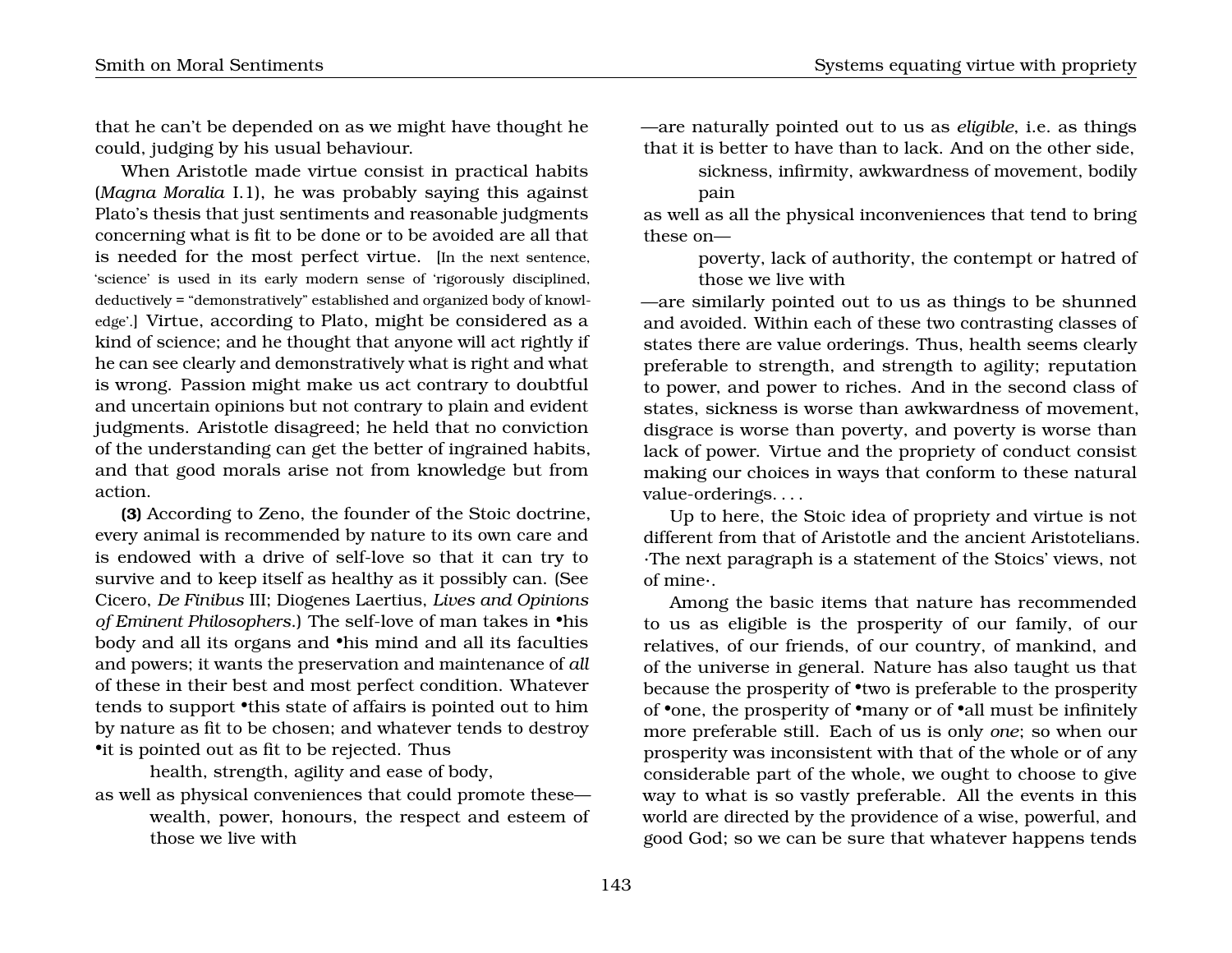that he can't be depended on as we might have thought he could, judging by his usual behaviour.

When Aristotle made virtue consist in practical habits (*Magna Moralia* I.1), he was probably saying this against Plato's thesis that just sentiments and reasonable judgments concerning what is fit to be done or to be avoided are all that is needed for the most perfect virtue. [In the next sentence, 'science' is used in its early modern sense of 'rigorously disciplined, deductively = "demonstratively" established and organized body of knowledge'.] Virtue, according to Plato, might be considered as a kind of science; and he thought that anyone will act rightly if he can see clearly and demonstratively what is right and what is wrong. Passion might make us act contrary to doubtful and uncertain opinions but not contrary to plain and evident judgments. Aristotle disagreed; he held that no conviction of the understanding can get the better of ingrained habits, and that good morals arise not from knowledge but from action.

**(3)** According to Zeno, the founder of the Stoic doctrine, every animal is recommended by nature to its own care and is endowed with a drive of self-love so that it can try to survive and to keep itself as healthy as it possibly can. (See Cicero, *De Finibus* III; Diogenes Laertius, *Lives and Opinions of Eminent Philosophers*.) The self-love of man takes in •his body and all its organs and •his mind and all its faculties and powers; it wants the preservation and maintenance of *all* of these in their best and most perfect condition. Whatever tends to support •this state of affairs is pointed out to him by nature as fit to be chosen; and whatever tends to destroy •it is pointed out as fit to be rejected. Thus

> health, strength, agility and ease of body,

as well as physical conveniences that could promote these—

> wealth, power, honours, the respect and esteem of those we live with

—are naturally pointed out to us as *eligible*, i.e. as things that it is better to have than to lack. And on the other side,

> sickness, infirmity, awkwardness of movement, bodily pain

as well as all the physical inconveniences that tend to bring these on—

> poverty, lack of authority, the contempt or hatred of those we live with

—are similarly pointed out to us as things to be shunned and avoided. Within each of these two contrasting classes of states there are value orderings. Thus, health seems clearly preferable to strength, and strength to agility; reputation to power, and power to riches. And in the second class of states, sickness is worse than awkwardness of movement, disgrace is worse than poverty, and poverty is worse than lack of power. Virtue and the propriety of conduct consist making our choices in ways that conform to these natural value-orderings. . . .

Up to here, the Stoic idea of propriety and virtue is not different from that of Aristotle and the ancient Aristotelians. ·The next paragraph is a statement of the Stoics' views, not of mine·.

Among the basic items that nature has recommended to us as eligible is the prosperity of our family, of our relatives, of our friends, of our country, of mankind, and of the universe in general. Nature has also taught us that because the prosperity of •two is preferable to the prosperity of •one, the prosperity of •many or of •all must be infinitely more preferable still. Each of us is only *one*; so when our prosperity was inconsistent with that of the whole or of any considerable part of the whole, we ought to choose to give way to what is so vastly preferable. All the events in this world are directed by the providence of a wise, powerful, and good God; so we can be sure that whatever happens tends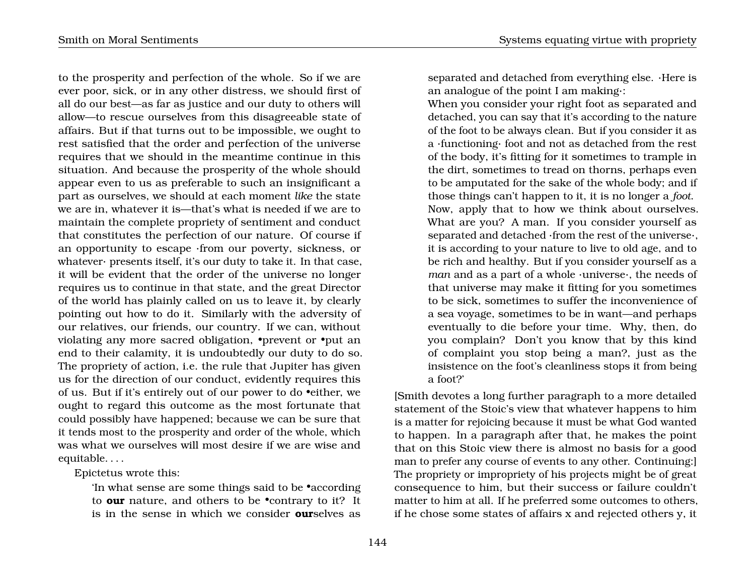to the prosperity and perfection of the whole. So if we are ever poor, sick, or in any other distress, we should first of all do our best—as far as justice and our duty to others will allow—to rescue ourselves from this disagreeable state of affairs. But if that turns out to be impossible, we ought to rest satisfied that the order and perfection of the universe requires that we should in the meantime continue in this situation. And because the prosperity of the whole should appear even to us as preferable to such an insignificant a part as ourselves, we should at each moment *like* the state we are in, whatever it is—that's what is needed if we are to maintain the complete propriety of sentiment and conduct that constitutes the perfection of our nature. Of course if an opportunity to escape ·from our poverty, sickness, or whatever· presents itself, it's our duty to take it. In that case, it will be evident that the order of the universe no longer requires us to continue in that state, and the great Director of the world has plainly called on us to leave it, by clearly pointing out how to do it. Similarly with the adversity of our relatives, our friends, our country. If we can, without violating any more sacred obligation, •prevent or •put an end to their calamity, it is undoubtedly our duty to do so. The propriety of action, i.e. the rule that Jupiter has given us for the direction of our conduct, evidently requires this of us. But if it's entirely out of our power to do •either, we ought to regard this outcome as the most fortunate that could possibly have happened; because we can be sure that it tends most to the prosperity and order of the whole, which was what we ourselves will most desire if we are wise and equitable. . . .

Epictetus wrote this:

> 'In what sense are some things said to be •according to **our** nature, and others to be •contrary to it? It is in the sense in which we consider **our**selves as separated and detached from everything else. ·Here is an analogue of the point I am making·:
>
> When you consider your right foot as separated and detached, you can say that it's according to the nature of the foot to be always clean. But if you consider it as a ·functioning· foot and not as detached from the rest of the body, it's fitting for it sometimes to trample in the dirt, sometimes to tread on thorns, perhaps even to be amputated for the sake of the whole body; and if those things can't happen to it, it is no longer a *foot*.
>
> Now, apply that to how we think about ourselves. What are you? A man. If you consider yourself as separated and detached ·from the rest of the universe·, it is according to your nature to live to old age, and to be rich and healthy. But if you consider yourself as a *man* and as a part of a whole ·universe·, the needs of that universe may make it fitting for you sometimes to be sick, sometimes to suffer the inconvenience of a sea voyage, sometimes to be in want—and perhaps eventually to die before your time. Why, then, do you complain? Don't you know that by this kind of complaint you stop being a man?, just as the insistence on the foot's cleanliness stops it from being a foot?'

[Smith devotes a long further paragraph to a more detailed statement of the Stoic's view that whatever happens to him is a matter for rejoicing because it must be what God wanted to happen. In a paragraph after that, he makes the point that on this Stoic view there is almost no basis for a good man to prefer any course of events to any other. Continuing:] The propriety or impropriety of his projects might be of great consequence to him, but their success or failure couldn't matter to him at all. If he preferred some outcomes to others, if he chose some states of affairs x and rejected others y, it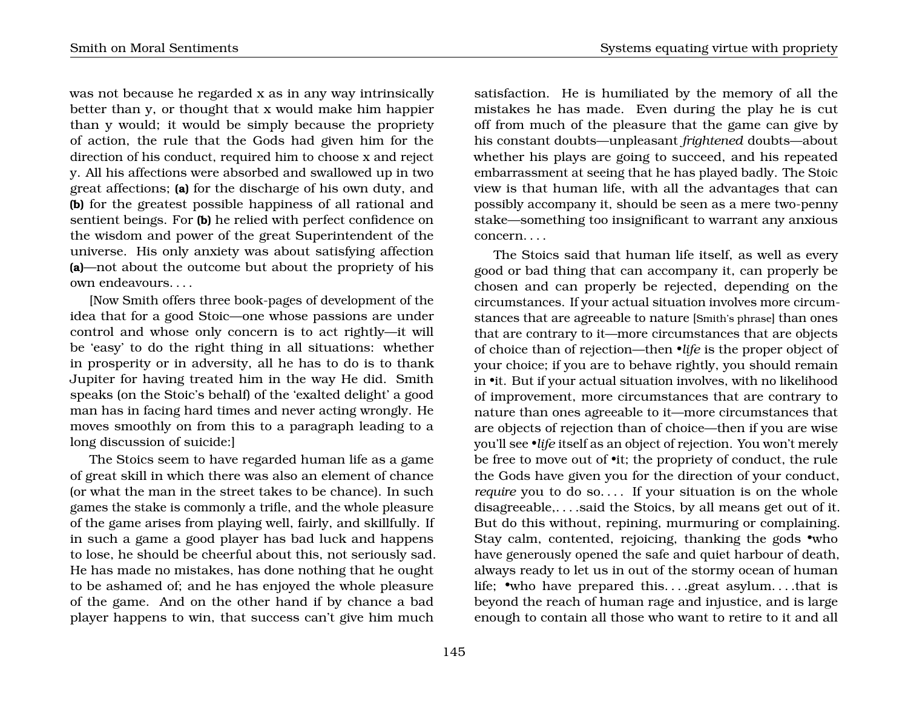was not because he regarded x as in any way intrinsically better than y, or thought that x would make him happier than y would; it would be simply because the propriety of action, the rule that the Gods had given him for the direction of his conduct, required him to choose x and reject y. All his affections were absorbed and swallowed up in two great affections; **(a)** for the discharge of his own duty, and **(b)** for the greatest possible happiness of all rational and sentient beings. For **(b)** he relied with perfect confidence on the wisdom and power of the great Superintendent of the universe. His only anxiety was about satisfying affection **(a)**—not about the outcome but about the propriety of his own endeavours. . . .

[Now Smith offers three book-pages of development of the idea that for a good Stoic—one whose passions are under control and whose only concern is to act rightly—it will be 'easy' to do the right thing in all situations: whether in prosperity or in adversity, all he has to do is to thank Jupiter for having treated him in the way He did. Smith speaks (on the Stoic's behalf) of the 'exalted delight' a good man has in facing hard times and never acting wrongly. He moves smoothly on from this to a paragraph leading to a long discussion of suicide:]

The Stoics seem to have regarded human life as a game of great skill in which there was also an element of chance (or what the man in the street takes to be chance). In such games the stake is commonly a trifle, and the whole pleasure of the game arises from playing well, fairly, and skillfully. If in such a game a good player has bad luck and happens to lose, he should be cheerful about this, not seriously sad. He has made no mistakes, has done nothing that he ought to be ashamed of; and he has enjoyed the whole pleasure of the game. And on the other hand if by chance a bad player happens to win, that success can't give him much satisfaction. He is humiliated by the memory of all the mistakes he has made. Even during the play he is cut off from much of the pleasure that the game can give by his constant doubts—unpleasant *frightened* doubts—about whether his plays are going to succeed, and his repeated embarrassment at seeing that he has played badly. The Stoic view is that human life, with all the advantages that can possibly accompany it, should be seen as a mere two-penny stake—something too insignificant to warrant any anxious concern. . . .

The Stoics said that human life itself, as well as every good or bad thing that can accompany it, can properly be chosen and can properly be rejected, depending on the circumstances. If your actual situation involves more circumstances that are agreeable to nature [Smith's phrase] than ones that are contrary to it—more circumstances that are objects of choice than of rejection—then •*life* is the proper object of your choice; if you are to behave rightly, you should remain in •it. But if your actual situation involves, with no likelihood of improvement, more circumstances that are contrary to nature than ones agreeable to it—more circumstances that are objects of rejection than of choice—then if you are wise you'll see •*life* itself as an object of rejection. You won't merely be free to move out of •it; the propriety of conduct, the rule the Gods have given you for the direction of your conduct, *require* you to do so. . . . If your situation is on the whole disagreeable,. . . .said the Stoics, by all means get out of it. But do this without, repining, murmuring or complaining. Stay calm, contented, rejoicing, thanking the gods •who have generously opened the safe and quiet harbour of death, always ready to let us in out of the stormy ocean of human life; •who have prepared this. . . .great asylum. . . .that is beyond the reach of human rage and injustice, and is large enough to contain all those who want to retire to it and all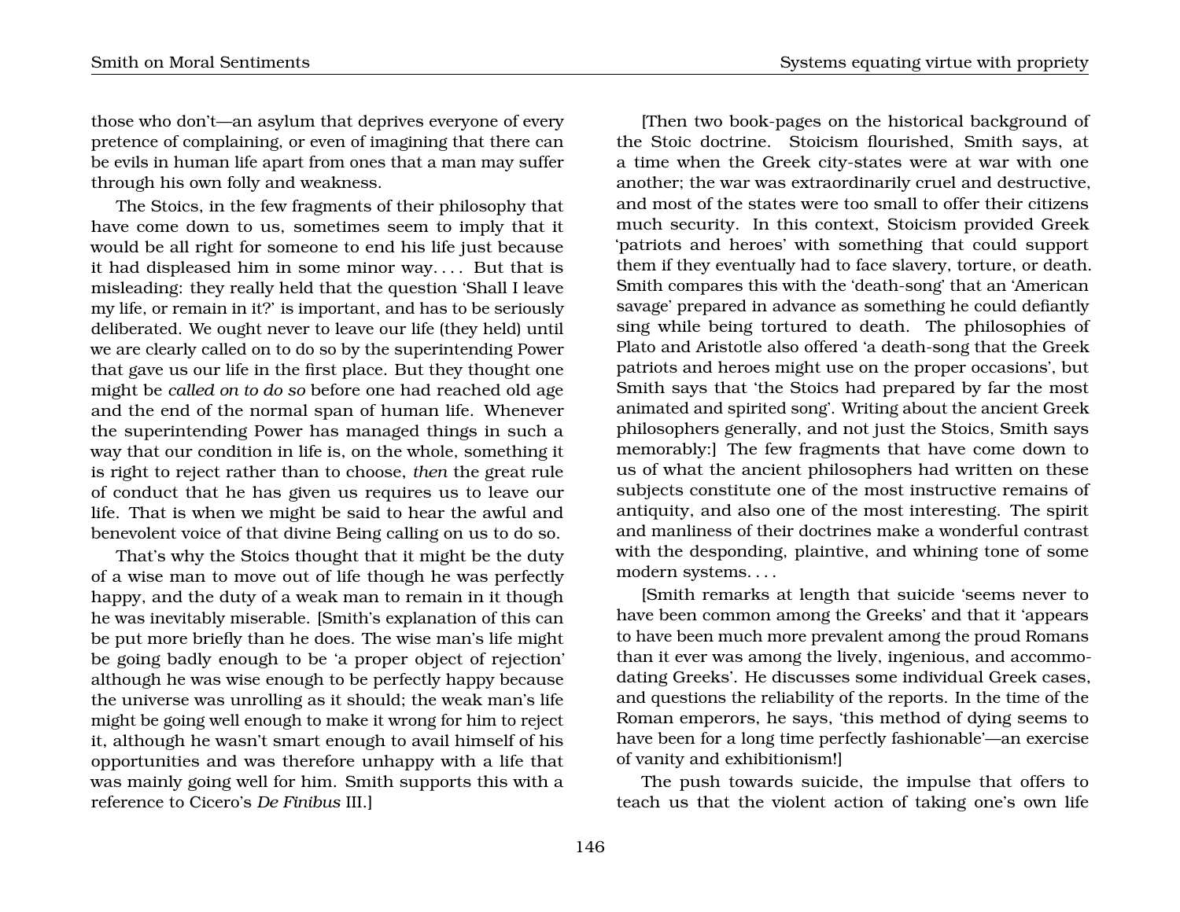those who don't—an asylum that deprives everyone of every pretence of complaining, or even of imagining that there can be evils in human life apart from ones that a man may suffer through his own folly and weakness.

The Stoics, in the few fragments of their philosophy that have come down to us, sometimes seem to imply that it would be all right for someone to end his life just because it had displeased him in some minor way. . . . But that is misleading: they really held that the question 'Shall I leave my life, or remain in it?' is important, and has to be seriously deliberated. We ought never to leave our life (they held) until we are clearly called on to do so by the superintending Power that gave us our life in the first place. But they thought one might be *called on to do so* before one had reached old age and the end of the normal span of human life. Whenever the superintending Power has managed things in such a way that our condition in life is, on the whole, something it is right to reject rather than to choose, *then* the great rule of conduct that he has given us requires us to leave our life. That is when we might be said to hear the awful and benevolent voice of that divine Being calling on us to do so.

That's why the Stoics thought that it might be the duty of a wise man to move out of life though he was perfectly happy, and the duty of a weak man to remain in it though he was inevitably miserable. [Smith's explanation of this can be put more briefly than he does. The wise man's life might be going badly enough to be 'a proper object of rejection' although he was wise enough to be perfectly happy because the universe was unrolling as it should; the weak man's life might be going well enough to make it wrong for him to reject it, although he wasn't smart enough to avail himself of his opportunities and was therefore unhappy with a life that was mainly going well for him. Smith supports this with a reference to Cicero's *De Finibus* III.]

[Then two book-pages on the historical background of the Stoic doctrine. Stoicism flourished, Smith says, at a time when the Greek city-states were at war with one another; the war was extraordinarily cruel and destructive, and most of the states were too small to offer their citizens much security. In this context, Stoicism provided Greek 'patriots and heroes' with something that could support them if they eventually had to face slavery, torture, or death. Smith compares this with the 'death-song' that an 'American savage' prepared in advance as something he could defiantly sing while being tortured to death. The philosophies of Plato and Aristotle also offered 'a death-song that the Greek patriots and heroes might use on the proper occasions', but Smith says that 'the Stoics had prepared by far the most animated and spirited song'. Writing about the ancient Greek philosophers generally, and not just the Stoics, Smith says memorably:] The few fragments that have come down to us of what the ancient philosophers had written on these subjects constitute one of the most instructive remains of antiquity, and also one of the most interesting. The spirit and manliness of their doctrines make a wonderful contrast with the desponding, plaintive, and whining tone of some modern systems. . . .

[Smith remarks at length that suicide 'seems never to have been common among the Greeks' and that it 'appears to have been much more prevalent among the proud Romans than it ever was among the lively, ingenious, and accommodating Greeks'. He discusses some individual Greek cases, and questions the reliability of the reports. In the time of the Roman emperors, he says, 'this method of dying seems to have been for a long time perfectly fashionable'—an exercise of vanity and exhibitionism!]

The push towards suicide, the impulse that offers to teach us that the violent action of taking one's own life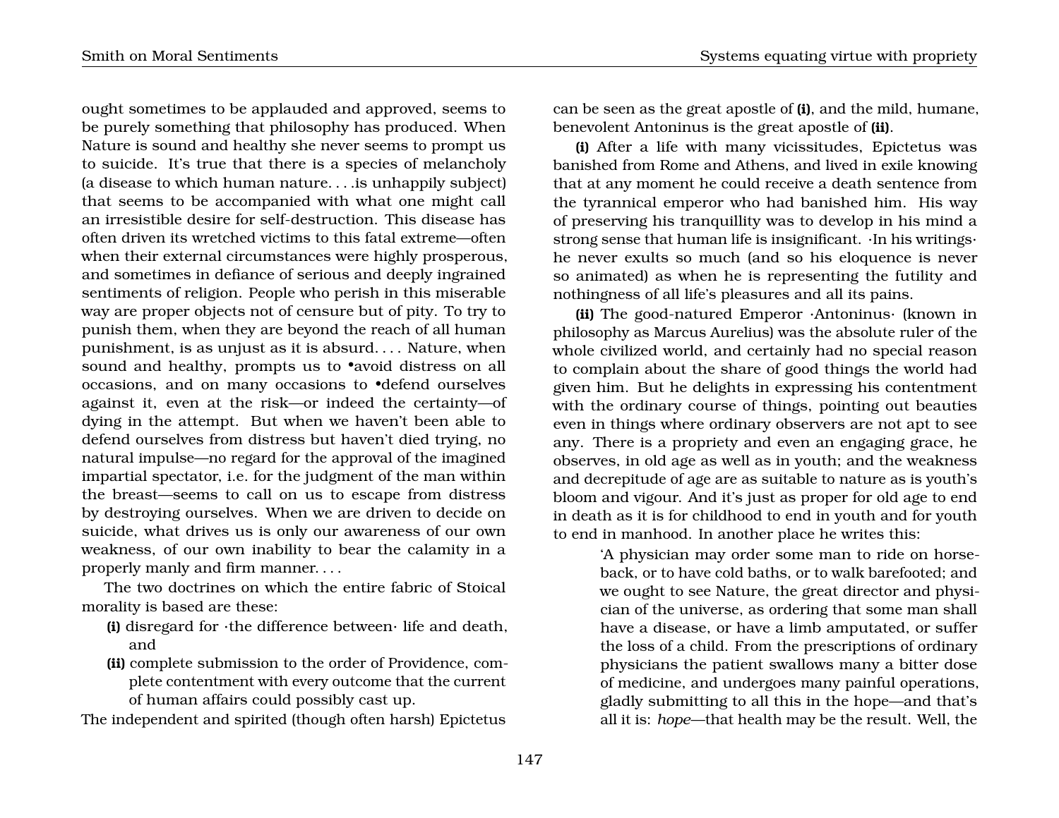ought sometimes to be applauded and approved, seems to be purely something that philosophy has produced. When Nature is sound and healthy she never seems to prompt us to suicide. It's true that there is a species of melancholy (a disease to which human nature. . . .is unhappily subject) that seems to be accompanied with what one might call an irresistible desire for self-destruction. This disease has often driven its wretched victims to this fatal extreme—often when their external circumstances were highly prosperous, and sometimes in defiance of serious and deeply ingrained sentiments of religion. People who perish in this miserable way are proper objects not of censure but of pity. To try to punish them, when they are beyond the reach of all human punishment, is as unjust as it is absurd. . . . Nature, when sound and healthy, prompts us to •avoid distress on all occasions, and on many occasions to •defend ourselves against it, even at the risk—or indeed the certainty—of dying in the attempt. But when we haven't been able to defend ourselves from distress but haven't died trying, no natural impulse—no regard for the approval of the imagined impartial spectator, i.e. for the judgment of the man within the breast—seems to call on us to escape from distress by destroying ourselves. When we are driven to decide on suicide, what drives us is only our awareness of our own weakness, of our own inability to bear the calamity in a properly manly and firm manner. . . .

The two doctrines on which the entire fabric of Stoical morality is based are these:

**(i)** disregard for ·the difference between· life and death, and

**(ii)** complete submission to the order of Providence, complete contentment with every outcome that the current of human affairs could possibly cast up.

The independent and spirited (though often harsh) Epictetus can be seen as the great apostle of **(i)**, and the mild, humane, benevolent Antoninus is the great apostle of **(ii)**.

**(i)** After a life with many vicissitudes, Epictetus was banished from Rome and Athens, and lived in exile knowing that at any moment he could receive a death sentence from the tyrannical emperor who had banished him. His way of preserving his tranquillity was to develop in his mind a strong sense that human life is insignificant. ·In his writings· he never exults so much (and so his eloquence is never so animated) as when he is representing the futility and nothingness of all life's pleasures and all its pains.

**(ii)** The good-natured Emperor ·Antoninus· (known in philosophy as Marcus Aurelius) was the absolute ruler of the whole civilized world, and certainly had no special reason to complain about the share of good things the world had given him. But he delights in expressing his contentment with the ordinary course of things, pointing out beauties even in things where ordinary observers are not apt to see any. There is a propriety and even an engaging grace, he observes, in old age as well as in youth; and the weakness and decrepitude of age are as suitable to nature as is youth's bloom and vigour. And it's just as proper for old age to end in death as it is for childhood to end in youth and for youth to end in manhood. In another place he writes this:

> 'A physician may order some man to ride on horseback, or to have cold baths, or to walk barefooted; and we ought to see Nature, the great director and physician of the universe, as ordering that some man shall have a disease, or have a limb amputated, or suffer the loss of a child. From the prescriptions of ordinary physicians the patient swallows many a bitter dose of medicine, and undergoes many painful operations, gladly submitting to all this in the hope—and that's all it is: *hope*—that health may be the result. Well, the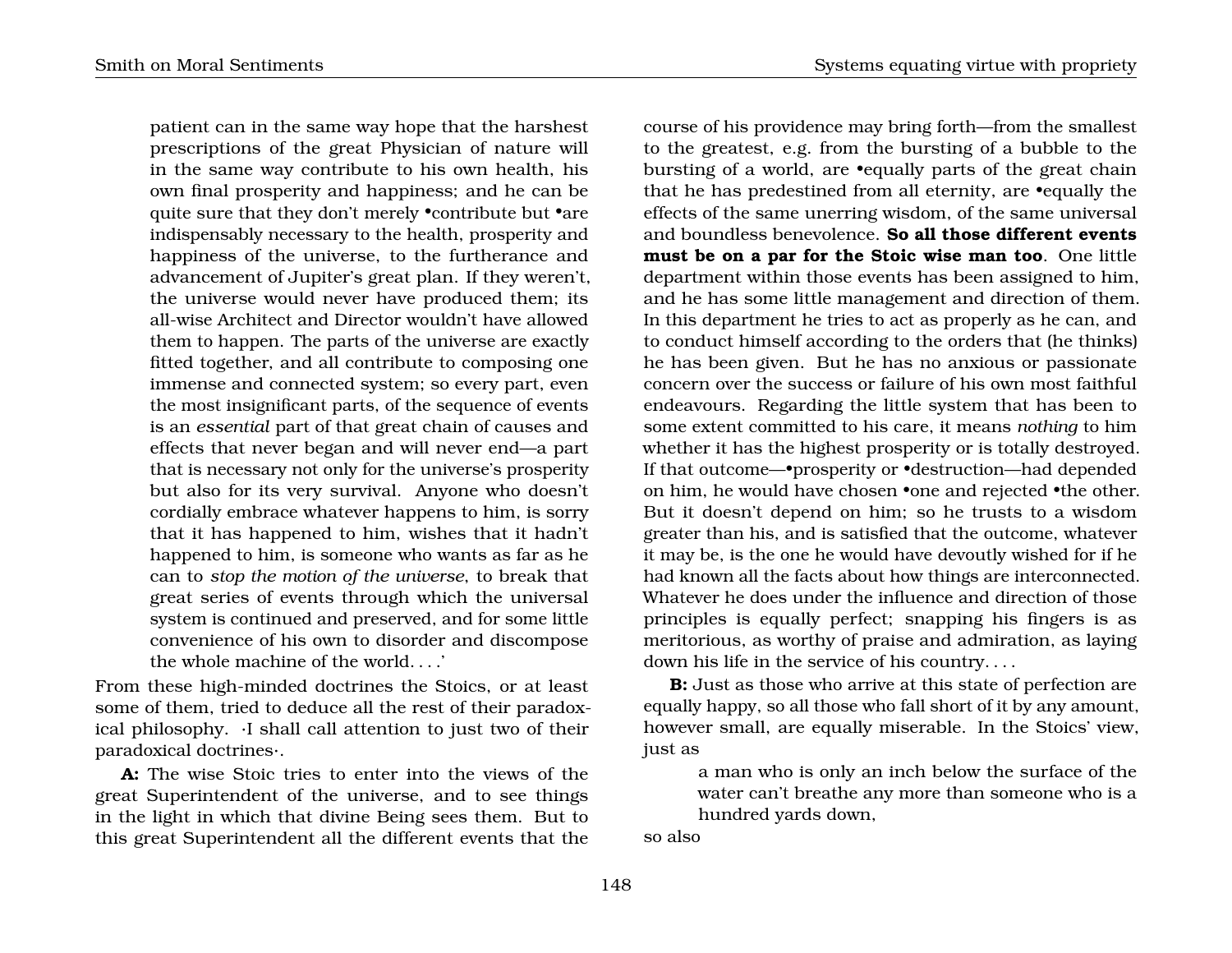patient can in the same way hope that the harshest prescriptions of the great Physician of nature will in the same way contribute to his own health, his own final prosperity and happiness; and he can be quite sure that they don't merely •contribute but •are indispensably necessary to the health, prosperity and happiness of the universe, to the furtherance and advancement of Jupiter's great plan. If they weren't, the universe would never have produced them; its all-wise Architect and Director wouldn't have allowed them to happen. The parts of the universe are exactly fitted together, and all contribute to composing one immense and connected system; so every part, even the most insignificant parts, of the sequence of events is an *essential* part of that great chain of causes and effects that never began and will never end—a part that is necessary not only for the universe's prosperity but also for its very survival. Anyone who doesn't cordially embrace whatever happens to him, is sorry that it has happened to him, wishes that it hadn't happened to him, is someone who wants as far as he can to *stop the motion of the universe*, to break that great series of events through which the universal system is continued and preserved, and for some little convenience of his own to disorder and discompose the whole machine of the world. . . .'

From these high-minded doctrines the Stoics, or at least some of them, tried to deduce all the rest of their paradoxical philosophy. ·I shall call attention to just two of their paradoxical doctrines·.

**A:** The wise Stoic tries to enter into the views of the great Superintendent of the universe, and to see things in the light in which that divine Being sees them. But to this great Superintendent all the different events that the course of his providence may bring forth—from the smallest to the greatest, e.g. from the bursting of a bubble to the bursting of a world, are •equally parts of the great chain that he has predestined from all eternity, are •equally the effects of the same unerring wisdom, of the same universal and boundless benevolence. **So all those different events must be on a par for the Stoic wise man too**. One little department within those events has been assigned to him, and he has some little management and direction of them. In this department he tries to act as properly as he can, and to conduct himself according to the orders that (he thinks) he has been given. But he has no anxious or passionate concern over the success or failure of his own most faithful endeavours. Regarding the little system that has been to some extent committed to his care, it means *nothing* to him whether it has the highest prosperity or is totally destroyed. If that outcome—•prosperity or •destruction—had depended on him, he would have chosen •one and rejected •the other. But it doesn't depend on him; so he trusts to a wisdom greater than his, and is satisfied that the outcome, whatever it may be, is the one he would have devoutly wished for if he had known all the facts about how things are interconnected. Whatever he does under the influence and direction of those principles is equally perfect; snapping his fingers is as meritorious, as worthy of praise and admiration, as laying down his life in the service of his country. . . .

**B:** Just as those who arrive at this state of perfection are equally happy, so all those who fall short of it by any amount, however small, are equally miserable. In the Stoics' view, just as

> a man who is only an inch below the surface of the water can't breathe any more than someone who is a hundred yards down,

so also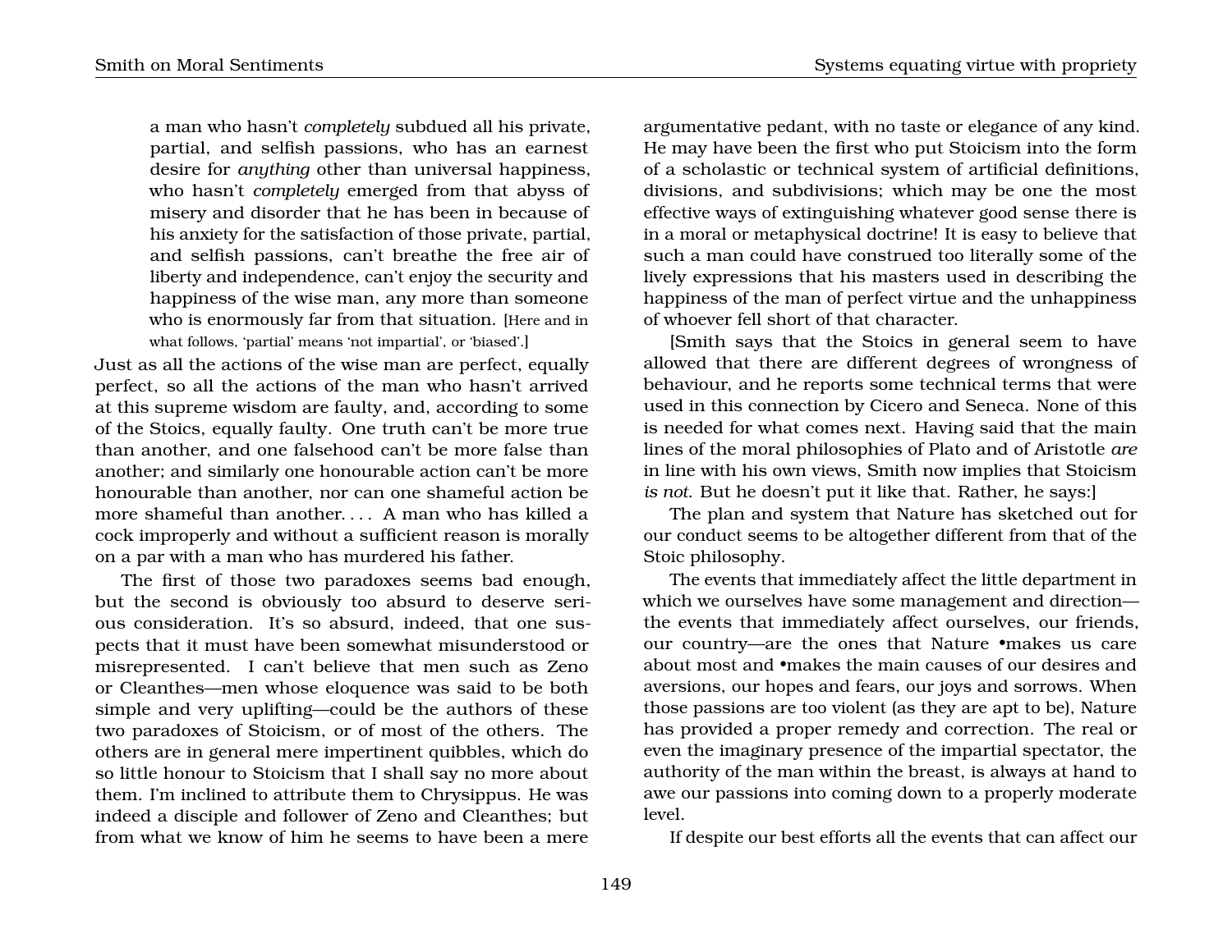> a man who hasn't *completely* subdued all his private, partial, and selfish passions, who has an earnest desire for *anything* other than universal happiness, who hasn't *completely* emerged from that abyss of misery and disorder that he has been in because of his anxiety for the satisfaction of those private, partial, and selfish passions, can't breathe the free air of liberty and independence, can't enjoy the security and happiness of the wise man, any more than someone who is enormously far from that situation. [Here and in what follows, 'partial' means 'not impartial', or 'biased'.]

Just as all the actions of the wise man are perfect, equally perfect, so all the actions of the man who hasn't arrived at this supreme wisdom are faulty, and, according to some of the Stoics, equally faulty. One truth can't be more true than another, and one falsehood can't be more false than another; and similarly one honourable action can't be more honourable than another, nor can one shameful action be more shameful than another. . . . A man who has killed a cock improperly and without a sufficient reason is morally on a par with a man who has murdered his father.

The first of those two paradoxes seems bad enough, but the second is obviously too absurd to deserve serious consideration. It's so absurd, indeed, that one suspects that it must have been somewhat misunderstood or misrepresented. I can't believe that men such as Zeno or Cleanthes—men whose eloquence was said to be both simple and very uplifting—could be the authors of these two paradoxes of Stoicism, or of most of the others. The others are in general mere impertinent quibbles, which do so little honour to Stoicism that I shall say no more about them. I'm inclined to attribute them to Chrysippus. He was indeed a disciple and follower of Zeno and Cleanthes; but from what we know of him he seems to have been a mere argumentative pedant, with no taste or elegance of any kind. He may have been the first who put Stoicism into the form of a scholastic or technical system of artificial definitions, divisions, and subdivisions; which may be one the most effective ways of extinguishing whatever good sense there is in a moral or metaphysical doctrine! It is easy to believe that such a man could have construed too literally some of the lively expressions that his masters used in describing the happiness of the man of perfect virtue and the unhappiness of whoever fell short of that character.

[Smith says that the Stoics in general seem to have allowed that there are different degrees of wrongness of behaviour, and he reports some technical terms that were used in this connection by Cicero and Seneca. None of this is needed for what comes next. Having said that the main lines of the moral philosophies of Plato and of Aristotle *are* in line with his own views, Smith now implies that Stoicism *is not*. But he doesn't put it like that. Rather, he says:]

The plan and system that Nature has sketched out for our conduct seems to be altogether different from that of the Stoic philosophy.

The events that immediately affect the little department in which we ourselves have some management and direction—the events that immediately affect ourselves, our friends, our country—are the ones that Nature •makes us care about most and •makes the main causes of our desires and aversions, our hopes and fears, our joys and sorrows. When those passions are too violent (as they are apt to be), Nature has provided a proper remedy and correction. The real or even the imaginary presence of the impartial spectator, the authority of the man within the breast, is always at hand to awe our passions into coming down to a properly moderate level.

If despite our best efforts all the events that can affect our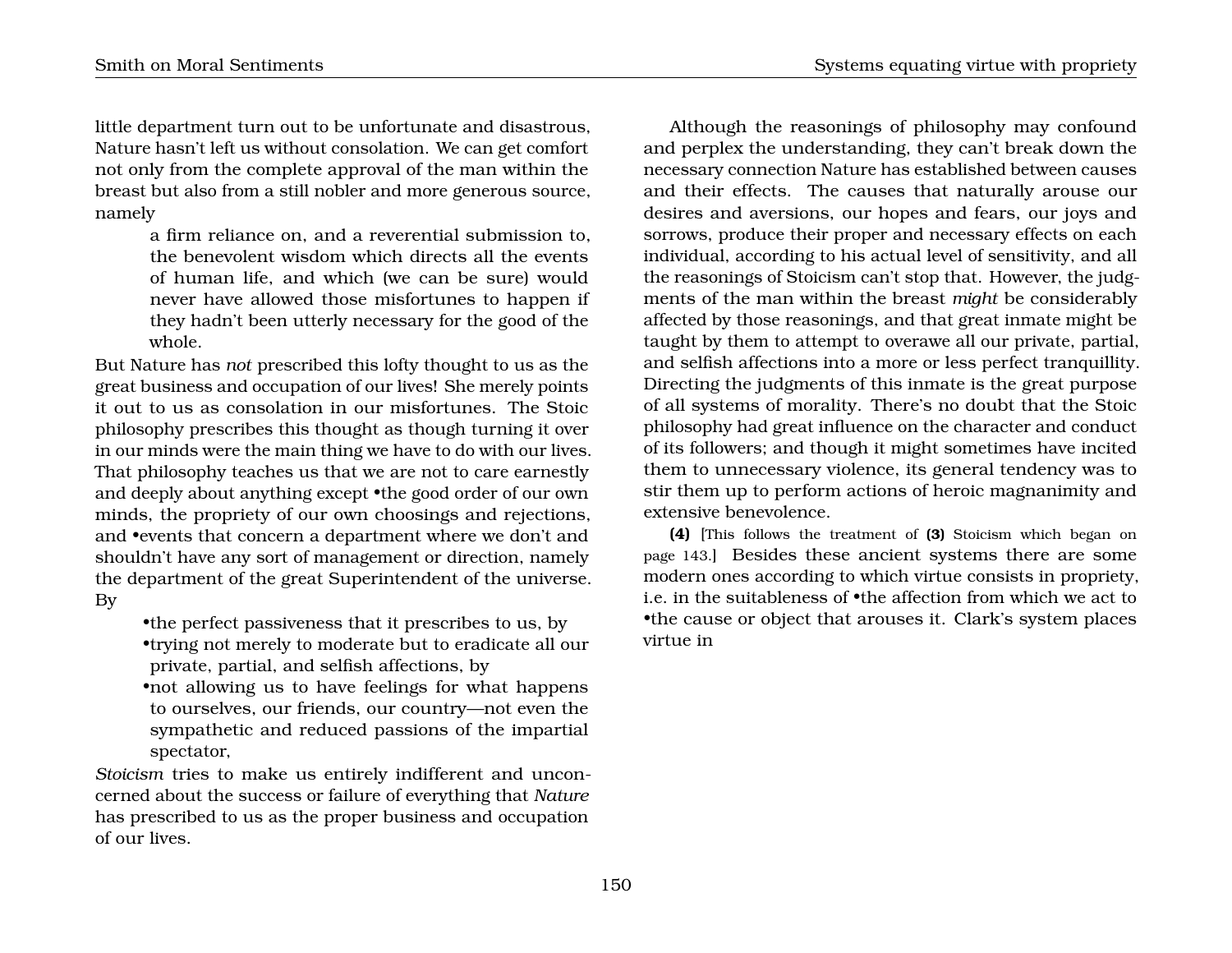little department turn out to be unfortunate and disastrous, Nature hasn't left us without consolation. We can get comfort not only from the complete approval of the man within the breast but also from a still nobler and more generous source, namely

> a firm reliance on, and a reverential submission to, the benevolent wisdom which directs all the events of human life, and which (we can be sure) would never have allowed those misfortunes to happen if they hadn't been utterly necessary for the good of the whole.

But Nature has *not* prescribed this lofty thought to us as the great business and occupation of our lives! She merely points it out to us as consolation in our misfortunes. The Stoic philosophy prescribes this thought as though turning it over in our minds were the main thing we have to do with our lives. That philosophy teaches us that we are not to care earnestly and deeply about anything except •the good order of our own minds, the propriety of our own choosings and rejections, and •events that concern a department where we don't and shouldn't have any sort of management or direction, namely the department of the great Superintendent of the universe. By

- •the perfect passiveness that it prescribes to us, by
- •trying not merely to moderate but to eradicate all our private, partial, and selfish affections, by
- •not allowing us to have feelings for what happens to ourselves, our friends, our country—not even the sympathetic and reduced passions of the impartial spectator,

*Stoicism* tries to make us entirely indifferent and unconcerned about the success or failure of everything that *Nature* has prescribed to us as the proper business and occupation of our lives.

Although the reasonings of philosophy may confound and perplex the understanding, they can't break down the necessary connection Nature has established between causes and their effects. The causes that naturally arouse our desires and aversions, our hopes and fears, our joys and sorrows, produce their proper and necessary effects on each individual, according to his actual level of sensitivity, and all the reasonings of Stoicism can't stop that. However, the judgments of the man within the breast *might* be considerably affected by those reasonings, and that great inmate might be taught by them to attempt to overawe all our private, partial, and selfish affections into a more or less perfect tranquillity. Directing the judgments of this inmate is the great purpose of all systems of morality. There's no doubt that the Stoic philosophy had great influence on the character and conduct of its followers; and though it might sometimes have incited them to unnecessary violence, its general tendency was to stir them up to perform actions of heroic magnanimity and extensive benevolence.

**(4)** [This follows the treatment of **(3)** Stoicism which began on page 143.] Besides these ancient systems there are some modern ones according to which virtue consists in propriety, i.e. in the suitableness of •the affection from which we act to •the cause or object that arouses it. Clark's system places virtue in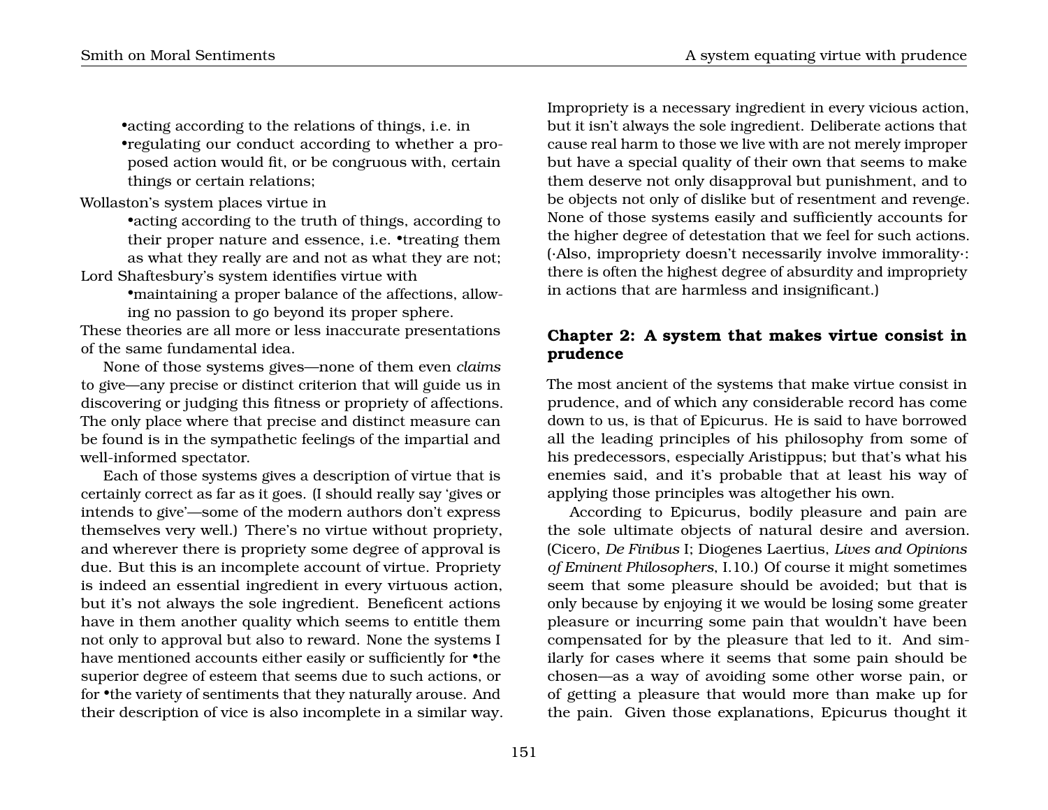- •acting according to the relations of things, i.e. in
- •regulating our conduct according to whether a proposed action would fit, or be congruous with, certain things or certain relations;

Wollaston's system places virtue in

- •acting according to the truth of things, according to their proper nature and essence, i.e. •treating them as what they really are and not as what they are not;

Lord Shaftesbury's system identifies virtue with

- •maintaining a proper balance of the affections, allowing no passion to go beyond its proper sphere.

These theories are all more or less inaccurate presentations of the same fundamental idea.

None of those systems gives—none of them even *claims* to give—any precise or distinct criterion that will guide us in discovering or judging this fitness or propriety of affections. The only place where that precise and distinct measure can be found is in the sympathetic feelings of the impartial and well-informed spectator.

Each of those systems gives a description of virtue that is certainly correct as far as it goes. (I should really say 'gives or intends to give'—some of the modern authors don't express themselves very well.) There's no virtue without propriety, and wherever there is propriety some degree of approval is due. But this is an incomplete account of virtue. Propriety is indeed an essential ingredient in every virtuous action, but it's not always the sole ingredient. Beneficent actions have in them another quality which seems to entitle them not only to approval but also to reward. None the systems I have mentioned accounts either easily or sufficiently for •the superior degree of esteem that seems due to such actions, or for •the variety of sentiments that they naturally arouse. And their description of vice is also incomplete in a similar way. Impropriety is a necessary ingredient in every vicious action, but it isn't always the sole ingredient. Deliberate actions that cause real harm to those we live with are not merely improper but have a special quality of their own that seems to make them deserve not only disapproval but punishment, and to be objects not only of dislike but of resentment and revenge. None of those systems easily and sufficiently accounts for the higher degree of detestation that we feel for such actions. (·Also, impropriety doesn't necessarily involve immorality·: there is often the highest degree of absurdity and impropriety in actions that are harmless and insignificant.)

## Chapter 2: A system that makes virtue consist in prudence

The most ancient of the systems that make virtue consist in prudence, and of which any considerable record has come down to us, is that of Epicurus. He is said to have borrowed all the leading principles of his philosophy from some of his predecessors, especially Aristippus; but that's what his enemies said, and it's probable that at least his way of applying those principles was altogether his own.

According to Epicurus, bodily pleasure and pain are the sole ultimate objects of natural desire and aversion. (Cicero, *De Finibus* I; Diogenes Laertius, *Lives and Opinions of Eminent Philosophers*, I.10.) Of course it might sometimes seem that some pleasure should be avoided; but that is only because by enjoying it we would be losing some greater pleasure or incurring some pain that wouldn't have been compensated for by the pleasure that led to it. And similarly for cases where it seems that some pain should be chosen—as a way of avoiding some other worse pain, or of getting a pleasure that would more than make up for the pain. Given those explanations, Epicurus thought it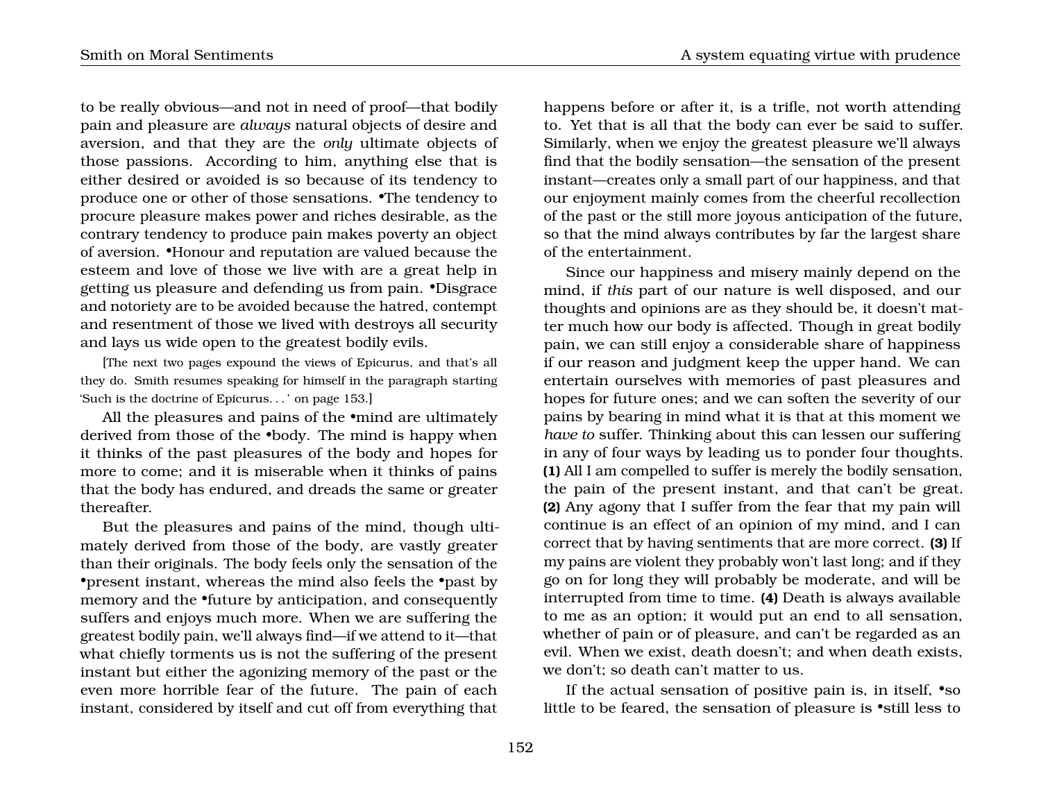to be really obvious—and not in need of proof—that bodily pain and pleasure are *always* natural objects of desire and aversion, and that they are the *only* ultimate objects of those passions. According to him, anything else that is either desired or avoided is so because of its tendency to produce one or other of those sensations. •The tendency to procure pleasure makes power and riches desirable, as the contrary tendency to produce pain makes poverty an object of aversion. •Honour and reputation are valued because the esteem and love of those we live with are a great help in getting us pleasure and defending us from pain. •Disgrace and notoriety are to be avoided because the hatred, contempt and resentment of those we lived with destroys all security and lays us wide open to the greatest bodily evils.

[The next two pages expound the views of Epicurus, and that's all they do. Smith resumes speaking for himself in the paragraph starting 'Such is the doctrine of Epicurus. . . ' on page 153.]

All the pleasures and pains of the •mind are ultimately derived from those of the •body. The mind is happy when it thinks of the past pleasures of the body and hopes for more to come; and it is miserable when it thinks of pains that the body has endured, and dreads the same or greater thereafter.

But the pleasures and pains of the mind, though ultimately derived from those of the body, are vastly greater than their originals. The body feels only the sensation of the •present instant, whereas the mind also feels the •past by memory and the •future by anticipation, and consequently suffers and enjoys much more. When we are suffering the greatest bodily pain, we'll always find—if we attend to it—that what chiefly torments us is not the suffering of the present instant but either the agonizing memory of the past or the even more horrible fear of the future. The pain of each instant, considered by itself and cut off from everything that happens before or after it, is a trifle, not worth attending to. Yet that is all that the body can ever be said to suffer. Similarly, when we enjoy the greatest pleasure we'll always find that the bodily sensation—the sensation of the present instant—creates only a small part of our happiness, and that our enjoyment mainly comes from the cheerful recollection of the past or the still more joyous anticipation of the future, so that the mind always contributes by far the largest share of the entertainment.

Since our happiness and misery mainly depend on the mind, if *this* part of our nature is well disposed, and our thoughts and opinions are as they should be, it doesn't matter much how our body is affected. Though in great bodily pain, we can still enjoy a considerable share of happiness if our reason and judgment keep the upper hand. We can entertain ourselves with memories of past pleasures and hopes for future ones; and we can soften the severity of our pains by bearing in mind what it is that at this moment we *have to* suffer. Thinking about this can lessen our suffering in any of four ways by leading us to ponder four thoughts. **(1)** All I am compelled to suffer is merely the bodily sensation, the pain of the present instant, and that can't be great. **(2)** Any agony that I suffer from the fear that my pain will continue is an effect of an opinion of my mind, and I can correct that by having sentiments that are more correct. **(3)** If my pains are violent they probably won't last long; and if they go on for long they will probably be moderate, and will be interrupted from time to time. **(4)** Death is always available to me as an option; it would put an end to all sensation, whether of pain or of pleasure, and can't be regarded as an evil. When we exist, death doesn't; and when death exists, we don't; so death can't matter to us.

If the actual sensation of positive pain is, in itself, •so little to be feared, the sensation of pleasure is •still less to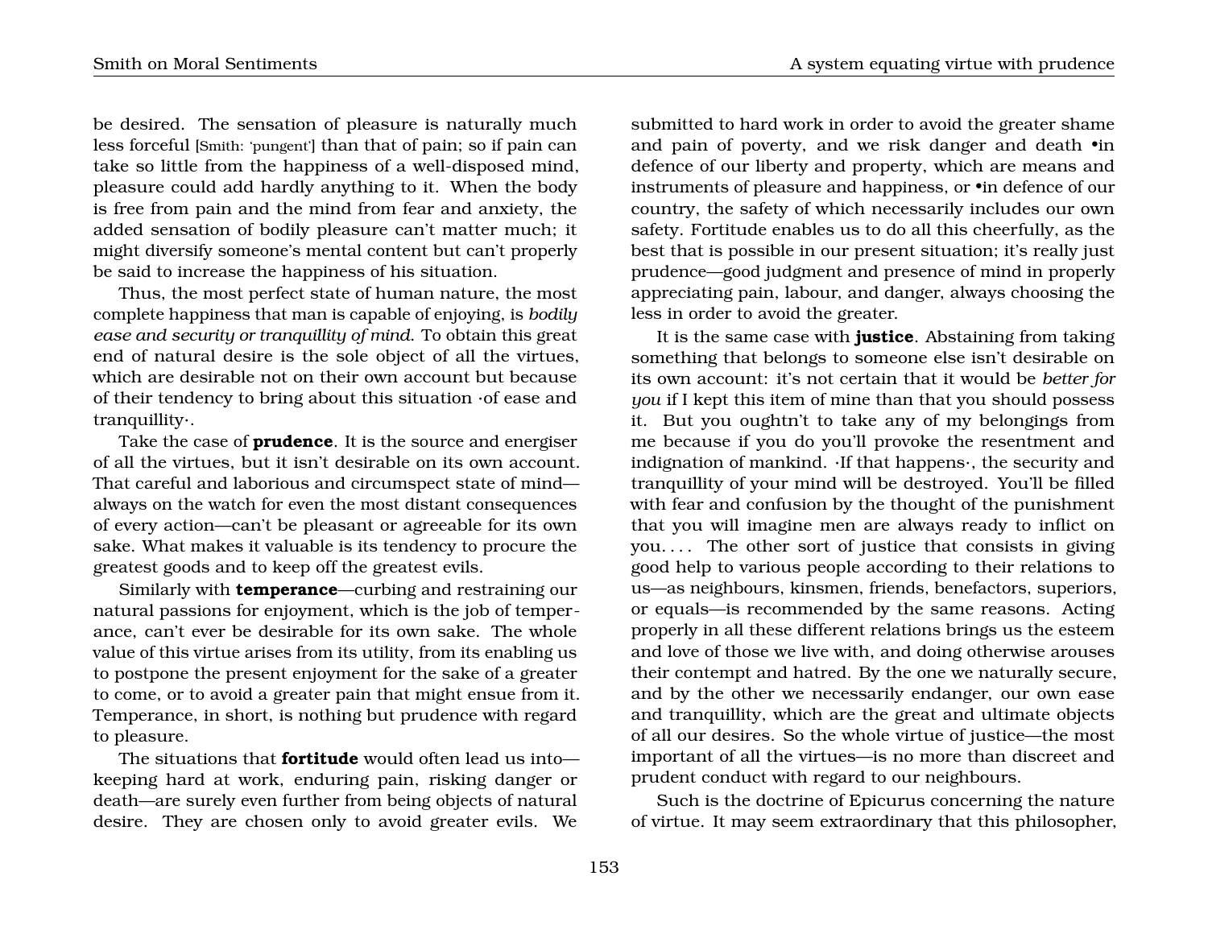be desired. The sensation of pleasure is naturally much less forceful [Smith: 'pungent'] than that of pain; so if pain can take so little from the happiness of a well-disposed mind, pleasure could add hardly anything to it. When the body is free from pain and the mind from fear and anxiety, the added sensation of bodily pleasure can't matter much; it might diversify someone's mental content but can't properly be said to increase the happiness of his situation.

Thus, the most perfect state of human nature, the most complete happiness that man is capable of enjoying, is *bodily ease and security or tranquillity of mind*. To obtain this great end of natural desire is the sole object of all the virtues, which are desirable not on their own account but because of their tendency to bring about this situation ·of ease and tranquillity·.

Take the case of **prudence**. It is the source and energiser of all the virtues, but it isn't desirable on its own account. That careful and laborious and circumspect state of mind—always on the watch for even the most distant consequences of every action—can't be pleasant or agreeable for its own sake. What makes it valuable is its tendency to procure the greatest goods and to keep off the greatest evils.

Similarly with **temperance**—curbing and restraining our natural passions for enjoyment, which is the job of temperance, can't ever be desirable for its own sake. The whole value of this virtue arises from its utility, from its enabling us to postpone the present enjoyment for the sake of a greater to come, or to avoid a greater pain that might ensue from it. Temperance, in short, is nothing but prudence with regard to pleasure.

The situations that **fortitude** would often lead us into—keeping hard at work, enduring pain, risking danger or death—are surely even further from being objects of natural desire. They are chosen only to avoid greater evils. We submitted to hard work in order to avoid the greater shame and pain of poverty, and we risk danger and death •in defence of our liberty and property, which are means and instruments of pleasure and happiness, or •in defence of our country, the safety of which necessarily includes our own safety. Fortitude enables us to do all this cheerfully, as the best that is possible in our present situation; it's really just prudence—good judgment and presence of mind in properly appreciating pain, labour, and danger, always choosing the less in order to avoid the greater.

It is the same case with **justice**. Abstaining from taking something that belongs to someone else isn't desirable on its own account: it's not certain that it would be *better for you* if I kept this item of mine than that you should possess it. But you oughtn't to take any of my belongings from me because if you do you'll provoke the resentment and indignation of mankind. ·If that happens·, the security and tranquillity of your mind will be destroyed. You'll be filled with fear and confusion by the thought of the punishment that you will imagine men are always ready to inflict on you.... The other sort of justice that consists in giving good help to various people according to their relations to us—as neighbours, kinsmen, friends, benefactors, superiors, or equals—is recommended by the same reasons. Acting properly in all these different relations brings us the esteem and love of those we live with, and doing otherwise arouses their contempt and hatred. By the one we naturally secure, and by the other we necessarily endanger, our own ease and tranquillity, which are the great and ultimate objects of all our desires. So the whole virtue of justice—the most important of all the virtues—is no more than discreet and prudent conduct with regard to our neighbours.

Such is the doctrine of Epicurus concerning the nature of virtue. It may seem extraordinary that this philosopher,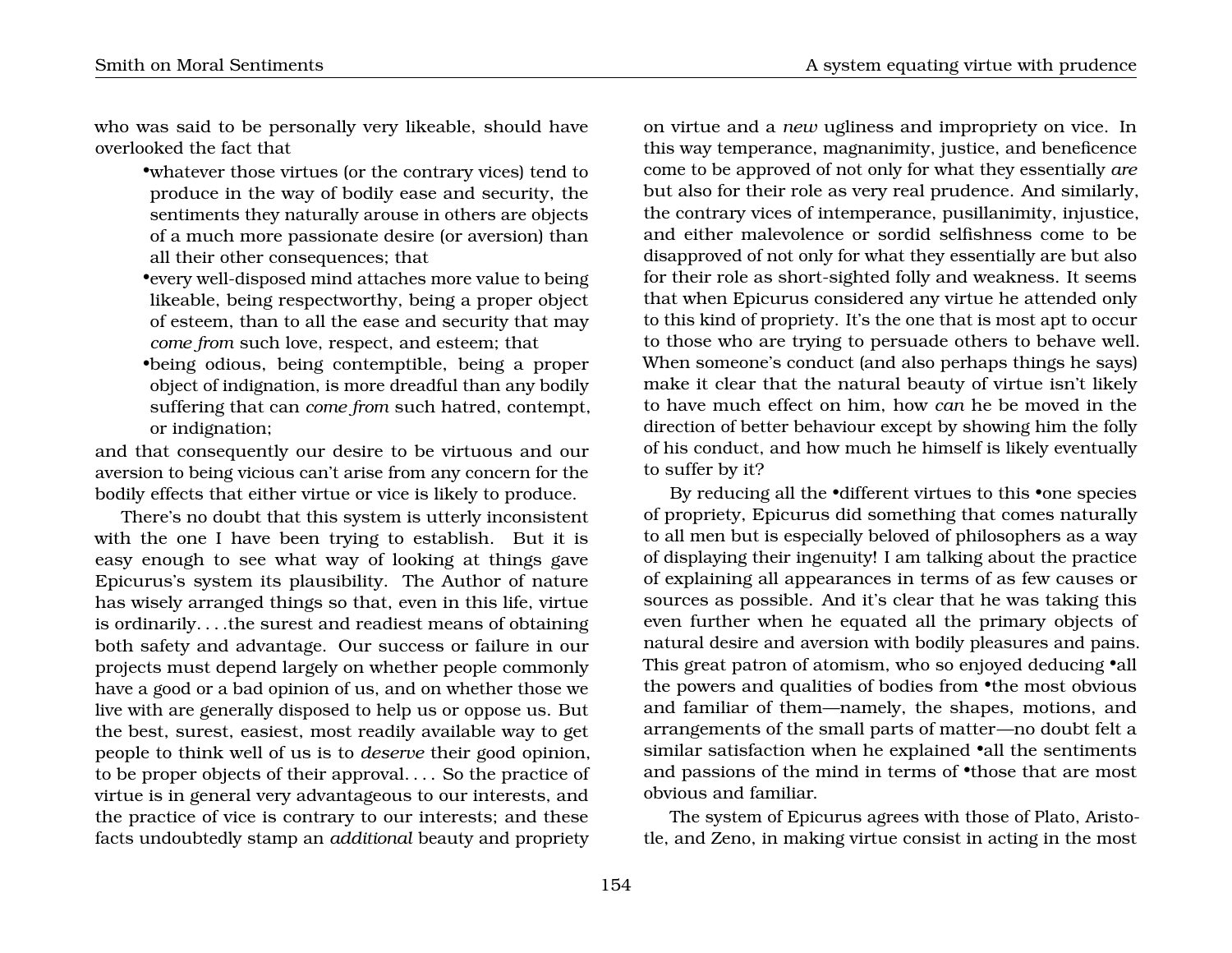who was said to be personally very likeable, should have overlooked the fact that

- •whatever those virtues (or the contrary vices) tend to produce in the way of bodily ease and security, the sentiments they naturally arouse in others are objects of a much more passionate desire (or aversion) than all their other consequences; that
- •every well-disposed mind attaches more value to being likeable, being respectworthy, being a proper object of esteem, than to all the ease and security that may *come from* such love, respect, and esteem; that
- •being odious, being contemptible, being a proper object of indignation, is more dreadful than any bodily suffering that can *come from* such hatred, contempt, or indignation;

and that consequently our desire to be virtuous and our aversion to being vicious can't arise from any concern for the bodily effects that either virtue or vice is likely to produce.

There's no doubt that this system is utterly inconsistent with the one I have been trying to establish. But it is easy enough to see what way of looking at things gave Epicurus's system its plausibility. The Author of nature has wisely arranged things so that, even in this life, virtue is ordinarily. . . .the surest and readiest means of obtaining both safety and advantage. Our success or failure in our projects must depend largely on whether people commonly have a good or a bad opinion of us, and on whether those we live with are generally disposed to help us or oppose us. But the best, surest, easiest, most readily available way to get people to think well of us is to *deserve* their good opinion, to be proper objects of their approval. . . . So the practice of virtue is in general very advantageous to our interests, and the practice of vice is contrary to our interests; and these facts undoubtedly stamp an *additional* beauty and propriety on virtue and a *new* ugliness and impropriety on vice. In this way temperance, magnanimity, justice, and beneficence come to be approved of not only for what they essentially *are* but also for their role as very real prudence. And similarly, the contrary vices of intemperance, pusillanimity, injustice, and either malevolence or sordid selfishness come to be disapproved of not only for what they essentially are but also for their role as short-sighted folly and weakness. It seems that when Epicurus considered any virtue he attended only to this kind of propriety. It's the one that is most apt to occur to those who are trying to persuade others to behave well. When someone's conduct (and also perhaps things he says) make it clear that the natural beauty of virtue isn't likely to have much effect on him, how *can* he be moved in the direction of better behaviour except by showing him the folly of his conduct, and how much he himself is likely eventually to suffer by it?

By reducing all the •different virtues to this •one species of propriety, Epicurus did something that comes naturally to all men but is especially beloved of philosophers as a way of displaying their ingenuity! I am talking about the practice of explaining all appearances in terms of as few causes or sources as possible. And it's clear that he was taking this even further when he equated all the primary objects of natural desire and aversion with bodily pleasures and pains. This great patron of atomism, who so enjoyed deducing •all the powers and qualities of bodies from •the most obvious and familiar of them—namely, the shapes, motions, and arrangements of the small parts of matter—no doubt felt a similar satisfaction when he explained •all the sentiments and passions of the mind in terms of •those that are most obvious and familiar.

The system of Epicurus agrees with those of Plato, Aristotle, and Zeno, in making virtue consist in acting in the most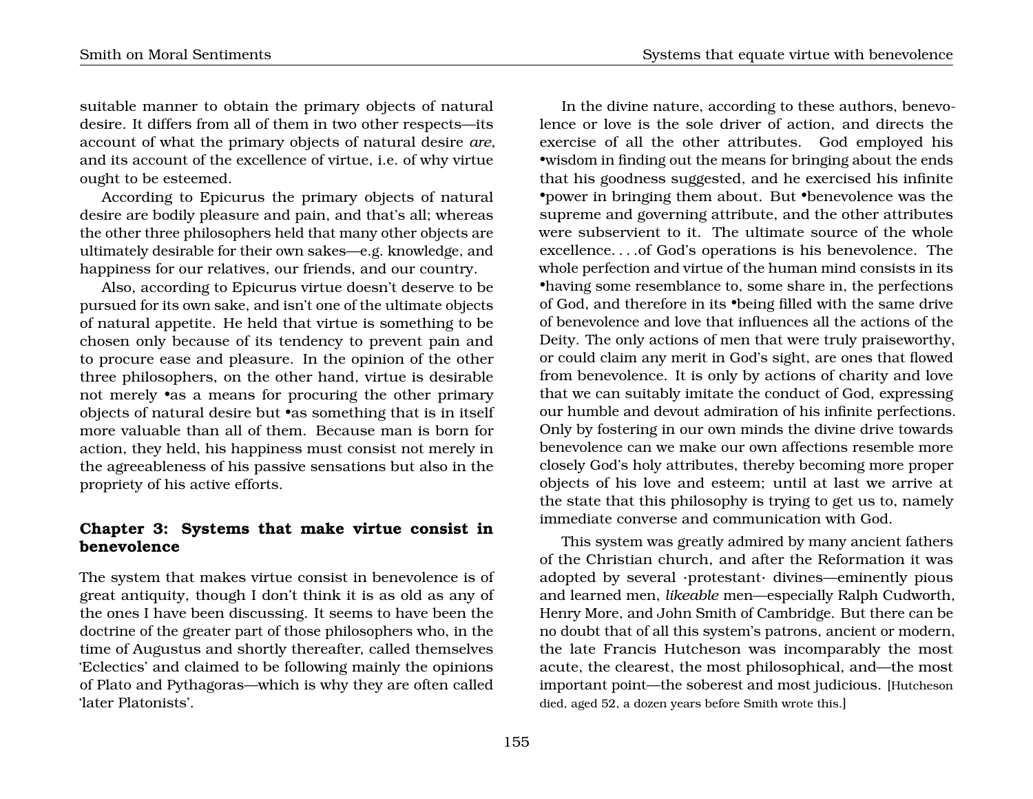suitable manner to obtain the primary objects of natural desire. It differs from all of them in two other respects—its account of what the primary objects of natural desire *are*, and its account of the excellence of virtue, i.e. of why virtue ought to be esteemed.

According to Epicurus the primary objects of natural desire are bodily pleasure and pain, and that's all; whereas the other three philosophers held that many other objects are ultimately desirable for their own sakes—e.g. knowledge, and happiness for our relatives, our friends, and our country.

Also, according to Epicurus virtue doesn't deserve to be pursued for its own sake, and isn't one of the ultimate objects of natural appetite. He held that virtue is something to be chosen only because of its tendency to prevent pain and to procure ease and pleasure. In the opinion of the other three philosophers, on the other hand, virtue is desirable not merely •as a means for procuring the other primary objects of natural desire but •as something that is in itself more valuable than all of them. Because man is born for action, they held, his happiness must consist not merely in the agreeableness of his passive sensations but also in the propriety of his active efforts.

## Chapter 3: Systems that make virtue consist in benevolence

The system that makes virtue consist in benevolence is of great antiquity, though I don't think it is as old as any of the ones I have been discussing. It seems to have been the doctrine of the greater part of those philosophers who, in the time of Augustus and shortly thereafter, called themselves 'Eclectics' and claimed to be following mainly the opinions of Plato and Pythagoras—which is why they are often called 'later Platonists'.

In the divine nature, according to these authors, benevolence or love is the sole driver of action, and directs the exercise of all the other attributes. God employed his •wisdom in finding out the means for bringing about the ends that his goodness suggested, and he exercised his infinite •power in bringing them about. But •benevolence was the supreme and governing attribute, and the other attributes were subservient to it. The ultimate source of the whole excellence. . . .of God's operations is his benevolence. The whole perfection and virtue of the human mind consists in its •having some resemblance to, some share in, the perfections of God, and therefore in its •being filled with the same drive of benevolence and love that influences all the actions of the Deity. The only actions of men that were truly praiseworthy, or could claim any merit in God's sight, are ones that flowed from benevolence. It is only by actions of charity and love that we can suitably imitate the conduct of God, expressing our humble and devout admiration of his infinite perfections. Only by fostering in our own minds the divine drive towards benevolence can we make our own affections resemble more closely God's holy attributes, thereby becoming more proper objects of his love and esteem; until at last we arrive at the state that this philosophy is trying to get us to, namely immediate converse and communication with God.

This system was greatly admired by many ancient fathers of the Christian church, and after the Reformation it was adopted by several ·protestant· divines—eminently pious and learned men, *likeable* men—especially Ralph Cudworth, Henry More, and John Smith of Cambridge. But there can be no doubt that of all this system's patrons, ancient or modern, the late Francis Hutcheson was incomparably the most acute, the clearest, the most philosophical, and—the most important point—the soberest and most judicious. [Hutcheson died, aged 52, a dozen years before Smith wrote this.]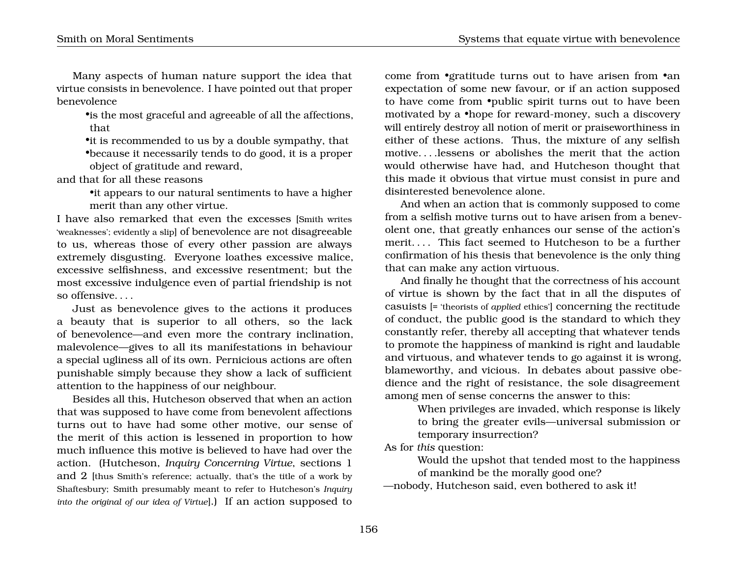Many aspects of human nature support the idea that virtue consists in benevolence. I have pointed out that proper benevolence

- •is the most graceful and agreeable of all the affections, that
- •it is recommended to us by a double sympathy, that
- •because it necessarily tends to do good, it is a proper object of gratitude and reward,

and that for all these reasons

- •it appears to our natural sentiments to have a higher merit than any other virtue.

I have also remarked that even the excesses [Smith writes 'weaknesses'; evidently a slip] of benevolence are not disagreeable to us, whereas those of every other passion are always extremely disgusting. Everyone loathes excessive malice, excessive selfishness, and excessive resentment; but the most excessive indulgence even of partial friendship is not so offensive. . . .

Just as benevolence gives to the actions it produces a beauty that is superior to all others, so the lack of benevolence—and even more the contrary inclination, malevolence—gives to all its manifestations in behaviour a special ugliness all of its own. Pernicious actions are often punishable simply because they show a lack of sufficient attention to the happiness of our neighbour.

Besides all this, Hutcheson observed that when an action that was supposed to have come from benevolent affections turns out to have had some other motive, our sense of the merit of this action is lessened in proportion to how much influence this motive is believed to have had over the action. (Hutcheson, *Inquiry Concerning Virtue*, sections 1 and 2 [thus Smith's reference; actually, that's the title of a work by Shaftesbury; Smith presumably meant to refer to Hutcheson's *Inquiry into the original of our idea of Virtue*].) If an action supposed to come from •gratitude turns out to have arisen from •an expectation of some new favour, or if an action supposed to have come from •public spirit turns out to have been motivated by a •hope for reward-money, such a discovery will entirely destroy all notion of merit or praiseworthiness in either of these actions. Thus, the mixture of any selfish motive. . . .lessens or abolishes the merit that the action would otherwise have had, and Hutcheson thought that this made it obvious that virtue must consist in pure and disinterested benevolence alone.

And when an action that is commonly supposed to come from a selfish motive turns out to have arisen from a benevolent one, that greatly enhances our sense of the action's merit. . . . This fact seemed to Hutcheson to be a further confirmation of his thesis that benevolence is the only thing that can make any action virtuous.

And finally he thought that the correctness of his account of virtue is shown by the fact that in all the disputes of casuists [= 'theorists of *applied* ethics'] concerning the rectitude of conduct, the public good is the standard to which they constantly refer, thereby all accepting that whatever tends to promote the happiness of mankind is right and laudable and virtuous, and whatever tends to go against it is wrong, blameworthy, and vicious. In debates about passive obedience and the right of resistance, the sole disagreement among men of sense concerns the answer to this:

> When privileges are invaded, which response is likely to bring the greater evils—universal submission or temporary insurrection?

As for *this* question:

> Would the upshot that tended most to the happiness of mankind be the morally good one?

—nobody, Hutcheson said, even bothered to ask it!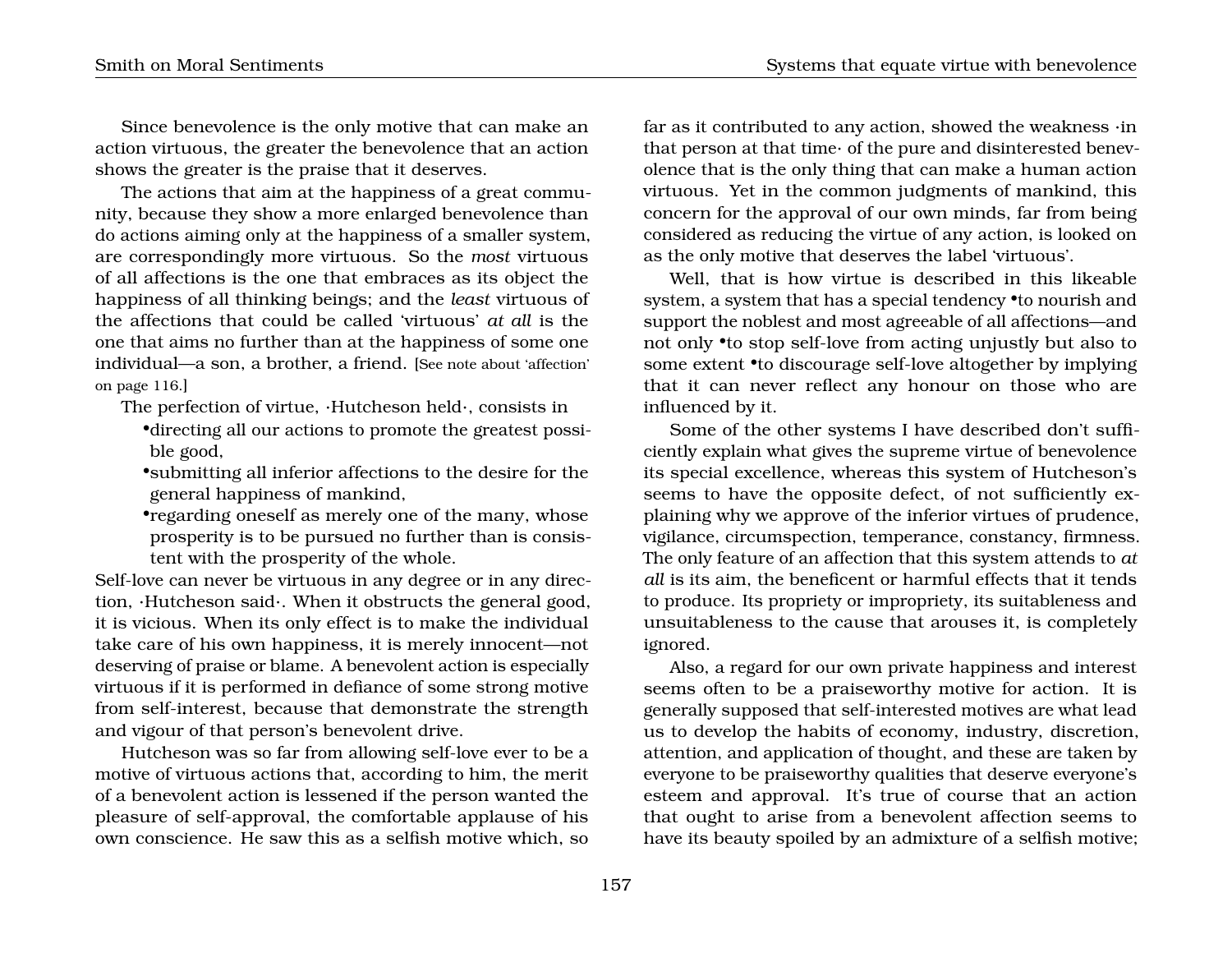Since benevolence is the only motive that can make an action virtuous, the greater the benevolence that an action shows the greater is the praise that it deserves.

The actions that aim at the happiness of a great community, because they show a more enlarged benevolence than do actions aiming only at the happiness of a smaller system, are correspondingly more virtuous. So the *most* virtuous of all affections is the one that embraces as its object the happiness of all thinking beings; and the *least* virtuous of the affections that could be called 'virtuous' *at all* is the one that aims no further than at the happiness of some one individual—a son, a brother, a friend. [See note about 'affection' on page 116.]

The perfection of virtue, ·Hutcheson held·, consists in

- •directing all our actions to promote the greatest possible good,
- •submitting all inferior affections to the desire for the general happiness of mankind,
- •regarding oneself as merely one of the many, whose prosperity is to be pursued no further than is consistent with the prosperity of the whole.

Self-love can never be virtuous in any degree or in any direction, ·Hutcheson said·. When it obstructs the general good, it is vicious. When its only effect is to make the individual take care of his own happiness, it is merely innocent—not deserving of praise or blame. A benevolent action is especially virtuous if it is performed in defiance of some strong motive from self-interest, because that demonstrate the strength and vigour of that person's benevolent drive.

Hutcheson was so far from allowing self-love ever to be a motive of virtuous actions that, according to him, the merit of a benevolent action is lessened if the person wanted the pleasure of self-approval, the comfortable applause of his own conscience. He saw this as a selfish motive which, so far as it contributed to any action, showed the weakness ·in that person at that time· of the pure and disinterested benevolence that is the only thing that can make a human action virtuous. Yet in the common judgments of mankind, this concern for the approval of our own minds, far from being considered as reducing the virtue of any action, is looked on as the only motive that deserves the label 'virtuous'.

Well, that is how virtue is described in this likeable system, a system that has a special tendency •to nourish and support the noblest and most agreeable of all affections—and not only •to stop self-love from acting unjustly but also to some extent •to discourage self-love altogether by implying that it can never reflect any honour on those who are influenced by it.

Some of the other systems I have described don't sufficiently explain what gives the supreme virtue of benevolence its special excellence, whereas this system of Hutcheson's seems to have the opposite defect, of not sufficiently explaining why we approve of the inferior virtues of prudence, vigilance, circumspection, temperance, constancy, firmness. The only feature of an affection that this system attends to *at all* is its aim, the beneficent or harmful effects that it tends to produce. Its propriety or impropriety, its suitableness and unsuitableness to the cause that arouses it, is completely ignored.

Also, a regard for our own private happiness and interest seems often to be a praiseworthy motive for action. It is generally supposed that self-interested motives are what lead us to develop the habits of economy, industry, discretion, attention, and application of thought, and these are taken by everyone to be praiseworthy qualities that deserve everyone's esteem and approval. It's true of course that an action that ought to arise from a benevolent affection seems to have its beauty spoiled by an admixture of a selfish motive;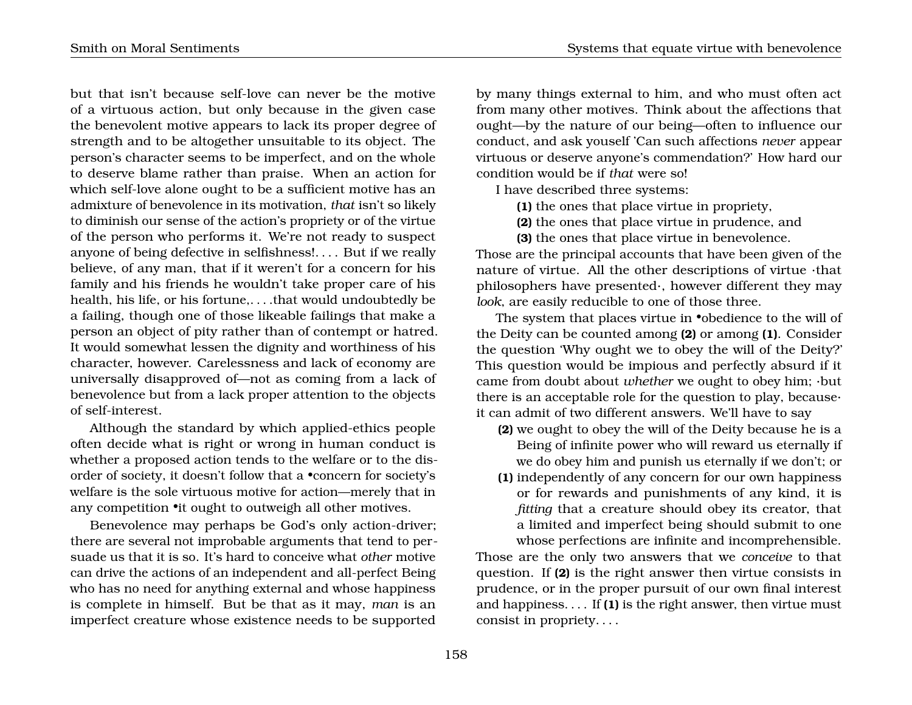but that isn't because self-love can never be the motive of a virtuous action, but only because in the given case the benevolent motive appears to lack its proper degree of strength and to be altogether unsuitable to its object. The person's character seems to be imperfect, and on the whole to deserve blame rather than praise. When an action for which self-love alone ought to be a sufficient motive has an admixture of benevolence in its motivation, *that* isn't so likely to diminish our sense of the action's propriety or of the virtue of the person who performs it. We're not ready to suspect anyone of being defective in selfishness!. . . . But if we really believe, of any man, that if it weren't for a concern for his family and his friends he wouldn't take proper care of his health, his life, or his fortune,. . . .that would undoubtedly be a failing, though one of those likeable failings that make a person an object of pity rather than of contempt or hatred. It would somewhat lessen the dignity and worthiness of his character, however. Carelessness and lack of economy are universally disapproved of—not as coming from a lack of benevolence but from a lack proper attention to the objects of self-interest.

Although the standard by which applied-ethics people often decide what is right or wrong in human conduct is whether a proposed action tends to the welfare or to the disorder of society, it doesn't follow that a •concern for society's welfare is the sole virtuous motive for action—merely that in any competition •it ought to outweigh all other motives.

Benevolence may perhaps be God's only action-driver; there are several not improbable arguments that tend to persuade us that it is so. It's hard to conceive what *other* motive can drive the actions of an independent and all-perfect Being who has no need for anything external and whose happiness is complete in himself. But be that as it may, *man* is an imperfect creature whose existence needs to be supported by many things external to him, and who must often act from many other motives. Think about the affections that ought—by the nature of our being—often to influence our conduct, and ask youself 'Can such affections *never* appear virtuous or deserve anyone's commendation?' How hard our condition would be if *that* were so!

I have described three systems:

**(1)** the ones that place virtue in propriety,

**(2)** the ones that place virtue in prudence, and

**(3)** the ones that place virtue in benevolence.

Those are the principal accounts that have been given of the nature of virtue. All the other descriptions of virtue ·that philosophers have presented·, however different they may *look*, are easily reducible to one of those three.

The system that places virtue in •obedience to the will of the Deity can be counted among **(2)** or among **(1)**. Consider the question 'Why ought we to obey the will of the Deity?' This question would be impious and perfectly absurd if it came from doubt about *whether* we ought to obey him; ·but there is an acceptable role for the question to play, because· it can admit of two different answers. We'll have to say

**(2)** we ought to obey the will of the Deity because he is a Being of infinite power who will reward us eternally if we do obey him and punish us eternally if we don't; or

**(1)** independently of any concern for our own happiness or for rewards and punishments of any kind, it is *fitting* that a creature should obey its creator, that a limited and imperfect being should submit to one whose perfections are infinite and incomprehensible.

Those are the only two answers that we *conceive* to that question. If **(2)** is the right answer then virtue consists in prudence, or in the proper pursuit of our own final interest and happiness. . . . If **(1)** is the right answer, then virtue must consist in propriety. . . .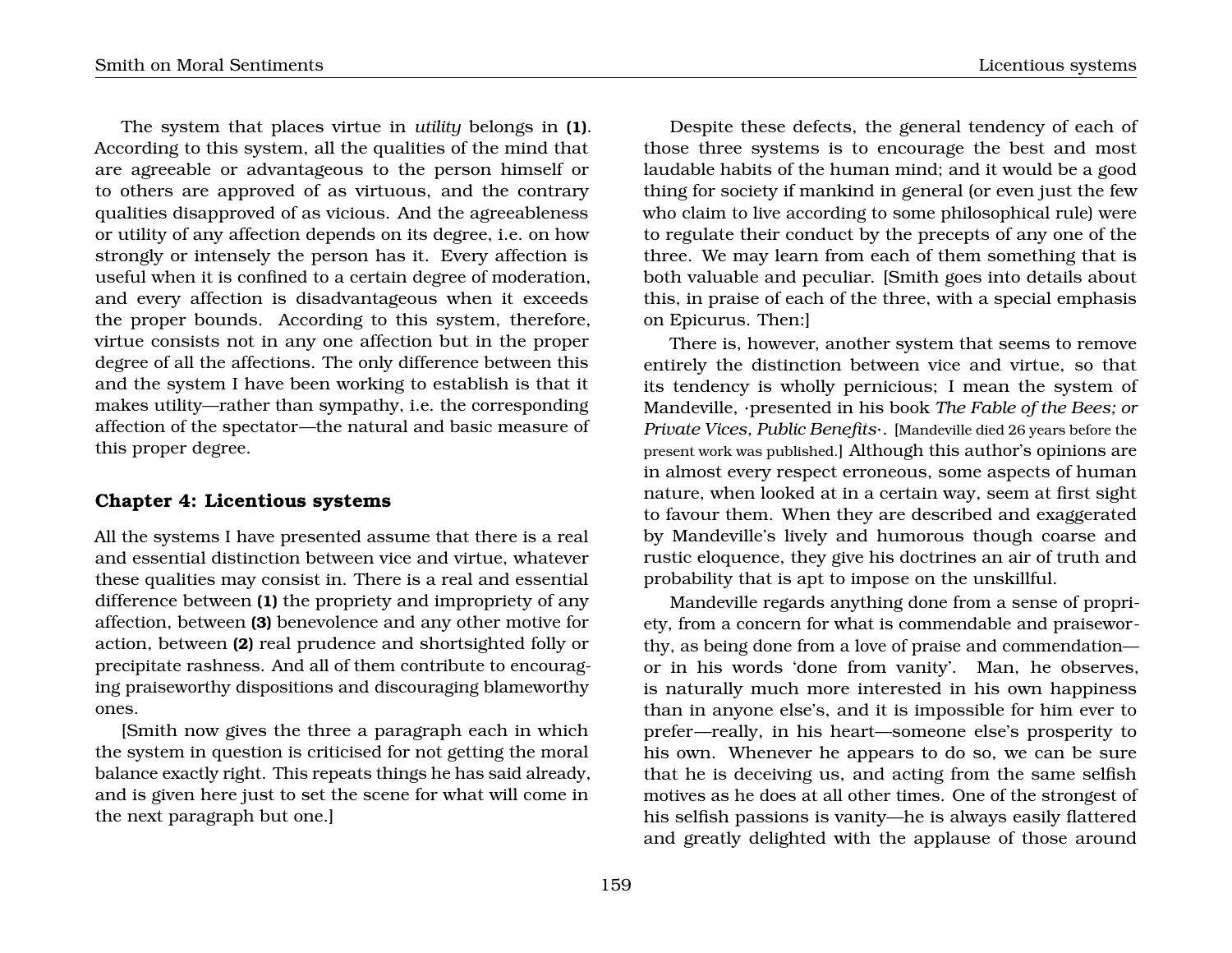The system that places virtue in *utility* belongs in **(1)**. According to this system, all the qualities of the mind that are agreeable or advantageous to the person himself or to others are approved of as virtuous, and the contrary qualities disapproved of as vicious. And the agreeableness or utility of any affection depends on its degree, i.e. on how strongly or intensely the person has it. Every affection is useful when it is confined to a certain degree of moderation, and every affection is disadvantageous when it exceeds the proper bounds. According to this system, therefore, virtue consists not in any one affection but in the proper degree of all the affections. The only difference between this and the system I have been working to establish is that it makes utility—rather than sympathy, i.e. the corresponding affection of the spectator—the natural and basic measure of this proper degree.

## Chapter 4: Licentious systems

All the systems I have presented assume that there is a real and essential distinction between vice and virtue, whatever these qualities may consist in. There is a real and essential difference between **(1)** the propriety and impropriety of any affection, between **(3)** benevolence and any other motive for action, between **(2)** real prudence and shortsighted folly or precipitate rashness. And all of them contribute to encouraging praiseworthy dispositions and discouraging blameworthy ones.

[Smith now gives the three a paragraph each in which the system in question is criticised for not getting the moral balance exactly right. This repeats things he has said already, and is given here just to set the scene for what will come in the next paragraph but one.]

Despite these defects, the general tendency of each of those three systems is to encourage the best and most laudable habits of the human mind; and it would be a good thing for society if mankind in general (or even just the few who claim to live according to some philosophical rule) were to regulate their conduct by the precepts of any one of the three. We may learn from each of them something that is both valuable and peculiar. [Smith goes into details about this, in praise of each of the three, with a special emphasis on Epicurus. Then:]

There is, however, another system that seems to remove entirely the distinction between vice and virtue, so that its tendency is wholly pernicious; I mean the system of Mandeville, ·presented in his book *The Fable of the Bees; or Private Vices, Public Benefits*·. [Mandeville died 26 years before the present work was published.] Although this author's opinions are in almost every respect erroneous, some aspects of human nature, when looked at in a certain way, seem at first sight to favour them. When they are described and exaggerated by Mandeville's lively and humorous though coarse and rustic eloquence, they give his doctrines an air of truth and probability that is apt to impose on the unskillful.

Mandeville regards anything done from a sense of propriety, from a concern for what is commendable and praiseworthy, as being done from a love of praise and commendation—or in his words 'done from vanity'. Man, he observes, is naturally much more interested in his own happiness than in anyone else's, and it is impossible for him ever to prefer—really, in his heart—someone else's prosperity to his own. Whenever he appears to do so, we can be sure that he is deceiving us, and acting from the same selfish motives as he does at all other times. One of the strongest of his selfish passions is vanity—he is always easily flattered and greatly delighted with the applause of those around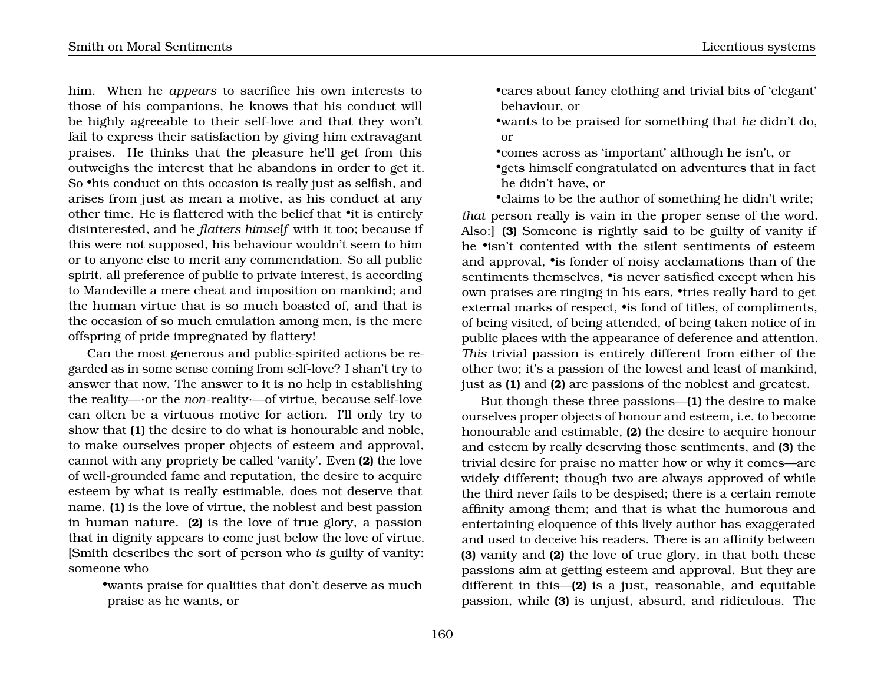him. When he *appears* to sacrifice his own interests to those of his companions, he knows that his conduct will be highly agreeable to their self-love and that they won't fail to express their satisfaction by giving him extravagant praises. He thinks that the pleasure he'll get from this outweighs the interest that he abandons in order to get it. So •his conduct on this occasion is really just as selfish, and arises from just as mean a motive, as his conduct at any other time. He is flattered with the belief that •it is entirely disinterested, and he *flatters himself* with it too; because if this were not supposed, his behaviour wouldn't seem to him or to anyone else to merit any commendation. So all public spirit, all preference of public to private interest, is according to Mandeville a mere cheat and imposition on mankind; and the human virtue that is so much boasted of, and that is the occasion of so much emulation among men, is the mere offspring of pride impregnated by flattery!

Can the most generous and public-spirited actions be regarded as in some sense coming from self-love? I shan't try to answer that now. The answer to it is no help in establishing the reality—·or the *non*-reality·—of virtue, because self-love can often be a virtuous motive for action. I'll only try to show that **(1)** the desire to do what is honourable and noble, to make ourselves proper objects of esteem and approval, cannot with any propriety be called 'vanity'. Even **(2)** the love of well-grounded fame and reputation, the desire to acquire esteem by what is really estimable, does not deserve that name. **(1)** is the love of virtue, the noblest and best passion in human nature. **(2)** is the love of true glory, a passion that in dignity appears to come just below the love of virtue. [Smith describes the sort of person who *is* guilty of vanity: someone who

- •wants praise for qualities that don't deserve as much praise as he wants, or
- •cares about fancy clothing and trivial bits of 'elegant' behaviour, or
- •wants to be praised for something that *he* didn't do, or
- •comes across as 'important' although he isn't, or
- •gets himself congratulated on adventures that in fact he didn't have, or
- •claims to be the author of something he didn't write;

*that* person really is vain in the proper sense of the word. Also:] **(3)** Someone is rightly said to be guilty of vanity if he •isn't contented with the silent sentiments of esteem and approval, •is fonder of noisy acclamations than of the sentiments themselves, •is never satisfied except when his own praises are ringing in his ears, •tries really hard to get external marks of respect, •is fond of titles, of compliments, of being visited, of being attended, of being taken notice of in public places with the appearance of deference and attention. *This* trivial passion is entirely different from either of the other two; it's a passion of the lowest and least of mankind, just as **(1)** and **(2)** are passions of the noblest and greatest.

But though these three passions—**(1)** the desire to make ourselves proper objects of honour and esteem, i.e. to become honourable and estimable, **(2)** the desire to acquire honour and esteem by really deserving those sentiments, and **(3)** the trivial desire for praise no matter how or why it comes—are widely different; though two are always approved of while the third never fails to be despised; there is a certain remote affinity among them; and that is what the humorous and entertaining eloquence of this lively author has exaggerated and used to deceive his readers. There is an affinity between **(3)** vanity and **(2)** the love of true glory, in that both these passions aim at getting esteem and approval. But they are different in this—**(2)** is a just, reasonable, and equitable passion, while **(3)** is unjust, absurd, and ridiculous. The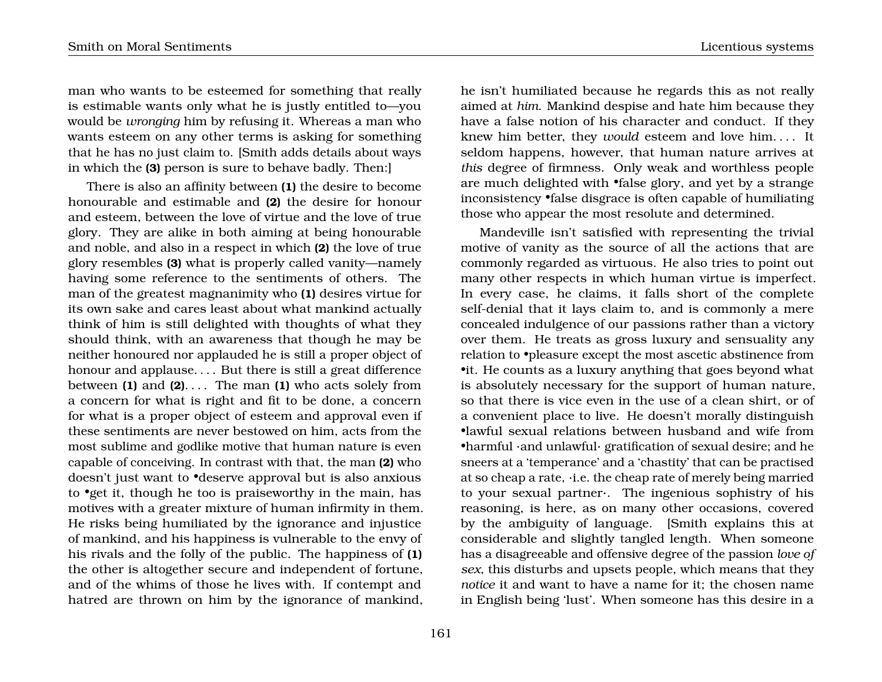man who wants to be esteemed for something that really is estimable wants only what he is justly entitled to—you would be *wronging* him by refusing it. Whereas a man who wants esteem on any other terms is asking for something that he has no just claim to. [Smith adds details about ways in which the **(3)** person is sure to behave badly. Then:]

There is also an affinity between **(1)** the desire to become honourable and estimable and **(2)** the desire for honour and esteem, between the love of virtue and the love of true glory. They are alike in both aiming at being honourable and noble, and also in a respect in which **(2)** the love of true glory resembles **(3)** what is properly called vanity—namely having some reference to the sentiments of others. The man of the greatest magnanimity who **(1)** desires virtue for its own sake and cares least about what mankind actually think of him is still delighted with thoughts of what they should think, with an awareness that though he may be neither honoured nor applauded he is still a proper object of honour and applause. . . . But there is still a great difference between **(1)** and **(2)**. . . . The man **(1)** who acts solely from a concern for what is right and fit to be done, a concern for what is a proper object of esteem and approval even if these sentiments are never bestowed on him, acts from the most sublime and godlike motive that human nature is even capable of conceiving. In contrast with that, the man **(2)** who doesn't just want to •deserve approval but is also anxious to •get it, though he too is praiseworthy in the main, has motives with a greater mixture of human infirmity in them. He risks being humiliated by the ignorance and injustice of mankind, and his happiness is vulnerable to the envy of his rivals and the folly of the public. The happiness of **(1)** the other is altogether secure and independent of fortune, and of the whims of those he lives with. If contempt and hatred are thrown on him by the ignorance of mankind, he isn't humiliated because he regards this as not really aimed at *him*. Mankind despise and hate him because they have a false notion of his character and conduct. If they knew him better, they *would* esteem and love him. . . . It seldom happens, however, that human nature arrives at *this* degree of firmness. Only weak and worthless people are much delighted with •false glory, and yet by a strange inconsistency •false disgrace is often capable of humiliating those who appear the most resolute and determined.

Mandeville isn't satisfied with representing the trivial motive of vanity as the source of all the actions that are commonly regarded as virtuous. He also tries to point out many other respects in which human virtue is imperfect. In every case, he claims, it falls short of the complete self-denial that it lays claim to, and is commonly a mere concealed indulgence of our passions rather than a victory over them. He treats as gross luxury and sensuality any relation to •pleasure except the most ascetic abstinence from •it. He counts as a luxury anything that goes beyond what is absolutely necessary for the support of human nature, so that there is vice even in the use of a clean shirt, or of a convenient place to live. He doesn't morally distinguish •lawful sexual relations between husband and wife from •harmful ·and unlawful· gratification of sexual desire; and he sneers at a 'temperance' and a 'chastity' that can be practised at so cheap a rate, ·i.e. the cheap rate of merely being married to your sexual partner·. The ingenious sophistry of his reasoning, is here, as on many other occasions, covered by the ambiguity of language. [Smith explains this at considerable and slightly tangled length. When someone has a disagreeable and offensive degree of the passion *love of sex*, this disturbs and upsets people, which means that they *notice* it and want to have a name for it; the chosen name in English being 'lust'. When someone has this desire in a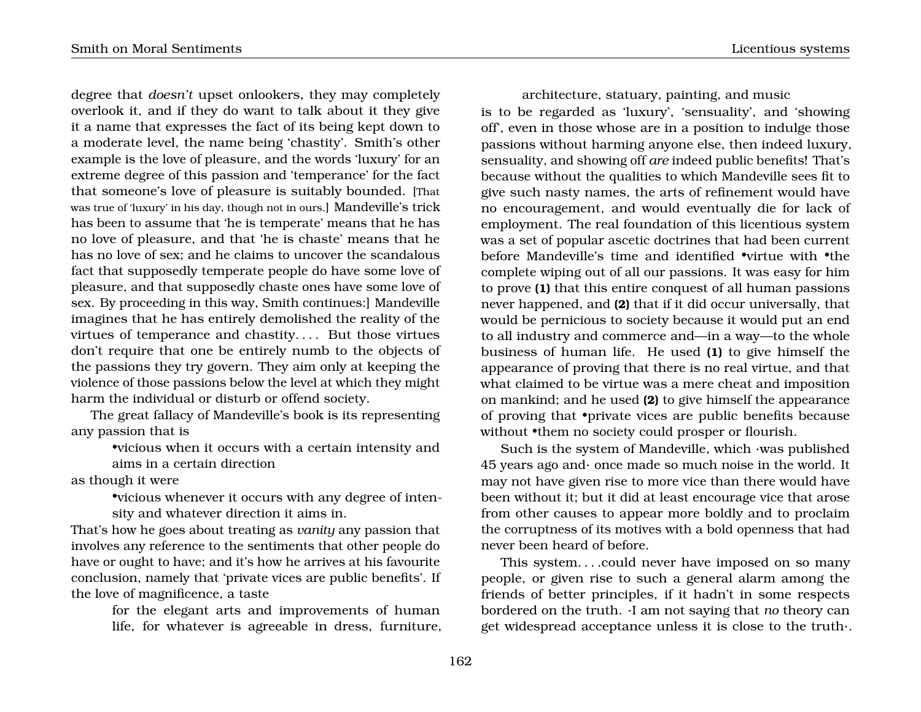degree that *doesn't* upset onlookers, they may completely overlook it, and if they do want to talk about it they give it a name that expresses the fact of its being kept down to a moderate level, the name being 'chastity'. Smith's other example is the love of pleasure, and the words 'luxury' for an extreme degree of this passion and 'temperance' for the fact that someone's love of pleasure is suitably bounded. [That was true of 'luxury' in his day, though not in ours.] Mandeville's trick has been to assume that 'he is temperate' means that he has no love of pleasure, and that 'he is chaste' means that he has no love of sex; and he claims to uncover the scandalous fact that supposedly temperate people do have some love of pleasure, and that supposedly chaste ones have some love of sex. By proceeding in this way, Smith continues:] Mandeville imagines that he has entirely demolished the reality of the virtues of temperance and chastity. . . . But those virtues don't require that one be entirely numb to the objects of the passions they try govern. They aim only at keeping the violence of those passions below the level at which they might harm the individual or disturb or offend society.

The great fallacy of Mandeville's book is its representing any passion that is

> •vicious when it occurs with a certain intensity and aims in a certain direction

as though it were

> •vicious whenever it occurs with any degree of intensity and whatever direction it aims in.

That's how he goes about treating as *vanity* any passion that involves any reference to the sentiments that other people do have or ought to have; and it's how he arrives at his favourite conclusion, namely that 'private vices are public benefits'. If the love of magnificence, a taste

> for the elegant arts and improvements of human life, for whatever is agreeable in dress, furniture, architecture, statuary, painting, and music

is to be regarded as 'luxury', 'sensuality', and 'showing off', even in those whose are in a position to indulge those passions without harming anyone else, then indeed luxury, sensuality, and showing off *are* indeed public benefits! That's because without the qualities to which Mandeville sees fit to give such nasty names, the arts of refinement would have no encouragement, and would eventually die for lack of employment. The real foundation of this licentious system was a set of popular ascetic doctrines that had been current before Mandeville's time and identified •virtue with •the complete wiping out of all our passions. It was easy for him to prove **(1)** that this entire conquest of all human passions never happened, and **(2)** that if it did occur universally, that would be pernicious to society because it would put an end to all industry and commerce and—in a way—to the whole business of human life. He used **(1)** to give himself the appearance of proving that there is no real virtue, and that what claimed to be virtue was a mere cheat and imposition on mankind; and he used **(2)** to give himself the appearance of proving that •private vices are public benefits because without •them no society could prosper or flourish.

Such is the system of Mandeville, which ·was published 45 years ago and· once made so much noise in the world. It may not have given rise to more vice than there would have been without it; but it did at least encourage vice that arose from other causes to appear more boldly and to proclaim the corruptness of its motives with a bold openness that had never been heard of before.

This system. . . .could never have imposed on so many people, or given rise to such a general alarm among the friends of better principles, if it hadn't in some respects bordered on the truth. ·I am not saying that *no* theory can get widespread acceptance unless it is close to the truth·.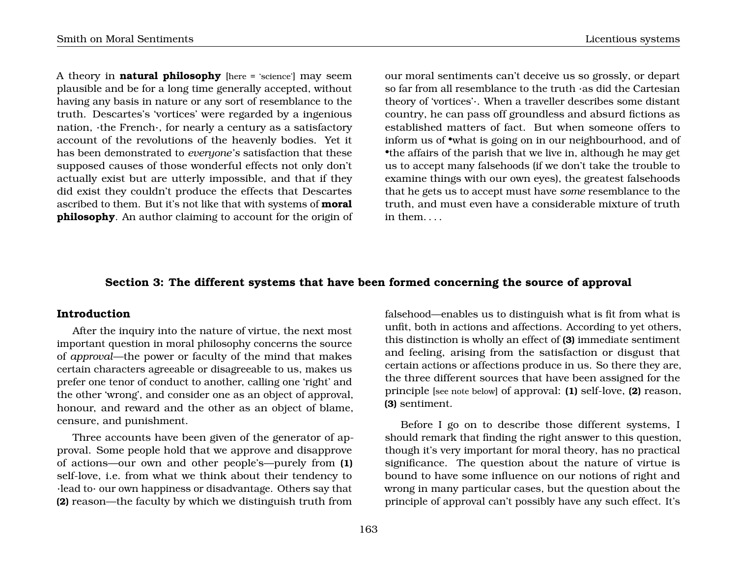A theory in **natural philosophy** [here = 'science'] may seem plausible and be for a long time generally accepted, without having any basis in nature or any sort of resemblance to the truth. Descartes's 'vortices' were regarded by a ingenious nation, ·the French·, for nearly a century as a satisfactory account of the revolutions of the heavenly bodies. Yet it has been demonstrated to *everyone's* satisfaction that these supposed causes of those wonderful effects not only don't actually exist but are utterly impossible, and that if they did exist they couldn't produce the effects that Descartes ascribed to them. But it's not like that with systems of **moral philosophy**. An author claiming to account for the origin of our moral sentiments can't deceive us so grossly, or depart so far from all resemblance to the truth ·as did the Cartesian theory of 'vortices'·. When a traveller describes some distant country, he can pass off groundless and absurd fictions as established matters of fact. But when someone offers to inform us of •what is going on in our neighbourhood, and of •the affairs of the parish that we live in, although he may get us to accept many falsehoods (if we don't take the trouble to examine things with our own eyes), the greatest falsehoods that he gets us to accept must have *some* resemblance to the truth, and must even have a considerable mixture of truth in them. . . .

## Section 3: The different systems that have been formed concerning the source of approval

### Introduction

After the inquiry into the nature of virtue, the next most important question in moral philosophy concerns the source of *approval*—the power or faculty of the mind that makes certain characters agreeable or disagreeable to us, makes us prefer one tenor of conduct to another, calling one 'right' and the other 'wrong', and consider one as an object of approval, honour, and reward and the other as an object of blame, censure, and punishment.

Three accounts have been given of the generator of approval. Some people hold that we approve and disapprove of actions—our own and other people's—purely from **(1)** self-love, i.e. from what we think about their tendency to ·lead to· our own happiness or disadvantage. Others say that **(2)** reason—the faculty by which we distinguish truth from falsehood—enables us to distinguish what is fit from what is unfit, both in actions and affections. According to yet others, this distinction is wholly an effect of **(3)** immediate sentiment and feeling, arising from the satisfaction or disgust that certain actions or affections produce in us. So there they are, the three different sources that have been assigned for the principle [see note below] of approval: **(1)** self-love, **(2)** reason, **(3)** sentiment.

Before I go on to describe those different systems, I should remark that finding the right answer to this question, though it's very important for moral theory, has no practical significance. The question about the nature of virtue is bound to have some influence on our notions of right and wrong in many particular cases, but the question about the principle of approval can't possibly have any such effect. It's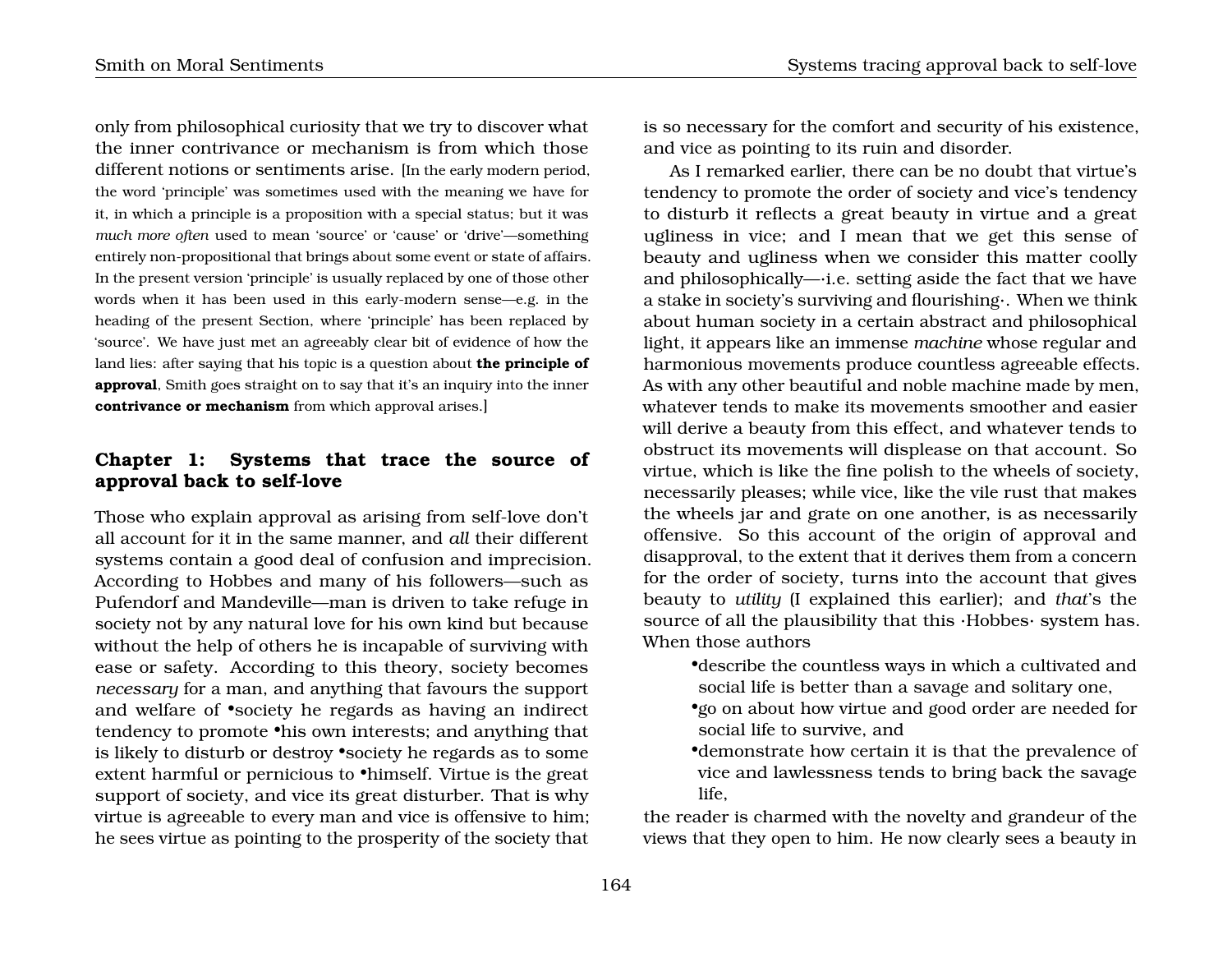only from philosophical curiosity that we try to discover what the inner contrivance or mechanism is from which those different notions or sentiments arise. [In the early modern period, the word 'principle' was sometimes used with the meaning we have for it, in which a principle is a proposition with a special status; but it was *much more often* used to mean 'source' or 'cause' or 'drive'—something entirely non-propositional that brings about some event or state of affairs. In the present version 'principle' is usually replaced by one of those other words when it has been used in this early-modern sense—e.g. in the heading of the present Section, where 'principle' has been replaced by 'source'. We have just met an agreeably clear bit of evidence of how the land lies: after saying that his topic is a question about **the principle of approval**, Smith goes straight on to say that it's an inquiry into the inner **contrivance or mechanism** from which approval arises.]

## Chapter 1: Systems that trace the source of approval back to self-love

Those who explain approval as arising from self-love don't all account for it in the same manner, and *all* their different systems contain a good deal of confusion and imprecision. According to Hobbes and many of his followers—such as Pufendorf and Mandeville—man is driven to take refuge in society not by any natural love for his own kind but because without the help of others he is incapable of surviving with ease or safety. According to this theory, society becomes *necessary* for a man, and anything that favours the support and welfare of •society he regards as having an indirect tendency to promote •his own interests; and anything that is likely to disturb or destroy •society he regards as to some extent harmful or pernicious to •himself. Virtue is the great support of society, and vice its great disturber. That is why virtue is agreeable to every man and vice is offensive to him; he sees virtue as pointing to the prosperity of the society that is so necessary for the comfort and security of his existence, and vice as pointing to its ruin and disorder.

As I remarked earlier, there can be no doubt that virtue's tendency to promote the order of society and vice's tendency to disturb it reflects a great beauty in virtue and a great ugliness in vice; and I mean that we get this sense of beauty and ugliness when we consider this matter coolly and philosophically—·i.e. setting aside the fact that we have a stake in society's surviving and flourishing·. When we think about human society in a certain abstract and philosophical light, it appears like an immense *machine* whose regular and harmonious movements produce countless agreeable effects. As with any other beautiful and noble machine made by men, whatever tends to make its movements smoother and easier will derive a beauty from this effect, and whatever tends to obstruct its movements will displease on that account. So virtue, which is like the fine polish to the wheels of society, necessarily pleases; while vice, like the vile rust that makes the wheels jar and grate on one another, is as necessarily offensive. So this account of the origin of approval and disapproval, to the extent that it derives them from a concern for the order of society, turns into the account that gives beauty to *utility* (I explained this earlier); and *that*'s the source of all the plausibility that this ·Hobbes· system has. When those authors

- •describe the countless ways in which a cultivated and social life is better than a savage and solitary one,
- •go on about how virtue and good order are needed for social life to survive, and
- •demonstrate how certain it is that the prevalence of vice and lawlessness tends to bring back the savage life,

the reader is charmed with the novelty and grandeur of the views that they open to him. He now clearly sees a beauty in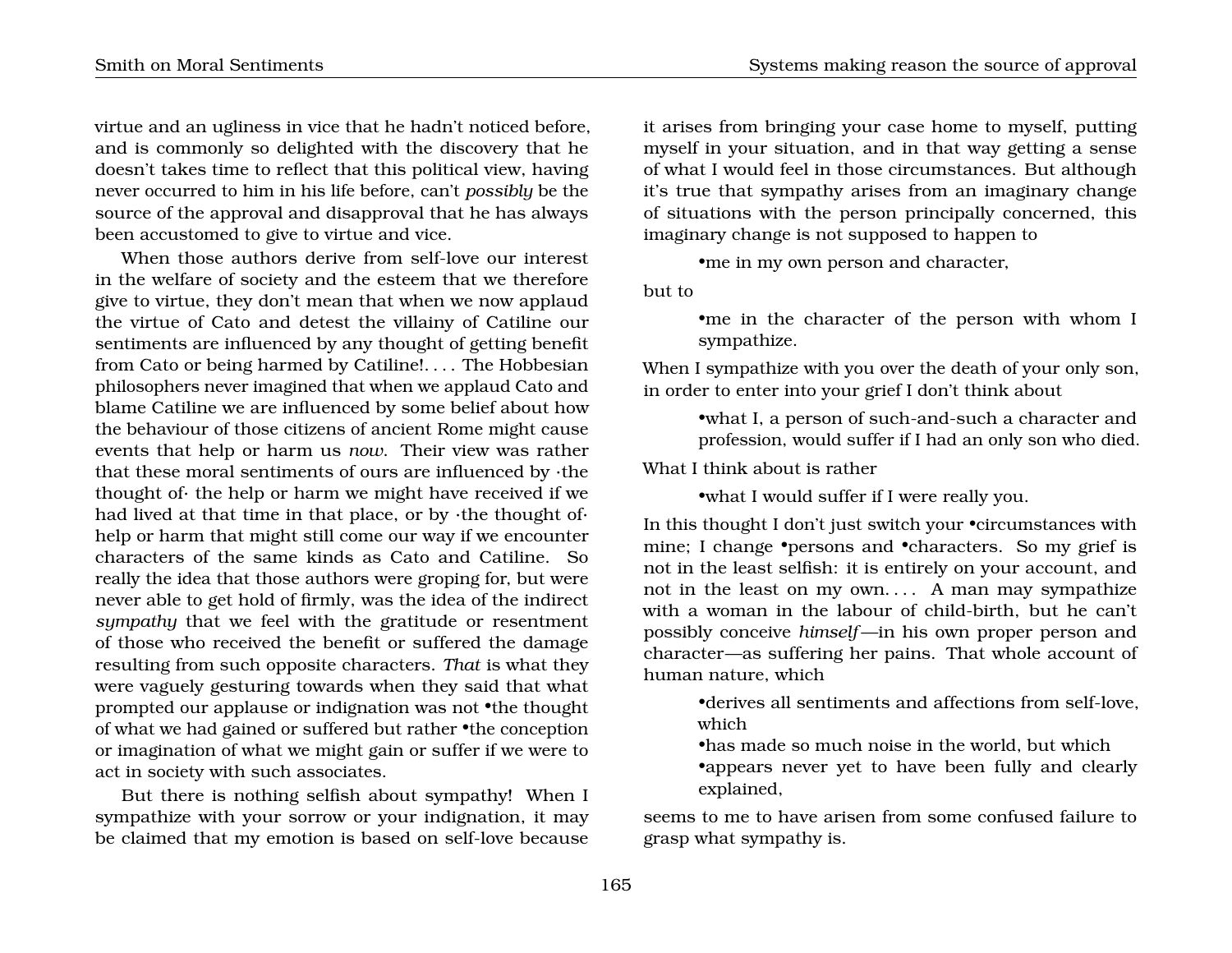virtue and an ugliness in vice that he hadn't noticed before, and is commonly so delighted with the discovery that he doesn't takes time to reflect that this political view, having never occurred to him in his life before, can't *possibly* be the source of the approval and disapproval that he has always been accustomed to give to virtue and vice.

When those authors derive from self-love our interest in the welfare of society and the esteem that we therefore give to virtue, they don't mean that when we now applaud the virtue of Cato and detest the villainy of Catiline our sentiments are influenced by any thought of getting benefit from Cato or being harmed by Catiline!. . . . The Hobbesian philosophers never imagined that when we applaud Cato and blame Catiline we are influenced by some belief about how the behaviour of those citizens of ancient Rome might cause events that help or harm us *now*. Their view was rather that these moral sentiments of ours are influenced by ·the thought of· the help or harm we might have received if we had lived at that time in that place, or by ·the thought of· help or harm that might still come our way if we encounter characters of the same kinds as Cato and Catiline. So really the idea that those authors were groping for, but were never able to get hold of firmly, was the idea of the indirect *sympathy* that we feel with the gratitude or resentment of those who received the benefit or suffered the damage resulting from such opposite characters. *That* is what they were vaguely gesturing towards when they said that what prompted our applause or indignation was not •the thought of what we had gained or suffered but rather •the conception or imagination of what we might gain or suffer if we were to act in society with such associates.

But there is nothing selfish about sympathy! When I sympathize with your sorrow or your indignation, it may be claimed that my emotion is based on self-love because it arises from bringing your case home to myself, putting myself in your situation, and in that way getting a sense of what I would feel in those circumstances. But although it's true that sympathy arises from an imaginary change of situations with the person principally concerned, this imaginary change is not supposed to happen to

> •me in my own person and character,

but to

> •me in the character of the person with whom I sympathize.

When I sympathize with you over the death of your only son, in order to enter into your grief I don't think about

> •what I, a person of such-and-such a character and profession, would suffer if I had an only son who died.

What I think about is rather

> •what I would suffer if I were really you.

In this thought I don't just switch your •circumstances with mine; I change •persons and •characters. So my grief is not in the least selfish: it is entirely on your account, and not in the least on my own. . . . A man may sympathize with a woman in the labour of child-birth, but he can't possibly conceive *himself*—in his own proper person and character—as suffering her pains. That whole account of human nature, which

> •derives all sentiments and affections from self-love, which
> •has made so much noise in the world, but which
> •appears never yet to have been fully and clearly explained,

seems to me to have arisen from some confused failure to grasp what sympathy is.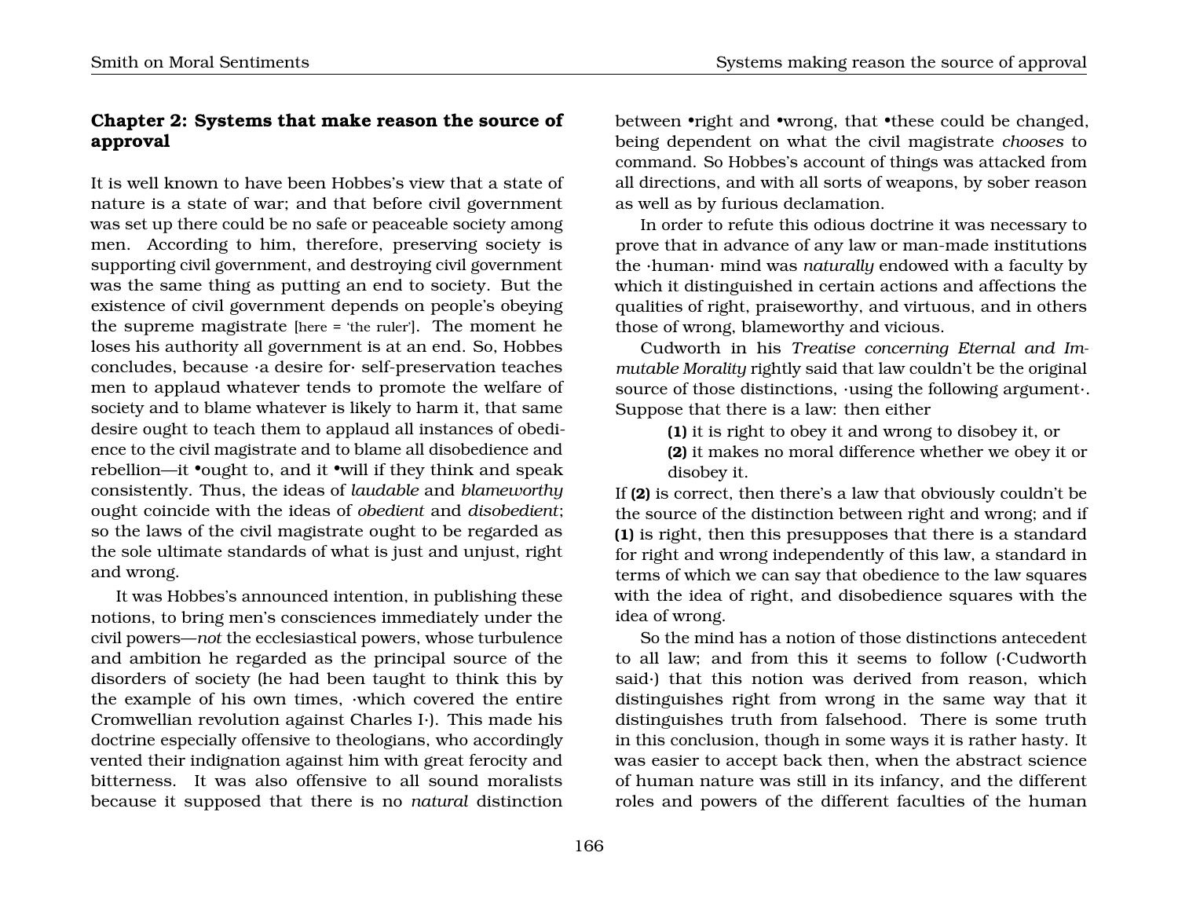## Chapter 2: Systems that make reason the source of approval

It is well known to have been Hobbes's view that a state of nature is a state of war; and that before civil government was set up there could be no safe or peaceable society among men. According to him, therefore, preserving society is supporting civil government, and destroying civil government was the same thing as putting an end to society. But the existence of civil government depends on people's obeying the supreme magistrate [here = 'the ruler']. The moment he loses his authority all government is at an end. So, Hobbes concludes, because ·a desire for· self-preservation teaches men to applaud whatever tends to promote the welfare of society and to blame whatever is likely to harm it, that same desire ought to teach them to applaud all instances of obedience to the civil magistrate and to blame all disobedience and rebellion—it •ought to, and it •will if they think and speak consistently. Thus, the ideas of *laudable* and *blameworthy* ought coincide with the ideas of *obedient* and *disobedient*; so the laws of the civil magistrate ought to be regarded as the sole ultimate standards of what is just and unjust, right and wrong.

It was Hobbes's announced intention, in publishing these notions, to bring men's consciences immediately under the civil powers—*not* the ecclesiastical powers, whose turbulence and ambition he regarded as the principal source of the disorders of society (he had been taught to think this by the example of his own times, ·which covered the entire Cromwellian revolution against Charles I·). This made his doctrine especially offensive to theologians, who accordingly vented their indignation against him with great ferocity and bitterness. It was also offensive to all sound moralists because it supposed that there is no *natural* distinction between •right and •wrong, that •these could be changed, being dependent on what the civil magistrate *chooses* to command. So Hobbes's account of things was attacked from all directions, and with all sorts of weapons, by sober reason as well as by furious declamation.

In order to refute this odious doctrine it was necessary to prove that in advance of any law or man-made institutions the ·human· mind was *naturally* endowed with a faculty by which it distinguished in certain actions and affections the qualities of right, praiseworthy, and virtuous, and in others those of wrong, blameworthy and vicious.

Cudworth in his *Treatise concerning Eternal and Immutable Morality* rightly said that law couldn't be the original source of those distinctions, ·using the following argument·. Suppose that there is a law: then either

> **(1)** it is right to obey it and wrong to disobey it, or
> **(2)** it makes no moral difference whether we obey it or disobey it.

If **(2)** is correct, then there's a law that obviously couldn't be the source of the distinction between right and wrong; and if **(1)** is right, then this presupposes that there is a standard for right and wrong independently of this law, a standard in terms of which we can say that obedience to the law squares with the idea of right, and disobedience squares with the idea of wrong.

So the mind has a notion of those distinctions antecedent to all law; and from this it seems to follow (·Cudworth said·) that this notion was derived from reason, which distinguishes right from wrong in the same way that it distinguishes truth from falsehood. There is some truth in this conclusion, though in some ways it is rather hasty. It was easier to accept back then, when the abstract science of human nature was still in its infancy, and the different roles and powers of the different faculties of the human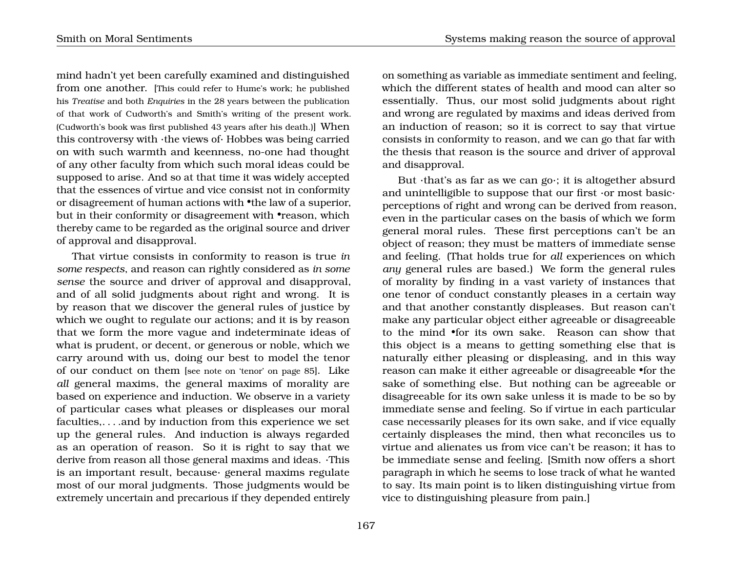mind hadn't yet been carefully examined and distinguished from one another. [This could refer to Hume's work; he published his *Treatise* and both *Enquiries* in the 28 years between the publication of that work of Cudworth's and Smith's writing of the present work. (Cudworth's book was first published 43 years after his death.)] When this controversy with ·the views of· Hobbes was being carried on with such warmth and keenness, no-one had thought of any other faculty from which such moral ideas could be supposed to arise. And so at that time it was widely accepted that the essences of virtue and vice consist not in conformity or disagreement of human actions with •the law of a superior, but in their conformity or disagreement with •reason, which thereby came to be regarded as the original source and driver of approval and disapproval.

That virtue consists in conformity to reason is true *in some respects*, and reason can rightly considered as *in some sense* the source and driver of approval and disapproval, and of all solid judgments about right and wrong. It is by reason that we discover the general rules of justice by which we ought to regulate our actions; and it is by reason that we form the more vague and indeterminate ideas of what is prudent, or decent, or generous or noble, which we carry around with us, doing our best to model the tenor of our conduct on them [see note on 'tenor' on page 85]. Like *all* general maxims, the general maxims of morality are based on experience and induction. We observe in a variety of particular cases what pleases or displeases our moral faculties,. . . .and by induction from this experience we set up the general rules. And induction is always regarded as an operation of reason. So it is right to say that we derive from reason all those general maxims and ideas. ·This is an important result, because· general maxims regulate most of our moral judgments. Those judgments would be extremely uncertain and precarious if they depended entirely on something as variable as immediate sentiment and feeling, which the different states of health and mood can alter so essentially. Thus, our most solid judgments about right and wrong are regulated by maxims and ideas derived from an induction of reason; so it is correct to say that virtue consists in conformity to reason, and we can go that far with the thesis that reason is the source and driver of approval and disapproval.

But ·that's as far as we can go·; it is altogether absurd and unintelligible to suppose that our first ·or most basic· perceptions of right and wrong can be derived from reason, even in the particular cases on the basis of which we form general moral rules. These first perceptions can't be an object of reason; they must be matters of immediate sense and feeling. (That holds true for *all* experiences on which *any* general rules are based.) We form the general rules of morality by finding in a vast variety of instances that one tenor of conduct constantly pleases in a certain way and that another constantly displeases. But reason can't make any particular object either agreeable or disagreeable to the mind •for its own sake. Reason can show that this object is a means to getting something else that is naturally either pleasing or displeasing, and in this way reason can make it either agreeable or disagreeable •for the sake of something else. But nothing can be agreeable or disagreeable for its own sake unless it is made to be so by immediate sense and feeling. So if virtue in each particular case necessarily pleases for its own sake, and if vice equally certainly displeases the mind, then what reconciles us to virtue and alienates us from vice can't be reason; it has to be immediate sense and feeling. [Smith now offers a short paragraph in which he seems to lose track of what he wanted to say. Its main point is to liken distinguishing virtue from vice to distinguishing pleasure from pain.]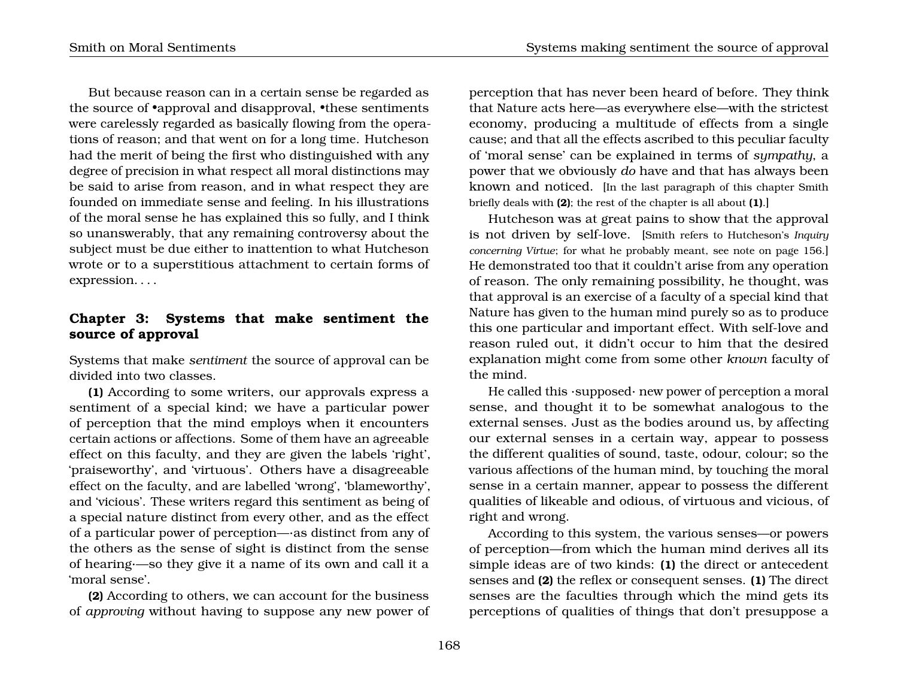But because reason can in a certain sense be regarded as the source of •approval and disapproval, •these sentiments were carelessly regarded as basically flowing from the operations of reason; and that went on for a long time. Hutcheson had the merit of being the first who distinguished with any degree of precision in what respect all moral distinctions may be said to arise from reason, and in what respect they are founded on immediate sense and feeling. In his illustrations of the moral sense he has explained this so fully, and I think so unanswerably, that any remaining controversy about the subject must be due either to inattention to what Hutcheson wrote or to a superstitious attachment to certain forms of expression. . . .

### Chapter 3: Systems that make sentiment the source of approval

Systems that make *sentiment* the source of approval can be divided into two classes.

**(1)** According to some writers, our approvals express a sentiment of a special kind; we have a particular power of perception that the mind employs when it encounters certain actions or affections. Some of them have an agreeable effect on this faculty, and they are given the labels 'right', 'praiseworthy', and 'virtuous'. Others have a disagreeable effect on the faculty, and are labelled 'wrong', 'blameworthy', and 'vicious'. These writers regard this sentiment as being of a special nature distinct from every other, and as the effect of a particular power of perception—·as distinct from any of the others as the sense of sight is distinct from the sense of hearing·—so they give it a name of its own and call it a 'moral sense'.

**(2)** According to others, we can account for the business of *approving* without having to suppose any new power of perception that has never been heard of before. They think that Nature acts here—as everywhere else—with the strictest economy, producing a multitude of effects from a single cause; and that all the effects ascribed to this peculiar faculty of 'moral sense' can be explained in terms of *sympathy*, a power that we obviously *do* have and that has always been known and noticed. [In the last paragraph of this chapter Smith briefly deals with **(2)**; the rest of the chapter is all about **(1)**.]

Hutcheson was at great pains to show that the approval is not driven by self-love. [Smith refers to Hutcheson's *Inquiry concerning Virtue*; for what he probably meant, see note on page 156.] He demonstrated too that it couldn't arise from any operation of reason. The only remaining possibility, he thought, was that approval is an exercise of a faculty of a special kind that Nature has given to the human mind purely so as to produce this one particular and important effect. With self-love and reason ruled out, it didn't occur to him that the desired explanation might come from some other *known* faculty of the mind.

He called this ·supposed· new power of perception a moral sense, and thought it to be somewhat analogous to the external senses. Just as the bodies around us, by affecting our external senses in a certain way, appear to possess the different qualities of sound, taste, odour, colour; so the various affections of the human mind, by touching the moral sense in a certain manner, appear to possess the different qualities of likeable and odious, of virtuous and vicious, of right and wrong.

According to this system, the various senses—or powers of perception—from which the human mind derives all its simple ideas are of two kinds: **(1)** the direct or antecedent senses and **(2)** the reflex or consequent senses. **(1)** The direct senses are the faculties through which the mind gets its perceptions of qualities of things that don't presuppose a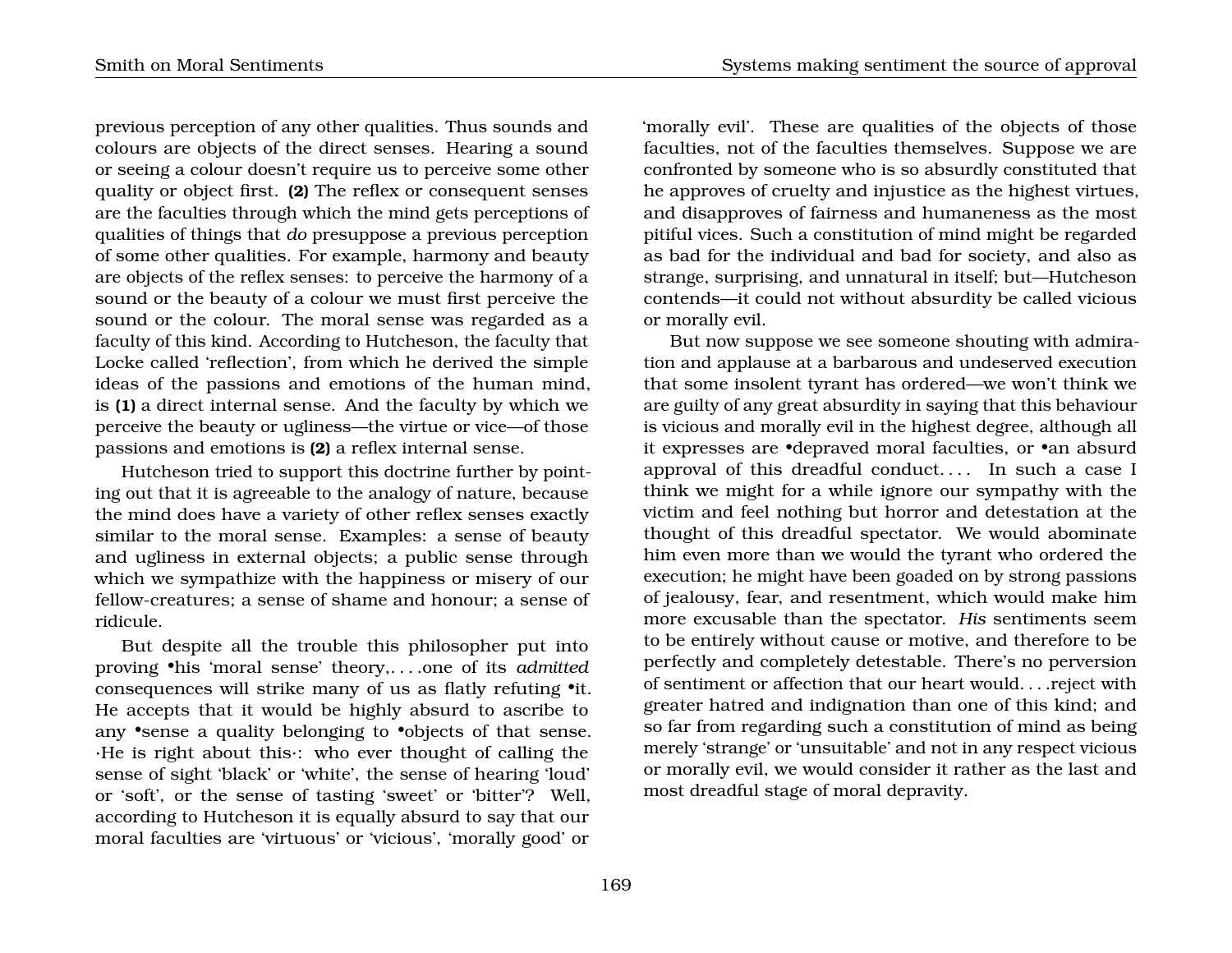previous perception of any other qualities. Thus sounds and colours are objects of the direct senses. Hearing a sound or seeing a colour doesn't require us to perceive some other quality or object first. **(2)** The reflex or consequent senses are the faculties through which the mind gets perceptions of qualities of things that *do* presuppose a previous perception of some other qualities. For example, harmony and beauty are objects of the reflex senses: to perceive the harmony of a sound or the beauty of a colour we must first perceive the sound or the colour. The moral sense was regarded as a faculty of this kind. According to Hutcheson, the faculty that Locke called 'reflection', from which he derived the simple ideas of the passions and emotions of the human mind, is **(1)** a direct internal sense. And the faculty by which we perceive the beauty or ugliness—the virtue or vice—of those passions and emotions is **(2)** a reflex internal sense.

Hutcheson tried to support this doctrine further by pointing out that it is agreeable to the analogy of nature, because the mind does have a variety of other reflex senses exactly similar to the moral sense. Examples: a sense of beauty and ugliness in external objects; a public sense through which we sympathize with the happiness or misery of our fellow-creatures; a sense of shame and honour; a sense of ridicule.

But despite all the trouble this philosopher put into proving •his 'moral sense' theory,. . . .one of its *admitted* consequences will strike many of us as flatly refuting •it. He accepts that it would be highly absurd to ascribe to any •sense a quality belonging to •objects of that sense. ·He is right about this·: who ever thought of calling the sense of sight 'black' or 'white', the sense of hearing 'loud' or 'soft', or the sense of tasting 'sweet' or 'bitter'? Well, according to Hutcheson it is equally absurd to say that our moral faculties are 'virtuous' or 'vicious', 'morally good' or 'morally evil'. These are qualities of the objects of those faculties, not of the faculties themselves. Suppose we are confronted by someone who is so absurdly constituted that he approves of cruelty and injustice as the highest virtues, and disapproves of fairness and humaneness as the most pitiful vices. Such a constitution of mind might be regarded as bad for the individual and bad for society, and also as strange, surprising, and unnatural in itself; but—Hutcheson contends—it could not without absurdity be called vicious or morally evil.

But now suppose we see someone shouting with admiration and applause at a barbarous and undeserved execution that some insolent tyrant has ordered—we won't think we are guilty of any great absurdity in saying that this behaviour is vicious and morally evil in the highest degree, although all it expresses are •depraved moral faculties, or •an absurd approval of this dreadful conduct. . . . In such a case I think we might for a while ignore our sympathy with the victim and feel nothing but horror and detestation at the thought of this dreadful spectator. We would abominate him even more than we would the tyrant who ordered the execution; he might have been goaded on by strong passions of jealousy, fear, and resentment, which would make him more excusable than the spectator. *His* sentiments seem to be entirely without cause or motive, and therefore to be perfectly and completely detestable. There's no perversion of sentiment or affection that our heart would. . . .reject with greater hatred and indignation than one of this kind; and so far from regarding such a constitution of mind as being merely 'strange' or 'unsuitable' and not in any respect vicious or morally evil, we would consider it rather as the last and most dreadful stage of moral depravity.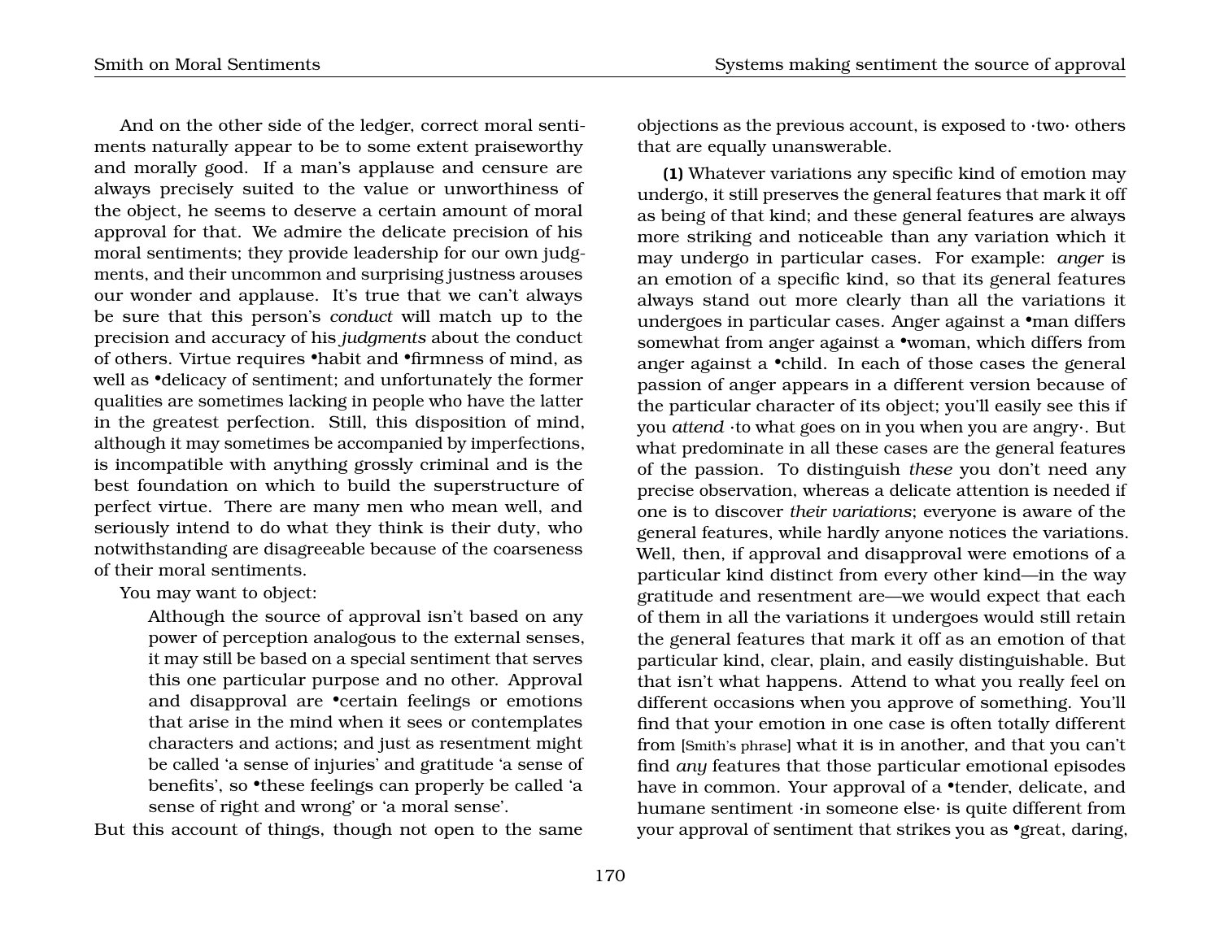And on the other side of the ledger, correct moral sentiments naturally appear to be to some extent praiseworthy and morally good. If a man's applause and censure are always precisely suited to the value or unworthiness of the object, he seems to deserve a certain amount of moral approval for that. We admire the delicate precision of his moral sentiments; they provide leadership for our own judgments, and their uncommon and surprising justness arouses our wonder and applause. It's true that we can't always be sure that this person's *conduct* will match up to the precision and accuracy of his *judgments* about the conduct of others. Virtue requires •habit and •firmness of mind, as well as •delicacy of sentiment; and unfortunately the former qualities are sometimes lacking in people who have the latter in the greatest perfection. Still, this disposition of mind, although it may sometimes be accompanied by imperfections, is incompatible with anything grossly criminal and is the best foundation on which to build the superstructure of perfect virtue. There are many men who mean well, and seriously intend to do what they think is their duty, who notwithstanding are disagreeable because of the coarseness of their moral sentiments.

You may want to object:

> Although the source of approval isn't based on any power of perception analogous to the external senses, it may still be based on a special sentiment that serves this one particular purpose and no other. Approval and disapproval are •certain feelings or emotions that arise in the mind when it sees or contemplates characters and actions; and just as resentment might be called 'a sense of injuries' and gratitude 'a sense of benefits', so •these feelings can properly be called 'a sense of right and wrong' or 'a moral sense'.

But this account of things, though not open to the same objections as the previous account, is exposed to ·two· others that are equally unanswerable.

**(1)** Whatever variations any specific kind of emotion may undergo, it still preserves the general features that mark it off as being of that kind; and these general features are always more striking and noticeable than any variation which it may undergo in particular cases. For example: *anger* is an emotion of a specific kind, so that its general features always stand out more clearly than all the variations it undergoes in particular cases. Anger against a •man differs somewhat from anger against a •woman, which differs from anger against a •child. In each of those cases the general passion of anger appears in a different version because of the particular character of its object; you'll easily see this if you *attend* ·to what goes on in you when you are angry·. But what predominate in all these cases are the general features of the passion. To distinguish *these* you don't need any precise observation, whereas a delicate attention is needed if one is to discover *their variations*; everyone is aware of the general features, while hardly anyone notices the variations. Well, then, if approval and disapproval were emotions of a particular kind distinct from every other kind—in the way gratitude and resentment are—we would expect that each of them in all the variations it undergoes would still retain the general features that mark it off as an emotion of that particular kind, clear, plain, and easily distinguishable. But that isn't what happens. Attend to what you really feel on different occasions when you approve of something. You'll find that your emotion in one case is often totally different from [Smith's phrase] what it is in another, and that you can't find *any* features that those particular emotional episodes have in common. Your approval of a •tender, delicate, and humane sentiment ·in someone else· is quite different from your approval of sentiment that strikes you as •great, daring,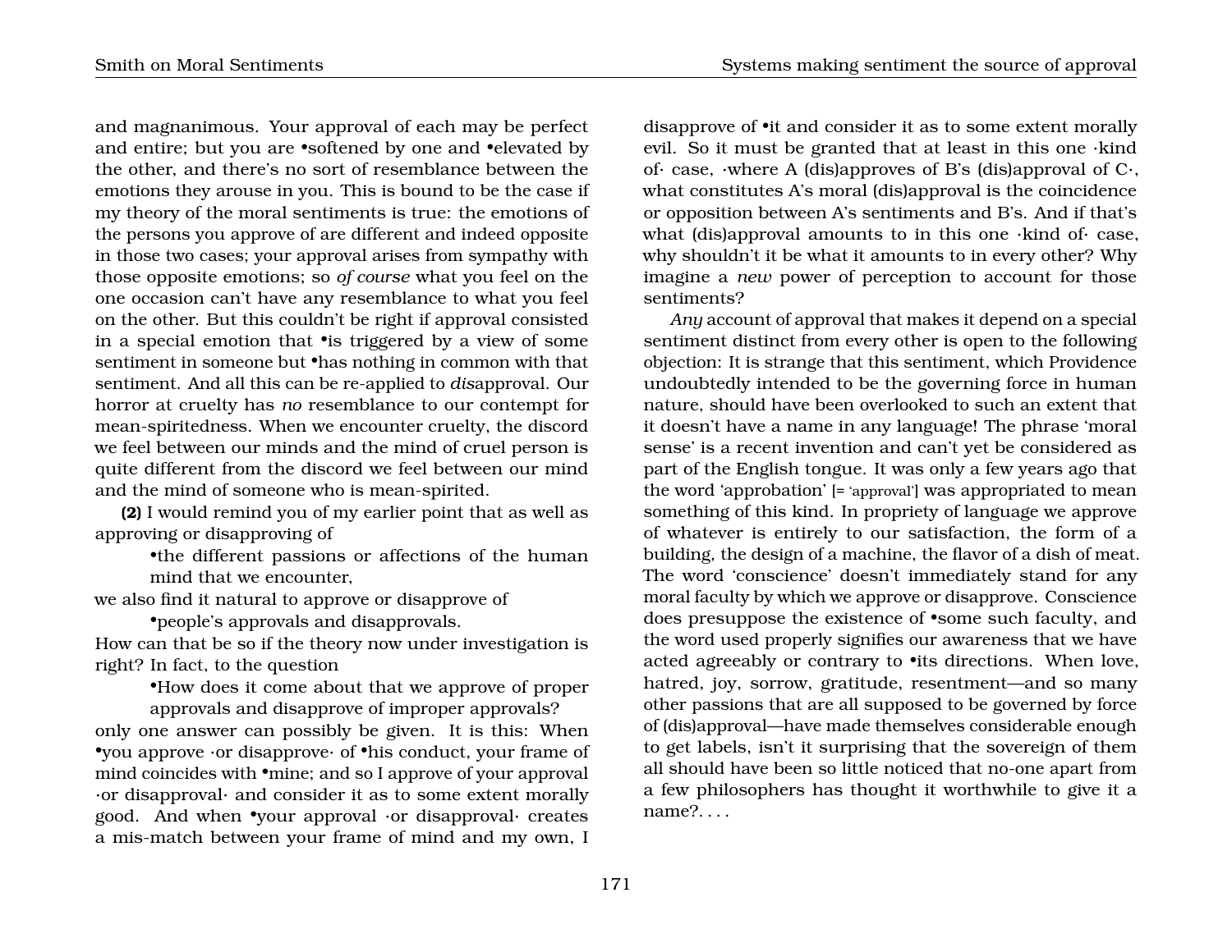and magnanimous. Your approval of each may be perfect and entire; but you are •softened by one and •elevated by the other, and there's no sort of resemblance between the emotions they arouse in you. This is bound to be the case if my theory of the moral sentiments is true: the emotions of the persons you approve of are different and indeed opposite in those two cases; your approval arises from sympathy with those opposite emotions; so *of course* what you feel on the one occasion can't have any resemblance to what you feel on the other. But this couldn't be right if approval consisted in a special emotion that •is triggered by a view of some sentiment in someone but •has nothing in common with that sentiment. And all this can be re-applied to *dis*approval. Our horror at cruelty has *no* resemblance to our contempt for mean-spiritedness. When we encounter cruelty, the discord we feel between our minds and the mind of cruel person is quite different from the discord we feel between our mind and the mind of someone who is mean-spirited.

**(2)** I would remind you of my earlier point that as well as approving or disapproving of

> •the different passions or affections of the human mind that we encounter,

we also find it natural to approve or disapprove of

> •people's approvals and disapprovals.

How can that be so if the theory now under investigation is right? In fact, to the question

> •How does it come about that we approve of proper approvals and disapprove of improper approvals?

only one answer can possibly be given. It is this: When •you approve ·or disapprove· of •his conduct, your frame of mind coincides with •mine; and so I approve of your approval ·or disapproval· and consider it as to some extent morally good. And when •your approval ·or disapproval· creates a mis-match between your frame of mind and my own, I disapprove of •it and consider it as to some extent morally evil. So it must be granted that at least in this one ·kind of· case, ·where A (dis)approves of B's (dis)approval of C·, what constitutes A's moral (dis)approval is the coincidence or opposition between A's sentiments and B's. And if that's what (dis)approval amounts to in this one ·kind of· case, why shouldn't it be what it amounts to in every other? Why imagine a *new* power of perception to account for those sentiments?

*Any* account of approval that makes it depend on a special sentiment distinct from every other is open to the following objection: It is strange that this sentiment, which Providence undoubtedly intended to be the governing force in human nature, should have been overlooked to such an extent that it doesn't have a name in any language! The phrase 'moral sense' is a recent invention and can't yet be considered as part of the English tongue. It was only a few years ago that the word 'approbation' [= 'approval'] was appropriated to mean something of this kind. In propriety of language we approve of whatever is entirely to our satisfaction, the form of a building, the design of a machine, the flavor of a dish of meat. The word 'conscience' doesn't immediately stand for any moral faculty by which we approve or disapprove. Conscience does presuppose the existence of •some such faculty, and the word used properly signifies our awareness that we have acted agreeably or contrary to •its directions. When love, hatred, joy, sorrow, gratitude, resentment—and so many other passions that are all supposed to be governed by force of (dis)approval—have made themselves considerable enough to get labels, isn't it surprising that the sovereign of them all should have been so little noticed that no-one apart from a few philosophers has thought it worthwhile to give it a name?. . . .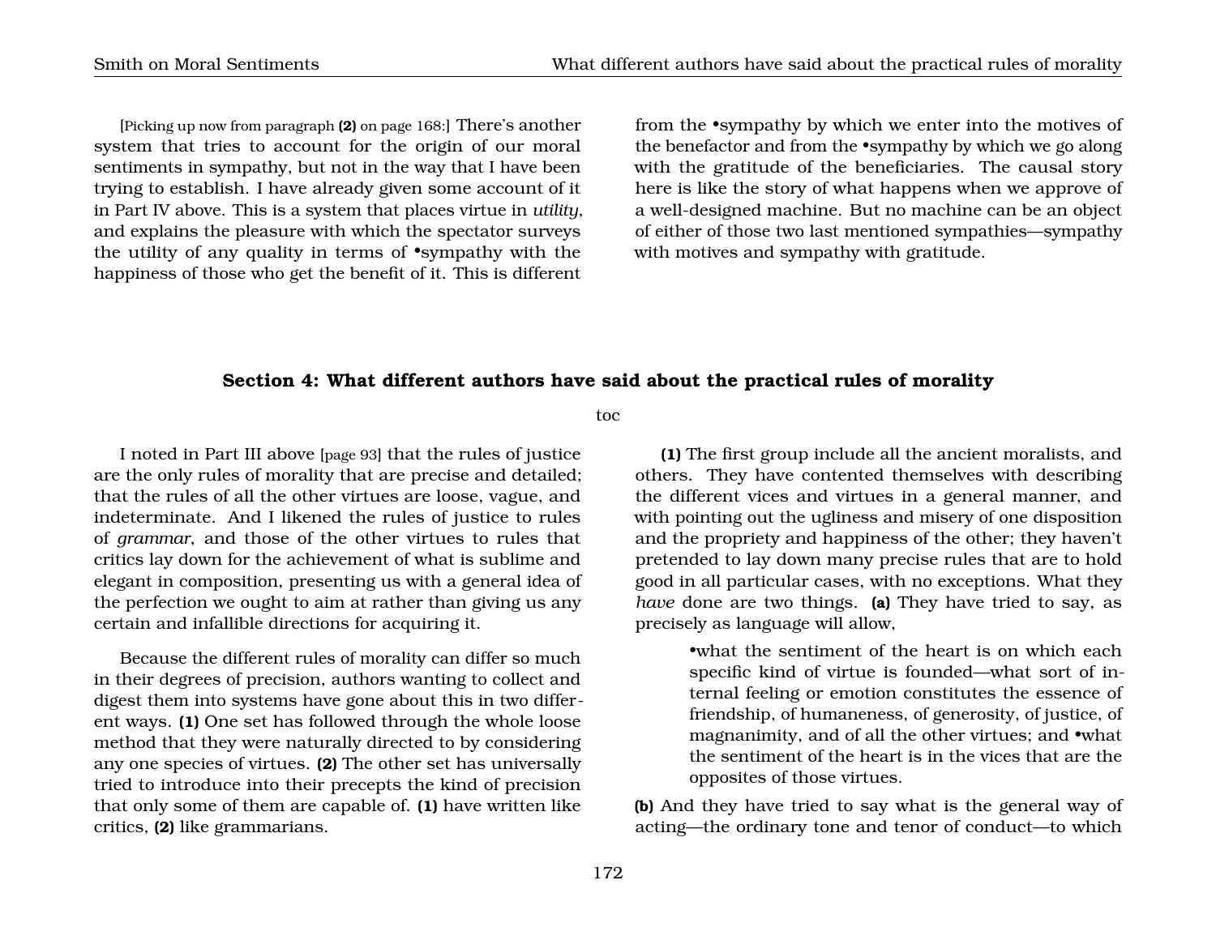[Picking up now from paragraph **(2)** on page 168:] There's another system that tries to account for the origin of our moral sentiments in sympathy, but not in the way that I have been trying to establish. I have already given some account of it in Part IV above. This is a system that places virtue in *utility*, and explains the pleasure with which the spectator surveys the utility of any quality in terms of •sympathy with the happiness of those who get the benefit of it. This is different from the •sympathy by which we enter into the motives of the benefactor and from the •sympathy by which we go along with the gratitude of the beneficiaries. The causal story here is like the story of what happens when we approve of a well-designed machine. But no machine can be an object of either of those two last mentioned sympathies—sympathy with motives and sympathy with gratitude.

## Section 4: What different authors have said about the practical rules of morality

toc

I noted in Part III above [page 93] that the rules of justice are the only rules of morality that are precise and detailed; that the rules of all the other virtues are loose, vague, and indeterminate. And I likened the rules of justice to rules of *grammar*, and those of the other virtues to rules that critics lay down for the achievement of what is sublime and elegant in composition, presenting us with a general idea of the perfection we ought to aim at rather than giving us any certain and infallible directions for acquiring it.

Because the different rules of morality can differ so much in their degrees of precision, authors wanting to collect and digest them into systems have gone about this in two different ways. **(1)** One set has followed through the whole loose method that they were naturally directed to by considering any one species of virtues. **(2)** The other set has universally tried to introduce into their precepts the kind of precision that only some of them are capable of. **(1)** have written like critics, **(2)** like grammarians.

**(1)** The first group include all the ancient moralists, and others. They have contented themselves with describing the different vices and virtues in a general manner, and with pointing out the ugliness and misery of one disposition and the propriety and happiness of the other; they haven't pretended to lay down many precise rules that are to hold good in all particular cases, with no exceptions. What they *have* done are two things. **(a)** They have tried to say, as precisely as language will allow,

> •what the sentiment of the heart is on which each specific kind of virtue is founded—what sort of internal feeling or emotion constitutes the essence of friendship, of humaneness, of generosity, of justice, of magnanimity, and of all the other virtues; and •what the sentiment of the heart is in the vices that are the opposites of those virtues.

**(b)** And they have tried to say what is the general way of acting—the ordinary tone and tenor of conduct—to which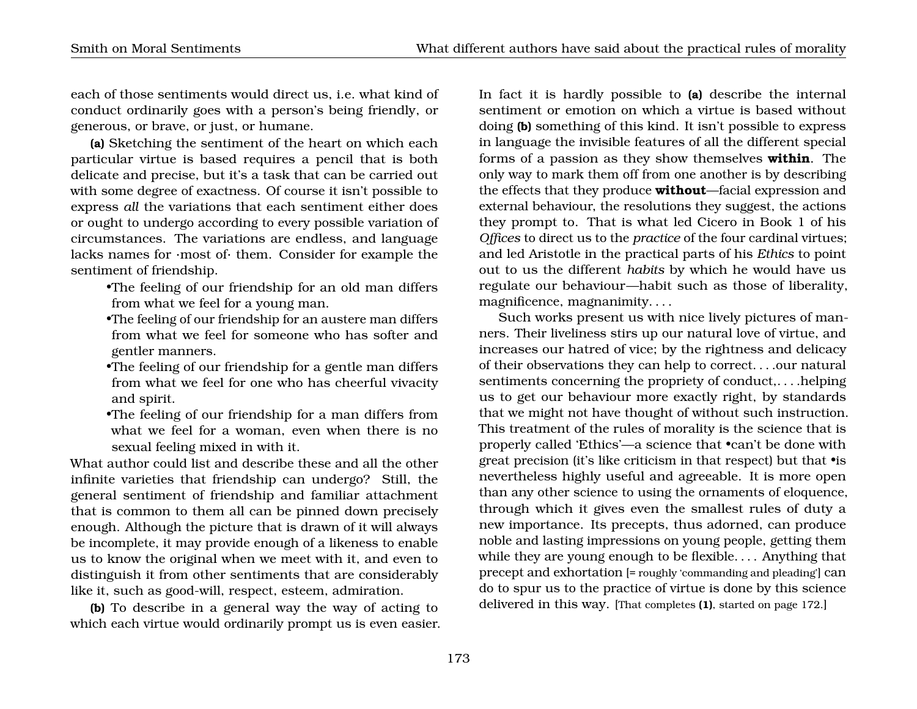each of those sentiments would direct us, i.e. what kind of conduct ordinarily goes with a person's being friendly, or generous, or brave, or just, or humane.

**(a)** Sketching the sentiment of the heart on which each particular virtue is based requires a pencil that is both delicate and precise, but it's a task that can be carried out with some degree of exactness. Of course it isn't possible to express *all* the variations that each sentiment either does or ought to undergo according to every possible variation of circumstances. The variations are endless, and language lacks names for ·most of· them. Consider for example the sentiment of friendship.

- •The feeling of our friendship for an old man differs from what we feel for a young man.
- •The feeling of our friendship for an austere man differs from what we feel for someone who has softer and gentler manners.
- •The feeling of our friendship for a gentle man differs from what we feel for one who has cheerful vivacity and spirit.
- •The feeling of our friendship for a man differs from what we feel for a woman, even when there is no sexual feeling mixed in with it.

What author could list and describe these and all the other infinite varieties that friendship can undergo? Still, the general sentiment of friendship and familiar attachment that is common to them all can be pinned down precisely enough. Although the picture that is drawn of it will always be incomplete, it may provide enough of a likeness to enable us to know the original when we meet with it, and even to distinguish it from other sentiments that are considerably like it, such as good-will, respect, esteem, admiration.

**(b)** To describe in a general way the way of acting to which each virtue would ordinarily prompt us is even easier. In fact it is hardly possible to **(a)** describe the internal sentiment or emotion on which a virtue is based without doing **(b)** something of this kind. It isn't possible to express in language the invisible features of all the different special forms of a passion as they show themselves **within**. The only way to mark them off from one another is by describing the effects that they produce **without**—facial expression and external behaviour, the resolutions they suggest, the actions they prompt to. That is what led Cicero in Book 1 of his *Offices* to direct us to the *practice* of the four cardinal virtues; and led Aristotle in the practical parts of his *Ethics* to point out to us the different *habits* by which he would have us regulate our behaviour—habit such as those of liberality, magnificence, magnanimity. . . .

Such works present us with nice lively pictures of manners. Their liveliness stirs up our natural love of virtue, and increases our hatred of vice; by the rightness and delicacy of their observations they can help to correct. . . .our natural sentiments concerning the propriety of conduct,. . . .helping us to get our behaviour more exactly right, by standards that we might not have thought of without such instruction. This treatment of the rules of morality is the science that is properly called 'Ethics'—a science that •can't be done with great precision (it's like criticism in that respect) but that •is nevertheless highly useful and agreeable. It is more open than any other science to using the ornaments of eloquence, through which it gives even the smallest rules of duty a new importance. Its precepts, thus adorned, can produce noble and lasting impressions on young people, getting them while they are young enough to be flexible. . . . Anything that precept and exhortation [= roughly 'commanding and pleading'] can do to spur us to the practice of virtue is done by this science delivered in this way. [That completes **(1)**, started on page 172.]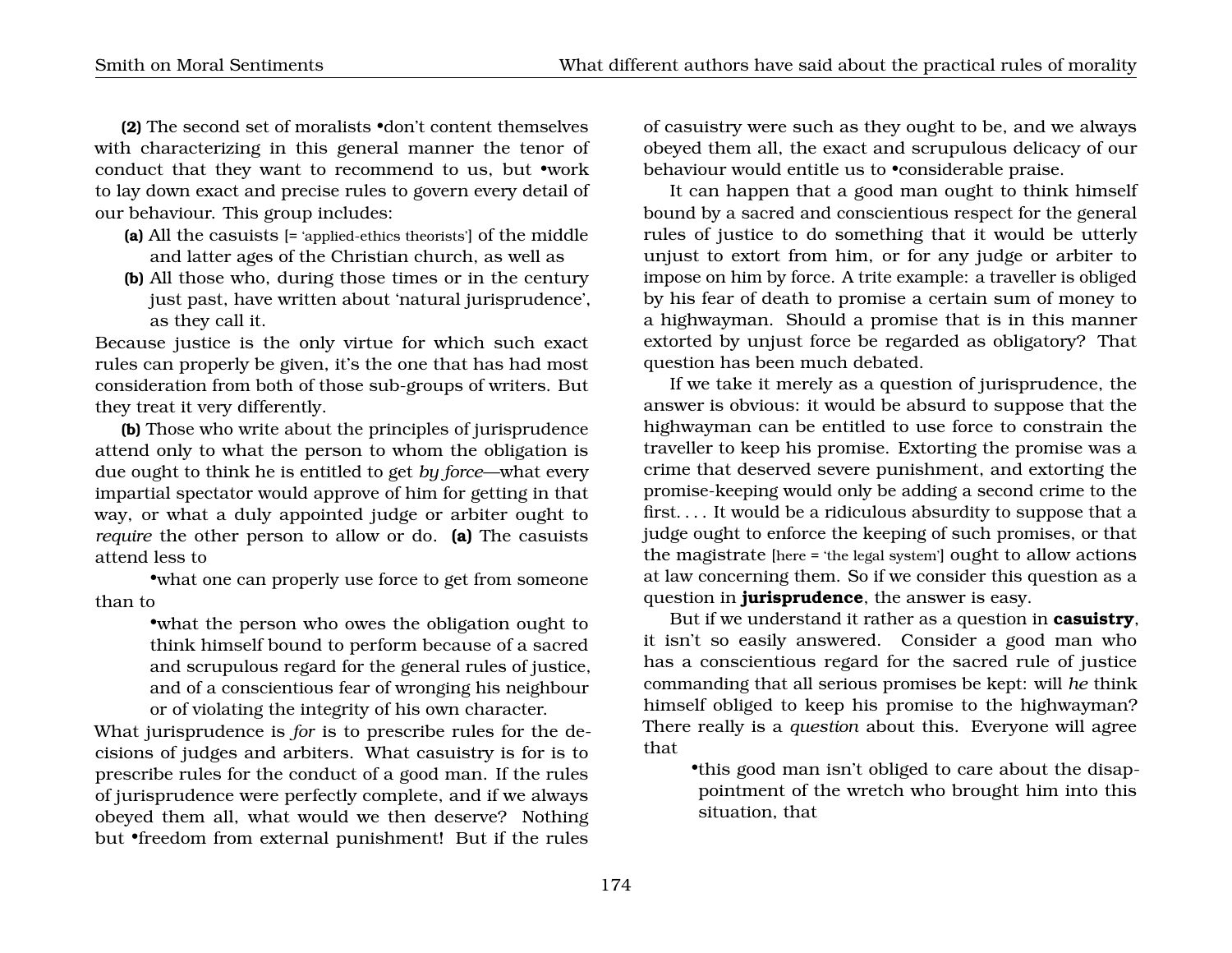**(2)** The second set of moralists •don't content themselves with characterizing in this general manner the tenor of conduct that they want to recommend to us, but •work to lay down exact and precise rules to govern every detail of our behaviour. This group includes:

- **(a)** All the casuists [= 'applied-ethics theorists'] of the middle and latter ages of the Christian church, as well as
- **(b)** All those who, during those times or in the century just past, have written about 'natural jurisprudence', as they call it.

Because justice is the only virtue for which such exact rules can properly be given, it's the one that has had most consideration from both of those sub-groups of writers. But they treat it very differently.

**(b)** Those who write about the principles of jurisprudence attend only to what the person to whom the obligation is due ought to think he is entitled to get *by force*—what every impartial spectator would approve of him for getting in that way, or what a duly appointed judge or arbiter ought to *require* the other person to allow or do. **(a)** The casuists attend less to

> •what one can properly use force to get from someone

than to

> •what the person who owes the obligation ought to think himself bound to perform because of a sacred and scrupulous regard for the general rules of justice, and of a conscientious fear of wronging his neighbour or of violating the integrity of his own character.

What jurisprudence is *for* is to prescribe rules for the decisions of judges and arbiters. What casuistry is for is to prescribe rules for the conduct of a good man. If the rules of jurisprudence were perfectly complete, and if we always obeyed them all, what would we then deserve? Nothing but •freedom from external punishment! But if the rules of casuistry were such as they ought to be, and we always obeyed them all, the exact and scrupulous delicacy of our behaviour would entitle us to •considerable praise.

It can happen that a good man ought to think himself bound by a sacred and conscientious respect for the general rules of justice to do something that it would be utterly unjust to extort from him, or for any judge or arbiter to impose on him by force. A trite example: a traveller is obliged by his fear of death to promise a certain sum of money to a highwayman. Should a promise that is in this manner extorted by unjust force be regarded as obligatory? That question has been much debated.

If we take it merely as a question of jurisprudence, the answer is obvious: it would be absurd to suppose that the highwayman can be entitled to use force to constrain the traveller to keep his promise. Extorting the promise was a crime that deserved severe punishment, and extorting the promise-keeping would only be adding a second crime to the first. . . . It would be a ridiculous absurdity to suppose that a judge ought to enforce the keeping of such promises, or that the magistrate [here = 'the legal system'] ought to allow actions at law concerning them. So if we consider this question as a question in **jurisprudence**, the answer is easy.

But if we understand it rather as a question in **casuistry**, it isn't so easily answered. Consider a good man who has a conscientious regard for the sacred rule of justice commanding that all serious promises be kept: will *he* think himself obliged to keep his promise to the highwayman? There really is a *question* about this. Everyone will agree that

> •this good man isn't obliged to care about the disappointment of the wretch who brought him into this situation, that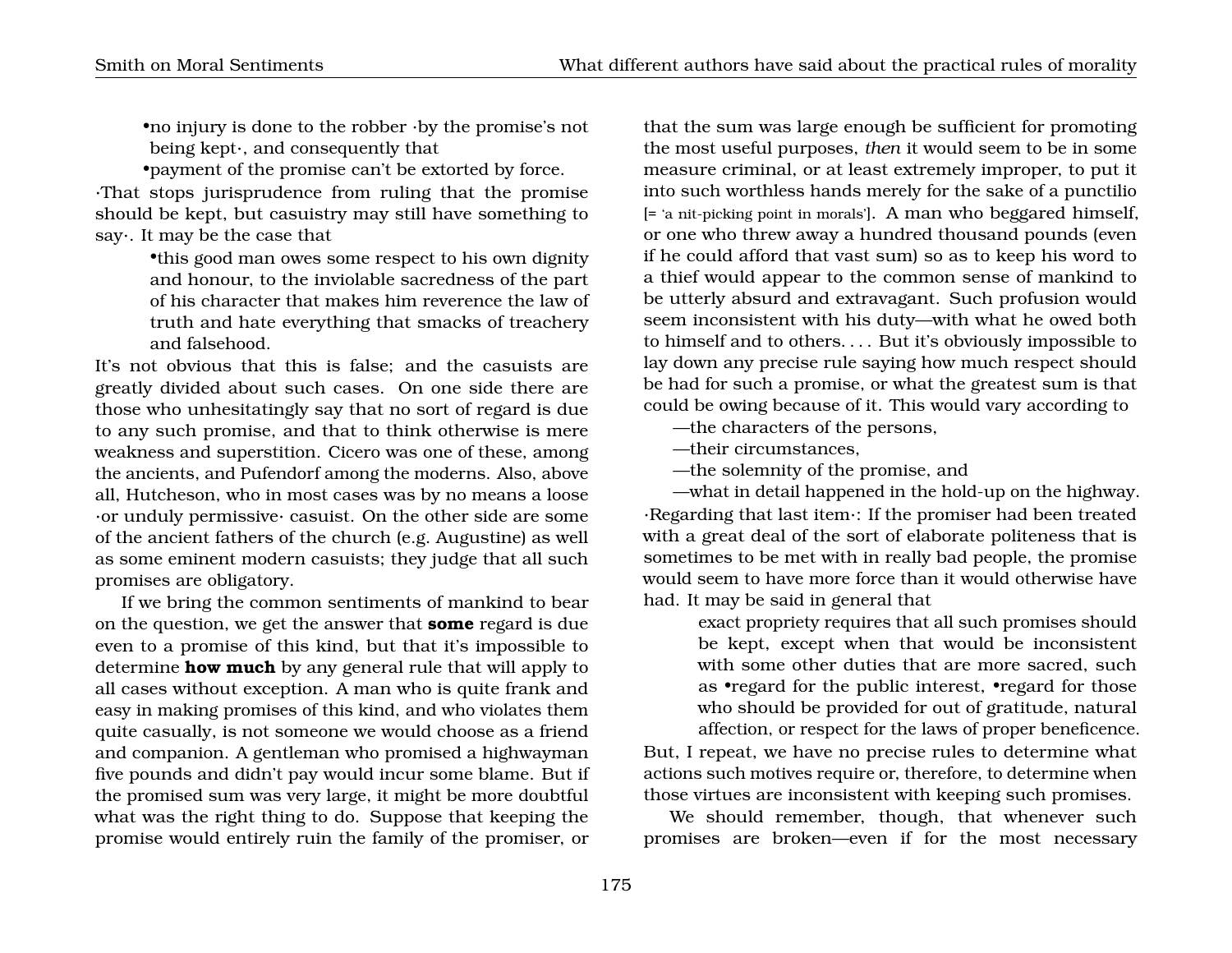•no injury is done to the robber ·by the promise's not being kept·, and consequently that

•payment of the promise can't be extorted by force.

·That stops jurisprudence from ruling that the promise should be kept, but casuistry may still have something to say·. It may be the case that

> •this good man owes some respect to his own dignity and honour, to the inviolable sacredness of the part of his character that makes him reverence the law of truth and hate everything that smacks of treachery and falsehood.

It's not obvious that this is false; and the casuists are greatly divided about such cases. On one side there are those who unhesitatingly say that no sort of regard is due to any such promise, and that to think otherwise is mere weakness and superstition. Cicero was one of these, among the ancients, and Pufendorf among the moderns. Also, above all, Hutcheson, who in most cases was by no means a loose ·or unduly permissive· casuist. On the other side are some of the ancient fathers of the church (e.g. Augustine) as well as some eminent modern casuists; they judge that all such promises are obligatory.

If we bring the common sentiments of mankind to bear on the question, we get the answer that **some** regard is due even to a promise of this kind, but that it's impossible to determine **how much** by any general rule that will apply to all cases without exception. A man who is quite frank and easy in making promises of this kind, and who violates them quite casually, is not someone we would choose as a friend and companion. A gentleman who promised a highwayman five pounds and didn't pay would incur some blame. But if the promised sum was very large, it might be more doubtful what was the right thing to do. Suppose that keeping the promise would entirely ruin the family of the promiser, or that the sum was large enough be sufficient for promoting the most useful purposes, *then* it would seem to be in some measure criminal, or at least extremely improper, to put it into such worthless hands merely for the sake of a punctilio [= 'a nit-picking point in morals']. A man who beggared himself, or one who threw away a hundred thousand pounds (even if he could afford that vast sum) so as to keep his word to a thief would appear to the common sense of mankind to be utterly absurd and extravagant. Such profusion would seem inconsistent with his duty—with what he owed both to himself and to others. . . . But it's obviously impossible to lay down any precise rule saying how much respect should be had for such a promise, or what the greatest sum is that could be owing because of it. This would vary according to

—the characters of the persons,

—their circumstances,

—the solemnity of the promise, and

—what in detail happened in the hold-up on the highway.

·Regarding that last item·: If the promiser had been treated with a great deal of the sort of elaborate politeness that is sometimes to be met with in really bad people, the promise would seem to have more force than it would otherwise have had. It may be said in general that

> exact propriety requires that all such promises should be kept, except when that would be inconsistent with some other duties that are more sacred, such as •regard for the public interest, •regard for those who should be provided for out of gratitude, natural affection, or respect for the laws of proper beneficence.

But, I repeat, we have no precise rules to determine what actions such motives require or, therefore, to determine when those virtues are inconsistent with keeping such promises.

We should remember, though, that whenever such promises are broken—even if for the most necessary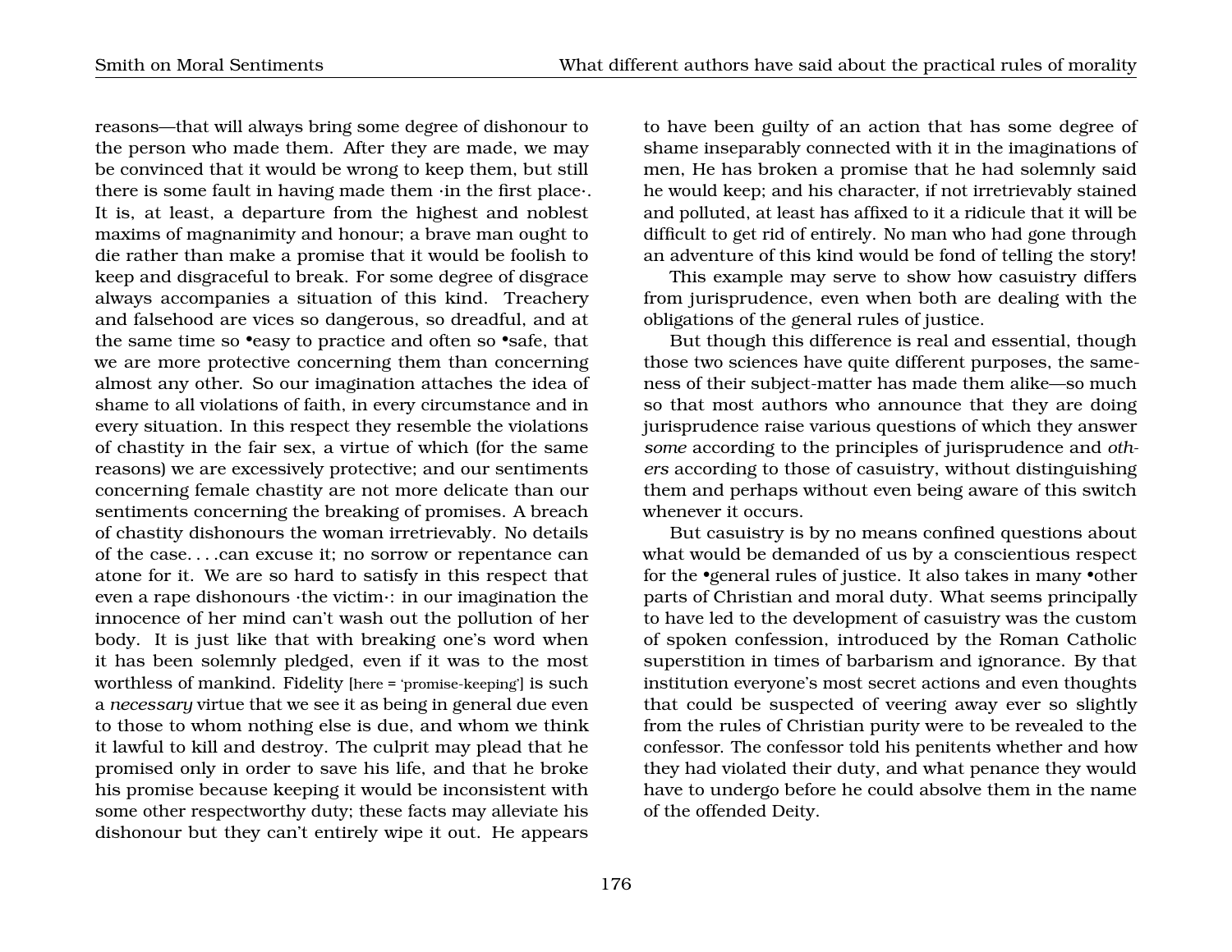reasons—that will always bring some degree of dishonour to the person who made them. After they are made, we may be convinced that it would be wrong to keep them, but still there is some fault in having made them ·in the first place·. It is, at least, a departure from the highest and noblest maxims of magnanimity and honour; a brave man ought to die rather than make a promise that it would be foolish to keep and disgraceful to break. For some degree of disgrace always accompanies a situation of this kind. Treachery and falsehood are vices so dangerous, so dreadful, and at the same time so •easy to practice and often so •safe, that we are more protective concerning them than concerning almost any other. So our imagination attaches the idea of shame to all violations of faith, in every circumstance and in every situation. In this respect they resemble the violations of chastity in the fair sex, a virtue of which (for the same reasons) we are excessively protective; and our sentiments concerning female chastity are not more delicate than our sentiments concerning the breaking of promises. A breach of chastity dishonours the woman irretrievably. No details of the case. . . .can excuse it; no sorrow or repentance can atone for it. We are so hard to satisfy in this respect that even a rape dishonours ·the victim·: in our imagination the innocence of her mind can't wash out the pollution of her body. It is just like that with breaking one's word when it has been solemnly pledged, even if it was to the most worthless of mankind. Fidelity [here = 'promise-keeping'] is such a *necessary* virtue that we see it as being in general due even to those to whom nothing else is due, and whom we think it lawful to kill and destroy. The culprit may plead that he promised only in order to save his life, and that he broke his promise because keeping it would be inconsistent with some other respectworthy duty; these facts may alleviate his dishonour but they can't entirely wipe it out. He appears to have been guilty of an action that has some degree of shame inseparably connected with it in the imaginations of men, He has broken a promise that he had solemnly said he would keep; and his character, if not irretrievably stained and polluted, at least has affixed to it a ridicule that it will be difficult to get rid of entirely. No man who had gone through an adventure of this kind would be fond of telling the story!

This example may serve to show how casuistry differs from jurisprudence, even when both are dealing with the obligations of the general rules of justice.

But though this difference is real and essential, though those two sciences have quite different purposes, the sameness of their subject-matter has made them alike—so much so that most authors who announce that they are doing jurisprudence raise various questions of which they answer *some* according to the principles of jurisprudence and *others* according to those of casuistry, without distinguishing them and perhaps without even being aware of this switch whenever it occurs.

But casuistry is by no means confined questions about what would be demanded of us by a conscientious respect for the •general rules of justice. It also takes in many •other parts of Christian and moral duty. What seems principally to have led to the development of casuistry was the custom of spoken confession, introduced by the Roman Catholic superstition in times of barbarism and ignorance. By that institution everyone's most secret actions and even thoughts that could be suspected of veering away ever so slightly from the rules of Christian purity were to be revealed to the confessor. The confessor told his penitents whether and how they had violated their duty, and what penance they would have to undergo before he could absolve them in the name of the offended Deity.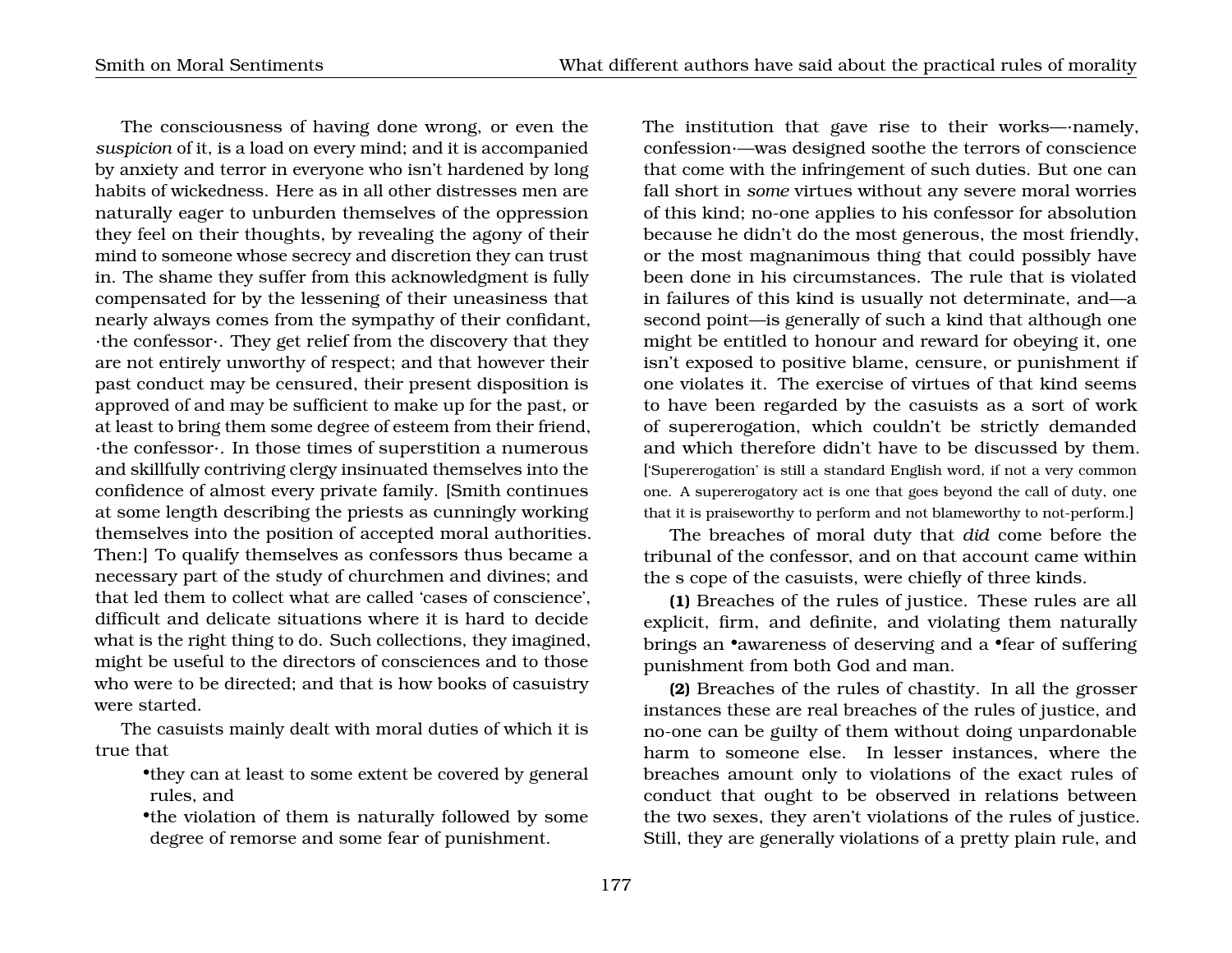The consciousness of having done wrong, or even the *suspicion* of it, is a load on every mind; and it is accompanied by anxiety and terror in everyone who isn't hardened by long habits of wickedness. Here as in all other distresses men are naturally eager to unburden themselves of the oppression they feel on their thoughts, by revealing the agony of their mind to someone whose secrecy and discretion they can trust in. The shame they suffer from this acknowledgment is fully compensated for by the lessening of their uneasiness that nearly always comes from the sympathy of their confidant, ·the confessor·. They get relief from the discovery that they are not entirely unworthy of respect; and that however their past conduct may be censured, their present disposition is approved of and may be sufficient to make up for the past, or at least to bring them some degree of esteem from their friend, ·the confessor·. In those times of superstition a numerous and skillfully contriving clergy insinuated themselves into the confidence of almost every private family. [Smith continues at some length describing the priests as cunningly working themselves into the position of accepted moral authorities. Then:] To qualify themselves as confessors thus became a necessary part of the study of churchmen and divines; and that led them to collect what are called 'cases of conscience', difficult and delicate situations where it is hard to decide what is the right thing to do. Such collections, they imagined, might be useful to the directors of consciences and to those who were to be directed; and that is how books of casuistry were started.

The casuists mainly dealt with moral duties of which it is true that

- •they can at least to some extent be covered by general rules, and
- •the violation of them is naturally followed by some degree of remorse and some fear of punishment.

The institution that gave rise to their works—·namely, confession·—was designed soothe the terrors of conscience that come with the infringement of such duties. But one can fall short in *some* virtues without any severe moral worries of this kind; no-one applies to his confessor for absolution because he didn't do the most generous, the most friendly, or the most magnanimous thing that could possibly have been done in his circumstances. The rule that is violated in failures of this kind is usually not determinate, and—a second point—is generally of such a kind that although one might be entitled to honour and reward for obeying it, one isn't exposed to positive blame, censure, or punishment if one violates it. The exercise of virtues of that kind seems to have been regarded by the casuists as a sort of work of supererogation, which couldn't be strictly demanded and which therefore didn't have to be discussed by them. ['Supererogation' is still a standard English word, if not a very common one. A supererogatory act is one that goes beyond the call of duty, one that it is praiseworthy to perform and not blameworthy to not-perform.]

The breaches of moral duty that *did* come before the tribunal of the confessor, and on that account came within the s cope of the casuists, were chiefly of three kinds.

**(1)** Breaches of the rules of justice. These rules are all explicit, firm, and definite, and violating them naturally brings an •awareness of deserving and a •fear of suffering punishment from both God and man.

**(2)** Breaches of the rules of chastity. In all the grosser instances these are real breaches of the rules of justice, and no-one can be guilty of them without doing unpardonable harm to someone else. In lesser instances, where the breaches amount only to violations of the exact rules of conduct that ought to be observed in relations between the two sexes, they aren't violations of the rules of justice. Still, they are generally violations of a pretty plain rule, and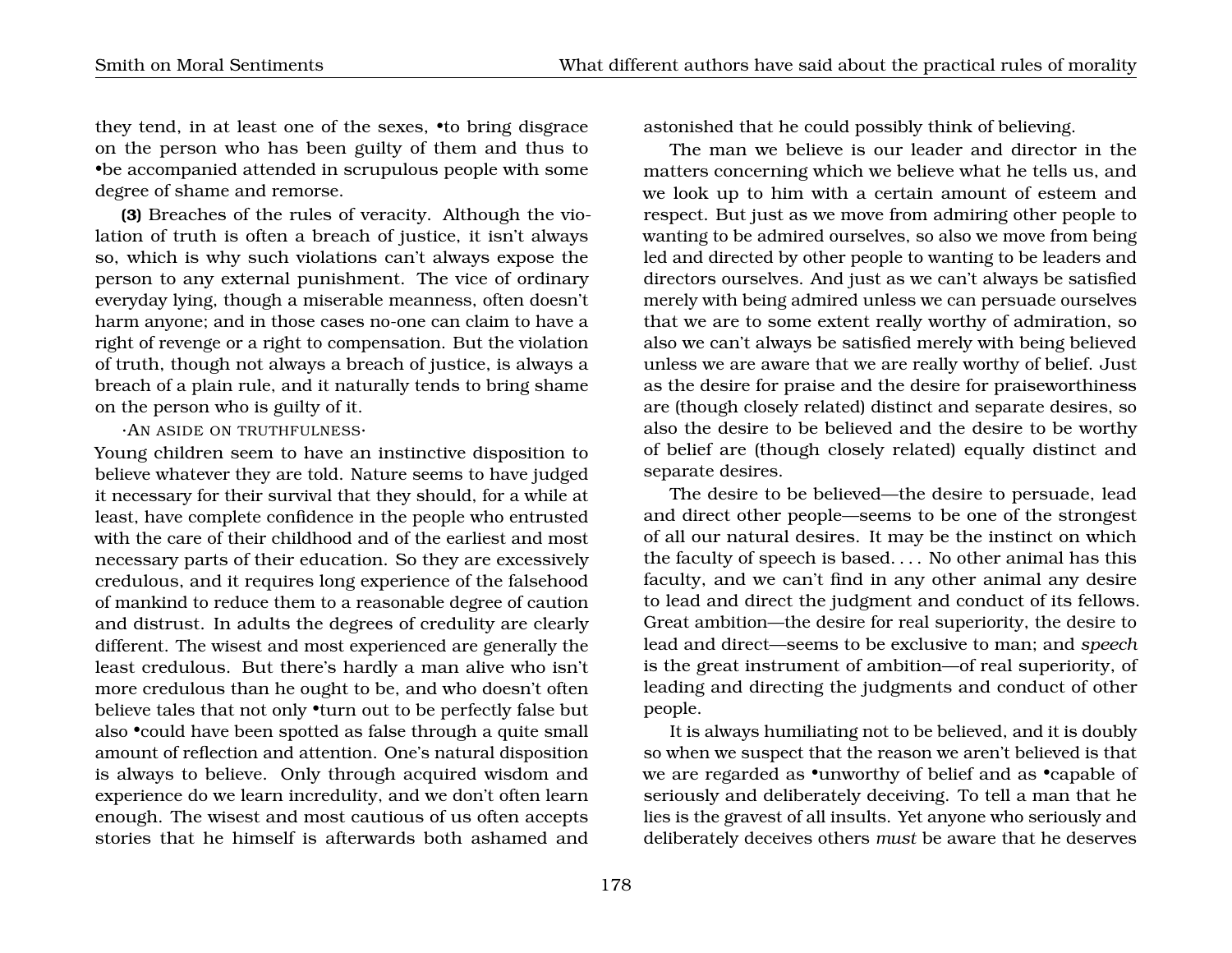they tend, in at least one of the sexes, •to bring disgrace on the person who has been guilty of them and thus to •be accompanied attended in scrupulous people with some degree of shame and remorse.

**(3)** Breaches of the rules of veracity. Although the violation of truth is often a breach of justice, it isn't always so, which is why such violations can't always expose the person to any external punishment. The vice of ordinary everyday lying, though a miserable meanness, often doesn't harm anyone; and in those cases no-one can claim to have a right of revenge or a right to compensation. But the violation of truth, though not always a breach of justice, is always a breach of a plain rule, and it naturally tends to bring shame on the person who is guilty of it.

·AN ASIDE ON TRUTHFULNESS·

Young children seem to have an instinctive disposition to believe whatever they are told. Nature seems to have judged it necessary for their survival that they should, for a while at least, have complete confidence in the people who entrusted with the care of their childhood and of the earliest and most necessary parts of their education. So they are excessively credulous, and it requires long experience of the falsehood of mankind to reduce them to a reasonable degree of caution and distrust. In adults the degrees of credulity are clearly different. The wisest and most experienced are generally the least credulous. But there's hardly a man alive who isn't more credulous than he ought to be, and who doesn't often believe tales that not only •turn out to be perfectly false but also •could have been spotted as false through a quite small amount of reflection and attention. One's natural disposition is always to believe. Only through acquired wisdom and experience do we learn incredulity, and we don't often learn enough. The wisest and most cautious of us often accepts stories that he himself is afterwards both ashamed and astonished that he could possibly think of believing.

The man we believe is our leader and director in the matters concerning which we believe what he tells us, and we look up to him with a certain amount of esteem and respect. But just as we move from admiring other people to wanting to be admired ourselves, so also we move from being led and directed by other people to wanting to be leaders and directors ourselves. And just as we can't always be satisfied merely with being admired unless we can persuade ourselves that we are to some extent really worthy of admiration, so also we can't always be satisfied merely with being believed unless we are aware that we are really worthy of belief. Just as the desire for praise and the desire for praiseworthiness are (though closely related) distinct and separate desires, so also the desire to be believed and the desire to be worthy of belief are (though closely related) equally distinct and separate desires.

The desire to be believed—the desire to persuade, lead and direct other people—seems to be one of the strongest of all our natural desires. It may be the instinct on which the faculty of speech is based. . . . No other animal has this faculty, and we can't find in any other animal any desire to lead and direct the judgment and conduct of its fellows. Great ambition—the desire for real superiority, the desire to lead and direct—seems to be exclusive to man; and *speech* is the great instrument of ambition—of real superiority, of leading and directing the judgments and conduct of other people.

It is always humiliating not to be believed, and it is doubly so when we suspect that the reason we aren't believed is that we are regarded as •unworthy of belief and as •capable of seriously and deliberately deceiving. To tell a man that he lies is the gravest of all insults. Yet anyone who seriously and deliberately deceives others *must* be aware that he deserves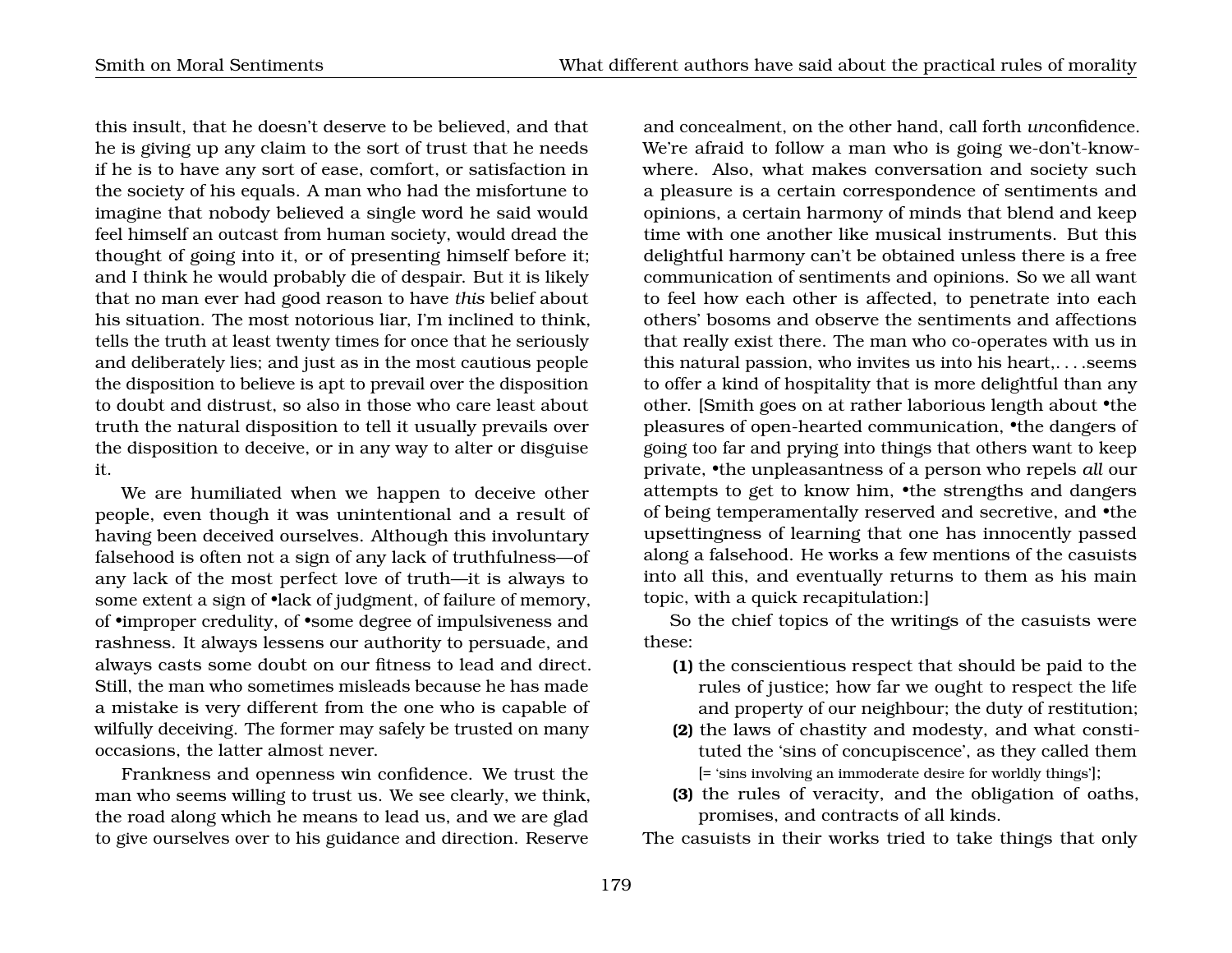this insult, that he doesn't deserve to be believed, and that he is giving up any claim to the sort of trust that he needs if he is to have any sort of ease, comfort, or satisfaction in the society of his equals. A man who had the misfortune to imagine that nobody believed a single word he said would feel himself an outcast from human society, would dread the thought of going into it, or of presenting himself before it; and I think he would probably die of despair. But it is likely that no man ever had good reason to have *this* belief about his situation. The most notorious liar, I'm inclined to think, tells the truth at least twenty times for once that he seriously and deliberately lies; and just as in the most cautious people the disposition to believe is apt to prevail over the disposition to doubt and distrust, so also in those who care least about truth the natural disposition to tell it usually prevails over the disposition to deceive, or in any way to alter or disguise it.

We are humiliated when we happen to deceive other people, even though it was unintentional and a result of having been deceived ourselves. Although this involuntary falsehood is often not a sign of any lack of truthfulness—of any lack of the most perfect love of truth—it is always to some extent a sign of •lack of judgment, of failure of memory, of •improper credulity, of •some degree of impulsiveness and rashness. It always lessens our authority to persuade, and always casts some doubt on our fitness to lead and direct. Still, the man who sometimes misleads because he has made a mistake is very different from the one who is capable of wilfully deceiving. The former may safely be trusted on many occasions, the latter almost never.

Frankness and openness win confidence. We trust the man who seems willing to trust us. We see clearly, we think, the road along which he means to lead us, and we are glad to give ourselves over to his guidance and direction. Reserve and concealment, on the other hand, call forth *un*confidence. We're afraid to follow a man who is going we-don't-know-where. Also, what makes conversation and society such a pleasure is a certain correspondence of sentiments and opinions, a certain harmony of minds that blend and keep time with one another like musical instruments. But this delightful harmony can't be obtained unless there is a free communication of sentiments and opinions. So we all want to feel how each other is affected, to penetrate into each others' bosoms and observe the sentiments and affections that really exist there. The man who co-operates with us in this natural passion, who invites us into his heart,. . . .seems to offer a kind of hospitality that is more delightful than any other. [Smith goes on at rather laborious length about •the pleasures of open-hearted communication, •the dangers of going too far and prying into things that others want to keep private, •the unpleasantness of a person who repels *all* our attempts to get to know him, •the strengths and dangers of being temperamentally reserved and secretive, and •the upsettingness of learning that one has innocently passed along a falsehood. He works a few mentions of the casuists into all this, and eventually returns to them as his main topic, with a quick recapitulation:]

So the chief topics of the writings of the casuists were these:

**(1)** the conscientious respect that should be paid to the rules of justice; how far we ought to respect the life and property of our neighbour; the duty of restitution;

**(2)** the laws of chastity and modesty, and what constituted the 'sins of concupiscence', as they called them [= 'sins involving an immoderate desire for worldly things'];

**(3)** the rules of veracity, and the obligation of oaths, promises, and contracts of all kinds.

The casuists in their works tried to take things that only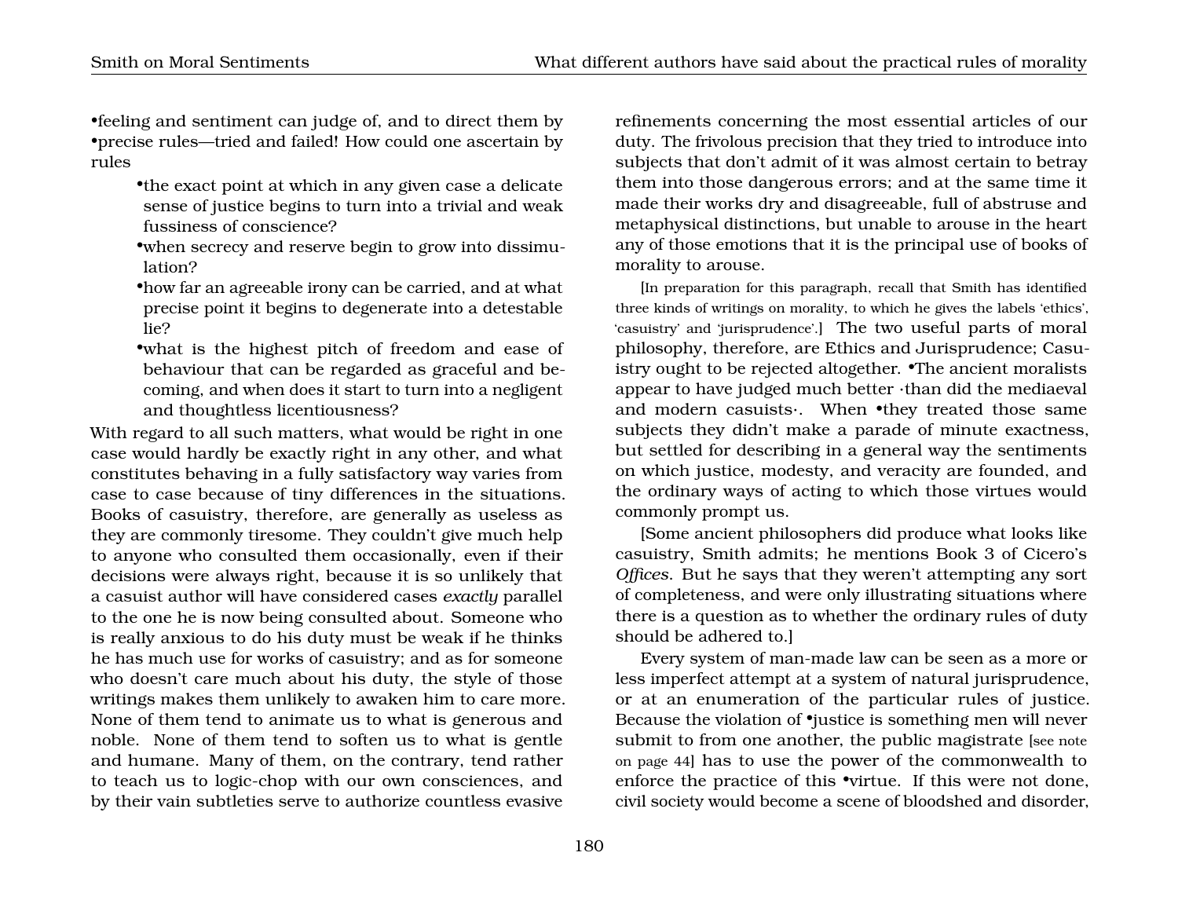•feeling and sentiment can judge of, and to direct them by •precise rules—tried and failed! How could one ascertain by rules

- •the exact point at which in any given case a delicate sense of justice begins to turn into a trivial and weak fussiness of conscience?
- •when secrecy and reserve begin to grow into dissimulation?
- •how far an agreeable irony can be carried, and at what precise point it begins to degenerate into a detestable lie?
- •what is the highest pitch of freedom and ease of behaviour that can be regarded as graceful and becoming, and when does it start to turn into a negligent and thoughtless licentiousness?

With regard to all such matters, what would be right in one case would hardly be exactly right in any other, and what constitutes behaving in a fully satisfactory way varies from case to case because of tiny differences in the situations. Books of casuistry, therefore, are generally as useless as they are commonly tiresome. They couldn't give much help to anyone who consulted them occasionally, even if their decisions were always right, because it is so unlikely that a casuist author will have considered cases *exactly* parallel to the one he is now being consulted about. Someone who is really anxious to do his duty must be weak if he thinks he has much use for works of casuistry; and as for someone who doesn't care much about his duty, the style of those writings makes them unlikely to awaken him to care more. None of them tend to animate us to what is generous and noble. None of them tend to soften us to what is gentle and humane. Many of them, on the contrary, tend rather to teach us to logic-chop with our own consciences, and by their vain subtleties serve to authorize countless evasive refinements concerning the most essential articles of our duty. The frivolous precision that they tried to introduce into subjects that don't admit of it was almost certain to betray them into those dangerous errors; and at the same time it made their works dry and disagreeable, full of abstruse and metaphysical distinctions, but unable to arouse in the heart any of those emotions that it is the principal use of books of morality to arouse.

[In preparation for this paragraph, recall that Smith has identified three kinds of writings on morality, to which he gives the labels 'ethics', 'casuistry' and 'jurisprudence'.] The two useful parts of moral philosophy, therefore, are Ethics and Jurisprudence; Casuistry ought to be rejected altogether. •The ancient moralists appear to have judged much better ·than did the mediaeval and modern casuists·. When •they treated those same subjects they didn't make a parade of minute exactness, but settled for describing in a general way the sentiments on which justice, modesty, and veracity are founded, and the ordinary ways of acting to which those virtues would commonly prompt us.

[Some ancient philosophers did produce what looks like casuistry, Smith admits; he mentions Book 3 of Cicero's *Offices*. But he says that they weren't attempting any sort of completeness, and were only illustrating situations where there is a question as to whether the ordinary rules of duty should be adhered to.]

Every system of man-made law can be seen as a more or less imperfect attempt at a system of natural jurisprudence, or at an enumeration of the particular rules of justice. Because the violation of •justice is something men will never submit to from one another, the public magistrate [see note on page 44] has to use the power of the commonwealth to enforce the practice of this •virtue. If this were not done, civil society would become a scene of bloodshed and disorder,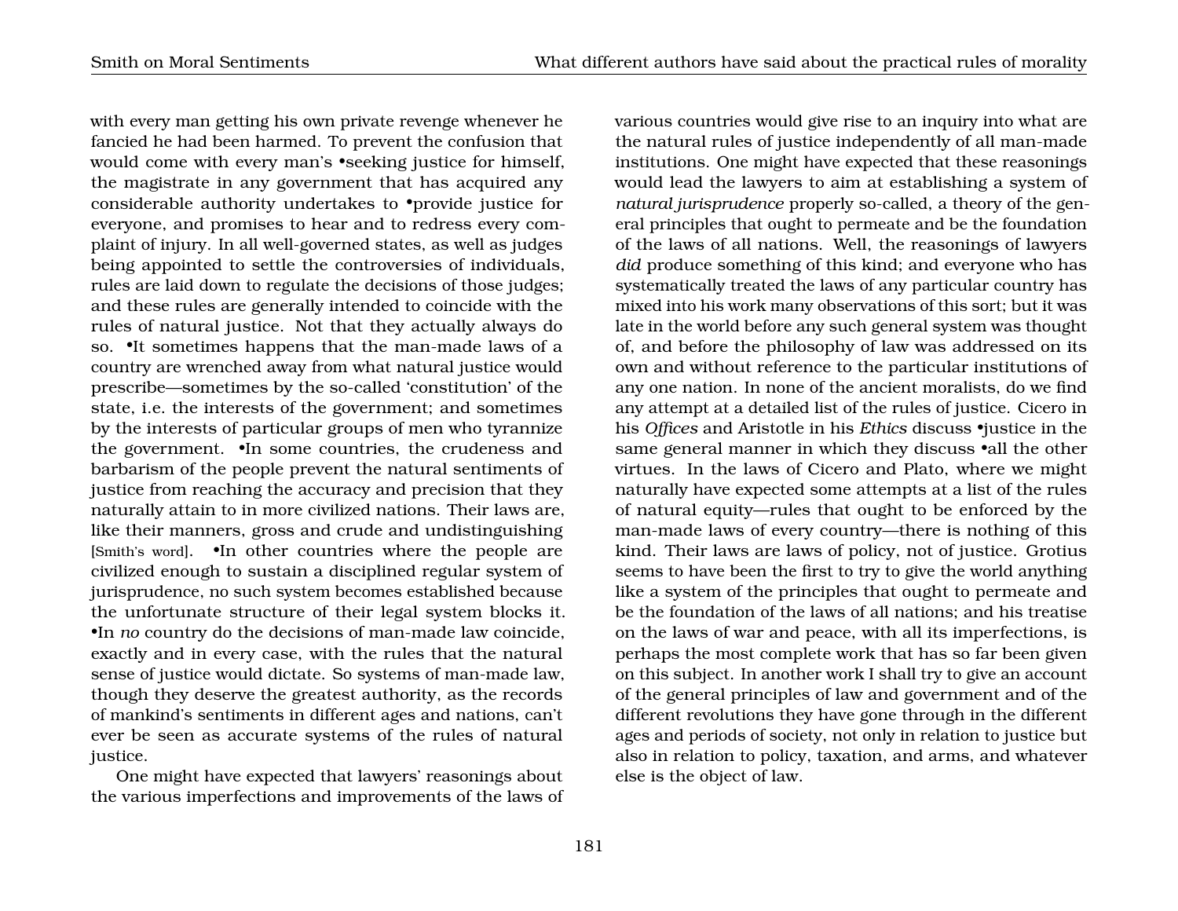with every man getting his own private revenge whenever he fancied he had been harmed. To prevent the confusion that would come with every man's •seeking justice for himself, the magistrate in any government that has acquired any considerable authority undertakes to •provide justice for everyone, and promises to hear and to redress every complaint of injury. In all well-governed states, as well as judges being appointed to settle the controversies of individuals, rules are laid down to regulate the decisions of those judges; and these rules are generally intended to coincide with the rules of natural justice. Not that they actually always do so. •It sometimes happens that the man-made laws of a country are wrenched away from what natural justice would prescribe—sometimes by the so-called 'constitution' of the state, i.e. the interests of the government; and sometimes by the interests of particular groups of men who tyrannize the government. •In some countries, the crudeness and barbarism of the people prevent the natural sentiments of justice from reaching the accuracy and precision that they naturally attain to in more civilized nations. Their laws are, like their manners, gross and crude and undistinguishing [Smith's word]. •In other countries where the people are civilized enough to sustain a disciplined regular system of jurisprudence, no such system becomes established because the unfortunate structure of their legal system blocks it. •In *no* country do the decisions of man-made law coincide, exactly and in every case, with the rules that the natural sense of justice would dictate. So systems of man-made law, though they deserve the greatest authority, as the records of mankind's sentiments in different ages and nations, can't ever be seen as accurate systems of the rules of natural justice.

One might have expected that lawyers' reasonings about the various imperfections and improvements of the laws of various countries would give rise to an inquiry into what are the natural rules of justice independently of all man-made institutions. One might have expected that these reasonings would lead the lawyers to aim at establishing a system of *natural jurisprudence* properly so-called, a theory of the general principles that ought to permeate and be the foundation of the laws of all nations. Well, the reasonings of lawyers *did* produce something of this kind; and everyone who has systematically treated the laws of any particular country has mixed into his work many observations of this sort; but it was late in the world before any such general system was thought of, and before the philosophy of law was addressed on its own and without reference to the particular institutions of any one nation. In none of the ancient moralists, do we find any attempt at a detailed list of the rules of justice. Cicero in his *Offices* and Aristotle in his *Ethics* discuss •justice in the same general manner in which they discuss •all the other virtues. In the laws of Cicero and Plato, where we might naturally have expected some attempts at a list of the rules of natural equity—rules that ought to be enforced by the man-made laws of every country—there is nothing of this kind. Their laws are laws of policy, not of justice. Grotius seems to have been the first to try to give the world anything like a system of the principles that ought to permeate and be the foundation of the laws of all nations; and his treatise on the laws of war and peace, with all its imperfections, is perhaps the most complete work that has so far been given on this subject. In another work I shall try to give an account of the general principles of law and government and of the different revolutions they have gone through in the different ages and periods of society, not only in relation to justice but also in relation to policy, taxation, and arms, and whatever else is the object of law.